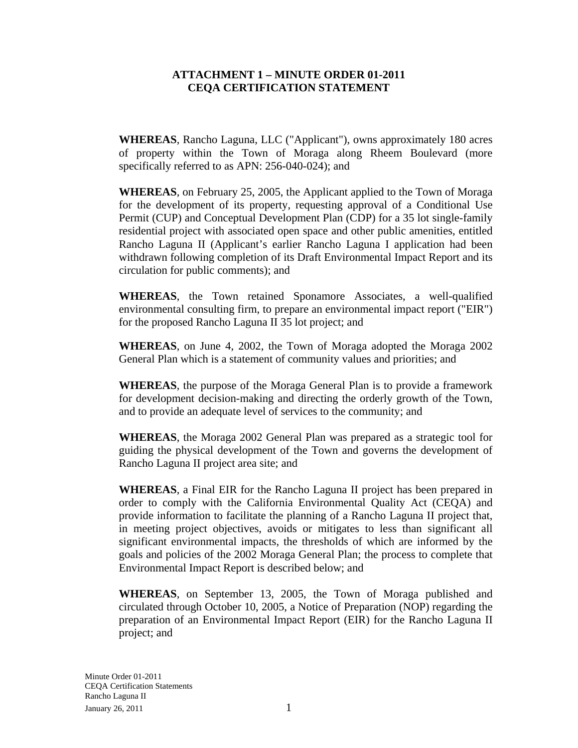# ATTACHMENT 1 – MINUTE ORDER 01-2011
# CEQA CERTIFICATION STATEMENT

**WHEREAS**, Rancho Laguna, LLC ("Applicant"), owns approximately 180 acres of property within the Town of Moraga along Rheem Boulevard (more specifically referred to as APN: 256-040-024); and

**WHEREAS**, on February 25, 2005, the Applicant applied to the Town of Moraga for the development of its property, requesting approval of a Conditional Use Permit (CUP) and Conceptual Development Plan (CDP) for a 35 lot single-family residential project with associated open space and other public amenities, entitled Rancho Laguna II (Applicant's earlier Rancho Laguna I application had been withdrawn following completion of its Draft Environmental Impact Report and its circulation for public comments); and

**WHEREAS**, the Town retained Sponamore Associates, a well-qualified environmental consulting firm, to prepare an environmental impact report ("EIR") for the proposed Rancho Laguna II 35 lot project; and

**WHEREAS**, on June 4, 2002, the Town of Moraga adopted the Moraga 2002 General Plan which is a statement of community values and priorities; and

**WHEREAS**, the purpose of the Moraga General Plan is to provide a framework for development decision-making and directing the orderly growth of the Town, and to provide an adequate level of services to the community; and

**WHEREAS**, the Moraga 2002 General Plan was prepared as a strategic tool for guiding the physical development of the Town and governs the development of Rancho Laguna II project area site; and

**WHEREAS**, a Final EIR for the Rancho Laguna II project has been prepared in order to comply with the California Environmental Quality Act (CEQA) and provide information to facilitate the planning of a Rancho Laguna II project that, in meeting project objectives, avoids or mitigates to less than significant all significant environmental impacts, the thresholds of which are informed by the goals and policies of the 2002 Moraga General Plan; the process to complete that Environmental Impact Report is described below; and

**WHEREAS**, on September 13, 2005, the Town of Moraga published and circulated through October 10, 2005, a Notice of Preparation (NOP) regarding the preparation of an Environmental Impact Report (EIR) for the Rancho Laguna II project; and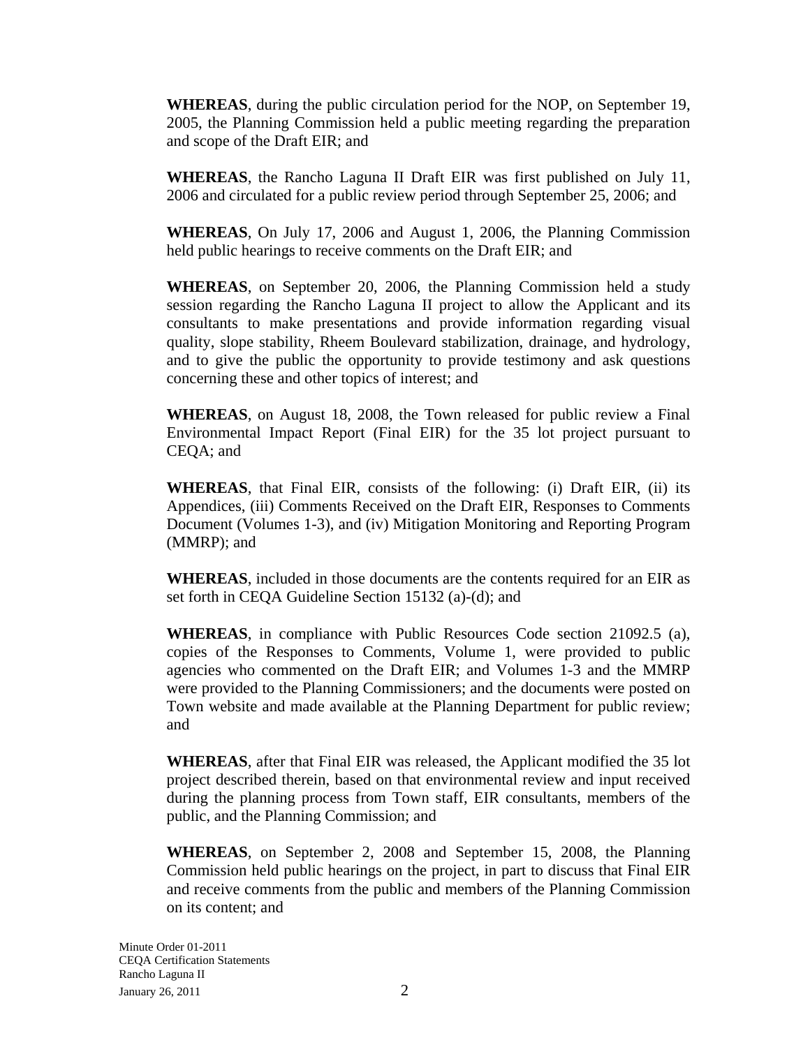**WHEREAS**, during the public circulation period for the NOP, on September 19, 2005, the Planning Commission held a public meeting regarding the preparation and scope of the Draft EIR; and

**WHEREAS**, the Rancho Laguna II Draft EIR was first published on July 11, 2006 and circulated for a public review period through September 25, 2006; and

**WHEREAS**, On July 17, 2006 and August 1, 2006, the Planning Commission held public hearings to receive comments on the Draft EIR; and

**WHEREAS**, on September 20, 2006, the Planning Commission held a study session regarding the Rancho Laguna II project to allow the Applicant and its consultants to make presentations and provide information regarding visual quality, slope stability, Rheem Boulevard stabilization, drainage, and hydrology, and to give the public the opportunity to provide testimony and ask questions concerning these and other topics of interest; and

**WHEREAS**, on August 18, 2008, the Town released for public review a Final Environmental Impact Report (Final EIR) for the 35 lot project pursuant to CEQA; and

**WHEREAS**, that Final EIR, consists of the following: (i) Draft EIR, (ii) its Appendices, (iii) Comments Received on the Draft EIR, Responses to Comments Document (Volumes 1-3), and (iv) Mitigation Monitoring and Reporting Program (MMRP); and

**WHEREAS**, included in those documents are the contents required for an EIR as set forth in CEQA Guideline Section 15132 (a)-(d); and

**WHEREAS**, in compliance with Public Resources Code section 21092.5 (a), copies of the Responses to Comments, Volume 1, were provided to public agencies who commented on the Draft EIR; and Volumes 1-3 and the MMRP were provided to the Planning Commissioners; and the documents were posted on Town website and made available at the Planning Department for public review; and

**WHEREAS**, after that Final EIR was released, the Applicant modified the 35 lot project described therein, based on that environmental review and input received during the planning process from Town staff, EIR consultants, members of the public, and the Planning Commission; and

**WHEREAS**, on September 2, 2008 and September 15, 2008, the Planning Commission held public hearings on the project, in part to discuss that Final EIR and receive comments from the public and members of the Planning Commission on its content; and

Minute Order 01-2011
CEQA Certification Statements
Rancho Laguna II
January 26, 2011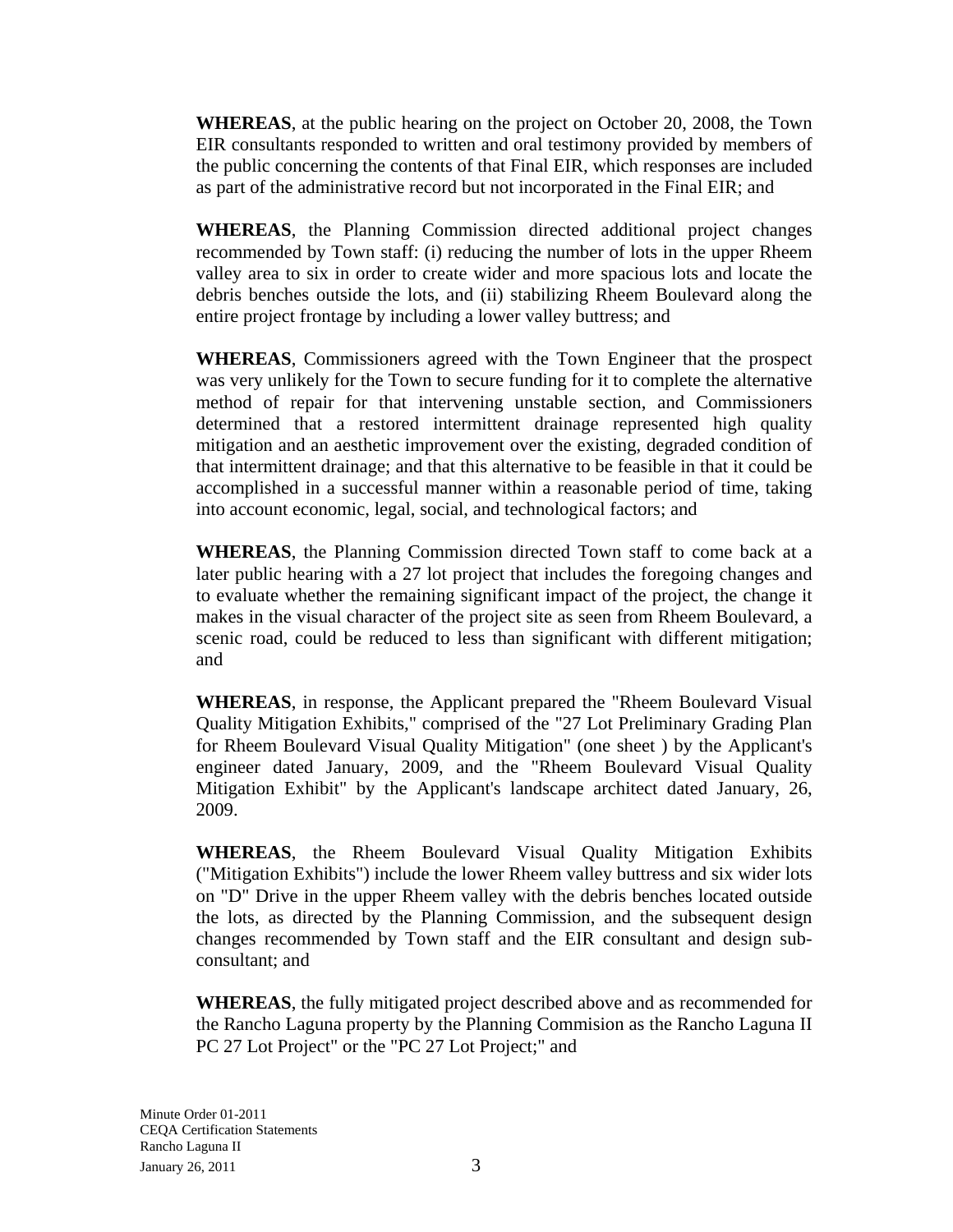**WHEREAS**, at the public hearing on the project on October 20, 2008, the Town EIR consultants responded to written and oral testimony provided by members of the public concerning the contents of that Final EIR, which responses are included as part of the administrative record but not incorporated in the Final EIR; and

**WHEREAS**, the Planning Commission directed additional project changes recommended by Town staff: (i) reducing the number of lots in the upper Rheem valley area to six in order to create wider and more spacious lots and locate the debris benches outside the lots, and (ii) stabilizing Rheem Boulevard along the entire project frontage by including a lower valley buttress; and

**WHEREAS**, Commissioners agreed with the Town Engineer that the prospect was very unlikely for the Town to secure funding for it to complete the alternative method of repair for that intervening unstable section, and Commissioners determined that a restored intermittent drainage represented high quality mitigation and an aesthetic improvement over the existing, degraded condition of that intermittent drainage; and that this alternative to be feasible in that it could be accomplished in a successful manner within a reasonable period of time, taking into account economic, legal, social, and technological factors; and

**WHEREAS**, the Planning Commission directed Town staff to come back at a later public hearing with a 27 lot project that includes the foregoing changes and to evaluate whether the remaining significant impact of the project, the change it makes in the visual character of the project site as seen from Rheem Boulevard, a scenic road, could be reduced to less than significant with different mitigation; and

**WHEREAS**, in response, the Applicant prepared the "Rheem Boulevard Visual Quality Mitigation Exhibits," comprised of the "27 Lot Preliminary Grading Plan for Rheem Boulevard Visual Quality Mitigation" (one sheet ) by the Applicant's engineer dated January, 2009, and the "Rheem Boulevard Visual Quality Mitigation Exhibit" by the Applicant's landscape architect dated January, 26, 2009.

**WHEREAS**, the Rheem Boulevard Visual Quality Mitigation Exhibits ("Mitigation Exhibits") include the lower Rheem valley buttress and six wider lots on "D" Drive in the upper Rheem valley with the debris benches located outside the lots, as directed by the Planning Commission, and the subsequent design changes recommended by Town staff and the EIR consultant and design sub-consultant; and

**WHEREAS**, the fully mitigated project described above and as recommended for the Rancho Laguna property by the Planning Commision as the Rancho Laguna II PC 27 Lot Project" or the "PC 27 Lot Project;" and

Minute Order 01-2011
CEQA Certification Statements
Rancho Laguna II
January 26, 2011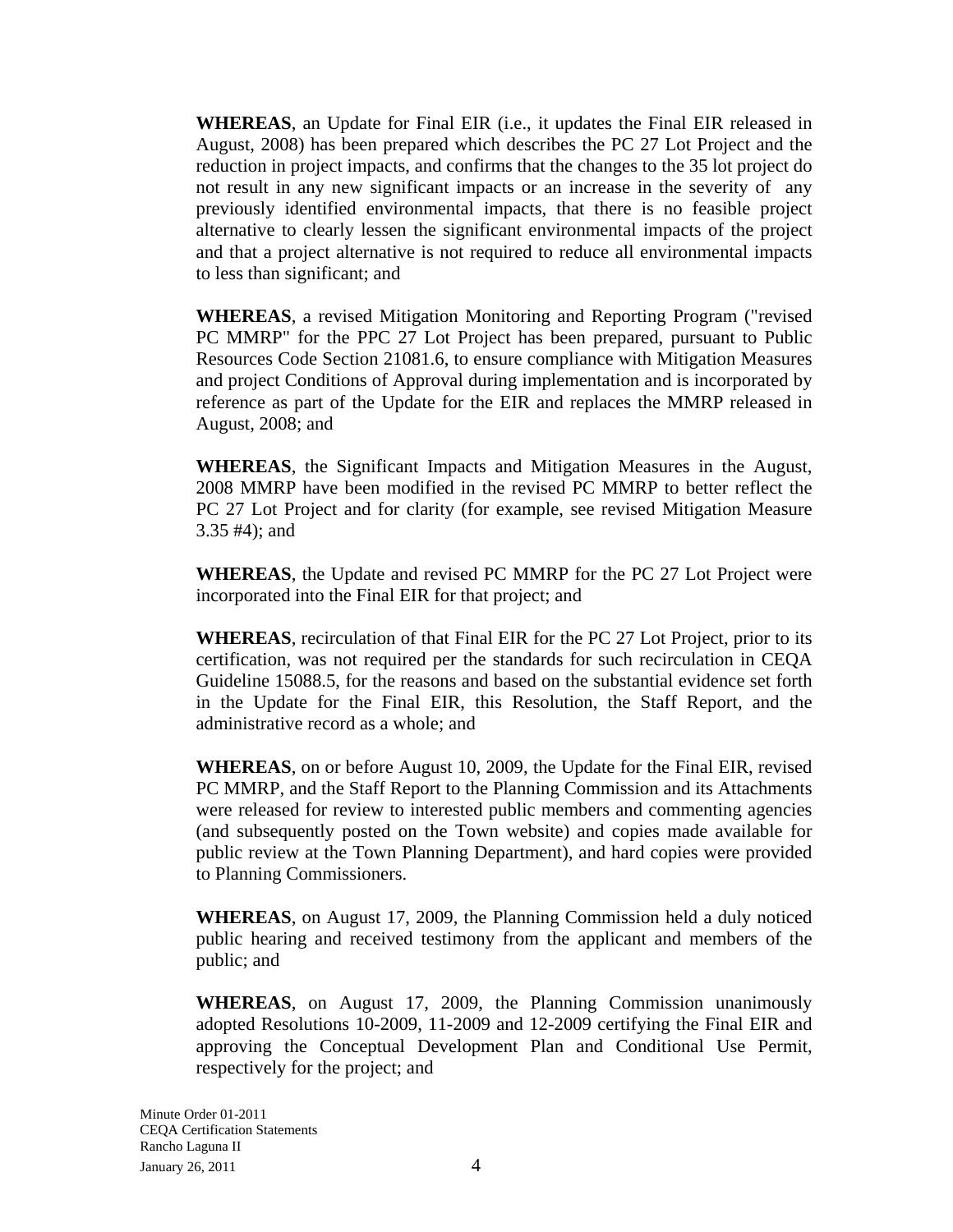**WHEREAS**, an Update for Final EIR (i.e., it updates the Final EIR released in August, 2008) has been prepared which describes the PC 27 Lot Project and the reduction in project impacts, and confirms that the changes to the 35 lot project do not result in any new significant impacts or an increase in the severity of any previously identified environmental impacts, that there is no feasible project alternative to clearly lessen the significant environmental impacts of the project and that a project alternative is not required to reduce all environmental impacts to less than significant; and

**WHEREAS**, a revised Mitigation Monitoring and Reporting Program ("revised PC MMRP" for the PPC 27 Lot Project has been prepared, pursuant to Public Resources Code Section 21081.6, to ensure compliance with Mitigation Measures and project Conditions of Approval during implementation and is incorporated by reference as part of the Update for the EIR and replaces the MMRP released in August, 2008; and

**WHEREAS**, the Significant Impacts and Mitigation Measures in the August, 2008 MMRP have been modified in the revised PC MMRP to better reflect the PC 27 Lot Project and for clarity (for example, see revised Mitigation Measure 3.35 #4); and

**WHEREAS**, the Update and revised PC MMRP for the PC 27 Lot Project were incorporated into the Final EIR for that project; and

**WHEREAS**, recirculation of that Final EIR for the PC 27 Lot Project, prior to its certification, was not required per the standards for such recirculation in CEQA Guideline 15088.5, for the reasons and based on the substantial evidence set forth in the Update for the Final EIR, this Resolution, the Staff Report, and the administrative record as a whole; and

**WHEREAS**, on or before August 10, 2009, the Update for the Final EIR, revised PC MMRP, and the Staff Report to the Planning Commission and its Attachments were released for review to interested public members and commenting agencies (and subsequently posted on the Town website) and copies made available for public review at the Town Planning Department), and hard copies were provided to Planning Commissioners.

**WHEREAS**, on August 17, 2009, the Planning Commission held a duly noticed public hearing and received testimony from the applicant and members of the public; and

**WHEREAS**, on August 17, 2009, the Planning Commission unanimously adopted Resolutions 10-2009, 11-2009 and 12-2009 certifying the Final EIR and approving the Conceptual Development Plan and Conditional Use Permit, respectively for the project; and

Minute Order 01-2011
CEQA Certification Statements
Rancho Laguna II
January 26, 2011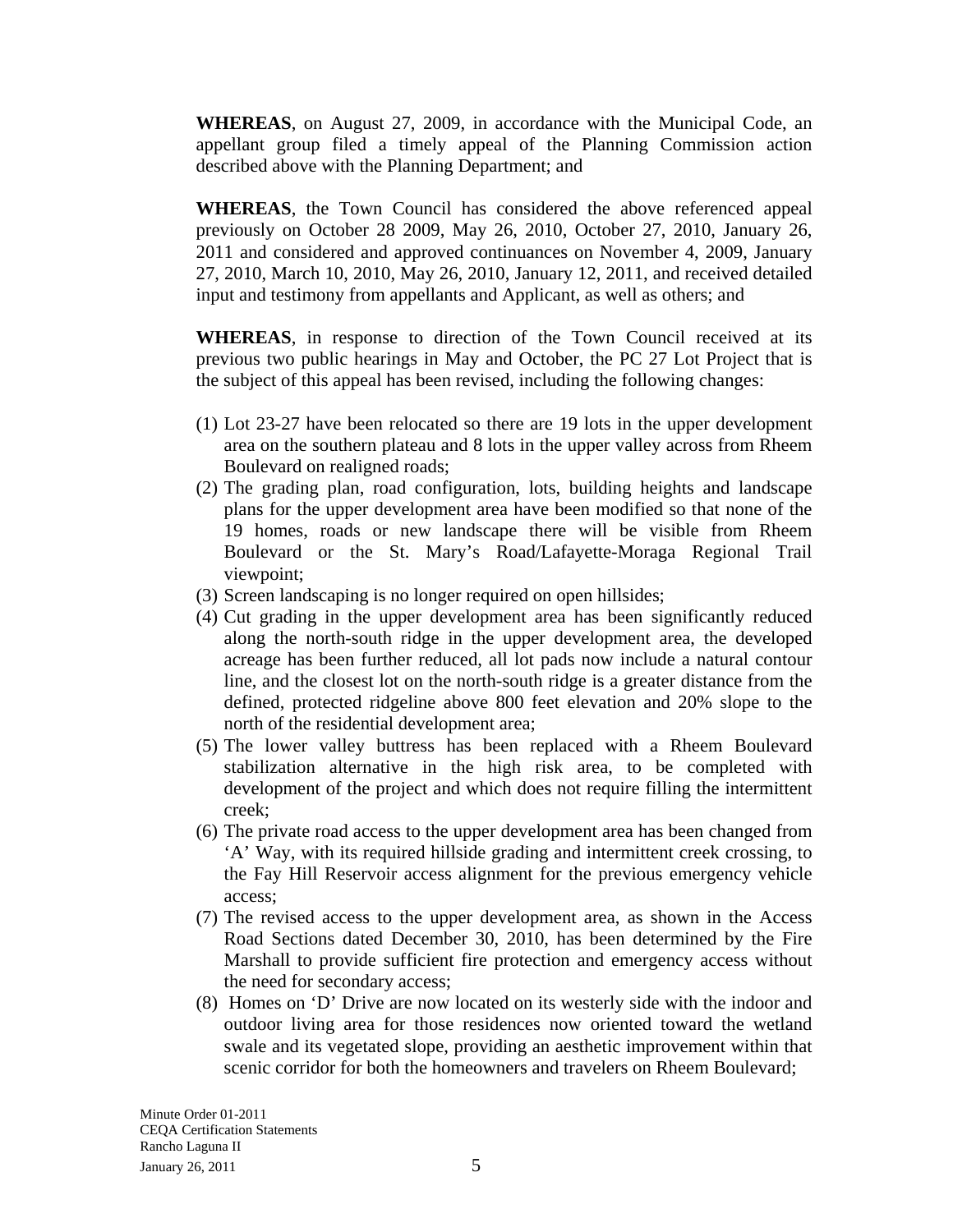**WHEREAS**, on August 27, 2009, in accordance with the Municipal Code, an appellant group filed a timely appeal of the Planning Commission action described above with the Planning Department; and

**WHEREAS**, the Town Council has considered the above referenced appeal previously on October 28 2009, May 26, 2010, October 27, 2010, January 26, 2011 and considered and approved continuances on November 4, 2009, January 27, 2010, March 10, 2010, May 26, 2010, January 12, 2011, and received detailed input and testimony from appellants and Applicant, as well as others; and

**WHEREAS**, in response to direction of the Town Council received at its previous two public hearings in May and October, the PC 27 Lot Project that is the subject of this appeal has been revised, including the following changes:

(1) Lot 23-27 have been relocated so there are 19 lots in the upper development area on the southern plateau and 8 lots in the upper valley across from Rheem Boulevard on realigned roads;
(2) The grading plan, road configuration, lots, building heights and landscape plans for the upper development area have been modified so that none of the 19 homes, roads or new landscape there will be visible from Rheem Boulevard or the St. Mary's Road/Lafayette-Moraga Regional Trail viewpoint;
(3) Screen landscaping is no longer required on open hillsides;
(4) Cut grading in the upper development area has been significantly reduced along the north-south ridge in the upper development area, the developed acreage has been further reduced, all lot pads now include a natural contour line, and the closest lot on the north-south ridge is a greater distance from the defined, protected ridgeline above 800 feet elevation and 20% slope to the north of the residential development area;
(5) The lower valley buttress has been replaced with a Rheem Boulevard stabilization alternative in the high risk area, to be completed with development of the project and which does not require filling the intermittent creek;
(6) The private road access to the upper development area has been changed from 'A' Way, with its required hillside grading and intermittent creek crossing, to the Fay Hill Reservoir access alignment for the previous emergency vehicle access;
(7) The revised access to the upper development area, as shown in the Access Road Sections dated December 30, 2010, has been determined by the Fire Marshall to provide sufficient fire protection and emergency access without the need for secondary access;
(8) Homes on 'D' Drive are now located on its westerly side with the indoor and outdoor living area for those residences now oriented toward the wetland swale and its vegetated slope, providing an aesthetic improvement within that scenic corridor for both the homeowners and travelers on Rheem Boulevard;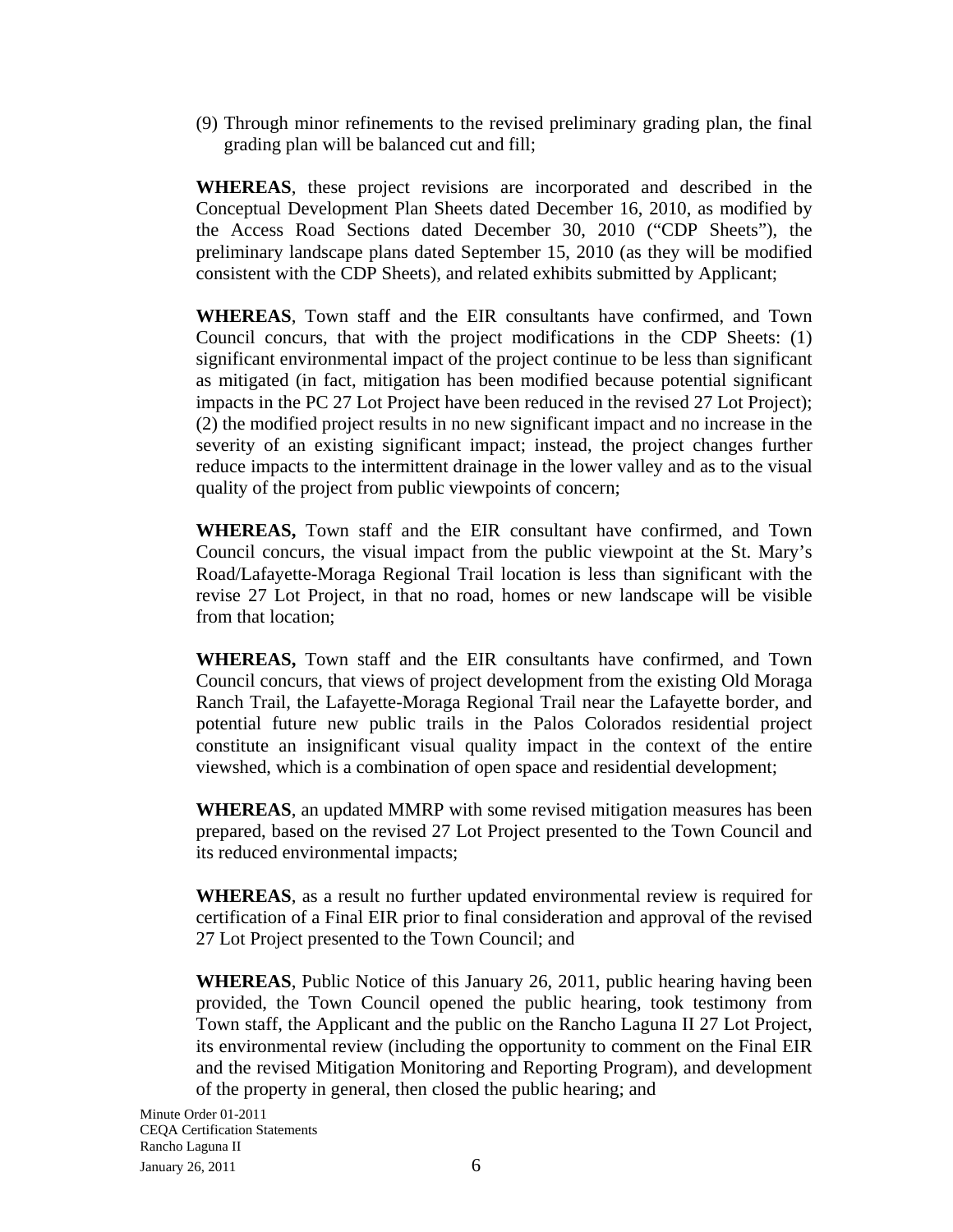(9) Through minor refinements to the revised preliminary grading plan, the final grading plan will be balanced cut and fill;

**WHEREAS**, these project revisions are incorporated and described in the Conceptual Development Plan Sheets dated December 16, 2010, as modified by the Access Road Sections dated December 30, 2010 ("CDP Sheets"), the preliminary landscape plans dated September 15, 2010 (as they will be modified consistent with the CDP Sheets), and related exhibits submitted by Applicant;

**WHEREAS**, Town staff and the EIR consultants have confirmed, and Town Council concurs, that with the project modifications in the CDP Sheets: (1) significant environmental impact of the project continue to be less than significant as mitigated (in fact, mitigation has been modified because potential significant impacts in the PC 27 Lot Project have been reduced in the revised 27 Lot Project); (2) the modified project results in no new significant impact and no increase in the severity of an existing significant impact; instead, the project changes further reduce impacts to the intermittent drainage in the lower valley and as to the visual quality of the project from public viewpoints of concern;

**WHEREAS,** Town staff and the EIR consultant have confirmed, and Town Council concurs, the visual impact from the public viewpoint at the St. Mary's Road/Lafayette-Moraga Regional Trail location is less than significant with the revise 27 Lot Project, in that no road, homes or new landscape will be visible from that location;

**WHEREAS,** Town staff and the EIR consultants have confirmed, and Town Council concurs, that views of project development from the existing Old Moraga Ranch Trail, the Lafayette-Moraga Regional Trail near the Lafayette border, and potential future new public trails in the Palos Colorados residential project constitute an insignificant visual quality impact in the context of the entire viewshed, which is a combination of open space and residential development;

**WHEREAS**, an updated MMRP with some revised mitigation measures has been prepared, based on the revised 27 Lot Project presented to the Town Council and its reduced environmental impacts;

**WHEREAS**, as a result no further updated environmental review is required for certification of a Final EIR prior to final consideration and approval of the revised 27 Lot Project presented to the Town Council; and

**WHEREAS**, Public Notice of this January 26, 2011, public hearing having been provided, the Town Council opened the public hearing, took testimony from Town staff, the Applicant and the public on the Rancho Laguna II 27 Lot Project, its environmental review (including the opportunity to comment on the Final EIR and the revised Mitigation Monitoring and Reporting Program), and development of the property in general, then closed the public hearing; and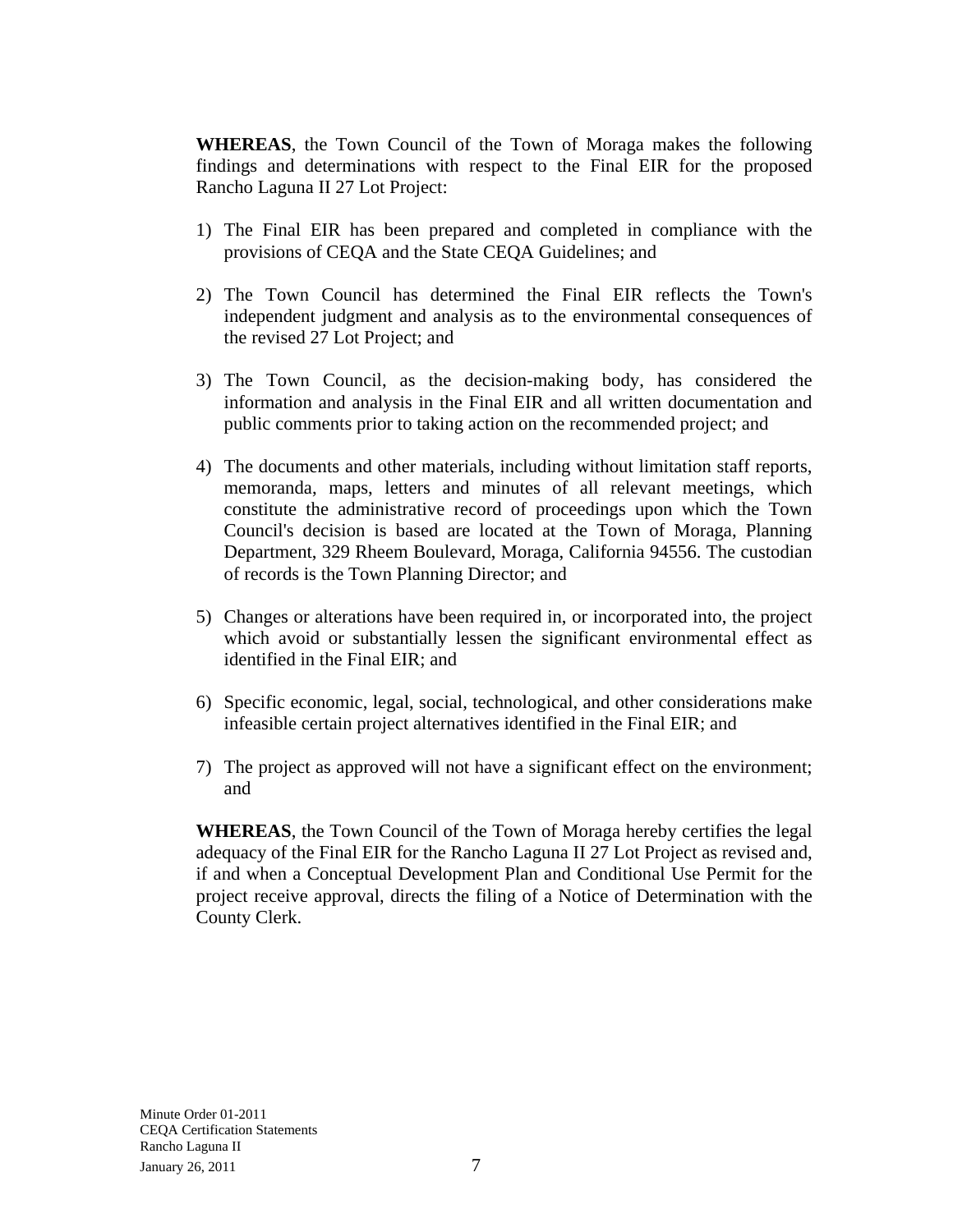**WHEREAS**, the Town Council of the Town of Moraga makes the following findings and determinations with respect to the Final EIR for the proposed Rancho Laguna II 27 Lot Project:

1) The Final EIR has been prepared and completed in compliance with the provisions of CEQA and the State CEQA Guidelines; and

2) The Town Council has determined the Final EIR reflects the Town's independent judgment and analysis as to the environmental consequences of the revised 27 Lot Project; and

3) The Town Council, as the decision-making body, has considered the information and analysis in the Final EIR and all written documentation and public comments prior to taking action on the recommended project; and

4) The documents and other materials, including without limitation staff reports, memoranda, maps, letters and minutes of all relevant meetings, which constitute the administrative record of proceedings upon which the Town Council's decision is based are located at the Town of Moraga, Planning Department, 329 Rheem Boulevard, Moraga, California 94556. The custodian of records is the Town Planning Director; and

5) Changes or alterations have been required in, or incorporated into, the project which avoid or substantially lessen the significant environmental effect as identified in the Final EIR; and

6) Specific economic, legal, social, technological, and other considerations make infeasible certain project alternatives identified in the Final EIR; and

7) The project as approved will not have a significant effect on the environment; and

**WHEREAS**, the Town Council of the Town of Moraga hereby certifies the legal adequacy of the Final EIR for the Rancho Laguna II 27 Lot Project as revised and, if and when a Conceptual Development Plan and Conditional Use Permit for the project receive approval, directs the filing of a Notice of Determination with the County Clerk.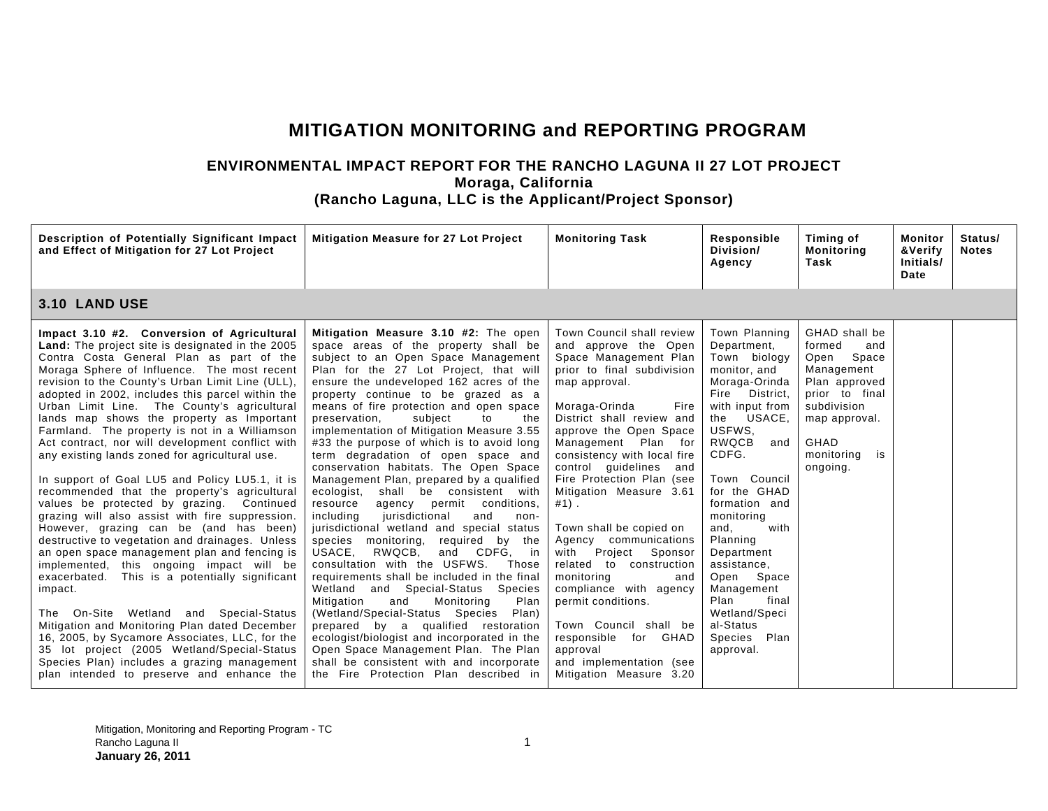# MITIGATION MONITORING and REPORTING PROGRAM

## ENVIRONMENTAL IMPACT REPORT FOR THE RANCHO LAGUNA II 27 LOT PROJECT
## Moraga, California
## (Rancho Laguna, LLC is the Applicant/Project Sponsor)

| Description of Potentially Significant Impact and Effect of Mitigation for 27 Lot Project | Mitigation Measure for 27 Lot Project | Monitoring Task | Responsible Division/ Agency | Timing of Monitoring Task | Monitor &Verify Initials/ Date | Status/ Notes |
|---|---|---|---|---|---|---|
| **3.10 LAND USE** | | | | | | |
| **Impact 3.10 #2. Conversion of Agricultural Land:** The project site is designated in the 2005 Contra Costa General Plan as part of the Moraga Sphere of Influence. The most recent revision to the County's Urban Limit Line (ULL), adopted in 2002, includes this parcel within the Urban Limit Line. The County's agricultural lands map shows the property as Important Farmland. The property is not in a Williamson Act contract, nor will development conflict with any existing lands zoned for agricultural use.<br><br>In support of Goal LU5 and Policy LU5.1, it is recommended that the property's agricultural values be protected by grazing. Continued grazing will also assist with fire suppression. However, grazing can be (and has been) destructive to vegetation and drainages. Unless an open space management plan and fencing is implemented, this ongoing impact will be exacerbated. This is a potentially significant impact.<br><br>The On-Site Wetland and Special-Status Mitigation and Monitoring Plan dated December 16, 2005, by Sycamore Associates, LLC, for the 35 lot project (2005 Wetland/Special-Status Species Plan) includes a grazing management plan intended to preserve and enhance the | **Mitigation Measure 3.10 #2:** The open space areas of the property shall be subject to an Open Space Management Plan for the 27 Lot Project, that will ensure the undeveloped 162 acres of the property continue to be grazed as a means of fire protection and open space preservation, subject to the implementation of Mitigation Measure 3.55 #33 the purpose of which is to avoid long term degradation of open space and conservation habitats. The Open Space Management Plan, prepared by a qualified ecologist, shall be consistent with resource agency permit conditions, including jurisdictional and non-jurisdictional wetland and special status species monitoring, required by the USACE, RWQCB, and CDFG, in consultation with the USFWS. Those requirements shall be included in the final Wetland and Special-Status Species Mitigation and Monitoring Plan (Wetland/Special-Status Species Plan) prepared by a qualified restoration ecologist/biologist and incorporated in the Open Space Management Plan. The Plan shall be consistent with and incorporate the Fire Protection Plan described in | Town Council shall review and approve the Open Space Management Plan prior to final subdivision map approval.<br><br>Moraga-Orinda Fire District shall review and approve the Open Space Management Plan for consistency with local fire control guidelines and Fire Protection Plan (see Mitigation Measure 3.61 #1) .<br><br>Town shall be copied on Agency communications with Project Sponsor related to construction monitoring and compliance with agency permit conditions.<br><br>Town Council shall be responsible for GHAD approval and implementation (see Mitigation Measure 3.20 | Town Planning Department, Town biology monitor, and Moraga-Orinda Fire District, with input from the USACE, USFWS, RWQCB and CDFG.<br><br>Town Council for the GHAD formation and monitoring and, with Planning Department assistance, Open Space Management Plan final Wetland/Special-Status Species Plan approval. | GHAD shall be formed and Open Space Management Plan approved prior to final subdivision map approval.<br><br>GHAD monitoring is ongoing. | | |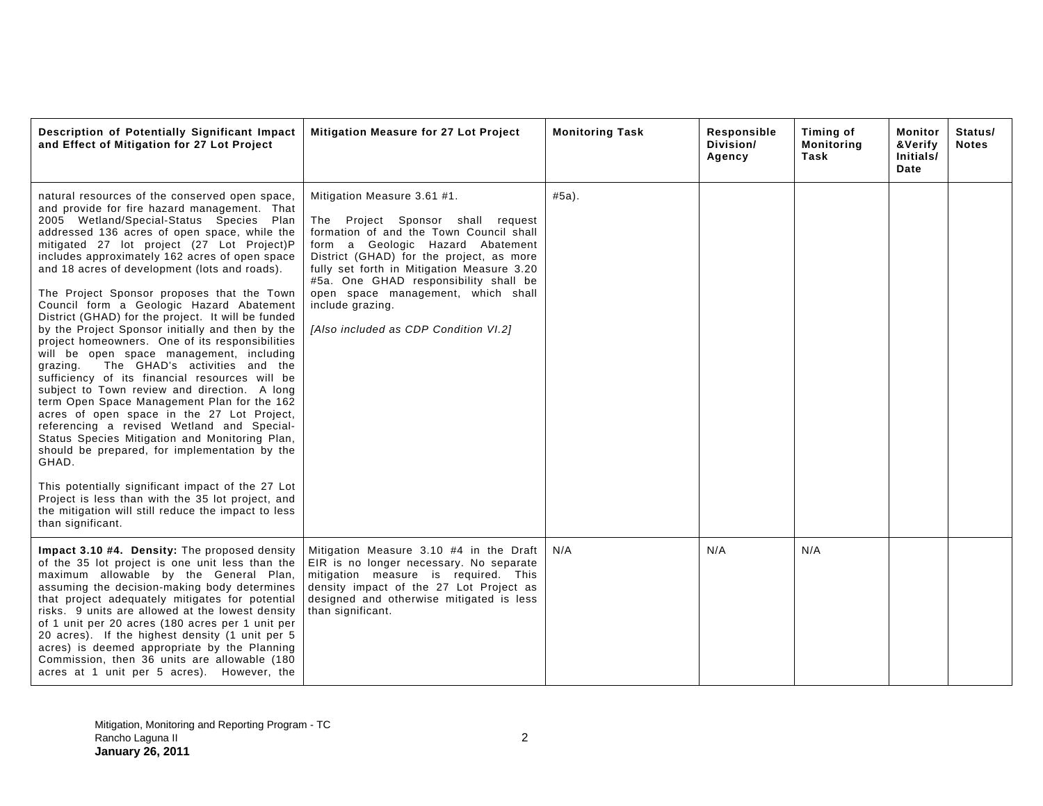| Description of Potentially Significant Impact and Effect of Mitigation for 27 Lot Project | Mitigation Measure for 27 Lot Project | Monitoring Task | Responsible Division/ Agency | Timing of Monitoring Task | Monitor &Verify Initials/ Date | Status/ Notes |
|---|---|---|---|---|---|---|
| natural resources of the conserved open space, and provide for fire hazard management. That 2005 Wetland/Special-Status Species Plan addressed 136 acres of open space, while the mitigated 27 lot project (27 Lot Project)P includes approximately 162 acres of open space and 18 acres of development (lots and roads).<br><br>The Project Sponsor proposes that the Town Council form a Geologic Hazard Abatement District (GHAD) for the project. It will be funded by the Project Sponsor initially and then by the project homeowners. One of its responsibilities will be open space management, including grazing. The GHAD's activities and the sufficiency of its financial resources will be subject to Town review and direction. A long term Open Space Management Plan for the 162 acres of open space in the 27 Lot Project, referencing a revised Wetland and Special-Status Species Mitigation and Monitoring Plan, should be prepared, for implementation by the GHAD.<br><br>This potentially significant impact of the 27 Lot Project is less than with the 35 lot project, and the mitigation will still reduce the impact to less than significant. | Mitigation Measure 3.61 #1.<br><br>The Project Sponsor shall request formation of and the Town Council shall form a Geologic Hazard Abatement District (GHAD) for the project, as more fully set forth in Mitigation Measure 3.20 #5a. One GHAD responsibility shall be open space management, which shall include grazing.<br><br>*[Also included as CDP Condition VI.2]* | #5a). | | | | |
| **Impact 3.10 #4. Density:** The proposed density of the 35 lot project is one unit less than the maximum allowable by the General Plan, assuming the decision-making body determines that project adequately mitigates for potential risks. 9 units are allowed at the lowest density of 1 unit per 20 acres (180 acres per 1 unit per 20 acres). If the highest density (1 unit per 5 acres) is deemed appropriate by the Planning Commission, then 36 units are allowable (180 acres at 1 unit per 5 acres). However, the | Mitigation Measure 3.10 #4 in the Draft EIR is no longer necessary. No separate mitigation measure is required. This density impact of the 27 Lot Project as designed and otherwise mitigated is less than significant. | N/A | N/A | N/A | | |

Mitigation, Monitoring and Reporting Program - TC
Rancho Laguna II
**January 26, 2011**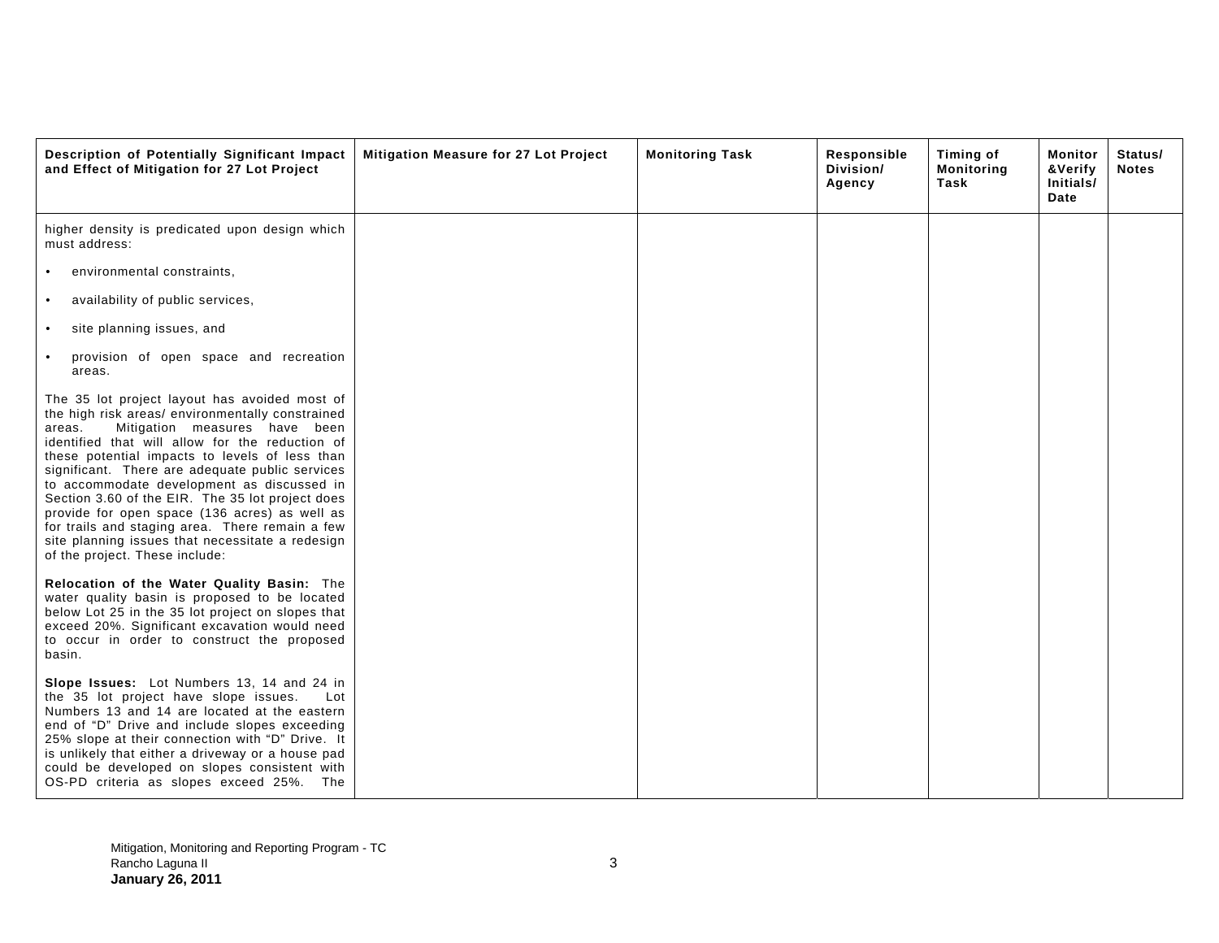| Description of Potentially Significant Impact and Effect of Mitigation for 27 Lot Project | Mitigation Measure for 27 Lot Project | Monitoring Task | Responsible Division/ Agency | Timing of Monitoring Task | Monitor &Verify Initials/ Date | Status/ Notes |
|---|---|---|---|---|---|---|
| higher density is predicated upon design which must address:<br><br>• environmental constraints,<br>• availability of public services,<br>• site planning issues, and<br>• provision of open space and recreation areas.<br><br>The 35 lot project layout has avoided most of the high risk areas/ environmentally constrained areas. Mitigation measures have been identified that will allow for the reduction of these potential impacts to levels of less than significant. There are adequate public services to accommodate development as discussed in Section 3.60 of the EIR. The 35 lot project does provide for open space (136 acres) as well as for trails and staging area. There remain a few site planning issues that necessitate a redesign of the project. These include:<br><br>**Relocation of the Water Quality Basin:** The water quality basin is proposed to be located below Lot 25 in the 35 lot project on slopes that exceed 20%. Significant excavation would need to occur in order to construct the proposed basin.<br><br>**Slope Issues:** Lot Numbers 13, 14 and 24 in the 35 lot project have slope issues. Lot Numbers 13 and 14 are located at the eastern end of "D" Drive and include slopes exceeding 25% slope at their connection with "D" Drive. It is unlikely that either a driveway or a house pad could be developed on slopes consistent with OS-PD criteria as slopes exceed 25%. The | | | | | | |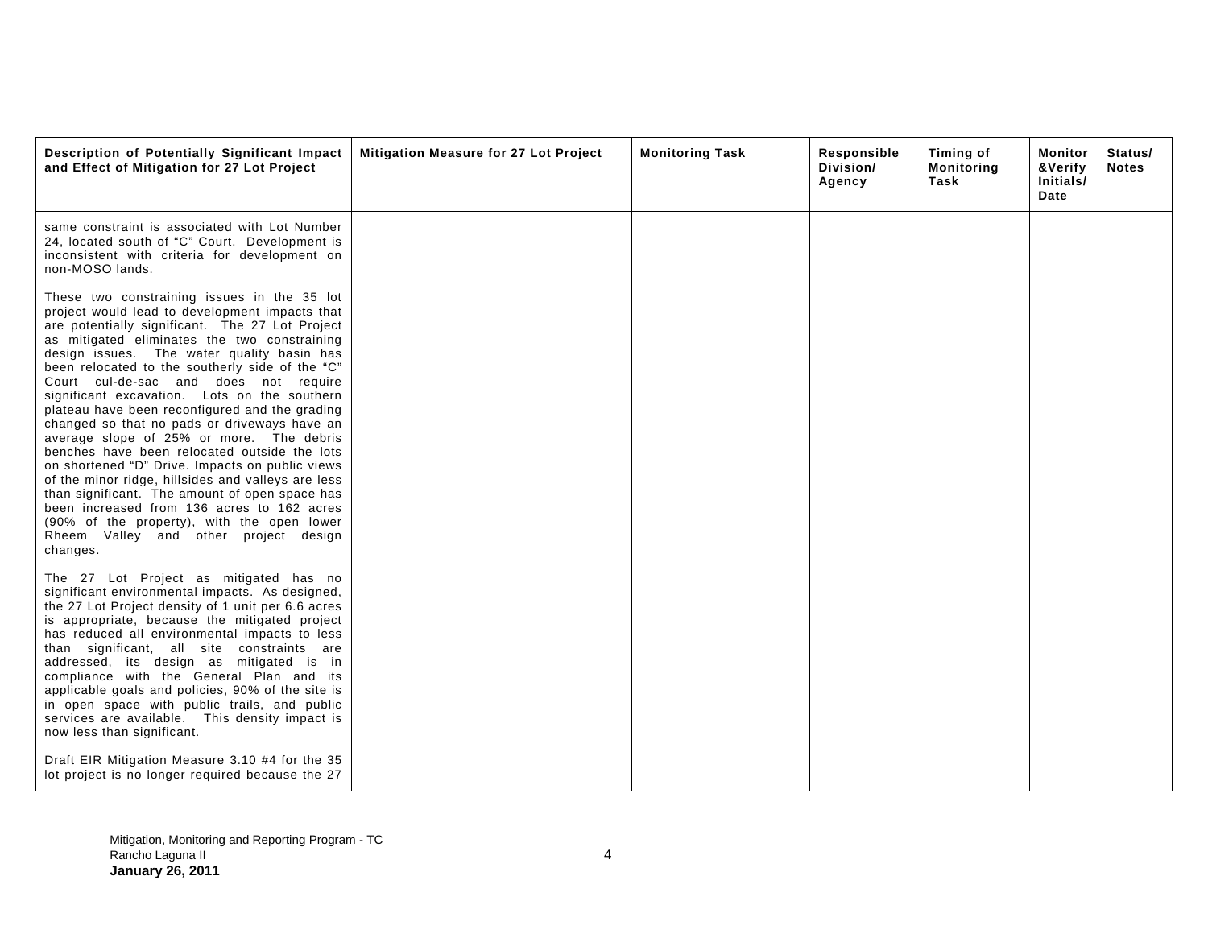| Description of Potentially Significant Impact and Effect of Mitigation for 27 Lot Project | Mitigation Measure for 27 Lot Project | Monitoring Task | Responsible Division/ Agency | Timing of Monitoring Task | Monitor &Verify Initials/ Date | Status/ Notes |
|---|---|---|---|---|---|---|
| same constraint is associated with Lot Number 24, located south of "C" Court. Development is inconsistent with criteria for development on non-MOSO lands.<br><br>These two constraining issues in the 35 lot project would lead to development impacts that are potentially significant. The 27 Lot Project as mitigated eliminates the two constraining design issues. The water quality basin has been relocated to the southerly side of the "C" Court cul-de-sac and does not require significant excavation. Lots on the southern plateau have been reconfigured and the grading changed so that no pads or driveways have an average slope of 25% or more. The debris benches have been relocated outside the lots on shortened "D" Drive. Impacts on public views of the minor ridge, hillsides and valleys are less than significant. The amount of open space has been increased from 136 acres to 162 acres (90% of the property), with the open lower Rheem Valley and other project design changes.<br><br>The 27 Lot Project as mitigated has no significant environmental impacts. As designed, the 27 Lot Project density of 1 unit per 6.6 acres is appropriate, because the mitigated project has reduced all environmental impacts to less than significant, all site constraints are addressed, its design as mitigated is in compliance with the General Plan and its applicable goals and policies, 90% of the site is in open space with public trails, and public services are available. This density impact is now less than significant.<br><br>Draft EIR Mitigation Measure 3.10 #4 for the 35 lot project is no longer required because the 27 | | | | | | |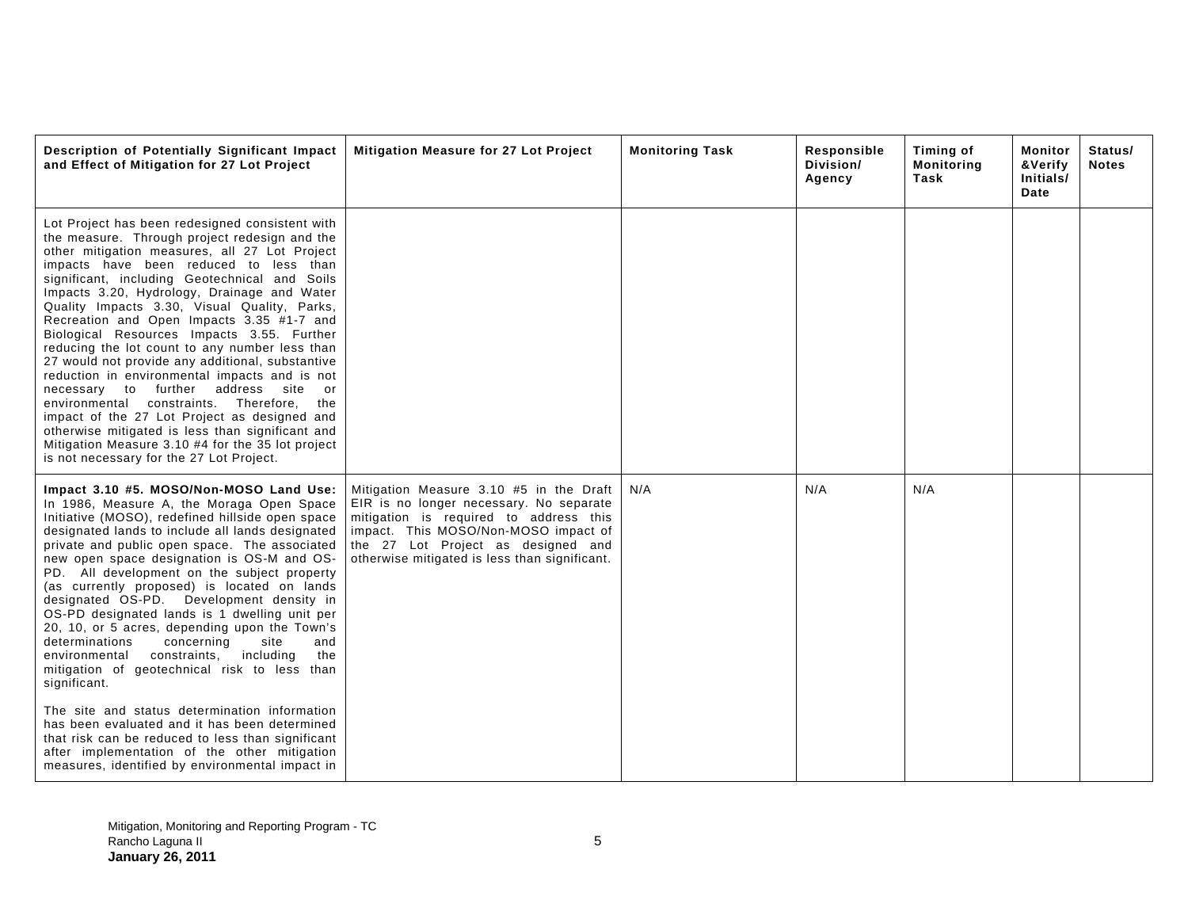| Description of Potentially Significant Impact and Effect of Mitigation for 27 Lot Project | Mitigation Measure for 27 Lot Project | Monitoring Task | Responsible Division/ Agency | Timing of Monitoring Task | Monitor &Verify Initials/ Date | Status/ Notes |
|---|---|---|---|---|---|---|
| Lot Project has been redesigned consistent with the measure. Through project redesign and the other mitigation measures, all 27 Lot Project impacts have been reduced to less than significant, including Geotechnical and Soils Impacts 3.20, Hydrology, Drainage and Water Quality Impacts 3.30, Visual Quality, Parks, Recreation and Open Impacts 3.35 #1-7 and Biological Resources Impacts 3.55. Further reducing the lot count to any number less than 27 would not provide any additional, substantive reduction in environmental impacts and is not necessary to further address site or environmental constraints. Therefore, the impact of the 27 Lot Project as designed and otherwise mitigated is less than significant and Mitigation Measure 3.10 #4 for the 35 lot project is not necessary for the 27 Lot Project. | | | | | | |
| **Impact 3.10 #5. MOSO/Non-MOSO Land Use:** In 1986, Measure A, the Moraga Open Space Initiative (MOSO), redefined hillside open space designated lands to include all lands designated private and public open space. The associated new open space designation is OS-M and OS-PD. All development on the subject property (as currently proposed) is located on lands designated OS-PD. Development density in OS-PD designated lands is 1 dwelling unit per 20, 10, or 5 acres, depending upon the Town's determinations concerning site and environmental constraints, including the mitigation of geotechnical risk to less than significant.<br><br>The site and status determination information has been evaluated and it has been determined that risk can be reduced to less than significant after implementation of the other mitigation measures, identified by environmental impact in | Mitigation Measure 3.10 #5 in the Draft EIR is no longer necessary. No separate mitigation is required to address this impact. This MOSO/Non-MOSO impact of the 27 Lot Project as designed and otherwise mitigated is less than significant. | N/A | N/A | N/A | | |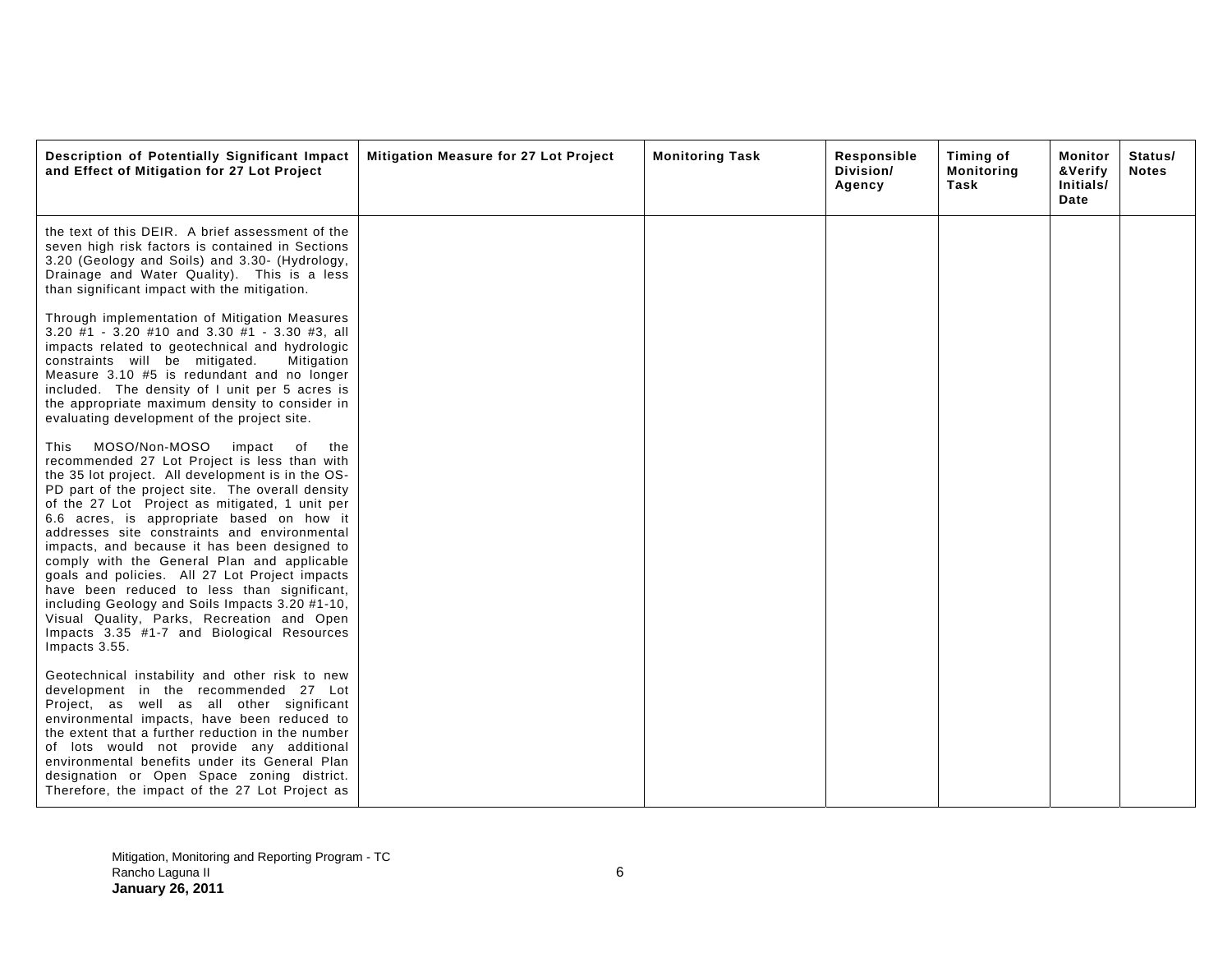| Description of Potentially Significant Impact and Effect of Mitigation for 27 Lot Project | Mitigation Measure for 27 Lot Project | Monitoring Task | Responsible Division/ Agency | Timing of Monitoring Task | Monitor &Verify Initials/ Date | Status/ Notes |
|---|---|---|---|---|---|---|
| the text of this DEIR. A brief assessment of the seven high risk factors is contained in Sections 3.20 (Geology and Soils) and 3.30- (Hydrology, Drainage and Water Quality). This is a less than significant impact with the mitigation.<br><br>Through implementation of Mitigation Measures 3.20 #1 - 3.20 #10 and 3.30 #1 - 3.30 #3, all impacts related to geotechnical and hydrologic constraints will be mitigated. Mitigation Measure 3.10 #5 is redundant and no longer included. The density of I unit per 5 acres is the appropriate maximum density to consider in evaluating development of the project site.<br><br>This MOSO/Non-MOSO impact of the recommended 27 Lot Project is less than with the 35 lot project. All development is in the OS-PD part of the project site. The overall density of the 27 Lot Project as mitigated, 1 unit per 6.6 acres, is appropriate based on how it addresses site constraints and environmental impacts, and because it has been designed to comply with the General Plan and applicable goals and policies. All 27 Lot Project impacts have been reduced to less than significant, including Geology and Soils Impacts 3.20 #1-10, Visual Quality, Parks, Recreation and Open Impacts 3.35 #1-7 and Biological Resources Impacts 3.55.<br><br>Geotechnical instability and other risk to new development in the recommended 27 Lot Project, as well as all other significant environmental impacts, have been reduced to the extent that a further reduction in the number of lots would not provide any additional environmental benefits under its General Plan designation or Open Space zoning district. Therefore, the impact of the 27 Lot Project as | | | | | | |

Mitigation, Monitoring and Reporting Program - TC
Rancho Laguna II
**January 26, 2011**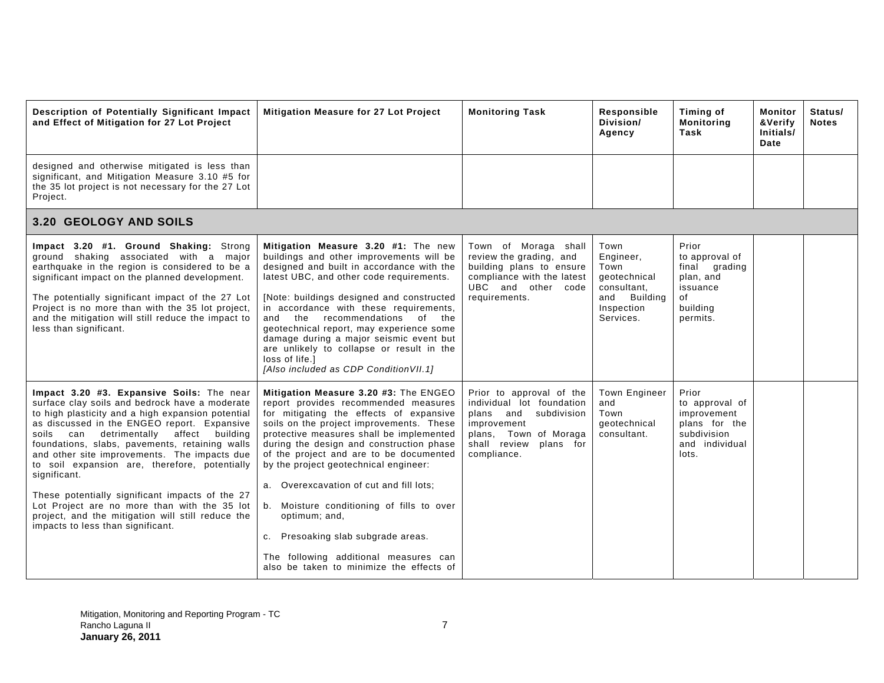| Description of Potentially Significant Impact and Effect of Mitigation for 27 Lot Project | Mitigation Measure for 27 Lot Project | Monitoring Task | Responsible Division/ Agency | Timing of Monitoring Task | Monitor &Verify Initials/ Date | Status/ Notes |
|---|---|---|---|---|---|---|
| designed and otherwise mitigated is less than significant, and Mitigation Measure 3.10 #5 for the 35 lot project is not necessary for the 27 Lot Project. | | | | | | |
| **3.20 GEOLOGY AND SOILS** | | | | | | |
| **Impact 3.20 #1. Ground Shaking:** Strong ground shaking associated with a major earthquake in the region is considered to be a significant impact on the planned development.<br><br>The potentially significant impact of the 27 Lot Project is no more than with the 35 lot project, and the mitigation will still reduce the impact to less than significant. | **Mitigation Measure 3.20 #1:** The new buildings and other improvements will be designed and built in accordance with the latest UBC, and other code requirements.<br><br>[Note: buildings designed and constructed in accordance with these requirements, and the recommendations of the geotechnical report, may experience some damage during a major seismic event but are unlikely to collapse or result in the loss of life.]<br>*[Also included as CDP ConditionVII.1]* | Town of Moraga shall review the grading, and building plans to ensure compliance with the latest UBC and other code requirements. | Town Engineer, Town geotechnical consultant, and Building Inspection Services. | Prior to approval of final grading plan, and issuance of building permits. | | |
| **Impact 3.20 #3. Expansive Soils:** The near surface clay soils and bedrock have a moderate to high plasticity and a high expansion potential as discussed in the ENGEO report. Expansive soils can detrimentally affect building foundations, slabs, pavements, retaining walls and other site improvements. The impacts due to soil expansion are, therefore, potentially significant.<br><br>These potentially significant impacts of the 27 Lot Project are no more than with the 35 lot project, and the mitigation will still reduce the impacts to less than significant. | **Mitigation Measure 3.20 #3:** The ENGEO report provides recommended measures for mitigating the effects of expansive soils on the project improvements. These protective measures shall be implemented during the design and construction phase of the project and are to be documented by the project geotechnical engineer:<br><br>a. Overexcavation of cut and fill lots;<br><br>b. Moisture conditioning of fills to over optimum; and,<br><br>c. Presoaking slab subgrade areas.<br><br>The following additional measures can also be taken to minimize the effects of | Prior to approval of the individual lot foundation plans and subdivision improvement plans, Town of Moraga shall review plans for compliance. | Town Engineer and Town geotechnical consultant. | Prior to approval of improvement plans for the subdivision and individual lots. | | |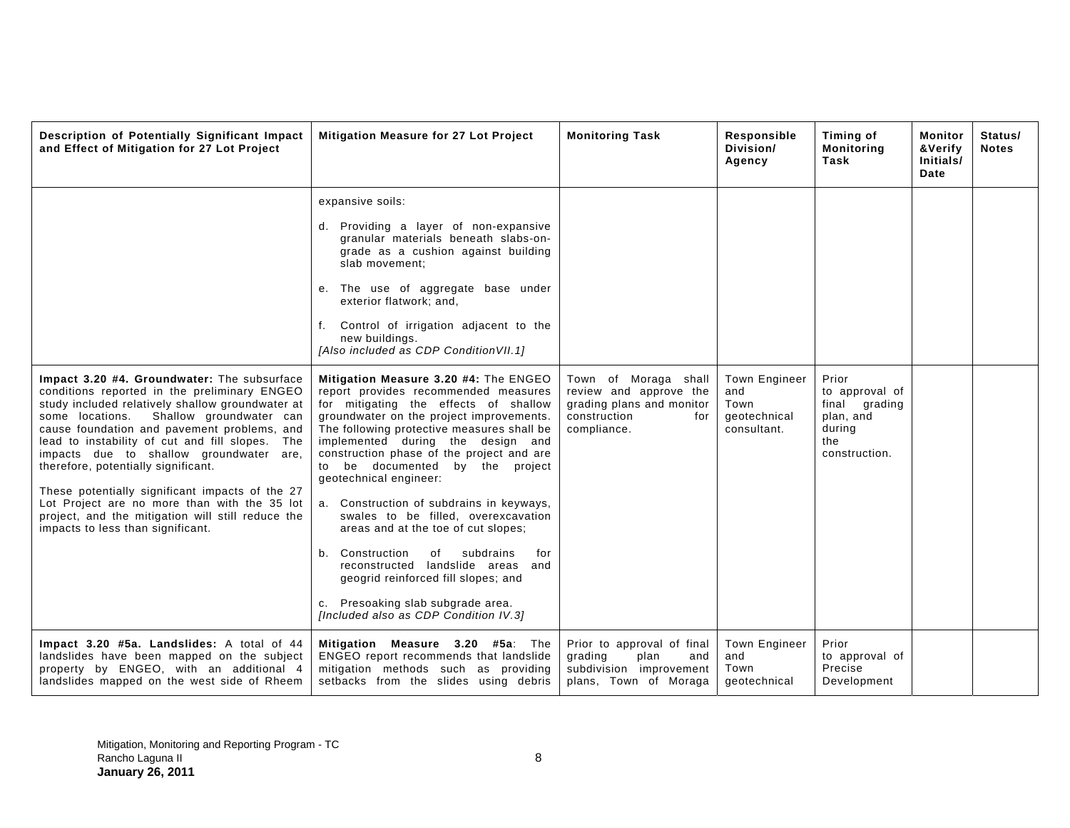| Description of Potentially Significant Impact and Effect of Mitigation for 27 Lot Project | Mitigation Measure for 27 Lot Project | Monitoring Task | Responsible Division/ Agency | Timing of Monitoring Task | Monitor &Verify Initials/ Date | Status/ Notes |
|---|---|---|---|---|---|---|
| | expansive soils:<br><br>d. Providing a layer of non-expansive granular materials beneath slabs-on-grade as a cushion against building slab movement;<br><br>e. The use of aggregate base under exterior flatwork; and,<br><br>f. Control of irrigation adjacent to the new buildings.<br>*[Also included as CDP ConditionVII.1]* | | | | | |
| **Impact 3.20 #4. Groundwater:** The subsurface conditions reported in the preliminary ENGEO study included relatively shallow groundwater at some locations. Shallow groundwater can cause foundation and pavement problems, and lead to instability of cut and fill slopes. The impacts due to shallow groundwater are, therefore, potentially significant.<br><br>These potentially significant impacts of the 27 Lot Project are no more than with the 35 lot project, and the mitigation will still reduce the impacts to less than significant. | **Mitigation Measure 3.20 #4:** The ENGEO report provides recommended measures for mitigating the effects of shallow groundwater on the project improvements. The following protective measures shall be implemented during the design and construction phase of the project and are to be documented by the project geotechnical engineer:<br><br>a. Construction of subdrains in keyways, swales to be filled, overexcavation areas and at the toe of cut slopes;<br><br>b. Construction of subdrains for reconstructed landslide areas and geogrid reinforced fill slopes; and<br><br>c. Presoaking slab subgrade area.<br>*[Included also as CDP Condition IV.3]* | Town of Moraga shall review and approve the grading plans and monitor construction for compliance. | Town Engineer and Town geotechnical consultant. | Prior to approval of final grading plan, and during the construction. | | |
| **Impact 3.20 #5a. Landslides:** A total of 44 landslides have been mapped on the subject property by ENGEO, with an additional 4 landslides mapped on the west side of Rheem | **Mitigation Measure 3.20 #5a**: The ENGEO report recommends that landslide mitigation methods such as providing setbacks from the slides using debris | Prior to approval of final grading plan and subdivision improvement plans, Town of Moraga | Town Engineer and Town geotechnical | Prior to approval of Precise Development | | |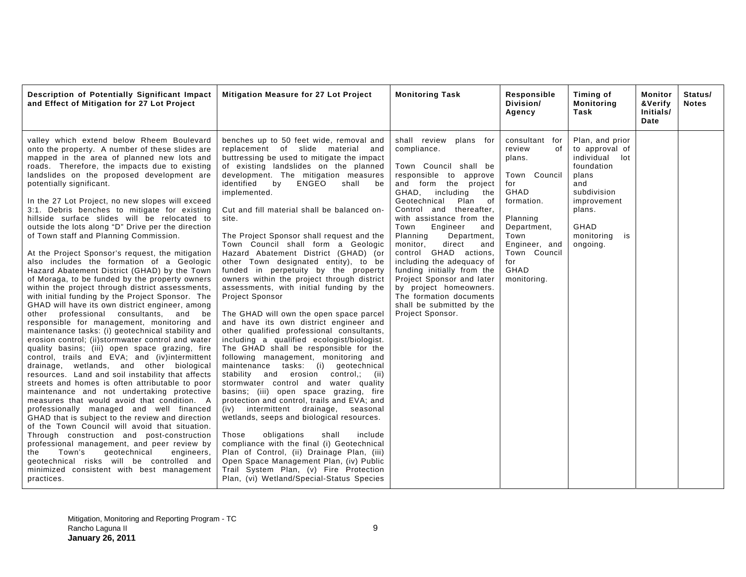| Description of Potentially Significant Impact and Effect of Mitigation for 27 Lot Project | Mitigation Measure for 27 Lot Project | Monitoring Task | Responsible Division/ Agency | Timing of Monitoring Task | Monitor &Verify Initials/ Date | Status/ Notes |
|---|---|---|---|---|---|---|
| valley which extend below Rheem Boulevard onto the property. A number of these slides are mapped in the area of planned new lots and roads. Therefore, the impacts due to existing landslides on the proposed development are potentially significant.<br><br>In the 27 Lot Project, no new slopes will exceed 3:1. Debris benches to mitigate for existing hillside surface slides will be relocated to outside the lots along "D" Drive per the direction of Town staff and Planning Commission.<br><br>At the Project Sponsor's request, the mitigation also includes the formation of a Geologic Hazard Abatement District (GHAD) by the Town of Moraga, to be funded by the property owners within the project through district assessments, with initial funding by the Project Sponsor. The GHAD will have its own district engineer, among other professional consultants, and be responsible for management, monitoring and maintenance tasks: (i) geotechnical stability and erosion control; (ii)stormwater control and water quality basins; (iii) open space grazing, fire control, trails and EVA; and (iv)intermittent drainage, wetlands, and other biological resources. Land and soil instability that affects streets and homes is often attributable to poor maintenance and not undertaking protective measures that would avoid that condition. A professionally managed and well financed GHAD that is subject to the review and direction of the Town Council will avoid that situation. Through construction and post-construction professional management, and peer review by the Town's geotechnical engineers, geotechnical risks will be controlled and minimized consistent with best management practices. | benches up to 50 feet wide, removal and replacement of slide material and buttressing be used to mitigate the impact of existing landslides on the planned development. The mitigation measures identified by ENGEO shall be implemented.<br><br>Cut and fill material shall be balanced on-site.<br><br>The Project Sponsor shall request and the Town Council shall form a Geologic Hazard Abatement District (GHAD) (or other Town designated entity), to be funded in perpetuity by the property owners within the project through district assessments, with initial funding by the Project Sponsor<br><br>The GHAD will own the open space parcel and have its own district engineer and other qualified professional consultants, including a qualified ecologist/biologist. The GHAD shall be responsible for the following management, monitoring and maintenance tasks: (i) geotechnical stability and erosion control,; (ii) stormwater control and water quality basins; (iii) open space grazing, fire protection and control, trails and EVA; and (iv) intermittent drainage, seasonal wetlands, seeps and biological resources.<br><br>Those obligations shall include compliance with the final (i) Geotechnical Plan of Control, (ii) Drainage Plan, (iii) Open Space Management Plan, (iv) Public Trail System Plan, (v) Fire Protection Plan, (vi) Wetland/Special-Status Species | shall review plans for compliance.<br><br>Town Council shall be responsible to approve and form the project GHAD, including the Geotechnical Plan of Control and thereafter, with assistance from the Town Engineer and Planning Department, monitor, direct and control GHAD actions, including the adequacy of funding initially from the Project Sponsor and later by project homeowners. The formation documents shall be submitted by the Project Sponsor. | consultant for review of plans.<br><br>Town Council for GHAD formation.<br><br>Planning Department, Town Engineer, and Town Council for GHAD monitoring. | Plan, and prior to approval of individual lot foundation plans and subdivision improvement plans.<br><br>GHAD monitoring is ongoing. | | |

Mitigation, Monitoring and Reporting Program - TC
Rancho Laguna II
**January 26, 2011**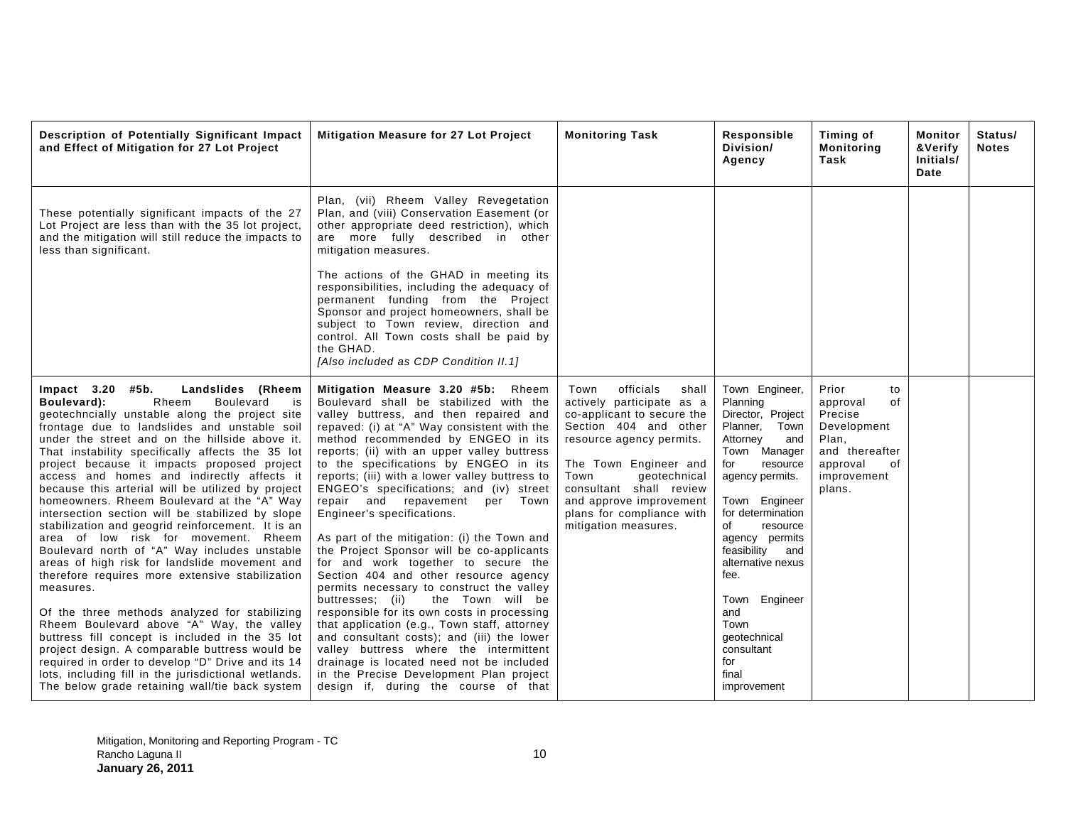| Description of Potentially Significant Impact and Effect of Mitigation for 27 Lot Project | Mitigation Measure for 27 Lot Project | Monitoring Task | Responsible Division/ Agency | Timing of Monitoring Task | Monitor &Verify Initials/ Date | Status/ Notes |
|---|---|---|---|---|---|---|
| These potentially significant impacts of the 27 Lot Project are less than with the 35 lot project, and the mitigation will still reduce the impacts to less than significant. | Plan, (vii) Rheem Valley Revegetation Plan, and (viii) Conservation Easement (or other appropriate deed restriction), which are more fully described in other mitigation measures.<br><br>The actions of the GHAD in meeting its responsibilities, including the adequacy of permanent funding from the Project Sponsor and project homeowners, shall be subject to Town review, direction and control. All Town costs shall be paid by the GHAD.<br>*[Also included as CDP Condition II.1]* | | | | | |
| **Impact 3.20 #5b. Landslides (Rheem Boulevard):** Rheem Boulevard is geotechncially unstable along the project site frontage due to landslides and unstable soil under the street and on the hillside above it. That instability specifically affects the 35 lot project because it impacts proposed project access and homes and indirectly affects it because this arterial will be utilized by project homeowners. Rheem Boulevard at the "A" Way intersection section will be stabilized by slope stabilization and geogrid reinforcement. It is an area of low risk for movement. Rheem Boulevard north of "A" Way includes unstable areas of high risk for landslide movement and therefore requires more extensive stabilization measures.<br><br>Of the three methods analyzed for stabilizing Rheem Boulevard above "A" Way, the valley buttress fill concept is included in the 35 lot project design. A comparable buttress would be required in order to develop "D" Drive and its 14 lots, including fill in the jurisdictional wetlands. The below grade retaining wall/tie back system | **Mitigation Measure 3.20 #5b:** Rheem Boulevard shall be stabilized with the valley buttress, and then repaired and repaved: (i) at "A" Way consistent with the method recommended by ENGEO in its reports; (ii) with an upper valley buttress to the specifications by ENGEO in its reports; (iii) with a lower valley buttress to ENGEO's specifications; and (iv) street repair and repavement per Town Engineer's specifications.<br><br>As part of the mitigation: (i) the Town and the Project Sponsor will be co-applicants for and work together to secure the Section 404 and other resource agency permits necessary to construct the valley buttresses; (ii) the Town will be responsible for its own costs in processing that application (e.g., Town staff, attorney and consultant costs); and (iii) the lower valley buttress where the intermittent drainage is located need not be included in the Precise Development Plan project design if, during the course of that | Town officials shall actively participate as a co-applicant to secure the Section 404 and other resource agency permits.<br><br>The Town Engineer and Town geotechnical consultant shall review and approve improvement plans for compliance with mitigation measures. | Town Engineer, Planning Director, Project Planner, Town Attorney and Town Manager for resource agency permits.<br><br>Town Engineer for determination of resource agency permits feasibility and alternative nexus fee.<br><br>Town Engineer and Town geotechnical consultant for final improvement | Prior to approval of Precise Development Plan, and thereafter approval of improvement plans. | | |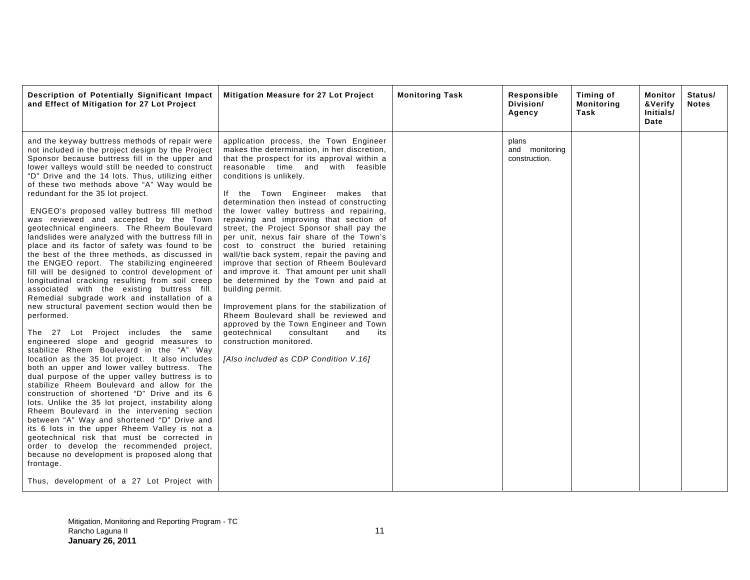| Description of Potentially Significant Impact and Effect of Mitigation for 27 Lot Project | Mitigation Measure for 27 Lot Project | Monitoring Task | Responsible Division/ Agency | Timing of Monitoring Task | Monitor &Verify Initials/ Date | Status/ Notes |
|---|---|---|---|---|---|---|
| and the keyway buttress methods of repair were not included in the project design by the Project Sponsor because buttress fill in the upper and lower valleys would still be needed to construct "D" Drive and the 14 lots. Thus, utilizing either of these two methods above "A" Way would be redundant for the 35 lot project.<br><br>ENGEO's proposed valley buttress fill method was reviewed and accepted by the Town geotechnical engineers. The Rheem Boulevard landslides were analyzed with the buttress fill in place and its factor of safety was found to be the best of the three methods, as discussed in the ENGEO report. The stabilizing engineered fill will be designed to control development of longitudinal cracking resulting from soil creep associated with the existing buttress fill. Remedial subgrade work and installation of a new structural pavement section would then be performed.<br><br>The 27 Lot Project includes the same engineered slope and geogrid measures to stabilize Rheem Boulevard in the "A" Way location as the 35 lot project. It also includes both an upper and lower valley buttress. The dual purpose of the upper valley buttress is to stabilize Rheem Boulevard and allow for the construction of shortened "D" Drive and its 6 lots. Unlike the 35 lot project, instability along Rheem Boulevard in the intervening section between "A" Way and shortened "D" Drive and its 6 lots in the upper Rheem Valley is not a geotechnical risk that must be corrected in order to develop the recommended project, because no development is proposed along that frontage.<br><br>Thus, development of a 27 Lot Project with | application process, the Town Engineer makes the determination, in her discretion, that the prospect for its approval within a reasonable time and with feasible conditions is unlikely.<br><br>If the Town Engineer makes that determination then instead of constructing the lower valley buttress and repairing, repaving and improving that section of street, the Project Sponsor shall pay the per unit, nexus fair share of the Town's cost to construct the buried retaining wall/tie back system, repair the paving and improve that section of Rheem Boulevard and improve it. That amount per unit shall be determined by the Town and paid at building permit.<br><br>Improvement plans for the stabilization of Rheem Boulevard shall be reviewed and approved by the Town Engineer and Town geotechnical consultant and its construction monitored.<br><br>*[Also included as CDP Condition V.16]* | | plans and monitoring construction. | | | |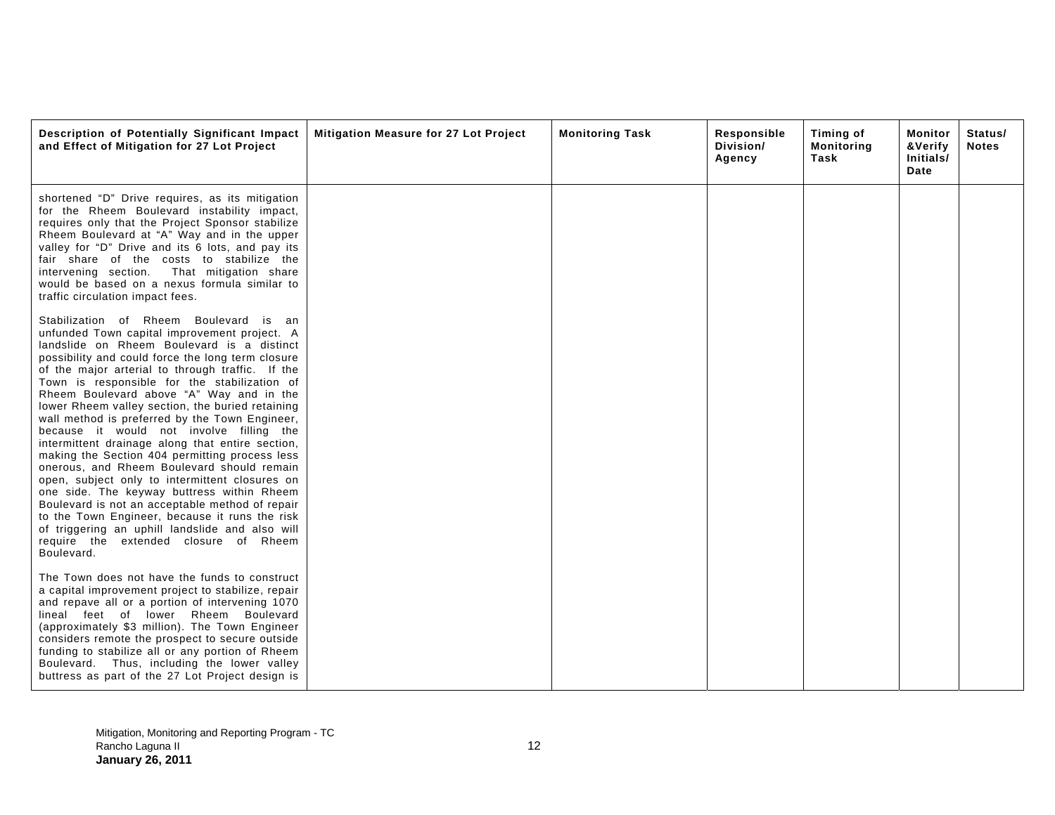| Description of Potentially Significant Impact and Effect of Mitigation for 27 Lot Project | Mitigation Measure for 27 Lot Project | Monitoring Task | Responsible Division/ Agency | Timing of Monitoring Task | Monitor &Verify Initials/ Date | Status/ Notes |
|---|---|---|---|---|---|---|
| shortened "D" Drive requires, as its mitigation for the Rheem Boulevard instability impact, requires only that the Project Sponsor stabilize Rheem Boulevard at "A" Way and in the upper valley for "D" Drive and its 6 lots, and pay its fair share of the costs to stabilize the intervening section. That mitigation share would be based on a nexus formula similar to traffic circulation impact fees.<br><br>Stabilization of Rheem Boulevard is an unfunded Town capital improvement project. A landslide on Rheem Boulevard is a distinct possibility and could force the long term closure of the major arterial to through traffic. If the Town is responsible for the stabilization of Rheem Boulevard above "A" Way and in the lower Rheem valley section, the buried retaining wall method is preferred by the Town Engineer, because it would not involve filling the intermittent drainage along that entire section, making the Section 404 permitting process less onerous, and Rheem Boulevard should remain open, subject only to intermittent closures on one side. The keyway buttress within Rheem Boulevard is not an acceptable method of repair to the Town Engineer, because it runs the risk of triggering an uphill landslide and also will require the extended closure of Rheem Boulevard.<br><br>The Town does not have the funds to construct a capital improvement project to stabilize, repair and repave all or a portion of intervening 1070 lineal feet of lower Rheem Boulevard (approximately $3 million). The Town Engineer considers remote the prospect to secure outside funding to stabilize all or any portion of Rheem Boulevard. Thus, including the lower valley buttress as part of the 27 Lot Project design is | | | | | | |

Mitigation, Monitoring and Reporting Program - TC
Rancho Laguna II
**January 26, 2011**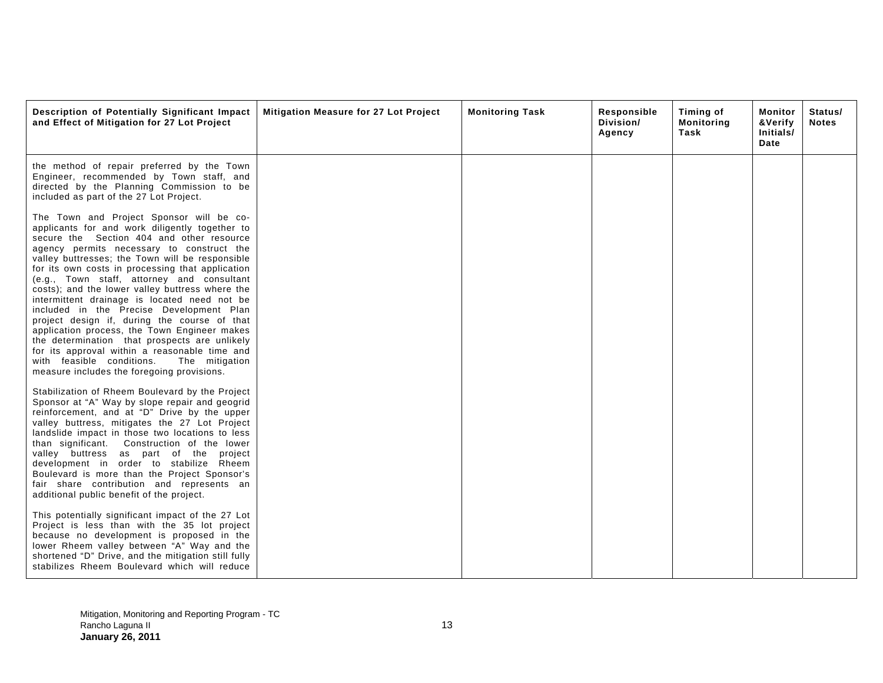| Description of Potentially Significant Impact and Effect of Mitigation for 27 Lot Project | Mitigation Measure for 27 Lot Project | Monitoring Task | Responsible Division/ Agency | Timing of Monitoring Task | Monitor &Verify Initials/ Date | Status/ Notes |
|---|---|---|---|---|---|---|
| the method of repair preferred by the Town Engineer, recommended by Town staff, and directed by the Planning Commission to be included as part of the 27 Lot Project.<br><br>The Town and Project Sponsor will be co-applicants for and work diligently together to secure the Section 404 and other resource agency permits necessary to construct the valley buttresses; the Town will be responsible for its own costs in processing that application (e.g., Town staff, attorney and consultant costs); and the lower valley buttress where the intermittent drainage is located need not be included in the Precise Development Plan project design if, during the course of that application process, the Town Engineer makes the determination that prospects are unlikely for its approval within a reasonable time and with feasible conditions. The mitigation measure includes the foregoing provisions.<br><br>Stabilization of Rheem Boulevard by the Project Sponsor at "A" Way by slope repair and geogrid reinforcement, and at "D" Drive by the upper valley buttress, mitigates the 27 Lot Project landslide impact in those two locations to less than significant. Construction of the lower valley buttress as part of the project development in order to stabilize Rheem Boulevard is more than the Project Sponsor's fair share contribution and represents an additional public benefit of the project.<br><br>This potentially significant impact of the 27 Lot Project is less than with the 35 lot project because no development is proposed in the lower Rheem valley between "A" Way and the shortened "D" Drive, and the mitigation still fully stabilizes Rheem Boulevard which will reduce | | | | | | |

Mitigation, Monitoring and Reporting Program - TC
Rancho Laguna II
**January 26, 2011**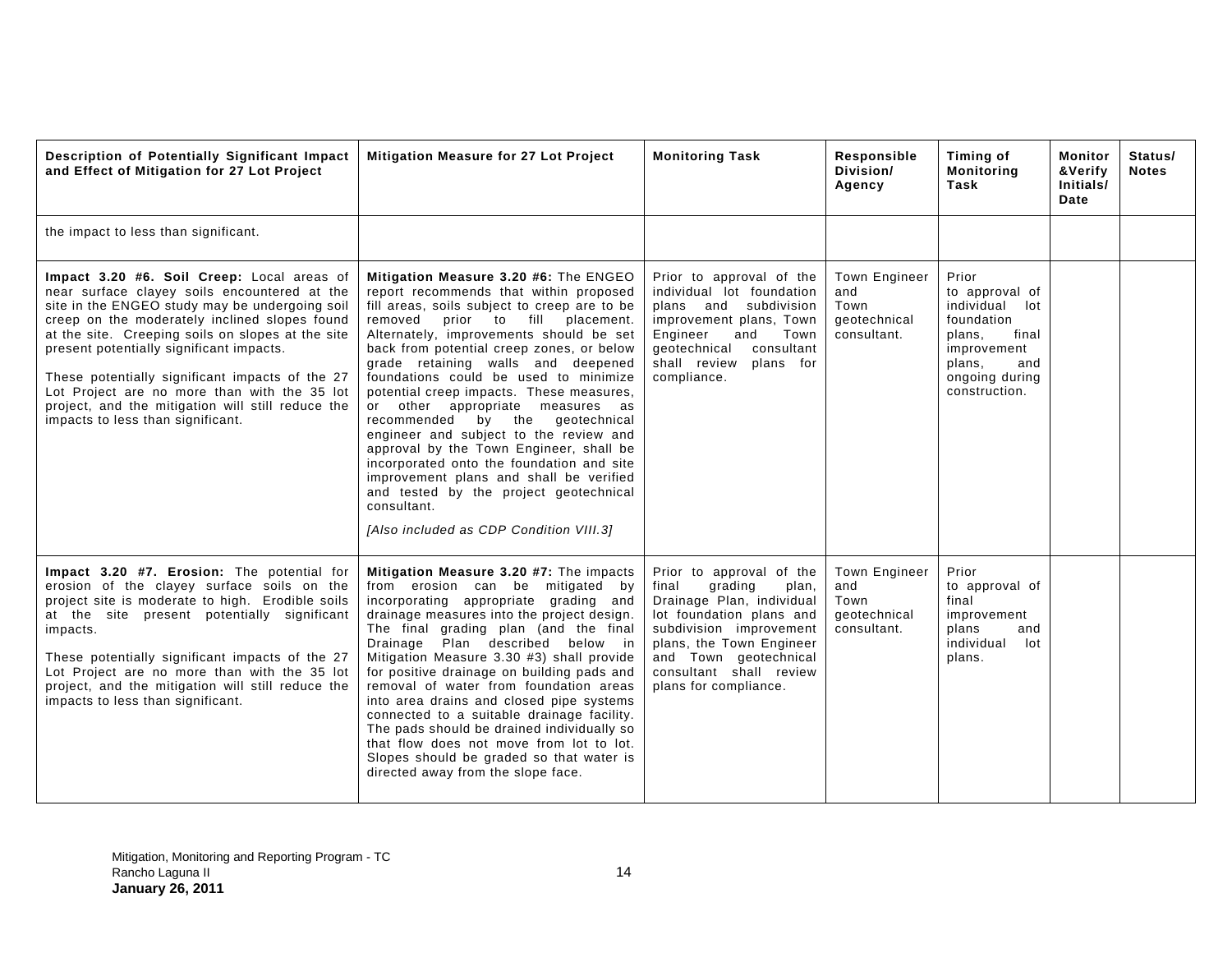| Description of Potentially Significant Impact and Effect of Mitigation for 27 Lot Project | Mitigation Measure for 27 Lot Project | Monitoring Task | Responsible Division/ Agency | Timing of Monitoring Task | Monitor &Verify Initials/ Date | Status/ Notes |
|---|---|---|---|---|---|---|
| the impact to less than significant. | | | | | | |
| **Impact 3.20 #6. Soil Creep:** Local areas of near surface clayey soils encountered at the site in the ENGEO study may be undergoing soil creep on the moderately inclined slopes found at the site. Creeping soils on slopes at the site present potentially significant impacts.<br><br>These potentially significant impacts of the 27 Lot Project are no more than with the 35 lot project, and the mitigation will still reduce the impacts to less than significant. | **Mitigation Measure 3.20 #6:** The ENGEO report recommends that within proposed fill areas, soils subject to creep are to be removed prior to fill placement. Alternately, improvements should be set back from potential creep zones, or below grade retaining walls and deepened foundations could be used to minimize potential creep impacts. These measures, or other appropriate measures as recommended by the geotechnical engineer and subject to the review and approval by the Town Engineer, shall be incorporated onto the foundation and site improvement plans and shall be verified and tested by the project geotechnical consultant.<br><br>*[Also included as CDP Condition VIII.3]* | Prior to approval of the individual lot foundation plans and subdivision improvement plans, Town Engineer and Town geotechnical consultant shall review plans for compliance. | Town Engineer and Town geotechnical consultant. | Prior to approval of individual lot foundation plans, final improvement plans, and ongoing during construction. | | |
| **Impact 3.20 #7. Erosion:** The potential for erosion of the clayey surface soils on the project site is moderate to high. Erodible soils at the site present potentially significant impacts.<br><br>These potentially significant impacts of the 27 Lot Project are no more than with the 35 lot project, and the mitigation will still reduce the impacts to less than significant. | **Mitigation Measure 3.20 #7:** The impacts from erosion can be mitigated by incorporating appropriate grading and drainage measures into the project design. The final grading plan (and the final Drainage Plan described below in Mitigation Measure 3.30 #3) shall provide for positive drainage on building pads and removal of water from foundation areas into area drains and closed pipe systems connected to a suitable drainage facility. The pads should be drained individually so that flow does not move from lot to lot. Slopes should be graded so that water is directed away from the slope face. | Prior to approval of the final grading plan, Drainage Plan, individual lot foundation plans and subdivision improvement plans, the Town Engineer and Town geotechnical consultant shall review plans for compliance. | Town Engineer and Town geotechnical consultant. | Prior to approval of final improvement plans and individual lot plans. | | |

Mitigation, Monitoring and Reporting Program - TC
Rancho Laguna II
**January 26, 2011**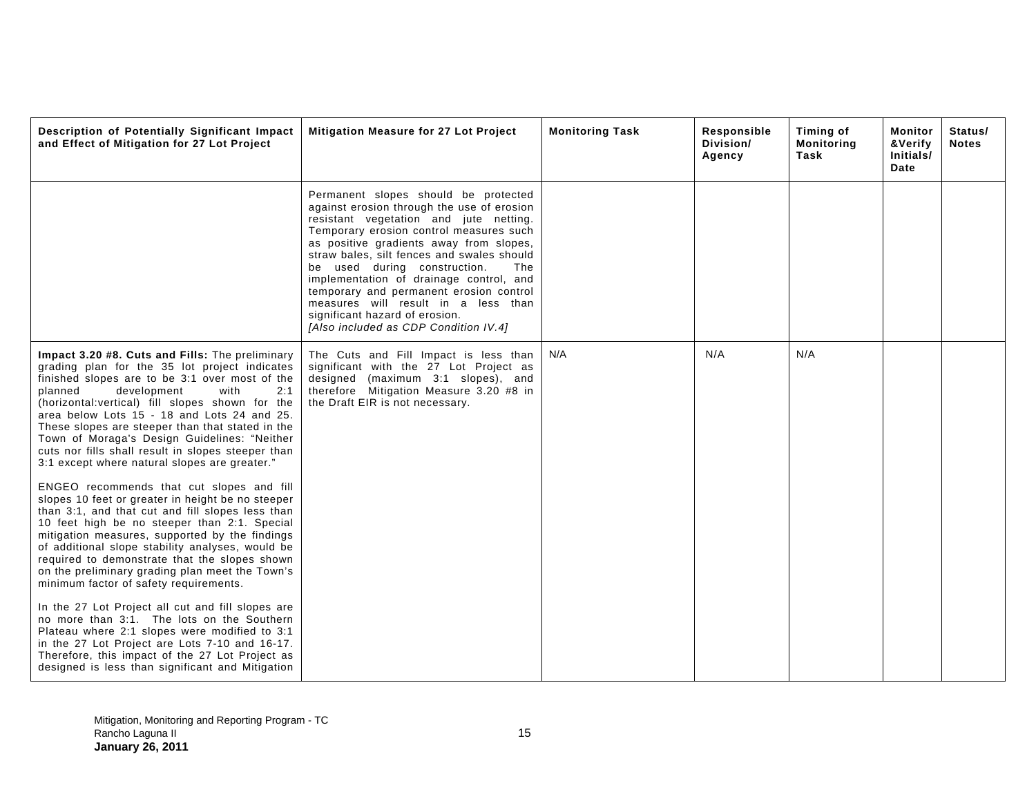| Description of Potentially Significant Impact and Effect of Mitigation for 27 Lot Project | Mitigation Measure for 27 Lot Project | Monitoring Task | Responsible Division/ Agency | Timing of Monitoring Task | Monitor &Verify Initials/ Date | Status/ Notes |
|---|---|---|---|---|---|---|
| | Permanent slopes should be protected against erosion through the use of erosion resistant vegetation and jute netting. Temporary erosion control measures such as positive gradients away from slopes, straw bales, silt fences and swales should be used during construction. The implementation of drainage control, and temporary and permanent erosion control measures will result in a less than significant hazard of erosion. *[Also included as CDP Condition IV.4]* | | | | | |
| **Impact 3.20 #8. Cuts and Fills:** The preliminary grading plan for the 35 lot project indicates finished slopes are to be 3:1 over most of the planned development with 2:1 (horizontal:vertical) fill slopes shown for the area below Lots 15 - 18 and Lots 24 and 25. These slopes are steeper than that stated in the Town of Moraga's Design Guidelines: "Neither cuts nor fills shall result in slopes steeper than 3:1 except where natural slopes are greater."<br><br>ENGEO recommends that cut slopes and fill slopes 10 feet or greater in height be no steeper than 3:1, and that cut and fill slopes less than 10 feet high be no steeper than 2:1. Special mitigation measures, supported by the findings of additional slope stability analyses, would be required to demonstrate that the slopes shown on the preliminary grading plan meet the Town's minimum factor of safety requirements.<br><br>In the 27 Lot Project all cut and fill slopes are no more than 3:1. The lots on the Southern Plateau where 2:1 slopes were modified to 3:1 in the 27 Lot Project are Lots 7-10 and 16-17. Therefore, this impact of the 27 Lot Project as designed is less than significant and Mitigation | The Cuts and Fill Impact is less than significant with the 27 Lot Project as designed (maximum 3:1 slopes), and therefore Mitigation Measure 3.20 #8 in the Draft EIR is not necessary. | N/A | N/A | N/A | | |

Mitigation, Monitoring and Reporting Program - TC
Rancho Laguna II
**January 26, 2011**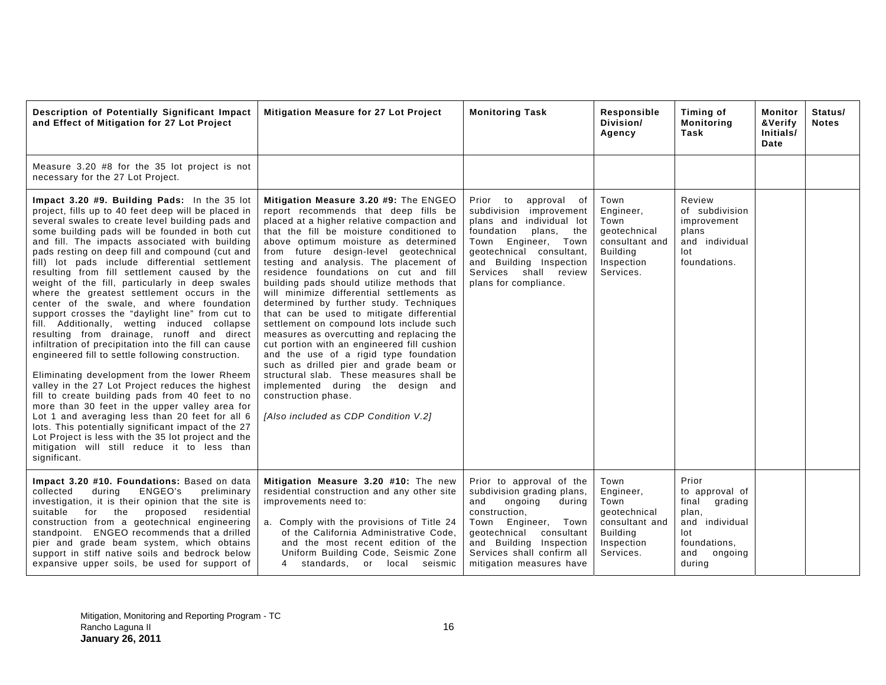| Description of Potentially Significant Impact and Effect of Mitigation for 27 Lot Project | Mitigation Measure for 27 Lot Project | Monitoring Task | Responsible Division/ Agency | Timing of Monitoring Task | Monitor &Verify Initials/ Date | Status/ Notes |
|---|---|---|---|---|---|---|
| Measure 3.20 #8 for the 35 lot project is not necessary for the 27 Lot Project. | | | | | | |
| **Impact 3.20 #9. Building Pads:** In the 35 lot project, fills up to 40 feet deep will be placed in several swales to create level building pads and some building pads will be founded in both cut and fill. The impacts associated with building pads resting on deep fill and compound (cut and fill) lot pads include differential settlement resulting from fill settlement caused by the weight of the fill, particularly in deep swales where the greatest settlement occurs in the center of the swale, and where foundation support crosses the "daylight line" from cut to fill. Additionally, wetting induced collapse resulting from drainage, runoff and direct infiltration of precipitation into the fill can cause engineered fill to settle following construction.<br><br>Eliminating development from the lower Rheem valley in the 27 Lot Project reduces the highest fill to create building pads from 40 feet to no more than 30 feet in the upper valley area for Lot 1 and averaging less than 20 feet for all 6 lots. This potentially significant impact of the 27 Lot Project is less with the 35 lot project and the mitigation will still reduce it to less than significant. | **Mitigation Measure 3.20 #9:** The ENGEO report recommends that deep fills be placed at a higher relative compaction and that the fill be moisture conditioned to above optimum moisture as determined from future design-level geotechnical testing and analysis. The placement of residence foundations on cut and fill building pads should utilize methods that will minimize differential settlements as determined by further study. Techniques that can be used to mitigate differential settlement on compound lots include such measures as overcutting and replacing the cut portion with an engineered fill cushion and the use of a rigid type foundation such as drilled pier and grade beam or structural slab. These measures shall be implemented during the design and construction phase.<br><br>*[Also included as CDP Condition V.2]* | Prior to approval of subdivision improvement plans and individual lot foundation plans, the Town Engineer, Town geotechnical consultant, and Building Inspection Services shall review plans for compliance. | Town Engineer, Town geotechnical consultant and Building Inspection Services. | Review of subdivision improvement plans and individual lot foundations. | | |
| **Impact 3.20 #10. Foundations:** Based on data collected during ENGEO's preliminary investigation, it is their opinion that the site is suitable for the proposed residential construction from a geotechnical engineering standpoint. ENGEO recommends that a drilled pier and grade beam system, which obtains support in stiff native soils and bedrock below expansive upper soils, be used for support of | **Mitigation Measure 3.20 #10:** The new residential construction and any other site improvements need to:<br><br>a. Comply with the provisions of Title 24 of the California Administrative Code, and the most recent edition of the Uniform Building Code, Seismic Zone 4 standards, or local seismic | Prior to approval of the subdivision grading plans, and ongoing during construction, Town Engineer, Town geotechnical consultant and Building Inspection Services shall confirm all mitigation measures have | Town Engineer, Town geotechnical consultant and Building Inspection Services. | Prior to approval of final grading plan, and individual lot foundations, and ongoing during | | |

Mitigation, Monitoring and Reporting Program - TC
Rancho Laguna II
**January 26, 2011**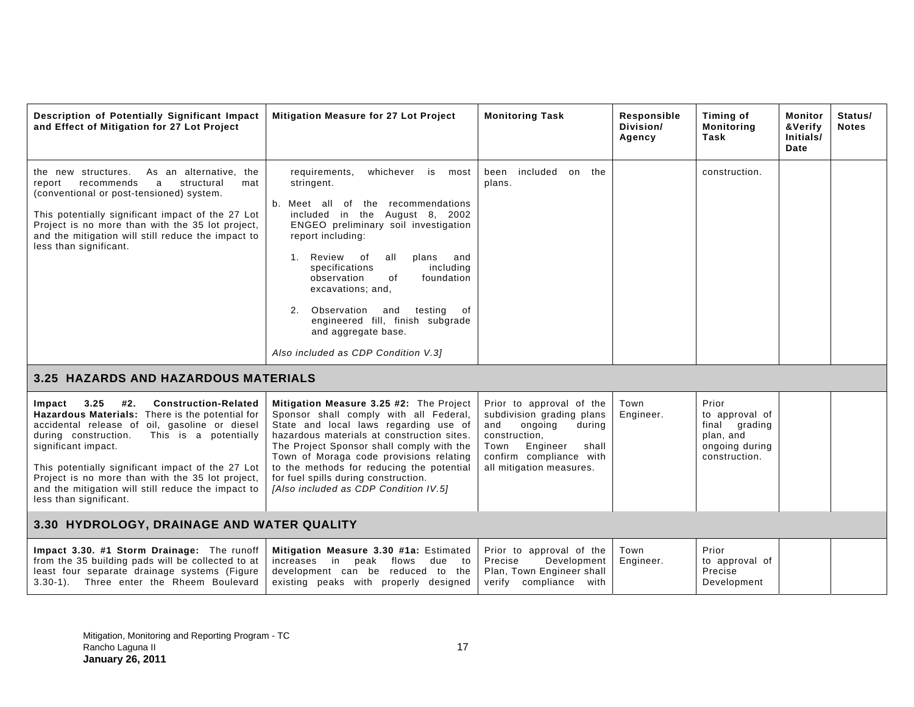| Description of Potentially Significant Impact and Effect of Mitigation for 27 Lot Project | Mitigation Measure for 27 Lot Project | Monitoring Task | Responsible Division/ Agency | Timing of Monitoring Task | Monitor &Verify Initials/ Date | Status/ Notes |
|---|---|---|---|---|---|---|
| the new structures. As an alternative, the report recommends a structural mat (conventional or post-tensioned) system.<br><br>This potentially significant impact of the 27 Lot Project is no more than with the 35 lot project, and the mitigation will still reduce the impact to less than significant. | requirements, whichever is most stringent.<br><br>b. Meet all of the recommendations included in the August 8, 2002 ENGEO preliminary soil investigation report including:<br><br>1. Review of all plans and specifications including observation of foundation excavations; and,<br><br>2. Observation and testing of engineered fill, finish subgrade and aggregate base.<br><br>*Also included as CDP Condition V.3]* | been included on the plans. | | construction. | | |
| **3.25 HAZARDS AND HAZARDOUS MATERIALS** | | | | | | |
| **Impact 3.25 #2. Construction-Related Hazardous Materials:** There is the potential for accidental release of oil, gasoline or diesel during construction. This is a potentially significant impact.<br><br>This potentially significant impact of the 27 Lot Project is no more than with the 35 lot project, and the mitigation will still reduce the impact to less than significant. | **Mitigation Measure 3.25 #2:** The Project Sponsor shall comply with all Federal, State and local laws regarding use of hazardous materials at construction sites. The Project Sponsor shall comply with the Town of Moraga code provisions relating to the methods for reducing the potential for fuel spills during construction.<br>*[Also included as CDP Condition IV.5]* | Prior to approval of the subdivision grading plans and ongoing during construction, Town Engineer shall confirm compliance with all mitigation measures. | Town Engineer. | Prior to approval of final grading plan, and ongoing during construction. | | |
| **3.30 HYDROLOGY, DRAINAGE AND WATER QUALITY** | | | | | | |
| **Impact 3.30. #1 Storm Drainage:** The runoff from the 35 building pads will be collected to at least four separate drainage systems (Figure 3.30-1). Three enter the Rheem Boulevard | **Mitigation Measure 3.30 #1a:** Estimated increases in peak flows due to development can be reduced to the existing peaks with properly designed | Prior to approval of the Precise Development Plan, Town Engineer shall verify compliance with | Town Engineer. | Prior to approval of Precise Development | | |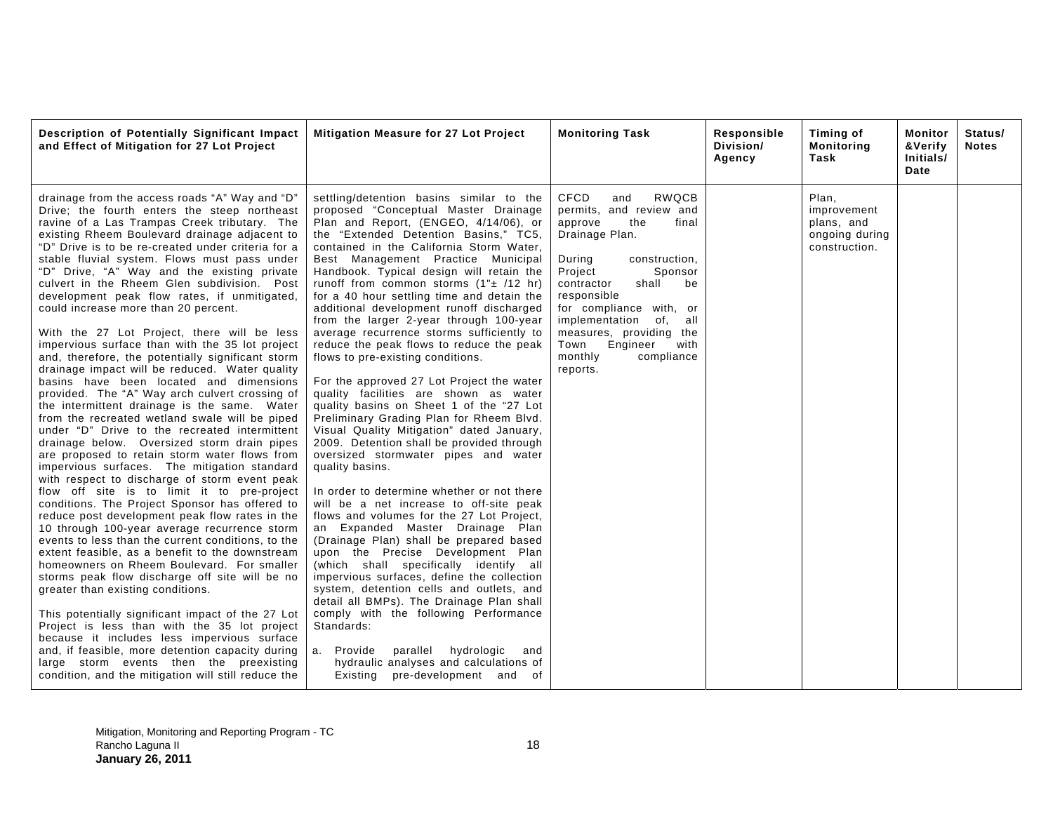| Description of Potentially Significant Impact and Effect of Mitigation for 27 Lot Project | Mitigation Measure for 27 Lot Project | Monitoring Task | Responsible Division/ Agency | Timing of Monitoring Task | Monitor &Verify Initials/ Date | Status/ Notes |
|---|---|---|---|---|---|---|
| drainage from the access roads "A" Way and "D" Drive; the fourth enters the steep northeast ravine of a Las Trampas Creek tributary. The existing Rheem Boulevard drainage adjacent to "D" Drive is to be re-created under criteria for a stable fluvial system. Flows must pass under "D" Drive, "A" Way and the existing private culvert in the Rheem Glen subdivision. Post development peak flow rates, if unmitigated, could increase more than 20 percent.<br><br>With the 27 Lot Project, there will be less impervious surface than with the 35 lot project and, therefore, the potentially significant storm drainage impact will be reduced. Water quality basins have been located and dimensions provided. The "A" Way arch culvert crossing of the intermittent drainage is the same. Water from the recreated wetland swale will be piped under "D" Drive to the recreated intermittent drainage below. Oversized storm drain pipes are proposed to retain storm water flows from impervious surfaces. The mitigation standard with respect to discharge of storm event peak flow off site is to limit it to pre-project conditions. The Project Sponsor has offered to reduce post development peak flow rates in the 10 through 100-year average recurrence storm events to less than the current conditions, to the extent feasible, as a benefit to the downstream homeowners on Rheem Boulevard. For smaller storms peak flow discharge off site will be no greater than existing conditions.<br><br>This potentially significant impact of the 27 Lot Project is less than with the 35 lot project because it includes less impervious surface and, if feasible, more detention capacity during large storm events then the preexisting condition, and the mitigation will still reduce the | settling/detention basins similar to the proposed "Conceptual Master Drainage Plan and Report, (ENGEO, 4/14/06), or the "Extended Detention Basins," TC5, contained in the California Storm Water, Best Management Practice Municipal Handbook. Typical design will retain the runoff from common storms (1"± /12 hr) for a 40 hour settling time and detain the additional development runoff discharged from the larger 2-year through 100-year average recurrence storms sufficiently to reduce the peak flows to reduce the peak flows to pre-existing conditions.<br><br>For the approved 27 Lot Project the water quality facilities are shown as water quality basins on Sheet 1 of the "27 Lot Preliminary Grading Plan for Rheem Blvd. Visual Quality Mitigation" dated January, 2009. Detention shall be provided through oversized stormwater pipes and water quality basins.<br><br>In order to determine whether or not there will be a net increase to off-site peak flows and volumes for the 27 Lot Project, an Expanded Master Drainage Plan (Drainage Plan) shall be prepared based upon the Precise Development Plan (which shall specifically identify all impervious surfaces, define the collection system, detention cells and outlets, and detail all BMPs). The Drainage Plan shall comply with the following Performance Standards:<br><br>a. Provide parallel hydrologic and hydraulic analyses and calculations of Existing pre-development and of | CFCD and RWQCB permits, and review and approve the final Drainage Plan.<br><br>During construction, Project Sponsor contractor shall be responsible for compliance with, or implementation of, all measures, providing the Town Engineer with monthly compliance reports. | | Plan, improvement plans, and ongoing during construction. | | |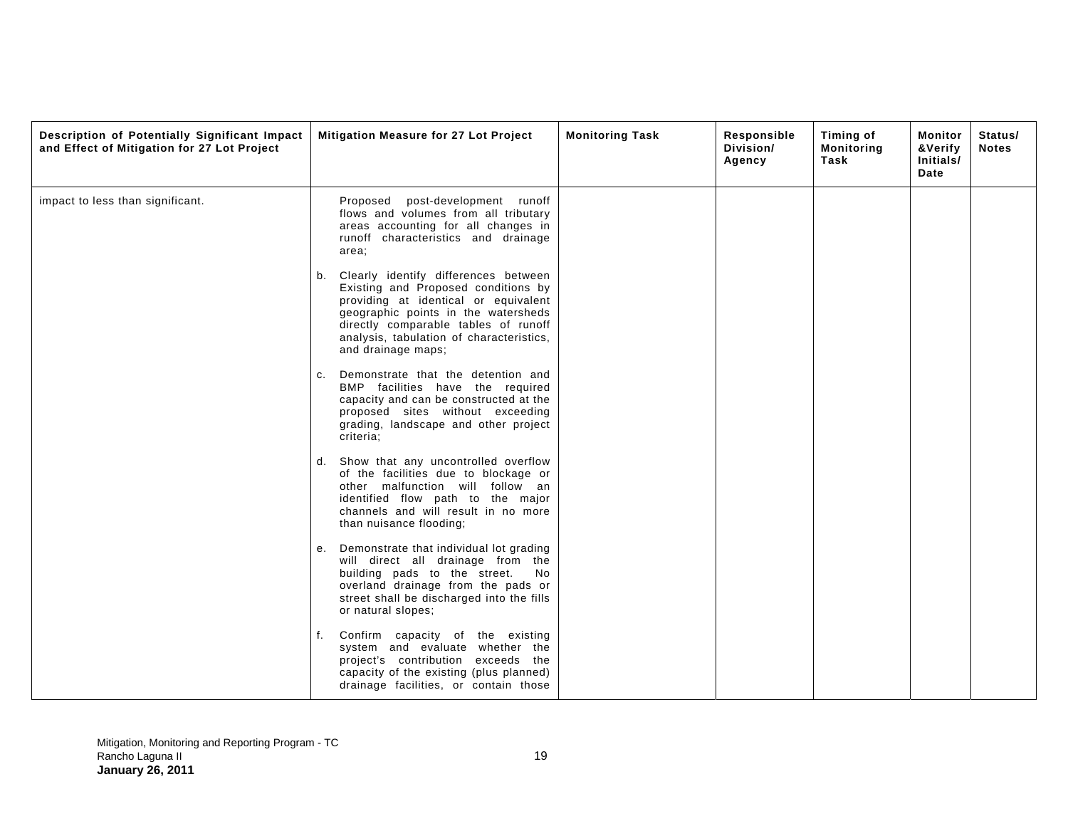| Description of Potentially Significant Impact and Effect of Mitigation for 27 Lot Project | Mitigation Measure for 27 Lot Project | Monitoring Task | Responsible Division/ Agency | Timing of Monitoring Task | Monitor &Verify Initials/ Date | Status/ Notes |
|---|---|---|---|---|---|---|
| impact to less than significant. | Proposed post-development runoff flows and volumes from all tributary areas accounting for all changes in runoff characteristics and drainage area;<br><br>b. Clearly identify differences between Existing and Proposed conditions by providing at identical or equivalent geographic points in the watersheds directly comparable tables of runoff analysis, tabulation of characteristics, and drainage maps;<br><br>c. Demonstrate that the detention and BMP facilities have the required capacity and can be constructed at the proposed sites without exceeding grading, landscape and other project criteria;<br><br>d. Show that any uncontrolled overflow of the facilities due to blockage or other malfunction will follow an identified flow path to the major channels and will result in no more than nuisance flooding;<br><br>e. Demonstrate that individual lot grading will direct all drainage from the building pads to the street. No overland drainage from the pads or street shall be discharged into the fills or natural slopes;<br><br>f. Confirm capacity of the existing system and evaluate whether the project's contribution exceeds the capacity of the existing (plus planned) drainage facilities, or contain those | | | | | |

Mitigation, Monitoring and Reporting Program - TC
Rancho Laguna II
**January 26, 2011**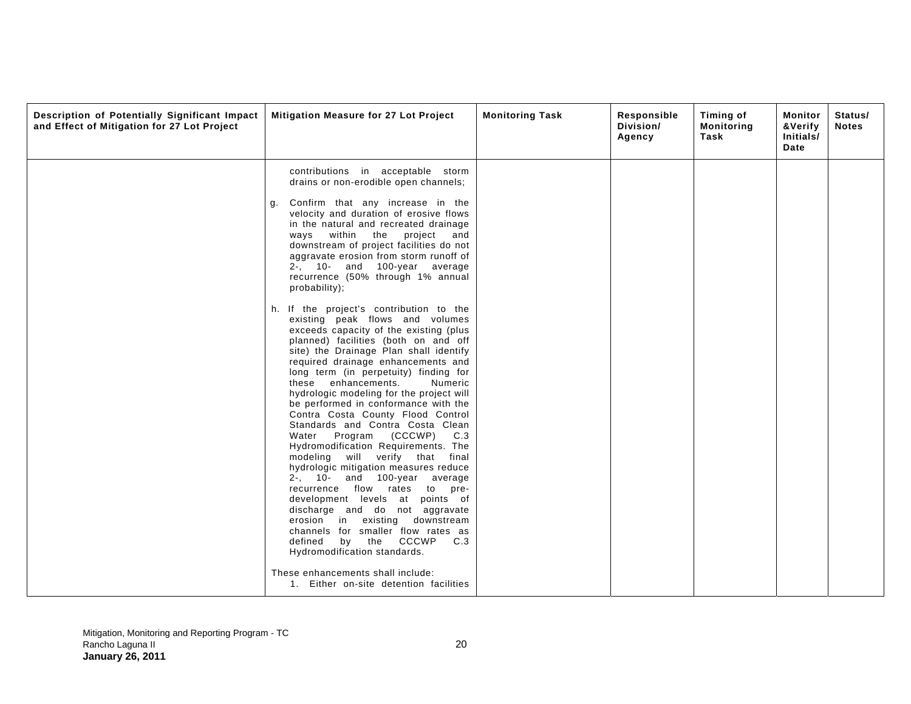| Description of Potentially Significant Impact and Effect of Mitigation for 27 Lot Project | Mitigation Measure for 27 Lot Project | Monitoring Task | Responsible Division/ Agency | Timing of Monitoring Task | Monitor &Verify Initials/ Date | Status/ Notes |
|---|---|---|---|---|---|---|
| | contributions in acceptable storm drains or non-erodible open channels;<br><br>g. Confirm that any increase in the velocity and duration of erosive flows in the natural and recreated drainage ways within the project and downstream of project facilities do not aggravate erosion from storm runoff of 2-, 10- and 100-year average recurrence (50% through 1% annual probability);<br><br>h. If the project's contribution to the existing peak flows and volumes exceeds capacity of the existing (plus planned) facilities (both on and off site) the Drainage Plan shall identify required drainage enhancements and long term (in perpetuity) finding for these enhancements. Numeric hydrologic modeling for the project will be performed in conformance with the Contra Costa County Flood Control Standards and Contra Costa Clean Water Program (CCCWP) C.3 Hydromodification Requirements. The modeling will verify that final hydrologic mitigation measures reduce 2-, 10- and 100-year average recurrence flow rates to pre-development levels at points of discharge and do not aggravate erosion in existing downstream channels for smaller flow rates as defined by the CCCWP C.3 Hydromodification standards.<br><br>These enhancements shall include:<br>1. Either on-site detention facilities | | | | | |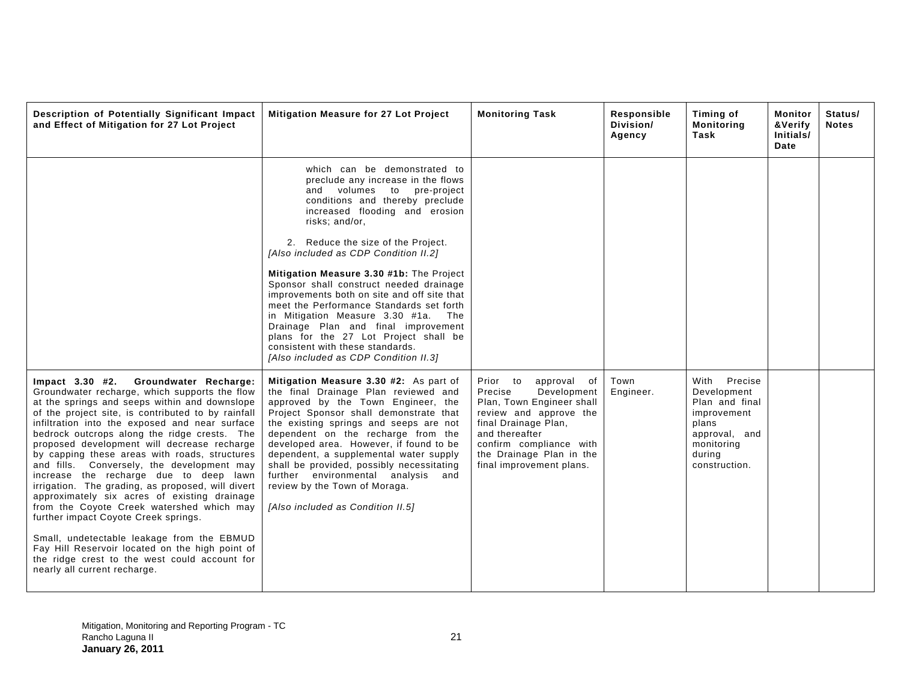| Description of Potentially Significant Impact and Effect of Mitigation for 27 Lot Project | Mitigation Measure for 27 Lot Project | Monitoring Task | Responsible Division/ Agency | Timing of Monitoring Task | Monitor &Verify Initials/ Date | Status/ Notes |
|---|---|---|---|---|---|---|
| | which can be demonstrated to preclude any increase in the flows and volumes to pre-project conditions and thereby preclude increased flooding and erosion risks; and/or,<br><br>2. Reduce the size of the Project.<br>*[Also included as CDP Condition II.2]*<br><br>**Mitigation Measure 3.30 #1b:** The Project Sponsor shall construct needed drainage improvements both on site and off site that meet the Performance Standards set forth in Mitigation Measure 3.30 #1a. The Drainage Plan and final improvement plans for the 27 Lot Project shall be consistent with these standards.<br>*[Also included as CDP Condition II.3]* | | | | | |
| **Impact 3.30 #2. Groundwater Recharge:** Groundwater recharge, which supports the flow at the springs and seeps within and downslope of the project site, is contributed to by rainfall infiltration into the exposed and near surface bedrock outcrops along the ridge crests. The proposed development will decrease recharge by capping these areas with roads, structures and fills. Conversely, the development may increase the recharge due to deep lawn irrigation. The grading, as proposed, will divert approximately six acres of existing drainage from the Coyote Creek watershed which may further impact Coyote Creek springs.<br><br>Small, undetectable leakage from the EBMUD Fay Hill Reservoir located on the high point of the ridge crest to the west could account for nearly all current recharge. | **Mitigation Measure 3.30 #2:** As part of the final Drainage Plan reviewed and approved by the Town Engineer, the Project Sponsor shall demonstrate that the existing springs and seeps are not dependent on the recharge from the developed area. However, if found to be dependent, a supplemental water supply shall be provided, possibly necessitating further environmental analysis and review by the Town of Moraga.<br><br>*[Also included as Condition II.5]* | Prior to approval of Precise Development Plan, Town Engineer shall review and approve the final Drainage Plan, and thereafter confirm compliance with the Drainage Plan in the final improvement plans. | Town Engineer. | With Precise Development Plan and final improvement plans approval, and monitoring during construction. | | |

Mitigation, Monitoring and Reporting Program - TC
Rancho Laguna II
**January 26, 2011**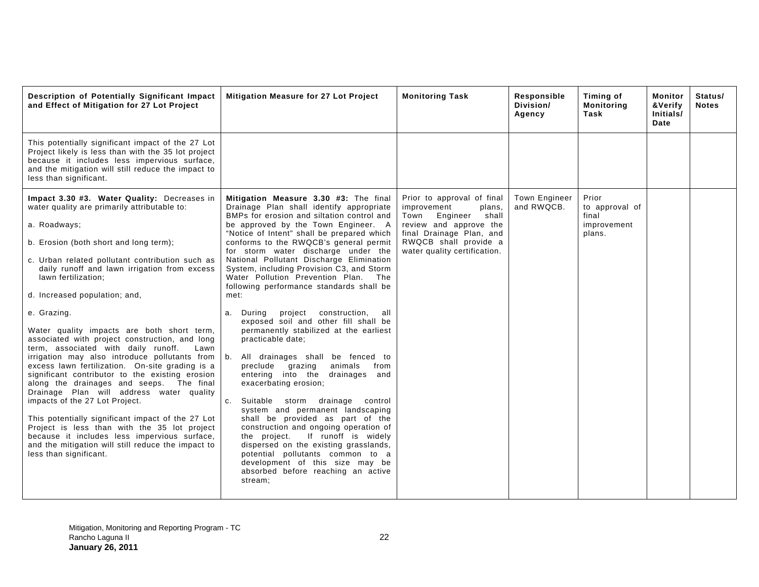| Description of Potentially Significant Impact and Effect of Mitigation for 27 Lot Project | Mitigation Measure for 27 Lot Project | Monitoring Task | Responsible Division/ Agency | Timing of Monitoring Task | Monitor &Verify Initials/ Date | Status/ Notes |
|---|---|---|---|---|---|---|
| This potentially significant impact of the 27 Lot Project likely is less than with the 35 lot project because it includes less impervious surface, and the mitigation will still reduce the impact to less than significant. | | | | | | |
| **Impact 3.30 #3. Water Quality:** Decreases in water quality are primarily attributable to:<br><br>a. Roadways;<br><br>b. Erosion (both short and long term);<br><br>c. Urban related pollutant contribution such as daily runoff and lawn irrigation from excess lawn fertilization;<br><br>d. Increased population; and,<br><br>e. Grazing.<br><br>Water quality impacts are both short term, associated with project construction, and long term, associated with daily runoff. Lawn irrigation may also introduce pollutants from excess lawn fertilization. On-site grading is a significant contributor to the existing erosion along the drainages and seeps. The final Drainage Plan will address water quality impacts of the 27 Lot Project.<br><br>This potentially significant impact of the 27 Lot Project is less than with the 35 lot project because it includes less impervious surface, and the mitigation will still reduce the impact to less than significant. | **Mitigation Measure 3.30 #3:** The final Drainage Plan shall identify appropriate BMPs for erosion and siltation control and be approved by the Town Engineer. A "Notice of Intent" shall be prepared which conforms to the RWQCB's general permit for storm water discharge under the National Pollutant Discharge Elimination System, including Provision C3, and Storm Water Pollution Prevention Plan. The following performance standards shall be met:<br><br>a. During project construction, all exposed soil and other fill shall be permanently stabilized at the earliest practicable date;<br><br>b. All drainages shall be fenced to preclude grazing animals from entering into the drainages and exacerbating erosion;<br><br>c. Suitable storm drainage control system and permanent landscaping shall be provided as part of the construction and ongoing operation of the project. If runoff is widely dispersed on the existing grasslands, potential pollutants common to a development of this size may be absorbed before reaching an active stream; | Prior to approval of final improvement plans, Town Engineer shall review and approve the final Drainage Plan, and RWQCB shall provide a water quality certification. | Town Engineer and RWQCB. | Prior to approval of final improvement plans. | | |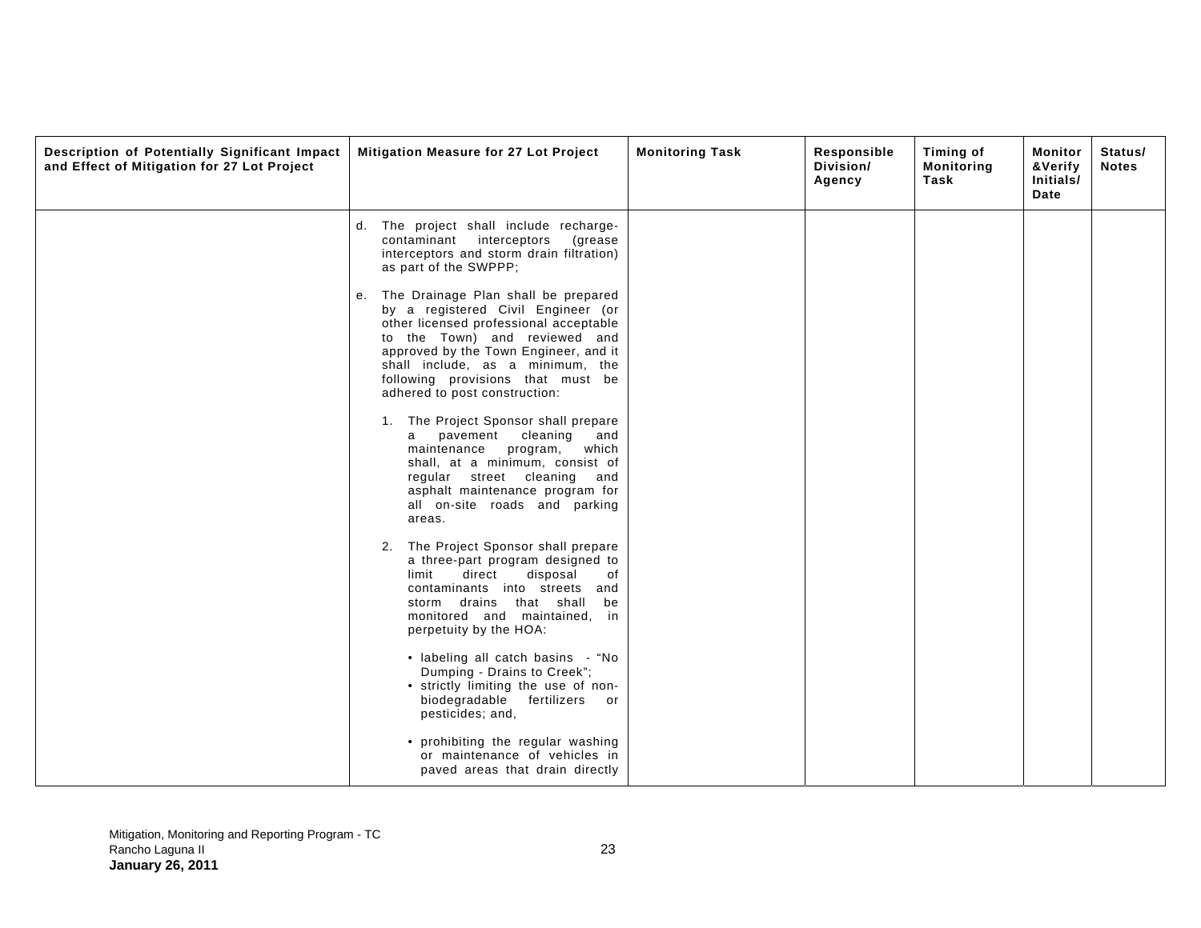| Description of Potentially Significant Impact and Effect of Mitigation for 27 Lot Project | Mitigation Measure for 27 Lot Project | Monitoring Task | Responsible Division/ Agency | Timing of Monitoring Task | Monitor &Verify Initials/ Date | Status/ Notes |
|---|---|---|---|---|---|---|
| | d. The project shall include recharge-contaminant interceptors (grease interceptors and storm drain filtration) as part of the SWPPP;<br><br>e. The Drainage Plan shall be prepared by a registered Civil Engineer (or other licensed professional acceptable to the Town) and reviewed and approved by the Town Engineer, and it shall include, as a minimum, the following provisions that must be adhered to post construction:<br><br>1. The Project Sponsor shall prepare a pavement cleaning and maintenance program, which shall, at a minimum, consist of regular street cleaning and asphalt maintenance program for all on-site roads and parking areas.<br><br>2. The Project Sponsor shall prepare a three-part program designed to limit direct disposal of contaminants into streets and storm drains that shall be monitored and maintained, in perpetuity by the HOA:<br><br>• labeling all catch basins - "No Dumping - Drains to Creek";<br>• strictly limiting the use of non-biodegradable fertilizers or pesticides; and,<br><br>• prohibiting the regular washing or maintenance of vehicles in paved areas that drain directly | | | | | |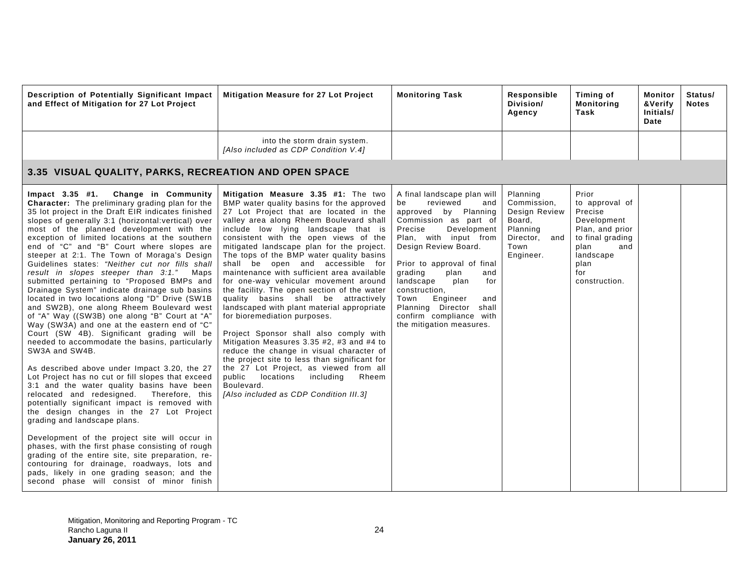| Description of Potentially Significant Impact and Effect of Mitigation for 27 Lot Project | Mitigation Measure for 27 Lot Project | Monitoring Task | Responsible Division/ Agency | Timing of Monitoring Task | Monitor &Verify Initials/ Date | Status/ Notes |
|---|---|---|---|---|---|---|
| | into the storm drain system. *[Also included as CDP Condition V.4]* | | | | | |
| **3.35 VISUAL QUALITY, PARKS, RECREATION AND OPEN SPACE** | | | | | | |
| **Impact 3.35 #1. Change in Community Character:** The preliminary grading plan for the 35 lot project in the Draft EIR indicates finished slopes of generally 3:1 (horizontal:vertical) over most of the planned development with the exception of limited locations at the southern end of "C" and "B" Court where slopes are steeper at 2:1. The Town of Moraga's Design Guidelines states: *"Neither cut nor fills shall result in slopes steeper than 3:1."* Maps submitted pertaining to "Proposed BMPs and Drainage System" indicate drainage sub basins located in two locations along "D" Drive (SW1B and SW2B), one along Rheem Boulevard west of "A" Way ((SW3B) one along "B" Court at "A" Way (SW3A) and one at the eastern end of "C" Court (SW 4B). Significant grading will be needed to accommodate the basins, particularly SW3A and SW4B.<br><br>As described above under Impact 3.20, the 27 Lot Project has no cut or fill slopes that exceed 3:1 and the water quality basins have been relocated and redesigned. Therefore, this potentially significant impact is removed with the design changes in the 27 Lot Project grading and landscape plans.<br><br>Development of the project site will occur in phases, with the first phase consisting of rough grading of the entire site, site preparation, re-contouring for drainage, roadways, lots and pads, likely in one grading season; and the second phase will consist of minor finish | **Mitigation Measure 3.35 #1:** The two BMP water quality basins for the approved 27 Lot Project that are located in the valley area along Rheem Boulevard shall include low lying landscape that is consistent with the open views of the mitigated landscape plan for the project. The tops of the BMP water quality basins shall be open and accessible for maintenance with sufficient area available for one-way vehicular movement around the facility. The open section of the water quality basins shall be attractively landscaped with plant material appropriate for bioremediation purposes.<br><br>Project Sponsor shall also comply with Mitigation Measures 3.35 #2, #3 and #4 to reduce the change in visual character of the project site to less than significant for the 27 Lot Project, as viewed from all public locations including Rheem Boulevard.<br>*[Also included as CDP Condition III.3]* | A final landscape plan will be reviewed and approved by Planning Commission as part of Precise Development Plan, with input from Design Review Board.<br><br>Prior to approval of final grading plan and landscape plan for construction, Town Engineer and Planning Director shall confirm compliance with the mitigation measures. | Planning Commission, Design Review Board, Planning Director, and Town Engineer. | Prior to approval of Precise Development Plan, and prior to final grading plan and landscape plan for construction. | | |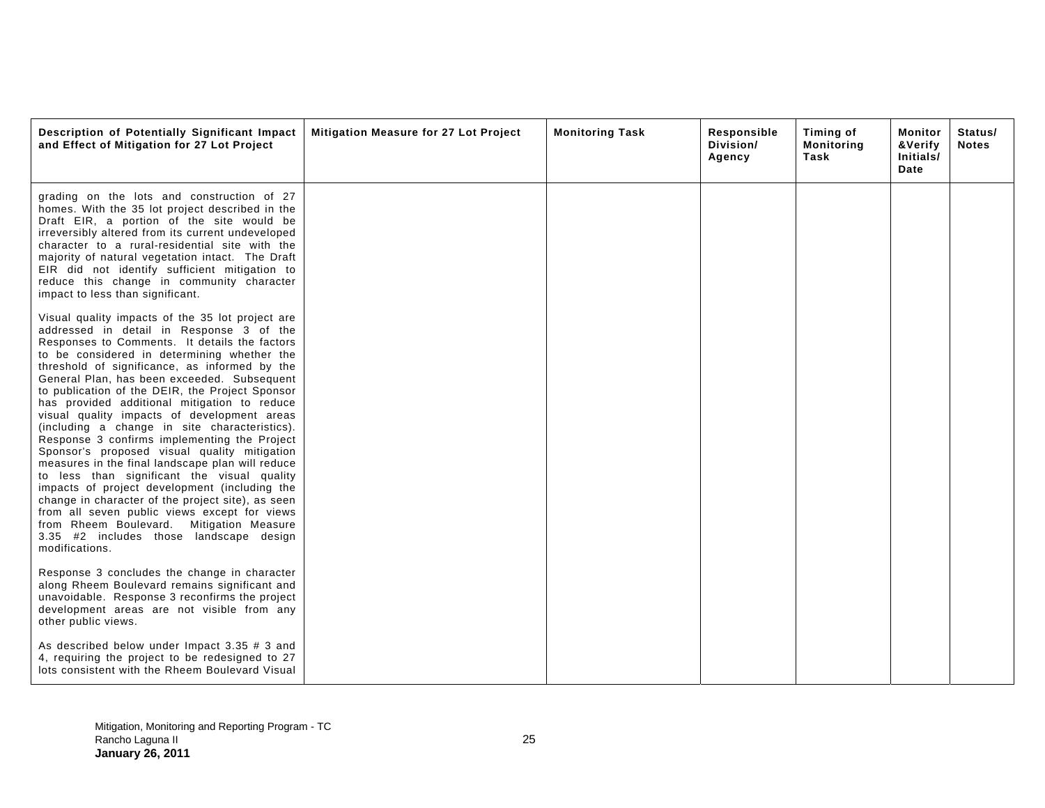| Description of Potentially Significant Impact and Effect of Mitigation for 27 Lot Project | Mitigation Measure for 27 Lot Project | Monitoring Task | Responsible Division/ Agency | Timing of Monitoring Task | Monitor &Verify Initials/ Date | Status/ Notes |
|---|---|---|---|---|---|---|
| grading on the lots and construction of 27 homes. With the 35 lot project described in the Draft EIR, a portion of the site would be irreversibly altered from its current undeveloped character to a rural-residential site with the majority of natural vegetation intact. The Draft EIR did not identify sufficient mitigation to reduce this change in community character impact to less than significant.<br><br>Visual quality impacts of the 35 lot project are addressed in detail in Response 3 of the Responses to Comments. It details the factors to be considered in determining whether the threshold of significance, as informed by the General Plan, has been exceeded. Subsequent to publication of the DEIR, the Project Sponsor has provided additional mitigation to reduce visual quality impacts of development areas (including a change in site characteristics). Response 3 confirms implementing the Project Sponsor's proposed visual quality mitigation measures in the final landscape plan will reduce to less than significant the visual quality impacts of project development (including the change in character of the project site), as seen from all seven public views except for views from Rheem Boulevard. Mitigation Measure 3.35 #2 includes those landscape design modifications.<br><br>Response 3 concludes the change in character along Rheem Boulevard remains significant and unavoidable. Response 3 reconfirms the project development areas are not visible from any other public views.<br><br>As described below under Impact 3.35 # 3 and 4, requiring the project to be redesigned to 27 lots consistent with the Rheem Boulevard Visual | | | | | | |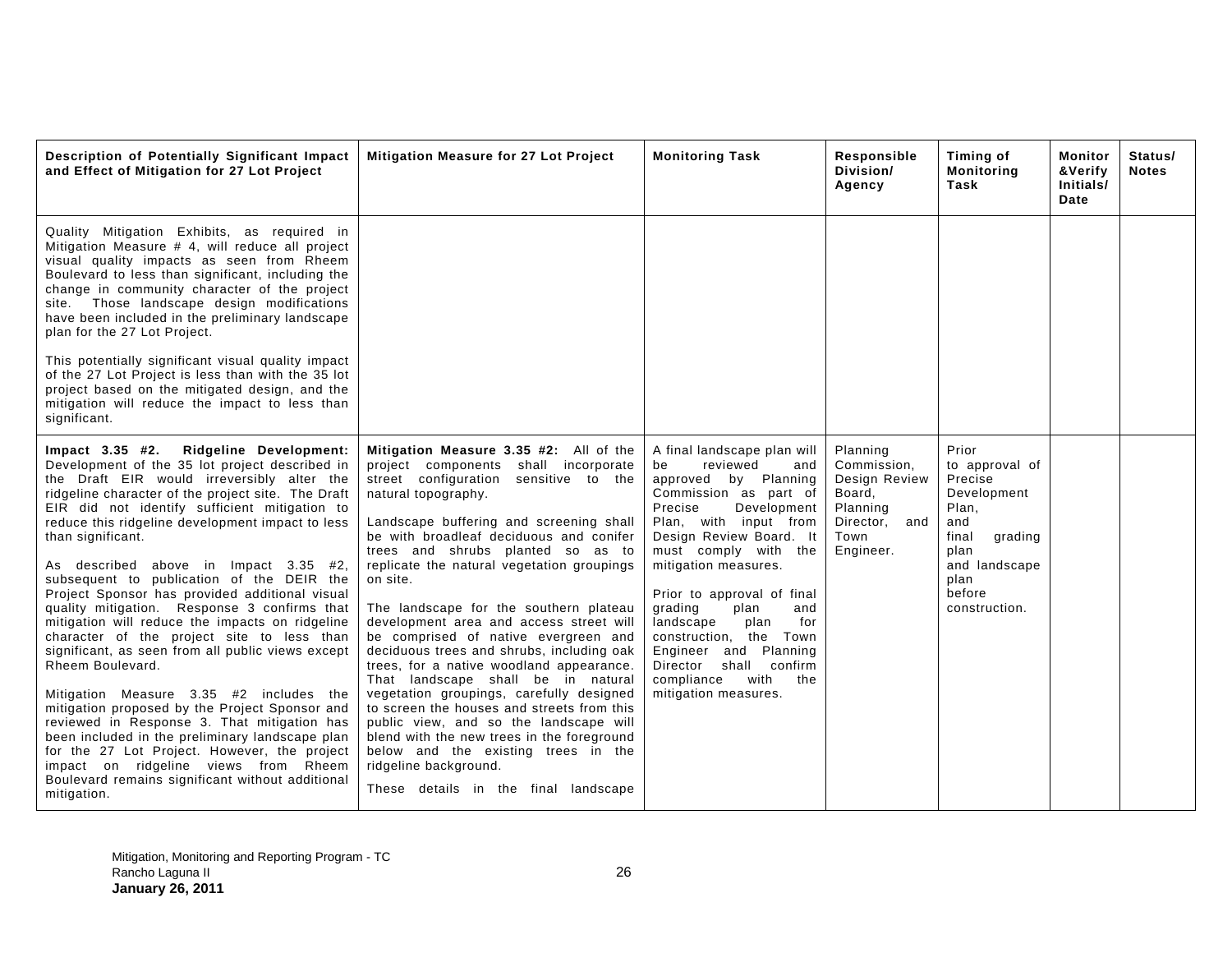| Description of Potentially Significant Impact and Effect of Mitigation for 27 Lot Project | Mitigation Measure for 27 Lot Project | Monitoring Task | Responsible Division/ Agency | Timing of Monitoring Task | Monitor &Verify Initials/ Date | Status/ Notes |
|---|---|---|---|---|---|---|
| Quality Mitigation Exhibits, as required in Mitigation Measure # 4, will reduce all project visual quality impacts as seen from Rheem Boulevard to less than significant, including the change in community character of the project site. Those landscape design modifications have been included in the preliminary landscape plan for the 27 Lot Project.<br><br>This potentially significant visual quality impact of the 27 Lot Project is less than with the 35 lot project based on the mitigated design, and the mitigation will reduce the impact to less than significant. | | | | | | |
| **Impact 3.35 #2. Ridgeline Development:** Development of the 35 lot project described in the Draft EIR would irreversibly alter the ridgeline character of the project site. The Draft EIR did not identify sufficient mitigation to reduce this ridgeline development impact to less than significant.<br><br>As described above in Impact 3.35 #2, subsequent to publication of the DEIR the Project Sponsor has provided additional visual quality mitigation. Response 3 confirms that mitigation will reduce the impacts on ridgeline character of the project site to less than significant, as seen from all public views except Rheem Boulevard.<br><br>Mitigation Measure 3.35 #2 includes the mitigation proposed by the Project Sponsor and reviewed in Response 3. That mitigation has been included in the preliminary landscape plan for the 27 Lot Project. However, the project impact on ridgeline views from Rheem Boulevard remains significant without additional mitigation. | **Mitigation Measure 3.35 #2:** All of the project components shall incorporate street configuration sensitive to the natural topography.<br><br>Landscape buffering and screening shall be with broadleaf deciduous and conifer trees and shrubs planted so as to replicate the natural vegetation groupings on site.<br><br>The landscape for the southern plateau development area and access street will be comprised of native evergreen and deciduous trees and shrubs, including oak trees, for a native woodland appearance. That landscape shall be in natural vegetation groupings, carefully designed to screen the houses and streets from this public view, and so the landscape will blend with the new trees in the foreground below and the existing trees in the ridgeline background.<br><br>These details in the final landscape | A final landscape plan will be reviewed and approved by Planning Commission as part of Precise Development Plan, with input from Design Review Board. It must comply with the mitigation measures.<br><br>Prior to approval of final grading plan and landscape plan for construction, the Town Engineer and Planning Director shall confirm compliance with the mitigation measures. | Planning Commission, Design Review Board, Planning Director, and Town Engineer. | Prior to approval of Precise Development Plan, and final grading plan and landscape plan before construction. | | |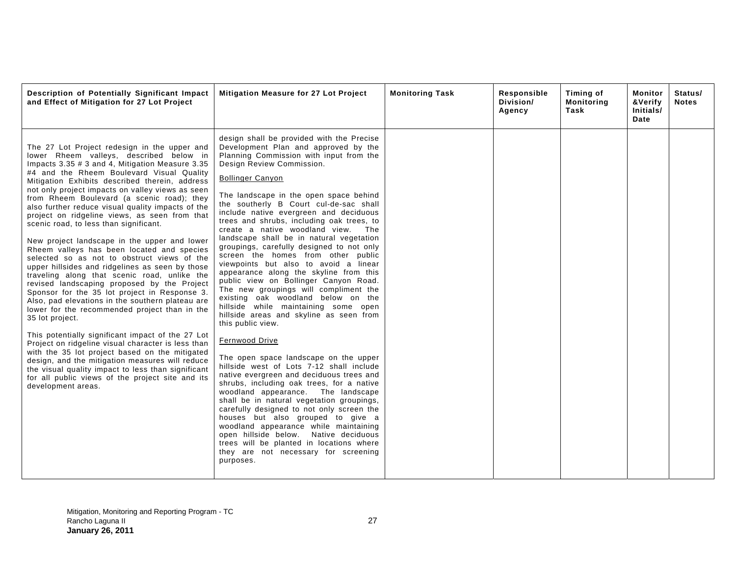| Description of Potentially Significant Impact and Effect of Mitigation for 27 Lot Project | Mitigation Measure for 27 Lot Project | Monitoring Task | Responsible Division/ Agency | Timing of Monitoring Task | Monitor &Verify Initials/ Date | Status/ Notes |
|---|---|---|---|---|---|---|
| The 27 Lot Project redesign in the upper and lower Rheem valleys, described below in Impacts 3.35 # 3 and 4, Mitigation Measure 3.35 #4 and the Rheem Boulevard Visual Quality Mitigation Exhibits described therein, address not only project impacts on valley views as seen from Rheem Boulevard (a scenic road); they also further reduce visual quality impacts of the project on ridgeline views, as seen from that scenic road, to less than significant.<br><br>New project landscape in the upper and lower Rheem valleys has been located and species selected so as not to obstruct views of the upper hillsides and ridgelines as seen by those traveling along that scenic road, unlike the revised landscaping proposed by the Project Sponsor for the 35 lot project in Response 3. Also, pad elevations in the southern plateau are lower for the recommended project than in the 35 lot project.<br><br>This potentially significant impact of the 27 Lot Project on ridgeline visual character is less than with the 35 lot project based on the mitigated design, and the mitigation measures will reduce the visual quality impact to less than significant for all public views of the project site and its development areas. | design shall be provided with the Precise Development Plan and approved by the Planning Commission with input from the Design Review Commission.<br><br><u>Bollinger Canyon</u><br><br>The landscape in the open space behind the southerly B Court cul-de-sac shall include native evergreen and deciduous trees and shrubs, including oak trees, to create a native woodland view. The landscape shall be in natural vegetation groupings, carefully designed to not only screen the homes from other public viewpoints but also to avoid a linear appearance along the skyline from this public view on Bollinger Canyon Road. The new groupings will compliment the existing oak woodland below on the hillside while maintaining some open hillside areas and skyline as seen from this public view.<br><br><u>Fernwood Drive</u><br><br>The open space landscape on the upper hillside west of Lots 7-12 shall include native evergreen and deciduous trees and shrubs, including oak trees, for a native woodland appearance. The landscape shall be in natural vegetation groupings, carefully designed to not only screen the houses but also grouped to give a woodland appearance while maintaining open hillside below. Native deciduous trees will be planted in locations where they are not necessary for screening purposes. | | | | | |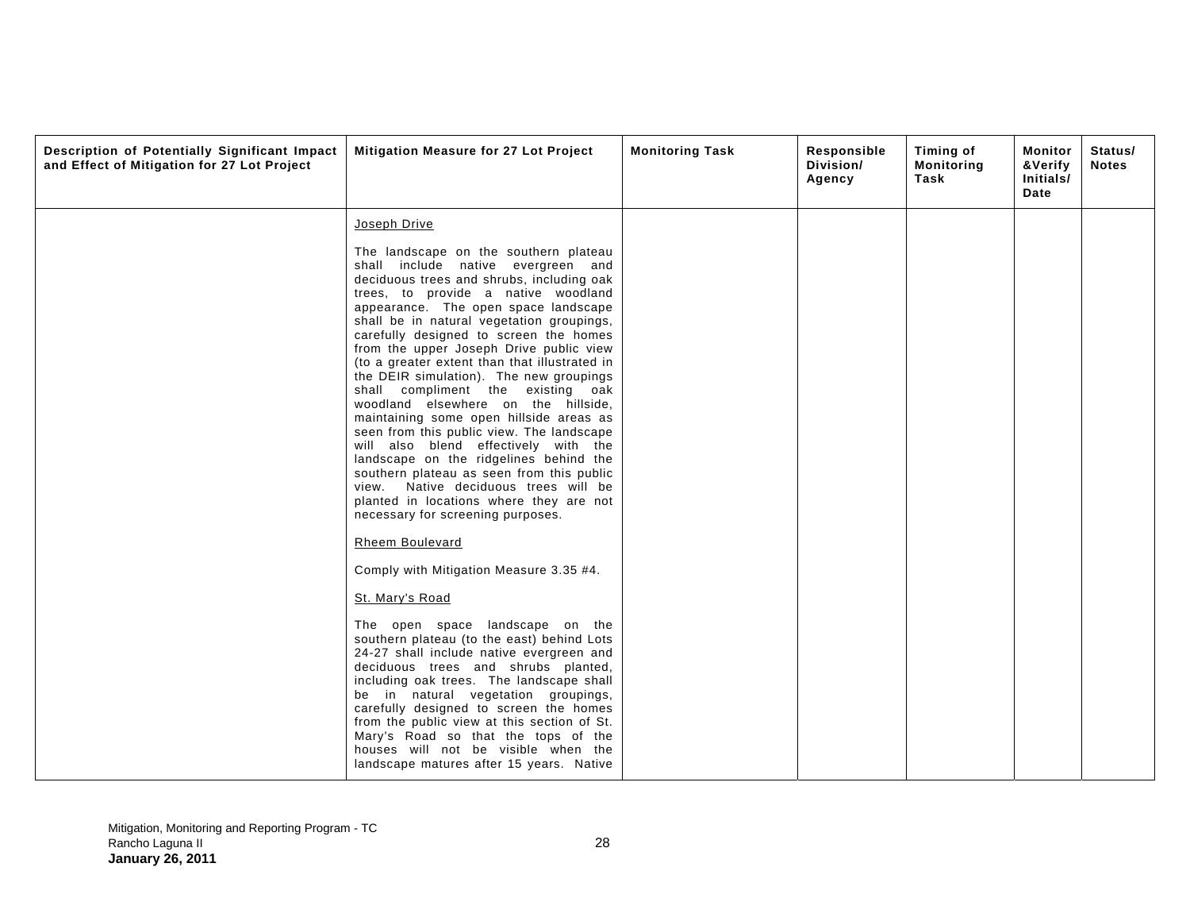| Description of Potentially Significant Impact and Effect of Mitigation for 27 Lot Project | Mitigation Measure for 27 Lot Project | Monitoring Task | Responsible Division/ Agency | Timing of Monitoring Task | Monitor &Verify Initials/ Date | Status/ Notes |
|---|---|---|---|---|---|---|
| | Joseph Drive<br><br>The landscape on the southern plateau shall include native evergreen and deciduous trees and shrubs, including oak trees, to provide a native woodland appearance. The open space landscape shall be in natural vegetation groupings, carefully designed to screen the homes from the upper Joseph Drive public view (to a greater extent than that illustrated in the DEIR simulation). The new groupings shall compliment the existing oak woodland elsewhere on the hillside, maintaining some open hillside areas as seen from this public view. The landscape will also blend effectively with the landscape on the ridgelines behind the southern plateau as seen from this public view. Native deciduous trees will be planted in locations where they are not necessary for screening purposes.<br><br>Rheem Boulevard<br><br>Comply with Mitigation Measure 3.35 #4.<br><br>St. Mary's Road<br><br>The open space landscape on the southern plateau (to the east) behind Lots 24-27 shall include native evergreen and deciduous trees and shrubs planted, including oak trees. The landscape shall be in natural vegetation groupings, carefully designed to screen the homes from the public view at this section of St. Mary's Road so that the tops of the houses will not be visible when the landscape matures after 15 years. Native | | | | | |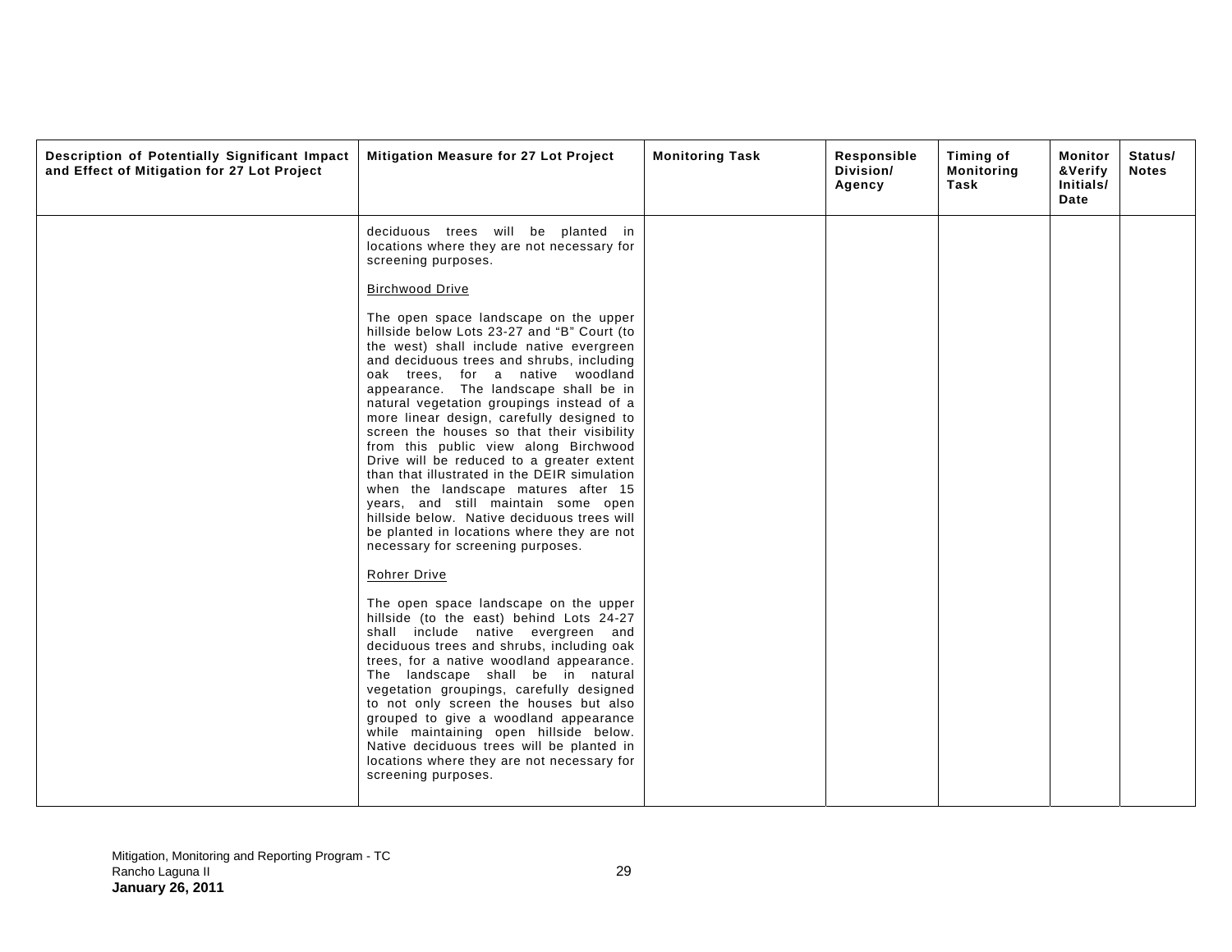| Description of Potentially Significant Impact and Effect of Mitigation for 27 Lot Project | Mitigation Measure for 27 Lot Project | Monitoring Task | Responsible Division/ Agency | Timing of Monitoring Task | Monitor &Verify Initials/ Date | Status/ Notes |
|---|---|---|---|---|---|---|
| | deciduous trees will be planted in locations where they are not necessary for screening purposes.<br><br><u>Birchwood Drive</u><br><br>The open space landscape on the upper hillside below Lots 23-27 and "B" Court (to the west) shall include native evergreen and deciduous trees and shrubs, including oak trees, for a native woodland appearance. The landscape shall be in natural vegetation groupings instead of a more linear design, carefully designed to screen the houses so that their visibility from this public view along Birchwood Drive will be reduced to a greater extent than that illustrated in the DEIR simulation when the landscape matures after 15 years, and still maintain some open hillside below. Native deciduous trees will be planted in locations where they are not necessary for screening purposes.<br><br><u>Rohrer Drive</u><br><br>The open space landscape on the upper hillside (to the east) behind Lots 24-27 shall include native evergreen and deciduous trees and shrubs, including oak trees, for a native woodland appearance. The landscape shall be in natural vegetation groupings, carefully designed to not only screen the houses but also grouped to give a woodland appearance while maintaining open hillside below. Native deciduous trees will be planted in locations where they are not necessary for screening purposes. | | | | | |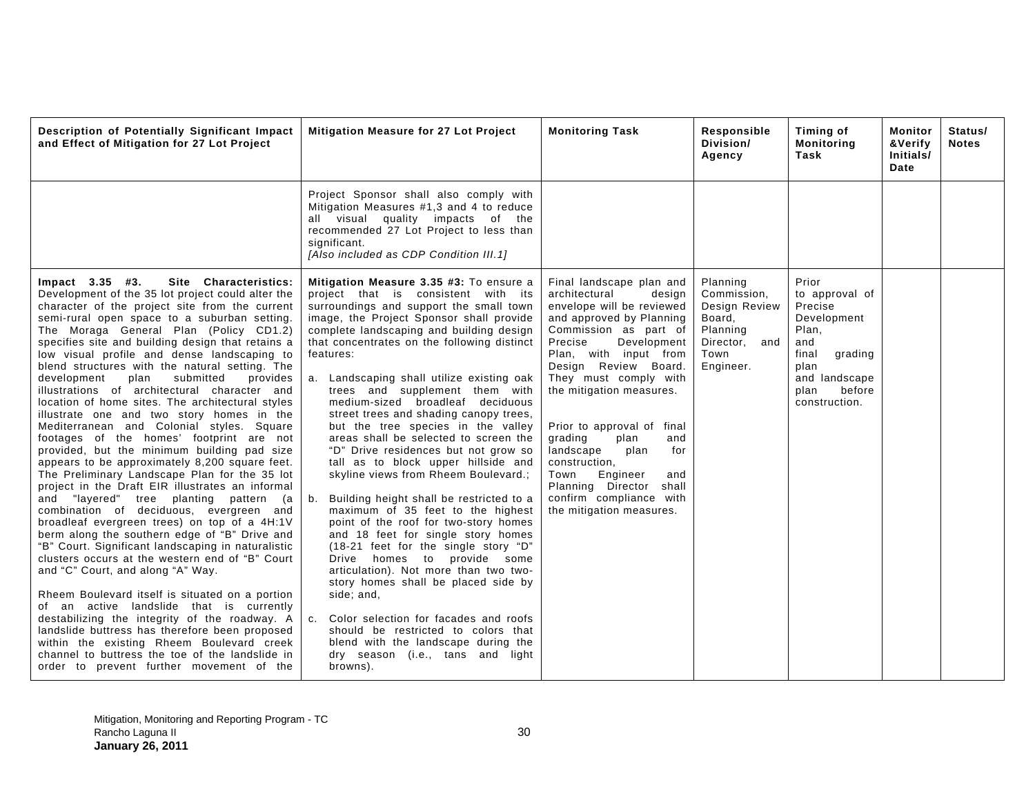| Description of Potentially Significant Impact and Effect of Mitigation for 27 Lot Project | Mitigation Measure for 27 Lot Project | Monitoring Task | Responsible Division/ Agency | Timing of Monitoring Task | Monitor &Verify Initials/ Date | Status/ Notes |
|---|---|---|---|---|---|---|
| | Project Sponsor shall also comply with Mitigation Measures #1,3 and 4 to reduce all visual quality impacts of the recommended 27 Lot Project to less than significant. *[Also included as CDP Condition III.1]* | | | | | |
| **Impact 3.35 #3. Site Characteristics:** Development of the 35 lot project could alter the character of the project site from the current semi-rural open space to a suburban setting. The Moraga General Plan (Policy CD1.2) specifies site and building design that retains a low visual profile and dense landscaping to blend structures with the natural setting. The development plan submitted provides illustrations of architectural character and location of home sites. The architectural styles illustrate one and two story homes in the Mediterranean and Colonial styles. Square footages of the homes' footprint are not provided, but the minimum building pad size appears to be approximately 8,200 square feet. The Preliminary Landscape Plan for the 35 lot project in the Draft EIR illustrates an informal and "layered" tree planting pattern (a combination of deciduous, evergreen and broadleaf evergreen trees) on top of a 4H:1V berm along the southern edge of "B" Drive and "B" Court. Significant landscaping in naturalistic clusters occurs at the western end of "B" Court and "C" Court, and along "A" Way.<br><br>Rheem Boulevard itself is situated on a portion of an active landslide that is currently destabilizing the integrity of the roadway. A landslide buttress has therefore been proposed within the existing Rheem Boulevard creek channel to buttress the toe of the landslide in order to prevent further movement of the | **Mitigation Measure 3.35 #3:** To ensure a project that is consistent with its surroundings and support the small town image, the Project Sponsor shall provide complete landscaping and building design that concentrates on the following distinct features:<br><br>a. Landscaping shall utilize existing oak trees and supplement them with medium-sized broadleaf deciduous street trees and shading canopy trees, but the tree species in the valley areas shall be selected to screen the "D" Drive residences but not grow so tall as to block upper hillside and skyline views from Rheem Boulevard.;<br><br>b. Building height shall be restricted to a maximum of 35 feet to the highest point of the roof for two-story homes and 18 feet for single story homes (18-21 feet for the single story "D" Drive homes to provide some articulation). Not more than two two-story homes shall be placed side by side; and,<br><br>c. Color selection for facades and roofs should be restricted to colors that blend with the landscape during the dry season (i.e., tans and light browns). | Final landscape plan and architectural design envelope will be reviewed and approved by Planning Commission as part of Precise Development Plan, with input from Design Review Board. They must comply with the mitigation measures.<br><br>Prior to approval of final grading plan and landscape plan for construction, Town Engineer and Planning Director shall confirm compliance with the mitigation measures. | Planning Commission, Design Review Board, Planning Director, and Town Engineer. | Prior to approval of Precise Development Plan, and final grading plan and landscape plan before construction. | | |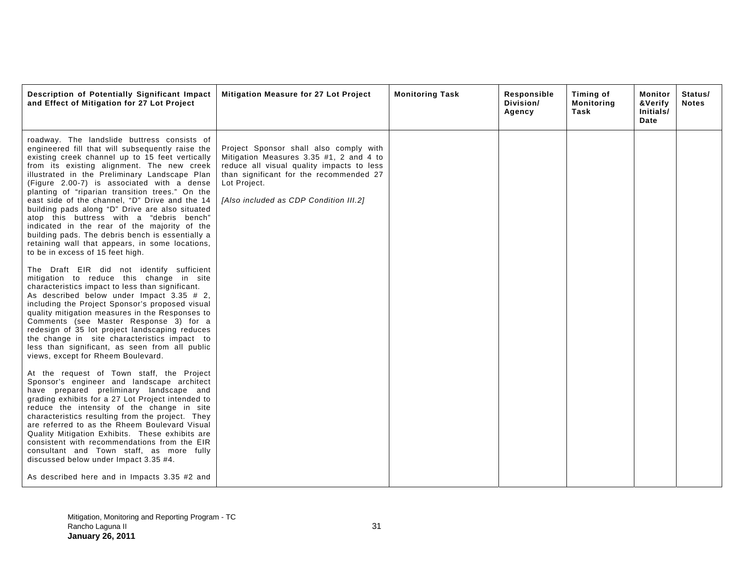| Description of Potentially Significant Impact and Effect of Mitigation for 27 Lot Project | Mitigation Measure for 27 Lot Project | Monitoring Task | Responsible Division/ Agency | Timing of Monitoring Task | Monitor &Verify Initials/ Date | Status/ Notes |
|---|---|---|---|---|---|---|
| roadway. The landslide buttress consists of engineered fill that will subsequently raise the existing creek channel up to 15 feet vertically from its existing alignment. The new creek illustrated in the Preliminary Landscape Plan (Figure 2.00-7) is associated with a dense planting of "riparian transition trees." On the east side of the channel, "D" Drive and the 14 building pads along "D" Drive are also situated atop this buttress with a "debris bench" indicated in the rear of the majority of the building pads. The debris bench is essentially a retaining wall that appears, in some locations, to be in excess of 15 feet high.<br><br>The Draft EIR did not identify sufficient mitigation to reduce this change in site characteristics impact to less than significant. As described below under Impact 3.35 # 2, including the Project Sponsor's proposed visual quality mitigation measures in the Responses to Comments (see Master Response 3) for a redesign of 35 lot project landscaping reduces the change in site characteristics impact to less than significant, as seen from all public views, except for Rheem Boulevard.<br><br>At the request of Town staff, the Project Sponsor's engineer and landscape architect have prepared preliminary landscape and grading exhibits for a 27 Lot Project intended to reduce the intensity of the change in site characteristics resulting from the project. They are referred to as the Rheem Boulevard Visual Quality Mitigation Exhibits. These exhibits are consistent with recommendations from the EIR consultant and Town staff, as more fully discussed below under Impact 3.35 #4.<br><br>As described here and in Impacts 3.35 #2 and | Project Sponsor shall also comply with Mitigation Measures 3.35 #1, 2 and 4 to reduce all visual quality impacts to less than significant for the recommended 27 Lot Project.<br><br>*[Also included as CDP Condition III.2]* | | | | | |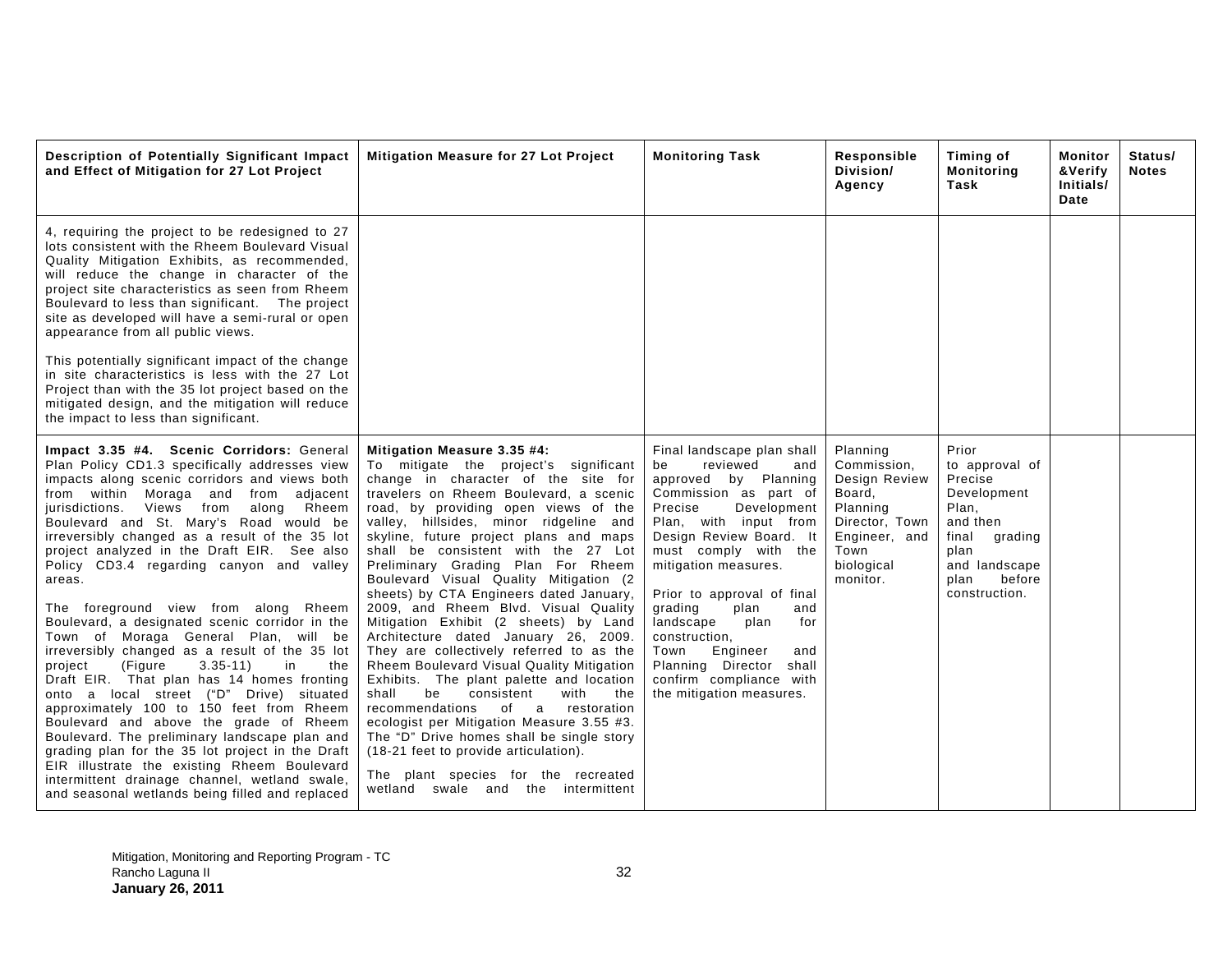| Description of Potentially Significant Impact and Effect of Mitigation for 27 Lot Project | Mitigation Measure for 27 Lot Project | Monitoring Task | Responsible Division/ Agency | Timing of Monitoring Task | Monitor &Verify Initials/ Date | Status/ Notes |
|---|---|---|---|---|---|---|
| 4, requiring the project to be redesigned to 27 lots consistent with the Rheem Boulevard Visual Quality Mitigation Exhibits, as recommended, will reduce the change in character of the project site characteristics as seen from Rheem Boulevard to less than significant. The project site as developed will have a semi-rural or open appearance from all public views.<br><br>This potentially significant impact of the change in site characteristics is less with the 27 Lot Project than with the 35 lot project based on the mitigated design, and the mitigation will reduce the impact to less than significant. | | | | | | |
| **Impact 3.35 #4. Scenic Corridors:** General Plan Policy CD1.3 specifically addresses view impacts along scenic corridors and views both from within Moraga and from adjacent jurisdictions. Views from along Rheem Boulevard and St. Mary's Road would be irreversibly changed as a result of the 35 lot project analyzed in the Draft EIR. See also Policy CD3.4 regarding canyon and valley areas.<br><br>The foreground view from along Rheem Boulevard, a designated scenic corridor in the Town of Moraga General Plan, will be irreversibly changed as a result of the 35 lot project (Figure 3.35-11) in the Draft EIR. That plan has 14 homes fronting onto a local street ("D" Drive) situated approximately 100 to 150 feet from Rheem Boulevard and above the grade of Rheem Boulevard. The preliminary landscape plan and grading plan for the 35 lot project in the Draft EIR illustrate the existing Rheem Boulevard intermittent drainage channel, wetland swale, and seasonal wetlands being filled and replaced | **Mitigation Measure 3.35 #4:**<br>To mitigate the project's significant change in character of the site for travelers on Rheem Boulevard, a scenic road, by providing open views of the valley, hillsides, minor ridgeline and skyline, future project plans and maps shall be consistent with the 27 Lot Preliminary Grading Plan For Rheem Boulevard Visual Quality Mitigation (2 sheets) by CTA Engineers dated January, 2009, and Rheem Blvd. Visual Quality Mitigation Exhibit (2 sheets) by Land Architecture dated January 26, 2009. They are collectively referred to as the Rheem Boulevard Visual Quality Mitigation Exhibits. The plant palette and location shall be consistent with the recommendations of a restoration ecologist per Mitigation Measure 3.55 #3. The "D" Drive homes shall be single story (18-21 feet to provide articulation).<br><br>The plant species for the recreated wetland swale and the intermittent | Final landscape plan shall be reviewed and approved by Planning Commission as part of Precise Development Plan, with input from Design Review Board. It must comply with the mitigation measures.<br><br>Prior to approval of final grading plan and landscape plan for construction, Town Engineer and Planning Director shall confirm compliance with the mitigation measures. | Planning Commission, Design Review Board, Planning Director, Town Engineer, and Town biological monitor. | Prior to approval of Precise Development Plan, and then final grading plan and landscape plan before construction. | | |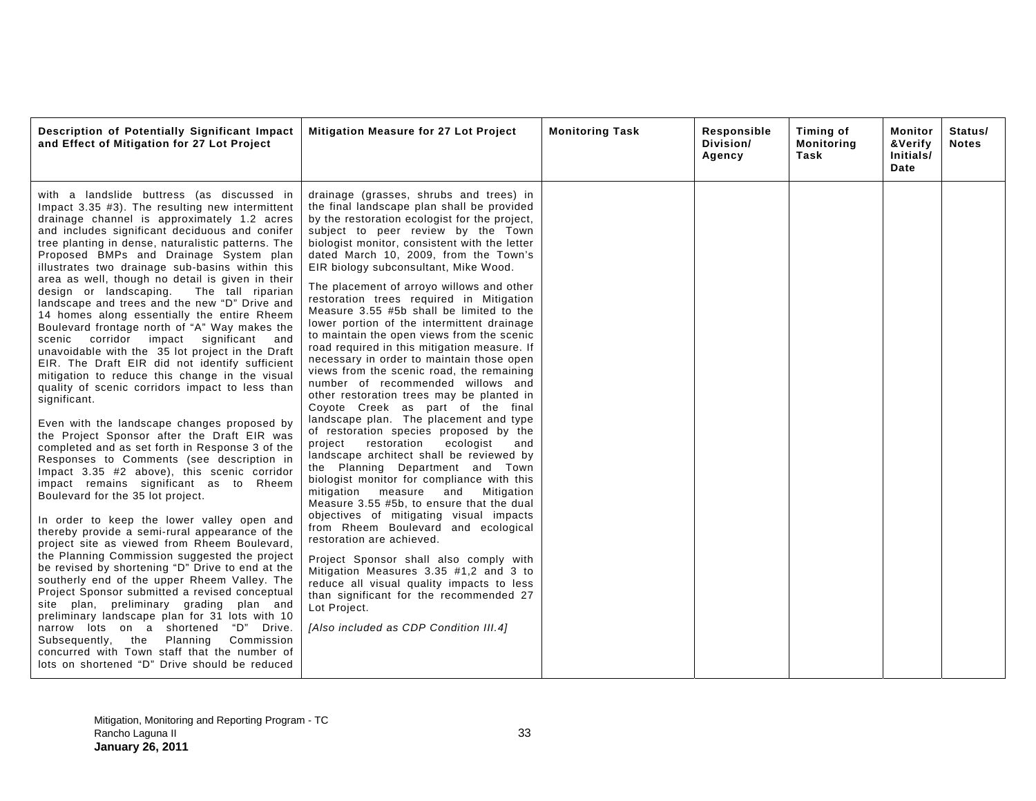| Description of Potentially Significant Impact and Effect of Mitigation for 27 Lot Project | Mitigation Measure for 27 Lot Project | Monitoring Task | Responsible Division/ Agency | Timing of Monitoring Task | Monitor &Verify Initials/ Date | Status/ Notes |
|---|---|---|---|---|---|---|
| with a landslide buttress (as discussed in Impact 3.35 #3). The resulting new intermittent drainage channel is approximately 1.2 acres and includes significant deciduous and conifer tree planting in dense, naturalistic patterns. The Proposed BMPs and Drainage System plan illustrates two drainage sub-basins within this area as well, though no detail is given in their design or landscaping. The tall riparian landscape and trees and the new "D" Drive and 14 homes along essentially the entire Rheem Boulevard frontage north of "A" Way makes the scenic corridor impact significant and unavoidable with the 35 lot project in the Draft EIR. The Draft EIR did not identify sufficient mitigation to reduce this change in the visual quality of scenic corridors impact to less than significant.<br><br>Even with the landscape changes proposed by the Project Sponsor after the Draft EIR was completed and as set forth in Response 3 of the Responses to Comments (see description in Impact 3.35 #2 above), this scenic corridor impact remains significant as to Rheem Boulevard for the 35 lot project.<br><br>In order to keep the lower valley open and thereby provide a semi-rural appearance of the project site as viewed from Rheem Boulevard, the Planning Commission suggested the project be revised by shortening "D" Drive to end at the southerly end of the upper Rheem Valley. The Project Sponsor submitted a revised conceptual site plan, preliminary grading plan and preliminary landscape plan for 31 lots with 10 narrow lots on a shortened "D" Drive. Subsequently, the Planning Commission concurred with Town staff that the number of lots on shortened "D" Drive should be reduced | drainage (grasses, shrubs and trees) in the final landscape plan shall be provided by the restoration ecologist for the project, subject to peer review by the Town biologist monitor, consistent with the letter dated March 10, 2009, from the Town's EIR biology subconsultant, Mike Wood.<br><br>The placement of arroyo willows and other restoration trees required in Mitigation Measure 3.55 #5b shall be limited to the lower portion of the intermittent drainage to maintain the open views from the scenic road required in this mitigation measure. If necessary in order to maintain those open views from the scenic road, the remaining number of recommended willows and other restoration trees may be planted in Coyote Creek as part of the final landscape plan. The placement and type of restoration species proposed by the project restoration ecologist and landscape architect shall be reviewed by the Planning Department and Town biologist monitor for compliance with this mitigation measure and Mitigation Measure 3.55 #5b, to ensure that the dual objectives of mitigating visual impacts from Rheem Boulevard and ecological restoration are achieved.<br><br>Project Sponsor shall also comply with Mitigation Measures 3.35 #1,2 and 3 to reduce all visual quality impacts to less than significant for the recommended 27 Lot Project.<br><br>*[Also included as CDP Condition III.4]* | | | | | |

Mitigation, Monitoring and Reporting Program - TC
Rancho Laguna II
**January 26, 2011**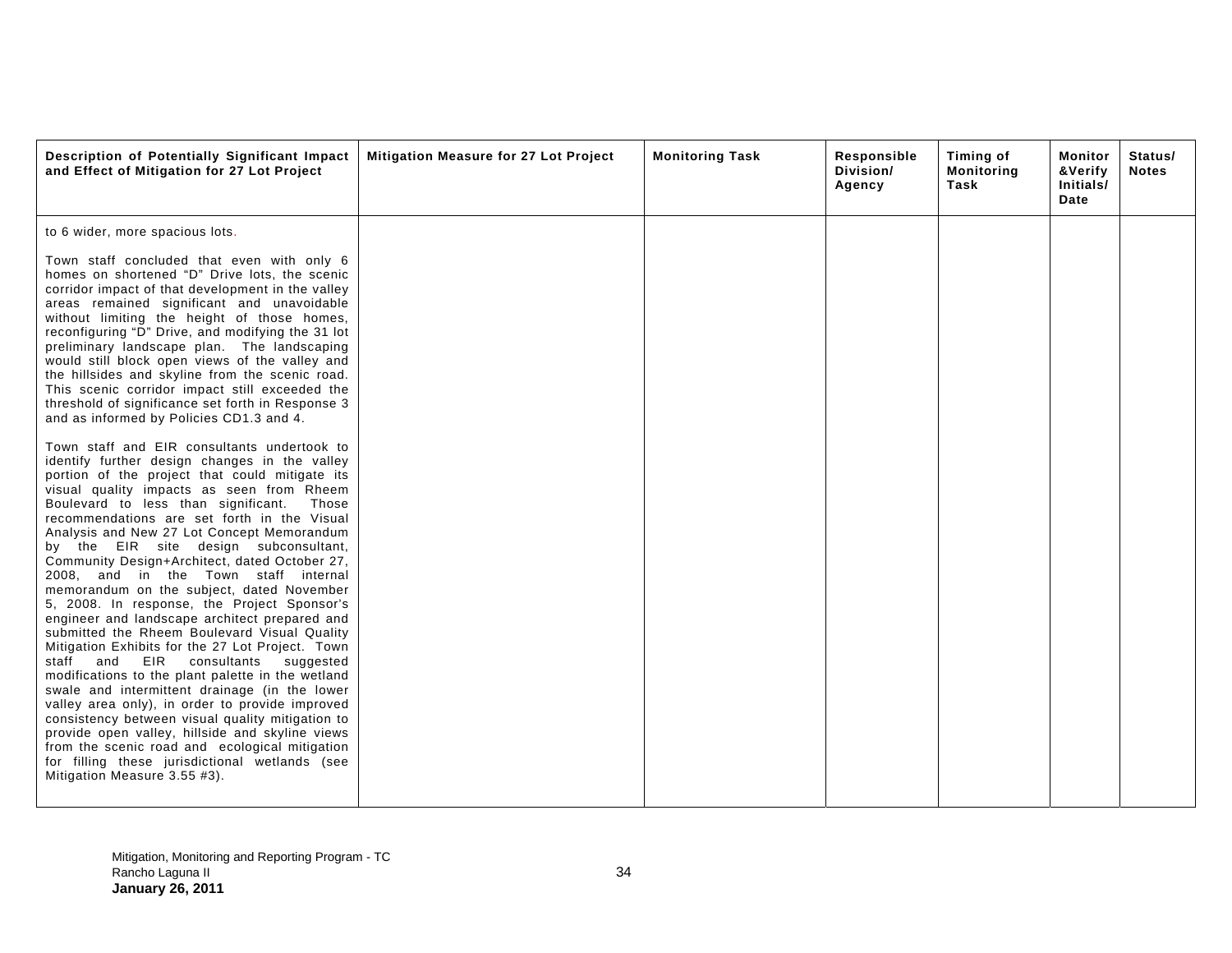| Description of Potentially Significant Impact and Effect of Mitigation for 27 Lot Project | Mitigation Measure for 27 Lot Project | Monitoring Task | Responsible Division/ Agency | Timing of Monitoring Task | Monitor &Verify Initials/ Date | Status/ Notes |
|---|---|---|---|---|---|---|
| to 6 wider, more spacious lots.<br><br>Town staff concluded that even with only 6 homes on shortened "D" Drive lots, the scenic corridor impact of that development in the valley areas remained significant and unavoidable without limiting the height of those homes, reconfiguring "D" Drive, and modifying the 31 lot preliminary landscape plan. The landscaping would still block open views of the valley and the hillsides and skyline from the scenic road. This scenic corridor impact still exceeded the threshold of significance set forth in Response 3 and as informed by Policies CD1.3 and 4.<br><br>Town staff and EIR consultants undertook to identify further design changes in the valley portion of the project that could mitigate its visual quality impacts as seen from Rheem Boulevard to less than significant. Those recommendations are set forth in the Visual Analysis and New 27 Lot Concept Memorandum by the EIR site design subconsultant, Community Design+Architect, dated October 27, 2008, and in the Town staff internal memorandum on the subject, dated November 5, 2008. In response, the Project Sponsor's engineer and landscape architect prepared and submitted the Rheem Boulevard Visual Quality Mitigation Exhibits for the 27 Lot Project. Town staff and EIR consultants suggested modifications to the plant palette in the wetland swale and intermittent drainage (in the lower valley area only), in order to provide improved consistency between visual quality mitigation to provide open valley, hillside and skyline views from the scenic road and ecological mitigation for filling these jurisdictional wetlands (see Mitigation Measure 3.55 #3). | | | | | | |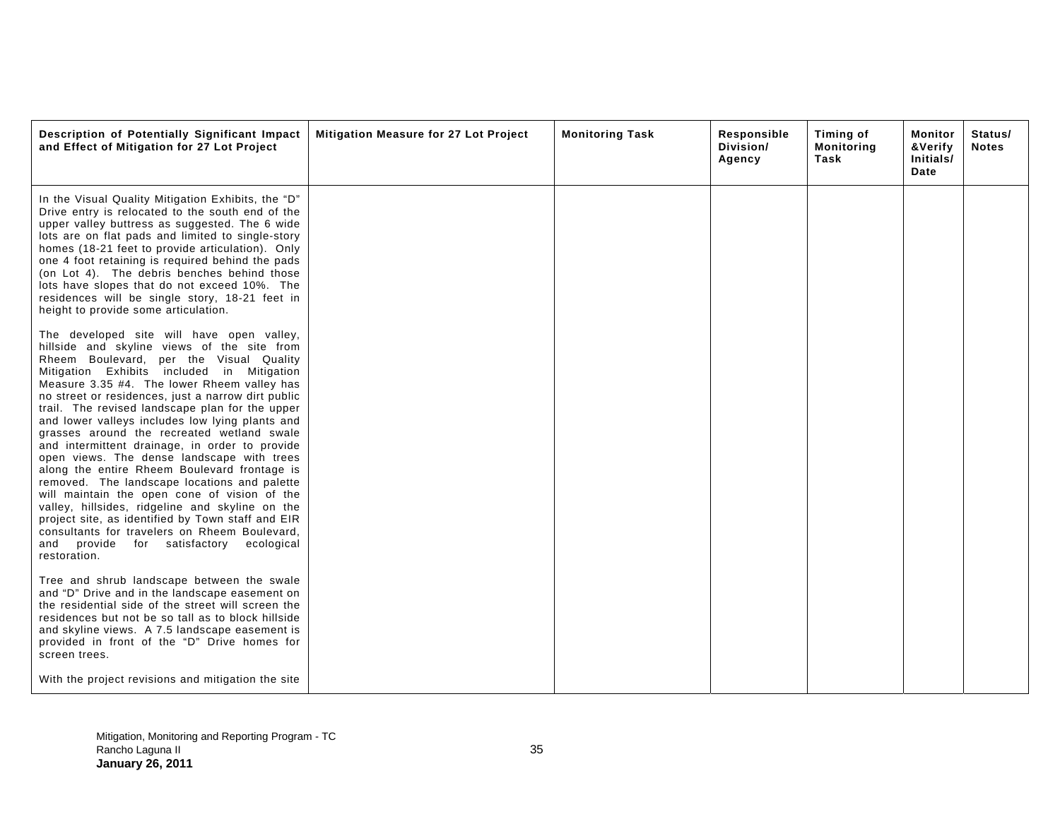| Description of Potentially Significant Impact and Effect of Mitigation for 27 Lot Project | Mitigation Measure for 27 Lot Project | Monitoring Task | Responsible Division/ Agency | Timing of Monitoring Task | Monitor &Verify Initials/ Date | Status/ Notes |
|---|---|---|---|---|---|---|
| In the Visual Quality Mitigation Exhibits, the "D" Drive entry is relocated to the south end of the upper valley buttress as suggested. The 6 wide lots are on flat pads and limited to single-story homes (18-21 feet to provide articulation). Only one 4 foot retaining is required behind the pads (on Lot 4). The debris benches behind those lots have slopes that do not exceed 10%. The residences will be single story, 18-21 feet in height to provide some articulation.<br><br>The developed site will have open valley, hillside and skyline views of the site from Rheem Boulevard, per the Visual Quality Mitigation Exhibits included in Mitigation Measure 3.35 #4. The lower Rheem valley has no street or residences, just a narrow dirt public trail. The revised landscape plan for the upper and lower valleys includes low lying plants and grasses around the recreated wetland swale and intermittent drainage, in order to provide open views. The dense landscape with trees along the entire Rheem Boulevard frontage is removed. The landscape locations and palette will maintain the open cone of vision of the valley, hillsides, ridgeline and skyline on the project site, as identified by Town staff and EIR consultants for travelers on Rheem Boulevard, and provide for satisfactory ecological restoration.<br><br>Tree and shrub landscape between the swale and "D" Drive and in the landscape easement on the residential side of the street will screen the residences but not be so tall as to block hillside and skyline views. A 7.5 landscape easement is provided in front of the "D" Drive homes for screen trees.<br><br>With the project revisions and mitigation the site | | | | | | |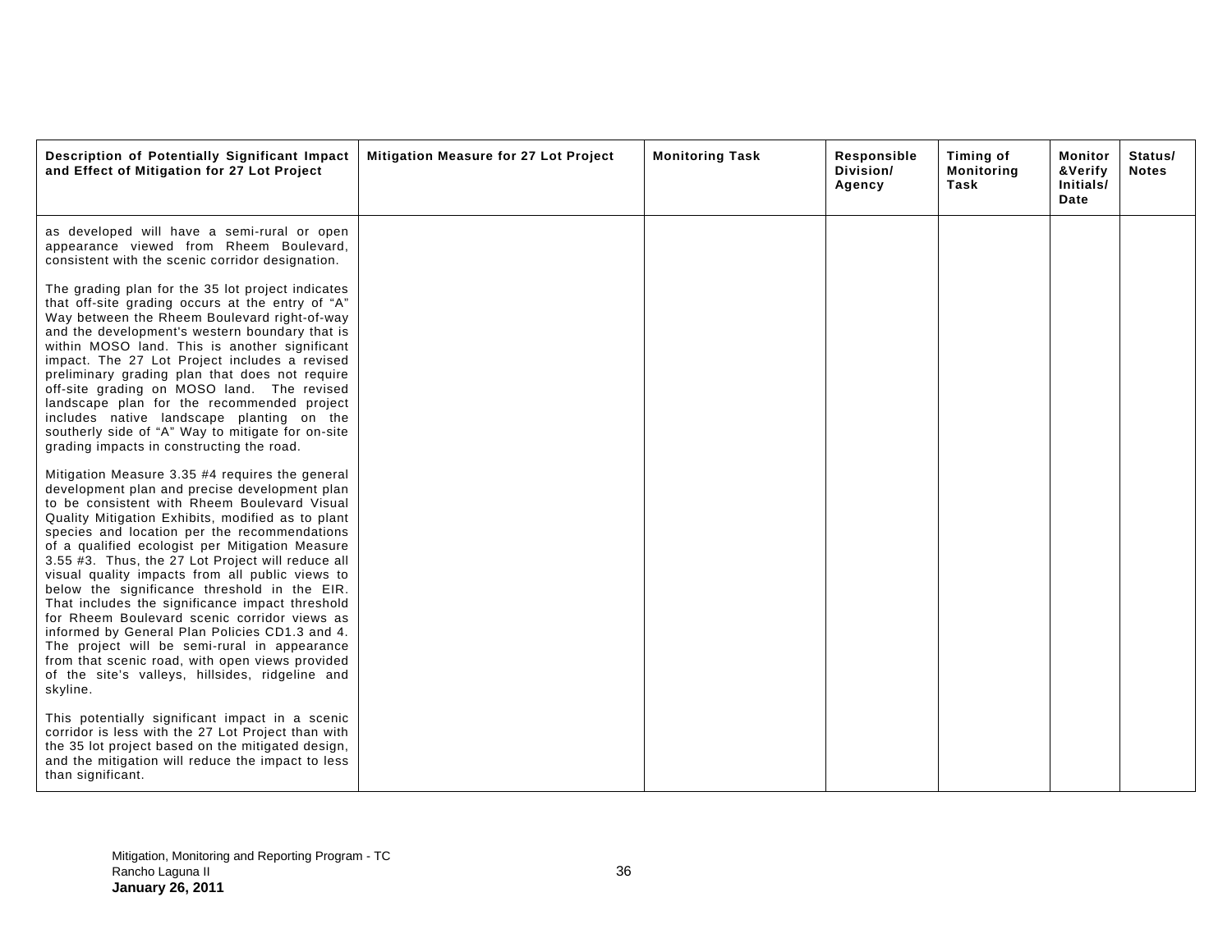| Description of Potentially Significant Impact and Effect of Mitigation for 27 Lot Project | Mitigation Measure for 27 Lot Project | Monitoring Task | Responsible Division/ Agency | Timing of Monitoring Task | Monitor &Verify Initials/ Date | Status/ Notes |
|---|---|---|---|---|---|---|
| as developed will have a semi-rural or open appearance viewed from Rheem Boulevard, consistent with the scenic corridor designation.<br><br>The grading plan for the 35 lot project indicates that off-site grading occurs at the entry of "A" Way between the Rheem Boulevard right-of-way and the development's western boundary that is within MOSO land. This is another significant impact. The 27 Lot Project includes a revised preliminary grading plan that does not require off-site grading on MOSO land. The revised landscape plan for the recommended project includes native landscape planting on the southerly side of "A" Way to mitigate for on-site grading impacts in constructing the road.<br><br>Mitigation Measure 3.35 #4 requires the general development plan and precise development plan to be consistent with Rheem Boulevard Visual Quality Mitigation Exhibits, modified as to plant species and location per the recommendations of a qualified ecologist per Mitigation Measure 3.55 #3. Thus, the 27 Lot Project will reduce all visual quality impacts from all public views to below the significance threshold in the EIR. That includes the significance impact threshold for Rheem Boulevard scenic corridor views as informed by General Plan Policies CD1.3 and 4. The project will be semi-rural in appearance from that scenic road, with open views provided of the site's valleys, hillsides, ridgeline and skyline.<br><br>This potentially significant impact in a scenic corridor is less with the 27 Lot Project than with the 35 lot project based on the mitigated design, and the mitigation will reduce the impact to less than significant. | | | | | | |

Mitigation, Monitoring and Reporting Program - TC
Rancho Laguna II
**January 26, 2011**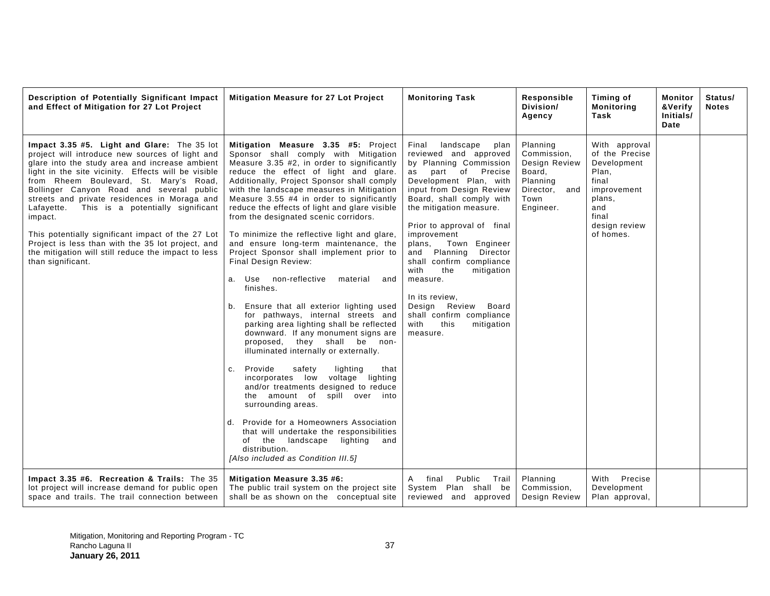| Description of Potentially Significant Impact and Effect of Mitigation for 27 Lot Project | Mitigation Measure for 27 Lot Project | Monitoring Task | Responsible Division/ Agency | Timing of Monitoring Task | Monitor &Verify Initials/ Date | Status/ Notes |
|---|---|---|---|---|---|---|
| **Impact 3.35 #5. Light and Glare:** The 35 lot project will introduce new sources of light and glare into the study area and increase ambient light in the site vicinity. Effects will be visible from Rheem Boulevard, St. Mary's Road, Bollinger Canyon Road and several public streets and private residences in Moraga and Lafayette. This is a potentially significant impact.<br><br>This potentially significant impact of the 27 Lot Project is less than with the 35 lot project, and the mitigation will still reduce the impact to less than significant. | **Mitigation Measure 3.35 #5:** Project Sponsor shall comply with Mitigation Measure 3.35 #2, in order to significantly reduce the effect of light and glare. Additionally, Project Sponsor shall comply with the landscape measures in Mitigation Measure 3.55 #4 in order to significantly reduce the effects of light and glare visible from the designated scenic corridors.<br><br>To minimize the reflective light and glare, and ensure long-term maintenance, the Project Sponsor shall implement prior to Final Design Review:<br><br>a. Use non-reflective material and finishes.<br><br>b. Ensure that all exterior lighting used for pathways, internal streets and parking area lighting shall be reflected downward. If any monument signs are proposed, they shall be non-illuminated internally or externally.<br><br>c. Provide safety lighting that incorporates low voltage lighting and/or treatments designed to reduce the amount of spill over into surrounding areas.<br><br>d. Provide for a Homeowners Association that will undertake the responsibilities of the landscape lighting and distribution.<br>*[Also included as Condition III.5]* | Final landscape plan reviewed and approved by Planning Commission as part of Precise Development Plan, with input from Design Review Board, shall comply with the mitigation measure.<br><br>Prior to approval of final improvement plans, Town Engineer and Planning Director shall confirm compliance with the mitigation measure.<br><br>In its review, Design Review Board shall confirm compliance with this mitigation measure. | Planning Commission, Design Review Board, Planning Director, and Town Engineer. | With approval of the Precise Development Plan, final improvement plans, and final design review of homes. | | |
| **Impact 3.35 #6. Recreation & Trails:** The 35 lot project will increase demand for public open space and trails. The trail connection between | **Mitigation Measure 3.35 #6:**<br>The public trail system on the project site shall be as shown on the conceptual site | A final Public Trail System Plan shall be reviewed and approved | Planning Commission, Design Review | With Precise Development Plan approval, | | |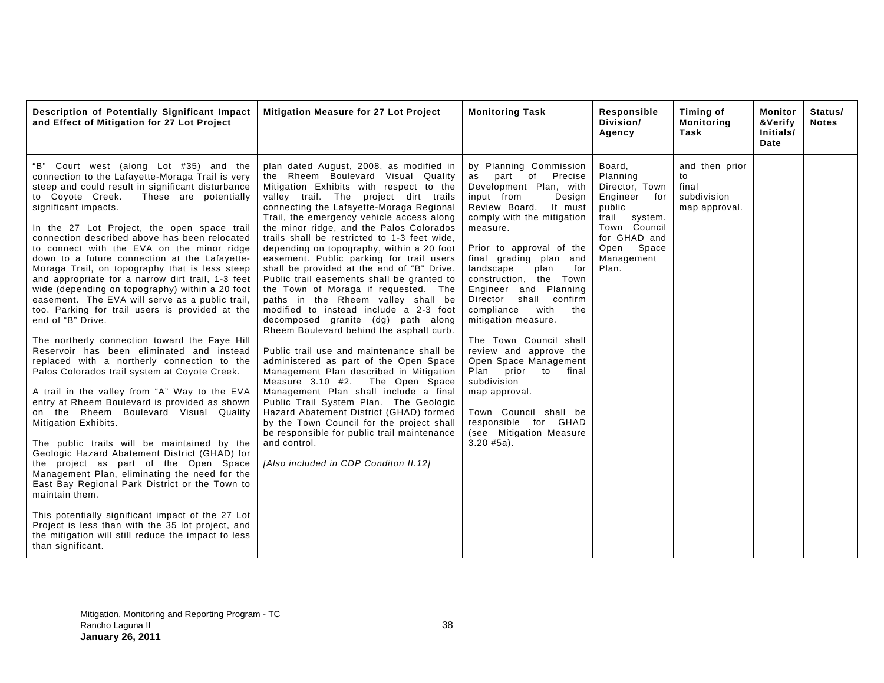| Description of Potentially Significant Impact and Effect of Mitigation for 27 Lot Project | Mitigation Measure for 27 Lot Project | Monitoring Task | Responsible Division/ Agency | Timing of Monitoring Task | Monitor &Verify Initials/ Date | Status/ Notes |
|---|---|---|---|---|---|---|
| "B" Court west (along Lot #35) and the connection to the Lafayette-Moraga Trail is very steep and could result in significant disturbance to Coyote Creek. These are potentially significant impacts.<br><br>In the 27 Lot Project, the open space trail connection described above has been relocated to connect with the EVA on the minor ridge down to a future connection at the Lafayette-Moraga Trail, on topography that is less steep and appropriate for a narrow dirt trail, 1-3 feet wide (depending on topography) within a 20 foot easement. The EVA will serve as a public trail, too. Parking for trail users is provided at the end of "B" Drive.<br><br>The northerly connection toward the Faye Hill Reservoir has been eliminated and instead replaced with a northerly connection to the Palos Colorados trail system at Coyote Creek.<br><br>A trail in the valley from "A" Way to the EVA entry at Rheem Boulevard is provided as shown on the Rheem Boulevard Visual Quality Mitigation Exhibits.<br><br>The public trails will be maintained by the Geologic Hazard Abatement District (GHAD) for the project as part of the Open Space Management Plan, eliminating the need for the East Bay Regional Park District or the Town to maintain them.<br><br>This potentially significant impact of the 27 Lot Project is less than with the 35 lot project, and the mitigation will still reduce the impact to less than significant. | plan dated August, 2008, as modified in the Rheem Boulevard Visual Quality Mitigation Exhibits with respect to the valley trail. The project dirt trails connecting the Lafayette-Moraga Regional Trail, the emergency vehicle access along the minor ridge, and the Palos Colorados trails shall be restricted to 1-3 feet wide, depending on topography, within a 20 foot easement. Public parking for trail users shall be provided at the end of "B" Drive. Public trail easements shall be granted to the Town of Moraga if requested. The paths in the Rheem valley shall be modified to instead include a 2-3 foot decomposed granite (dg) path along Rheem Boulevard behind the asphalt curb.<br><br>Public trail use and maintenance shall be administered as part of the Open Space Management Plan described in Mitigation Measure 3.10 #2. The Open Space Management Plan shall include a final Public Trail System Plan. The Geologic Hazard Abatement District (GHAD) formed by the Town Council for the project shall be responsible for public trail maintenance and control.<br><br>*[Also included in CDP Conditon II.12]* | by Planning Commission as part of Precise Development Plan, with input from Design Review Board. It must comply with the mitigation measure.<br><br>Prior to approval of the final grading plan and landscape plan for construction, the Town Engineer and Planning Director shall confirm compliance with the mitigation measure.<br><br>The Town Council shall review and approve the Open Space Management Plan prior to final subdivision map approval.<br><br>Town Council shall be responsible for GHAD (see Mitigation Measure 3.20 #5a). | Board, Planning Director, Town Engineer for public trail system. Town Council for GHAD and Open Space Management Plan. | and then prior to final subdivision map approval. | | |

Mitigation, Monitoring and Reporting Program - TC
Rancho Laguna II
**January 26, 2011**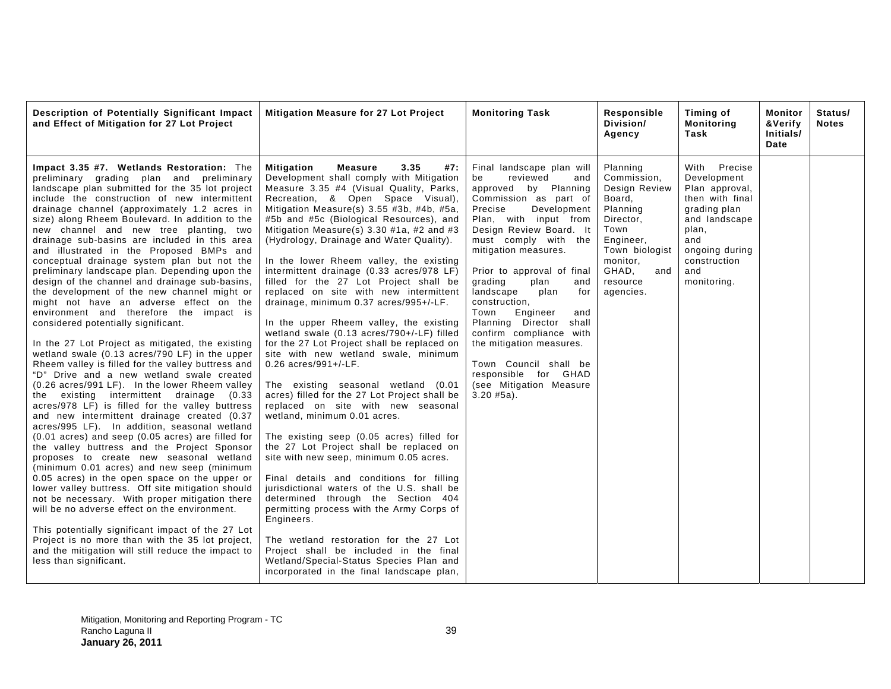| Description of Potentially Significant Impact and Effect of Mitigation for 27 Lot Project | Mitigation Measure for 27 Lot Project | Monitoring Task | Responsible Division/ Agency | Timing of Monitoring Task | Monitor &Verify Initials/ Date | Status/ Notes |
|---|---|---|---|---|---|---|
| **Impact 3.35 #7. Wetlands Restoration:** The preliminary grading plan and preliminary landscape plan submitted for the 35 lot project include the construction of new intermittent drainage channel (approximately 1.2 acres in size) along Rheem Boulevard. In addition to the new channel and new tree planting, two drainage sub-basins are included in this area and illustrated in the Proposed BMPs and conceptual drainage system plan but not the preliminary landscape plan. Depending upon the design of the channel and drainage sub-basins, the development of the new channel might or might not have an adverse effect on the environment and therefore the impact is considered potentially significant.<br><br>In the 27 Lot Project as mitigated, the existing wetland swale (0.13 acres/790 LF) in the upper Rheem valley is filled for the valley buttress and "D" Drive and a new wetland swale created (0.26 acres/991 LF). In the lower Rheem valley the existing intermittent drainage (0.33 acres/978 LF) is filled for the valley buttress and new intermittent drainage created (0.37 acres/995 LF). In addition, seasonal wetland (0.01 acres) and seep (0.05 acres) are filled for the valley buttress and the Project Sponsor proposes to create new seasonal wetland (minimum 0.01 acres) and new seep (minimum 0.05 acres) in the open space on the upper or lower valley buttress. Off site mitigation should not be necessary. With proper mitigation there will be no adverse effect on the environment.<br><br>This potentially significant impact of the 27 Lot Project is no more than with the 35 lot project, and the mitigation will still reduce the impact to less than significant. | **Mitigation Measure 3.35 #7:** Development shall comply with Mitigation Measure 3.35 #4 (Visual Quality, Parks, Recreation, & Open Space Visual), Mitigation Measure(s) 3.55 #3b, #4b, #5a, #5b and #5c (Biological Resources), and Mitigation Measure(s) 3.30 #1a, #2 and #3 (Hydrology, Drainage and Water Quality).<br><br>In the lower Rheem valley, the existing intermittent drainage (0.33 acres/978 LF) filled for the 27 Lot Project shall be replaced on site with new intermittent drainage, minimum 0.37 acres/995+/-LF.<br><br>In the upper Rheem valley, the existing wetland swale (0.13 acres/790+/-LF) filled for the 27 Lot Project shall be replaced on site with new wetland swale, minimum 0.26 acres/991+/-LF.<br><br>The existing seasonal wetland (0.01 acres) filled for the 27 Lot Project shall be replaced on site with new seasonal wetland, minimum 0.01 acres.<br><br>The existing seep (0.05 acres) filled for the 27 Lot Project shall be replaced on site with new seep, minimum 0.05 acres.<br><br>Final details and conditions for filling jurisdictional waters of the U.S. shall be determined through the Section 404 permitting process with the Army Corps of Engineers.<br><br>The wetland restoration for the 27 Lot Project shall be included in the final Wetland/Special-Status Species Plan and incorporated in the final landscape plan, | Final landscape plan will be reviewed and approved by Planning Commission as part of Precise Development Plan, with input from Design Review Board. It must comply with the mitigation measures.<br><br>Prior to approval of final grading plan and landscape plan for construction, Town Engineer and Planning Director shall confirm compliance with the mitigation measures.<br><br>Town Council shall be responsible for GHAD (see Mitigation Measure 3.20 #5a). | Planning Commission, Design Review Board, Planning Director, Town Engineer, Town biologist monitor, GHAD, and resource agencies. | With Precise Development Plan approval, then with final grading plan and landscape plan, and ongoing during construction and monitoring. | | |

Mitigation, Monitoring and Reporting Program - TC
Rancho Laguna II
**January 26, 2011**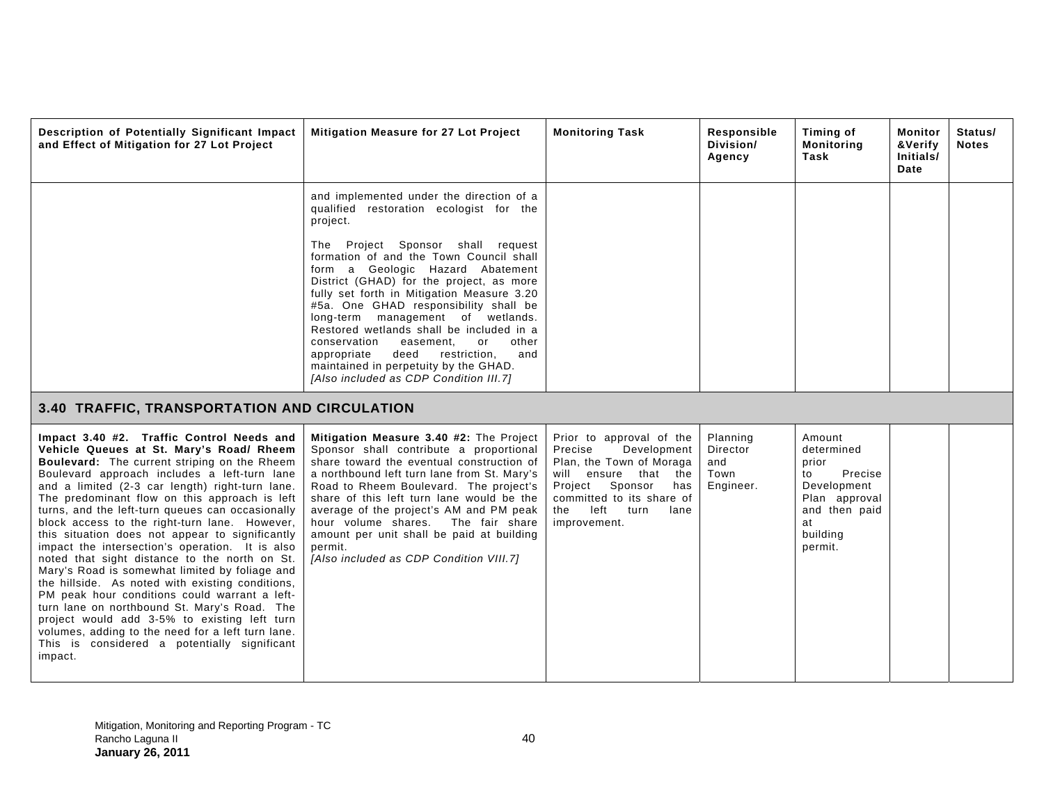| Description of Potentially Significant Impact and Effect of Mitigation for 27 Lot Project | Mitigation Measure for 27 Lot Project | Monitoring Task | Responsible Division/ Agency | Timing of Monitoring Task | Monitor &Verify Initials/ Date | Status/ Notes |
|---|---|---|---|---|---|---|
| | and implemented under the direction of a qualified restoration ecologist for the project.<br><br>The Project Sponsor shall request formation of and the Town Council shall form a Geologic Hazard Abatement District (GHAD) for the project, as more fully set forth in Mitigation Measure 3.20 #5a. One GHAD responsibility shall be long-term management of wetlands. Restored wetlands shall be included in a conservation easement, or other appropriate deed restriction, and maintained in perpetuity by the GHAD. *[Also included as CDP Condition III.7]* | | | | | |
| **3.40 TRAFFIC, TRANSPORTATION AND CIRCULATION** | | | | | | |
| **Impact 3.40 #2. Traffic Control Needs and Vehicle Queues at St. Mary's Road/ Rheem Boulevard:** The current striping on the Rheem Boulevard approach includes a left-turn lane and a limited (2-3 car length) right-turn lane. The predominant flow on this approach is left turns, and the left-turn queues can occasionally block access to the right-turn lane. However, this situation does not appear to significantly impact the intersection's operation. It is also noted that sight distance to the north on St. Mary's Road is somewhat limited by foliage and the hillside. As noted with existing conditions, PM peak hour conditions could warrant a left-turn lane on northbound St. Mary's Road. The project would add 3-5% to existing left turn volumes, adding to the need for a left turn lane. This is considered a potentially significant impact. | **Mitigation Measure 3.40 #2:** The Project Sponsor shall contribute a proportional share toward the eventual construction of a northbound left turn lane from St. Mary's Road to Rheem Boulevard. The project's share of this left turn lane would be the average of the project's AM and PM peak hour volume shares. The fair share amount per unit shall be paid at building permit. *[Also included as CDP Condition VIII.7]* | Prior to approval of the Precise Development Plan, the Town of Moraga will ensure that the Project Sponsor has committed to its share of the left turn lane improvement. | Planning Director and Town Engineer. | Amount determined prior to Precise Development Plan approval and then paid at building permit. | | |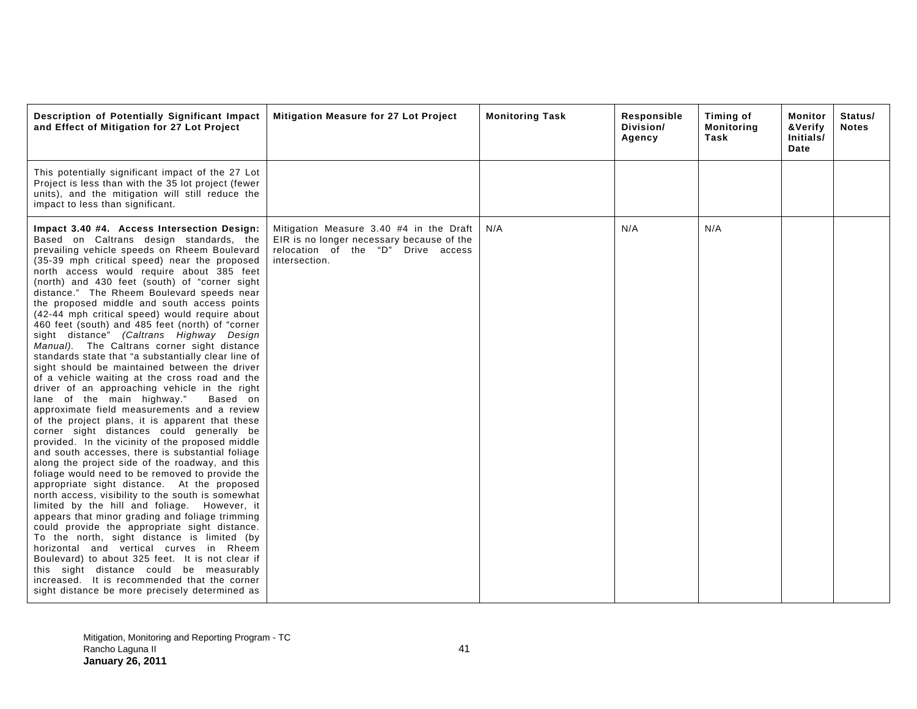| Description of Potentially Significant Impact and Effect of Mitigation for 27 Lot Project | Mitigation Measure for 27 Lot Project | Monitoring Task | Responsible Division/ Agency | Timing of Monitoring Task | Monitor &Verify Initials/ Date | Status/ Notes |
|---|---|---|---|---|---|---|
| This potentially significant impact of the 27 Lot Project is less than with the 35 lot project (fewer units), and the mitigation will still reduce the impact to less than significant. | | | | | | |
| **Impact 3.40 #4. Access Intersection Design:** Based on Caltrans design standards, the prevailing vehicle speeds on Rheem Boulevard (35-39 mph critical speed) near the proposed north access would require about 385 feet (north) and 430 feet (south) of "corner sight distance." The Rheem Boulevard speeds near the proposed middle and south access points (42-44 mph critical speed) would require about 460 feet (south) and 485 feet (north) of "corner sight distance" *(Caltrans Highway Design Manual).* The Caltrans corner sight distance standards state that "a substantially clear line of sight should be maintained between the driver of a vehicle waiting at the cross road and the driver of an approaching vehicle in the right lane of the main highway." Based on approximate field measurements and a review of the project plans, it is apparent that these corner sight distances could generally be provided. In the vicinity of the proposed middle and south accesses, there is substantial foliage along the project side of the roadway, and this foliage would need to be removed to provide the appropriate sight distance. At the proposed north access, visibility to the south is somewhat limited by the hill and foliage. However, it appears that minor grading and foliage trimming could provide the appropriate sight distance. To the north, sight distance is limited (by horizontal and vertical curves in Rheem Boulevard) to about 325 feet. It is not clear if this sight distance could be measurably increased. It is recommended that the corner sight distance be more precisely determined as | Mitigation Measure 3.40 #4 in the Draft EIR is no longer necessary because of the relocation of the "D" Drive access intersection. | N/A | N/A | N/A | | |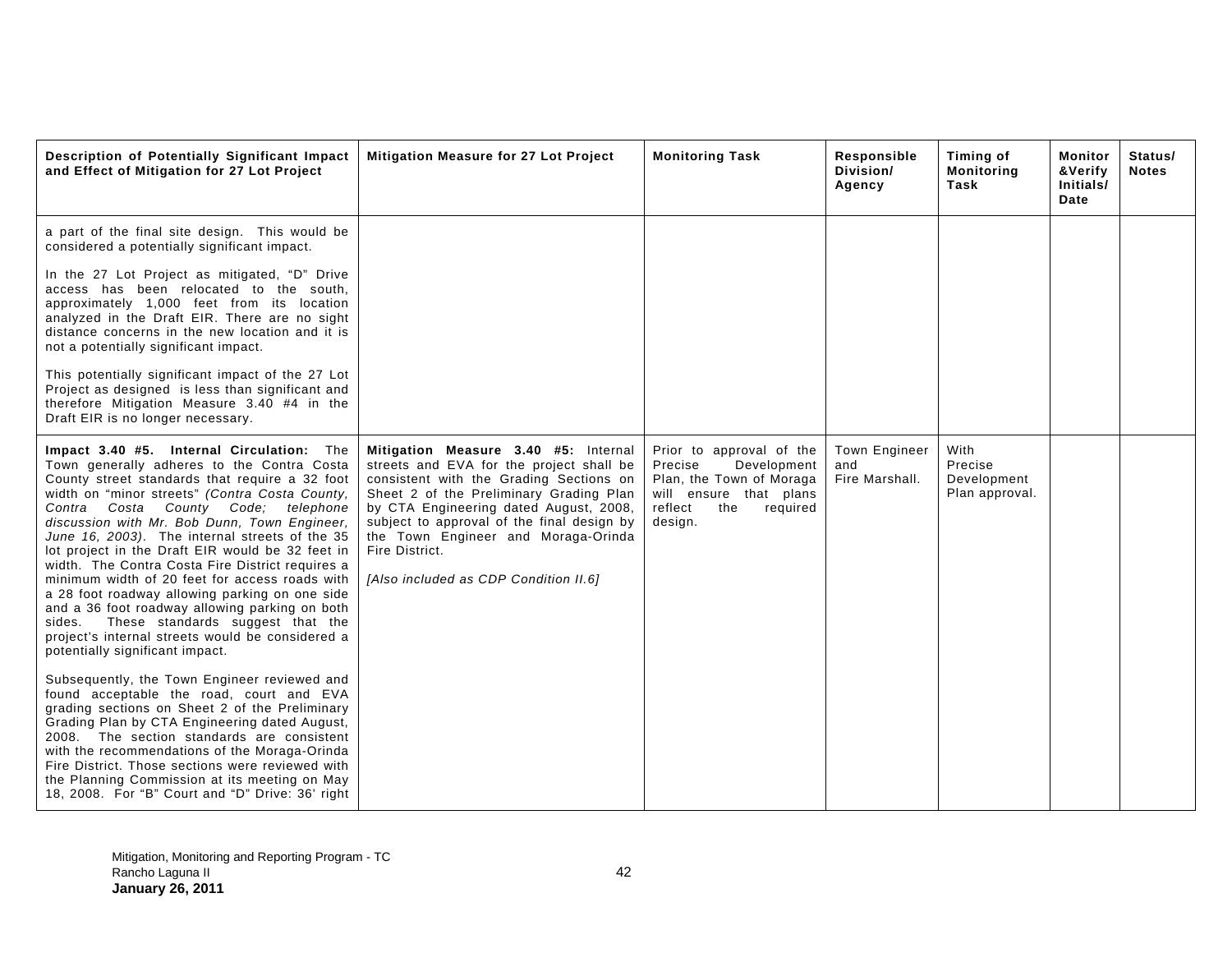| Description of Potentially Significant Impact and Effect of Mitigation for 27 Lot Project | Mitigation Measure for 27 Lot Project | Monitoring Task | Responsible Division/ Agency | Timing of Monitoring Task | Monitor &Verify Initials/ Date | Status/ Notes |
|---|---|---|---|---|---|---|
| a part of the final site design. This would be considered a potentially significant impact.<br><br>In the 27 Lot Project as mitigated, "D" Drive access has been relocated to the south, approximately 1,000 feet from its location analyzed in the Draft EIR. There are no sight distance concerns in the new location and it is not a potentially significant impact.<br><br>This potentially significant impact of the 27 Lot Project as designed is less than significant and therefore Mitigation Measure 3.40 #4 in the Draft EIR is no longer necessary. | | | | | | |
| **Impact 3.40 #5. Internal Circulation:** The Town generally adheres to the Contra Costa County street standards that require a 32 foot width on "minor streets" *(Contra Costa County, Contra Costa County Code; telephone discussion with Mr. Bob Dunn, Town Engineer, June 16, 2003)*. The internal streets of the 35 lot project in the Draft EIR would be 32 feet in width. The Contra Costa Fire District requires a minimum width of 20 feet for access roads with a 28 foot roadway allowing parking on one side and a 36 foot roadway allowing parking on both sides. These standards suggest that the project's internal streets would be considered a potentially significant impact.<br><br>Subsequently, the Town Engineer reviewed and found acceptable the road, court and EVA grading sections on Sheet 2 of the Preliminary Grading Plan by CTA Engineering dated August, 2008. The section standards are consistent with the recommendations of the Moraga-Orinda Fire District. Those sections were reviewed with the Planning Commission at its meeting on May 18, 2008. For "B" Court and "D" Drive: 36' right | **Mitigation Measure 3.40 #5:** Internal streets and EVA for the project shall be consistent with the Grading Sections on Sheet 2 of the Preliminary Grading Plan by CTA Engineering dated August, 2008, subject to approval of the final design by the Town Engineer and Moraga-Orinda Fire District.<br><br>*[Also included as CDP Condition II.6]* | Prior to approval of the Precise Development Plan, the Town of Moraga will ensure that plans reflect the required design. | Town Engineer and Fire Marshall. | With Precise Development Plan approval. | | |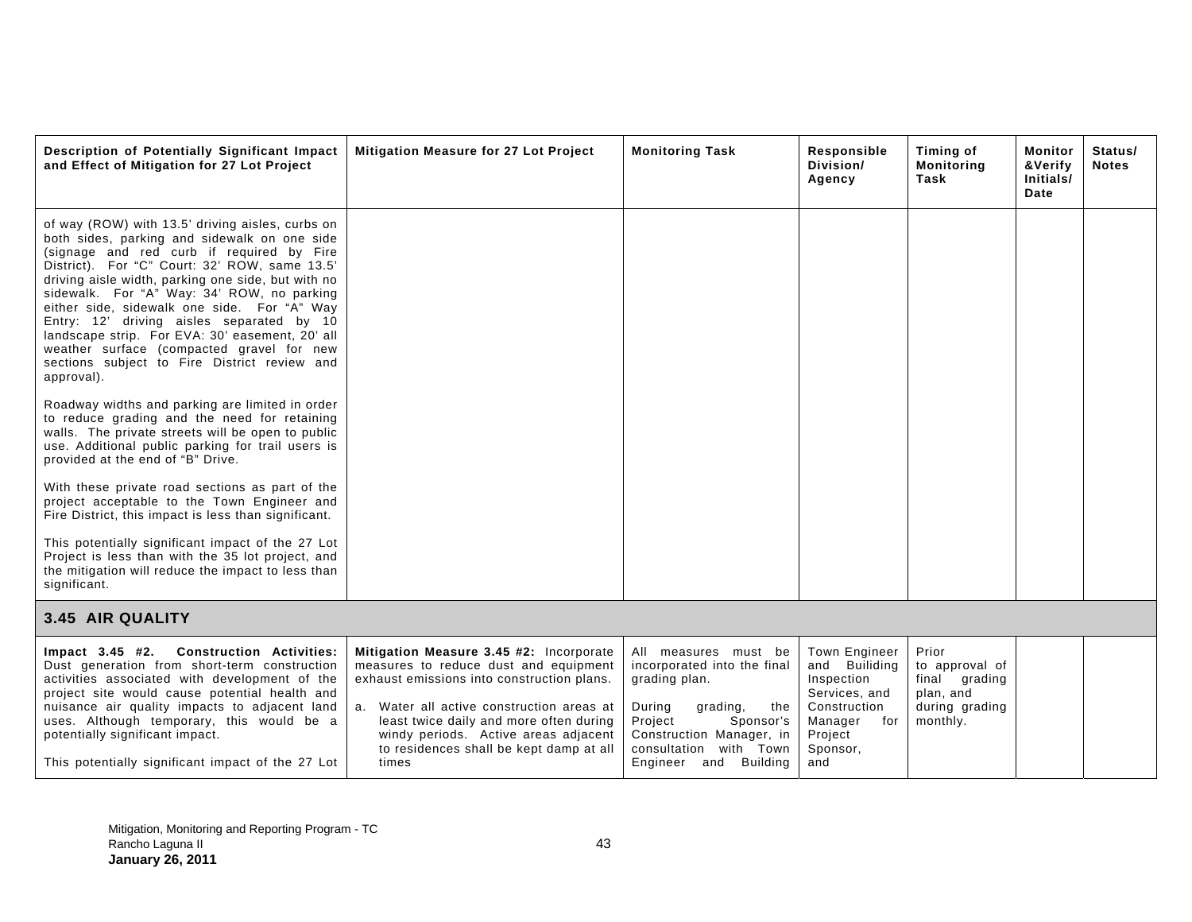| Description of Potentially Significant Impact and Effect of Mitigation for 27 Lot Project | Mitigation Measure for 27 Lot Project | Monitoring Task | Responsible Division/ Agency | Timing of Monitoring Task | Monitor &Verify Initials/ Date | Status/ Notes |
|---|---|---|---|---|---|---|
| of way (ROW) with 13.5' driving aisles, curbs on both sides, parking and sidewalk on one side (signage and red curb if required by Fire District). For "C" Court: 32' ROW, same 13.5' driving aisle width, parking one side, but with no sidewalk. For "A" Way: 34' ROW, no parking either side, sidewalk one side. For "A" Way Entry: 12' driving aisles separated by 10 landscape strip. For EVA: 30' easement, 20' all weather surface (compacted gravel for new sections subject to Fire District review and approval).<br><br>Roadway widths and parking are limited in order to reduce grading and the need for retaining walls. The private streets will be open to public use. Additional public parking for trail users is provided at the end of "B" Drive.<br><br>With these private road sections as part of the project acceptable to the Town Engineer and Fire District, this impact is less than significant.<br><br>This potentially significant impact of the 27 Lot Project is less than with the 35 lot project, and the mitigation will reduce the impact to less than significant. | | | | | | |
| **3.45 AIR QUALITY** | | | | | | |
| **Impact 3.45 #2. Construction Activities:** Dust generation from short-term construction activities associated with development of the project site would cause potential health and nuisance air quality impacts to adjacent land uses. Although temporary, this would be a potentially significant impact.<br><br>This potentially significant impact of the 27 Lot | **Mitigation Measure 3.45 #2:** Incorporate measures to reduce dust and equipment exhaust emissions into construction plans.<br><br>a. Water all active construction areas at least twice daily and more often during windy periods. Active areas adjacent to residences shall be kept damp at all times | All measures must be incorporated into the final grading plan.<br><br>During grading, the Project Sponsor's Construction Manager, in consultation with Town Engineer and Building | Town Engineer and Builiding Inspection Services, and Construction Manager for Project Sponsor, and | Prior to approval of final grading plan, and during grading monthly. | | |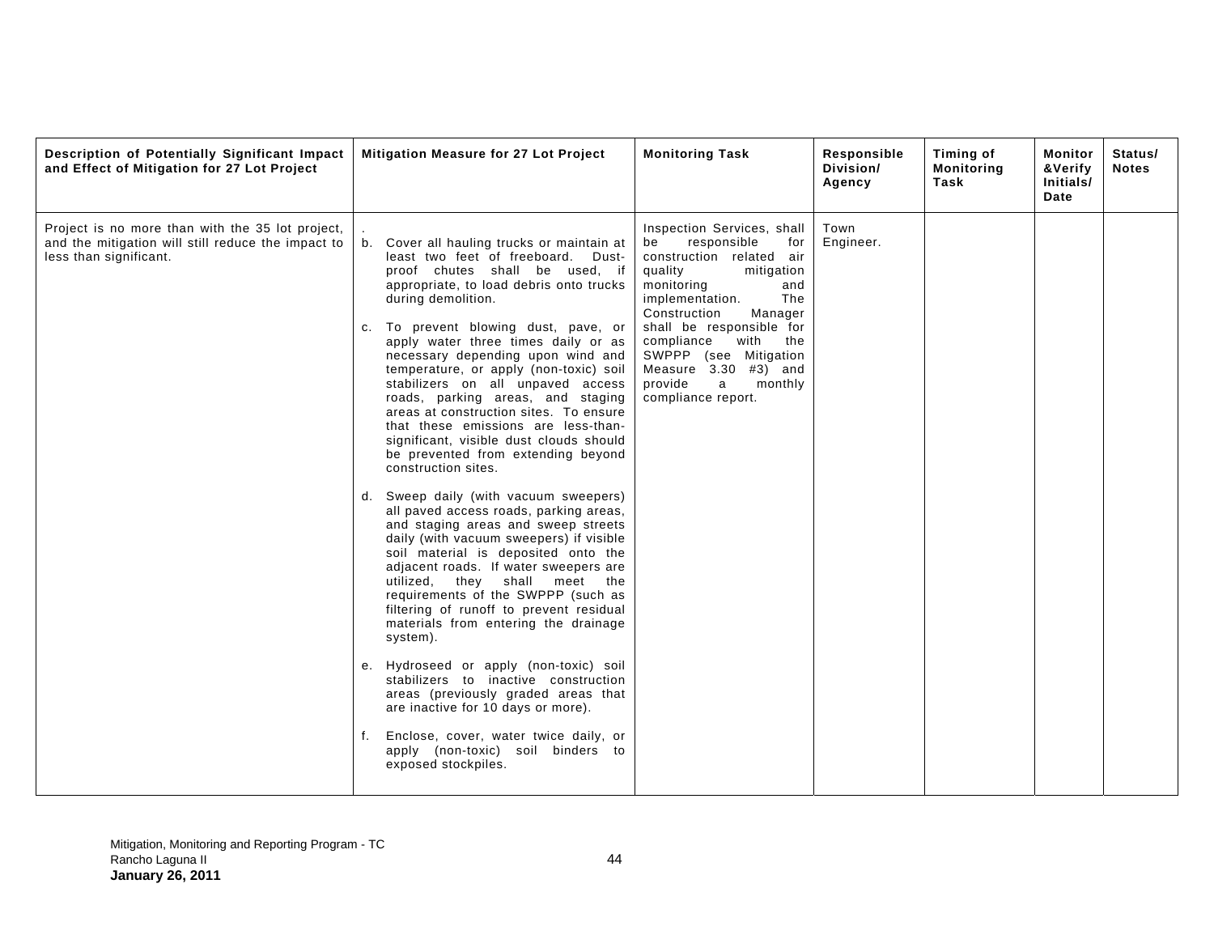| Description of Potentially Significant Impact and Effect of Mitigation for 27 Lot Project | Mitigation Measure for 27 Lot Project | Monitoring Task | Responsible Division/ Agency | Timing of Monitoring Task | Monitor &Verify Initials/ Date | Status/ Notes |
|---|---|---|---|---|---|---|
| Project is no more than with the 35 lot project, and the mitigation will still reduce the impact to less than significant. | . <br> b. Cover all hauling trucks or maintain at least two feet of freeboard. Dust-proof chutes shall be used, if appropriate, to load debris onto trucks during demolition. <br><br> c. To prevent blowing dust, pave, or apply water three times daily or as necessary depending upon wind and temperature, or apply (non-toxic) soil stabilizers on all unpaved access roads, parking areas, and staging areas at construction sites. To ensure that these emissions are less-than-significant, visible dust clouds should be prevented from extending beyond construction sites. <br><br> d. Sweep daily (with vacuum sweepers) all paved access roads, parking areas, and staging areas and sweep streets daily (with vacuum sweepers) if visible soil material is deposited onto the adjacent roads. If water sweepers are utilized, they shall meet the requirements of the SWPPP (such as filtering of runoff to prevent residual materials from entering the drainage system). <br><br> e. Hydroseed or apply (non-toxic) soil stabilizers to inactive construction areas (previously graded areas that are inactive for 10 days or more). <br><br> f. Enclose, cover, water twice daily, or apply (non-toxic) soil binders to exposed stockpiles. | Inspection Services, shall be responsible for construction related air quality mitigation monitoring and implementation. The Construction Manager shall be responsible for compliance with the SWPPP (see Mitigation Measure 3.30 #3) and provide a monthly compliance report. | Town Engineer. | | | |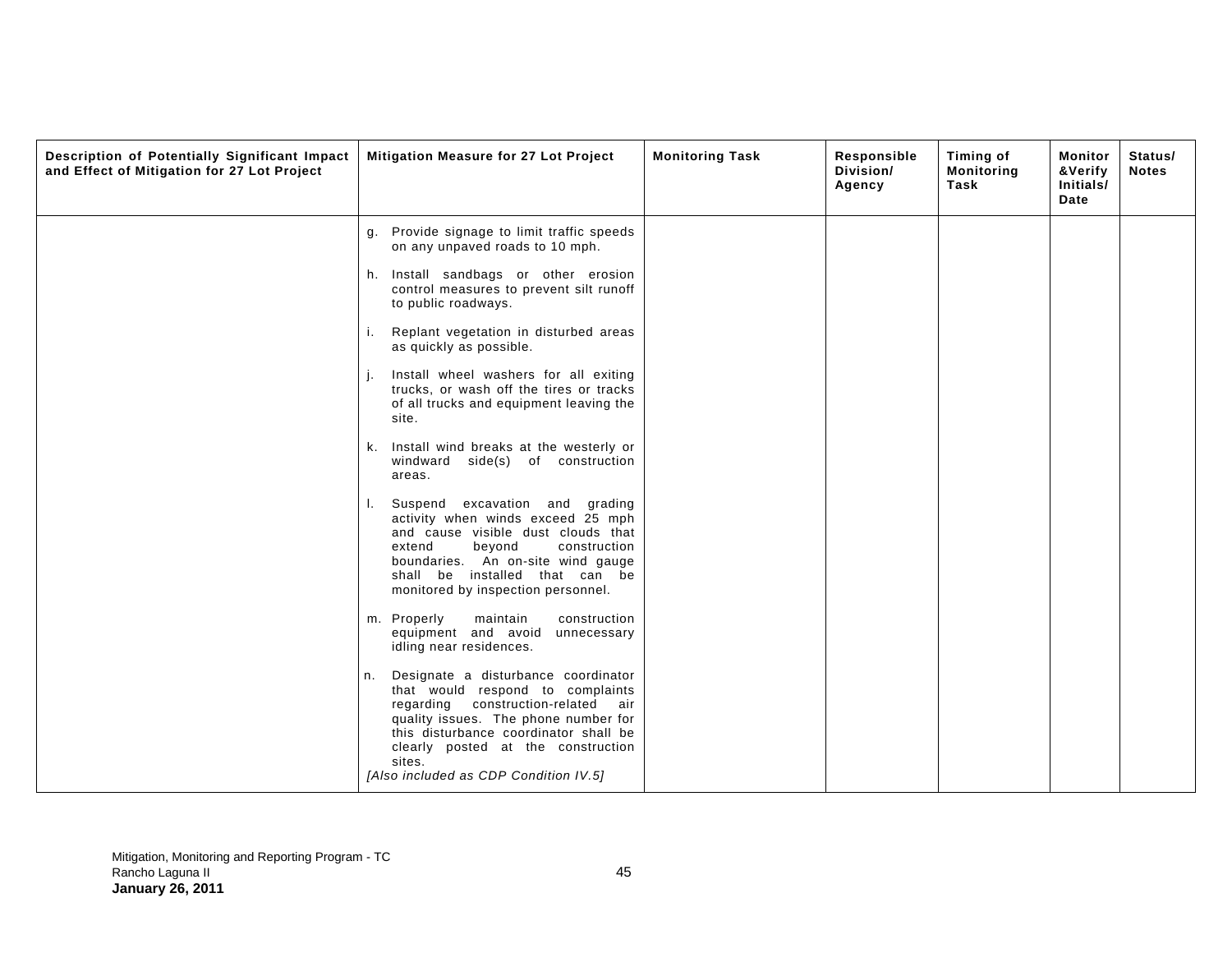| Description of Potentially Significant Impact and Effect of Mitigation for 27 Lot Project | Mitigation Measure for 27 Lot Project | Monitoring Task | Responsible Division/ Agency | Timing of Monitoring Task | Monitor &Verify Initials/ Date | Status/ Notes |
|---|---|---|---|---|---|---|
| | g. Provide signage to limit traffic speeds on any unpaved roads to 10 mph.<br><br>h. Install sandbags or other erosion control measures to prevent silt runoff to public roadways.<br><br>i. Replant vegetation in disturbed areas as quickly as possible.<br><br>j. Install wheel washers for all exiting trucks, or wash off the tires or tracks of all trucks and equipment leaving the site.<br><br>k. Install wind breaks at the westerly or windward side(s) of construction areas.<br><br>l. Suspend excavation and grading activity when winds exceed 25 mph and cause visible dust clouds that extend beyond construction boundaries. An on-site wind gauge shall be installed that can be monitored by inspection personnel.<br><br>m. Properly maintain construction equipment and avoid unnecessary idling near residences.<br><br>n. Designate a disturbance coordinator that would respond to complaints regarding construction-related air quality issues. The phone number for this disturbance coordinator shall be clearly posted at the construction sites.<br>*[Also included as CDP Condition IV.5]* | | | | | |

Mitigation, Monitoring and Reporting Program - TC
Rancho Laguna II
**January 26, 2011**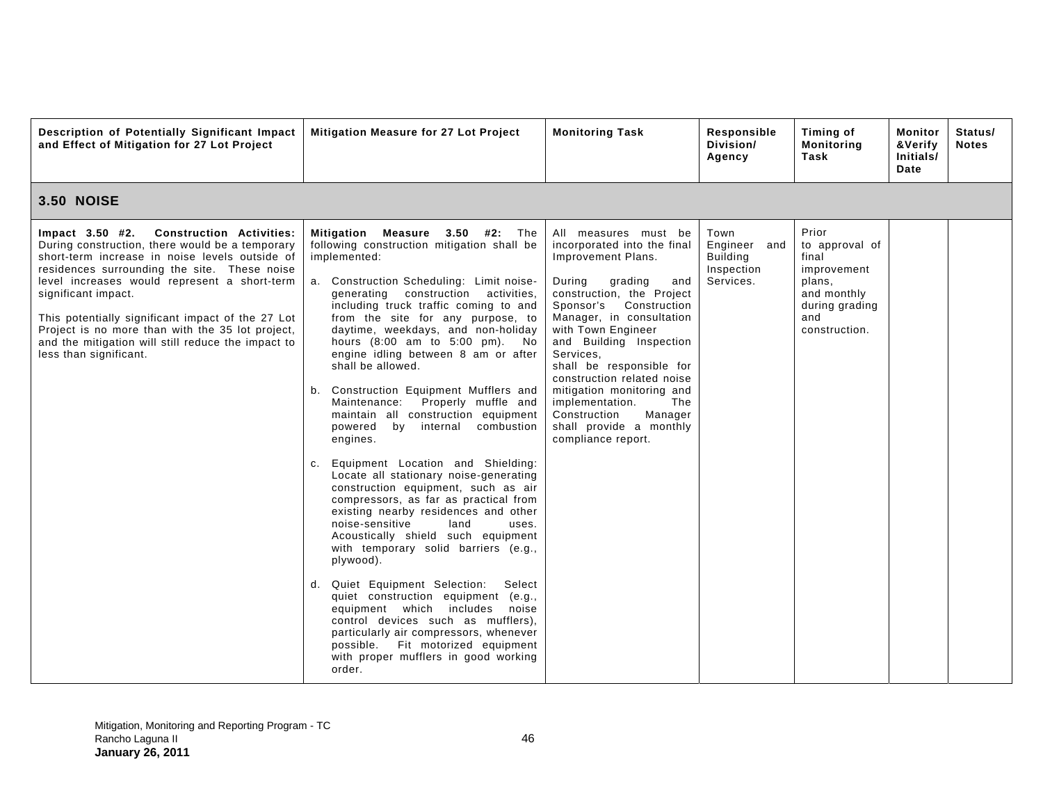| Description of Potentially Significant Impact and Effect of Mitigation for 27 Lot Project | Mitigation Measure for 27 Lot Project | Monitoring Task | Responsible Division/ Agency | Timing of Monitoring Task | Monitor &Verify Initials/ Date | Status/ Notes |
|---|---|---|---|---|---|---|
| **3.50 NOISE** | | | | | | |
| **Impact 3.50 #2. Construction Activities:** During construction, there would be a temporary short-term increase in noise levels outside of residences surrounding the site. These noise level increases would represent a short-term significant impact.<br><br>This potentially significant impact of the 27 Lot Project is no more than with the 35 lot project, and the mitigation will still reduce the impact to less than significant. | **Mitigation Measure 3.50 #2:** The following construction mitigation shall be implemented:<br><br>a. Construction Scheduling: Limit noise-generating construction activities, including truck traffic coming to and from the site for any purpose, to daytime, weekdays, and non-holiday hours (8:00 am to 5:00 pm). No engine idling between 8 am or after shall be allowed.<br><br>b. Construction Equipment Mufflers and Maintenance: Properly muffle and maintain all construction equipment powered by internal combustion engines.<br><br>c. Equipment Location and Shielding: Locate all stationary noise-generating construction equipment, such as air compressors, as far as practical from existing nearby residences and other noise-sensitive land uses. Acoustically shield such equipment with temporary solid barriers (e.g., plywood).<br><br>d. Quiet Equipment Selection: Select quiet construction equipment (e.g., equipment which includes noise control devices such as mufflers), particularly air compressors, whenever possible. Fit motorized equipment with proper mufflers in good working order. | All measures must be incorporated into the final Improvement Plans.<br><br>During grading and construction, the Project Sponsor's Construction Manager, in consultation with Town Engineer and Building Inspection Services, shall be responsible for construction related noise mitigation monitoring and implementation. The Construction Manager shall provide a monthly compliance report. | Town Engineer and Building Inspection Services. | Prior to approval of final improvement plans, and monthly during grading and construction. | | |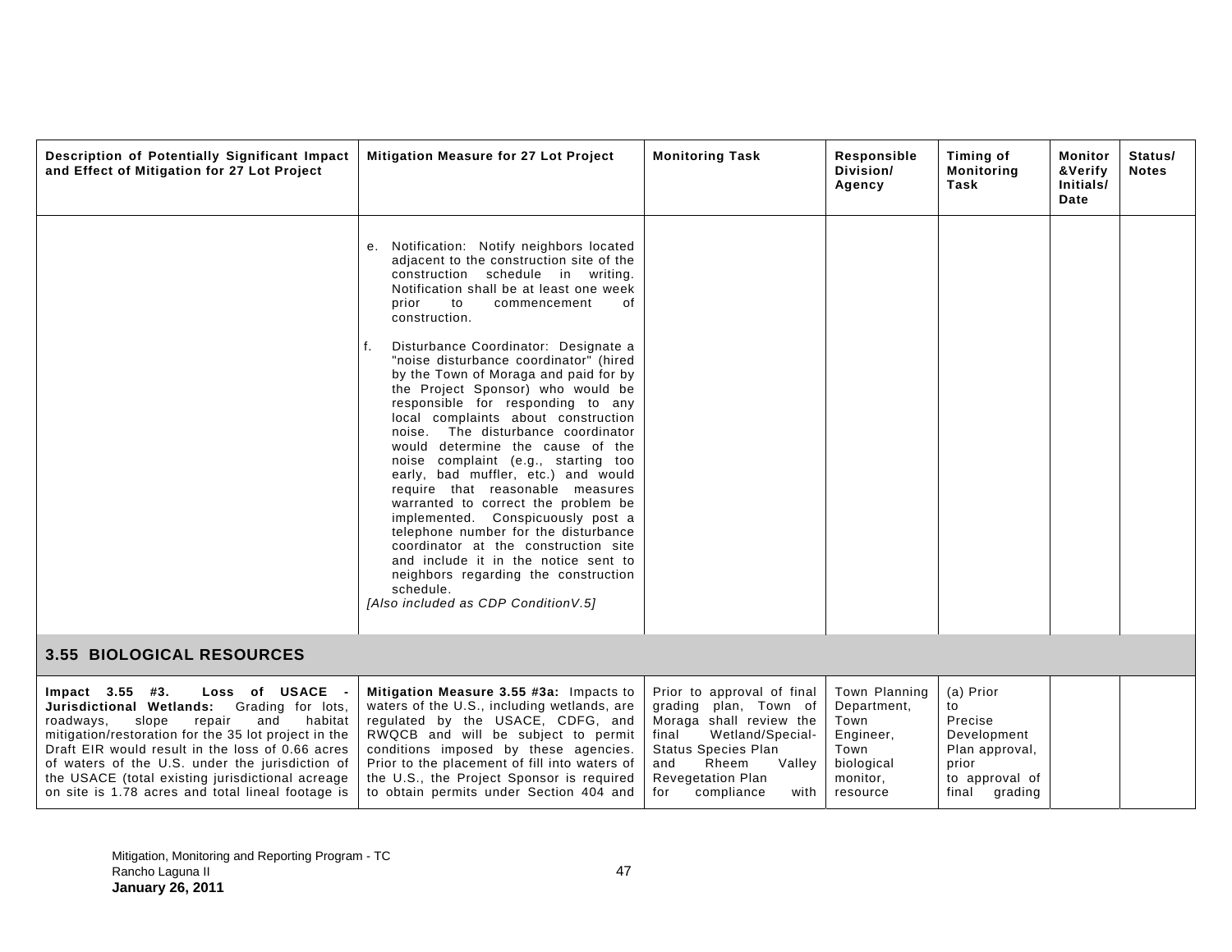| Description of Potentially Significant Impact and Effect of Mitigation for 27 Lot Project | Mitigation Measure for 27 Lot Project | Monitoring Task | Responsible Division/ Agency | Timing of Monitoring Task | Monitor &Verify Initials/ Date | Status/ Notes |
|---|---|---|---|---|---|---|
| | e. Notification: Notify neighbors located adjacent to the construction site of the construction schedule in writing. Notification shall be at least one week prior to commencement of construction.<br><br>f. Disturbance Coordinator: Designate a "noise disturbance coordinator" (hired by the Town of Moraga and paid for by the Project Sponsor) who would be responsible for responding to any local complaints about construction noise. The disturbance coordinator would determine the cause of the noise complaint (e.g., starting too early, bad muffler, etc.) and would require that reasonable measures warranted to correct the problem be implemented. Conspicuously post a telephone number for the disturbance coordinator at the construction site and include it in the notice sent to neighbors regarding the construction schedule.<br>*[Also included as CDP ConditionV.5]* | | | | | |
| **3.55 BIOLOGICAL RESOURCES** | | | | | | |
| **Impact 3.55 #3. Loss of USACE - Jurisdictional Wetlands:** Grading for lots, roadways, slope repair and habitat mitigation/restoration for the 35 lot project in the Draft EIR would result in the loss of 0.66 acres of waters of the U.S. under the jurisdiction of the USACE (total existing jurisdictional acreage on site is 1.78 acres and total lineal footage is | **Mitigation Measure 3.55 #3a:** Impacts to waters of the U.S., including wetlands, are regulated by the USACE, CDFG, and RWQCB and will be subject to permit conditions imposed by these agencies. Prior to the placement of fill into waters of the U.S., the Project Sponsor is required to obtain permits under Section 404 and | Prior to approval of final grading plan, Town of Moraga shall review the final Wetland/Special-Status Species Plan and Rheem Valley Revegetation Plan for compliance with | Town Planning Department, Town Engineer, Town biological monitor, resource | (a) Prior to Precise Development Plan approval, prior to approval of final grading | | |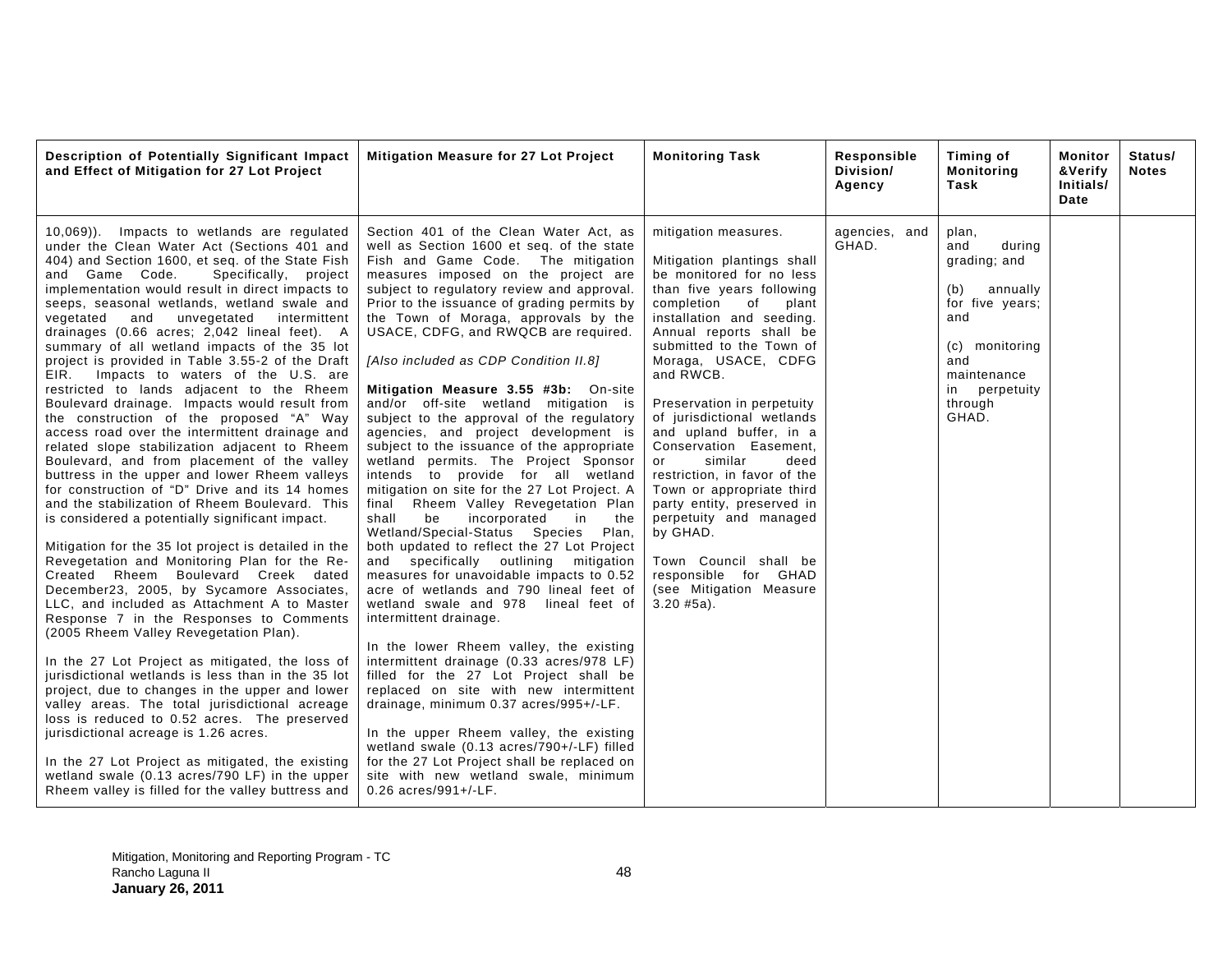| Description of Potentially Significant Impact and Effect of Mitigation for 27 Lot Project | Mitigation Measure for 27 Lot Project | Monitoring Task | Responsible Division/ Agency | Timing of Monitoring Task | Monitor &Verify Initials/ Date | Status/ Notes |
|---|---|---|---|---|---|---|
| 10,069)). Impacts to wetlands are regulated under the Clean Water Act (Sections 401 and 404) and Section 1600, et seq. of the State Fish and Game Code. Specifically, project implementation would result in direct impacts to seeps, seasonal wetlands, wetland swale and vegetated and unvegetated intermittent drainages (0.66 acres; 2,042 lineal feet). A summary of all wetland impacts of the 35 lot project is provided in Table 3.55-2 of the Draft EIR. Impacts to waters of the U.S. are restricted to lands adjacent to the Rheem Boulevard drainage. Impacts would result from the construction of the proposed "A" Way access road over the intermittent drainage and related slope stabilization adjacent to Rheem Boulevard, and from placement of the valley buttress in the upper and lower Rheem valleys for construction of "D" Drive and its 14 homes and the stabilization of Rheem Boulevard. This is considered a potentially significant impact.<br><br>Mitigation for the 35 lot project is detailed in the Revegetation and Monitoring Plan for the Re-Created Rheem Boulevard Creek dated December23, 2005, by Sycamore Associates, LLC, and included as Attachment A to Master Response 7 in the Responses to Comments (2005 Rheem Valley Revegetation Plan).<br><br>In the 27 Lot Project as mitigated, the loss of jurisdictional wetlands is less than in the 35 lot project, due to changes in the upper and lower valley areas. The total jurisdictional acreage loss is reduced to 0.52 acres. The preserved jurisdictional acreage is 1.26 acres.<br><br>In the 27 Lot Project as mitigated, the existing wetland swale (0.13 acres/790 LF) in the upper Rheem valley is filled for the valley buttress and | Section 401 of the Clean Water Act, as well as Section 1600 et seq. of the state Fish and Game Code. The mitigation measures imposed on the project are subject to regulatory review and approval. Prior to the issuance of grading permits by the Town of Moraga, approvals by the USACE, CDFG, and RWQCB are required.<br><br>*[Also included as CDP Condition II.8]*<br><br>**Mitigation Measure 3.55 #3b:** On-site and/or off-site wetland mitigation is subject to the approval of the regulatory agencies, and project development is subject to the issuance of the appropriate wetland permits. The Project Sponsor intends to provide for all wetland mitigation on site for the 27 Lot Project. A final Rheem Valley Revegetation Plan shall be incorporated in the Wetland/Special-Status Species Plan, both updated to reflect the 27 Lot Project and specifically outlining mitigation measures for unavoidable impacts to 0.52 acre of wetlands and 790 lineal feet of wetland swale and 978 lineal feet of intermittent drainage.<br><br>In the lower Rheem valley, the existing intermittent drainage (0.33 acres/978 LF) filled for the 27 Lot Project shall be replaced on site with new intermittent drainage, minimum 0.37 acres/995+/-LF.<br><br>In the upper Rheem valley, the existing wetland swale (0.13 acres/790+/-LF) filled for the 27 Lot Project shall be replaced on site with new wetland swale, minimum 0.26 acres/991+/-LF. | mitigation measures.<br><br>Mitigation plantings shall be monitored for no less than five years following completion of plant installation and seeding. Annual reports shall be submitted to the Town of Moraga, USACE, CDFG and RWCB.<br><br>Preservation in perpetuity of jurisdictional wetlands and upland buffer, in a Conservation Easement, or similar deed restriction, in favor of the Town or appropriate third party entity, preserved in perpetuity and managed by GHAD.<br><br>Town Council shall be responsible for GHAD (see Mitigation Measure 3.20 #5a). | agencies, and GHAD. | plan, and during grading; and<br><br>(b) annually for five years; and<br><br>(c) monitoring and maintenance in perpetuity through GHAD. | | |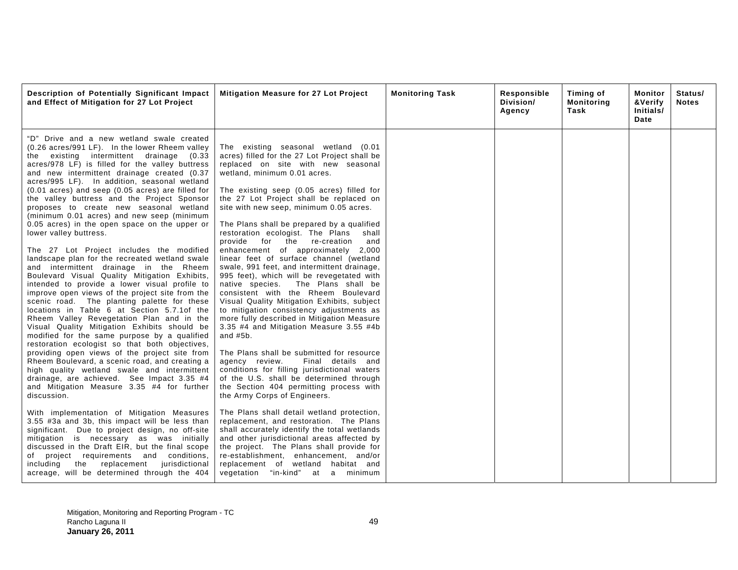| Description of Potentially Significant Impact and Effect of Mitigation for 27 Lot Project | Mitigation Measure for 27 Lot Project | Monitoring Task | Responsible Division/ Agency | Timing of Monitoring Task | Monitor &Verify Initials/ Date | Status/ Notes |
|---|---|---|---|---|---|---|
| "D" Drive and a new wetland swale created (0.26 acres/991 LF). In the lower Rheem valley the existing intermittent drainage (0.33 acres/978 LF) is filled for the valley buttress and new intermittent drainage created (0.37 acres/995 LF). In addition, seasonal wetland (0.01 acres) and seep (0.05 acres) are filled for the valley buttress and the Project Sponsor proposes to create new seasonal wetland (minimum 0.01 acres) and new seep (minimum 0.05 acres) in the open space on the upper or lower valley buttress.<br><br>The 27 Lot Project includes the modified landscape plan for the recreated wetland swale and intermittent drainage in the Rheem Boulevard Visual Quality Mitigation Exhibits, intended to provide a lower visual profile to improve open views of the project site from the scenic road. The planting palette for these locations in Table 6 at Section 5.7.1of the Rheem Valley Revegetation Plan and in the Visual Quality Mitigation Exhibits should be modified for the same purpose by a qualified restoration ecologist so that both objectives, providing open views of the project site from Rheem Boulevard, a scenic road, and creating a high quality wetland swale and intermittent drainage, are achieved. See Impact 3.35 #4 and Mitigation Measure 3.35 #4 for further discussion.<br><br>With implementation of Mitigation Measures 3.55 #3a and 3b, this impact will be less than significant. Due to project design, no off-site mitigation is necessary as was initially discussed in the Draft EIR, but the final scope of project requirements and conditions, including the replacement jurisdictional acreage, will be determined through the 404 | The existing seasonal wetland (0.01 acres) filled for the 27 Lot Project shall be replaced on site with new seasonal wetland, minimum 0.01 acres.<br><br>The existing seep (0.05 acres) filled for the 27 Lot Project shall be replaced on site with new seep, minimum 0.05 acres.<br><br>The Plans shall be prepared by a qualified restoration ecologist. The Plans shall provide for the re-creation and enhancement of approximately 2,000 linear feet of surface channel (wetland swale, 991 feet, and intermittent drainage, 995 feet), which will be revegetated with native species. The Plans shall be consistent with the Rheem Boulevard Visual Quality Mitigation Exhibits, subject to mitigation consistency adjustments as more fully described in Mitigation Measure 3.35 #4 and Mitigation Measure 3.55 #4b and #5b.<br><br>The Plans shall be submitted for resource agency review. Final details and conditions for filling jurisdictional waters of the U.S. shall be determined through the Section 404 permitting process with the Army Corps of Engineers.<br><br>The Plans shall detail wetland protection, replacement, and restoration. The Plans shall accurately identify the total wetlands and other jurisdictional areas affected by the project. The Plans shall provide for re-establishment, enhancement, and/or replacement of wetland habitat and vegetation "in-kind" at a minimum | | | | | |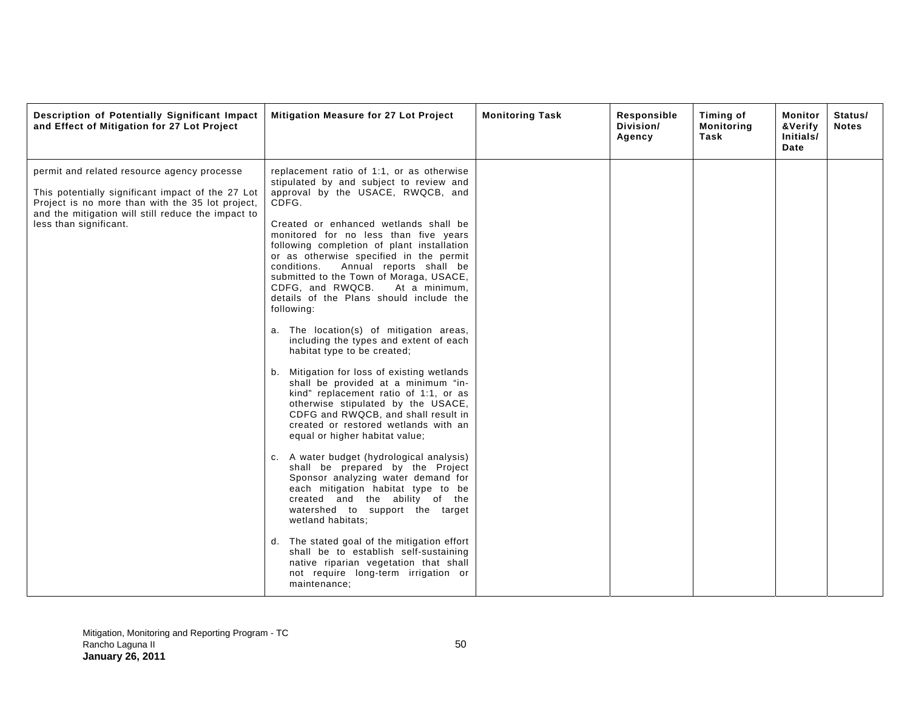| Description of Potentially Significant Impact and Effect of Mitigation for 27 Lot Project | Mitigation Measure for 27 Lot Project | Monitoring Task | Responsible Division/ Agency | Timing of Monitoring Task | Monitor &Verify Initials/ Date | Status/ Notes |
|---|---|---|---|---|---|---|
| permit and related resource agency processe<br><br>This potentially significant impact of the 27 Lot Project is no more than with the 35 lot project, and the mitigation will still reduce the impact to less than significant. | replacement ratio of 1:1, or as otherwise stipulated by and subject to review and approval by the USACE, RWQCB, and CDFG.<br><br>Created or enhanced wetlands shall be monitored for no less than five years following completion of plant installation or as otherwise specified in the permit conditions. Annual reports shall be submitted to the Town of Moraga, USACE, CDFG, and RWQCB. At a minimum, details of the Plans should include the following:<br><br>a. The location(s) of mitigation areas, including the types and extent of each habitat type to be created;<br><br>b. Mitigation for loss of existing wetlands shall be provided at a minimum "in-kind" replacement ratio of 1:1, or as otherwise stipulated by the USACE, CDFG and RWQCB, and shall result in created or restored wetlands with an equal or higher habitat value;<br><br>c. A water budget (hydrological analysis) shall be prepared by the Project Sponsor analyzing water demand for each mitigation habitat type to be created and the ability of the watershed to support the target wetland habitats;<br><br>d. The stated goal of the mitigation effort shall be to establish self-sustaining native riparian vegetation that shall not require long-term irrigation or maintenance; | | | | | |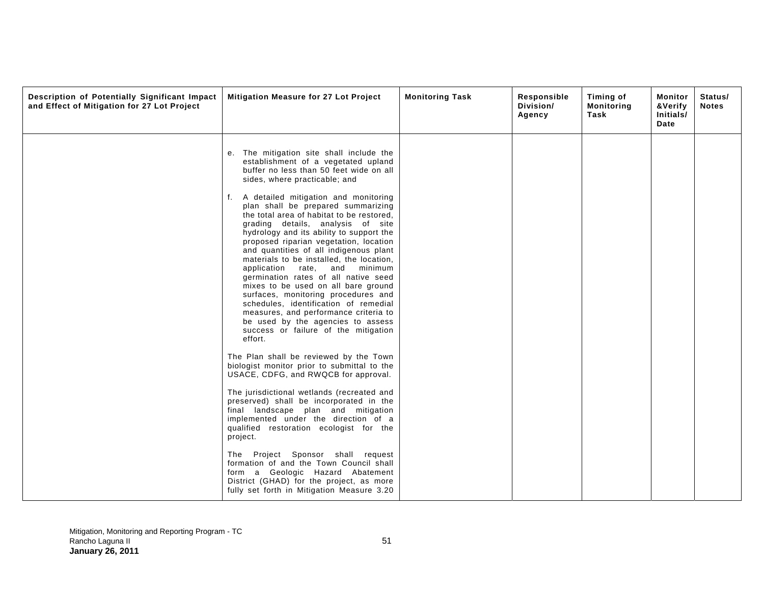| Description of Potentially Significant Impact and Effect of Mitigation for 27 Lot Project | Mitigation Measure for 27 Lot Project | Monitoring Task | Responsible Division/ Agency | Timing of Monitoring Task | Monitor &Verify Initials/ Date | Status/ Notes |
|---|---|---|---|---|---|---|
| | e. The mitigation site shall include the establishment of a vegetated upland buffer no less than 50 feet wide on all sides, where practicable; and<br><br>f. A detailed mitigation and monitoring plan shall be prepared summarizing the total area of habitat to be restored, grading details, analysis of site hydrology and its ability to support the proposed riparian vegetation, location and quantities of all indigenous plant materials to be installed, the location, application rate, and minimum germination rates of all native seed mixes to be used on all bare ground surfaces, monitoring procedures and schedules, identification of remedial measures, and performance criteria to be used by the agencies to assess success or failure of the mitigation effort.<br><br>The Plan shall be reviewed by the Town biologist monitor prior to submittal to the USACE, CDFG, and RWQCB for approval.<br><br>The jurisdictional wetlands (recreated and preserved) shall be incorporated in the final landscape plan and mitigation implemented under the direction of a qualified restoration ecologist for the project.<br><br>The Project Sponsor shall request formation of and the Town Council shall form a Geologic Hazard Abatement District (GHAD) for the project, as more fully set forth in Mitigation Measure 3.20 | | | | | |

Mitigation, Monitoring and Reporting Program - TC
Rancho Laguna II
**January 26, 2011**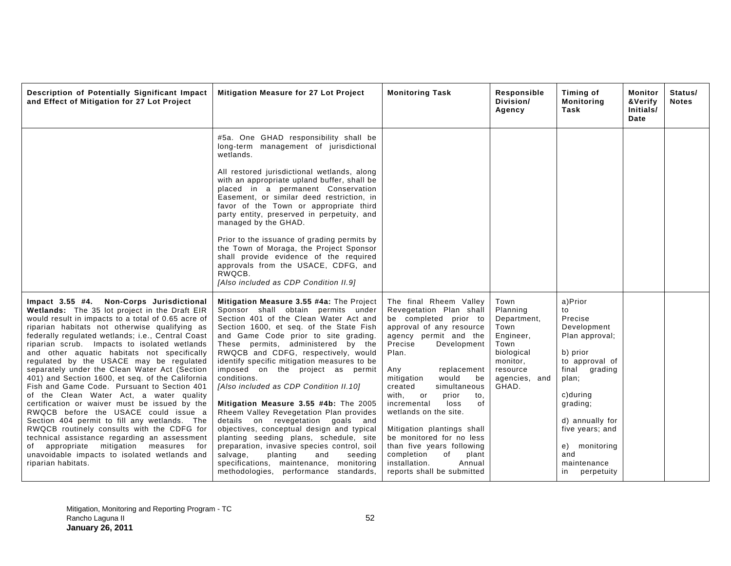| Description of Potentially Significant Impact and Effect of Mitigation for 27 Lot Project | Mitigation Measure for 27 Lot Project | Monitoring Task | Responsible Division/ Agency | Timing of Monitoring Task | Monitor &Verify Initials/ Date | Status/ Notes |
|---|---|---|---|---|---|---|
| | #5a. One GHAD responsibility shall be long-term management of jurisdictional wetlands.<br><br>All restored jurisdictional wetlands, along with an appropriate upland buffer, shall be placed in a permanent Conservation Easement, or similar deed restriction, in favor of the Town or appropriate third party entity, preserved in perpetuity, and managed by the GHAD.<br><br>Prior to the issuance of grading permits by the Town of Moraga, the Project Sponsor shall provide evidence of the required approvals from the USACE, CDFG, and RWQCB.<br>*[Also included as CDP Condition II.9]* | | | | | |
| **Impact 3.55 #4. Non-Corps Jurisdictional Wetlands:** The 35 lot project in the Draft EIR would result in impacts to a total of 0.65 acre of riparian habitats not otherwise qualifying as federally regulated wetlands; i.e., Central Coast riparian scrub. Impacts to isolated wetlands and other aquatic habitats not specifically regulated by the USACE may be regulated separately under the Clean Water Act (Section 401) and Section 1600, et seq. of the California Fish and Game Code. Pursuant to Section 401 of the Clean Water Act, a water quality certification or waiver must be issued by the RWQCB before the USACE could issue a Section 404 permit to fill any wetlands. The RWQCB routinely consults with the CDFG for technical assistance regarding an assessment of appropriate mitigation measures for unavoidable impacts to isolated wetlands and riparian habitats. | **Mitigation Measure 3.55 #4a:** The Project Sponsor shall obtain permits under Section 401 of the Clean Water Act and Section 1600, et seq. of the State Fish and Game Code prior to site grading. These permits, administered by the RWQCB and CDFG, respectively, would identify specific mitigation measures to be imposed on the project as permit conditions.<br>*[Also included as CDP Condition II.10]*<br><br>**Mitigation Measure 3.55 #4b:** The 2005 Rheem Valley Revegetation Plan provides details on revegetation goals and objectives, conceptual design and typical planting seeding plans, schedule, site preparation, invasive species control, soil salvage, planting and seeding specifications, maintenance, monitoring methodologies, performance standards, | The final Rheem Valley Revegetation Plan shall be completed prior to approval of any resource agency permit and the Precise Development Plan.<br><br>Any replacement mitigation would be created simultaneous with, or prior to, incremental loss of wetlands on the site.<br><br>Mitigation plantings shall be monitored for no less than five years following completion of plant installation. Annual reports shall be submitted | Town Planning Department, Town Engineer, Town biological monitor, resource agencies, and GHAD. | a)Prior to Precise Development Plan approval;<br><br>b) prior to approval of final grading plan;<br><br>c)during grading;<br><br>d) annually for five years; and<br><br>e) monitoring and maintenance in perpetuity | | |

Mitigation, Monitoring and Reporting Program - TC
Rancho Laguna II
**January 26, 2011**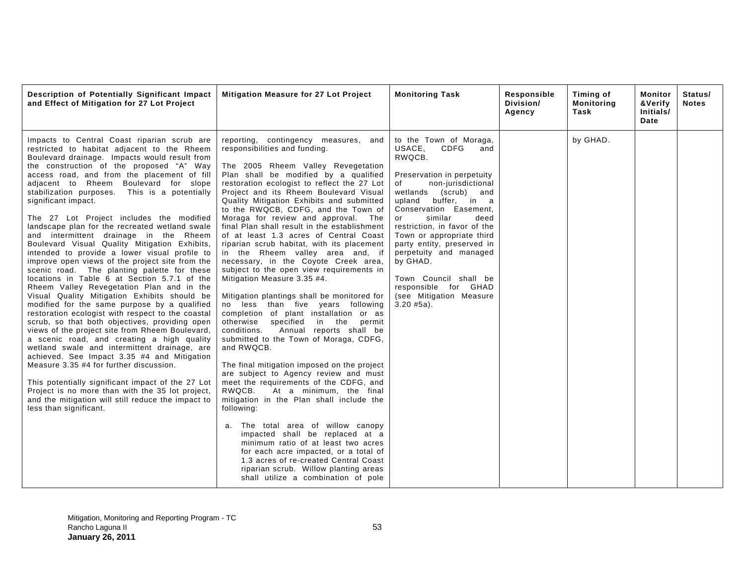| Description of Potentially Significant Impact and Effect of Mitigation for 27 Lot Project | Mitigation Measure for 27 Lot Project | Monitoring Task | Responsible Division/ Agency | Timing of Monitoring Task | Monitor &Verify Initials/ Date | Status/ Notes |
|---|---|---|---|---|---|---|
| Impacts to Central Coast riparian scrub are restricted to habitat adjacent to the Rheem Boulevard drainage. Impacts would result from the construction of the proposed "A" Way access road, and from the placement of fill adjacent to Rheem Boulevard for slope stabilization purposes. This is a potentially significant impact.<br><br>The 27 Lot Project includes the modified landscape plan for the recreated wetland swale and intermittent drainage in the Rheem Boulevard Visual Quality Mitigation Exhibits, intended to provide a lower visual profile to improve open views of the project site from the scenic road. The planting palette for these locations in Table 6 at Section 5.7.1 of the Rheem Valley Revegetation Plan and in the Visual Quality Mitigation Exhibits should be modified for the same purpose by a qualified restoration ecologist with respect to the coastal scrub, so that both objectives, providing open views of the project site from Rheem Boulevard, a scenic road, and creating a high quality wetland swale and intermittent drainage, are achieved. See Impact 3.35 #4 and Mitigation Measure 3.35 #4 for further discussion.<br><br>This potentially significant impact of the 27 Lot Project is no more than with the 35 lot project, and the mitigation will still reduce the impact to less than significant. | reporting, contingency measures, and responsibilities and funding.<br><br>The 2005 Rheem Valley Revegetation Plan shall be modified by a qualified restoration ecologist to reflect the 27 Lot Project and its Rheem Boulevard Visual Quality Mitigation Exhibits and submitted to the RWQCB, CDFG, and the Town of Moraga for review and approval. The final Plan shall result in the establishment of at least 1.3 acres of Central Coast riparian scrub habitat, with its placement in the Rheem valley area and, if necessary, in the Coyote Creek area, subject to the open view requirements in Mitigation Measure 3.35 #4.<br><br>Mitigation plantings shall be monitored for no less than five years following completion of plant installation or as otherwise specified in the permit conditions. Annual reports shall be submitted to the Town of Moraga, CDFG, and RWQCB.<br><br>The final mitigation imposed on the project are subject to Agency review and must meet the requirements of the CDFG, and RWQCB. At a minimum, the final mitigation in the Plan shall include the following:<br><br>a. The total area of willow canopy impacted shall be replaced at a minimum ratio of at least two acres for each acre impacted, or a total of 1.3 acres of re-created Central Coast riparian scrub. Willow planting areas shall utilize a combination of pole | to the Town of Moraga, USACE, CDFG and RWQCB.<br><br>Preservation in perpetuity of non-jurisdictional wetlands (scrub) and upland buffer, in a Conservation Easement, or similar deed restriction, in favor of the Town or appropriate third party entity, preserved in perpetuity and managed by GHAD.<br><br>Town Council shall be responsible for GHAD (see Mitigation Measure 3.20 #5a). | | by GHAD. | | |

Mitigation, Monitoring and Reporting Program - TC
Rancho Laguna II
**January 26, 2011**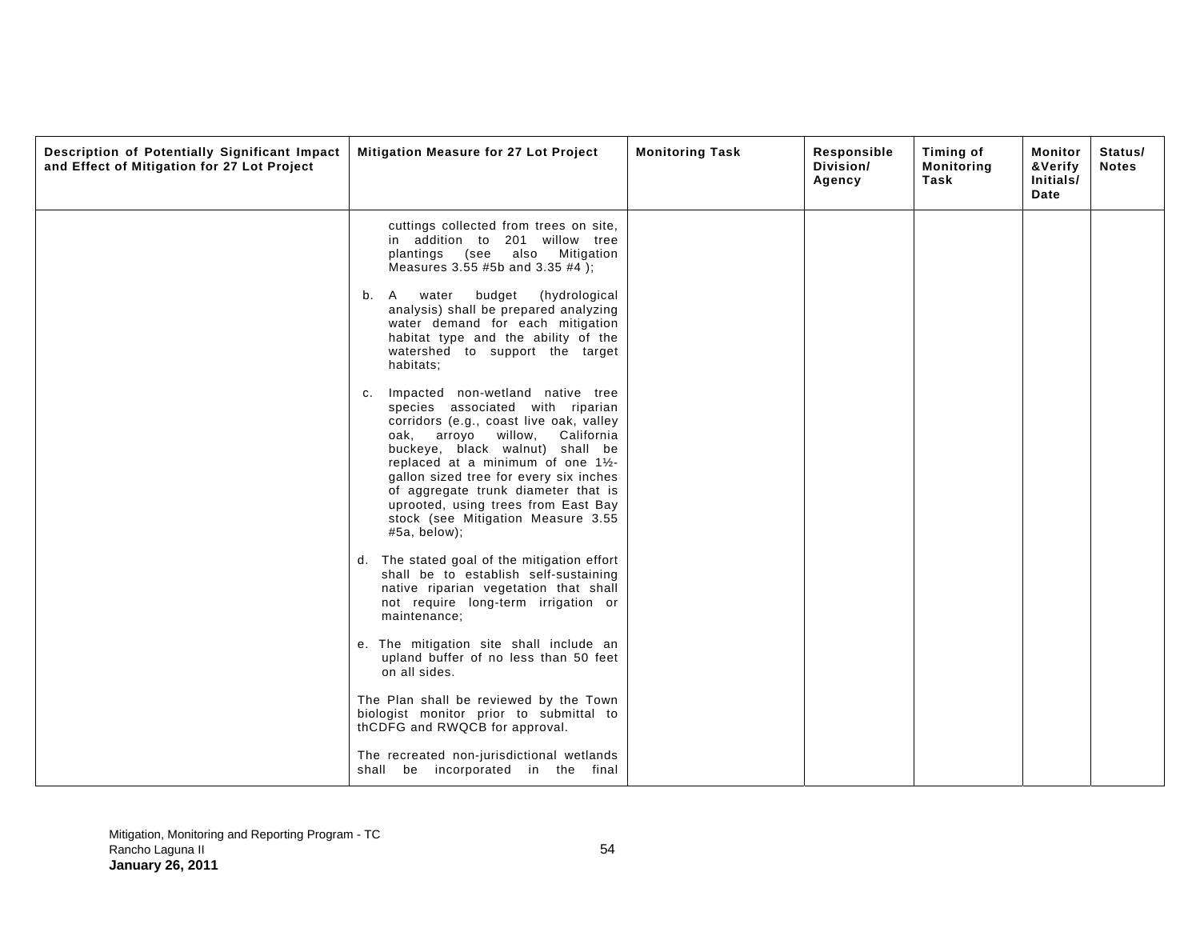| Description of Potentially Significant Impact and Effect of Mitigation for 27 Lot Project | Mitigation Measure for 27 Lot Project | Monitoring Task | Responsible Division/ Agency | Timing of Monitoring Task | Monitor &Verify Initials/ Date | Status/ Notes |
|---|---|---|---|---|---|---|
| | cuttings collected from trees on site, in addition to 201 willow tree plantings (see also Mitigation Measures 3.55 #5b and 3.35 #4 );<br><br>b. A water budget (hydrological analysis) shall be prepared analyzing water demand for each mitigation habitat type and the ability of the watershed to support the target habitats;<br><br>c. Impacted non-wetland native tree species associated with riparian corridors (e.g., coast live oak, valley oak, arroyo willow, California buckeye, black walnut) shall be replaced at a minimum of one 1½-gallon sized tree for every six inches of aggregate trunk diameter that is uprooted, using trees from East Bay stock (see Mitigation Measure 3.55 #5a, below);<br><br>d. The stated goal of the mitigation effort shall be to establish self-sustaining native riparian vegetation that shall not require long-term irrigation or maintenance;<br><br>e. The mitigation site shall include an upland buffer of no less than 50 feet on all sides.<br><br>The Plan shall be reviewed by the Town biologist monitor prior to submittal to thCDFG and RWQCB for approval.<br><br>The recreated non-jurisdictional wetlands shall be incorporated in the final | | | | | |

Mitigation, Monitoring and Reporting Program - TC
Rancho Laguna II
**January 26, 2011**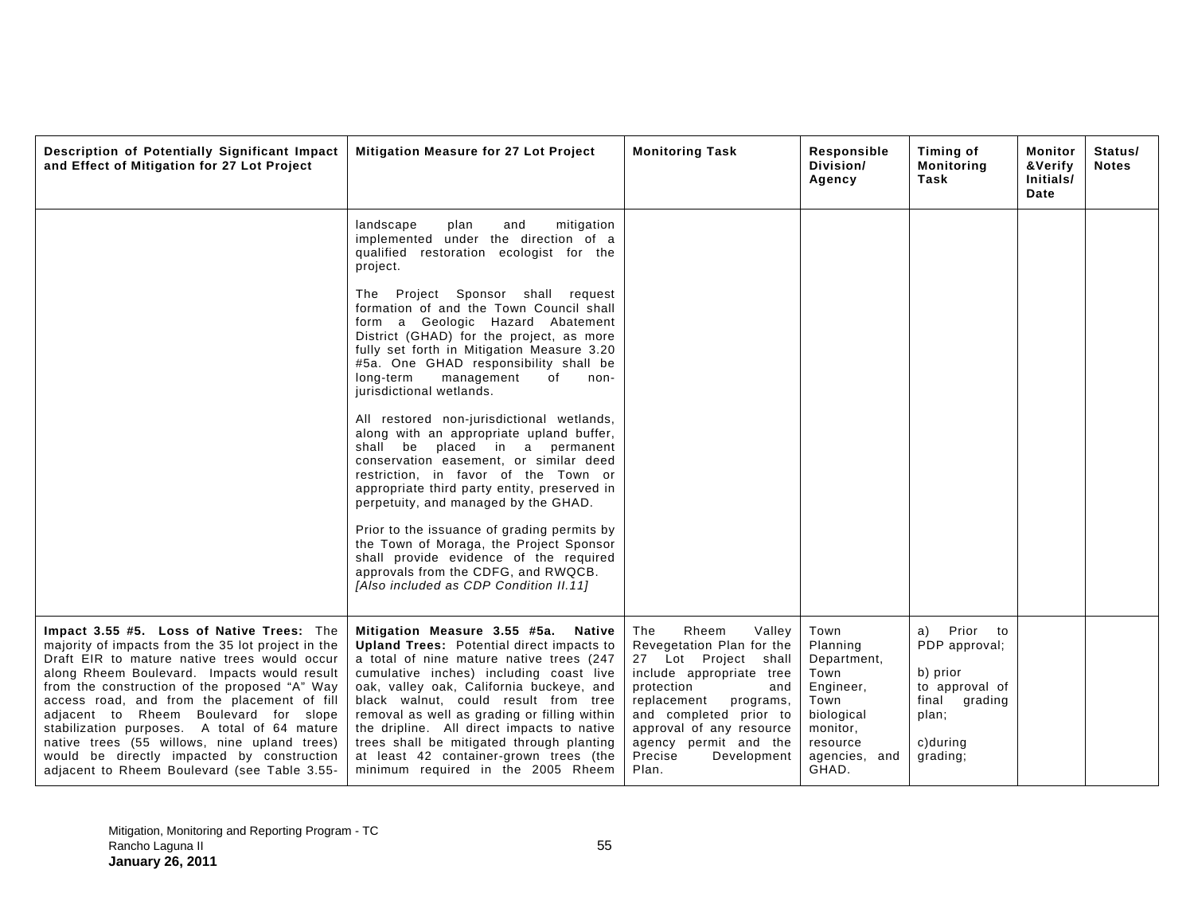| Description of Potentially Significant Impact and Effect of Mitigation for 27 Lot Project | Mitigation Measure for 27 Lot Project | Monitoring Task | Responsible Division/ Agency | Timing of Monitoring Task | Monitor &Verify Initials/ Date | Status/ Notes |
|---|---|---|---|---|---|---|
| | landscape plan and mitigation implemented under the direction of a qualified restoration ecologist for the project.<br><br>The Project Sponsor shall request formation of and the Town Council shall form a Geologic Hazard Abatement District (GHAD) for the project, as more fully set forth in Mitigation Measure 3.20 #5a. One GHAD responsibility shall be long-term management of non-jurisdictional wetlands.<br><br>All restored non-jurisdictional wetlands, along with an appropriate upland buffer, shall be placed in a permanent conservation easement, or similar deed restriction, in favor of the Town or appropriate third party entity, preserved in perpetuity, and managed by the GHAD.<br><br>Prior to the issuance of grading permits by the Town of Moraga, the Project Sponsor shall provide evidence of the required approvals from the CDFG, and RWQCB. *[Also included as CDP Condition II.11]* | | | | | |
| **Impact 3.55 #5. Loss of Native Trees:** The majority of impacts from the 35 lot project in the Draft EIR to mature native trees would occur along Rheem Boulevard. Impacts would result from the construction of the proposed "A" Way access road, and from the placement of fill adjacent to Rheem Boulevard for slope stabilization purposes. A total of 64 mature native trees (55 willows, nine upland trees) would be directly impacted by construction adjacent to Rheem Boulevard (see Table 3.55- | **Mitigation Measure 3.55 #5a. Native Upland Trees:** Potential direct impacts to a total of nine mature native trees (247 cumulative inches) including coast live oak, valley oak, California buckeye, and black walnut, could result from tree removal as well as grading or filling within the dripline. All direct impacts to native trees shall be mitigated through planting at least 42 container-grown trees (the minimum required in the 2005 Rheem | The Rheem Valley Revegetation Plan for the 27 Lot Project shall include appropriate tree protection and replacement programs, and completed prior to approval of any resource agency permit and the Precise Development Plan. | Town Planning Department, Town Engineer, Town biological monitor, resource agencies, and GHAD. | a) Prior to PDP approval;<br><br>b) prior to approval of final grading plan;<br><br>c)during grading; | | |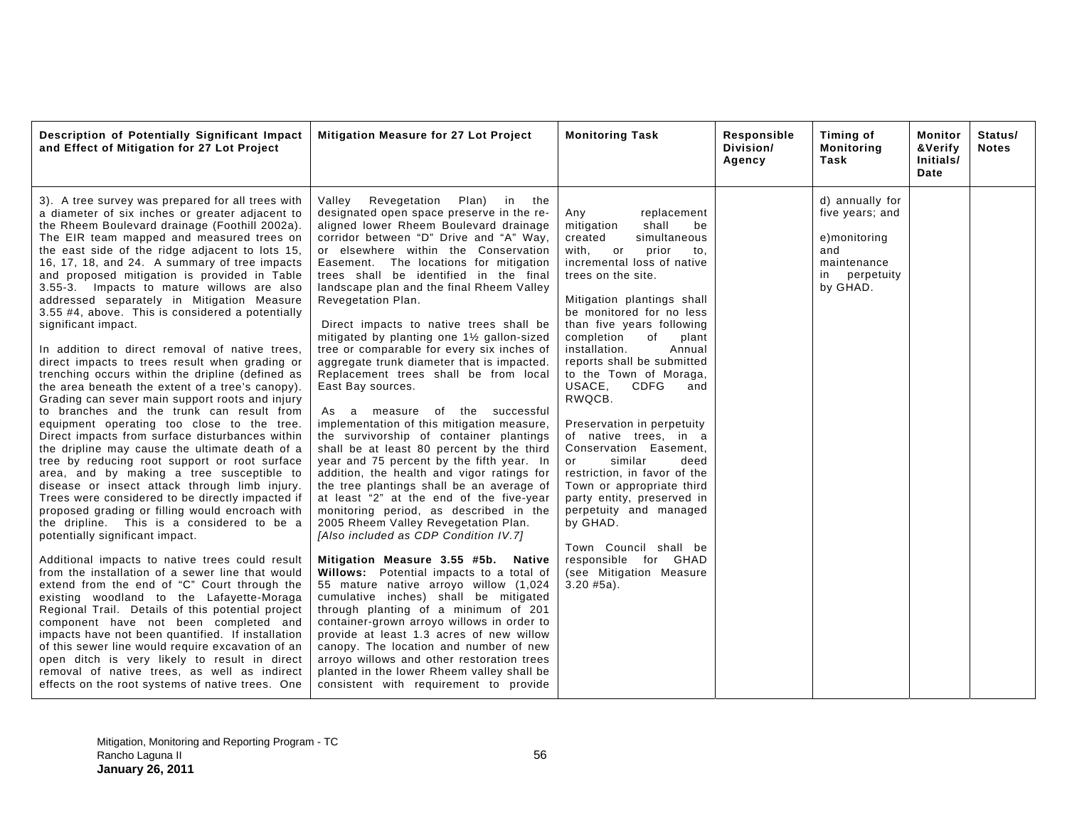| Description of Potentially Significant Impact and Effect of Mitigation for 27 Lot Project | Mitigation Measure for 27 Lot Project | Monitoring Task | Responsible Division/ Agency | Timing of Monitoring Task | Monitor &Verify Initials/ Date | Status/ Notes |
|---|---|---|---|---|---|---|
| 3). A tree survey was prepared for all trees with a diameter of six inches or greater adjacent to the Rheem Boulevard drainage (Foothill 2002a). The EIR team mapped and measured trees on the east side of the ridge adjacent to lots 15, 16, 17, 18, and 24. A summary of tree impacts and proposed mitigation is provided in Table 3.55-3. Impacts to mature willows are also addressed separately in Mitigation Measure 3.55 #4, above. This is considered a potentially significant impact.<br><br>In addition to direct removal of native trees, direct impacts to trees result when grading or trenching occurs within the dripline (defined as the area beneath the extent of a tree's canopy). Grading can sever main support roots and injury to branches and the trunk can result from equipment operating too close to the tree. Direct impacts from surface disturbances within the dripline may cause the ultimate death of a tree by reducing root support or root surface area, and by making a tree susceptible to disease or insect attack through limb injury. Trees were considered to be directly impacted if proposed grading or filling would encroach with the dripline. This is a considered to be a potentially significant impact.<br><br>Additional impacts to native trees could result from the installation of a sewer line that would extend from the end of "C" Court through the existing woodland to the Lafayette-Moraga Regional Trail. Details of this potential project component have not been completed and impacts have not been quantified. If installation of this sewer line would require excavation of an open ditch is very likely to result in direct removal of native trees, as well as indirect effects on the root systems of native trees. One | Valley Revegetation Plan) in the designated open space preserve in the re-aligned lower Rheem Boulevard drainage corridor between "D" Drive and "A" Way, or elsewhere within the Conservation Easement. The locations for mitigation trees shall be identified in the final landscape plan and the final Rheem Valley Revegetation Plan.<br><br>Direct impacts to native trees shall be mitigated by planting one 1½ gallon-sized tree or comparable for every six inches of aggregate trunk diameter that is impacted. Replacement trees shall be from local East Bay sources.<br><br>As a measure of the successful implementation of this mitigation measure, the survivorship of container plantings shall be at least 80 percent by the third year and 75 percent by the fifth year. In addition, the health and vigor ratings for the tree plantings shall be an average of at least "2" at the end of the five-year monitoring period, as described in the 2005 Rheem Valley Revegetation Plan. *[Also included as CDP Condition IV.7]*<br><br>**Mitigation Measure 3.55 #5b. Native Willows:** Potential impacts to a total of 55 mature native arroyo willow (1,024 cumulative inches) shall be mitigated through planting of a minimum of 201 container-grown arroyo willows in order to provide at least 1.3 acres of new willow canopy. The location and number of new arroyo willows and other restoration trees planted in the lower Rheem valley shall be consistent with requirement to provide | Any replacement mitigation shall be created simultaneous with, or prior to, incremental loss of native trees on the site.<br><br>Mitigation plantings shall be monitored for no less than five years following completion of plant installation. Annual reports shall be submitted to the Town of Moraga, USACE, CDFG and RWQCB.<br><br>Preservation in perpetuity of native trees, in a Conservation Easement, or similar deed restriction, in favor of the Town or appropriate third party entity, preserved in perpetuity and managed by GHAD.<br><br>Town Council shall be responsible for GHAD (see Mitigation Measure 3.20 #5a). | | d) annually for five years; and<br><br>e)monitoring and maintenance in perpetuity by GHAD. | | |

Mitigation, Monitoring and Reporting Program - TC
Rancho Laguna II
**January 26, 2011**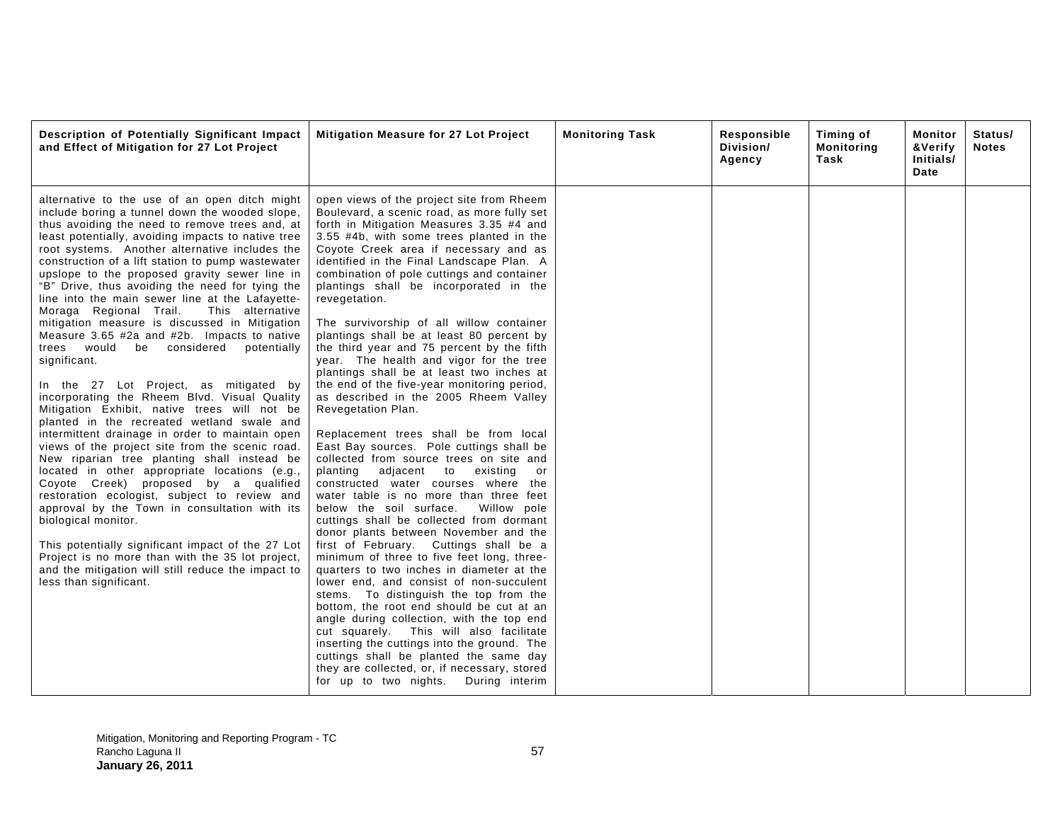| Description of Potentially Significant Impact and Effect of Mitigation for 27 Lot Project | Mitigation Measure for 27 Lot Project | Monitoring Task | Responsible Division/ Agency | Timing of Monitoring Task | Monitor &Verify Initials/ Date | Status/ Notes |
|---|---|---|---|---|---|---|
| alternative to the use of an open ditch might include boring a tunnel down the wooded slope, thus avoiding the need to remove trees and, at least potentially, avoiding impacts to native tree root systems. Another alternative includes the construction of a lift station to pump wastewater upslope to the proposed gravity sewer line in "B" Drive, thus avoiding the need for tying the line into the main sewer line at the Lafayette-Moraga Regional Trail. This alternative mitigation measure is discussed in Mitigation Measure 3.65 #2a and #2b. Impacts to native trees would be considered potentially significant.<br><br>In the 27 Lot Project, as mitigated by incorporating the Rheem Blvd. Visual Quality Mitigation Exhibit, native trees will not be planted in the recreated wetland swale and intermittent drainage in order to maintain open views of the project site from the scenic road. New riparian tree planting shall instead be located in other appropriate locations (e.g., Coyote Creek) proposed by a qualified restoration ecologist, subject to review and approval by the Town in consultation with its biological monitor.<br><br>This potentially significant impact of the 27 Lot Project is no more than with the 35 lot project, and the mitigation will still reduce the impact to less than significant. | open views of the project site from Rheem Boulevard, a scenic road, as more fully set forth in Mitigation Measures 3.35 #4 and 3.55 #4b, with some trees planted in the Coyote Creek area if necessary and as identified in the Final Landscape Plan. A combination of pole cuttings and container plantings shall be incorporated in the revegetation.<br><br>The survivorship of all willow container plantings shall be at least 80 percent by the third year and 75 percent by the fifth year. The health and vigor for the tree plantings shall be at least two inches at the end of the five-year monitoring period, as described in the 2005 Rheem Valley Revegetation Plan.<br><br>Replacement trees shall be from local East Bay sources. Pole cuttings shall be collected from source trees on site and planting adjacent to existing or constructed water courses where the water table is no more than three feet below the soil surface. Willow pole cuttings shall be collected from dormant donor plants between November and the first of February. Cuttings shall be a minimum of three to five feet long, three-quarters to two inches in diameter at the lower end, and consist of non-succulent stems. To distinguish the top from the bottom, the root end should be cut at an angle during collection, with the top end cut squarely. This will also facilitate inserting the cuttings into the ground. The cuttings shall be planted the same day they are collected, or, if necessary, stored for up to two nights. During interim | | | | | |

Mitigation, Monitoring and Reporting Program - TC
Rancho Laguna II
**January 26, 2011**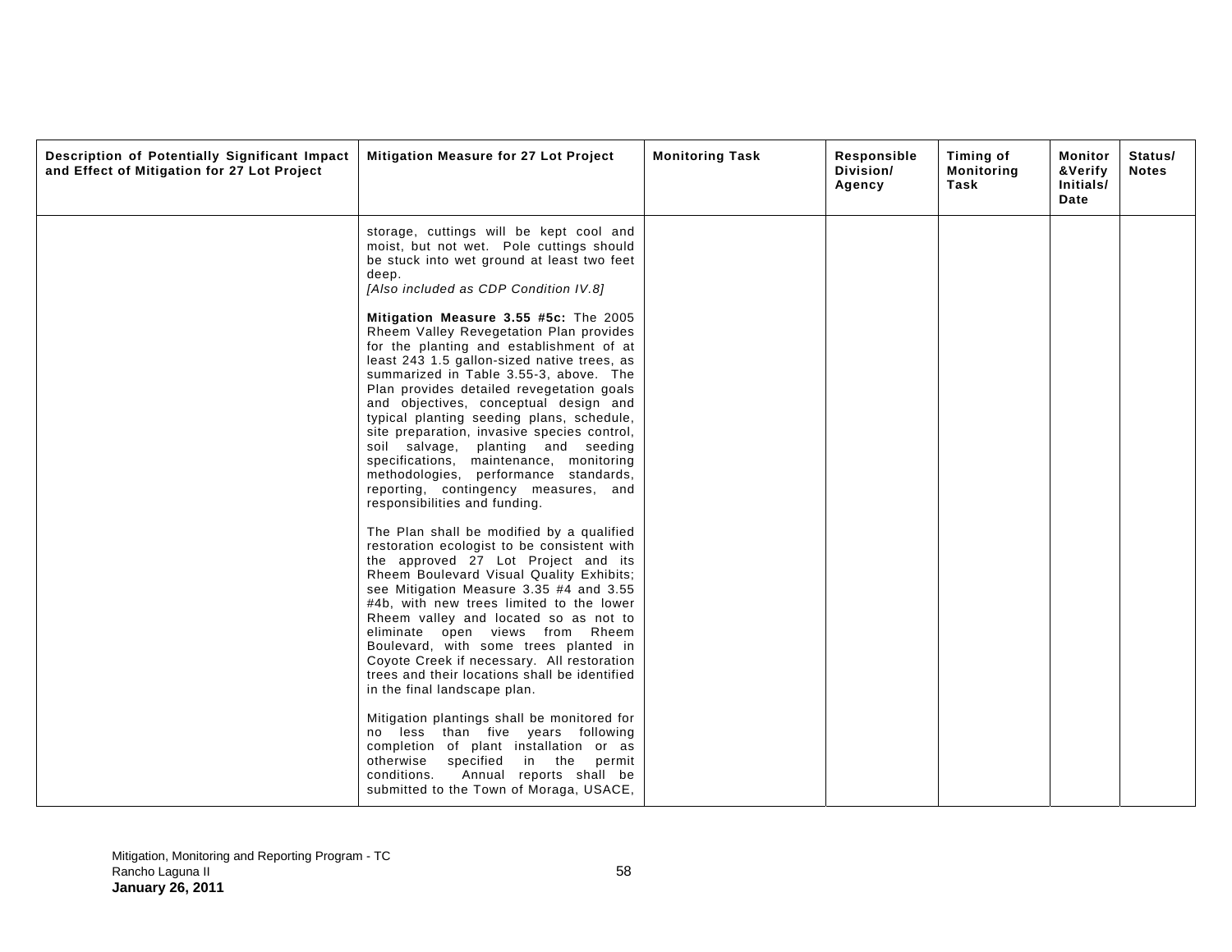| Description of Potentially Significant Impact and Effect of Mitigation for 27 Lot Project | Mitigation Measure for 27 Lot Project | Monitoring Task | Responsible Division/ Agency | Timing of Monitoring Task | Monitor &Verify Initials/ Date | Status/ Notes |
|---|---|---|---|---|---|---|
| | storage, cuttings will be kept cool and moist, but not wet. Pole cuttings should be stuck into wet ground at least two feet deep.<br>*[Also included as CDP Condition IV.8]*<br><br>**Mitigation Measure 3.55 #5c:** The 2005 Rheem Valley Revegetation Plan provides for the planting and establishment of at least 243 1.5 gallon-sized native trees, as summarized in Table 3.55-3, above. The Plan provides detailed revegetation goals and objectives, conceptual design and typical planting seeding plans, schedule, site preparation, invasive species control, soil salvage, planting and seeding specifications, maintenance, monitoring methodologies, performance standards, reporting, contingency measures, and responsibilities and funding.<br><br>The Plan shall be modified by a qualified restoration ecologist to be consistent with the approved 27 Lot Project and its Rheem Boulevard Visual Quality Exhibits; see Mitigation Measure 3.35 #4 and 3.55 #4b, with new trees limited to the lower Rheem valley and located so as not to eliminate open views from Rheem Boulevard, with some trees planted in Coyote Creek if necessary. All restoration trees and their locations shall be identified in the final landscape plan.<br><br>Mitigation plantings shall be monitored for no less than five years following completion of plant installation or as otherwise specified in the permit conditions. Annual reports shall be submitted to the Town of Moraga, USACE, | | | | | |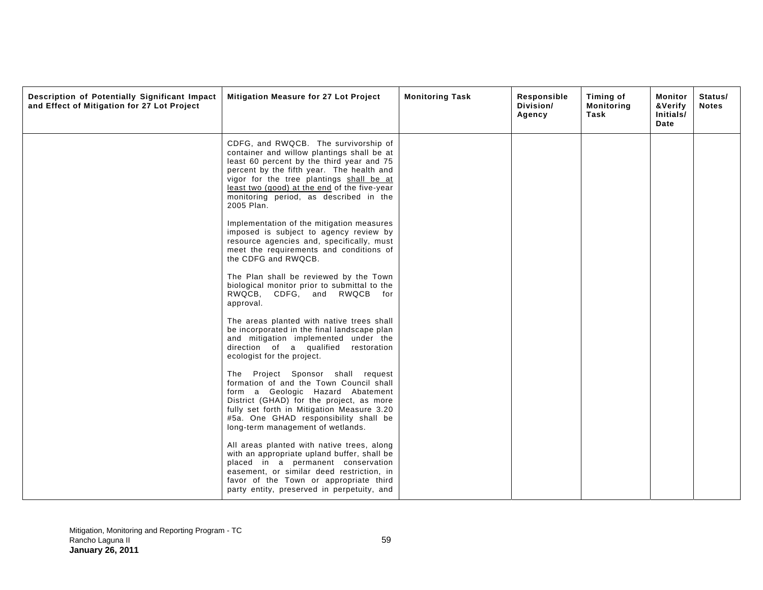| Description of Potentially Significant Impact and Effect of Mitigation for 27 Lot Project | Mitigation Measure for 27 Lot Project | Monitoring Task | Responsible Division/ Agency | Timing of Monitoring Task | Monitor &Verify Initials/ Date | Status/ Notes |
|---|---|---|---|---|---|---|
| | CDFG, and RWQCB. The survivorship of container and willow plantings shall be at least 60 percent by the third year and 75 percent by the fifth year. The health and vigor for the tree plantings <u>shall be at least two (good) at the end</u> of the five-year monitoring period, as described in the 2005 Plan.<br><br>Implementation of the mitigation measures imposed is subject to agency review by resource agencies and, specifically, must meet the requirements and conditions of the CDFG and RWQCB.<br><br>The Plan shall be reviewed by the Town biological monitor prior to submittal to the RWQCB, CDFG, and RWQCB for approval.<br><br>The areas planted with native trees shall be incorporated in the final landscape plan and mitigation implemented under the direction of a qualified restoration ecologist for the project.<br><br>The Project Sponsor shall request formation of and the Town Council shall form a Geologic Hazard Abatement District (GHAD) for the project, as more fully set forth in Mitigation Measure 3.20 #5a. One GHAD responsibility shall be long-term management of wetlands.<br><br>All areas planted with native trees, along with an appropriate upland buffer, shall be placed in a permanent conservation easement, or similar deed restriction, in favor of the Town or appropriate third party entity, preserved in perpetuity, and | | | | | |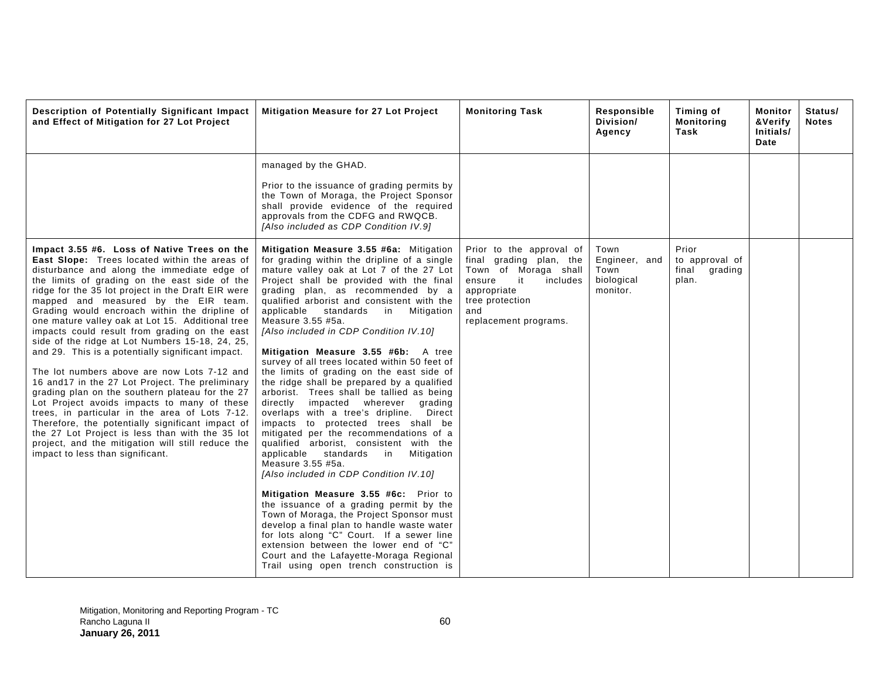| Description of Potentially Significant Impact and Effect of Mitigation for 27 Lot Project | Mitigation Measure for 27 Lot Project | Monitoring Task | Responsible Division/ Agency | Timing of Monitoring Task | Monitor &Verify Initials/ Date | Status/ Notes |
|---|---|---|---|---|---|---|
| | managed by the GHAD.<br><br>Prior to the issuance of grading permits by the Town of Moraga, the Project Sponsor shall provide evidence of the required approvals from the CDFG and RWQCB. *[Also included as CDP Condition IV.9]* | | | | | |
| **Impact 3.55 #6. Loss of Native Trees on the East Slope:** Trees located within the areas of disturbance and along the immediate edge of the limits of grading on the east side of the ridge for the 35 lot project in the Draft EIR were mapped and measured by the EIR team. Grading would encroach within the dripline of one mature valley oak at Lot 15. Additional tree impacts could result from grading on the east side of the ridge at Lot Numbers 15-18, 24, 25, and 29. This is a potentially significant impact.<br><br>The lot numbers above are now Lots 7-12 and 16 and17 in the 27 Lot Project. The preliminary grading plan on the southern plateau for the 27 Lot Project avoids impacts to many of these trees, in particular in the area of Lots 7-12. Therefore, the potentially significant impact of the 27 Lot Project is less than with the 35 lot project, and the mitigation will still reduce the impact to less than significant. | **Mitigation Measure 3.55 #6a:** Mitigation for grading within the dripline of a single mature valley oak at Lot 7 of the 27 Lot Project shall be provided with the final grading plan, as recommended by a qualified arborist and consistent with the applicable standards in Mitigation Measure 3.55 #5a. *[Also included in CDP Condition IV.10]*<br><br>**Mitigation Measure 3.55 #6b:** A tree survey of all trees located within 50 feet of the limits of grading on the east side of the ridge shall be prepared by a qualified arborist. Trees shall be tallied as being directly impacted wherever grading overlaps with a tree's dripline. Direct impacts to protected trees shall be mitigated per the recommendations of a qualified arborist, consistent with the applicable standards in Mitigation Measure 3.55 #5a. *[Also included in CDP Condition IV.10]*<br><br>**Mitigation Measure 3.55 #6c:** Prior to the issuance of a grading permit by the Town of Moraga, the Project Sponsor must develop a final plan to handle waste water for lots along "C" Court. If a sewer line extension between the lower end of "C" Court and the Lafayette-Moraga Regional Trail using open trench construction is | Prior to the approval of final grading plan, the Town of Moraga shall ensure it includes appropriate tree protection and replacement programs. | Town Engineer, and Town biological monitor. | Prior to approval of final grading plan. | | |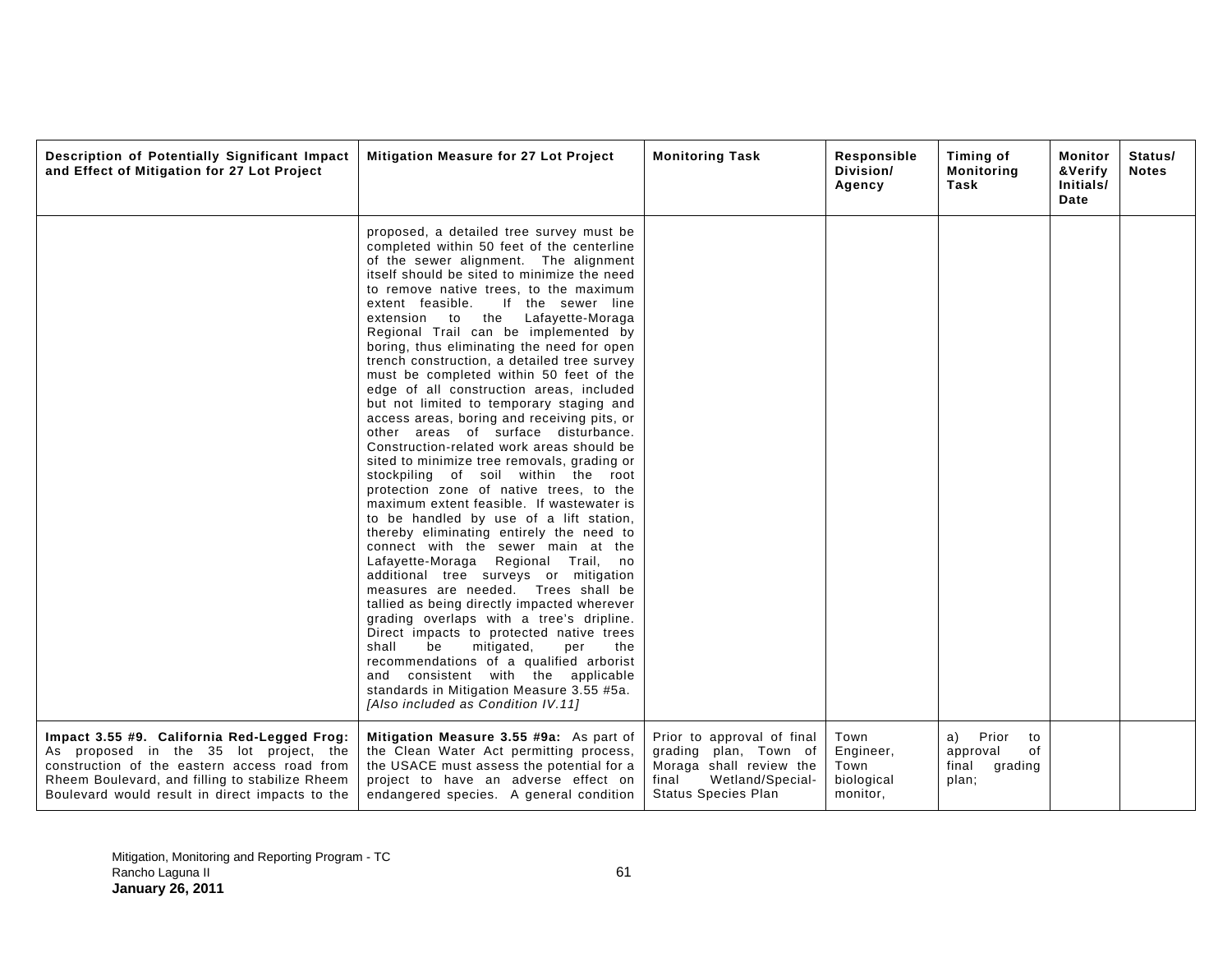| Description of Potentially Significant Impact and Effect of Mitigation for 27 Lot Project | Mitigation Measure for 27 Lot Project | Monitoring Task | Responsible Division/ Agency | Timing of Monitoring Task | Monitor &Verify Initials/ Date | Status/ Notes |
|---|---|---|---|---|---|---|
| | proposed, a detailed tree survey must be completed within 50 feet of the centerline of the sewer alignment. The alignment itself should be sited to minimize the need to remove native trees, to the maximum extent feasible. If the sewer line extension to the Lafayette-Moraga Regional Trail can be implemented by boring, thus eliminating the need for open trench construction, a detailed tree survey must be completed within 50 feet of the edge of all construction areas, included but not limited to temporary staging and access areas, boring and receiving pits, or other areas of surface disturbance. Construction-related work areas should be sited to minimize tree removals, grading or stockpiling of soil within the root protection zone of native trees, to the maximum extent feasible. If wastewater is to be handled by use of a lift station, thereby eliminating entirely the need to connect with the sewer main at the Lafayette-Moraga Regional Trail, no additional tree surveys or mitigation measures are needed. Trees shall be tallied as being directly impacted wherever grading overlaps with a tree's dripline. Direct impacts to protected native trees shall be mitigated, per the recommendations of a qualified arborist and consistent with the applicable standards in Mitigation Measure 3.55 #5a. *[Also included as Condition IV.11]* | | | | | |
| **Impact 3.55 #9. California Red-Legged Frog:** As proposed in the 35 lot project, the construction of the eastern access road from Rheem Boulevard, and filling to stabilize Rheem Boulevard would result in direct impacts to the | **Mitigation Measure 3.55 #9a:** As part of the Clean Water Act permitting process, the USACE must assess the potential for a project to have an adverse effect on endangered species. A general condition | Prior to approval of final grading plan, Town of Moraga shall review the final Wetland/Special-Status Species Plan | Town Engineer, Town biological monitor, | a) Prior to approval of final grading plan; | | |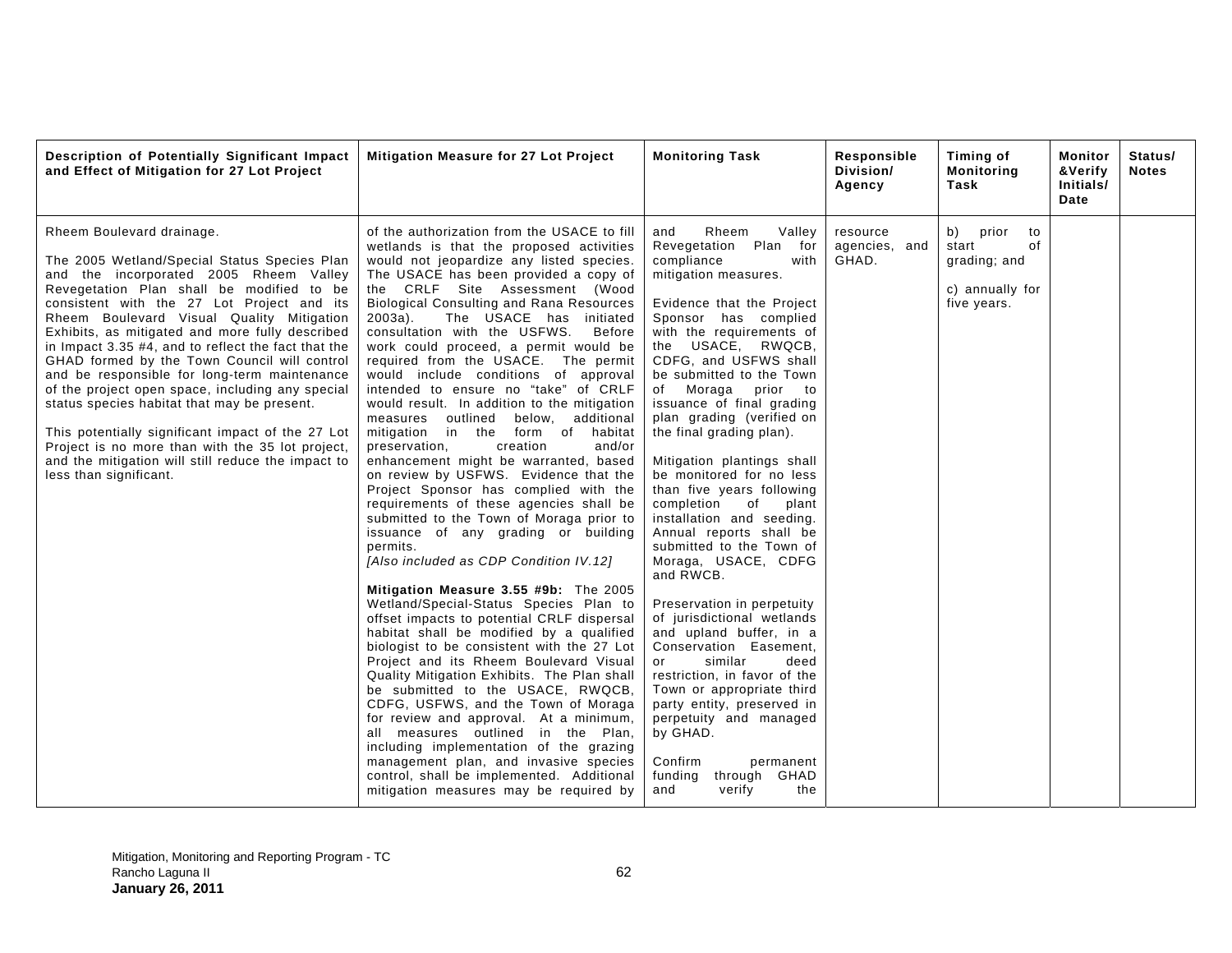| Description of Potentially Significant Impact and Effect of Mitigation for 27 Lot Project | Mitigation Measure for 27 Lot Project | Monitoring Task | Responsible Division/ Agency | Timing of Monitoring Task | Monitor &Verify Initials/ Date | Status/ Notes |
|---|---|---|---|---|---|---|
| Rheem Boulevard drainage.<br><br>The 2005 Wetland/Special Status Species Plan and the incorporated 2005 Rheem Valley Revegetation Plan shall be modified to be consistent with the 27 Lot Project and its Rheem Boulevard Visual Quality Mitigation Exhibits, as mitigated and more fully described in Impact 3.35 #4, and to reflect the fact that the GHAD formed by the Town Council will control and be responsible for long-term maintenance of the project open space, including any special status species habitat that may be present.<br><br>This potentially significant impact of the 27 Lot Project is no more than with the 35 lot project, and the mitigation will still reduce the impact to less than significant. | of the authorization from the USACE to fill wetlands is that the proposed activities would not jeopardize any listed species. The USACE has been provided a copy of the CRLF Site Assessment (Wood Biological Consulting and Rana Resources 2003a). The USACE has initiated consultation with the USFWS. Before work could proceed, a permit would be required from the USACE. The permit would include conditions of approval intended to ensure no "take" of CRLF would result. In addition to the mitigation measures outlined below, additional mitigation in the form of habitat preservation, creation and/or enhancement might be warranted, based on review by USFWS. Evidence that the Project Sponsor has complied with the requirements of these agencies shall be submitted to the Town of Moraga prior to issuance of any grading or building permits.<br>*[Also included as CDP Condition IV.12]*<br><br>**Mitigation Measure 3.55 #9b:** The 2005 Wetland/Special-Status Species Plan to offset impacts to potential CRLF dispersal habitat shall be modified by a qualified biologist to be consistent with the 27 Lot Project and its Rheem Boulevard Visual Quality Mitigation Exhibits. The Plan shall be submitted to the USACE, RWQCB, CDFG, USFWS, and the Town of Moraga for review and approval. At a minimum, all measures outlined in the Plan, including implementation of the grazing management plan, and invasive species control, shall be implemented. Additional mitigation measures may be required by | and Rheem Valley Revegetation Plan for compliance with mitigation measures.<br><br>Evidence that the Project Sponsor has complied with the requirements of the USACE, RWQCB, CDFG, and USFWS shall be submitted to the Town of Moraga prior to issuance of final grading plan grading (verified on the final grading plan).<br><br>Mitigation plantings shall be monitored for no less than five years following completion of plant installation and seeding. Annual reports shall be submitted to the Town of Moraga, USACE, CDFG and RWCB.<br><br>Preservation in perpetuity of jurisdictional wetlands and upland buffer, in a Conservation Easement, or similar deed restriction, in favor of the Town or appropriate third party entity, preserved in perpetuity and managed by GHAD.<br><br>Confirm permanent funding through GHAD and verify the | resource agencies, and GHAD. | b) prior to start of grading; and<br><br>c) annually for five years. | | |

Mitigation, Monitoring and Reporting Program - TC
Rancho Laguna II
**January 26, 2011**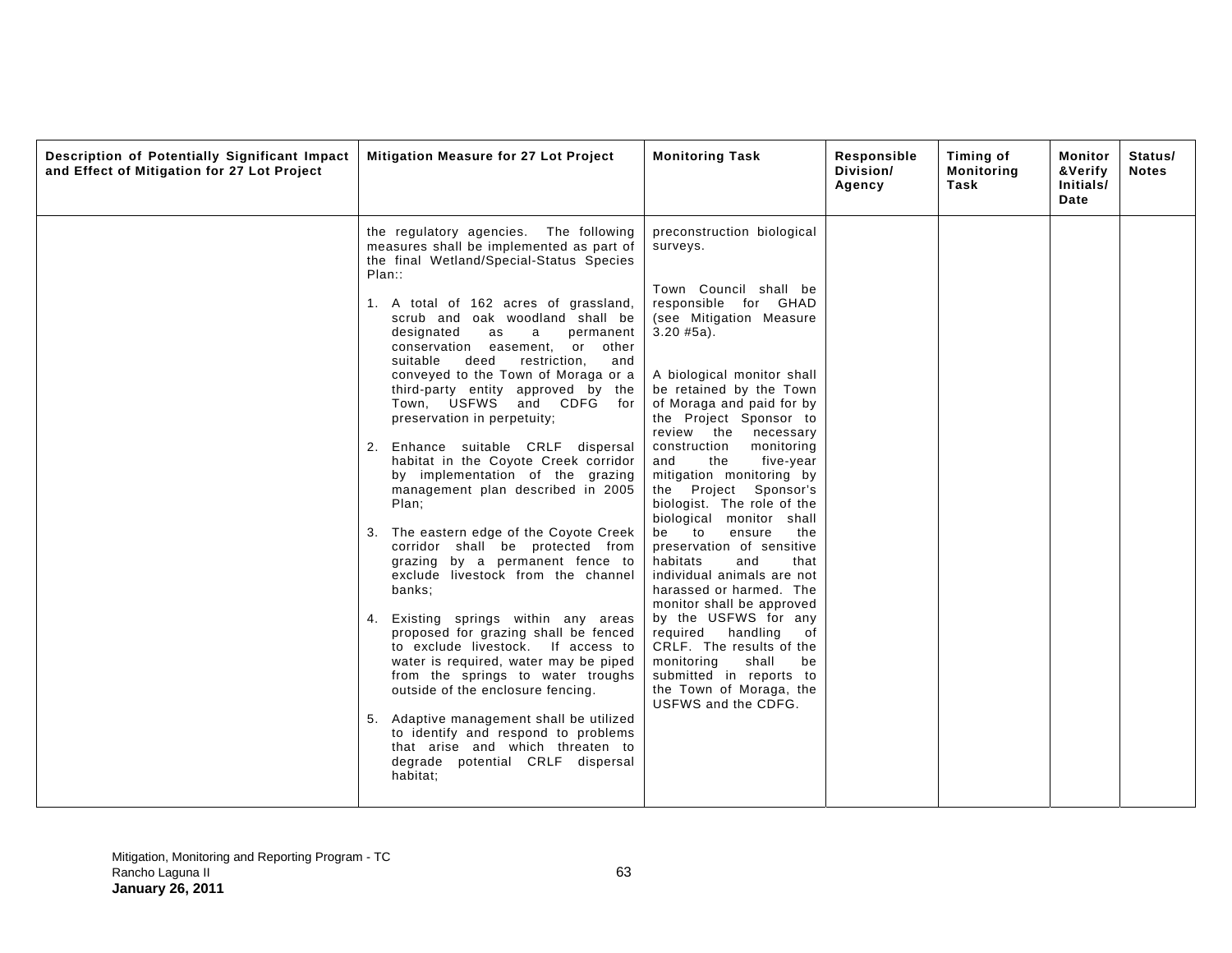| Description of Potentially Significant Impact and Effect of Mitigation for 27 Lot Project | Mitigation Measure for 27 Lot Project | Monitoring Task | Responsible Division/ Agency | Timing of Monitoring Task | Monitor &Verify Initials/ Date | Status/ Notes |
|---|---|---|---|---|---|---|
| | the regulatory agencies. The following measures shall be implemented as part of the final Wetland/Special-Status Species Plan::<br><br>1. A total of 162 acres of grassland, scrub and oak woodland shall be designated as a permanent conservation easement, or other suitable deed restriction, and conveyed to the Town of Moraga or a third-party entity approved by the Town, USFWS and CDFG for preservation in perpetuity;<br><br>2. Enhance suitable CRLF dispersal habitat in the Coyote Creek corridor by implementation of the grazing management plan described in 2005 Plan;<br><br>3. The eastern edge of the Coyote Creek corridor shall be protected from grazing by a permanent fence to exclude livestock from the channel banks;<br><br>4. Existing springs within any areas proposed for grazing shall be fenced to exclude livestock. If access to water is required, water may be piped from the springs to water troughs outside of the enclosure fencing.<br><br>5. Adaptive management shall be utilized to identify and respond to problems that arise and which threaten to degrade potential CRLF dispersal habitat; | preconstruction biological surveys.<br><br>Town Council shall be responsible for GHAD (see Mitigation Measure 3.20 #5a).<br><br>A biological monitor shall be retained by the Town of Moraga and paid for by the Project Sponsor to review the necessary construction monitoring and the five-year mitigation monitoring by the Project Sponsor's biologist. The role of the biological monitor shall be to ensure the preservation of sensitive habitats and that individual animals are not harassed or harmed. The monitor shall be approved by the USFWS for any required handling of CRLF. The results of the monitoring shall be submitted in reports to the Town of Moraga, the USFWS and the CDFG. | | | | |

Mitigation, Monitoring and Reporting Program - TC
Rancho Laguna II
**January 26, 2011**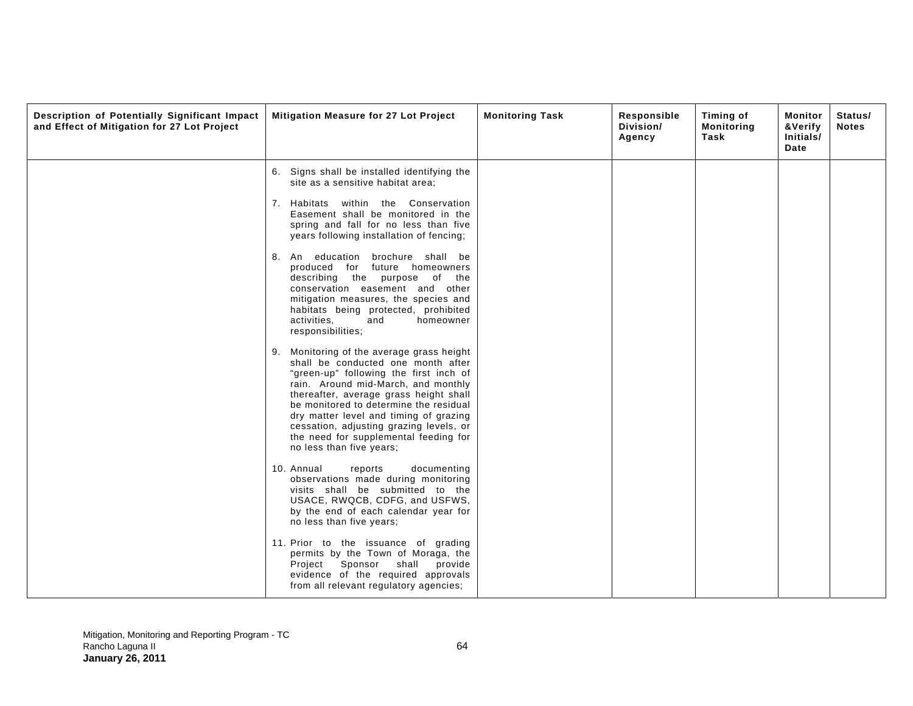| Description of Potentially Significant Impact and Effect of Mitigation for 27 Lot Project | Mitigation Measure for 27 Lot Project | Monitoring Task | Responsible Division/ Agency | Timing of Monitoring Task | Monitor &Verify Initials/ Date | Status/ Notes |
|---|---|---|---|---|---|---|
| | 6. Signs shall be installed identifying the site as a sensitive habitat area;<br><br>7. Habitats within the Conservation Easement shall be monitored in the spring and fall for no less than five years following installation of fencing;<br><br>8. An education brochure shall be produced for future homeowners describing the purpose of the conservation easement and other mitigation measures, the species and habitats being protected, prohibited activities, and homeowner responsibilities;<br><br>9. Monitoring of the average grass height shall be conducted one month after "green-up" following the first inch of rain. Around mid-March, and monthly thereafter, average grass height shall be monitored to determine the residual dry matter level and timing of grazing cessation, adjusting grazing levels, or the need for supplemental feeding for no less than five years;<br><br>10. Annual reports documenting observations made during monitoring visits shall be submitted to the USACE, RWQCB, CDFG, and USFWS, by the end of each calendar year for no less than five years;<br><br>11. Prior to the issuance of grading permits by the Town of Moraga, the Project Sponsor shall provide evidence of the required approvals from all relevant regulatory agencies; | | | | | |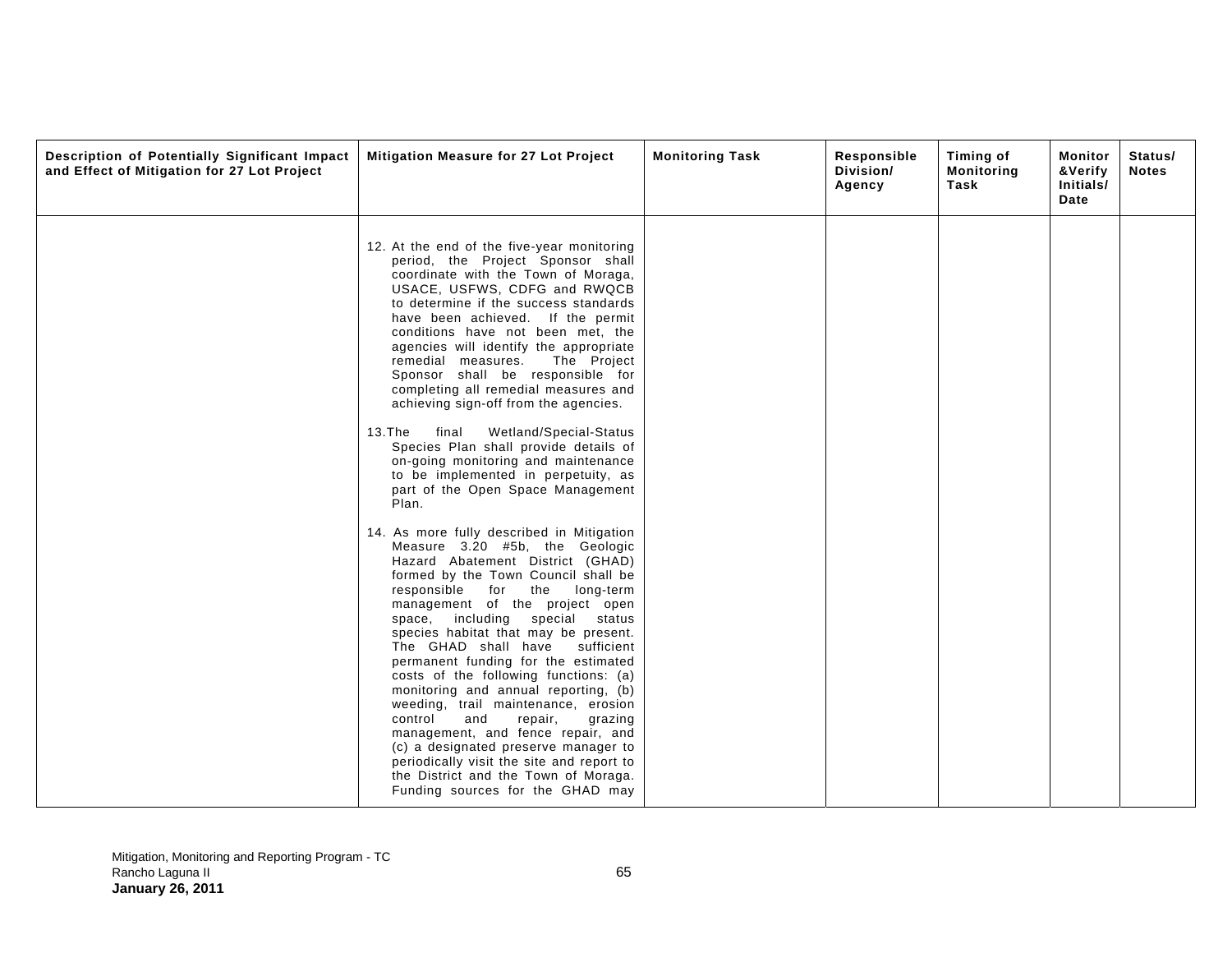| Description of Potentially Significant Impact and Effect of Mitigation for 27 Lot Project | Mitigation Measure for 27 Lot Project | Monitoring Task | Responsible Division/ Agency | Timing of Monitoring Task | Monitor &Verify Initials/ Date | Status/ Notes |
|---|---|---|---|---|---|---|
| | 12. At the end of the five-year monitoring period, the Project Sponsor shall coordinate with the Town of Moraga, USACE, USFWS, CDFG and RWQCB to determine if the success standards have been achieved. If the permit conditions have not been met, the agencies will identify the appropriate remedial measures. The Project Sponsor shall be responsible for completing all remedial measures and achieving sign-off from the agencies.<br><br>13.The final Wetland/Special-Status Species Plan shall provide details of on-going monitoring and maintenance to be implemented in perpetuity, as part of the Open Space Management Plan.<br><br>14. As more fully described in Mitigation Measure 3.20 #5b, the Geologic Hazard Abatement District (GHAD) formed by the Town Council shall be responsible for the long-term management of the project open space, including special status species habitat that may be present. The GHAD shall have sufficient permanent funding for the estimated costs of the following functions: (a) monitoring and annual reporting, (b) weeding, trail maintenance, erosion control and repair, grazing management, and fence repair, and (c) a designated preserve manager to periodically visit the site and report to the District and the Town of Moraga. Funding sources for the GHAD may | | | | | |

Mitigation, Monitoring and Reporting Program - TC
Rancho Laguna II
**January 26, 2011**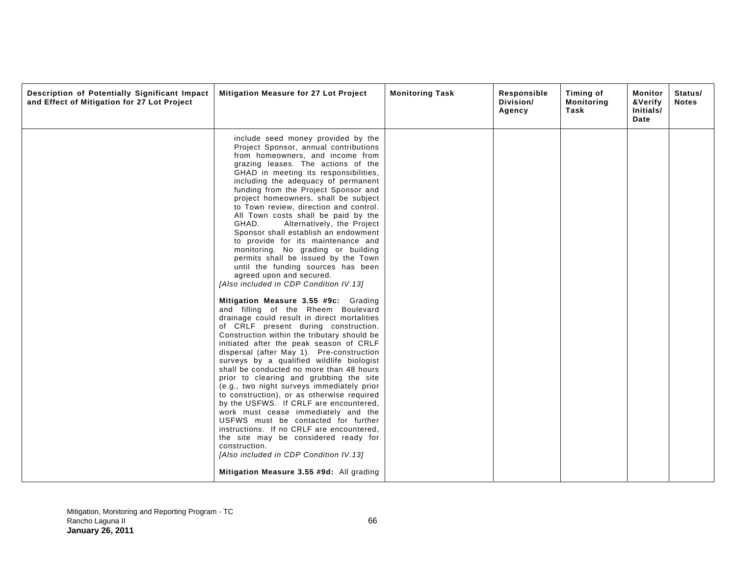| Description of Potentially Significant Impact and Effect of Mitigation for 27 Lot Project | Mitigation Measure for 27 Lot Project | Monitoring Task | Responsible Division/ Agency | Timing of Monitoring Task | Monitor &Verify Initials/ Date | Status/ Notes |
|---|---|---|---|---|---|---|
| | include seed money provided by the Project Sponsor, annual contributions from homeowners, and income from grazing leases. The actions of the GHAD in meeting its responsibilities, including the adequacy of permanent funding from the Project Sponsor and project homeowners, shall be subject to Town review, direction and control. All Town costs shall be paid by the GHAD. Alternatively, the Project Sponsor shall establish an endowment to provide for its maintenance and monitoring. No grading or building permits shall be issued by the Town until the funding sources has been agreed upon and secured.<br>*[Also included in CDP Condition IV.13]*<br><br>**Mitigation Measure 3.55 #9c:** Grading and filling of the Rheem Boulevard drainage could result in direct mortalities of CRLF present during construction. Construction within the tributary should be initiated after the peak season of CRLF dispersal (after May 1). Pre-construction surveys by a qualified wildlife biologist shall be conducted no more than 48 hours prior to clearing and grubbing the site (e.g., two night surveys immediately prior to construction), or as otherwise required by the USFWS. If CRLF are encountered, work must cease immediately and the USFWS must be contacted for further instructions. If no CRLF are encountered, the site may be considered ready for construction.<br>*[Also included in CDP Condition IV.13]*<br><br>**Mitigation Measure 3.55 #9d:** All grading | | | | | |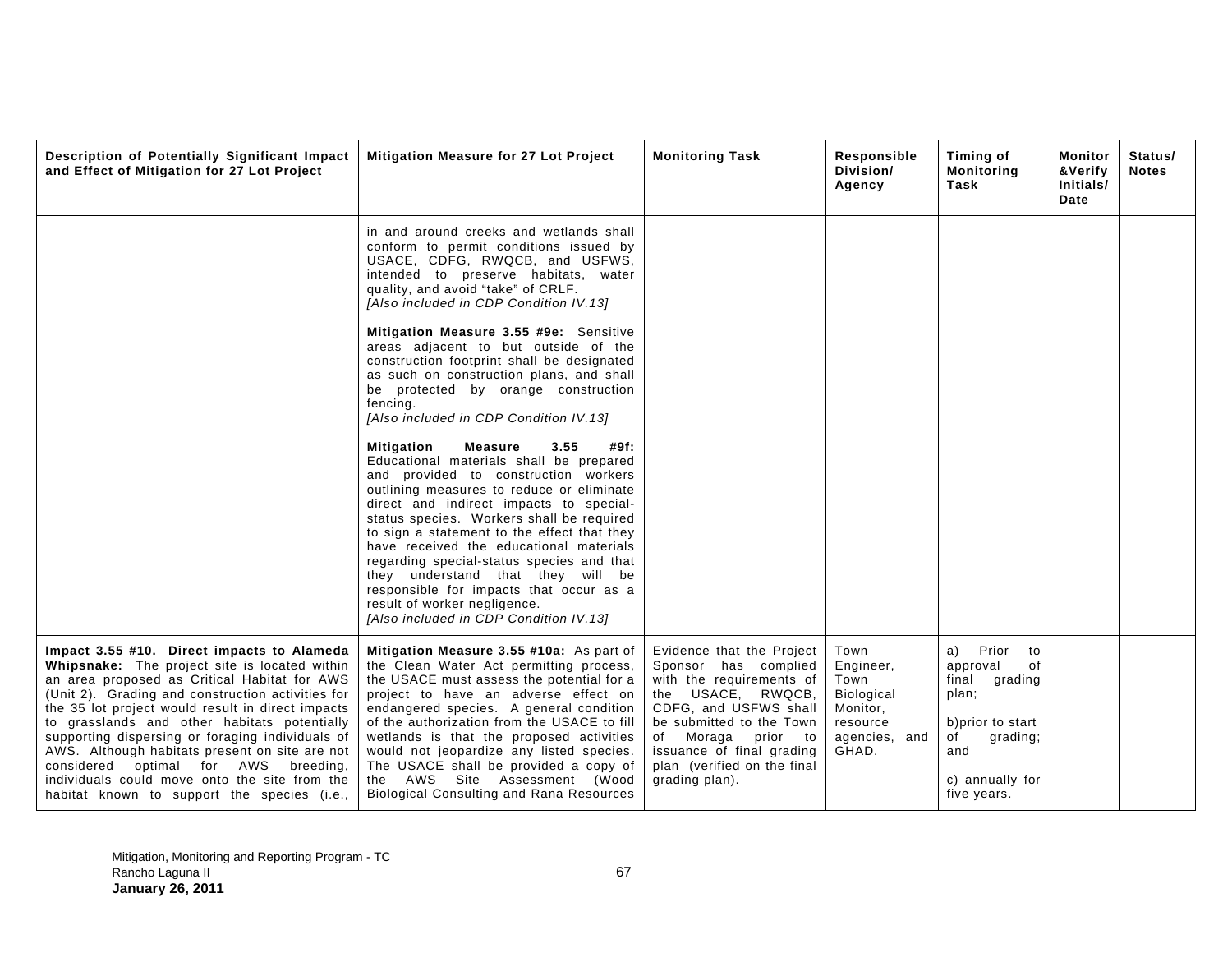| Description of Potentially Significant Impact and Effect of Mitigation for 27 Lot Project | Mitigation Measure for 27 Lot Project | Monitoring Task | Responsible Division/ Agency | Timing of Monitoring Task | Monitor &Verify Initials/ Date | Status/ Notes |
|---|---|---|---|---|---|---|
| | in and around creeks and wetlands shall conform to permit conditions issued by USACE, CDFG, RWQCB, and USFWS, intended to preserve habitats, water quality, and avoid "take" of CRLF.<br>*[Also included in CDP Condition IV.13]*<br><br>**Mitigation Measure 3.55 #9e:** Sensitive areas adjacent to but outside of the construction footprint shall be designated as such on construction plans, and shall be protected by orange construction fencing.<br>*[Also included in CDP Condition IV.13]*<br><br>**Mitigation Measure 3.55 #9f:** Educational materials shall be prepared and provided to construction workers outlining measures to reduce or eliminate direct and indirect impacts to special-status species. Workers shall be required to sign a statement to the effect that they have received the educational materials regarding special-status species and that they understand that they will be responsible for impacts that occur as a result of worker negligence.<br>*[Also included in CDP Condition IV.13]* | | | | | |
| **Impact 3.55 #10. Direct impacts to Alameda Whipsnake:** The project site is located within an area proposed as Critical Habitat for AWS (Unit 2). Grading and construction activities for the 35 lot project would result in direct impacts to grasslands and other habitats potentially supporting dispersing or foraging individuals of AWS. Although habitats present on site are not considered optimal for AWS breeding, individuals could move onto the site from the habitat known to support the species (i.e., | **Mitigation Measure 3.55 #10a:** As part of the Clean Water Act permitting process, the USACE must assess the potential for a project to have an adverse effect on endangered species. A general condition of the authorization from the USACE to fill wetlands is that the proposed activities would not jeopardize any listed species. The USACE shall be provided a copy of the AWS Site Assessment (Wood Biological Consulting and Rana Resources | Evidence that the Project Sponsor has complied with the requirements of the USACE, RWQCB, CDFG, and USFWS shall be submitted to the Town of Moraga prior to issuance of final grading plan (verified on the final grading plan). | Town Engineer, Town Biological Monitor, resource agencies, and GHAD. | a) Prior to approval of final grading plan;<br><br>b)prior to start of grading; and<br><br>c) annually for five years. | | |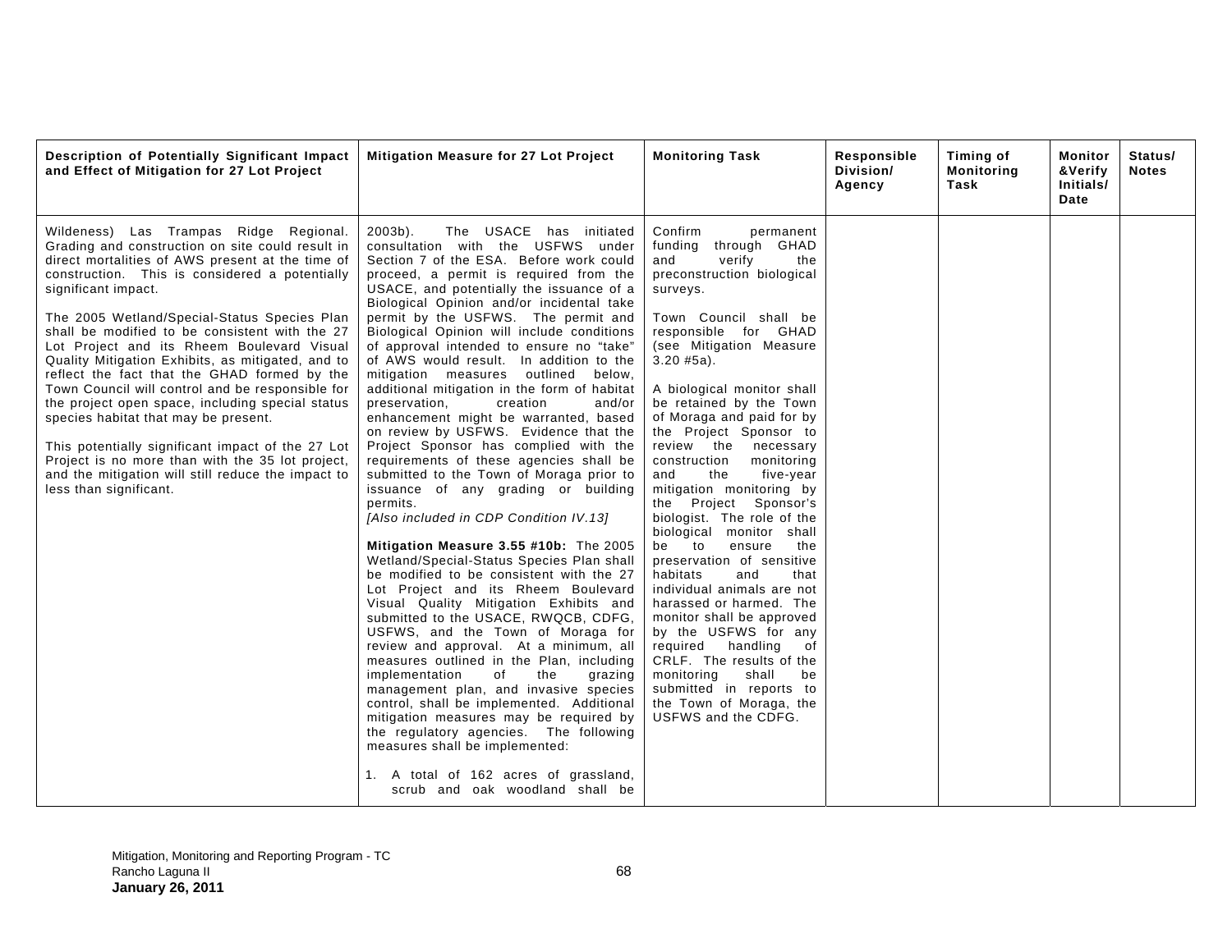| Description of Potentially Significant Impact and Effect of Mitigation for 27 Lot Project | Mitigation Measure for 27 Lot Project | Monitoring Task | Responsible Division/ Agency | Timing of Monitoring Task | Monitor &Verify Initials/ Date | Status/ Notes |
|---|---|---|---|---|---|---|
| Wildeness) Las Trampas Ridge Regional. Grading and construction on site could result in direct mortalities of AWS present at the time of construction. This is considered a potentially significant impact.<br><br>The 2005 Wetland/Special-Status Species Plan shall be modified to be consistent with the 27 Lot Project and its Rheem Boulevard Visual Quality Mitigation Exhibits, as mitigated, and to reflect the fact that the GHAD formed by the Town Council will control and be responsible for the project open space, including special status species habitat that may be present.<br><br>This potentially significant impact of the 27 Lot Project is no more than with the 35 lot project, and the mitigation will still reduce the impact to less than significant. | 2003b). The USACE has initiated consultation with the USFWS under Section 7 of the ESA. Before work could proceed, a permit is required from the USACE, and potentially the issuance of a Biological Opinion and/or incidental take permit by the USFWS. The permit and Biological Opinion will include conditions of approval intended to ensure no "take" of AWS would result. In addition to the mitigation measures outlined below, additional mitigation in the form of habitat preservation, creation and/or enhancement might be warranted, based on review by USFWS. Evidence that the Project Sponsor has complied with the requirements of these agencies shall be submitted to the Town of Moraga prior to issuance of any grading or building permits.<br>*[Also included in CDP Condition IV.13]*<br><br>**Mitigation Measure 3.55 #10b:** The 2005 Wetland/Special-Status Species Plan shall be modified to be consistent with the 27 Lot Project and its Rheem Boulevard Visual Quality Mitigation Exhibits and submitted to the USACE, RWQCB, CDFG, USFWS, and the Town of Moraga for review and approval. At a minimum, all measures outlined in the Plan, including implementation of the grazing management plan, and invasive species control, shall be implemented. Additional mitigation measures may be required by the regulatory agencies. The following measures shall be implemented:<br><br>1. A total of 162 acres of grassland, scrub and oak woodland shall be | Confirm permanent funding through GHAD and verify the preconstruction biological surveys.<br><br>Town Council shall be responsible for GHAD (see Mitigation Measure 3.20 #5a).<br><br>A biological monitor shall be retained by the Town of Moraga and paid for by the Project Sponsor to review the necessary construction monitoring and the five-year mitigation monitoring by the Project Sponsor's biologist. The role of the biological monitor shall be to ensure the preservation of sensitive habitats and that individual animals are not harassed or harmed. The monitor shall be approved by the USFWS for any required handling of CRLF. The results of the monitoring shall be submitted in reports to the Town of Moraga, the USFWS and the CDFG. | | | | |

Mitigation, Monitoring and Reporting Program - TC
Rancho Laguna II
**January 26, 2011**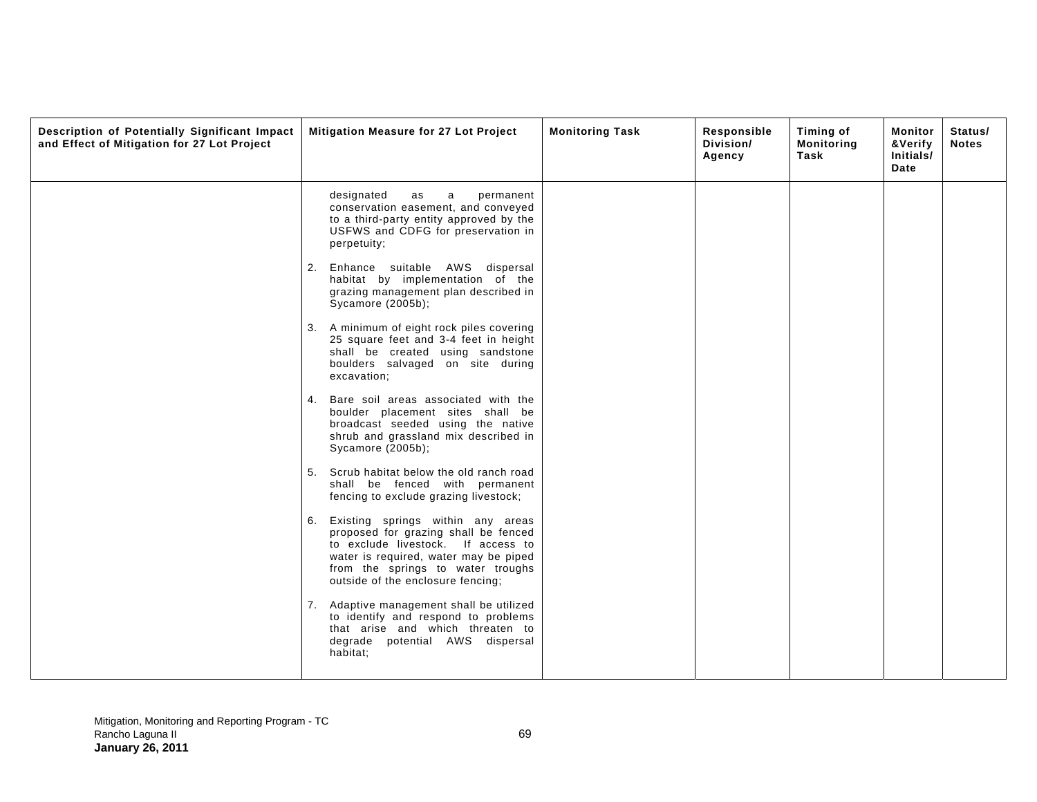| Description of Potentially Significant Impact and Effect of Mitigation for 27 Lot Project | Mitigation Measure for 27 Lot Project | Monitoring Task | Responsible Division/ Agency | Timing of Monitoring Task | Monitor &Verify Initials/ Date | Status/ Notes |
|---|---|---|---|---|---|---|
| | designated as a permanent conservation easement, and conveyed to a third-party entity approved by the USFWS and CDFG for preservation in perpetuity;<br><br>2. Enhance suitable AWS dispersal habitat by implementation of the grazing management plan described in Sycamore (2005b);<br><br>3. A minimum of eight rock piles covering 25 square feet and 3-4 feet in height shall be created using sandstone boulders salvaged on site during excavation;<br><br>4. Bare soil areas associated with the boulder placement sites shall be broadcast seeded using the native shrub and grassland mix described in Sycamore (2005b);<br><br>5. Scrub habitat below the old ranch road shall be fenced with permanent fencing to exclude grazing livestock;<br><br>6. Existing springs within any areas proposed for grazing shall be fenced to exclude livestock. If access to water is required, water may be piped from the springs to water troughs outside of the enclosure fencing;<br><br>7. Adaptive management shall be utilized to identify and respond to problems that arise and which threaten to degrade potential AWS dispersal habitat; | | | | | |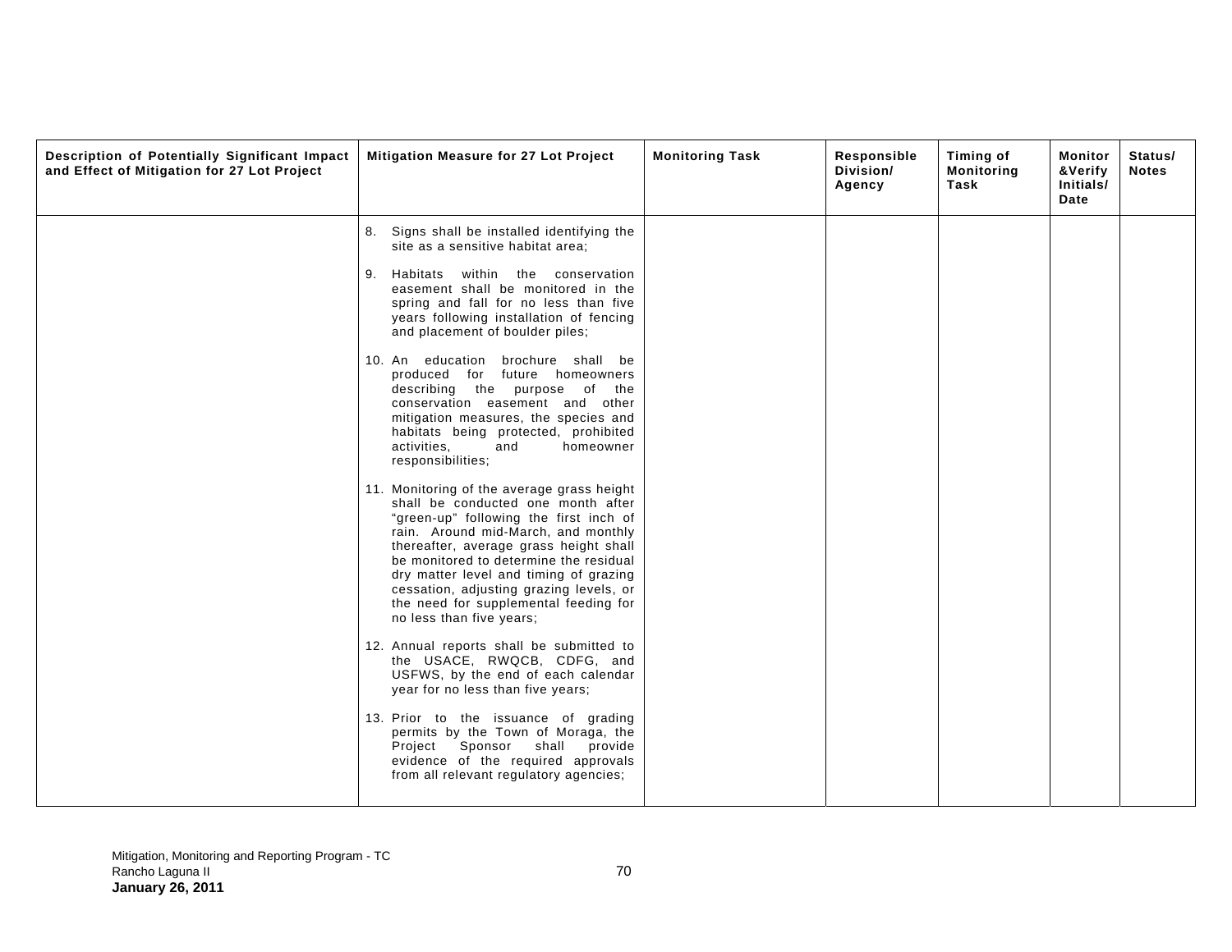| Description of Potentially Significant Impact and Effect of Mitigation for 27 Lot Project | Mitigation Measure for 27 Lot Project | Monitoring Task | Responsible Division/ Agency | Timing of Monitoring Task | Monitor &Verify Initials/ Date | Status/ Notes |
|---|---|---|---|---|---|---|
| | 8. Signs shall be installed identifying the site as a sensitive habitat area;<br><br>9. Habitats within the conservation easement shall be monitored in the spring and fall for no less than five years following installation of fencing and placement of boulder piles;<br><br>10. An education brochure shall be produced for future homeowners describing the purpose of the conservation easement and other mitigation measures, the species and habitats being protected, prohibited activities, and homeowner responsibilities;<br><br>11. Monitoring of the average grass height shall be conducted one month after "green-up" following the first inch of rain. Around mid-March, and monthly thereafter, average grass height shall be monitored to determine the residual dry matter level and timing of grazing cessation, adjusting grazing levels, or the need for supplemental feeding for no less than five years;<br><br>12. Annual reports shall be submitted to the USACE, RWQCB, CDFG, and USFWS, by the end of each calendar year for no less than five years;<br><br>13. Prior to the issuance of grading permits by the Town of Moraga, the Project Sponsor shall provide evidence of the required approvals from all relevant regulatory agencies; | | | | | |

Mitigation, Monitoring and Reporting Program - TC
Rancho Laguna II
**January 26, 2011**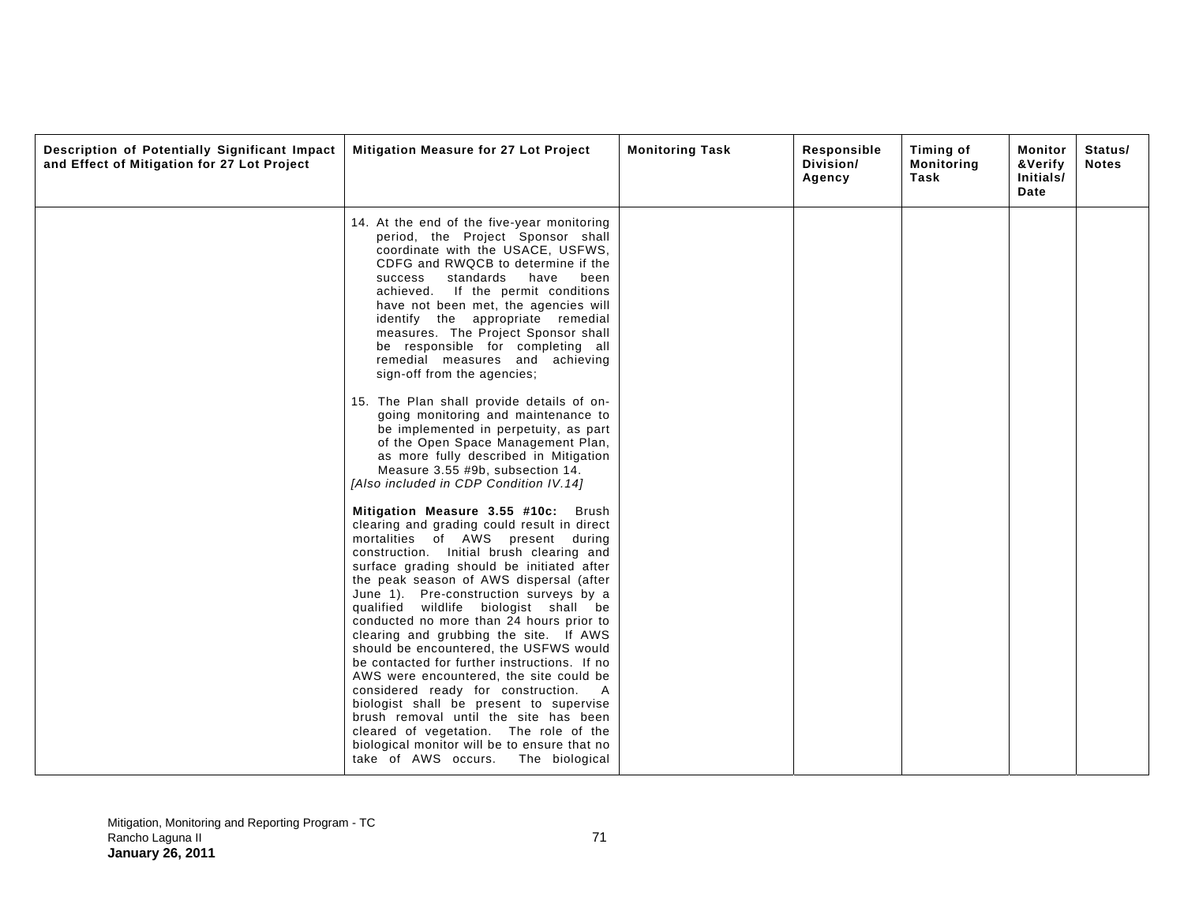| Description of Potentially Significant Impact and Effect of Mitigation for 27 Lot Project | Mitigation Measure for 27 Lot Project | Monitoring Task | Responsible Division/ Agency | Timing of Monitoring Task | Monitor &Verify Initials/ Date | Status/ Notes |
|---|---|---|---|---|---|---|
| | 14. At the end of the five-year monitoring period, the Project Sponsor shall coordinate with the USACE, USFWS, CDFG and RWQCB to determine if the success standards have been achieved. If the permit conditions have not been met, the agencies will identify the appropriate remedial measures. The Project Sponsor shall be responsible for completing all remedial measures and achieving sign-off from the agencies;<br><br>15. The Plan shall provide details of on-going monitoring and maintenance to be implemented in perpetuity, as part of the Open Space Management Plan, as more fully described in Mitigation Measure 3.55 #9b, subsection 14.<br>*[Also included in CDP Condition IV.14]*<br><br>**Mitigation Measure 3.55 #10c:** Brush clearing and grading could result in direct mortalities of AWS present during construction. Initial brush clearing and surface grading should be initiated after the peak season of AWS dispersal (after June 1). Pre-construction surveys by a qualified wildlife biologist shall be conducted no more than 24 hours prior to clearing and grubbing the site. If AWS should be encountered, the USFWS would be contacted for further instructions. If no AWS were encountered, the site could be considered ready for construction. A biologist shall be present to supervise brush removal until the site has been cleared of vegetation. The role of the biological monitor will be to ensure that no take of AWS occurs. The biological | | | | | |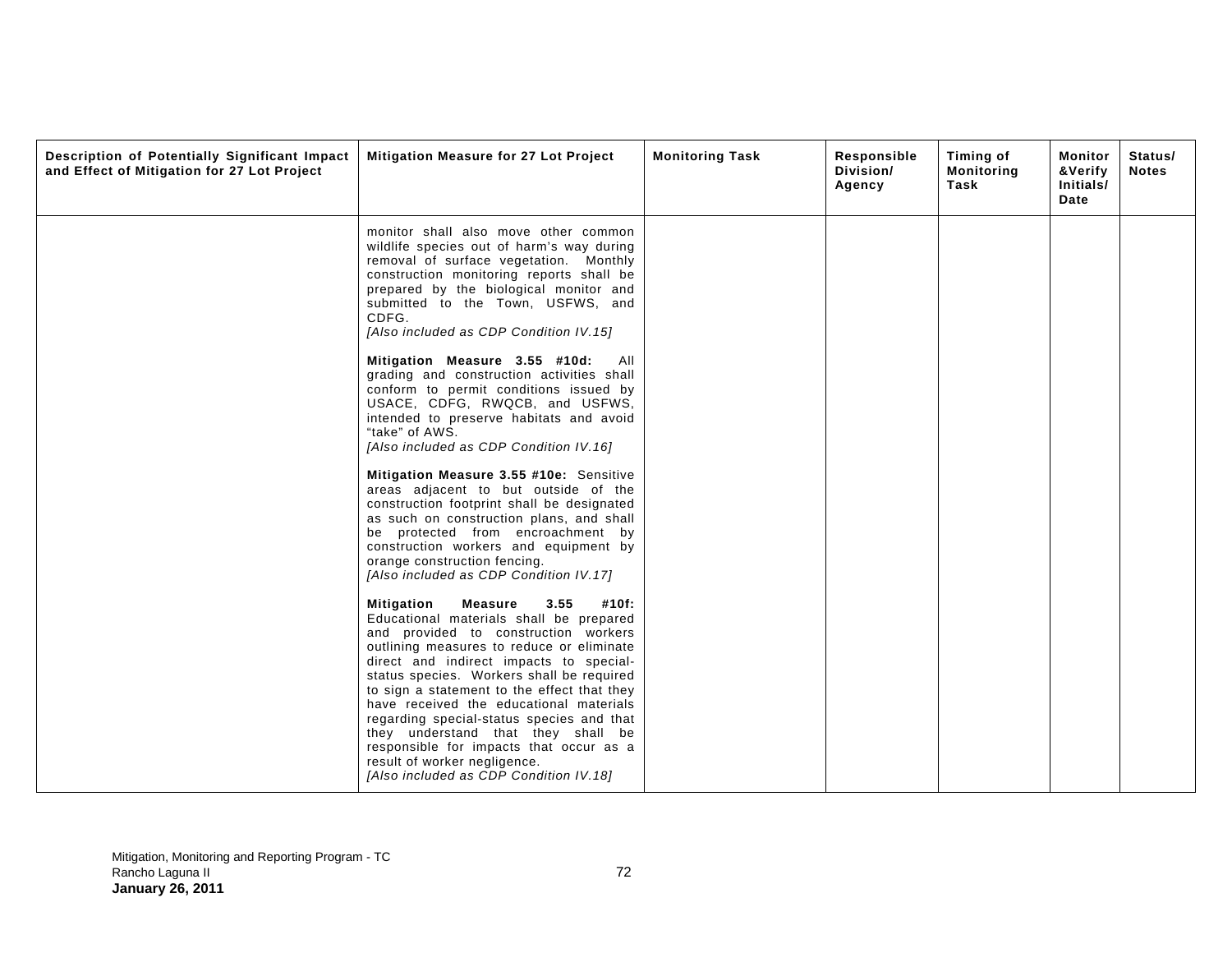| Description of Potentially Significant Impact and Effect of Mitigation for 27 Lot Project | Mitigation Measure for 27 Lot Project | Monitoring Task | Responsible Division/ Agency | Timing of Monitoring Task | Monitor &Verify Initials/ Date | Status/ Notes |
|---|---|---|---|---|---|---|
| | monitor shall also move other common wildlife species out of harm's way during removal of surface vegetation. Monthly construction monitoring reports shall be prepared by the biological monitor and submitted to the Town, USFWS, and CDFG.<br>*[Also included as CDP Condition IV.15]*<br><br>**Mitigation Measure 3.55 #10d:** All grading and construction activities shall conform to permit conditions issued by USACE, CDFG, RWQCB, and USFWS, intended to preserve habitats and avoid "take" of AWS.<br>*[Also included as CDP Condition IV.16]*<br><br>**Mitigation Measure 3.55 #10e:** Sensitive areas adjacent to but outside of the construction footprint shall be designated as such on construction plans, and shall be protected from encroachment by construction workers and equipment by orange construction fencing.<br>*[Also included as CDP Condition IV.17]*<br><br>**Mitigation Measure 3.55 #10f:** Educational materials shall be prepared and provided to construction workers outlining measures to reduce or eliminate direct and indirect impacts to special-status species. Workers shall be required to sign a statement to the effect that they have received the educational materials regarding special-status species and that they understand that they shall be responsible for impacts that occur as a result of worker negligence.<br>*[Also included as CDP Condition IV.18]* | | | | | |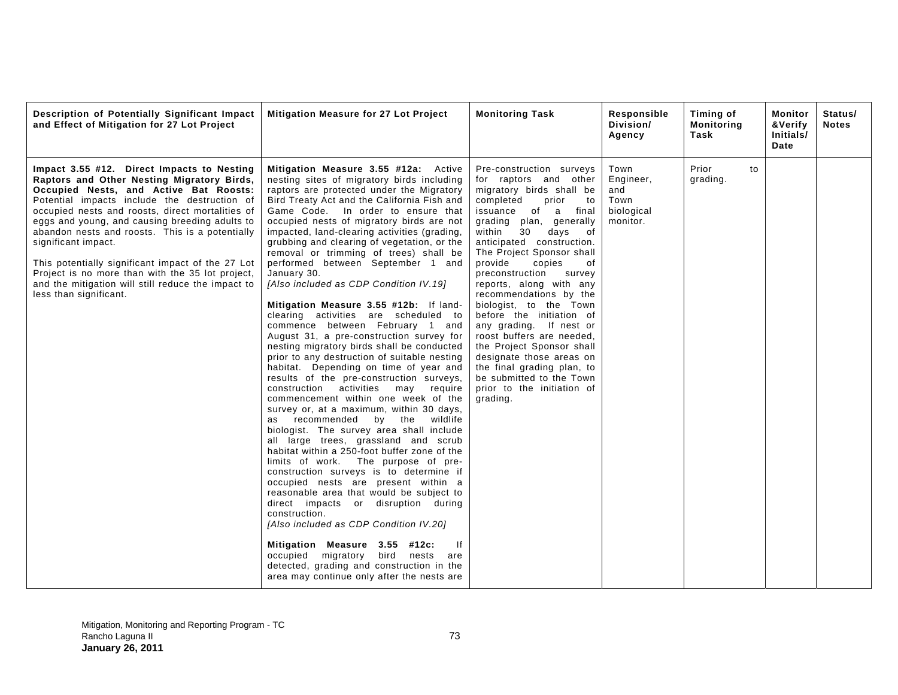| Description of Potentially Significant Impact and Effect of Mitigation for 27 Lot Project | Mitigation Measure for 27 Lot Project | Monitoring Task | Responsible Division/ Agency | Timing of Monitoring Task | Monitor &Verify Initials/ Date | Status/ Notes |
|---|---|---|---|---|---|---|
| **Impact 3.55 #12. Direct Impacts to Nesting Raptors and Other Nesting Migratory Birds, Occupied Nests, and Active Bat Roosts:** Potential impacts include the destruction of occupied nests and roosts, direct mortalities of eggs and young, and causing breeding adults to abandon nests and roosts. This is a potentially significant impact.<br><br>This potentially significant impact of the 27 Lot Project is no more than with the 35 lot project, and the mitigation will still reduce the impact to less than significant. | **Mitigation Measure 3.55 #12a:** Active nesting sites of migratory birds including raptors are protected under the Migratory Bird Treaty Act and the California Fish and Game Code. In order to ensure that occupied nests of migratory birds are not impacted, land-clearing activities (grading, grubbing and clearing of vegetation, or the removal or trimming of trees) shall be performed between September 1 and January 30.<br>*[Also included as CDP Condition IV.19]*<br><br>**Mitigation Measure 3.55 #12b:** If land-clearing activities are scheduled to commence between February 1 and August 31, a pre-construction survey for nesting migratory birds shall be conducted prior to any destruction of suitable nesting habitat. Depending on time of year and results of the pre-construction surveys, construction activities may require commencement within one week of the survey or, at a maximum, within 30 days, as recommended by the wildlife biologist. The survey area shall include all large trees, grassland and scrub habitat within a 250-foot buffer zone of the limits of work. The purpose of pre-construction surveys is to determine if occupied nests are present within a reasonable area that would be subject to direct impacts or disruption during construction.<br>*[Also included as CDP Condition IV.20]*<br><br>**Mitigation Measure 3.55 #12c:** If occupied migratory bird nests are detected, grading and construction in the area may continue only after the nests are | Pre-construction surveys for raptors and other migratory birds shall be completed prior to issuance of a final grading plan, generally within 30 days of anticipated construction. The Project Sponsor shall provide copies of preconstruction survey reports, along with any recommendations by the biologist, to the Town before the initiation of any grading. If nest or roost buffers are needed, the Project Sponsor shall designate those areas on the final grading plan, to be submitted to the Town prior to the initiation of grading. | Town Engineer, and Town biological monitor. | Prior to grading. | | |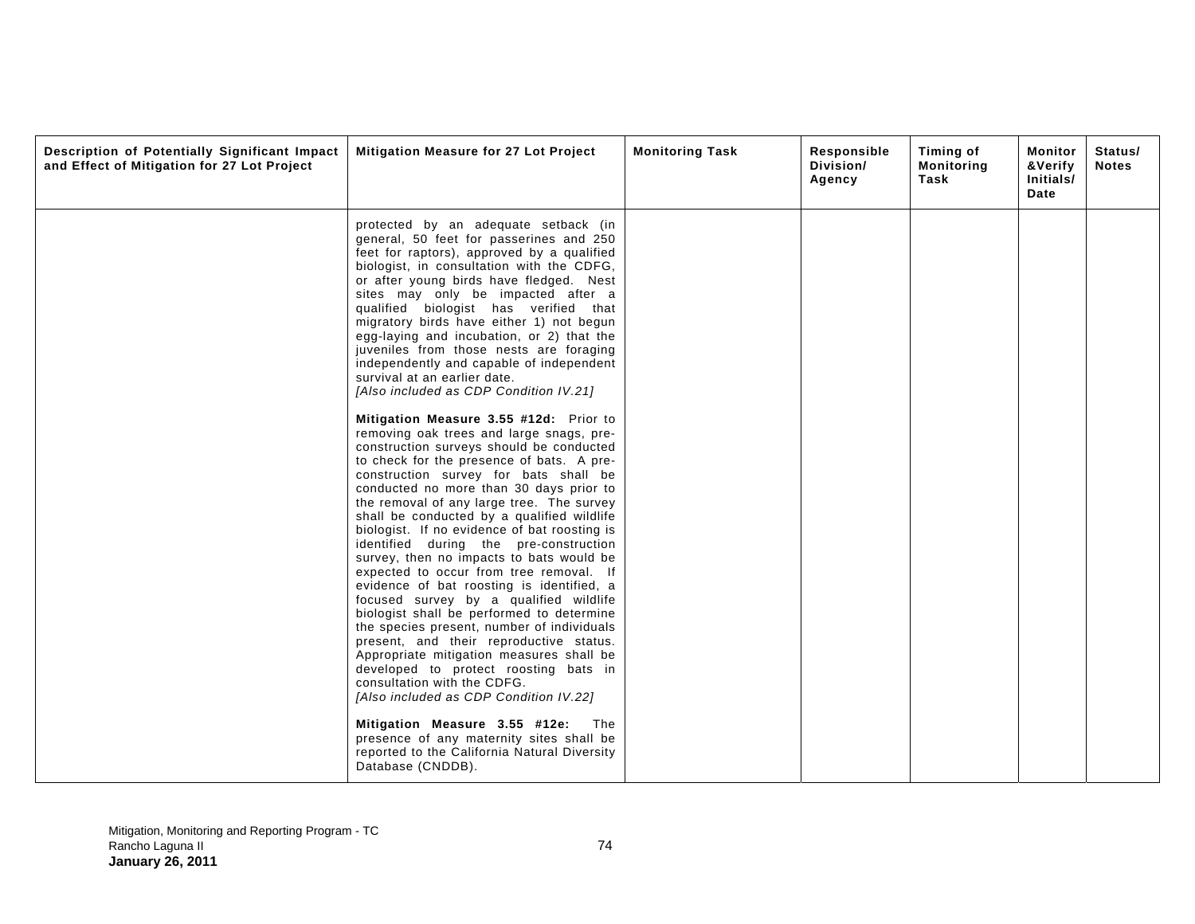| Description of Potentially Significant Impact and Effect of Mitigation for 27 Lot Project | Mitigation Measure for 27 Lot Project | Monitoring Task | Responsible Division/ Agency | Timing of Monitoring Task | Monitor &Verify Initials/ Date | Status/ Notes |
|---|---|---|---|---|---|---|
| | protected by an adequate setback (in general, 50 feet for passerines and 250 feet for raptors), approved by a qualified biologist, in consultation with the CDFG, or after young birds have fledged. Nest sites may only be impacted after a qualified biologist has verified that migratory birds have either 1) not begun egg-laying and incubation, or 2) that the juveniles from those nests are foraging independently and capable of independent survival at an earlier date.<br>*[Also included as CDP Condition IV.21]*<br><br>**Mitigation Measure 3.55 #12d:** Prior to removing oak trees and large snags, pre-construction surveys should be conducted to check for the presence of bats. A pre-construction survey for bats shall be conducted no more than 30 days prior to the removal of any large tree. The survey shall be conducted by a qualified wildlife biologist. If no evidence of bat roosting is identified during the pre-construction survey, then no impacts to bats would be expected to occur from tree removal. If evidence of bat roosting is identified, a focused survey by a qualified wildlife biologist shall be performed to determine the species present, number of individuals present, and their reproductive status. Appropriate mitigation measures shall be developed to protect roosting bats in consultation with the CDFG.<br>*[Also included as CDP Condition IV.22]*<br><br>**Mitigation Measure 3.55 #12e:** The presence of any maternity sites shall be reported to the California Natural Diversity Database (CNDDB). | | | | | |

Mitigation, Monitoring and Reporting Program - TC
Rancho Laguna II
**January 26, 2011**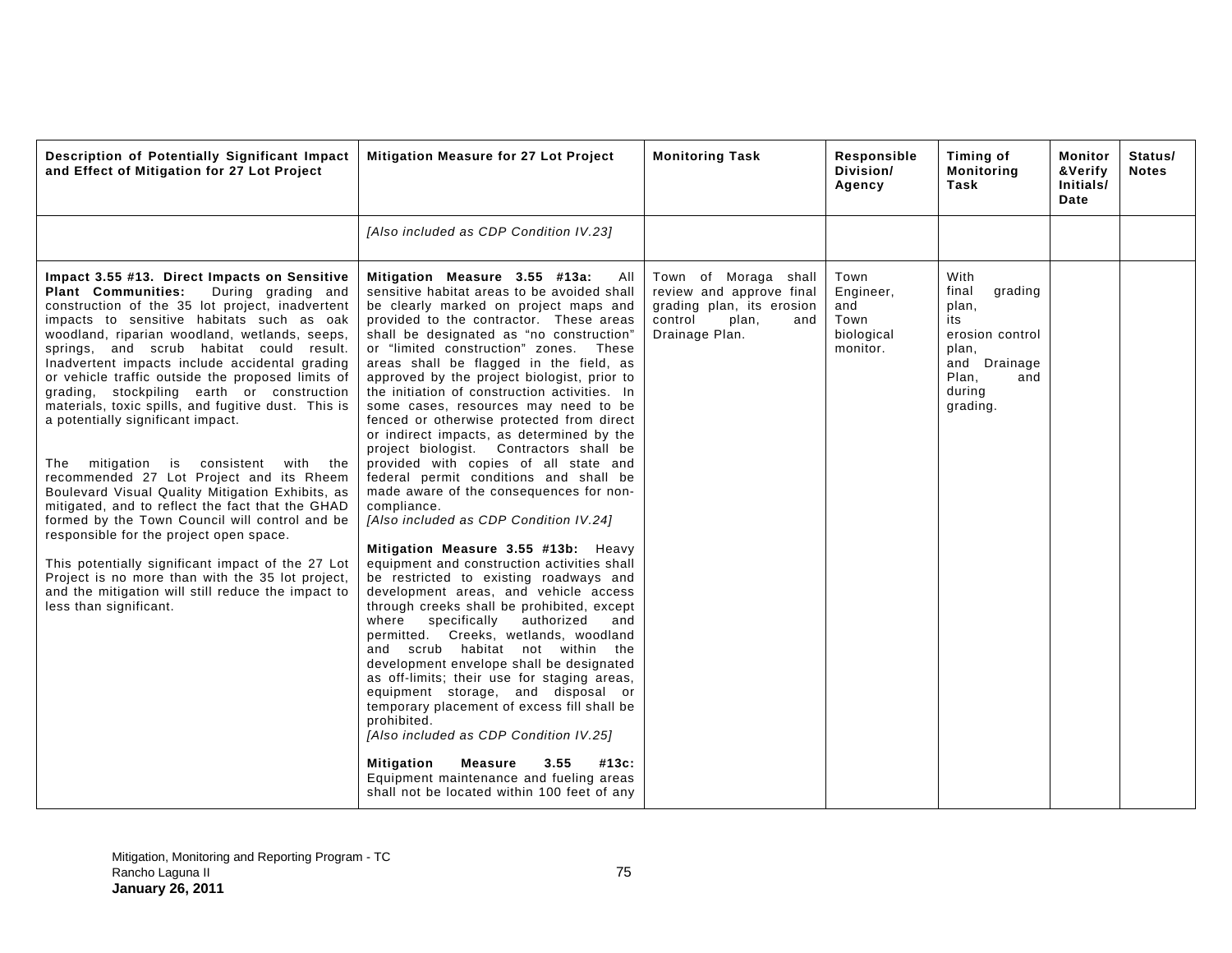| Description of Potentially Significant Impact and Effect of Mitigation for 27 Lot Project | Mitigation Measure for 27 Lot Project | Monitoring Task | Responsible Division/ Agency | Timing of Monitoring Task | Monitor &Verify Initials/ Date | Status/ Notes |
|---|---|---|---|---|---|---|
| | *[Also included as CDP Condition IV.23]* | | | | | |
| **Impact 3.55 #13. Direct Impacts on Sensitive Plant Communities:** During grading and construction of the 35 lot project, inadvertent impacts to sensitive habitats such as oak woodland, riparian woodland, wetlands, seeps, springs, and scrub habitat could result. Inadvertent impacts include accidental grading or vehicle traffic outside the proposed limits of grading, stockpiling earth or construction materials, toxic spills, and fugitive dust. This is a potentially significant impact.<br><br>The mitigation is consistent with the recommended 27 Lot Project and its Rheem Boulevard Visual Quality Mitigation Exhibits, as mitigated, and to reflect the fact that the GHAD formed by the Town Council will control and be responsible for the project open space.<br><br>This potentially significant impact of the 27 Lot Project is no more than with the 35 lot project, and the mitigation will still reduce the impact to less than significant. | **Mitigation Measure 3.55 #13a:** All sensitive habitat areas to be avoided shall be clearly marked on project maps and provided to the contractor. These areas shall be designated as "no construction" or "limited construction" zones. These areas shall be flagged in the field, as approved by the project biologist, prior to the initiation of construction activities. In some cases, resources may need to be fenced or otherwise protected from direct or indirect impacts, as determined by the project biologist. Contractors shall be provided with copies of all state and federal permit conditions and shall be made aware of the consequences for non-compliance.<br>*[Also included as CDP Condition IV.24]*<br><br>**Mitigation Measure 3.55 #13b:** Heavy equipment and construction activities shall be restricted to existing roadways and development areas, and vehicle access through creeks shall be prohibited, except where specifically authorized and permitted. Creeks, wetlands, woodland and scrub habitat not within the development envelope shall be designated as off-limits; their use for staging areas, equipment storage, and disposal or temporary placement of excess fill shall be prohibited.<br>*[Also included as CDP Condition IV.25]*<br><br>**Mitigation Measure 3.55 #13c:** Equipment maintenance and fueling areas shall not be located within 100 feet of any | Town of Moraga shall review and approve final grading plan, its erosion control plan, and Drainage Plan. | Town Engineer, and Town biological monitor. | With final grading plan, its erosion control plan, and Drainage Plan, and during grading. | | |

Mitigation, Monitoring and Reporting Program - TC
Rancho Laguna II
**January 26, 2011**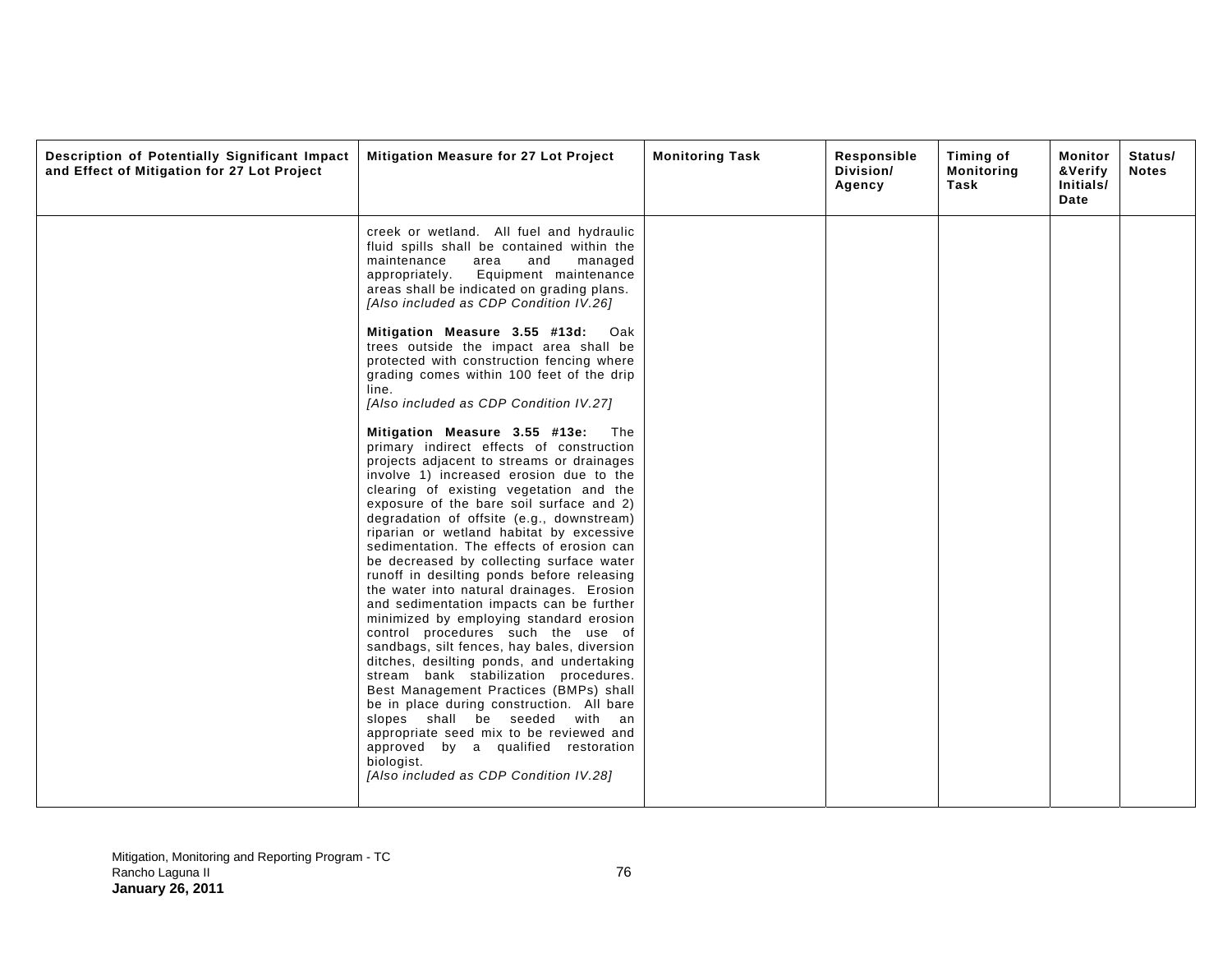| Description of Potentially Significant Impact and Effect of Mitigation for 27 Lot Project | Mitigation Measure for 27 Lot Project | Monitoring Task | Responsible Division/ Agency | Timing of Monitoring Task | Monitor &Verify Initials/ Date | Status/ Notes |
|---|---|---|---|---|---|---|
| | creek or wetland. All fuel and hydraulic fluid spills shall be contained within the maintenance area and managed appropriately. Equipment maintenance areas shall be indicated on grading plans. *[Also included as CDP Condition IV.26]*<br><br>**Mitigation Measure 3.55 #13d:** Oak trees outside the impact area shall be protected with construction fencing where grading comes within 100 feet of the drip line. *[Also included as CDP Condition IV.27]*<br><br>**Mitigation Measure 3.55 #13e:** The primary indirect effects of construction projects adjacent to streams or drainages involve 1) increased erosion due to the clearing of existing vegetation and the exposure of the bare soil surface and 2) degradation of offsite (e.g., downstream) riparian or wetland habitat by excessive sedimentation. The effects of erosion can be decreased by collecting surface water runoff in desilting ponds before releasing the water into natural drainages. Erosion and sedimentation impacts can be further minimized by employing standard erosion control procedures such the use of sandbags, silt fences, hay bales, diversion ditches, desilting ponds, and undertaking stream bank stabilization procedures. Best Management Practices (BMPs) shall be in place during construction. All bare slopes shall be seeded with an appropriate seed mix to be reviewed and approved by a qualified restoration biologist. *[Also included as CDP Condition IV.28]* | | | | | |

Mitigation, Monitoring and Reporting Program - TC
Rancho Laguna II
**January 26, 2011**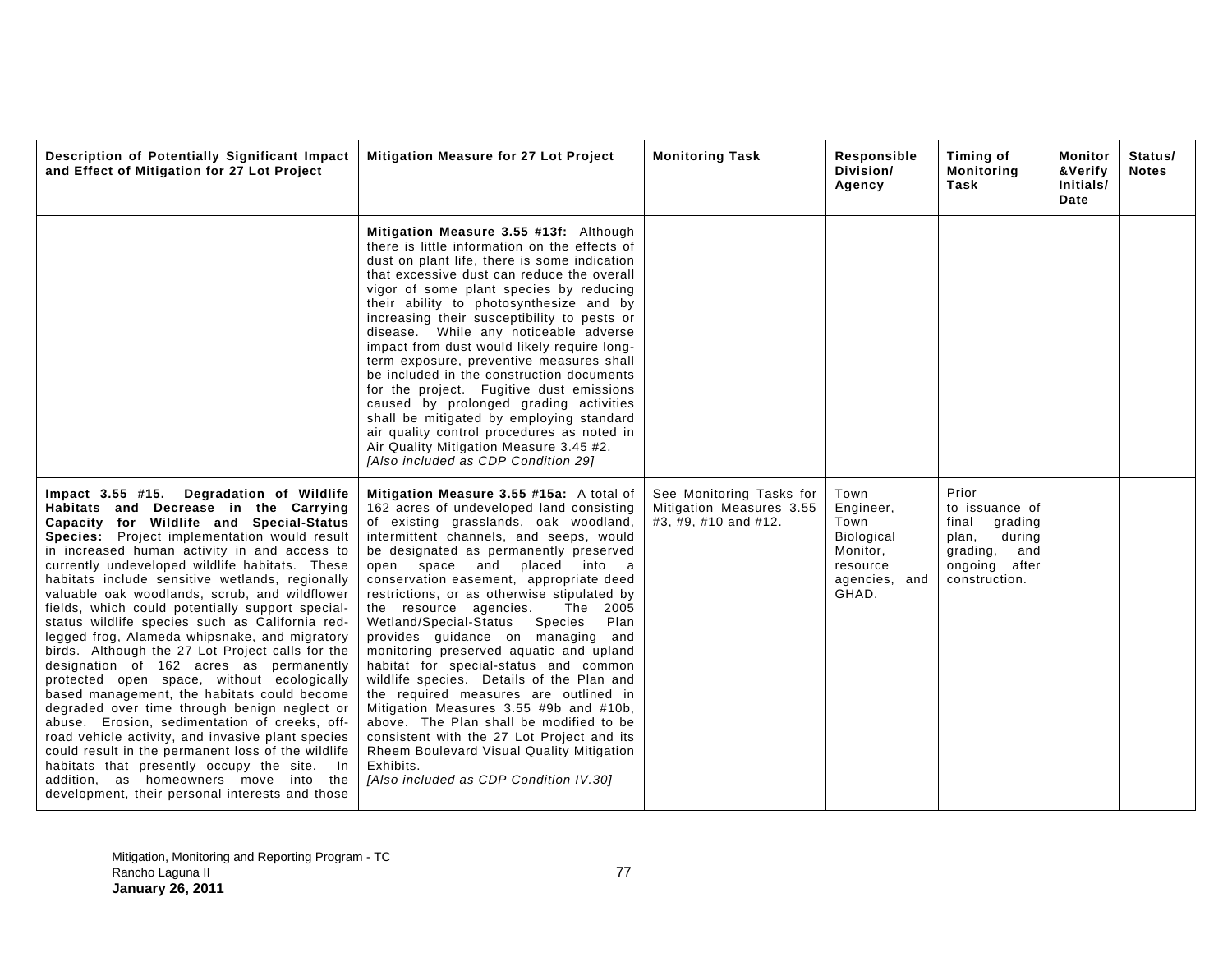| Description of Potentially Significant Impact and Effect of Mitigation for 27 Lot Project | Mitigation Measure for 27 Lot Project | Monitoring Task | Responsible Division/ Agency | Timing of Monitoring Task | Monitor &Verify Initials/ Date | Status/ Notes |
|---|---|---|---|---|---|---|
| | **Mitigation Measure 3.55 #13f:** Although there is little information on the effects of dust on plant life, there is some indication that excessive dust can reduce the overall vigor of some plant species by reducing their ability to photosynthesize and by increasing their susceptibility to pests or disease. While any noticeable adverse impact from dust would likely require long-term exposure, preventive measures shall be included in the construction documents for the project. Fugitive dust emissions caused by prolonged grading activities shall be mitigated by employing standard air quality control procedures as noted in Air Quality Mitigation Measure 3.45 #2. *[Also included as CDP Condition 29]* | | | | | |
| **Impact 3.55 #15. Degradation of Wildlife Habitats and Decrease in the Carrying Capacity for Wildlife and Special-Status Species:** Project implementation would result in increased human activity in and access to currently undeveloped wildlife habitats. These habitats include sensitive wetlands, regionally valuable oak woodlands, scrub, and wildflower fields, which could potentially support special-status wildlife species such as California red-legged frog, Alameda whipsnake, and migratory birds. Although the 27 Lot Project calls for the designation of 162 acres as permanently protected open space, without ecologically based management, the habitats could become degraded over time through benign neglect or abuse. Erosion, sedimentation of creeks, off-road vehicle activity, and invasive plant species could result in the permanent loss of the wildlife habitats that presently occupy the site. In addition, as homeowners move into the development, their personal interests and those | **Mitigation Measure 3.55 #15a:** A total of 162 acres of undeveloped land consisting of existing grasslands, oak woodland, intermittent channels, and seeps, would be designated as permanently preserved open space and placed into a conservation easement, appropriate deed restrictions, or as otherwise stipulated by the resource agencies. The 2005 Wetland/Special-Status Species Plan provides guidance on managing and monitoring preserved aquatic and upland habitat for special-status and common wildlife species. Details of the Plan and the required measures are outlined in Mitigation Measures 3.55 #9b and #10b, above. The Plan shall be modified to be consistent with the 27 Lot Project and its Rheem Boulevard Visual Quality Mitigation Exhibits. *[Also included as CDP Condition IV.30]* | See Monitoring Tasks for Mitigation Measures 3.55 #3, #9, #10 and #12. | Town Engineer, Town Biological Monitor, resource agencies, and GHAD. | Prior to issuance of final grading plan, during grading, and ongoing after construction. | | |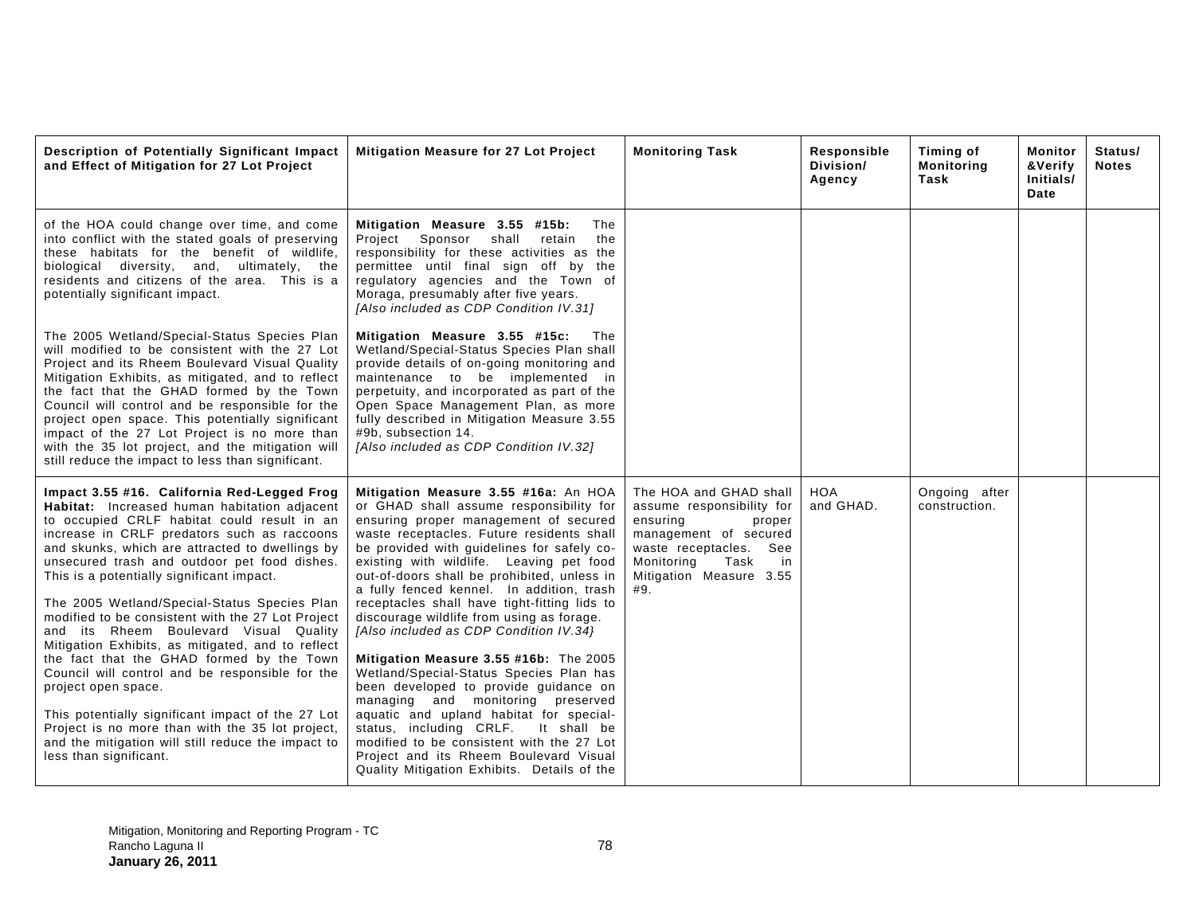| Description of Potentially Significant Impact and Effect of Mitigation for 27 Lot Project | Mitigation Measure for 27 Lot Project | Monitoring Task | Responsible Division/ Agency | Timing of Monitoring Task | Monitor &Verify Initials/ Date | Status/ Notes |
|---|---|---|---|---|---|---|
| of the HOA could change over time, and come into conflict with the stated goals of preserving these habitats for the benefit of wildlife, biological diversity, and, ultimately, the residents and citizens of the area. This is a potentially significant impact.<br><br>The 2005 Wetland/Special-Status Species Plan will modified to be consistent with the 27 Lot Project and its Rheem Boulevard Visual Quality Mitigation Exhibits, as mitigated, and to reflect the fact that the GHAD formed by the Town Council will control and be responsible for the project open space. This potentially significant impact of the 27 Lot Project is no more than with the 35 lot project, and the mitigation will still reduce the impact to less than significant. | **Mitigation Measure 3.55 #15b:** The Project Sponsor shall retain the responsibility for these activities as the permittee until final sign off by the regulatory agencies and the Town of Moraga, presumably after five years. *[Also included as CDP Condition IV.31]*<br><br>**Mitigation Measure 3.55 #15c:** The Wetland/Special-Status Species Plan shall provide details of on-going monitoring and maintenance to be implemented in perpetuity, and incorporated as part of the Open Space Management Plan, as more fully described in Mitigation Measure 3.55 #9b, subsection 14. *[Also included as CDP Condition IV.32]* | | | | | |
| **Impact 3.55 #16. California Red-Legged Frog Habitat:** Increased human habitation adjacent to occupied CRLF habitat could result in an increase in CRLF predators such as raccoons and skunks, which are attracted to dwellings by unsecured trash and outdoor pet food dishes. This is a potentially significant impact.<br><br>The 2005 Wetland/Special-Status Species Plan modified to be consistent with the 27 Lot Project and its Rheem Boulevard Visual Quality Mitigation Exhibits, as mitigated, and to reflect the fact that the GHAD formed by the Town Council will control and be responsible for the project open space.<br><br>This potentially significant impact of the 27 Lot Project is no more than with the 35 lot project, and the mitigation will still reduce the impact to less than significant. | **Mitigation Measure 3.55 #16a:** An HOA or GHAD shall assume responsibility for ensuring proper management of secured waste receptacles. Future residents shall be provided with guidelines for safely co-existing with wildlife. Leaving pet food out-of-doors shall be prohibited, unless in a fully fenced kennel. In addition, trash receptacles shall have tight-fitting lids to discourage wildlife from using as forage. *[Also included as CDP Condition IV.34}*<br><br>**Mitigation Measure 3.55 #16b:** The 2005 Wetland/Special-Status Species Plan has been developed to provide guidance on managing and monitoring preserved aquatic and upland habitat for special-status, including CRLF. It shall be modified to be consistent with the 27 Lot Project and its Rheem Boulevard Visual Quality Mitigation Exhibits. Details of the | The HOA and GHAD shall assume responsibility for ensuring proper management of secured waste receptacles. See Monitoring Task in Mitigation Measure 3.55 #9. | HOA and GHAD. | Ongoing after construction. | | |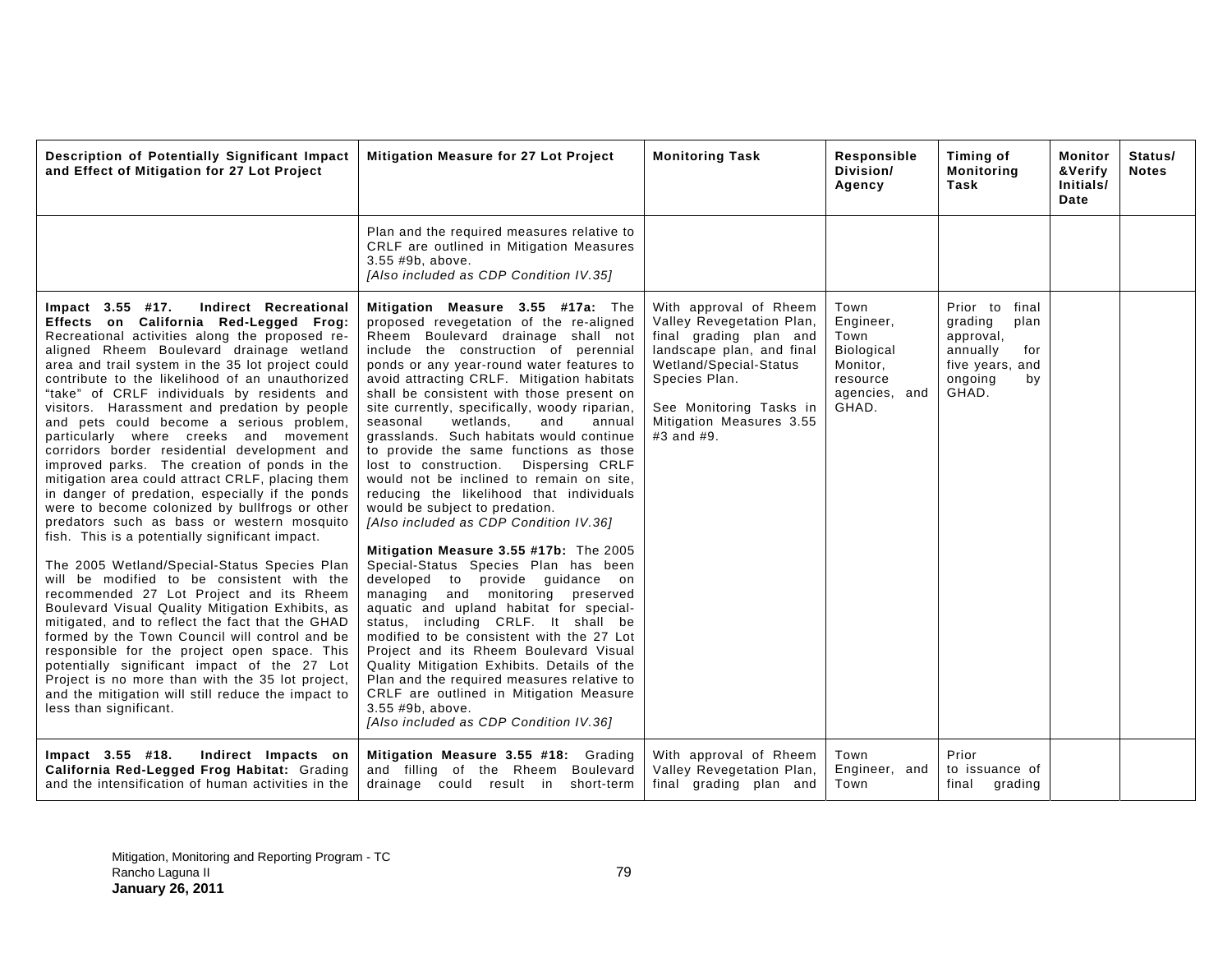| Description of Potentially Significant Impact and Effect of Mitigation for 27 Lot Project | Mitigation Measure for 27 Lot Project | Monitoring Task | Responsible Division/ Agency | Timing of Monitoring Task | Monitor &Verify Initials/ Date | Status/ Notes |
|---|---|---|---|---|---|---|
| | Plan and the required measures relative to CRLF are outlined in Mitigation Measures 3.55 #9b, above.<br>*[Also included as CDP Condition IV.35]* | | | | | |
| **Impact 3.55 #17. Indirect Recreational Effects on California Red-Legged Frog:** Recreational activities along the proposed re-aligned Rheem Boulevard drainage wetland area and trail system in the 35 lot project could contribute to the likelihood of an unauthorized "take" of CRLF individuals by residents and visitors. Harassment and predation by people and pets could become a serious problem, particularly where creeks and movement corridors border residential development and improved parks. The creation of ponds in the mitigation area could attract CRLF, placing them in danger of predation, especially if the ponds were to become colonized by bullfrogs or other predators such as bass or western mosquito fish. This is a potentially significant impact.<br><br>The 2005 Wetland/Special-Status Species Plan will be modified to be consistent with the recommended 27 Lot Project and its Rheem Boulevard Visual Quality Mitigation Exhibits, as mitigated, and to reflect the fact that the GHAD formed by the Town Council will control and be responsible for the project open space. This potentially significant impact of the 27 Lot Project is no more than with the 35 lot project, and the mitigation will still reduce the impact to less than significant. | **Mitigation Measure 3.55 #17a:** The proposed revegetation of the re-aligned Rheem Boulevard drainage shall not include the construction of perennial ponds or any year-round water features to avoid attracting CRLF. Mitigation habitats shall be consistent with those present on site currently, specifically, woody riparian, seasonal wetlands, and annual grasslands. Such habitats would continue to provide the same functions as those lost to construction. Dispersing CRLF would not be inclined to remain on site, reducing the likelihood that individuals would be subject to predation.<br>*[Also included as CDP Condition IV.36]*<br><br>**Mitigation Measure 3.55 #17b:** The 2005 Special-Status Species Plan has been developed to provide guidance on managing and monitoring preserved aquatic and upland habitat for special-status, including CRLF. It shall be modified to be consistent with the 27 Lot Project and its Rheem Boulevard Visual Quality Mitigation Exhibits. Details of the Plan and the required measures relative to CRLF are outlined in Mitigation Measure 3.55 #9b, above.<br>*[Also included as CDP Condition IV.36]* | With approval of Rheem Valley Revegetation Plan, final grading plan and landscape plan, and final Wetland/Special-Status Species Plan.<br><br>See Monitoring Tasks in Mitigation Measures 3.55 #3 and #9. | Town Engineer, Town Biological Monitor, resource agencies, and GHAD. | Prior to final grading plan approval, annually for five years, and ongoing by GHAD. | | |
| **Impact 3.55 #18. Indirect Impacts on California Red-Legged Frog Habitat:** Grading and the intensification of human activities in the | **Mitigation Measure 3.55 #18:** Grading and filling of the Rheem Boulevard drainage could result in short-term | With approval of Rheem Valley Revegetation Plan, final grading plan and | Town Engineer, and Town | Prior to issuance of final grading | | |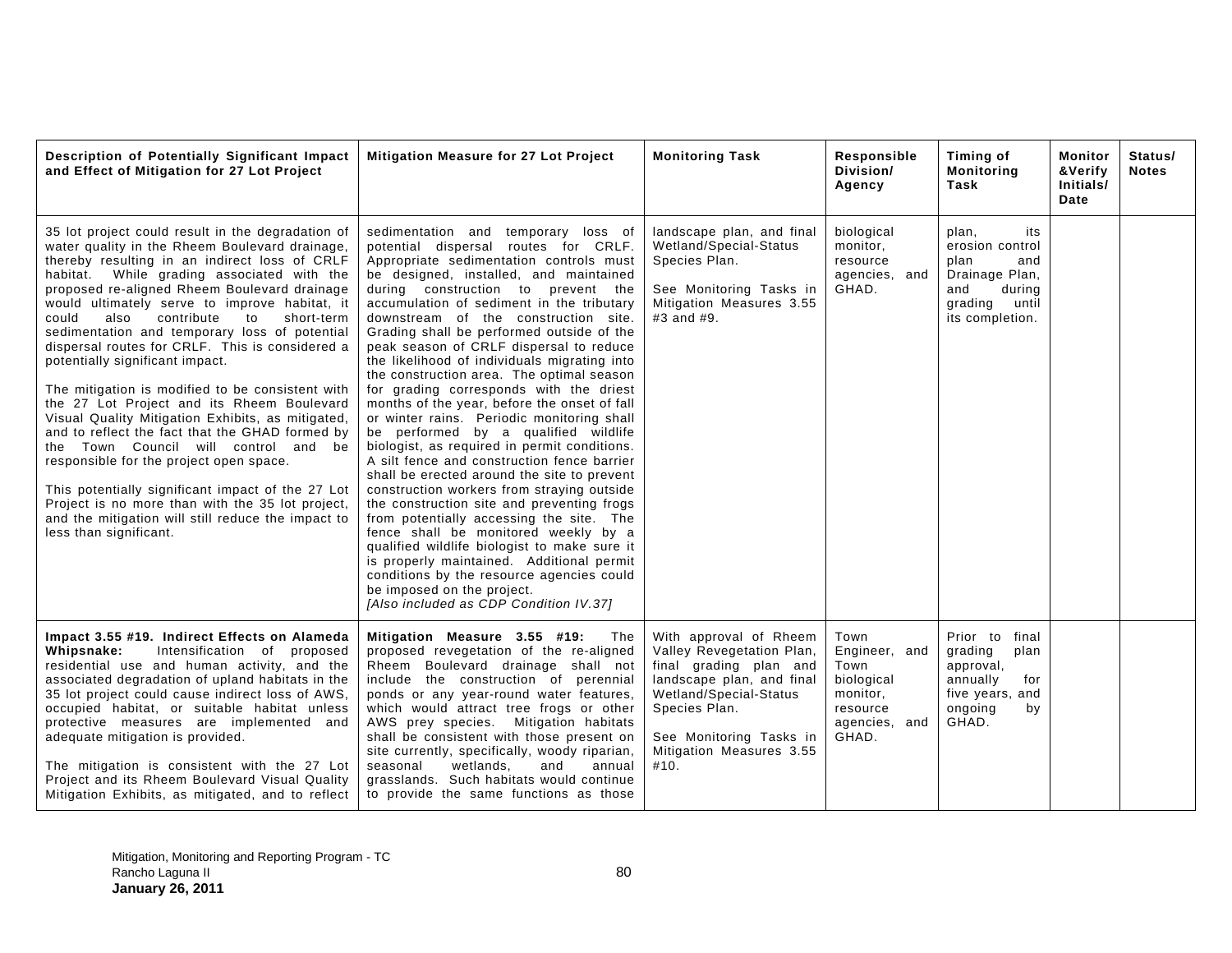| Description of Potentially Significant Impact and Effect of Mitigation for 27 Lot Project | Mitigation Measure for 27 Lot Project | Monitoring Task | Responsible Division/ Agency | Timing of Monitoring Task | Monitor &Verify Initials/ Date | Status/ Notes |
|---|---|---|---|---|---|---|
| 35 lot project could result in the degradation of water quality in the Rheem Boulevard drainage, thereby resulting in an indirect loss of CRLF habitat. While grading associated with the proposed re-aligned Rheem Boulevard drainage would ultimately serve to improve habitat, it could also contribute to short-term sedimentation and temporary loss of potential dispersal routes for CRLF. This is considered a potentially significant impact.<br><br>The mitigation is modified to be consistent with the 27 Lot Project and its Rheem Boulevard Visual Quality Mitigation Exhibits, as mitigated, and to reflect the fact that the GHAD formed by the Town Council will control and be responsible for the project open space.<br><br>This potentially significant impact of the 27 Lot Project is no more than with the 35 lot project, and the mitigation will still reduce the impact to less than significant. | sedimentation and temporary loss of potential dispersal routes for CRLF. Appropriate sedimentation controls must be designed, installed, and maintained during construction to prevent the accumulation of sediment in the tributary downstream of the construction site. Grading shall be performed outside of the peak season of CRLF dispersal to reduce the likelihood of individuals migrating into the construction area. The optimal season for grading corresponds with the driest months of the year, before the onset of fall or winter rains. Periodic monitoring shall be performed by a qualified wildlife biologist, as required in permit conditions. A silt fence and construction fence barrier shall be erected around the site to prevent construction workers from straying outside the construction site and preventing frogs from potentially accessing the site. The fence shall be monitored weekly by a qualified wildlife biologist to make sure it is properly maintained. Additional permit conditions by the resource agencies could be imposed on the project.<br>*[Also included as CDP Condition IV.37]* | landscape plan, and final Wetland/Special-Status Species Plan.<br><br>See Monitoring Tasks in Mitigation Measures 3.55 #3 and #9. | biological monitor, resource agencies, and GHAD. | plan, its erosion control plan and Drainage Plan, and during grading until its completion. | | |
| **Impact 3.55 #19. Indirect Effects on Alameda Whipsnake:** Intensification of proposed residential use and human activity, and the associated degradation of upland habitats in the 35 lot project could cause indirect loss of AWS, occupied habitat, or suitable habitat unless protective measures are implemented and adequate mitigation is provided.<br><br>The mitigation is consistent with the 27 Lot Project and its Rheem Boulevard Visual Quality Mitigation Exhibits, as mitigated, and to reflect | **Mitigation Measure 3.55 #19:** The proposed revegetation of the re-aligned Rheem Boulevard drainage shall not include the construction of perennial ponds or any year-round water features, which would attract tree frogs or other AWS prey species. Mitigation habitats shall be consistent with those present on site currently, specifically, woody riparian, seasonal wetlands, and annual grasslands. Such habitats would continue to provide the same functions as those | With approval of Rheem Valley Revegetation Plan, final grading plan and landscape plan, and final Wetland/Special-Status Species Plan.<br><br>See Monitoring Tasks in Mitigation Measures 3.55 #10. | Town Engineer, and Town biological monitor, resource agencies, and GHAD. | Prior to final grading plan approval, annually for five years, and ongoing by GHAD. | | |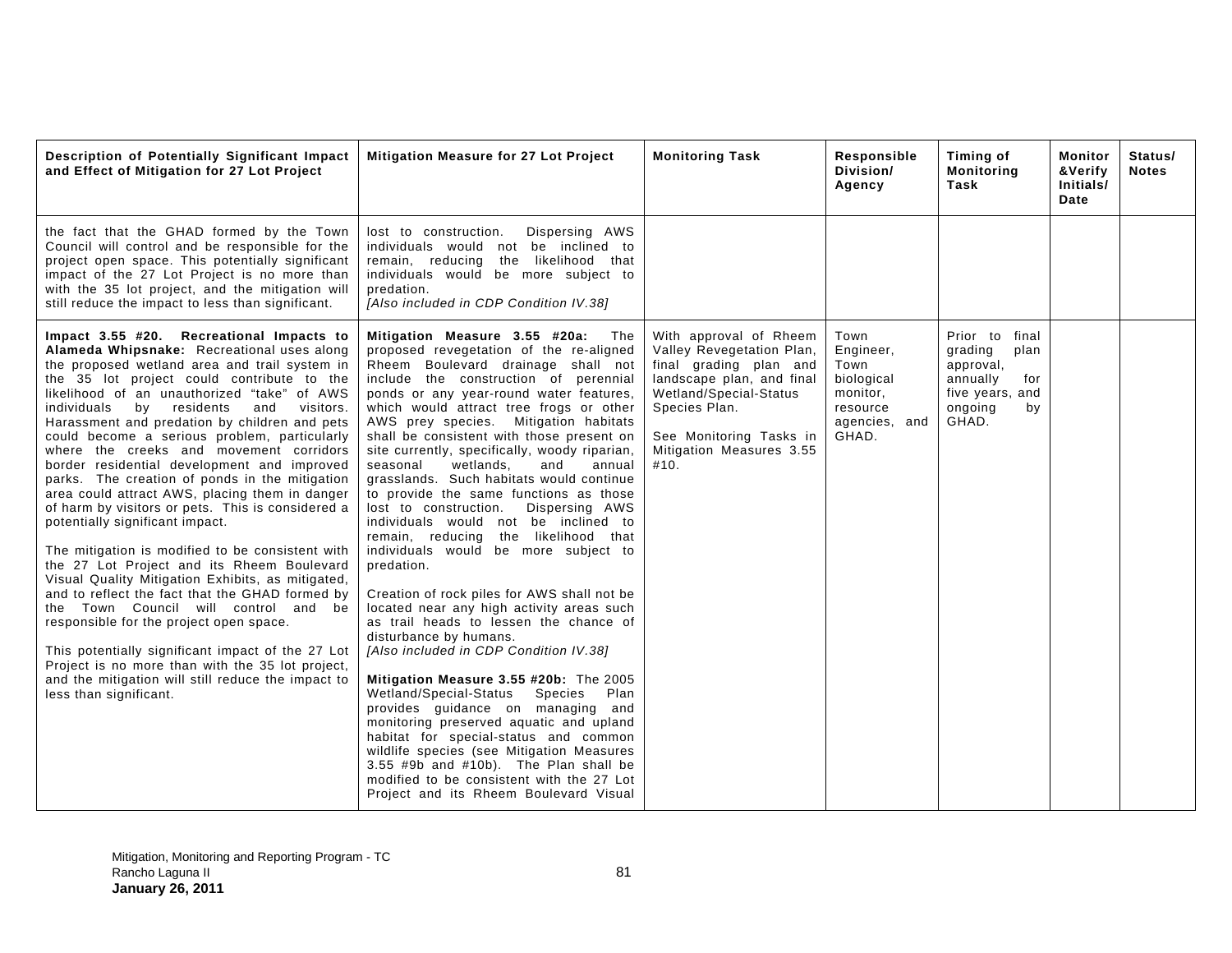| Description of Potentially Significant Impact and Effect of Mitigation for 27 Lot Project | Mitigation Measure for 27 Lot Project | Monitoring Task | Responsible Division/ Agency | Timing of Monitoring Task | Monitor &Verify Initials/ Date | Status/ Notes |
|---|---|---|---|---|---|---|
| the fact that the GHAD formed by the Town Council will control and be responsible for the project open space. This potentially significant impact of the 27 Lot Project is no more than with the 35 lot project, and the mitigation will still reduce the impact to less than significant. | lost to construction. Dispersing AWS individuals would not be inclined to remain, reducing the likelihood that individuals would be more subject to predation.<br>*[Also included in CDP Condition IV.38]* | | | | | |
| **Impact 3.55 #20. Recreational Impacts to Alameda Whipsnake:** Recreational uses along the proposed wetland area and trail system in the 35 lot project could contribute to the likelihood of an unauthorized "take" of AWS individuals by residents and visitors. Harassment and predation by children and pets could become a serious problem, particularly where the creeks and movement corridors border residential development and improved parks. The creation of ponds in the mitigation area could attract AWS, placing them in danger of harm by visitors or pets. This is considered a potentially significant impact.<br><br>The mitigation is modified to be consistent with the 27 Lot Project and its Rheem Boulevard Visual Quality Mitigation Exhibits, as mitigated, and to reflect the fact that the GHAD formed by the Town Council will control and be responsible for the project open space.<br><br>This potentially significant impact of the 27 Lot Project is no more than with the 35 lot project, and the mitigation will still reduce the impact to less than significant. | **Mitigation Measure 3.55 #20a:** The proposed revegetation of the re-aligned Rheem Boulevard drainage shall not include the construction of perennial ponds or any year-round water features, which would attract tree frogs or other AWS prey species. Mitigation habitats shall be consistent with those present on site currently, specifically, woody riparian, seasonal wetlands, and annual grasslands. Such habitats would continue to provide the same functions as those lost to construction. Dispersing AWS individuals would not be inclined to remain, reducing the likelihood that individuals would be more subject to predation.<br><br>Creation of rock piles for AWS shall not be located near any high activity areas such as trail heads to lessen the chance of disturbance by humans.<br>*[Also included in CDP Condition IV.38]*<br><br>**Mitigation Measure 3.55 #20b:** The 2005 Wetland/Special-Status Species Plan provides guidance on managing and monitoring preserved aquatic and upland habitat for special-status and common wildlife species (see Mitigation Measures 3.55 #9b and #10b). The Plan shall be modified to be consistent with the 27 Lot Project and its Rheem Boulevard Visual | With approval of Rheem Valley Revegetation Plan, final grading plan and landscape plan, and final Wetland/Special-Status Species Plan.<br><br>See Monitoring Tasks in Mitigation Measures 3.55 #10. | Town Engineer, Town biological monitor, resource agencies, and GHAD. | Prior to final grading plan approval, annually for five years, and ongoing by GHAD. | | |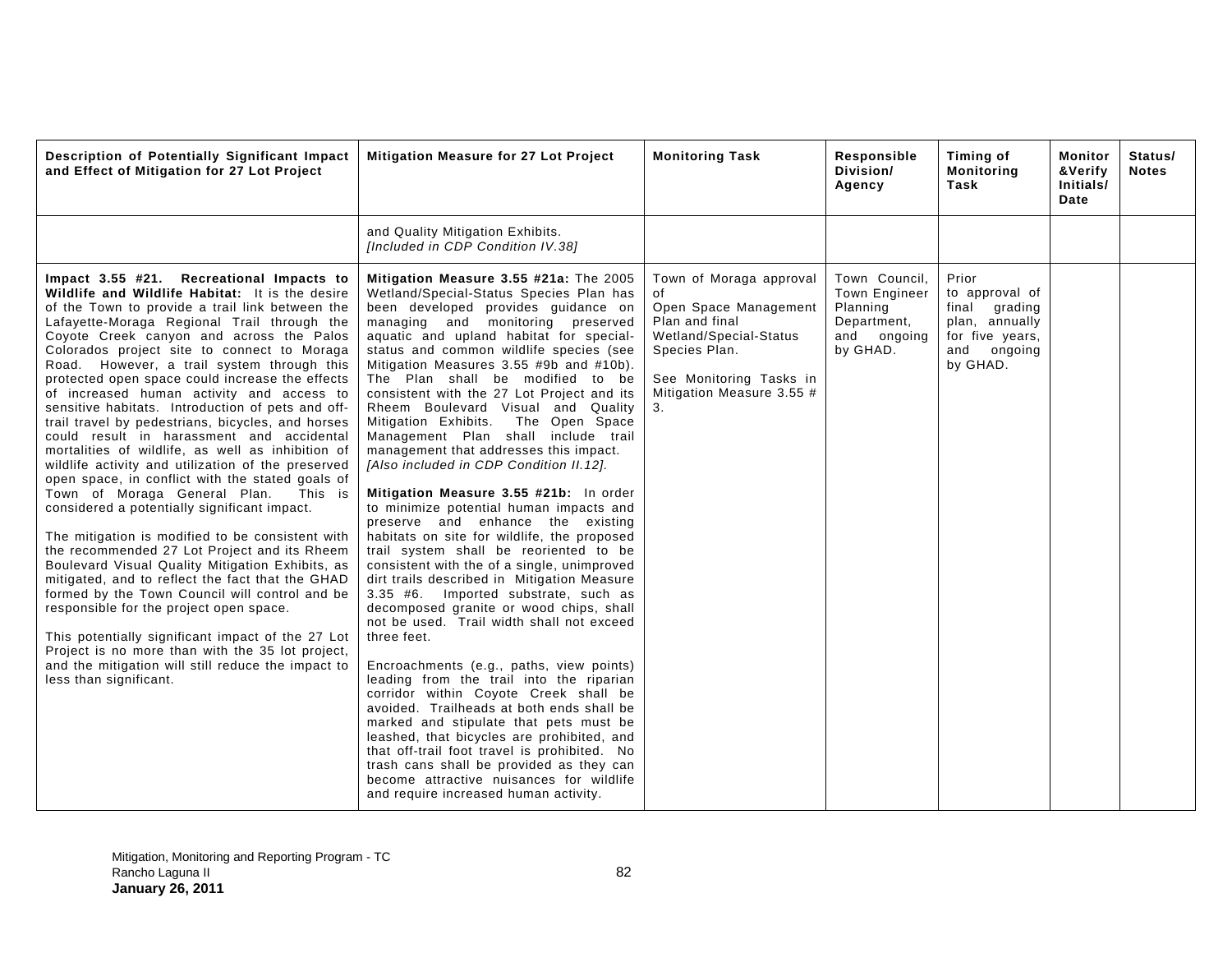| Description of Potentially Significant Impact and Effect of Mitigation for 27 Lot Project | Mitigation Measure for 27 Lot Project | Monitoring Task | Responsible Division/ Agency | Timing of Monitoring Task | Monitor &Verify Initials/ Date | Status/ Notes |
|---|---|---|---|---|---|---|
| | and Quality Mitigation Exhibits. *[Included in CDP Condition IV.38]* | | | | | |
| **Impact 3.55 #21. Recreational Impacts to Wildlife and Wildlife Habitat:** It is the desire of the Town to provide a trail link between the Lafayette-Moraga Regional Trail through the Coyote Creek canyon and across the Palos Colorados project site to connect to Moraga Road. However, a trail system through this protected open space could increase the effects of increased human activity and access to sensitive habitats. Introduction of pets and off-trail travel by pedestrians, bicycles, and horses could result in harassment and accidental mortalities of wildlife, as well as inhibition of wildlife activity and utilization of the preserved open space, in conflict with the stated goals of Town of Moraga General Plan. This is considered a potentially significant impact.<br><br>The mitigation is modified to be consistent with the recommended 27 Lot Project and its Rheem Boulevard Visual Quality Mitigation Exhibits, as mitigated, and to reflect the fact that the GHAD formed by the Town Council will control and be responsible for the project open space.<br><br>This potentially significant impact of the 27 Lot Project is no more than with the 35 lot project, and the mitigation will still reduce the impact to less than significant. | **Mitigation Measure 3.55 #21a:** The 2005 Wetland/Special-Status Species Plan has been developed provides guidance on managing and monitoring preserved aquatic and upland habitat for special-status and common wildlife species (see Mitigation Measures 3.55 #9b and #10b). The Plan shall be modified to be consistent with the 27 Lot Project and its Rheem Boulevard Visual and Quality Mitigation Exhibits. The Open Space Management Plan shall include trail management that addresses this impact. *[Also included in CDP Condition II.12].*<br><br>**Mitigation Measure 3.55 #21b:** In order to minimize potential human impacts and preserve and enhance the existing habitats on site for wildlife, the proposed trail system shall be reoriented to be consistent with the of a single, unimproved dirt trails described in Mitigation Measure 3.35 #6. Imported substrate, such as decomposed granite or wood chips, shall not be used. Trail width shall not exceed three feet.<br><br>Encroachments (e.g., paths, view points) leading from the trail into the riparian corridor within Coyote Creek shall be avoided. Trailheads at both ends shall be marked and stipulate that pets must be leashed, that bicycles are prohibited, and that off-trail foot travel is prohibited. No trash cans shall be provided as they can become attractive nuisances for wildlife and require increased human activity. | Town of Moraga approval of Open Space Management Plan and final Wetland/Special-Status Species Plan.<br><br>See Monitoring Tasks in Mitigation Measure 3.55 # 3. | Town Council, Town Engineer Planning Department, and ongoing by GHAD. | Prior to approval of final grading plan, annually for five years, and ongoing by GHAD. | | |

Mitigation, Monitoring and Reporting Program - TC
Rancho Laguna II
**January 26, 2011**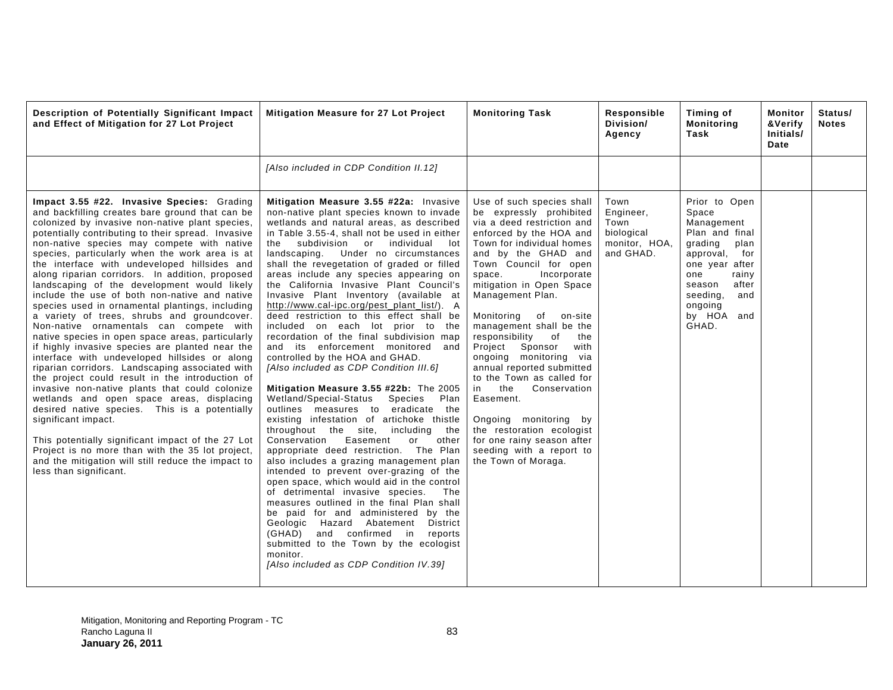| Description of Potentially Significant Impact and Effect of Mitigation for 27 Lot Project | Mitigation Measure for 27 Lot Project | Monitoring Task | Responsible Division/ Agency | Timing of Monitoring Task | Monitor &Verify Initials/ Date | Status/ Notes |
|---|---|---|---|---|---|---|
| | *[Also included in CDP Condition II.12]* | | | | | |
| **Impact 3.55 #22. Invasive Species:** Grading and backfilling creates bare ground that can be colonized by invasive non-native plant species, potentially contributing to their spread. Invasive non-native species may compete with native species, particularly when the work area is at the interface with undeveloped hillsides and along riparian corridors. In addition, proposed landscaping of the development would likely include the use of both non-native and native species used in ornamental plantings, including a variety of trees, shrubs and groundcover. Non-native ornamentals can compete with native species in open space areas, particularly if highly invasive species are planted near the interface with undeveloped hillsides or along riparian corridors. Landscaping associated with the project could result in the introduction of invasive non-native plants that could colonize wetlands and open space areas, displacing desired native species. This is a potentially significant impact.<br><br>This potentially significant impact of the 27 Lot Project is no more than with the 35 lot project, and the mitigation will still reduce the impact to less than significant. | **Mitigation Measure 3.55 #22a:** Invasive non-native plant species known to invade wetlands and natural areas, as described in Table 3.55-4, shall not be used in either the subdivision or individual lot landscaping. Under no circumstances shall the revegetation of graded or filled areas include any species appearing on the California Invasive Plant Council's Invasive Plant Inventory (available at http://www.cal-ipc.org/pest_plant_list/). A deed restriction to this effect shall be included on each lot prior to the recordation of the final subdivision map and its enforcement monitored and controlled by the HOA and GHAD.<br>*[Also included as CDP Condition III.6]*<br><br>**Mitigation Measure 3.55 #22b:** The 2005 Wetland/Special-Status Species Plan outlines measures to eradicate the existing infestation of artichoke thistle throughout the site, including the Conservation Easement or other appropriate deed restriction. The Plan also includes a grazing management plan intended to prevent over-grazing of the open space, which would aid in the control of detrimental invasive species. The measures outlined in the final Plan shall be paid for and administered by the Geologic Hazard Abatement District (GHAD) and confirmed in reports submitted to the Town by the ecologist monitor.<br>*[Also included as CDP Condition IV.39]* | Use of such species shall be expressly prohibited via a deed restriction and enforced by the HOA and Town for individual homes and by the GHAD and Town Council for open space. Incorporate mitigation in Open Space Management Plan.<br><br>Monitoring of on-site management shall be the responsibility of the Project Sponsor with ongoing monitoring via annual reported submitted to the Town as called for in the Conservation Easement.<br><br>Ongoing monitoring by the restoration ecologist for one rainy season after seeding with a report to the Town of Moraga. | Town Engineer, Town biological monitor, HOA, and GHAD. | Prior to Open Space Management Plan and final grading plan approval, for one year after one rainy season after seeding, and ongoing by HOA and GHAD. | | |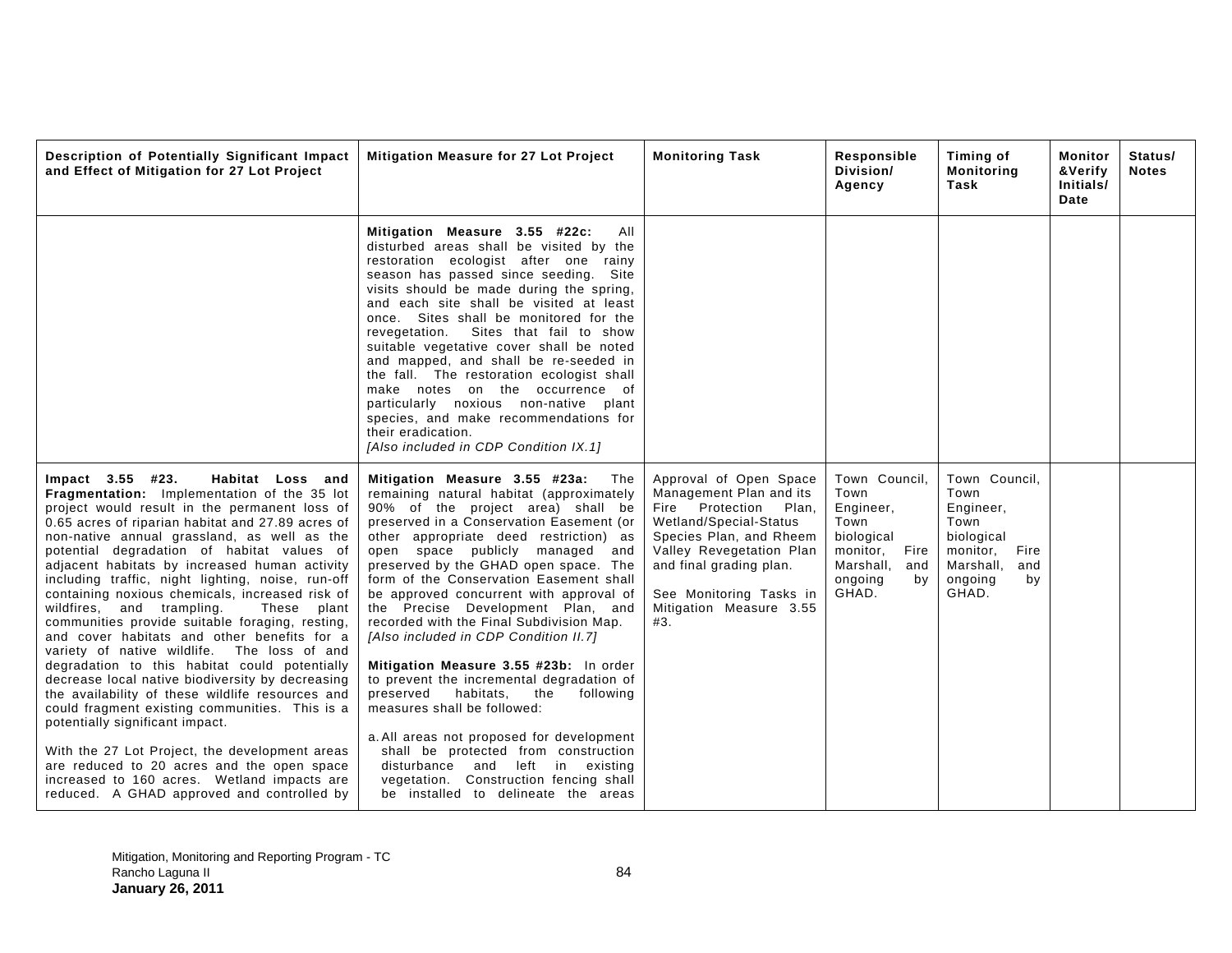| Description of Potentially Significant Impact and Effect of Mitigation for 27 Lot Project | Mitigation Measure for 27 Lot Project | Monitoring Task | Responsible Division/ Agency | Timing of Monitoring Task | Monitor &Verify Initials/ Date | Status/ Notes |
|---|---|---|---|---|---|---|
| | **Mitigation Measure 3.55 #22c:** All disturbed areas shall be visited by the restoration ecologist after one rainy season has passed since seeding. Site visits should be made during the spring, and each site shall be visited at least once. Sites shall be monitored for the revegetation. Sites that fail to show suitable vegetative cover shall be noted and mapped, and shall be re-seeded in the fall. The restoration ecologist shall make notes on the occurrence of particularly noxious non-native plant species, and make recommendations for their eradication. *[Also included in CDP Condition IX.1]* | | | | | |
| **Impact 3.55 #23. Habitat Loss and Fragmentation:** Implementation of the 35 lot project would result in the permanent loss of 0.65 acres of riparian habitat and 27.89 acres of non-native annual grassland, as well as the potential degradation of habitat values of adjacent habitats by increased human activity including traffic, night lighting, noise, run-off containing noxious chemicals, increased risk of wildfires, and trampling. These plant communities provide suitable foraging, resting, and cover habitats and other benefits for a variety of native wildlife. The loss of and degradation to this habitat could potentially decrease local native biodiversity by decreasing the availability of these wildlife resources and could fragment existing communities. This is a potentially significant impact.<br><br>With the 27 Lot Project, the development areas are reduced to 20 acres and the open space increased to 160 acres. Wetland impacts are reduced. A GHAD approved and controlled by | **Mitigation Measure 3.55 #23a:** The remaining natural habitat (approximately 90% of the project area) shall be preserved in a Conservation Easement (or other appropriate deed restriction) as open space publicly managed and preserved by the GHAD open space. The form of the Conservation Easement shall be approved concurrent with approval of the Precise Development Plan, and recorded with the Final Subdivision Map. *[Also included in CDP Condition II.7]*<br><br>**Mitigation Measure 3.55 #23b:** In order to prevent the incremental degradation of preserved habitats, the following measures shall be followed:<br><br>a. All areas not proposed for development shall be protected from construction disturbance and left in existing vegetation. Construction fencing shall be installed to delineate the areas | Approval of Open Space Management Plan and its Fire Protection Plan, Wetland/Special-Status Species Plan, and Rheem Valley Revegetation Plan and final grading plan.<br><br>See Monitoring Tasks in Mitigation Measure 3.55 #3. | Town Council, Town Engineer, Town biological monitor, Fire Marshall, and ongoing by GHAD. | Town Council, Town Engineer, Town biological monitor, Fire Marshall, and ongoing by GHAD. | | |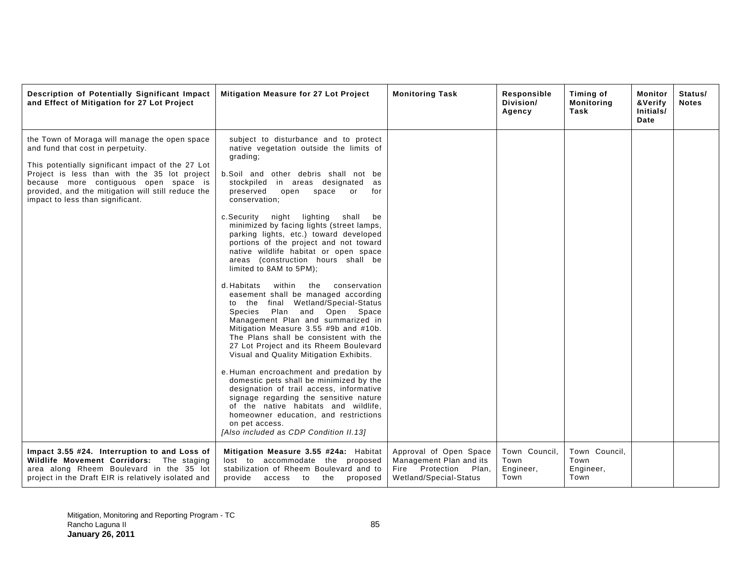| Description of Potentially Significant Impact and Effect of Mitigation for 27 Lot Project | Mitigation Measure for 27 Lot Project | Monitoring Task | Responsible Division/ Agency | Timing of Monitoring Task | Monitor &Verify Initials/ Date | Status/ Notes |
|---|---|---|---|---|---|---|
| the Town of Moraga will manage the open space and fund that cost in perpetuity.<br><br>This potentially significant impact of the 27 Lot Project is less than with the 35 lot project because more contiguous open space is provided, and the mitigation will still reduce the impact to less than significant. | subject to disturbance and to protect native vegetation outside the limits of grading;<br><br>b. Soil and other debris shall not be stockpiled in areas designated as preserved open space or for conservation;<br><br>c. Security night lighting shall be minimized by facing lights (street lamps, parking lights, etc.) toward developed portions of the project and not toward native wildlife habitat or open space areas (construction hours shall be limited to 8AM to 5PM);<br><br>d. Habitats within the conservation easement shall be managed according to the final Wetland/Special-Status Species Plan and Open Space Management Plan and summarized in Mitigation Measure 3.55 #9b and #10b. The Plans shall be consistent with the 27 Lot Project and its Rheem Boulevard Visual and Quality Mitigation Exhibits.<br><br>e. Human encroachment and predation by domestic pets shall be minimized by the designation of trail access, informative signage regarding the sensitive nature of the native habitats and wildlife, homeowner education, and restrictions on pet access.<br>*[Also included as CDP Condition II.13]* | | | | | |
| **Impact 3.55 #24. Interruption to and Loss of Wildlife Movement Corridors:** The staging area along Rheem Boulevard in the 35 lot project in the Draft EIR is relatively isolated and | **Mitigation Measure 3.55 #24a:** Habitat lost to accommodate the proposed stabilization of Rheem Boulevard and to provide access to the proposed | Approval of Open Space Management Plan and its Fire Protection Plan, Wetland/Special-Status | Town Council, Town Engineer, Town | Town Council, Town Engineer, Town | | |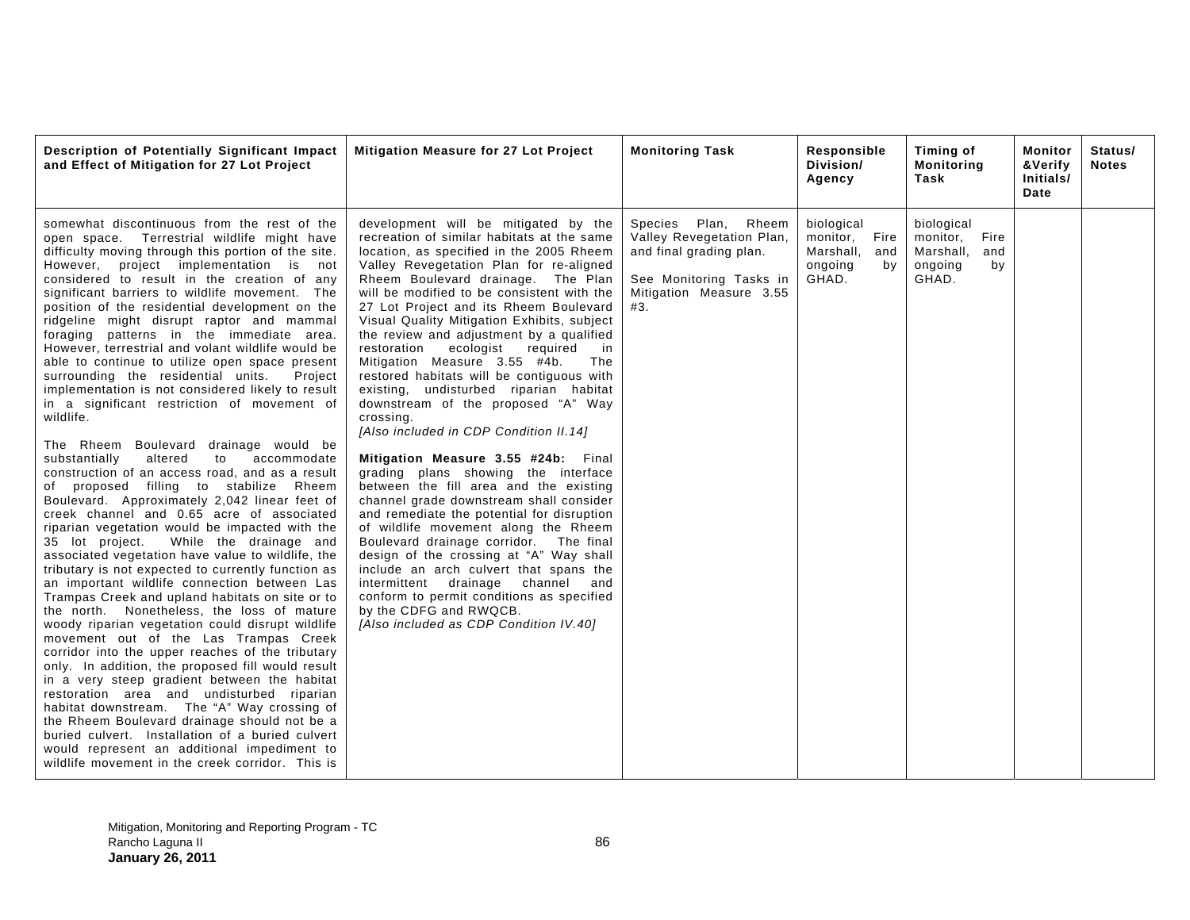| Description of Potentially Significant Impact and Effect of Mitigation for 27 Lot Project | Mitigation Measure for 27 Lot Project | Monitoring Task | Responsible Division/ Agency | Timing of Monitoring Task | Monitor &Verify Initials/ Date | Status/ Notes |
|---|---|---|---|---|---|---|
| somewhat discontinuous from the rest of the open space. Terrestrial wildlife might have difficulty moving through this portion of the site. However, project implementation is not considered to result in the creation of any significant barriers to wildlife movement. The position of the residential development on the ridgeline might disrupt raptor and mammal foraging patterns in the immediate area. However, terrestrial and volant wildlife would be able to continue to utilize open space present surrounding the residential units. Project implementation is not considered likely to result in a significant restriction of movement of wildlife.<br><br>The Rheem Boulevard drainage would be substantially altered to accommodate construction of an access road, and as a result of proposed filling to stabilize Rheem Boulevard. Approximately 2,042 linear feet of creek channel and 0.65 acre of associated riparian vegetation would be impacted with the 35 lot project. While the drainage and associated vegetation have value to wildlife, the tributary is not expected to currently function as an important wildlife connection between Las Trampas Creek and upland habitats on site or to the north. Nonetheless, the loss of mature woody riparian vegetation could disrupt wildlife movement out of the Las Trampas Creek corridor into the upper reaches of the tributary only. In addition, the proposed fill would result in a very steep gradient between the habitat restoration area and undisturbed riparian habitat downstream. The "A" Way crossing of the Rheem Boulevard drainage should not be a buried culvert. Installation of a buried culvert would represent an additional impediment to wildlife movement in the creek corridor. This is | development will be mitigated by the recreation of similar habitats at the same location, as specified in the 2005 Rheem Valley Revegetation Plan for re-aligned Rheem Boulevard drainage. The Plan will be modified to be consistent with the 27 Lot Project and its Rheem Boulevard Visual Quality Mitigation Exhibits, subject the review and adjustment by a qualified restoration ecologist required in Mitigation Measure 3.55 #4b. The restored habitats will be contiguous with existing, undisturbed riparian habitat downstream of the proposed "A" Way crossing.<br>*[Also included in CDP Condition II.14]*<br><br>**Mitigation Measure 3.55 #24b:** Final grading plans showing the interface between the fill area and the existing channel grade downstream shall consider and remediate the potential for disruption of wildlife movement along the Rheem Boulevard drainage corridor. The final design of the crossing at "A" Way shall include an arch culvert that spans the intermittent drainage channel and conform to permit conditions as specified by the CDFG and RWQCB.<br>*[Also included as CDP Condition IV.40]* | Species Plan, Rheem Valley Revegetation Plan, and final grading plan.<br><br>See Monitoring Tasks in Mitigation Measure 3.55 #3. | biological monitor, Fire Marshall, and ongoing by GHAD. | biological monitor, Fire Marshall, and ongoing by GHAD. | | |

Mitigation, Monitoring and Reporting Program - TC
Rancho Laguna II
**January 26, 2011**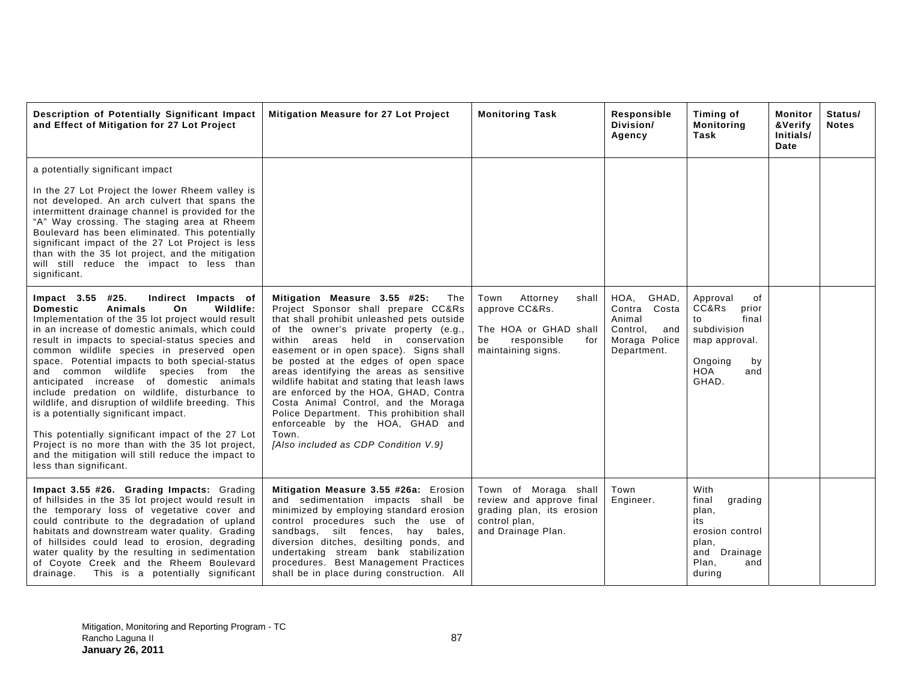| Description of Potentially Significant Impact and Effect of Mitigation for 27 Lot Project | Mitigation Measure for 27 Lot Project | Monitoring Task | Responsible Division/ Agency | Timing of Monitoring Task | Monitor &Verify Initials/ Date | Status/ Notes |
|---|---|---|---|---|---|---|
| a potentially significant impact<br><br>In the 27 Lot Project the lower Rheem valley is not developed. An arch culvert that spans the intermittent drainage channel is provided for the "A" Way crossing. The staging area at Rheem Boulevard has been eliminated. This potentially significant impact of the 27 Lot Project is less than with the 35 lot project, and the mitigation will still reduce the impact to less than significant. | | | | | | |
| **Impact 3.55 #25. Indirect Impacts of Domestic Animals On Wildlife:** Implementation of the 35 lot project would result in an increase of domestic animals, which could result in impacts to special-status species and common wildlife species in preserved open space. Potential impacts to both special-status and common wildlife species from the anticipated increase of domestic animals include predation on wildlife, disturbance to wildlife, and disruption of wildlife breeding. This is a potentially significant impact.<br><br>This potentially significant impact of the 27 Lot Project is no more than with the 35 lot project, and the mitigation will still reduce the impact to less than significant. | **Mitigation Measure 3.55 #25:** The Project Sponsor shall prepare CC&Rs that shall prohibit unleashed pets outside of the owner's private property (e.g., within areas held in conservation easement or in open space). Signs shall be posted at the edges of open space areas identifying the areas as sensitive wildlife habitat and stating that leash laws are enforced by the HOA, GHAD, Contra Costa Animal Control, and the Moraga Police Department. This prohibition shall enforceable by the HOA, GHAD and Town.<br>*[Also included as CDP Condition V.9}* | Town Attorney shall approve CC&Rs.<br><br>The HOA or GHAD shall be responsible for maintaining signs. | HOA, GHAD, Contra Costa Animal Control, and Moraga Police Department. | Approval of CC&Rs prior to final subdivision map approval.<br><br>Ongoing by HOA and GHAD. | | |
| **Impact 3.55 #26. Grading Impacts:** Grading of hillsides in the 35 lot project would result in the temporary loss of vegetative cover and could contribute to the degradation of upland habitats and downstream water quality. Grading of hillsides could lead to erosion, degrading water quality by the resulting in sedimentation of Coyote Creek and the Rheem Boulevard drainage. This is a potentially significant | **Mitigation Measure 3.55 #26a:** Erosion and sedimentation impacts shall be minimized by employing standard erosion control procedures such the use of sandbags, silt fences, hay bales, diversion ditches, desilting ponds, and undertaking stream bank stabilization procedures. Best Management Practices shall be in place during construction. All | Town of Moraga shall review and approve final grading plan, its erosion control plan,<br>and Drainage Plan. | Town Engineer. | With final grading plan, its erosion control plan, and Drainage Plan, and during | | |

Mitigation, Monitoring and Reporting Program - TC
Rancho Laguna II
**January 26, 2011**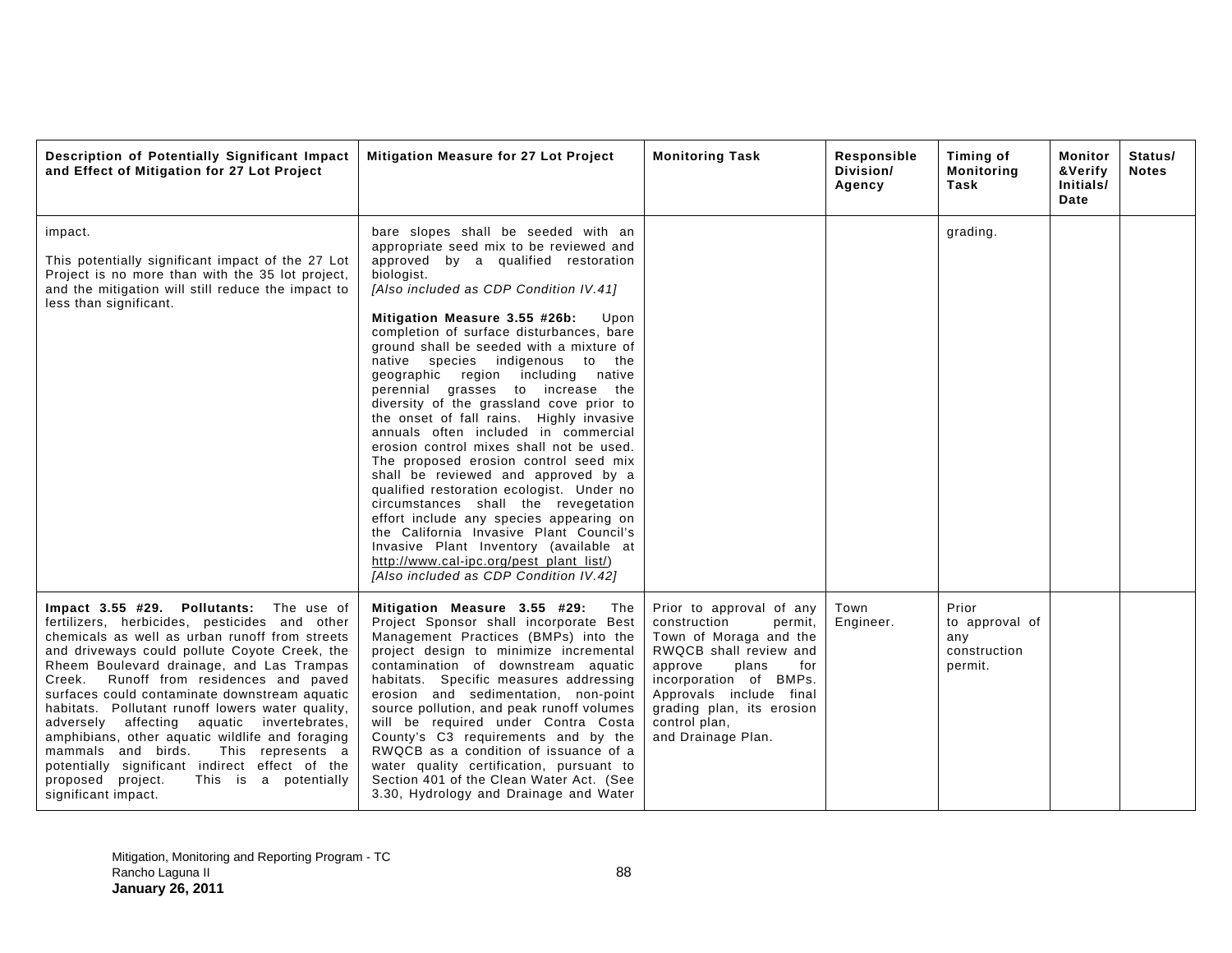| Description of Potentially Significant Impact and Effect of Mitigation for 27 Lot Project | Mitigation Measure for 27 Lot Project | Monitoring Task | Responsible Division/ Agency | Timing of Monitoring Task | Monitor &Verify Initials/ Date | Status/ Notes |
|---|---|---|---|---|---|---|
| impact.<br><br>This potentially significant impact of the 27 Lot Project is no more than with the 35 lot project, and the mitigation will still reduce the impact to less than significant. | bare slopes shall be seeded with an appropriate seed mix to be reviewed and approved by a qualified restoration biologist.<br>*[Also included as CDP Condition IV.41]*<br><br>**Mitigation Measure 3.55 #26b:** Upon completion of surface disturbances, bare ground shall be seeded with a mixture of native species indigenous to the geographic region including native perennial grasses to increase the diversity of the grassland cove prior to the onset of fall rains. Highly invasive annuals often included in commercial erosion control mixes shall not be used. The proposed erosion control seed mix shall be reviewed and approved by a qualified restoration ecologist. Under no circumstances shall the revegetation effort include any species appearing on the California Invasive Plant Council's Invasive Plant Inventory (available at http://www.cal-ipc.org/pest_plant_list/)<br>*[Also included as CDP Condition IV.42]* | | | grading. | | |
| **Impact 3.55 #29. Pollutants:** The use of fertilizers, herbicides, pesticides and other chemicals as well as urban runoff from streets and driveways could pollute Coyote Creek, the Rheem Boulevard drainage, and Las Trampas Creek. Runoff from residences and paved surfaces could contaminate downstream aquatic habitats. Pollutant runoff lowers water quality, adversely affecting aquatic invertebrates, amphibians, other aquatic wildlife and foraging mammals and birds. This represents a potentially significant indirect effect of the proposed project. This is a potentially significant impact. | **Mitigation Measure 3.55 #29:** The Project Sponsor shall incorporate Best Management Practices (BMPs) into the project design to minimize incremental contamination of downstream aquatic habitats. Specific measures addressing erosion and sedimentation, non-point source pollution, and peak runoff volumes will be required under Contra Costa County's C3 requirements and by the RWQCB as a condition of issuance of a water quality certification, pursuant to Section 401 of the Clean Water Act. (See 3.30, Hydrology and Drainage and Water | Prior to approval of any construction permit, Town of Moraga and the RWQCB shall review and approve plans for incorporation of BMPs. Approvals include final grading plan, its erosion control plan, and Drainage Plan. | Town Engineer. | Prior to approval of any construction permit. | | |

Mitigation, Monitoring and Reporting Program - TC
Rancho Laguna II
**January 26, 2011**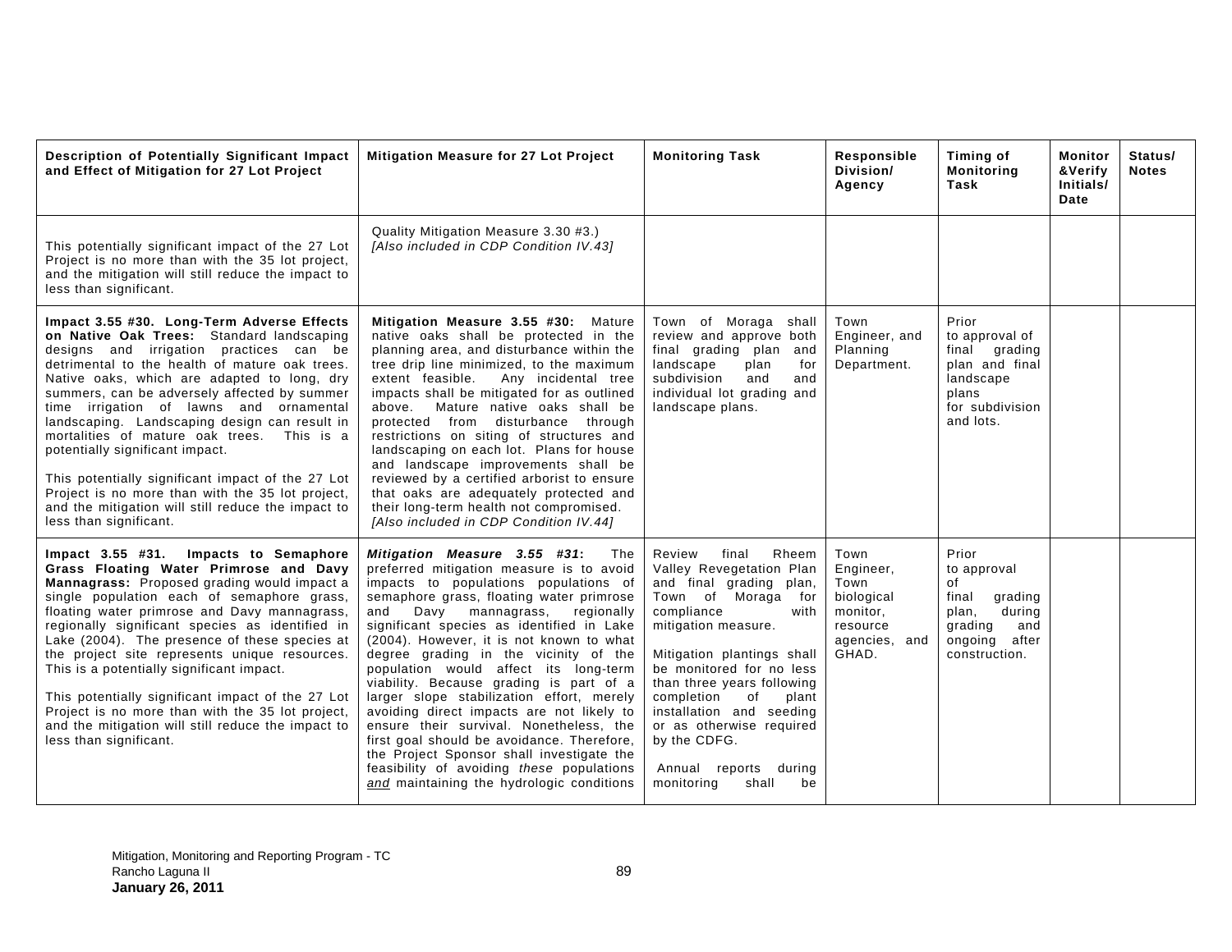| Description of Potentially Significant Impact and Effect of Mitigation for 27 Lot Project | Mitigation Measure for 27 Lot Project | Monitoring Task | Responsible Division/ Agency | Timing of Monitoring Task | Monitor &Verify Initials/ Date | Status/ Notes |
|---|---|---|---|---|---|---|
| This potentially significant impact of the 27 Lot Project is no more than with the 35 lot project, and the mitigation will still reduce the impact to less than significant. | Quality Mitigation Measure 3.30 #3.) *[Also included in CDP Condition IV.43]* | | | | | |
| **Impact 3.55 #30. Long-Term Adverse Effects on Native Oak Trees:** Standard landscaping designs and irrigation practices can be detrimental to the health of mature oak trees. Native oaks, which are adapted to long, dry summers, can be adversely affected by summer time irrigation of lawns and ornamental landscaping. Landscaping design can result in mortalities of mature oak trees. This is a potentially significant impact.<br><br>This potentially significant impact of the 27 Lot Project is no more than with the 35 lot project, and the mitigation will still reduce the impact to less than significant. | **Mitigation Measure 3.55 #30:** Mature native oaks shall be protected in the planning area, and disturbance within the tree drip line minimized, to the maximum extent feasible. Any incidental tree impacts shall be mitigated for as outlined above. Mature native oaks shall be protected from disturbance through restrictions on siting of structures and landscaping on each lot. Plans for house and landscape improvements shall be reviewed by a certified arborist to ensure that oaks are adequately protected and their long-term health not compromised. *[Also included in CDP Condition IV.44]* | Town of Moraga shall review and approve both final grading plan and landscape plan for subdivision and and individual lot grading and landscape plans. | Town Engineer, and Planning Department. | Prior to approval of final grading plan and final landscape plans for subdivision and lots. | | |
| **Impact 3.55 #31. Impacts to Semaphore Grass Floating Water Primrose and Davy Mannagrass:** Proposed grading would impact a single population each of semaphore grass, floating water primrose and Davy mannagrass, regionally significant species as identified in Lake (2004). The presence of these species at the project site represents unique resources. This is a potentially significant impact.<br><br>This potentially significant impact of the 27 Lot Project is no more than with the 35 lot project, and the mitigation will still reduce the impact to less than significant. | ***Mitigation Measure 3.55 #31*:** The preferred mitigation measure is to avoid impacts to populations populations of semaphore grass, floating water primrose and Davy mannagrass, regionally significant species as identified in Lake (2004). However, it is not known to what degree grading in the vicinity of the population would affect its long-term viability. Because grading is part of a larger slope stabilization effort, merely avoiding direct impacts are not likely to ensure their survival. Nonetheless, the first goal should be avoidance. Therefore, the Project Sponsor shall investigate the feasibility of avoiding *these* populations ***and*** maintaining the hydrologic conditions | Review final Rheem Valley Revegetation Plan and final grading plan, Town of Moraga for compliance with mitigation measure.<br><br>Mitigation plantings shall be monitored for no less than three years following completion of plant installation and seeding or as otherwise required by the CDFG.<br><br>Annual reports during monitoring shall be | Town Engineer, Town biological monitor, resource agencies, and GHAD. | Prior to approval of final grading plan, during grading and ongoing after construction. | | |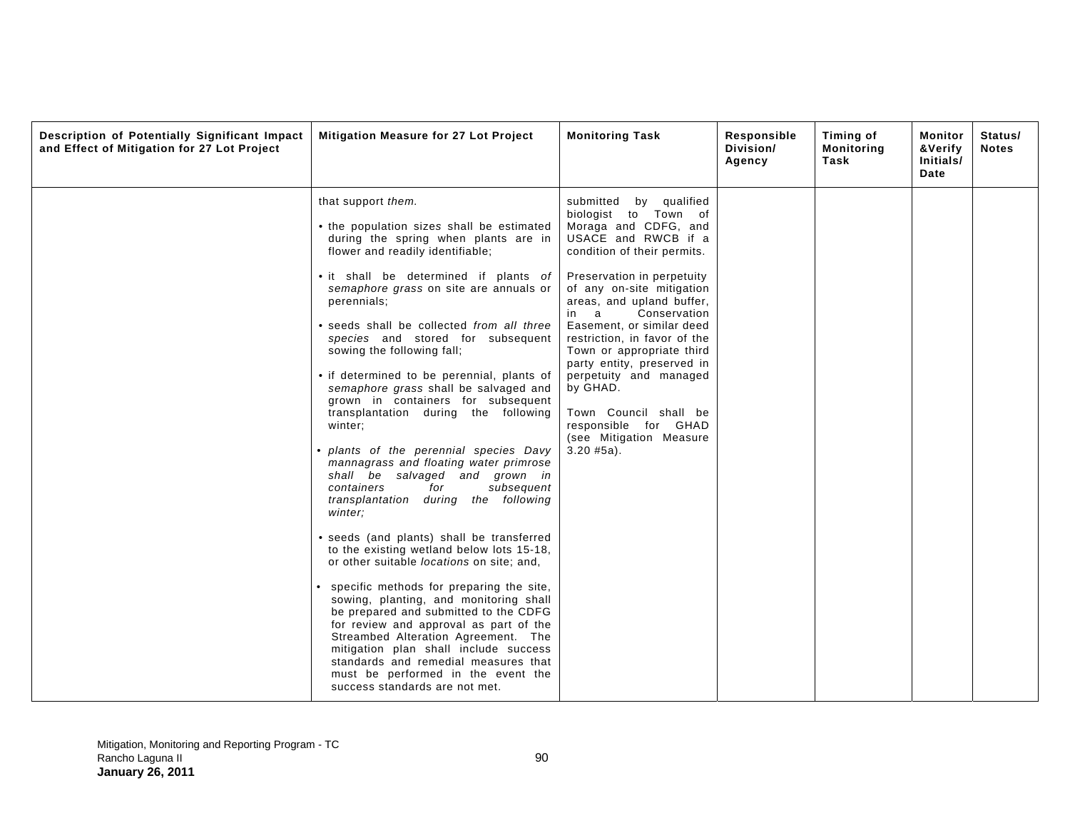| Description of Potentially Significant Impact and Effect of Mitigation for 27 Lot Project | Mitigation Measure for 27 Lot Project | Monitoring Task | Responsible Division/ Agency | Timing of Monitoring Task | Monitor &Verify Initials/ Date | Status/ Notes |
|---|---|---|---|---|---|---|
| | that support *them.*<br><br>• the population sizes shall be estimated during the spring when plants are in flower and readily identifiable;<br><br>• it shall be determined if plants *of semaphore grass* on site are annuals or perennials;<br><br>• seeds shall be collected *from all three species* and stored for subsequent sowing the following fall;<br><br>• if determined to be perennial, plants of *semaphore grass* shall be salvaged and grown in containers for subsequent transplantation during the following winter;<br><br>• *plants of the perennial species Davy mannagrass and floating water primrose shall be salvaged and grown in containers for subsequent transplantation during the following winter;*<br><br>• seeds (and plants) shall be transferred to the existing wetland below lots 15-18, or other suitable *locations* on site; and,<br><br>• specific methods for preparing the site, sowing, planting, and monitoring shall be prepared and submitted to the CDFG for review and approval as part of the Streambed Alteration Agreement. The mitigation plan shall include success standards and remedial measures that must be performed in the event the success standards are not met. | submitted by qualified biologist to Town of Moraga and CDFG, and USACE and RWCB if a condition of their permits.<br><br>Preservation in perpetuity of any on-site mitigation areas, and upland buffer, in a Conservation Easement, or similar deed restriction, in favor of the Town or appropriate third party entity, preserved in perpetuity and managed by GHAD.<br><br>Town Council shall be responsible for GHAD (see Mitigation Measure 3.20 #5a). | | | | |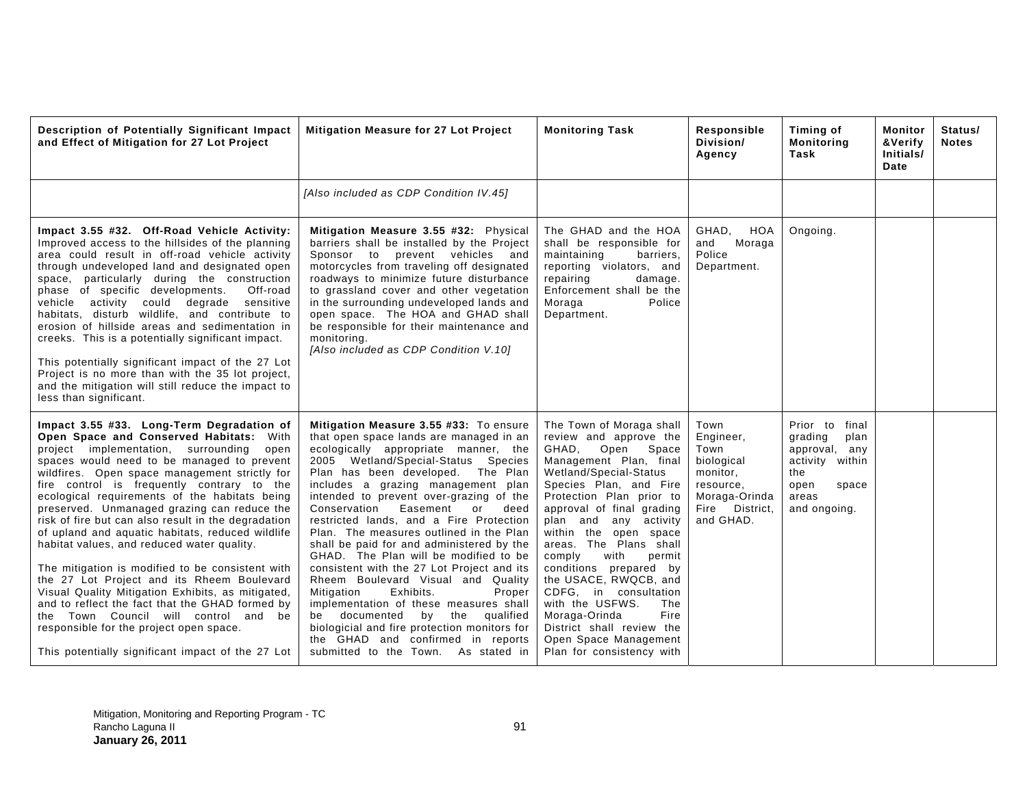| Description of Potentially Significant Impact and Effect of Mitigation for 27 Lot Project | Mitigation Measure for 27 Lot Project | Monitoring Task | Responsible Division/ Agency | Timing of Monitoring Task | Monitor &Verify Initials/ Date | Status/ Notes |
|---|---|---|---|---|---|---|
| | *[Also included as CDP Condition IV.45]* | | | | | |
| **Impact 3.55 #32. Off-Road Vehicle Activity:** Improved access to the hillsides of the planning area could result in off-road vehicle activity through undeveloped land and designated open space, particularly during the construction phase of specific developments. Off-road vehicle activity could degrade sensitive habitats, disturb wildlife, and contribute to erosion of hillside areas and sedimentation in creeks. This is a potentially significant impact.<br><br>This potentially significant impact of the 27 Lot Project is no more than with the 35 lot project, and the mitigation will still reduce the impact to less than significant. | **Mitigation Measure 3.55 #32:** Physical barriers shall be installed by the Project Sponsor to prevent vehicles and motorcycles from traveling off designated roadways to minimize future disturbance to grassland cover and other vegetation in the surrounding undeveloped lands and open space. The HOA and GHAD shall be responsible for their maintenance and monitoring.<br>*[Also included as CDP Condition V.10]* | The GHAD and the HOA shall be responsible for maintaining barriers, reporting violators, and repairing damage. Enforcement shall be the Moraga Police Department. | GHAD, HOA and Moraga Police Department. | Ongoing. | | |
| **Impact 3.55 #33. Long-Term Degradation of Open Space and Conserved Habitats:** With project implementation, surrounding open spaces would need to be managed to prevent wildfires. Open space management strictly for fire control is frequently contrary to the ecological requirements of the habitats being preserved. Unmanaged grazing can reduce the risk of fire but can also result in the degradation of upland and aquatic habitats, reduced wildlife habitat values, and reduced water quality.<br><br>The mitigation is modified to be consistent with the 27 Lot Project and its Rheem Boulevard Visual Quality Mitigation Exhibits, as mitigated, and to reflect the fact that the GHAD formed by the Town Council will control and be responsible for the project open space.<br><br>This potentially significant impact of the 27 Lot | **Mitigation Measure 3.55 #33:** To ensure that open space lands are managed in an ecologically appropriate manner, the 2005 Wetland/Special-Status Species Plan has been developed. The Plan includes a grazing management plan intended to prevent over-grazing of the Conservation Easement or deed restricted lands, and a Fire Protection Plan. The measures outlined in the Plan shall be paid for and administered by the GHAD. The Plan will be modified to be consistent with the 27 Lot Project and its Rheem Boulevard Visual and Quality Mitigation Exhibits. Proper implementation of these measures shall be documented by the qualified biological and fire protection monitors for the GHAD and confirmed in reports submitted to the Town. As stated in | The Town of Moraga shall review and approve the GHAD, Open Space Management Plan, final Wetland/Special-Status Species Plan, and Fire Protection Plan prior to approval of final grading plan and any activity within the open space areas. The Plans shall comply with permit conditions prepared by the USACE, RWQCB, and CDFG, in consultation with the USFWS. The Moraga-Orinda Fire District shall review the Open Space Management Plan for consistency with | Town Engineer, Town biological monitor, resource, Moraga-Orinda Fire District, and GHAD. | Prior to final grading plan approval, any activity within the open space areas and ongoing. | | |

Mitigation, Monitoring and Reporting Program - TC
Rancho Laguna II
**January 26, 2011**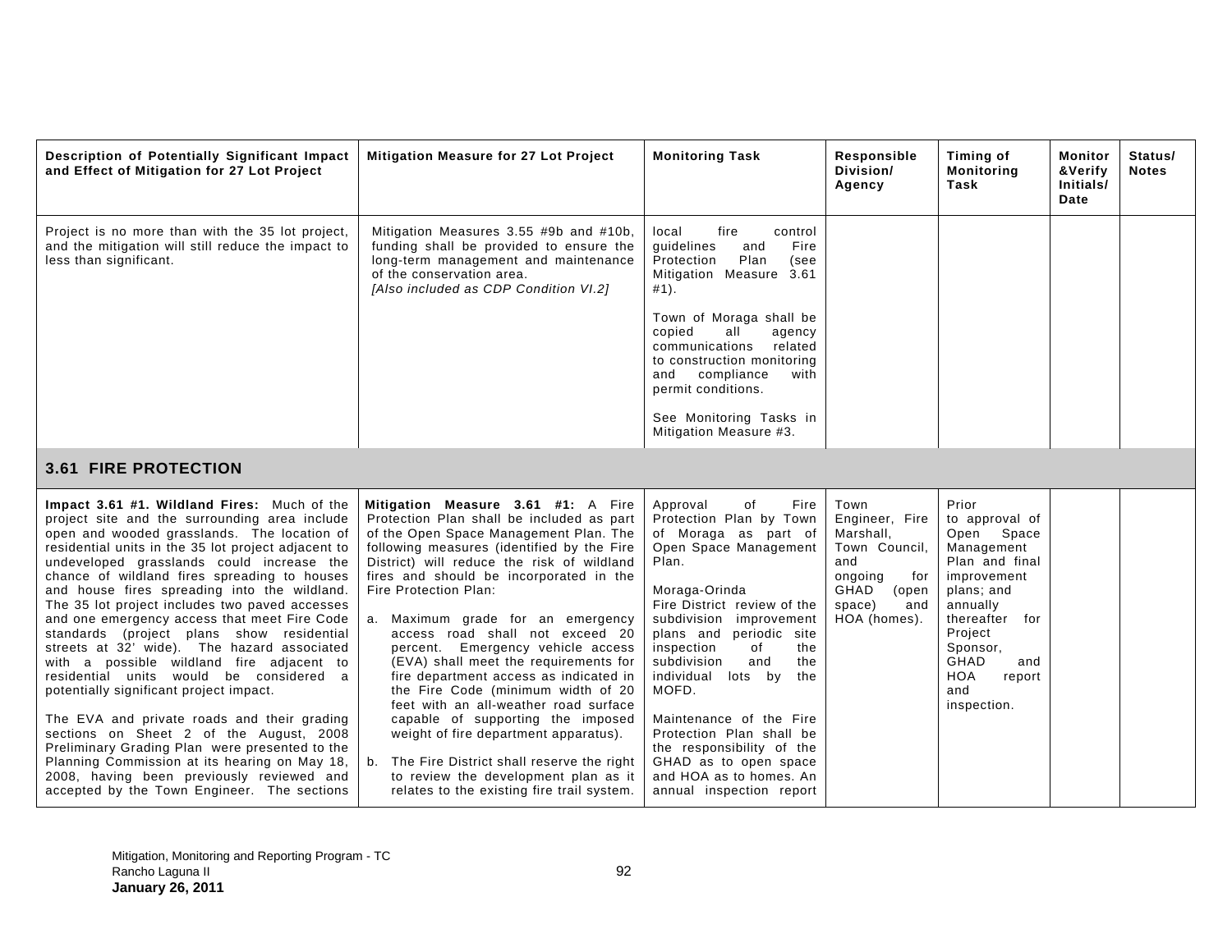| Description of Potentially Significant Impact and Effect of Mitigation for 27 Lot Project | Mitigation Measure for 27 Lot Project | Monitoring Task | Responsible Division/ Agency | Timing of Monitoring Task | Monitor &Verify Initials/ Date | Status/ Notes |
|---|---|---|---|---|---|---|
| Project is no more than with the 35 lot project, and the mitigation will still reduce the impact to less than significant. | Mitigation Measures 3.55 #9b and #10b, funding shall be provided to ensure the long-term management and maintenance of the conservation area. *[Also included as CDP Condition VI.2]* | local fire control guidelines and Fire Protection Plan (see Mitigation Measure 3.61 #1).<br><br>Town of Moraga shall be copied all agency communications related to construction monitoring and compliance with permit conditions.<br><br>See Monitoring Tasks in Mitigation Measure #3. | | | | |
| **3.61 FIRE PROTECTION** | | | | | | |
| **Impact 3.61 #1. Wildland Fires:** Much of the project site and the surrounding area include open and wooded grasslands. The location of residential units in the 35 lot project adjacent to undeveloped grasslands could increase the chance of wildland fires spreading to houses and house fires spreading into the wildland. The 35 lot project includes two paved accesses and one emergency access that meet Fire Code standards (project plans show residential streets at 32' wide). The hazard associated with a possible wildland fire adjacent to residential units would be considered a potentially significant project impact.<br><br>The EVA and private roads and their grading sections on Sheet 2 of the August, 2008 Preliminary Grading Plan were presented to the Planning Commission at its hearing on May 18, 2008, having been previously reviewed and accepted by the Town Engineer. The sections | **Mitigation Measure 3.61 #1:** A Fire Protection Plan shall be included as part of the Open Space Management Plan. The following measures (identified by the Fire District) will reduce the risk of wildland fires and should be incorporated in the Fire Protection Plan:<br><br>a. Maximum grade for an emergency access road shall not exceed 20 percent. Emergency vehicle access (EVA) shall meet the requirements for fire department access as indicated in the Fire Code (minimum width of 20 feet with an all-weather road surface capable of supporting the imposed weight of fire department apparatus).<br><br>b. The Fire District shall reserve the right to review the development plan as it relates to the existing fire trail system. | Approval of Fire Protection Plan by Town of Moraga as part of Open Space Management Plan.<br><br>Moraga-Orinda Fire District review of the subdivision improvement plans and periodic site inspection of the subdivision and the individual lots by the MOFD.<br><br>Maintenance of the Fire Protection Plan shall be the responsibility of the GHAD as to open space and HOA as to homes. An annual inspection report | Town Engineer, Fire Marshall, Town Council, and ongoing for GHAD (open space) and HOA (homes). | Prior to approval of Open Space Management Plan and final improvement plans; and annually thereafter for Project Sponsor, GHAD and HOA report and inspection. | | |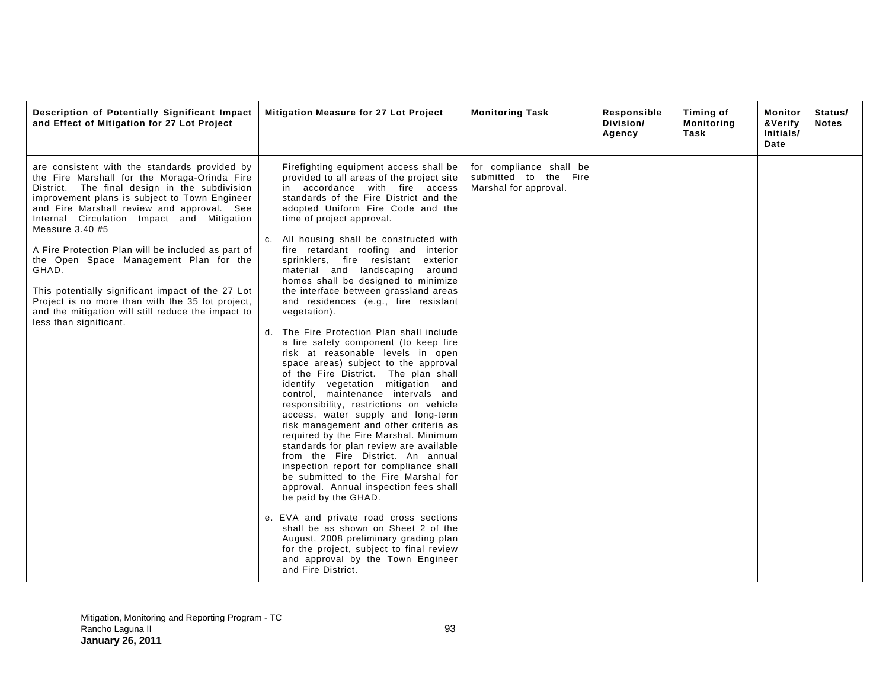| Description of Potentially Significant Impact and Effect of Mitigation for 27 Lot Project | Mitigation Measure for 27 Lot Project | Monitoring Task | Responsible Division/ Agency | Timing of Monitoring Task | Monitor &Verify Initials/ Date | Status/ Notes |
|---|---|---|---|---|---|---|
| are consistent with the standards provided by the Fire Marshall for the Moraga-Orinda Fire District. The final design in the subdivision improvement plans is subject to Town Engineer and Fire Marshall review and approval. See Internal Circulation Impact and Mitigation Measure 3.40 #5<br><br>A Fire Protection Plan will be included as part of the Open Space Management Plan for the GHAD.<br><br>This potentially significant impact of the 27 Lot Project is no more than with the 35 lot project, and the mitigation will still reduce the impact to less than significant. | Firefighting equipment access shall be provided to all areas of the project site in accordance with fire access standards of the Fire District and the adopted Uniform Fire Code and the time of project approval.<br><br>c. All housing shall be constructed with fire retardant roofing and interior sprinklers, fire resistant exterior material and landscaping around homes shall be designed to minimize the interface between grassland areas and residences (e.g., fire resistant vegetation).<br><br>d. The Fire Protection Plan shall include a fire safety component (to keep fire risk at reasonable levels in open space areas) subject to the approval of the Fire District. The plan shall identify vegetation mitigation and control, maintenance intervals and responsibility, restrictions on vehicle access, water supply and long-term risk management and other criteria as required by the Fire Marshal. Minimum standards for plan review are available from the Fire District. An annual inspection report for compliance shall be submitted to the Fire Marshal for approval. Annual inspection fees shall be paid by the GHAD.<br><br>e. EVA and private road cross sections shall be as shown on Sheet 2 of the August, 2008 preliminary grading plan for the project, subject to final review and approval by the Town Engineer and Fire District. | for compliance shall be submitted to the Fire Marshal for approval. | | | | |

Mitigation, Monitoring and Reporting Program - TC
Rancho Laguna II
**January 26, 2011**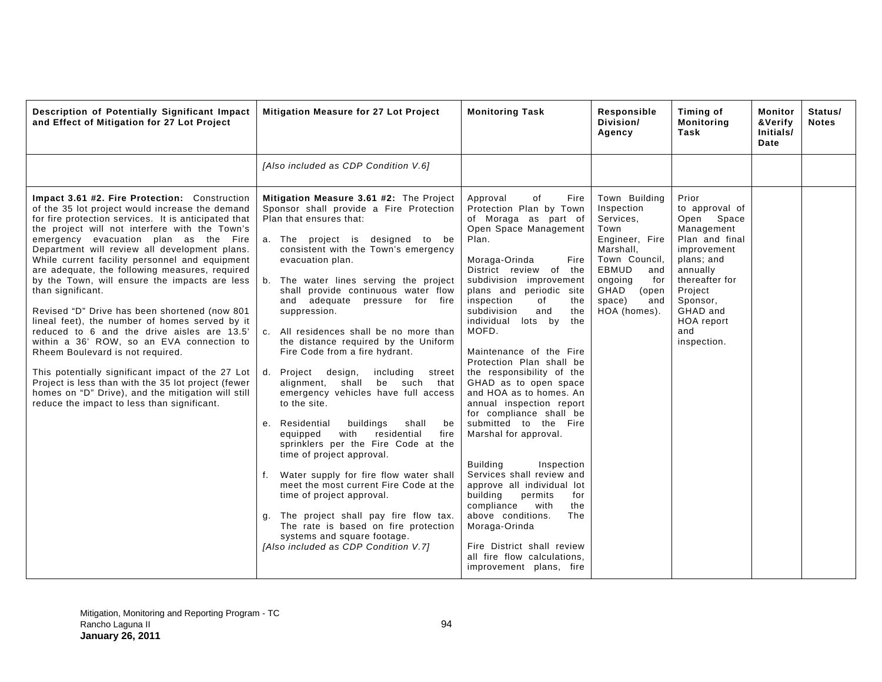| Description of Potentially Significant Impact and Effect of Mitigation for 27 Lot Project | Mitigation Measure for 27 Lot Project | Monitoring Task | Responsible Division/ Agency | Timing of Monitoring Task | Monitor &Verify Initials/ Date | Status/ Notes |
|---|---|---|---|---|---|---|
| | *[Also included as CDP Condition V.6]* | | | | | |
| **Impact 3.61 #2. Fire Protection:** Construction of the 35 lot project would increase the demand for fire protection services. It is anticipated that the project will not interfere with the Town's emergency evacuation plan as the Fire Department will review all development plans. While current facility personnel and equipment are adequate, the following measures, required by the Town, will ensure the impacts are less than significant.<br><br>Revised "D" Drive has been shortened (now 801 lineal feet), the number of homes served by it reduced to 6 and the drive aisles are 13.5' within a 36' ROW, so an EVA connection to Rheem Boulevard is not required.<br><br>This potentially significant impact of the 27 Lot Project is less than with the 35 lot project (fewer homes on "D" Drive), and the mitigation will still reduce the impact to less than significant. | **Mitigation Measure 3.61 #2:** The Project Sponsor shall provide a Fire Protection Plan that ensures that:<br><br>a. The project is designed to be consistent with the Town's emergency evacuation plan.<br><br>b. The water lines serving the project shall provide continuous water flow and adequate pressure for fire suppression.<br><br>c. All residences shall be no more than the distance required by the Uniform Fire Code from a fire hydrant.<br><br>d. Project design, including street alignment, shall be such that emergency vehicles have full access to the site.<br><br>e. Residential buildings shall be equipped with residential fire sprinklers per the Fire Code at the time of project approval.<br><br>f. Water supply for fire flow water shall meet the most current Fire Code at the time of project approval.<br><br>g. The project shall pay fire flow tax. The rate is based on fire protection systems and square footage.<br>*[Also included as CDP Condition V.7]* | Approval of Fire Protection Plan by Town of Moraga as part of Open Space Management Plan.<br><br>Moraga-Orinda Fire District review of the subdivision improvement plans and periodic site inspection of the subdivision and the individual lots by the MOFD.<br><br>Maintenance of the Fire Protection Plan shall be the responsibility of the GHAD as to open space and HOA as to homes. An annual inspection report for compliance shall be submitted to the Fire Marshal for approval.<br><br>Building Inspection Services shall review and approve all individual lot building permits for compliance with the above conditions. The Moraga-Orinda<br><br>Fire District shall review all fire flow calculations, improvement plans, fire | Town Building Inspection Services, Town Engineer, Fire Marshall, Town Council, EBMUD and ongoing for GHAD (open space) and HOA (homes). | Prior to approval of Open Space Management Plan and final improvement plans; and annually thereafter for Project Sponsor, GHAD and HOA report and inspection. | | |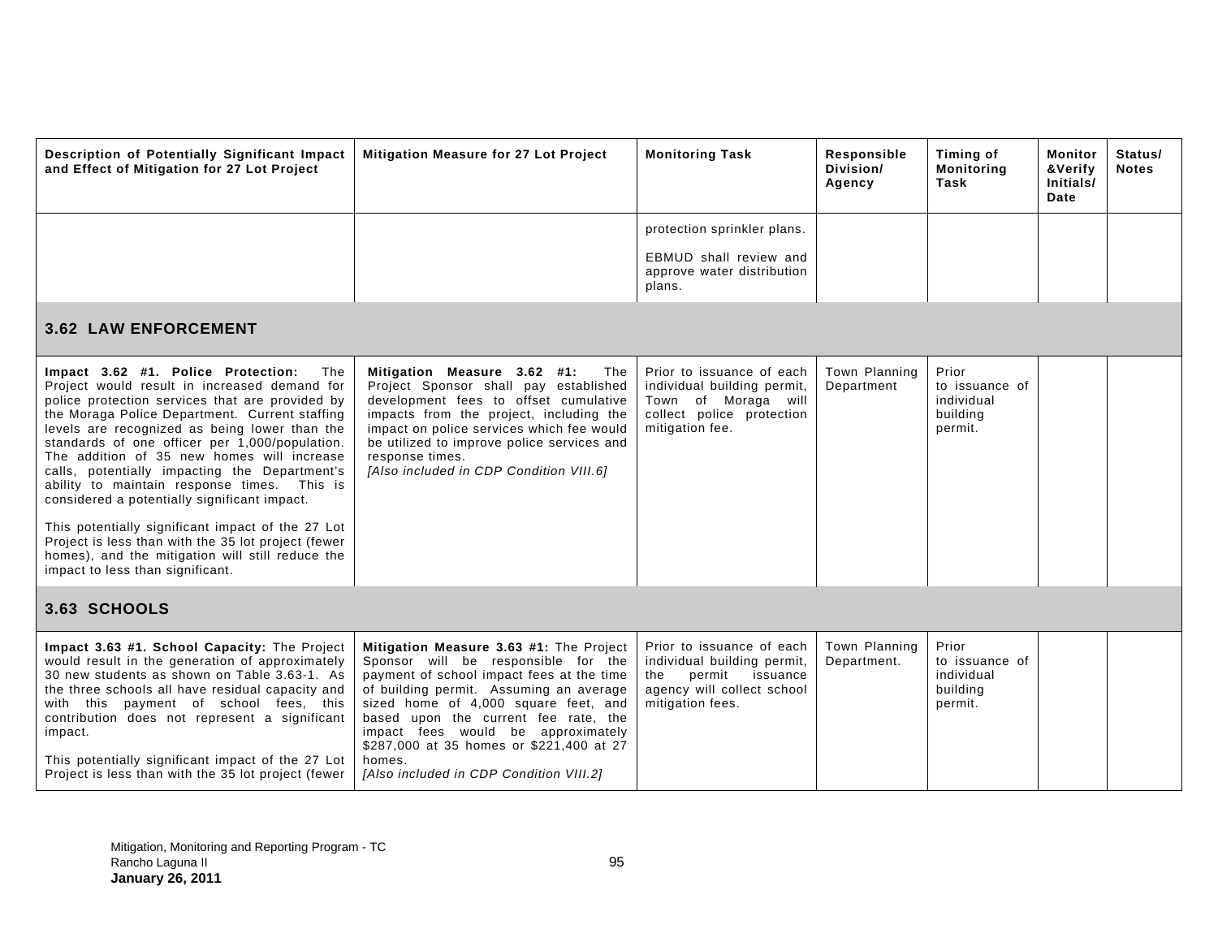| Description of Potentially Significant Impact and Effect of Mitigation for 27 Lot Project | Mitigation Measure for 27 Lot Project | Monitoring Task | Responsible Division/ Agency | Timing of Monitoring Task | Monitor &Verify Initials/ Date | Status/ Notes |
|---|---|---|---|---|---|---|
| | | protection sprinkler plans.<br><br>EBMUD shall review and approve water distribution plans. | | | | |
| **3.62 LAW ENFORCEMENT** | | | | | | |
| **Impact 3.62 #1. Police Protection:** The Project would result in increased demand for police protection services that are provided by the Moraga Police Department. Current staffing levels are recognized as being lower than the standards of one officer per 1,000/population. The addition of 35 new homes will increase calls, potentially impacting the Department's ability to maintain response times. This is considered a potentially significant impact.<br><br>This potentially significant impact of the 27 Lot Project is less than with the 35 lot project (fewer homes), and the mitigation will still reduce the impact to less than significant. | **Mitigation Measure 3.62 #1:** The Project Sponsor shall pay established development fees to offset cumulative impacts from the project, including the impact on police services which fee would be utilized to improve police services and response times.<br>*[Also included in CDP Condition VIII.6]* | Prior to issuance of each individual building permit, Town of Moraga will collect police protection mitigation fee. | Town Planning Department | Prior to issuance of individual building permit. | | |
| **3.63 SCHOOLS** | | | | | | |
| **Impact 3.63 #1. School Capacity:** The Project would result in the generation of approximately 30 new students as shown on Table 3.63-1. As the three schools all have residual capacity and with this payment of school fees, this contribution does not represent a significant impact.<br><br>This potentially significant impact of the 27 Lot Project is less than with the 35 lot project (fewer | **Mitigation Measure 3.63 #1:** The Project Sponsor will be responsible for the payment of school impact fees at the time of building permit. Assuming an average sized home of 4,000 square feet, and based upon the current fee rate, the impact fees would be approximately \$287,000 at 35 homes or \$221,400 at 27 homes.<br>*[Also included in CDP Condition VIII.2]* | Prior to issuance of each individual building permit, the permit issuance agency will collect school mitigation fees. | Town Planning Department. | Prior to issuance of individual building permit. | | |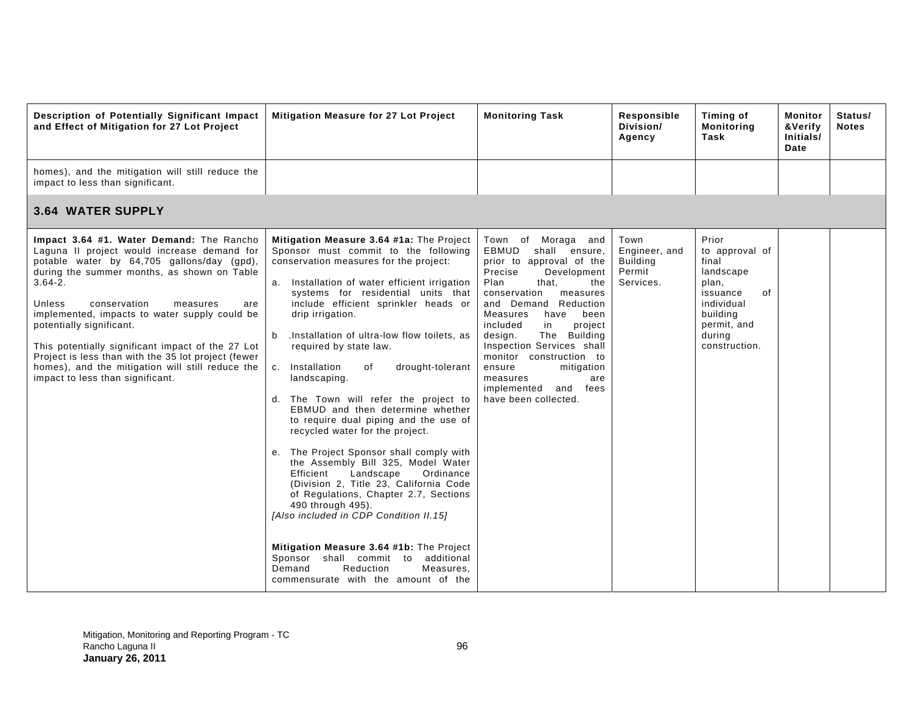| Description of Potentially Significant Impact and Effect of Mitigation for 27 Lot Project | Mitigation Measure for 27 Lot Project | Monitoring Task | Responsible Division/ Agency | Timing of Monitoring Task | Monitor &Verify Initials/ Date | Status/ Notes |
|---|---|---|---|---|---|---|
| homes), and the mitigation will still reduce the impact to less than significant. | | | | | | |
| **3.64 WATER SUPPLY** | | | | | | |
| **Impact 3.64 #1. Water Demand:** The Rancho Laguna II project would increase demand for potable water by 64,705 gallons/day (gpd), during the summer months, as shown on Table 3.64-2.<br><br>Unless conservation measures are implemented, impacts to water supply could be potentially significant.<br><br>This potentially significant impact of the 27 Lot Project is less than with the 35 lot project (fewer homes), and the mitigation will still reduce the impact to less than significant. | **Mitigation Measure 3.64 #1a:** The Project Sponsor must commit to the following conservation measures for the project:<br><br>a. Installation of water efficient irrigation systems for residential units that include efficient sprinkler heads or drip irrigation.<br><br>b .Installation of ultra-low flow toilets, as required by state law.<br><br>c. Installation of drought-tolerant landscaping.<br><br>d. The Town will refer the project to EBMUD and then determine whether to require dual piping and the use of recycled water for the project.<br><br>e. The Project Sponsor shall comply with the Assembly Bill 325, Model Water Efficient Landscape Ordinance (Division 2, Title 23, California Code of Regulations, Chapter 2.7, Sections 490 through 495).<br>*[Also included in CDP Condition II.15]*<br><br>**Mitigation Measure 3.64 #1b:** The Project Sponsor shall commit to additional Demand Reduction Measures, commensurate with the amount of the | Town of Moraga and EBMUD shall ensure, prior to approval of the Precise Development Plan that, the conservation measures and Demand Reduction Measures have been included in project design. The Building Inspection Services shall monitor construction to ensure mitigation measures are implemented and fees have been collected. | Town Engineer, and Building Permit Services. | Prior to approval of final landscape plan, issuance of individual building permit, and during construction. | | |

Mitigation, Monitoring and Reporting Program - TC
Rancho Laguna II
**January 26, 2011**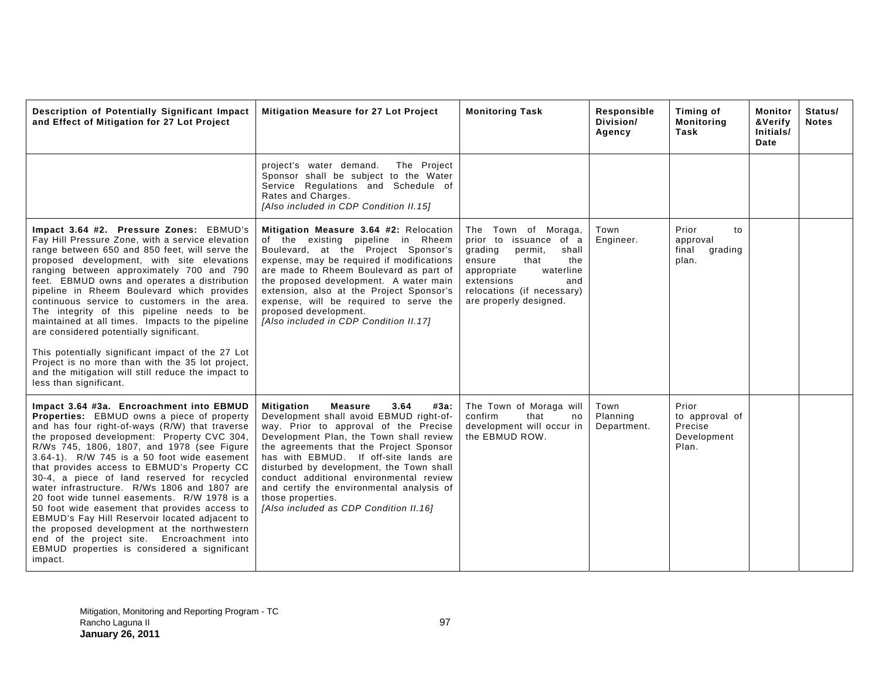| Description of Potentially Significant Impact and Effect of Mitigation for 27 Lot Project | Mitigation Measure for 27 Lot Project | Monitoring Task | Responsible Division/ Agency | Timing of Monitoring Task | Monitor &Verify Initials/ Date | Status/ Notes |
|---|---|---|---|---|---|---|
| | project's water demand. The Project Sponsor shall be subject to the Water Service Regulations and Schedule of Rates and Charges. *[Also included in CDP Condition II.15]* | | | | | |
| **Impact 3.64 #2. Pressure Zones:** EBMUD's Fay Hill Pressure Zone, with a service elevation range between 650 and 850 feet, will serve the proposed development, with site elevations ranging between approximately 700 and 790 feet. EBMUD owns and operates a distribution pipeline in Rheem Boulevard which provides continuous service to customers in the area. The integrity of this pipeline needs to be maintained at all times. Impacts to the pipeline are considered potentially significant.<br><br>This potentially significant impact of the 27 Lot Project is no more than with the 35 lot project, and the mitigation will still reduce the impact to less than significant. | **Mitigation Measure 3.64 #2:** Relocation of the existing pipeline in Rheem Boulevard, at the Project Sponsor's expense, may be required if modifications are made to Rheem Boulevard as part of the proposed development. A water main extension, also at the Project Sponsor's expense, will be required to serve the proposed development. *[Also included in CDP Condition II.17]* | The Town of Moraga, prior to issuance of a grading permit, shall ensure that the appropriate waterline extensions and relocations (if necessary) are properly designed. | Town Engineer. | Prior to approval final grading plan. | | |
| **Impact 3.64 #3a. Encroachment into EBMUD Properties:** EBMUD owns a piece of property and has four right-of-ways (R/W) that traverse the proposed development: Property CVC 304, R/Ws 745, 1806, 1807, and 1978 (see Figure 3.64-1). R/W 745 is a 50 foot wide easement that provides access to EBMUD's Property CC 30-4, a piece of land reserved for recycled water infrastructure. R/Ws 1806 and 1807 are 20 foot wide tunnel easements. R/W 1978 is a 50 foot wide easement that provides access to EBMUD's Fay Hill Reservoir located adjacent to the proposed development at the northwestern end of the project site. Encroachment into EBMUD properties is considered a significant impact. | **Mitigation Measure 3.64 #3a:** Development shall avoid EBMUD right-of-way. Prior to approval of the Precise Development Plan, the Town shall review the agreements that the Project Sponsor has with EBMUD. If off-site lands are disturbed by development, the Town shall conduct additional environmental review and certify the environmental analysis of those properties. *[Also included as CDP Condition II.16]* | The Town of Moraga will confirm that no development will occur in the EBMUD ROW. | Town Planning Department. | Prior to approval of Precise Development Plan. | | |

Mitigation, Monitoring and Reporting Program - TC
Rancho Laguna II
**January 26, 2011**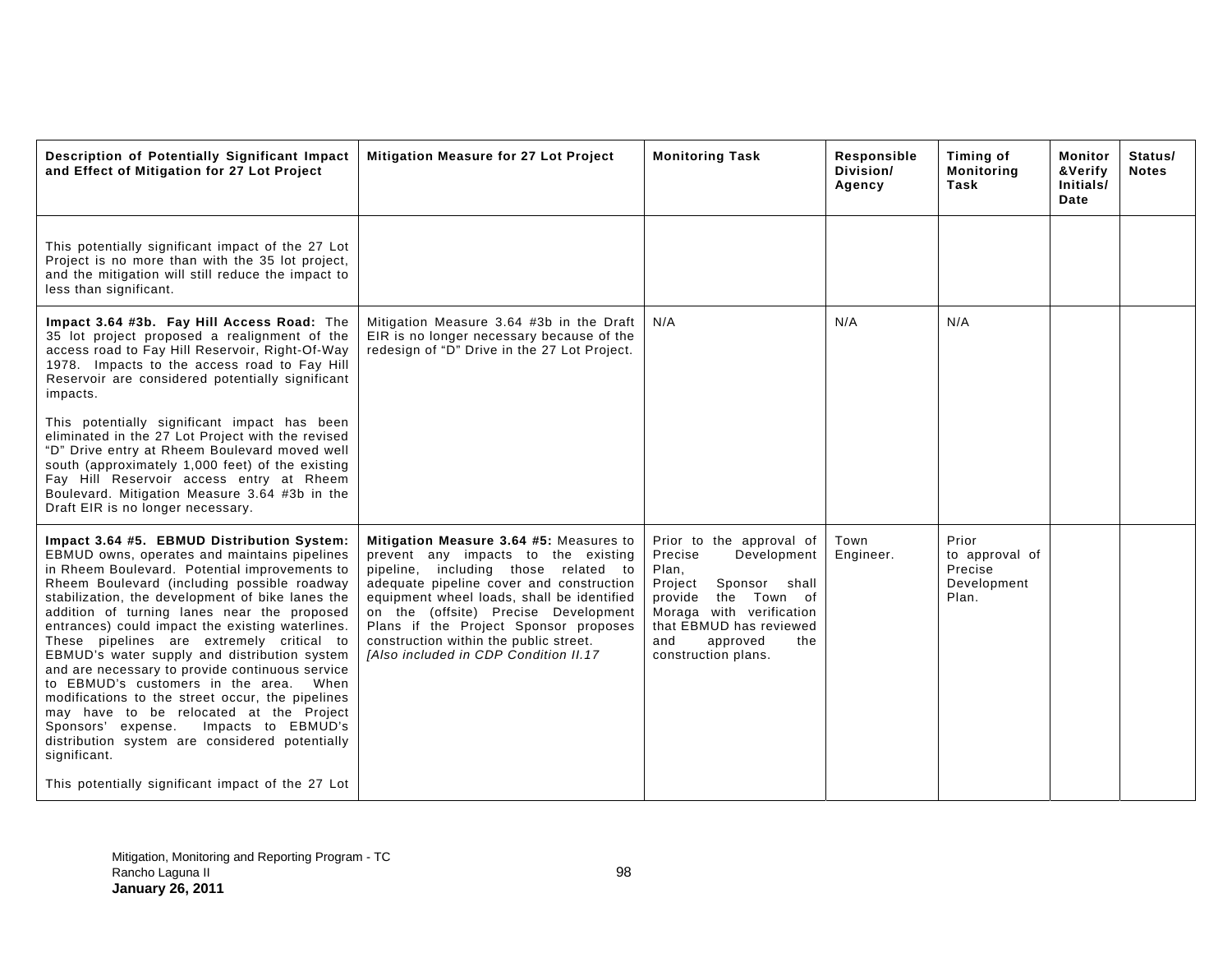| Description of Potentially Significant Impact and Effect of Mitigation for 27 Lot Project | Mitigation Measure for 27 Lot Project | Monitoring Task | Responsible Division/ Agency | Timing of Monitoring Task | Monitor &Verify Initials/ Date | Status/ Notes |
|---|---|---|---|---|---|---|
| This potentially significant impact of the 27 Lot Project is no more than with the 35 lot project, and the mitigation will still reduce the impact to less than significant. | | | | | | |
| **Impact 3.64 #3b. Fay Hill Access Road:** The 35 lot project proposed a realignment of the access road to Fay Hill Reservoir, Right-Of-Way 1978. Impacts to the access road to Fay Hill Reservoir are considered potentially significant impacts.<br><br>This potentially significant impact has been eliminated in the 27 Lot Project with the revised "D" Drive entry at Rheem Boulevard moved well south (approximately 1,000 feet) of the existing Fay Hill Reservoir access entry at Rheem Boulevard. Mitigation Measure 3.64 #3b in the Draft EIR is no longer necessary. | Mitigation Measure 3.64 #3b in the Draft EIR is no longer necessary because of the redesign of "D" Drive in the 27 Lot Project. | N/A | N/A | N/A | | |
| **Impact 3.64 #5. EBMUD Distribution System:** EBMUD owns, operates and maintains pipelines in Rheem Boulevard. Potential improvements to Rheem Boulevard (including possible roadway stabilization, the development of bike lanes the addition of turning lanes near the proposed entrances) could impact the existing waterlines. These pipelines are extremely critical to EBMUD's water supply and distribution system and are necessary to provide continuous service to EBMUD's customers in the area. When modifications to the street occur, the pipelines may have to be relocated at the Project Sponsors' expense. Impacts to EBMUD's distribution system are considered potentially significant.<br><br>This potentially significant impact of the 27 Lot | **Mitigation Measure 3.64 #5:** Measures to prevent any impacts to the existing pipeline, including those related to adequate pipeline cover and construction equipment wheel loads, shall be identified on the (offsite) Precise Development Plans if the Project Sponsor proposes construction within the public street. *[Also included in CDP Condition II.17* | Prior to the approval of Precise Development Plan, Project Sponsor shall provide the Town of Moraga with verification that EBMUD has reviewed and approved the construction plans. | Town Engineer. | Prior to approval of Precise Development Plan. | | |

Mitigation, Monitoring and Reporting Program - TC
Rancho Laguna II
**January 26, 2011**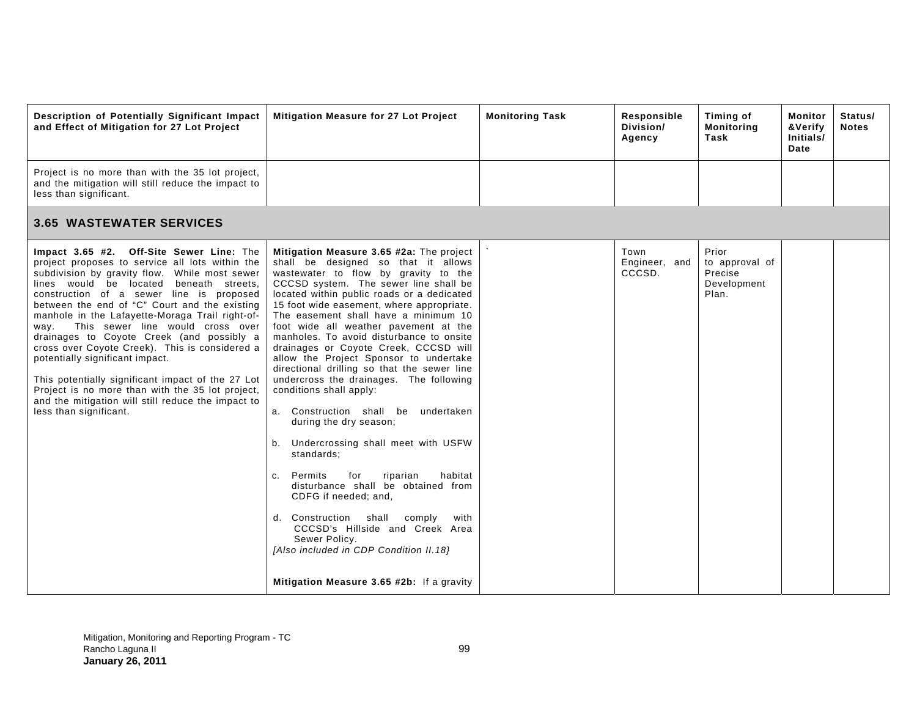| Description of Potentially Significant Impact and Effect of Mitigation for 27 Lot Project | Mitigation Measure for 27 Lot Project | Monitoring Task | Responsible Division/ Agency | Timing of Monitoring Task | Monitor &Verify Initials/ Date | Status/ Notes |
|---|---|---|---|---|---|---|
| Project is no more than with the 35 lot project, and the mitigation will still reduce the impact to less than significant. | | | | | | |
| **3.65 WASTEWATER SERVICES** | | | | | | |
| **Impact 3.65 #2. Off-Site Sewer Line:** The project proposes to service all lots within the subdivision by gravity flow. While most sewer lines would be located beneath streets, construction of a sewer line is proposed between the end of "C" Court and the existing manhole in the Lafayette-Moraga Trail right-of-way. This sewer line would cross over drainages to Coyote Creek (and possibly a cross over Coyote Creek). This is considered a potentially significant impact.<br><br>This potentially significant impact of the 27 Lot Project is no more than with the 35 lot project, and the mitigation will still reduce the impact to less than significant. | **Mitigation Measure 3.65 #2a:** The project shall be designed so that it allows wastewater to flow by gravity to the CCCSD system. The sewer line shall be located within public roads or a dedicated 15 foot wide easement, where appropriate. The easement shall have a minimum 10 foot wide all weather pavement at the manholes. To avoid disturbance to onsite drainages or Coyote Creek, CCCSD will allow the Project Sponsor to undertake directional drilling so that the sewer line undercross the drainages. The following conditions shall apply:<br><br>a. Construction shall be undertaken during the dry season;<br><br>b. Undercrossing shall meet with USFW standards;<br><br>c. Permits for riparian habitat disturbance shall be obtained from CDFG if needed; and,<br><br>d. Construction shall comply with CCCSD's Hillside and Creek Area Sewer Policy.<br>*[Also included in CDP Condition II.18}*<br><br>**Mitigation Measure 3.65 #2b:** If a gravity | ` | Town Engineer, and CCCSD. | Prior to approval of Precise Development Plan. | | |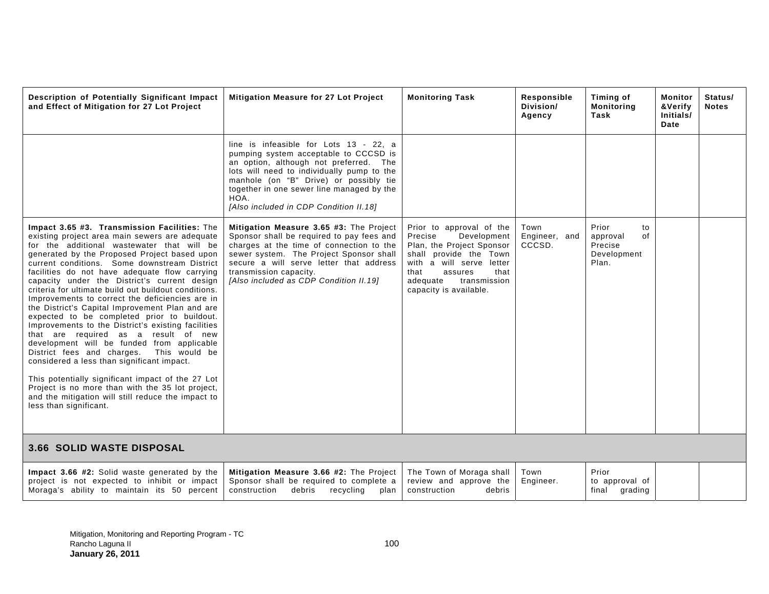| Description of Potentially Significant Impact and Effect of Mitigation for 27 Lot Project | Mitigation Measure for 27 Lot Project | Monitoring Task | Responsible Division/ Agency | Timing of Monitoring Task | Monitor &Verify Initials/ Date | Status/ Notes |
|---|---|---|---|---|---|---|
| | line is infeasible for Lots 13 - 22, a pumping system acceptable to CCCSD is an option, although not preferred. The lots will need to individually pump to the manhole (on "B" Drive) or possibly tie together in one sewer line managed by the HOA. *[Also included in CDP Condition II.18]* | | | | | |
| **Impact 3.65 #3. Transmission Facilities:** The existing project area main sewers are adequate for the additional wastewater that will be generated by the Proposed Project based upon current conditions. Some downstream District facilities do not have adequate flow carrying capacity under the District's current design criteria for ultimate build out buildout conditions. Improvements to correct the deficiencies are in the District's Capital Improvement Plan and are expected to be completed prior to buildout. Improvements to the District's existing facilities that are required as a result of new development will be funded from applicable District fees and charges. This would be considered a less than significant impact.<br><br>This potentially significant impact of the 27 Lot Project is no more than with the 35 lot project, and the mitigation will still reduce the impact to less than significant. | **Mitigation Measure 3.65 #3:** The Project Sponsor shall be required to pay fees and charges at the time of connection to the sewer system. The Project Sponsor shall secure a will serve letter that address transmission capacity. *[Also included as CDP Condition II.19]* | Prior to approval of the Precise Development Plan, the Project Sponsor shall provide the Town with a will serve letter that assures that adequate transmission capacity is available. | Town Engineer, and CCCSD. | Prior to approval of Precise Development Plan. | | |
| **3.66 SOLID WASTE DISPOSAL** | | | | | | |
| **Impact 3.66 #2:** Solid waste generated by the project is not expected to inhibit or impact Moraga's ability to maintain its 50 percent | **Mitigation Measure 3.66 #2:** The Project Sponsor shall be required to complete a construction debris recycling plan | The Town of Moraga shall review and approve the construction debris | Town Engineer. | Prior to approval of final grading | | |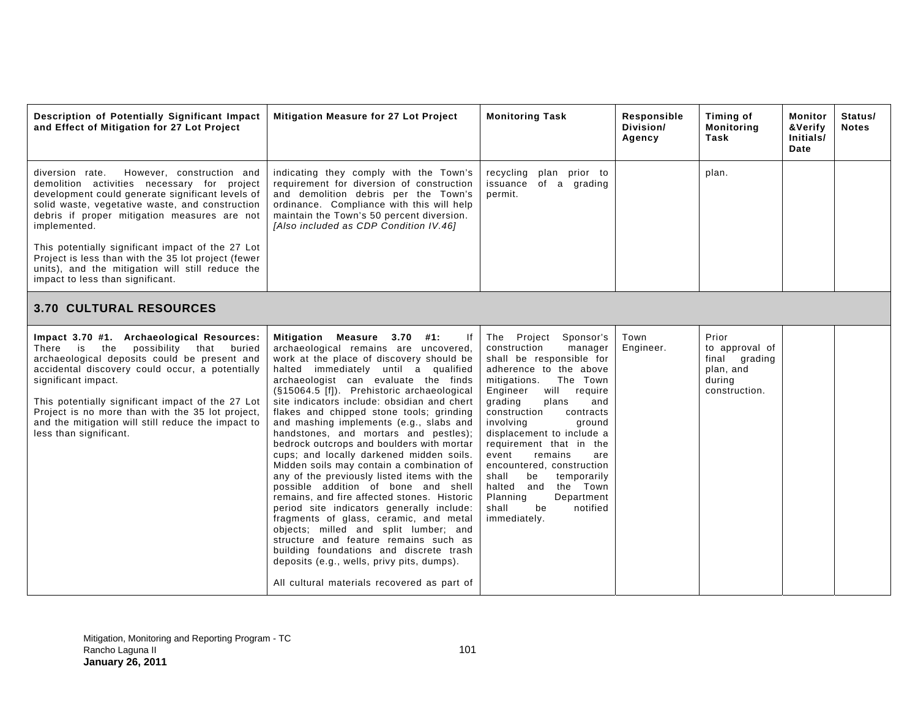| Description of Potentially Significant Impact and Effect of Mitigation for 27 Lot Project | Mitigation Measure for 27 Lot Project | Monitoring Task | Responsible Division/ Agency | Timing of Monitoring Task | Monitor &Verify Initials/ Date | Status/ Notes |
|---|---|---|---|---|---|---|
| diversion rate. However, construction and demolition activities necessary for project development could generate significant levels of solid waste, vegetative waste, and construction debris if proper mitigation measures are not implemented.<br><br>This potentially significant impact of the 27 Lot Project is less than with the 35 lot project (fewer units), and the mitigation will still reduce the impact to less than significant. | indicating they comply with the Town's requirement for diversion of construction and demolition debris per the Town's ordinance. Compliance with this will help maintain the Town's 50 percent diversion. *[Also included as CDP Condition IV.46]* | recycling plan prior to issuance of a grading permit. | | plan. | | |
| **3.70 CULTURAL RESOURCES** | | | | | | |
| **Impact 3.70 #1. Archaeological Resources:** There is the possibility that buried archaeological deposits could be present and accidental discovery could occur, a potentially significant impact.<br><br>This potentially significant impact of the 27 Lot Project is no more than with the 35 lot project, and the mitigation will still reduce the impact to less than significant. | **Mitigation Measure 3.70 #1:** If archaeological remains are uncovered, work at the place of discovery should be halted immediately until a qualified archaeologist can evaluate the finds (§15064.5 [f]). Prehistoric archaeological site indicators include: obsidian and chert flakes and chipped stone tools; grinding and mashing implements (e.g., slabs and handstones, and mortars and pestles); bedrock outcrops and boulders with mortar cups; and locally darkened midden soils. Midden soils may contain a combination of any of the previously listed items with the possible addition of bone and shell remains, and fire affected stones. Historic period site indicators generally include: fragments of glass, ceramic, and metal objects; milled and split lumber; and structure and feature remains such as building foundations and discrete trash deposits (e.g., wells, privy pits, dumps).<br><br>All cultural materials recovered as part of | The Project Sponsor's construction manager shall be responsible for adherence to the above mitigations. The Town Engineer will require grading plans and construction contracts involving ground displacement to include a requirement that in the event remains are encountered, construction shall be temporarily halted and the Town Planning Department shall be notified immediately. | Town Engineer. | Prior to approval of final grading plan, and during construction. | | |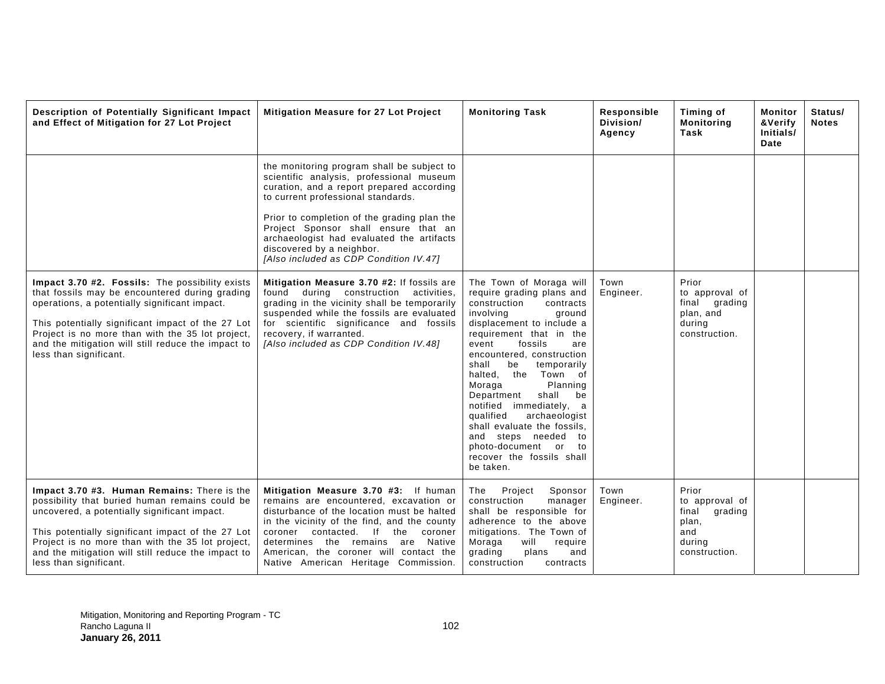| Description of Potentially Significant Impact and Effect of Mitigation for 27 Lot Project | Mitigation Measure for 27 Lot Project | Monitoring Task | Responsible Division/ Agency | Timing of Monitoring Task | Monitor &Verify Initials/ Date | Status/ Notes |
|---|---|---|---|---|---|---|
| | the monitoring program shall be subject to scientific analysis, professional museum curation, and a report prepared according to current professional standards.<br><br>Prior to completion of the grading plan the Project Sponsor shall ensure that an archaeologist had evaluated the artifacts discovered by a neighbor.<br>*[Also included as CDP Condition IV.47]* | | | | | |
| **Impact 3.70 #2. Fossils:** The possibility exists that fossils may be encountered during grading operations, a potentially significant impact.<br><br>This potentially significant impact of the 27 Lot Project is no more than with the 35 lot project, and the mitigation will still reduce the impact to less than significant. | **Mitigation Measure 3.70 #2:** If fossils are found during construction activities, grading in the vicinity shall be temporarily suspended while the fossils are evaluated for scientific significance and fossils recovery, if warranted.<br>*[Also included as CDP Condition IV.48]* | The Town of Moraga will require grading plans and construction contracts involving ground displacement to include a requirement that in the event fossils are encountered, construction shall be temporarily halted, the Town of Moraga Planning Department shall be notified immediately, a qualified archaeologist shall evaluate the fossils, and steps needed to photo-document or to recover the fossils shall be taken. | Town Engineer. | Prior to approval of final grading plan, and during construction. | | |
| **Impact 3.70 #3. Human Remains:** There is the possibility that buried human remains could be uncovered, a potentially significant impact.<br><br>This potentially significant impact of the 27 Lot Project is no more than with the 35 lot project, and the mitigation will still reduce the impact to less than significant. | **Mitigation Measure 3.70 #3:** If human remains are encountered, excavation or disturbance of the location must be halted in the vicinity of the find, and the county coroner contacted. If the coroner determines the remains are Native American, the coroner will contact the Native American Heritage Commission. | The Project Sponsor construction manager shall be responsible for adherence to the above mitigations. The Town of Moraga will require grading plans and construction contracts | Town Engineer. | Prior to approval of final grading plan, and during construction. | | |

Mitigation, Monitoring and Reporting Program - TC
Rancho Laguna II
**January 26, 2011**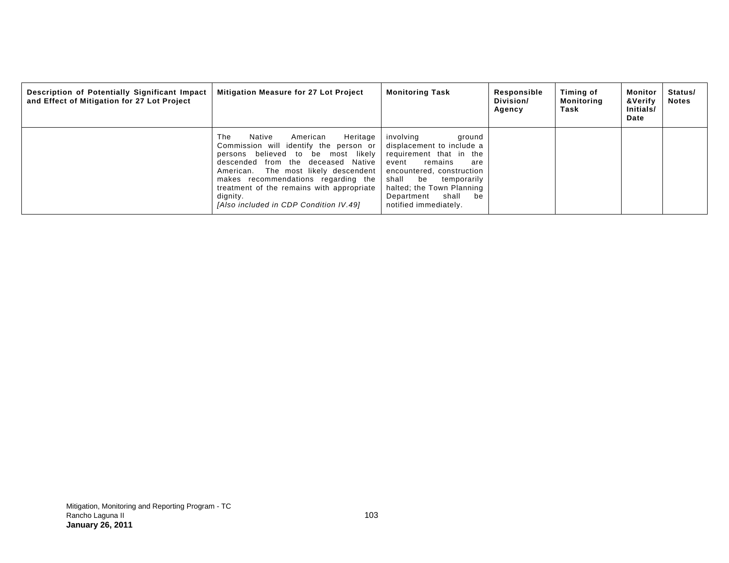| Description of Potentially Significant Impact and Effect of Mitigation for 27 Lot Project | Mitigation Measure for 27 Lot Project | Monitoring Task | Responsible Division/ Agency | Timing of Monitoring Task | Monitor &Verify Initials/ Date | Status/ Notes |
|---|---|---|---|---|---|---|
| | The Native American Heritage Commission will identify the person or persons believed to be most likely descended from the deceased Native American. The most likely descendent makes recommendations regarding the treatment of the remains with appropriate dignity. *[Also included in CDP Condition IV.49]* | involving ground displacement to include a requirement that in the event remains are encountered, construction shall be temporarily halted; the Town Planning Department shall be notified immediately. | | | | |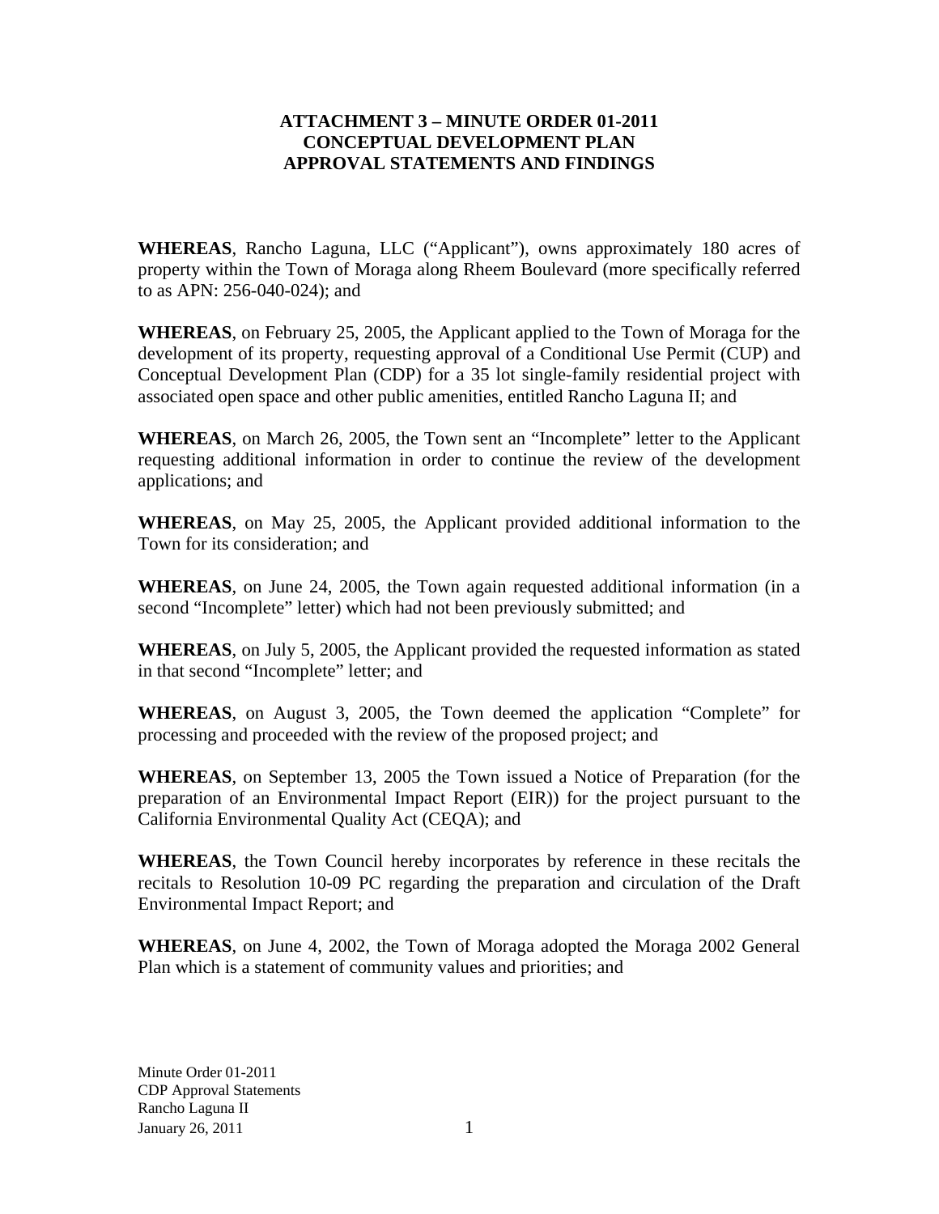**ATTACHMENT 3 – MINUTE ORDER 01-2011**
**CONCEPTUAL DEVELOPMENT PLAN**
**APPROVAL STATEMENTS AND FINDINGS**

**WHEREAS**, Rancho Laguna, LLC ("Applicant"), owns approximately 180 acres of property within the Town of Moraga along Rheem Boulevard (more specifically referred to as APN: 256-040-024); and

**WHEREAS**, on February 25, 2005, the Applicant applied to the Town of Moraga for the development of its property, requesting approval of a Conditional Use Permit (CUP) and Conceptual Development Plan (CDP) for a 35 lot single-family residential project with associated open space and other public amenities, entitled Rancho Laguna II; and

**WHEREAS**, on March 26, 2005, the Town sent an "Incomplete" letter to the Applicant requesting additional information in order to continue the review of the development applications; and

**WHEREAS**, on May 25, 2005, the Applicant provided additional information to the Town for its consideration; and

**WHEREAS**, on June 24, 2005, the Town again requested additional information (in a second "Incomplete" letter) which had not been previously submitted; and

**WHEREAS**, on July 5, 2005, the Applicant provided the requested information as stated in that second "Incomplete" letter; and

**WHEREAS**, on August 3, 2005, the Town deemed the application "Complete" for processing and proceeded with the review of the proposed project; and

**WHEREAS**, on September 13, 2005 the Town issued a Notice of Preparation (for the preparation of an Environmental Impact Report (EIR)) for the project pursuant to the California Environmental Quality Act (CEQA); and

**WHEREAS**, the Town Council hereby incorporates by reference in these recitals the recitals to Resolution 10-09 PC regarding the preparation and circulation of the Draft Environmental Impact Report; and

**WHEREAS**, on June 4, 2002, the Town of Moraga adopted the Moraga 2002 General Plan which is a statement of community values and priorities; and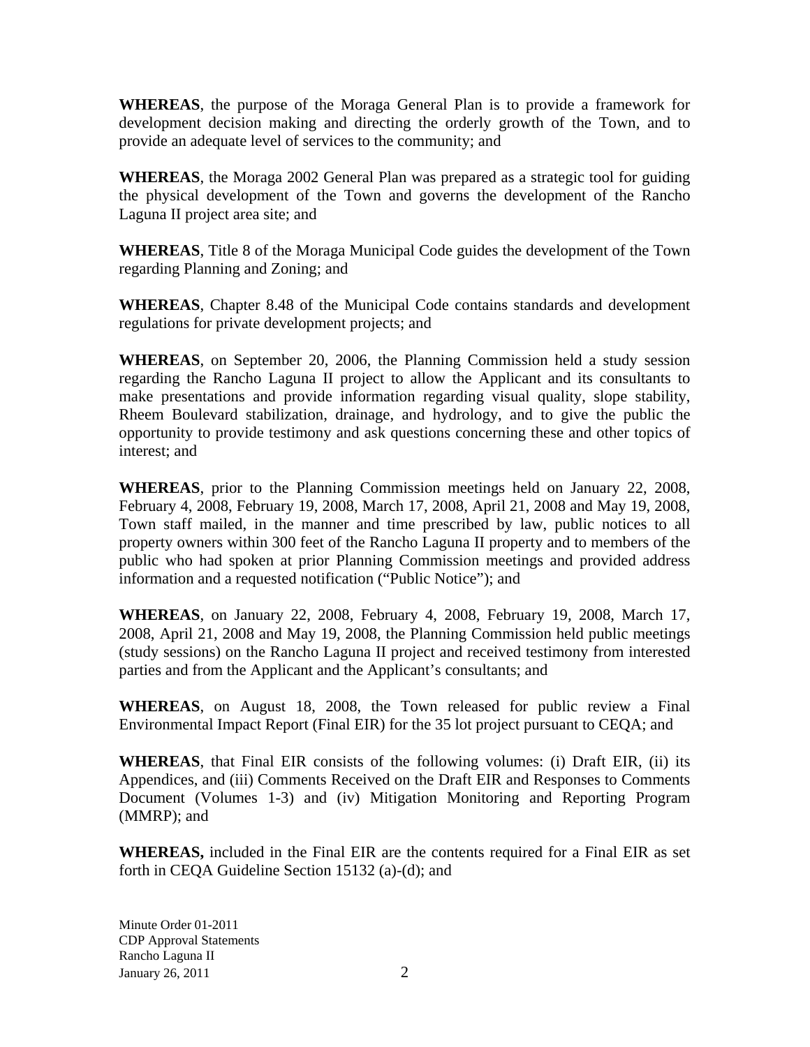**WHEREAS**, the purpose of the Moraga General Plan is to provide a framework for development decision making and directing the orderly growth of the Town, and to provide an adequate level of services to the community; and

**WHEREAS**, the Moraga 2002 General Plan was prepared as a strategic tool for guiding the physical development of the Town and governs the development of the Rancho Laguna II project area site; and

**WHEREAS**, Title 8 of the Moraga Municipal Code guides the development of the Town regarding Planning and Zoning; and

**WHEREAS**, Chapter 8.48 of the Municipal Code contains standards and development regulations for private development projects; and

**WHEREAS**, on September 20, 2006, the Planning Commission held a study session regarding the Rancho Laguna II project to allow the Applicant and its consultants to make presentations and provide information regarding visual quality, slope stability, Rheem Boulevard stabilization, drainage, and hydrology, and to give the public the opportunity to provide testimony and ask questions concerning these and other topics of interest; and

**WHEREAS**, prior to the Planning Commission meetings held on January 22, 2008, February 4, 2008, February 19, 2008, March 17, 2008, April 21, 2008 and May 19, 2008, Town staff mailed, in the manner and time prescribed by law, public notices to all property owners within 300 feet of the Rancho Laguna II property and to members of the public who had spoken at prior Planning Commission meetings and provided address information and a requested notification ("Public Notice"); and

**WHEREAS**, on January 22, 2008, February 4, 2008, February 19, 2008, March 17, 2008, April 21, 2008 and May 19, 2008, the Planning Commission held public meetings (study sessions) on the Rancho Laguna II project and received testimony from interested parties and from the Applicant and the Applicant's consultants; and

**WHEREAS**, on August 18, 2008, the Town released for public review a Final Environmental Impact Report (Final EIR) for the 35 lot project pursuant to CEQA; and

**WHEREAS**, that Final EIR consists of the following volumes: (i) Draft EIR, (ii) its Appendices, and (iii) Comments Received on the Draft EIR and Responses to Comments Document (Volumes 1-3) and (iv) Mitigation Monitoring and Reporting Program (MMRP); and

**WHEREAS,** included in the Final EIR are the contents required for a Final EIR as set forth in CEQA Guideline Section 15132 (a)-(d); and

Minute Order 01-2011
CDP Approval Statements
Rancho Laguna II
January 26, 2011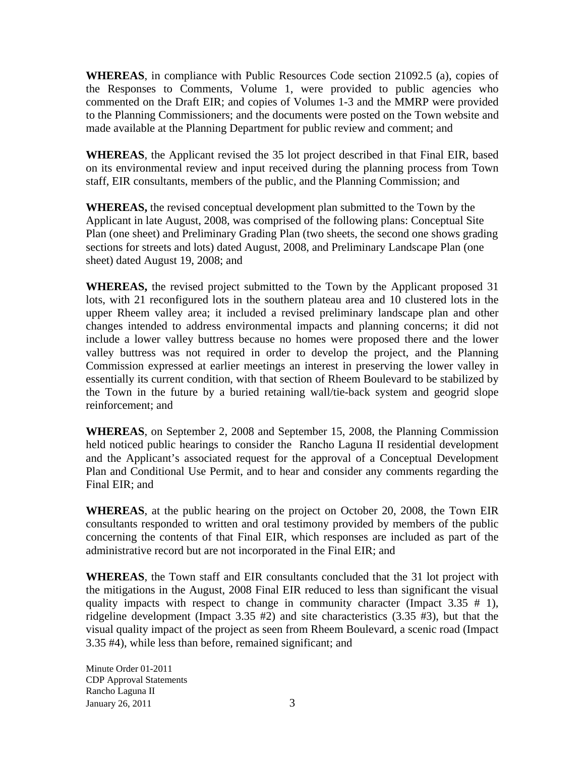**WHEREAS**, in compliance with Public Resources Code section 21092.5 (a), copies of the Responses to Comments, Volume 1, were provided to public agencies who commented on the Draft EIR; and copies of Volumes 1-3 and the MMRP were provided to the Planning Commissioners; and the documents were posted on the Town website and made available at the Planning Department for public review and comment; and

**WHEREAS**, the Applicant revised the 35 lot project described in that Final EIR, based on its environmental review and input received during the planning process from Town staff, EIR consultants, members of the public, and the Planning Commission; and

**WHEREAS,** the revised conceptual development plan submitted to the Town by the Applicant in late August, 2008, was comprised of the following plans: Conceptual Site Plan (one sheet) and Preliminary Grading Plan (two sheets, the second one shows grading sections for streets and lots) dated August, 2008, and Preliminary Landscape Plan (one sheet) dated August 19, 2008; and

**WHEREAS,** the revised project submitted to the Town by the Applicant proposed 31 lots, with 21 reconfigured lots in the southern plateau area and 10 clustered lots in the upper Rheem valley area; it included a revised preliminary landscape plan and other changes intended to address environmental impacts and planning concerns; it did not include a lower valley buttress because no homes were proposed there and the lower valley buttress was not required in order to develop the project, and the Planning Commission expressed at earlier meetings an interest in preserving the lower valley in essentially its current condition, with that section of Rheem Boulevard to be stabilized by the Town in the future by a buried retaining wall/tie-back system and geogrid slope reinforcement; and

**WHEREAS**, on September 2, 2008 and September 15, 2008, the Planning Commission held noticed public hearings to consider the Rancho Laguna II residential development and the Applicant's associated request for the approval of a Conceptual Development Plan and Conditional Use Permit, and to hear and consider any comments regarding the Final EIR; and

**WHEREAS**, at the public hearing on the project on October 20, 2008, the Town EIR consultants responded to written and oral testimony provided by members of the public concerning the contents of that Final EIR, which responses are included as part of the administrative record but are not incorporated in the Final EIR; and

**WHEREAS**, the Town staff and EIR consultants concluded that the 31 lot project with the mitigations in the August, 2008 Final EIR reduced to less than significant the visual quality impacts with respect to change in community character (Impact 3.35 # 1), ridgeline development (Impact 3.35 #2) and site characteristics (3.35 #3), but that the visual quality impact of the project as seen from Rheem Boulevard, a scenic road (Impact 3.35 #4), while less than before, remained significant; and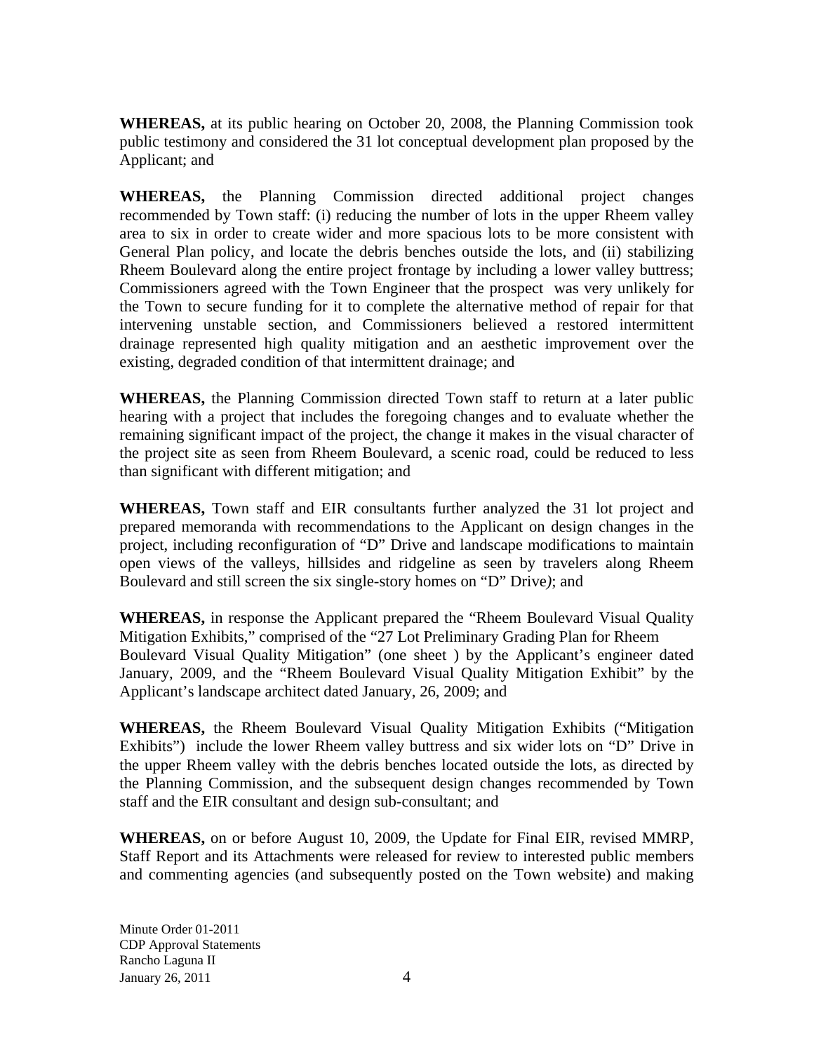**WHEREAS,** at its public hearing on October 20, 2008, the Planning Commission took public testimony and considered the 31 lot conceptual development plan proposed by the Applicant; and

**WHEREAS,** the Planning Commission directed additional project changes recommended by Town staff: (i) reducing the number of lots in the upper Rheem valley area to six in order to create wider and more spacious lots to be more consistent with General Plan policy, and locate the debris benches outside the lots, and (ii) stabilizing Rheem Boulevard along the entire project frontage by including a lower valley buttress; Commissioners agreed with the Town Engineer that the prospect was very unlikely for the Town to secure funding for it to complete the alternative method of repair for that intervening unstable section, and Commissioners believed a restored intermittent drainage represented high quality mitigation and an aesthetic improvement over the existing, degraded condition of that intermittent drainage; and

**WHEREAS,** the Planning Commission directed Town staff to return at a later public hearing with a project that includes the foregoing changes and to evaluate whether the remaining significant impact of the project, the change it makes in the visual character of the project site as seen from Rheem Boulevard, a scenic road, could be reduced to less than significant with different mitigation; and

**WHEREAS,** Town staff and EIR consultants further analyzed the 31 lot project and prepared memoranda with recommendations to the Applicant on design changes in the project, including reconfiguration of "D" Drive and landscape modifications to maintain open views of the valleys, hillsides and ridgeline as seen by travelers along Rheem Boulevard and still screen the six single-story homes on "D" Drive*)*; and

**WHEREAS,** in response the Applicant prepared the "Rheem Boulevard Visual Quality Mitigation Exhibits," comprised of the "27 Lot Preliminary Grading Plan for Rheem Boulevard Visual Quality Mitigation" (one sheet ) by the Applicant's engineer dated January, 2009, and the "Rheem Boulevard Visual Quality Mitigation Exhibit" by the Applicant's landscape architect dated January, 26, 2009; and

**WHEREAS,** the Rheem Boulevard Visual Quality Mitigation Exhibits ("Mitigation Exhibits") include the lower Rheem valley buttress and six wider lots on "D" Drive in the upper Rheem valley with the debris benches located outside the lots, as directed by the Planning Commission, and the subsequent design changes recommended by Town staff and the EIR consultant and design sub-consultant; and

**WHEREAS,** on or before August 10, 2009, the Update for Final EIR, revised MMRP, Staff Report and its Attachments were released for review to interested public members and commenting agencies (and subsequently posted on the Town website) and making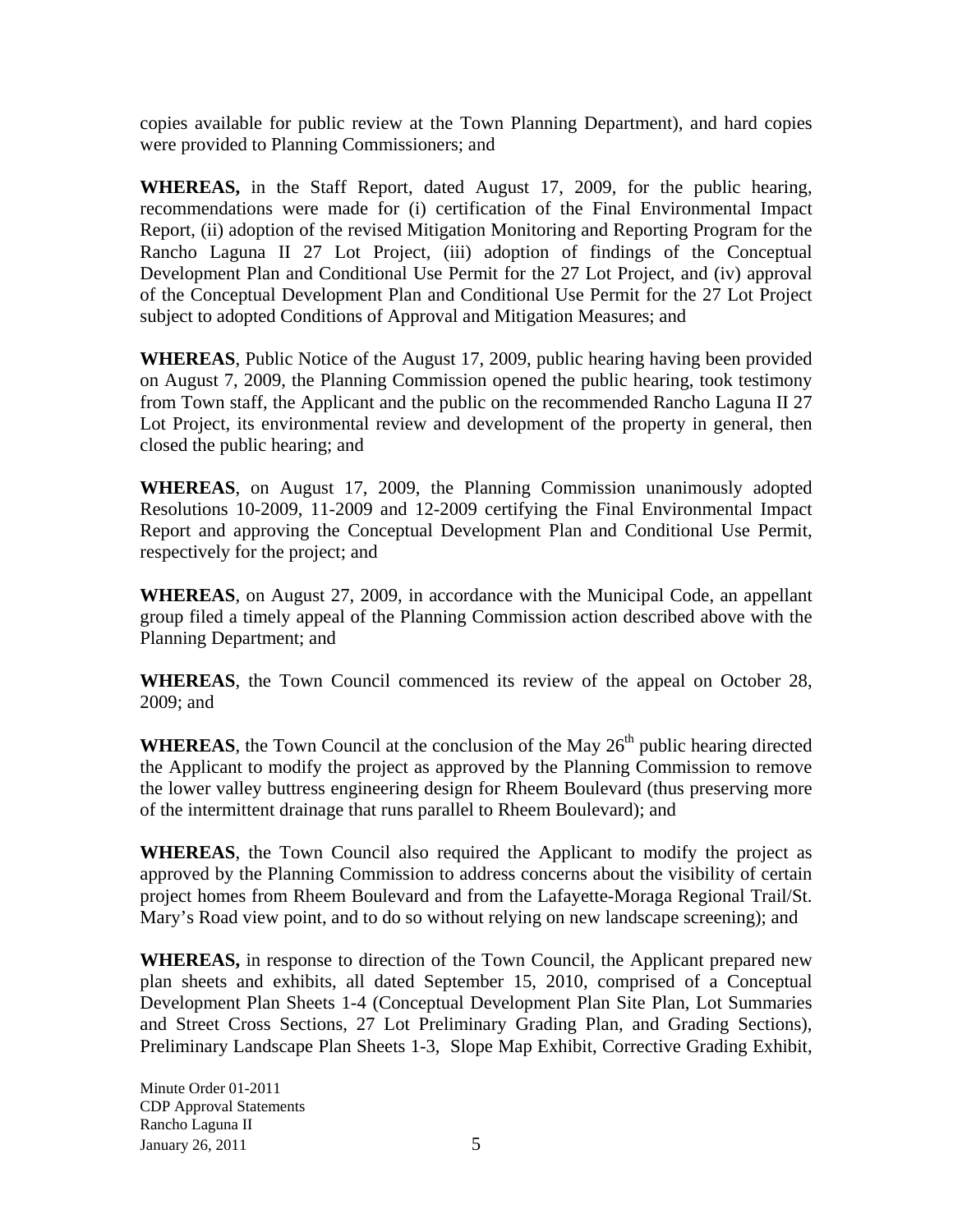copies available for public review at the Town Planning Department), and hard copies were provided to Planning Commissioners; and

**WHEREAS,** in the Staff Report, dated August 17, 2009, for the public hearing, recommendations were made for (i) certification of the Final Environmental Impact Report, (ii) adoption of the revised Mitigation Monitoring and Reporting Program for the Rancho Laguna II 27 Lot Project, (iii) adoption of findings of the Conceptual Development Plan and Conditional Use Permit for the 27 Lot Project, and (iv) approval of the Conceptual Development Plan and Conditional Use Permit for the 27 Lot Project subject to adopted Conditions of Approval and Mitigation Measures; and

**WHEREAS**, Public Notice of the August 17, 2009, public hearing having been provided on August 7, 2009, the Planning Commission opened the public hearing, took testimony from Town staff, the Applicant and the public on the recommended Rancho Laguna II 27 Lot Project, its environmental review and development of the property in general, then closed the public hearing; and

**WHEREAS**, on August 17, 2009, the Planning Commission unanimously adopted Resolutions 10-2009, 11-2009 and 12-2009 certifying the Final Environmental Impact Report and approving the Conceptual Development Plan and Conditional Use Permit, respectively for the project; and

**WHEREAS**, on August 27, 2009, in accordance with the Municipal Code, an appellant group filed a timely appeal of the Planning Commission action described above with the Planning Department; and

**WHEREAS**, the Town Council commenced its review of the appeal on October 28, 2009; and

**WHEREAS**, the Town Council at the conclusion of the May 26th public hearing directed the Applicant to modify the project as approved by the Planning Commission to remove the lower valley buttress engineering design for Rheem Boulevard (thus preserving more of the intermittent drainage that runs parallel to Rheem Boulevard); and

**WHEREAS**, the Town Council also required the Applicant to modify the project as approved by the Planning Commission to address concerns about the visibility of certain project homes from Rheem Boulevard and from the Lafayette-Moraga Regional Trail/St. Mary's Road view point, and to do so without relying on new landscape screening); and

**WHEREAS,** in response to direction of the Town Council, the Applicant prepared new plan sheets and exhibits, all dated September 15, 2010, comprised of a Conceptual Development Plan Sheets 1-4 (Conceptual Development Plan Site Plan, Lot Summaries and Street Cross Sections, 27 Lot Preliminary Grading Plan, and Grading Sections), Preliminary Landscape Plan Sheets 1-3, Slope Map Exhibit, Corrective Grading Exhibit,

Minute Order 01-2011
CDP Approval Statements
Rancho Laguna II
January 26, 2011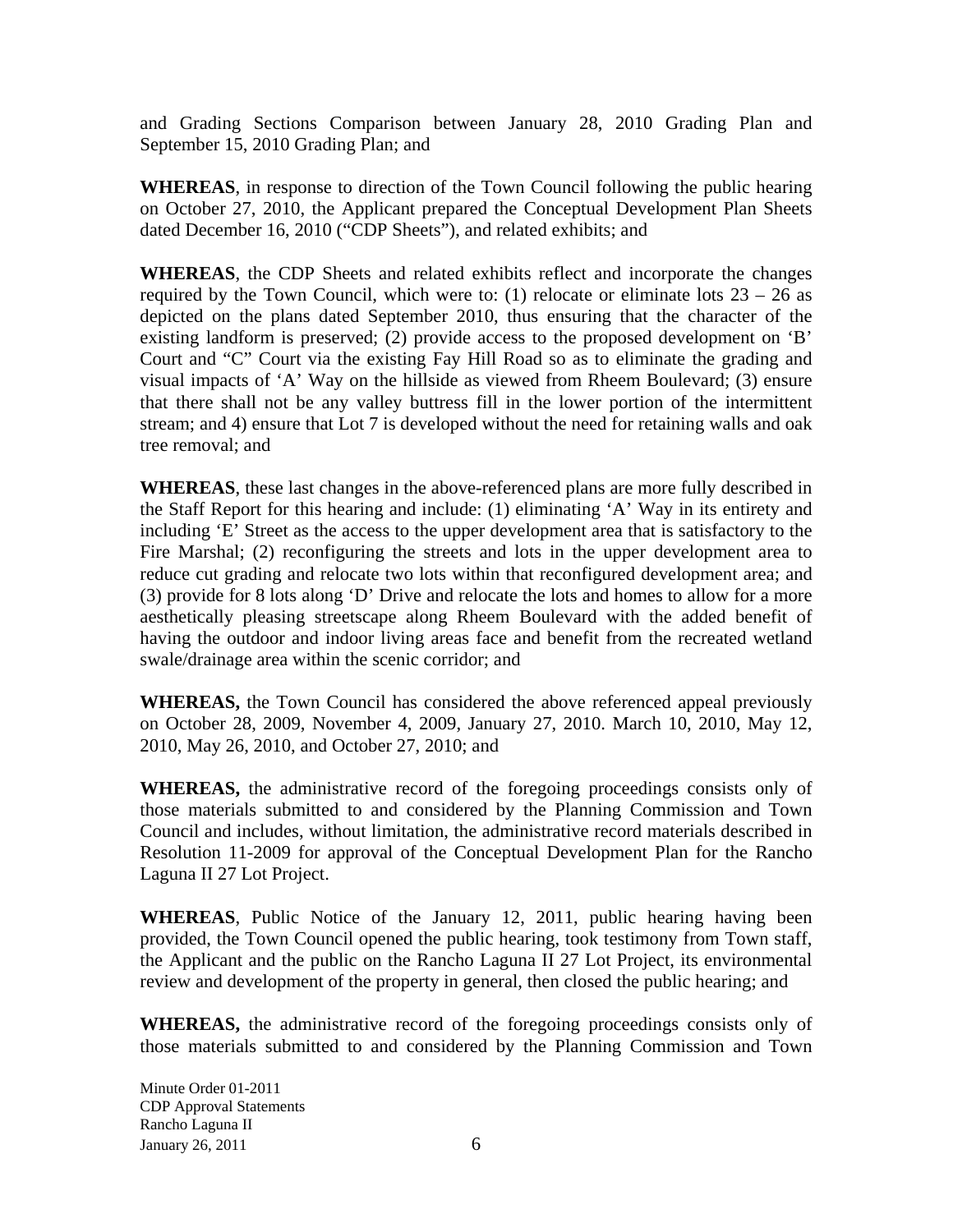and Grading Sections Comparison between January 28, 2010 Grading Plan and September 15, 2010 Grading Plan; and

**WHEREAS**, in response to direction of the Town Council following the public hearing on October 27, 2010, the Applicant prepared the Conceptual Development Plan Sheets dated December 16, 2010 ("CDP Sheets"), and related exhibits; and

**WHEREAS**, the CDP Sheets and related exhibits reflect and incorporate the changes required by the Town Council, which were to: (1) relocate or eliminate lots 23 – 26 as depicted on the plans dated September 2010, thus ensuring that the character of the existing landform is preserved; (2) provide access to the proposed development on 'B' Court and "C" Court via the existing Fay Hill Road so as to eliminate the grading and visual impacts of 'A' Way on the hillside as viewed from Rheem Boulevard; (3) ensure that there shall not be any valley buttress fill in the lower portion of the intermittent stream; and 4) ensure that Lot 7 is developed without the need for retaining walls and oak tree removal; and

**WHEREAS**, these last changes in the above-referenced plans are more fully described in the Staff Report for this hearing and include: (1) eliminating 'A' Way in its entirety and including 'E' Street as the access to the upper development area that is satisfactory to the Fire Marshal; (2) reconfiguring the streets and lots in the upper development area to reduce cut grading and relocate two lots within that reconfigured development area; and (3) provide for 8 lots along 'D' Drive and relocate the lots and homes to allow for a more aesthetically pleasing streetscape along Rheem Boulevard with the added benefit of having the outdoor and indoor living areas face and benefit from the recreated wetland swale/drainage area within the scenic corridor; and

**WHEREAS,** the Town Council has considered the above referenced appeal previously on October 28, 2009, November 4, 2009, January 27, 2010. March 10, 2010, May 12, 2010, May 26, 2010, and October 27, 2010; and

**WHEREAS,** the administrative record of the foregoing proceedings consists only of those materials submitted to and considered by the Planning Commission and Town Council and includes, without limitation, the administrative record materials described in Resolution 11-2009 for approval of the Conceptual Development Plan for the Rancho Laguna II 27 Lot Project.

**WHEREAS**, Public Notice of the January 12, 2011, public hearing having been provided, the Town Council opened the public hearing, took testimony from Town staff, the Applicant and the public on the Rancho Laguna II 27 Lot Project, its environmental review and development of the property in general, then closed the public hearing; and

**WHEREAS,** the administrative record of the foregoing proceedings consists only of those materials submitted to and considered by the Planning Commission and Town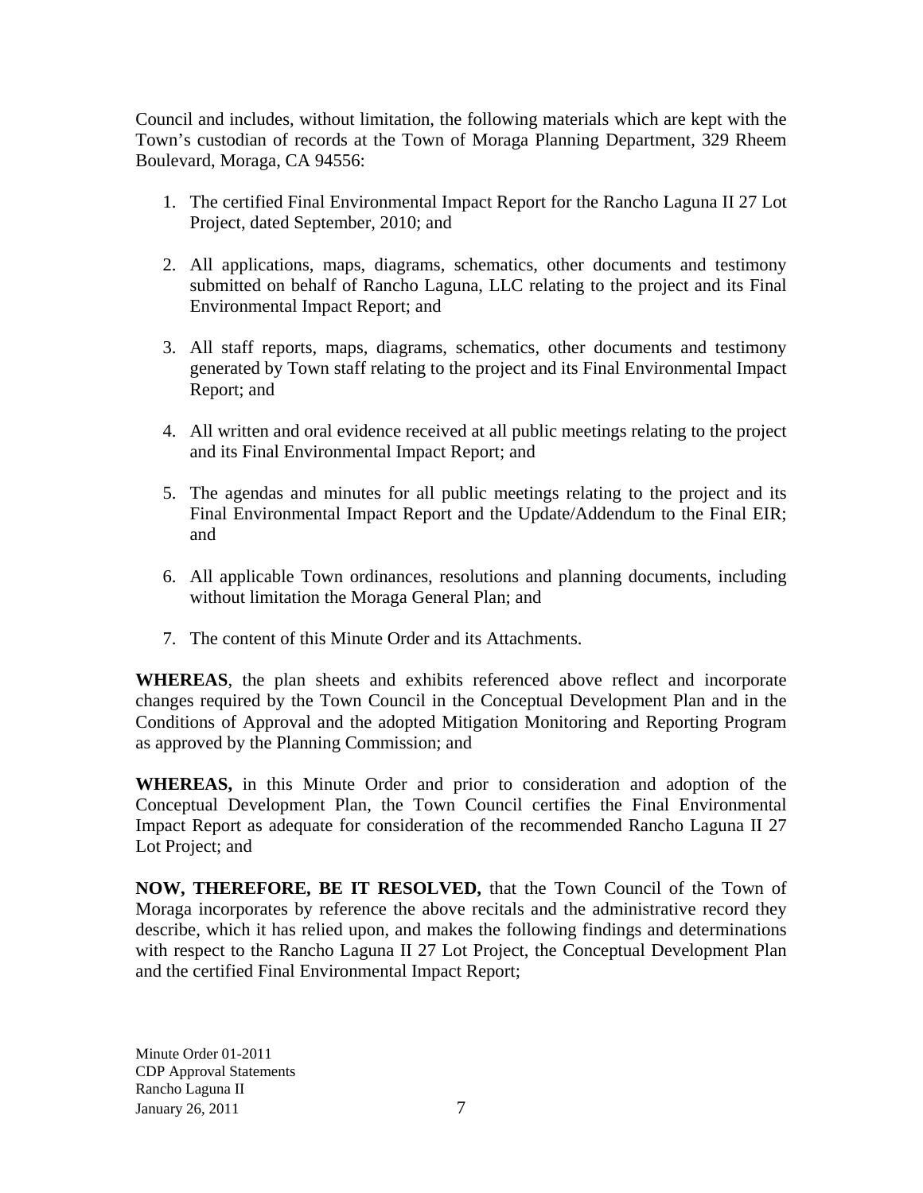Council and includes, without limitation, the following materials which are kept with the Town's custodian of records at the Town of Moraga Planning Department, 329 Rheem Boulevard, Moraga, CA 94556:

1. The certified Final Environmental Impact Report for the Rancho Laguna II 27 Lot Project, dated September, 2010; and

2. All applications, maps, diagrams, schematics, other documents and testimony submitted on behalf of Rancho Laguna, LLC relating to the project and its Final Environmental Impact Report; and

3. All staff reports, maps, diagrams, schematics, other documents and testimony generated by Town staff relating to the project and its Final Environmental Impact Report; and

4. All written and oral evidence received at all public meetings relating to the project and its Final Environmental Impact Report; and

5. The agendas and minutes for all public meetings relating to the project and its Final Environmental Impact Report and the Update/Addendum to the Final EIR; and

6. All applicable Town ordinances, resolutions and planning documents, including without limitation the Moraga General Plan; and

7. The content of this Minute Order and its Attachments.

**WHEREAS**, the plan sheets and exhibits referenced above reflect and incorporate changes required by the Town Council in the Conceptual Development Plan and in the Conditions of Approval and the adopted Mitigation Monitoring and Reporting Program as approved by the Planning Commission; and

**WHEREAS,** in this Minute Order and prior to consideration and adoption of the Conceptual Development Plan, the Town Council certifies the Final Environmental Impact Report as adequate for consideration of the recommended Rancho Laguna II 27 Lot Project; and

**NOW, THEREFORE, BE IT RESOLVED,** that the Town Council of the Town of Moraga incorporates by reference the above recitals and the administrative record they describe, which it has relied upon, and makes the following findings and determinations with respect to the Rancho Laguna II 27 Lot Project, the Conceptual Development Plan and the certified Final Environmental Impact Report;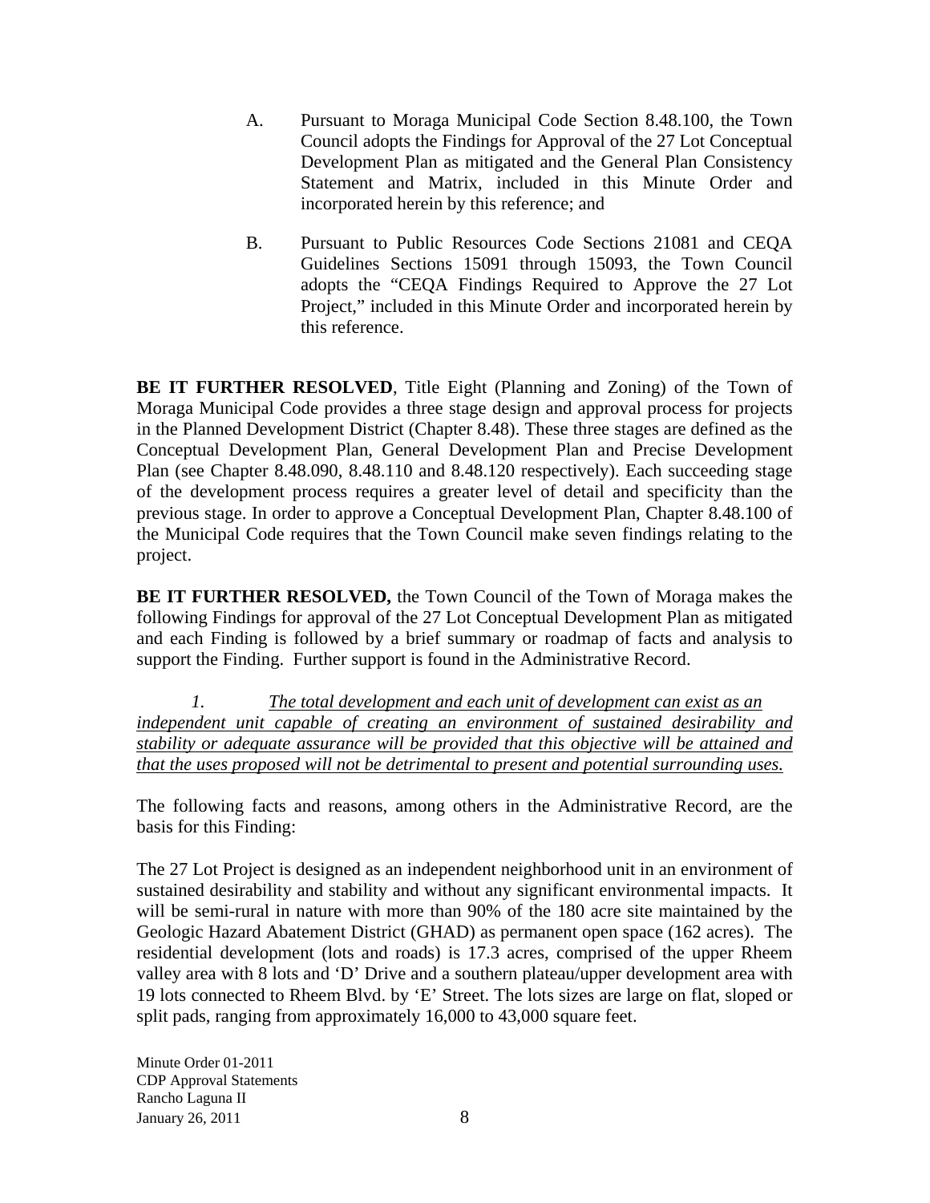A. Pursuant to Moraga Municipal Code Section 8.48.100, the Town Council adopts the Findings for Approval of the 27 Lot Conceptual Development Plan as mitigated and the General Plan Consistency Statement and Matrix, included in this Minute Order and incorporated herein by this reference; and

B. Pursuant to Public Resources Code Sections 21081 and CEQA Guidelines Sections 15091 through 15093, the Town Council adopts the "CEQA Findings Required to Approve the 27 Lot Project," included in this Minute Order and incorporated herein by this reference.

**BE IT FURTHER RESOLVED**, Title Eight (Planning and Zoning) of the Town of Moraga Municipal Code provides a three stage design and approval process for projects in the Planned Development District (Chapter 8.48). These three stages are defined as the Conceptual Development Plan, General Development Plan and Precise Development Plan (see Chapter 8.48.090, 8.48.110 and 8.48.120 respectively). Each succeeding stage of the development process requires a greater level of detail and specificity than the previous stage. In order to approve a Conceptual Development Plan, Chapter 8.48.100 of the Municipal Code requires that the Town Council make seven findings relating to the project.

**BE IT FURTHER RESOLVED,** the Town Council of the Town of Moraga makes the following Findings for approval of the 27 Lot Conceptual Development Plan as mitigated and each Finding is followed by a brief summary or roadmap of facts and analysis to support the Finding. Further support is found in the Administrative Record.

*1. <u>The total development and each unit of development can exist as an independent unit capable of creating an environment of sustained desirability and stability or adequate assurance will be provided that this objective will be attained and that the uses proposed will not be detrimental to present and potential surrounding uses.</u>*

The following facts and reasons, among others in the Administrative Record, are the basis for this Finding:

The 27 Lot Project is designed as an independent neighborhood unit in an environment of sustained desirability and stability and without any significant environmental impacts. It will be semi-rural in nature with more than 90% of the 180 acre site maintained by the Geologic Hazard Abatement District (GHAD) as permanent open space (162 acres). The residential development (lots and roads) is 17.3 acres, comprised of the upper Rheem valley area with 8 lots and 'D' Drive and a southern plateau/upper development area with 19 lots connected to Rheem Blvd. by 'E' Street. The lots sizes are large on flat, sloped or split pads, ranging from approximately 16,000 to 43,000 square feet.

Minute Order 01-2011
CDP Approval Statements
Rancho Laguna II
January 26, 2011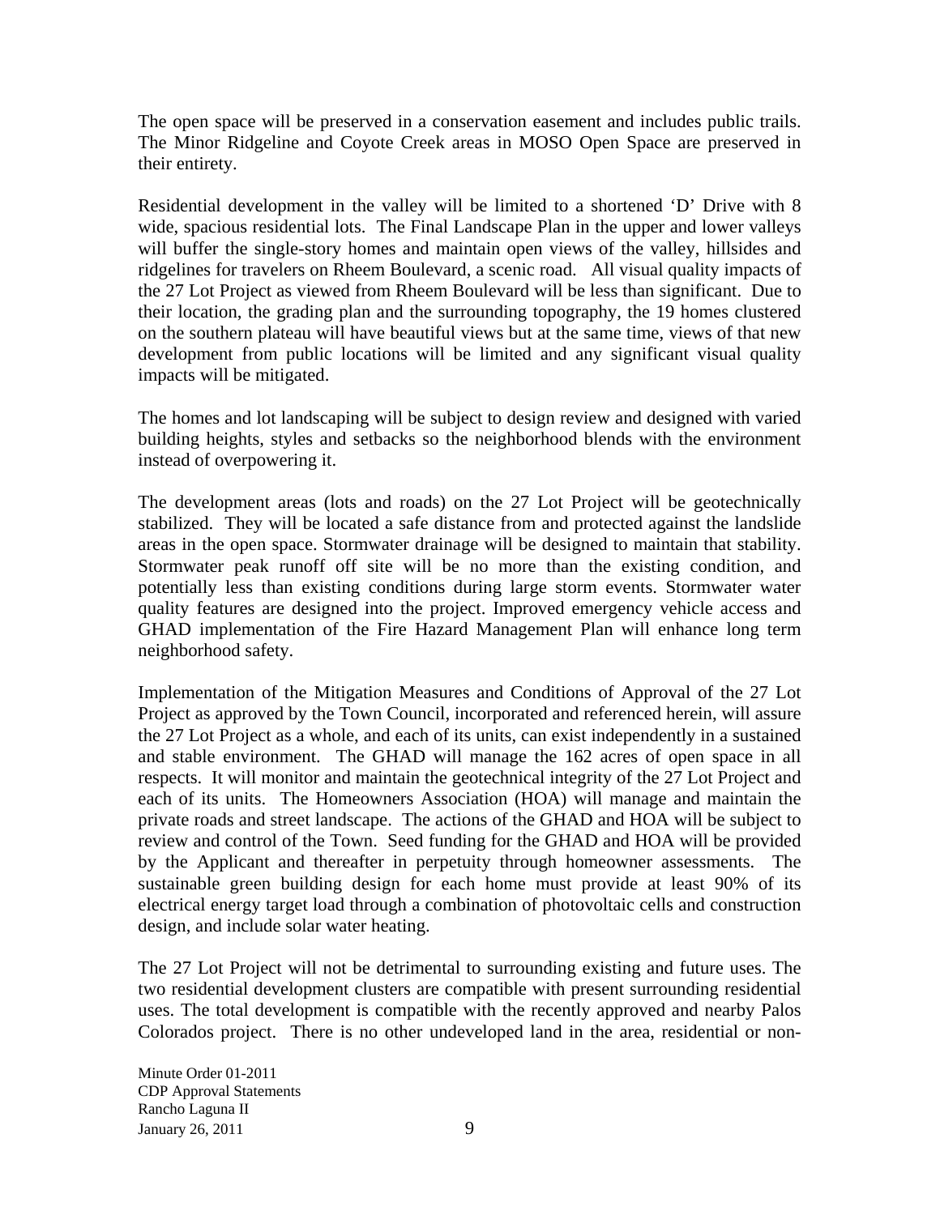The open space will be preserved in a conservation easement and includes public trails. The Minor Ridgeline and Coyote Creek areas in MOSO Open Space are preserved in their entirety.

Residential development in the valley will be limited to a shortened 'D' Drive with 8 wide, spacious residential lots. The Final Landscape Plan in the upper and lower valleys will buffer the single-story homes and maintain open views of the valley, hillsides and ridgelines for travelers on Rheem Boulevard, a scenic road. All visual quality impacts of the 27 Lot Project as viewed from Rheem Boulevard will be less than significant. Due to their location, the grading plan and the surrounding topography, the 19 homes clustered on the southern plateau will have beautiful views but at the same time, views of that new development from public locations will be limited and any significant visual quality impacts will be mitigated.

The homes and lot landscaping will be subject to design review and designed with varied building heights, styles and setbacks so the neighborhood blends with the environment instead of overpowering it.

The development areas (lots and roads) on the 27 Lot Project will be geotechnically stabilized. They will be located a safe distance from and protected against the landslide areas in the open space. Stormwater drainage will be designed to maintain that stability. Stormwater peak runoff off site will be no more than the existing condition, and potentially less than existing conditions during large storm events. Stormwater water quality features are designed into the project. Improved emergency vehicle access and GHAD implementation of the Fire Hazard Management Plan will enhance long term neighborhood safety.

Implementation of the Mitigation Measures and Conditions of Approval of the 27 Lot Project as approved by the Town Council, incorporated and referenced herein, will assure the 27 Lot Project as a whole, and each of its units, can exist independently in a sustained and stable environment. The GHAD will manage the 162 acres of open space in all respects. It will monitor and maintain the geotechnical integrity of the 27 Lot Project and each of its units. The Homeowners Association (HOA) will manage and maintain the private roads and street landscape. The actions of the GHAD and HOA will be subject to review and control of the Town. Seed funding for the GHAD and HOA will be provided by the Applicant and thereafter in perpetuity through homeowner assessments. The sustainable green building design for each home must provide at least 90% of its electrical energy target load through a combination of photovoltaic cells and construction design, and include solar water heating.

The 27 Lot Project will not be detrimental to surrounding existing and future uses. The two residential development clusters are compatible with present surrounding residential uses. The total development is compatible with the recently approved and nearby Palos Colorados project. There is no other undeveloped land in the area, residential or non-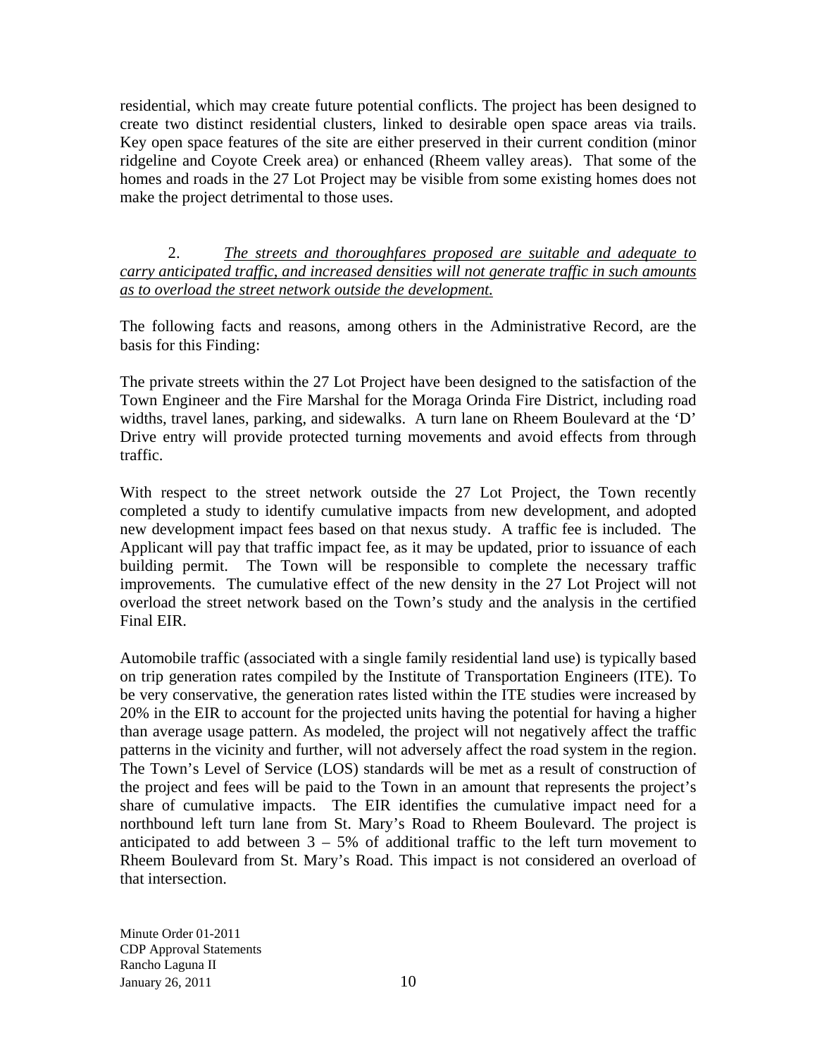residential, which may create future potential conflicts. The project has been designed to create two distinct residential clusters, linked to desirable open space areas via trails. Key open space features of the site are either preserved in their current condition (minor ridgeline and Coyote Creek area) or enhanced (Rheem valley areas). That some of the homes and roads in the 27 Lot Project may be visible from some existing homes does not make the project detrimental to those uses.

2. *The streets and thoroughfares proposed are suitable and adequate to carry anticipated traffic, and increased densities will not generate traffic in such amounts as to overload the street network outside the development.*

The following facts and reasons, among others in the Administrative Record, are the basis for this Finding:

The private streets within the 27 Lot Project have been designed to the satisfaction of the Town Engineer and the Fire Marshal for the Moraga Orinda Fire District, including road widths, travel lanes, parking, and sidewalks. A turn lane on Rheem Boulevard at the 'D' Drive entry will provide protected turning movements and avoid effects from through traffic.

With respect to the street network outside the 27 Lot Project, the Town recently completed a study to identify cumulative impacts from new development, and adopted new development impact fees based on that nexus study. A traffic fee is included. The Applicant will pay that traffic impact fee, as it may be updated, prior to issuance of each building permit. The Town will be responsible to complete the necessary traffic improvements. The cumulative effect of the new density in the 27 Lot Project will not overload the street network based on the Town's study and the analysis in the certified Final EIR.

Automobile traffic (associated with a single family residential land use) is typically based on trip generation rates compiled by the Institute of Transportation Engineers (ITE). To be very conservative, the generation rates listed within the ITE studies were increased by 20% in the EIR to account for the projected units having the potential for having a higher than average usage pattern. As modeled, the project will not negatively affect the traffic patterns in the vicinity and further, will not adversely affect the road system in the region. The Town's Level of Service (LOS) standards will be met as a result of construction of the project and fees will be paid to the Town in an amount that represents the project's share of cumulative impacts. The EIR identifies the cumulative impact need for a northbound left turn lane from St. Mary's Road to Rheem Boulevard. The project is anticipated to add between 3 – 5% of additional traffic to the left turn movement to Rheem Boulevard from St. Mary's Road. This impact is not considered an overload of that intersection.

Minute Order 01-2011
CDP Approval Statements
Rancho Laguna II
January 26, 2011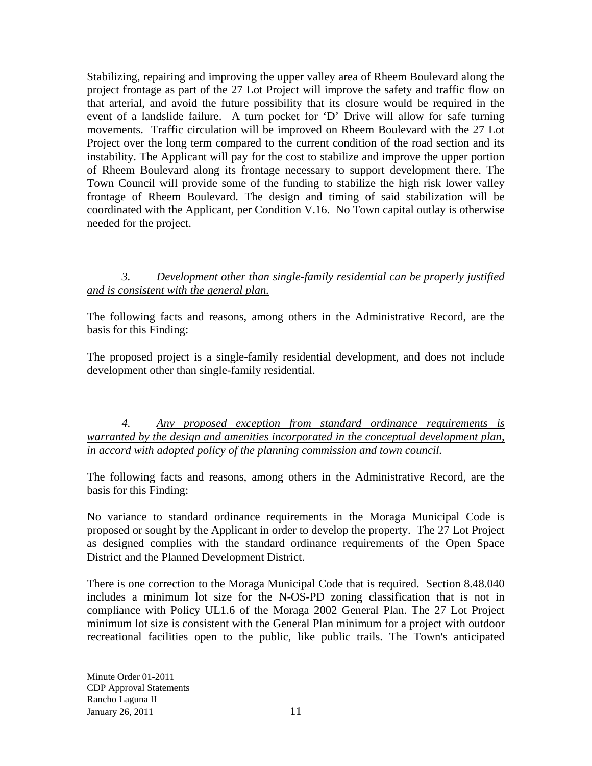Stabilizing, repairing and improving the upper valley area of Rheem Boulevard along the project frontage as part of the 27 Lot Project will improve the safety and traffic flow on that arterial, and avoid the future possibility that its closure would be required in the event of a landslide failure. A turn pocket for 'D' Drive will allow for safe turning movements. Traffic circulation will be improved on Rheem Boulevard with the 27 Lot Project over the long term compared to the current condition of the road section and its instability. The Applicant will pay for the cost to stabilize and improve the upper portion of Rheem Boulevard along its frontage necessary to support development there. The Town Council will provide some of the funding to stabilize the high risk lower valley frontage of Rheem Boulevard. The design and timing of said stabilization will be coordinated with the Applicant, per Condition V.16. No Town capital outlay is otherwise needed for the project.

*3. Development other than single-family residential can be properly justified and is consistent with the general plan.*

The following facts and reasons, among others in the Administrative Record, are the basis for this Finding:

The proposed project is a single-family residential development, and does not include development other than single-family residential.

*4. Any proposed exception from standard ordinance requirements is warranted by the design and amenities incorporated in the conceptual development plan, in accord with adopted policy of the planning commission and town council.*

The following facts and reasons, among others in the Administrative Record, are the basis for this Finding:

No variance to standard ordinance requirements in the Moraga Municipal Code is proposed or sought by the Applicant in order to develop the property. The 27 Lot Project as designed complies with the standard ordinance requirements of the Open Space District and the Planned Development District.

There is one correction to the Moraga Municipal Code that is required. Section 8.48.040 includes a minimum lot size for the N-OS-PD zoning classification that is not in compliance with Policy UL1.6 of the Moraga 2002 General Plan. The 27 Lot Project minimum lot size is consistent with the General Plan minimum for a project with outdoor recreational facilities open to the public, like public trails. The Town's anticipated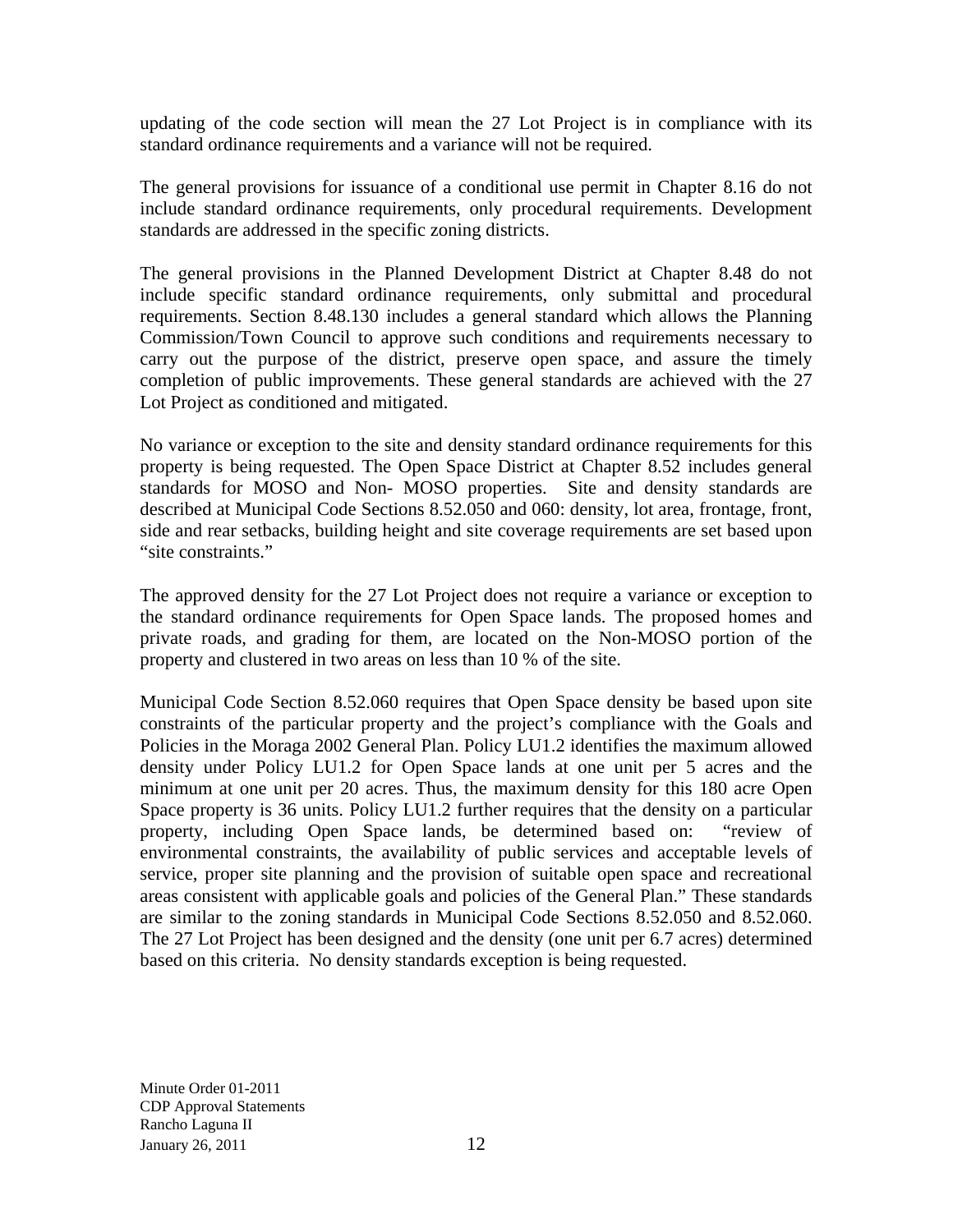updating of the code section will mean the 27 Lot Project is in compliance with its standard ordinance requirements and a variance will not be required.

The general provisions for issuance of a conditional use permit in Chapter 8.16 do not include standard ordinance requirements, only procedural requirements. Development standards are addressed in the specific zoning districts.

The general provisions in the Planned Development District at Chapter 8.48 do not include specific standard ordinance requirements, only submittal and procedural requirements. Section 8.48.130 includes a general standard which allows the Planning Commission/Town Council to approve such conditions and requirements necessary to carry out the purpose of the district, preserve open space, and assure the timely completion of public improvements. These general standards are achieved with the 27 Lot Project as conditioned and mitigated.

No variance or exception to the site and density standard ordinance requirements for this property is being requested. The Open Space District at Chapter 8.52 includes general standards for MOSO and Non- MOSO properties. Site and density standards are described at Municipal Code Sections 8.52.050 and 060: density, lot area, frontage, front, side and rear setbacks, building height and site coverage requirements are set based upon "site constraints."

The approved density for the 27 Lot Project does not require a variance or exception to the standard ordinance requirements for Open Space lands. The proposed homes and private roads, and grading for them, are located on the Non-MOSO portion of the property and clustered in two areas on less than 10 % of the site.

Municipal Code Section 8.52.060 requires that Open Space density be based upon site constraints of the particular property and the project's compliance with the Goals and Policies in the Moraga 2002 General Plan. Policy LU1.2 identifies the maximum allowed density under Policy LU1.2 for Open Space lands at one unit per 5 acres and the minimum at one unit per 20 acres. Thus, the maximum density for this 180 acre Open Space property is 36 units. Policy LU1.2 further requires that the density on a particular property, including Open Space lands, be determined based on: "review of environmental constraints, the availability of public services and acceptable levels of service, proper site planning and the provision of suitable open space and recreational areas consistent with applicable goals and policies of the General Plan." These standards are similar to the zoning standards in Municipal Code Sections 8.52.050 and 8.52.060. The 27 Lot Project has been designed and the density (one unit per 6.7 acres) determined based on this criteria. No density standards exception is being requested.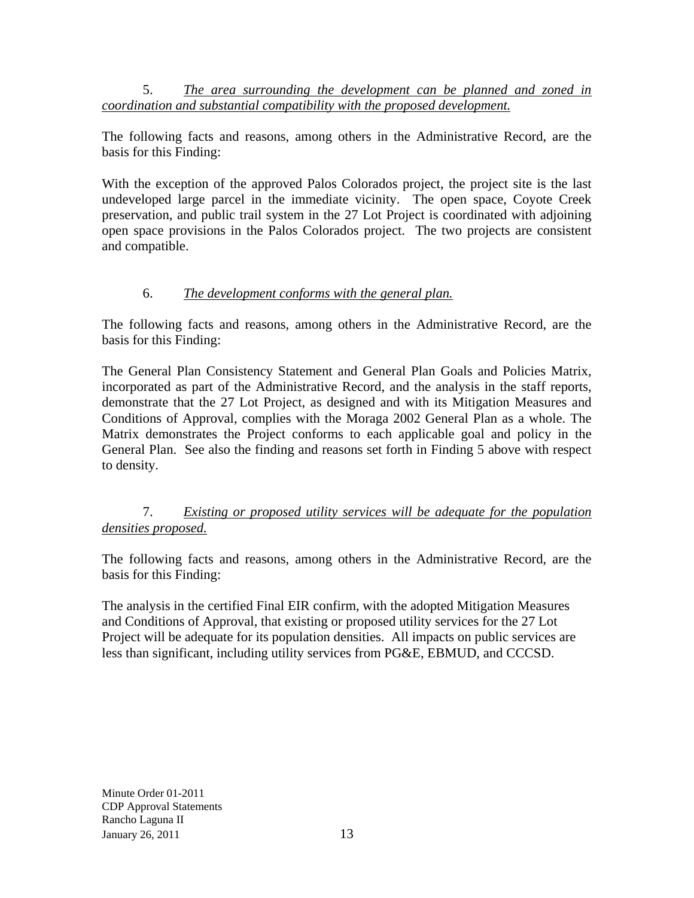5. *The area surrounding the development can be planned and zoned in coordination and substantial compatibility with the proposed development.*

The following facts and reasons, among others in the Administrative Record, are the basis for this Finding:

With the exception of the approved Palos Colorados project, the project site is the last undeveloped large parcel in the immediate vicinity. The open space, Coyote Creek preservation, and public trail system in the 27 Lot Project is coordinated with adjoining open space provisions in the Palos Colorados project. The two projects are consistent and compatible.

6. *The development conforms with the general plan.*

The following facts and reasons, among others in the Administrative Record, are the basis for this Finding:

The General Plan Consistency Statement and General Plan Goals and Policies Matrix, incorporated as part of the Administrative Record, and the analysis in the staff reports, demonstrate that the 27 Lot Project, as designed and with its Mitigation Measures and Conditions of Approval, complies with the Moraga 2002 General Plan as a whole. The Matrix demonstrates the Project conforms to each applicable goal and policy in the General Plan. See also the finding and reasons set forth in Finding 5 above with respect to density.

7. *Existing or proposed utility services will be adequate for the population densities proposed.*

The following facts and reasons, among others in the Administrative Record, are the basis for this Finding:

The analysis in the certified Final EIR confirm, with the adopted Mitigation Measures and Conditions of Approval, that existing or proposed utility services for the 27 Lot Project will be adequate for its population densities. All impacts on public services are less than significant, including utility services from PG&E, EBMUD, and CCCSD.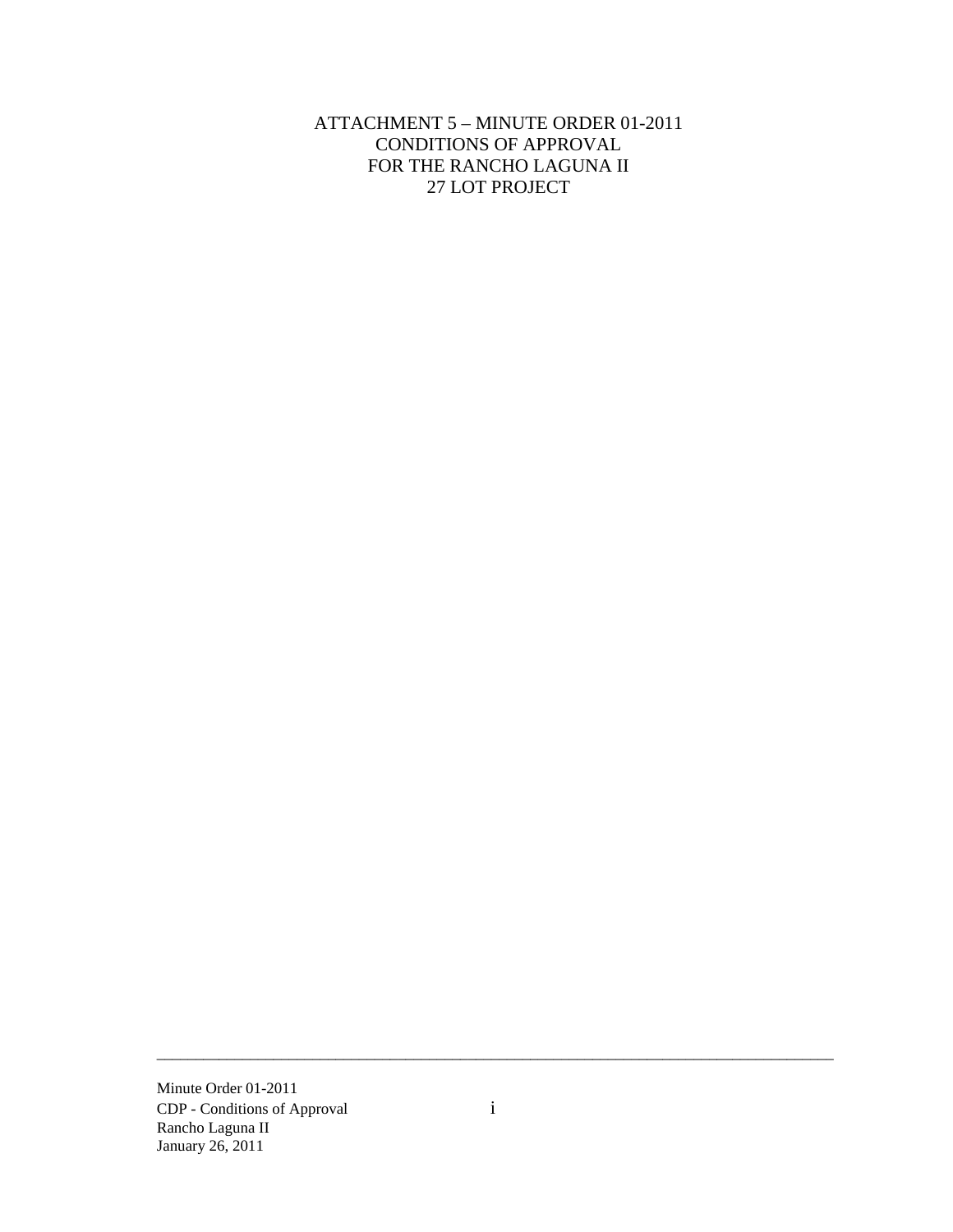# ATTACHMENT 5 – MINUTE ORDER 01-2011
# CONDITIONS OF APPROVAL
# FOR THE RANCHO LAGUNA II
# 27 LOT PROJECT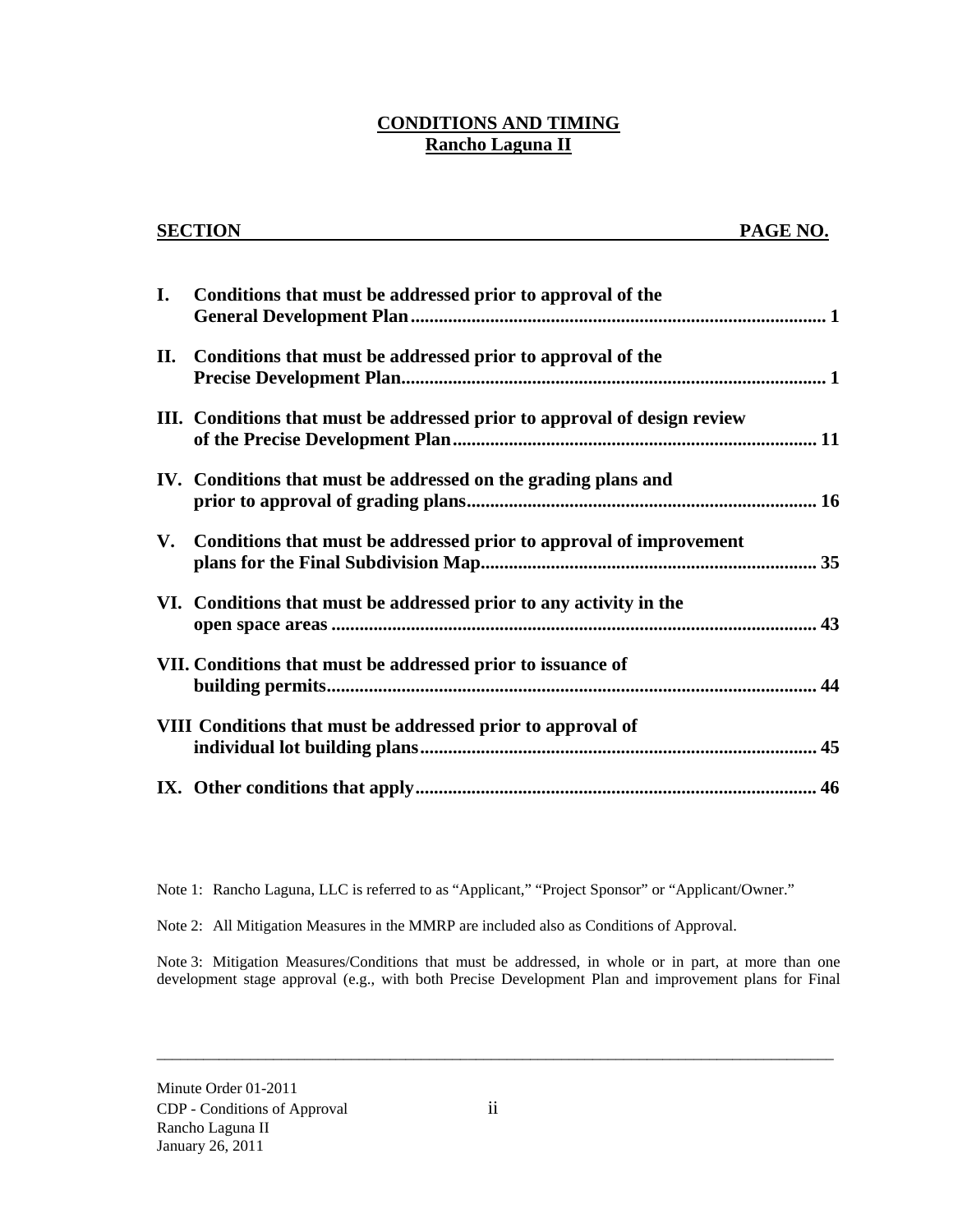## CONDITIONS AND TIMING
## Rancho Laguna II

| SECTION | PAGE NO. |
|---|---|
| **I. Conditions that must be addressed prior to approval of the General Development Plan** | **1** |
| **II. Conditions that must be addressed prior to approval of the Precise Development Plan** | **1** |
| **III. Conditions that must be addressed prior to approval of design review of the Precise Development Plan** | **11** |
| **IV. Conditions that must be addressed on the grading plans and prior to approval of grading plans** | **16** |
| **V. Conditions that must be addressed prior to approval of improvement plans for the Final Subdivision Map** | **35** |
| **VI. Conditions that must be addressed prior to any activity in the open space areas** | **43** |
| **VII. Conditions that must be addressed prior to issuance of building permits** | **44** |
| **VIII Conditions that must be addressed prior to approval of individual lot building plans** | **45** |
| **IX. Other conditions that apply** | **46** |

Note 1: Rancho Laguna, LLC is referred to as "Applicant," "Project Sponsor" or "Applicant/Owner."

Note 2: All Mitigation Measures in the MMRP are included also as Conditions of Approval.

Note 3: Mitigation Measures/Conditions that must be addressed, in whole or in part, at more than one development stage approval (e.g., with both Precise Development Plan and improvement plans for Final

Minute Order 01-2011
CDP - Conditions of Approval
Rancho Laguna II
January 26, 2011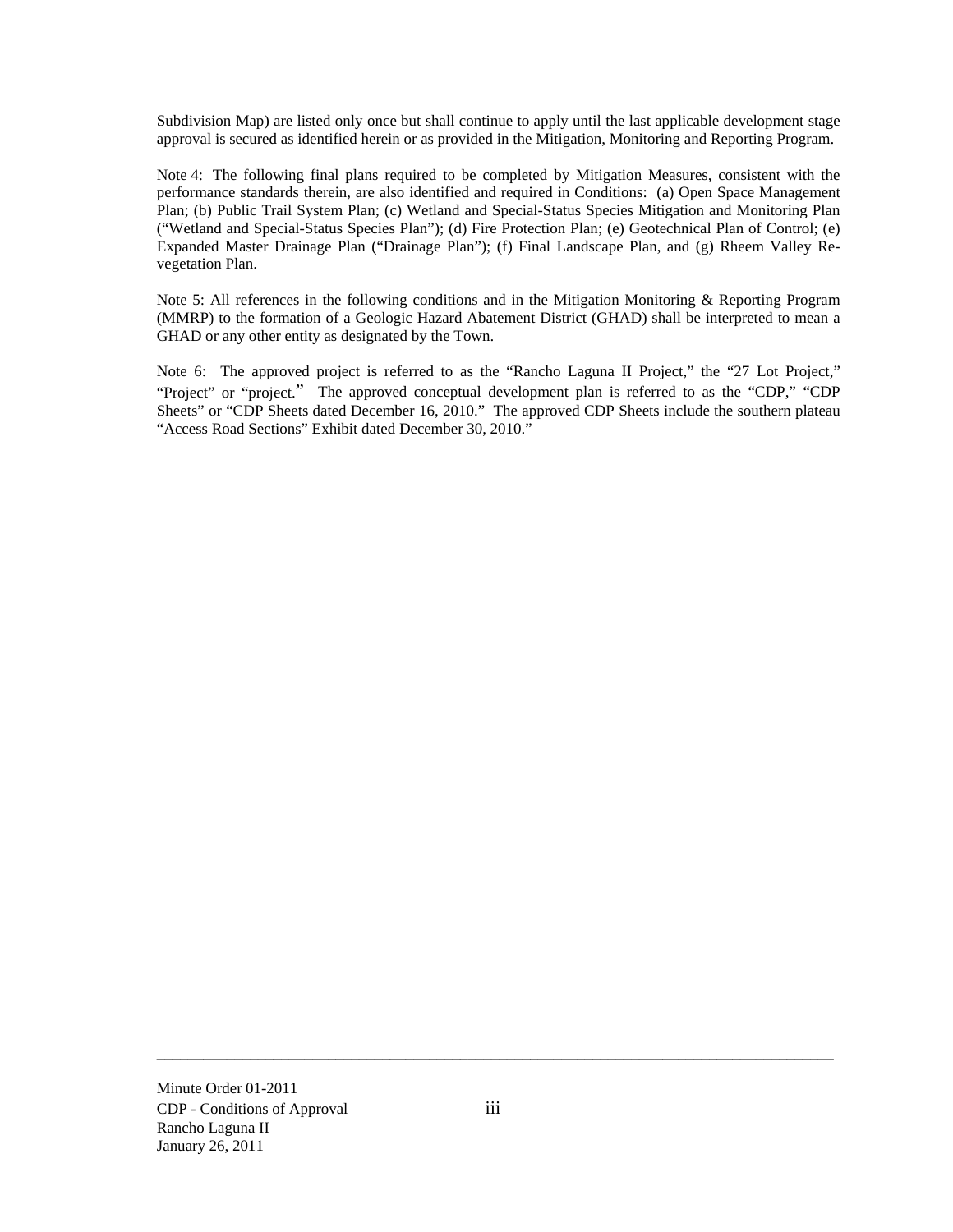Subdivision Map) are listed only once but shall continue to apply until the last applicable development stage approval is secured as identified herein or as provided in the Mitigation, Monitoring and Reporting Program.

Note 4: The following final plans required to be completed by Mitigation Measures, consistent with the performance standards therein, are also identified and required in Conditions: (a) Open Space Management Plan; (b) Public Trail System Plan; (c) Wetland and Special-Status Species Mitigation and Monitoring Plan ("Wetland and Special-Status Species Plan"); (d) Fire Protection Plan; (e) Geotechnical Plan of Control; (e) Expanded Master Drainage Plan ("Drainage Plan"); (f) Final Landscape Plan, and (g) Rheem Valley Re-vegetation Plan.

Note 5: All references in the following conditions and in the Mitigation Monitoring & Reporting Program (MMRP) to the formation of a Geologic Hazard Abatement District (GHAD) shall be interpreted to mean a GHAD or any other entity as designated by the Town.

Note 6: The approved project is referred to as the "Rancho Laguna II Project," the "27 Lot Project," "Project" or "project." The approved conceptual development plan is referred to as the "CDP," "CDP Sheets" or "CDP Sheets dated December 16, 2010." The approved CDP Sheets include the southern plateau "Access Road Sections" Exhibit dated December 30, 2010."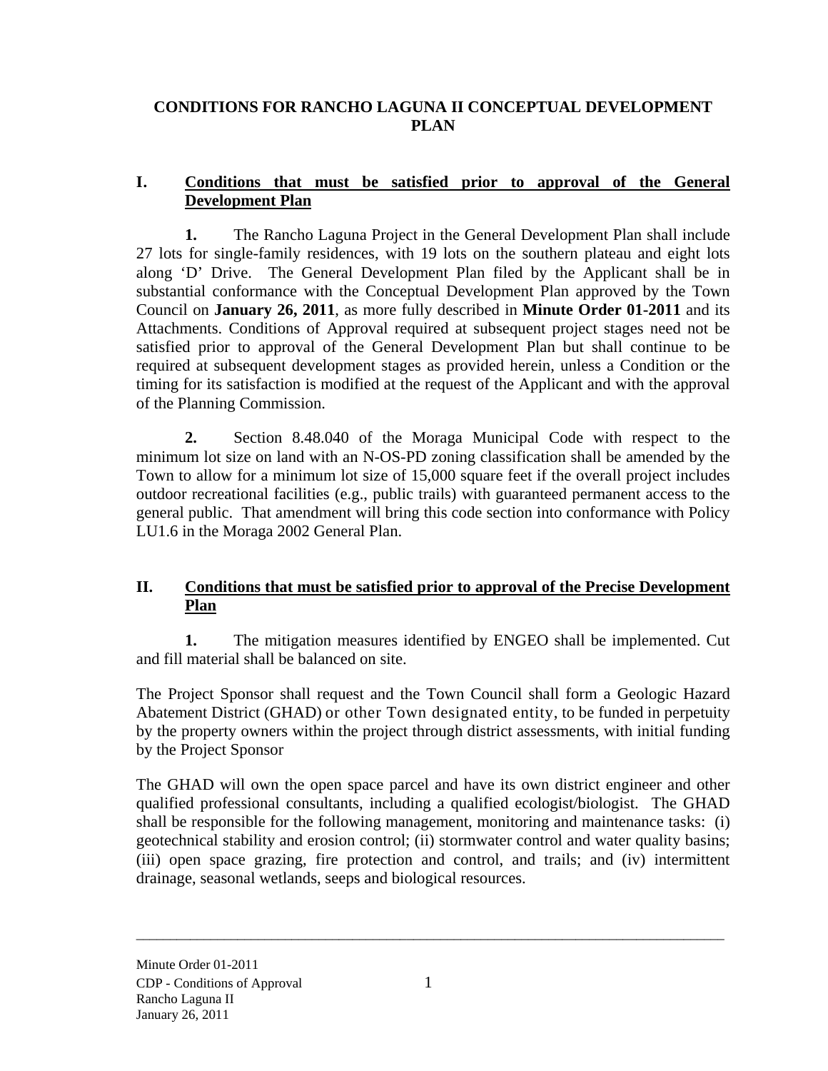# CONDITIONS FOR RANCHO LAGUNA II CONCEPTUAL DEVELOPMENT PLAN

## I. Conditions that must be satisfied prior to approval of the General Development Plan

**1.** The Rancho Laguna Project in the General Development Plan shall include 27 lots for single-family residences, with 19 lots on the southern plateau and eight lots along 'D' Drive. The General Development Plan filed by the Applicant shall be in substantial conformance with the Conceptual Development Plan approved by the Town Council on **January 26, 2011**, as more fully described in **Minute Order 01-2011** and its Attachments. Conditions of Approval required at subsequent project stages need not be satisfied prior to approval of the General Development Plan but shall continue to be required at subsequent development stages as provided herein, unless a Condition or the timing for its satisfaction is modified at the request of the Applicant and with the approval of the Planning Commission.

**2.** Section 8.48.040 of the Moraga Municipal Code with respect to the minimum lot size on land with an N-OS-PD zoning classification shall be amended by the Town to allow for a minimum lot size of 15,000 square feet if the overall project includes outdoor recreational facilities (e.g., public trails) with guaranteed permanent access to the general public. That amendment will bring this code section into conformance with Policy LU1.6 in the Moraga 2002 General Plan.

## II. Conditions that must be satisfied prior to approval of the Precise Development Plan

**1.** The mitigation measures identified by ENGEO shall be implemented. Cut and fill material shall be balanced on site.

The Project Sponsor shall request and the Town Council shall form a Geologic Hazard Abatement District (GHAD) or other Town designated entity, to be funded in perpetuity by the property owners within the project through district assessments, with initial funding by the Project Sponsor

The GHAD will own the open space parcel and have its own district engineer and other qualified professional consultants, including a qualified ecologist/biologist. The GHAD shall be responsible for the following management, monitoring and maintenance tasks: (i) geotechnical stability and erosion control; (ii) stormwater control and water quality basins; (iii) open space grazing, fire protection and control, and trails; and (iv) intermittent drainage, seasonal wetlands, seeps and biological resources.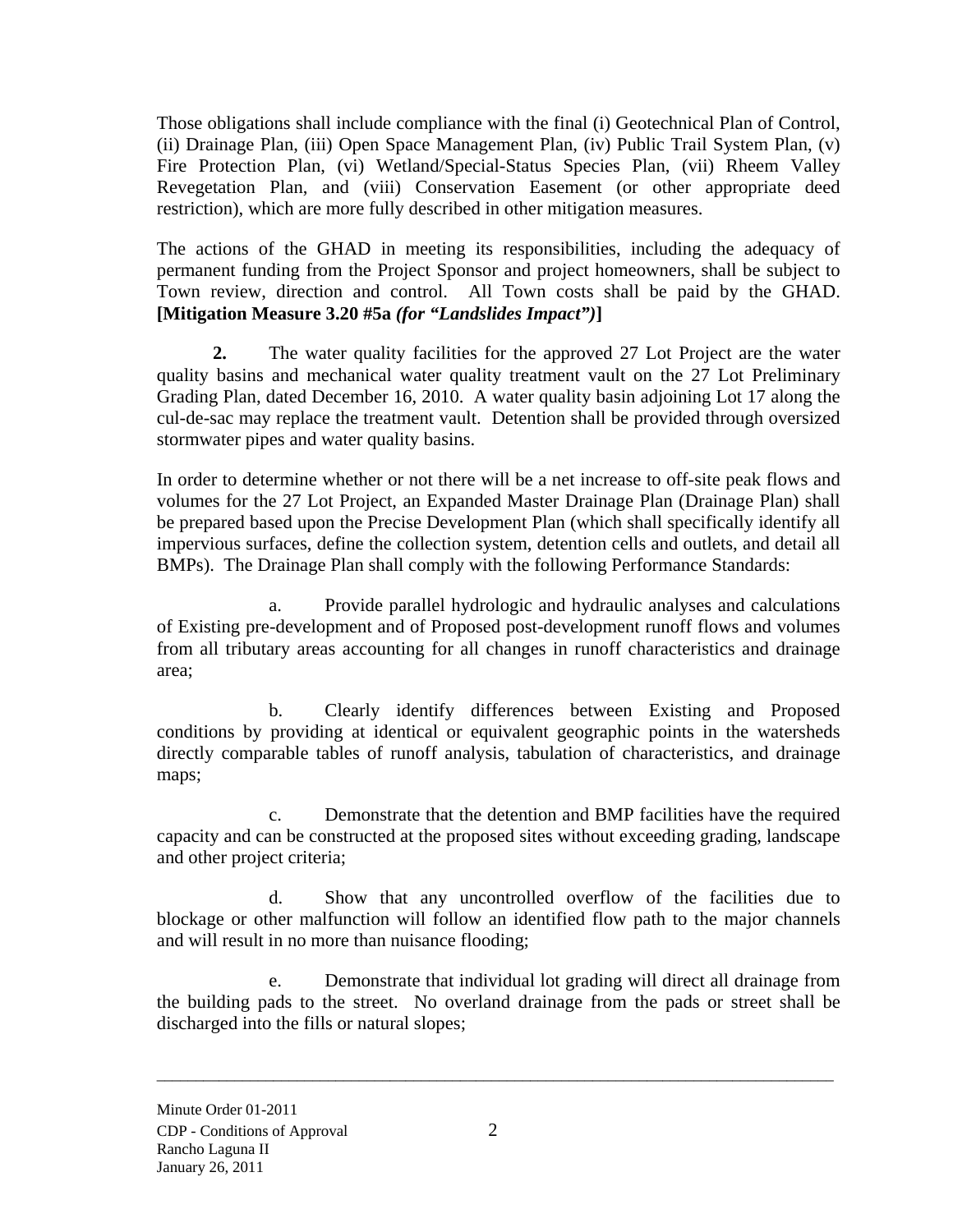Those obligations shall include compliance with the final (i) Geotechnical Plan of Control, (ii) Drainage Plan, (iii) Open Space Management Plan, (iv) Public Trail System Plan, (v) Fire Protection Plan, (vi) Wetland/Special-Status Species Plan, (vii) Rheem Valley Revegetation Plan, and (viii) Conservation Easement (or other appropriate deed restriction), which are more fully described in other mitigation measures.

The actions of the GHAD in meeting its responsibilities, including the adequacy of permanent funding from the Project Sponsor and project homeowners, shall be subject to Town review, direction and control. All Town costs shall be paid by the GHAD. **[Mitigation Measure 3.20 #5a *(for "Landslides Impact")*]**

**2.** The water quality facilities for the approved 27 Lot Project are the water quality basins and mechanical water quality treatment vault on the 27 Lot Preliminary Grading Plan, dated December 16, 2010. A water quality basin adjoining Lot 17 along the cul-de-sac may replace the treatment vault. Detention shall be provided through oversized stormwater pipes and water quality basins.

In order to determine whether or not there will be a net increase to off-site peak flows and volumes for the 27 Lot Project, an Expanded Master Drainage Plan (Drainage Plan) shall be prepared based upon the Precise Development Plan (which shall specifically identify all impervious surfaces, define the collection system, detention cells and outlets, and detail all BMPs). The Drainage Plan shall comply with the following Performance Standards:

a. Provide parallel hydrologic and hydraulic analyses and calculations of Existing pre-development and of Proposed post-development runoff flows and volumes from all tributary areas accounting for all changes in runoff characteristics and drainage area;

b. Clearly identify differences between Existing and Proposed conditions by providing at identical or equivalent geographic points in the watersheds directly comparable tables of runoff analysis, tabulation of characteristics, and drainage maps;

c. Demonstrate that the detention and BMP facilities have the required capacity and can be constructed at the proposed sites without exceeding grading, landscape and other project criteria;

d. Show that any uncontrolled overflow of the facilities due to blockage or other malfunction will follow an identified flow path to the major channels and will result in no more than nuisance flooding;

e. Demonstrate that individual lot grading will direct all drainage from the building pads to the street. No overland drainage from the pads or street shall be discharged into the fills or natural slopes;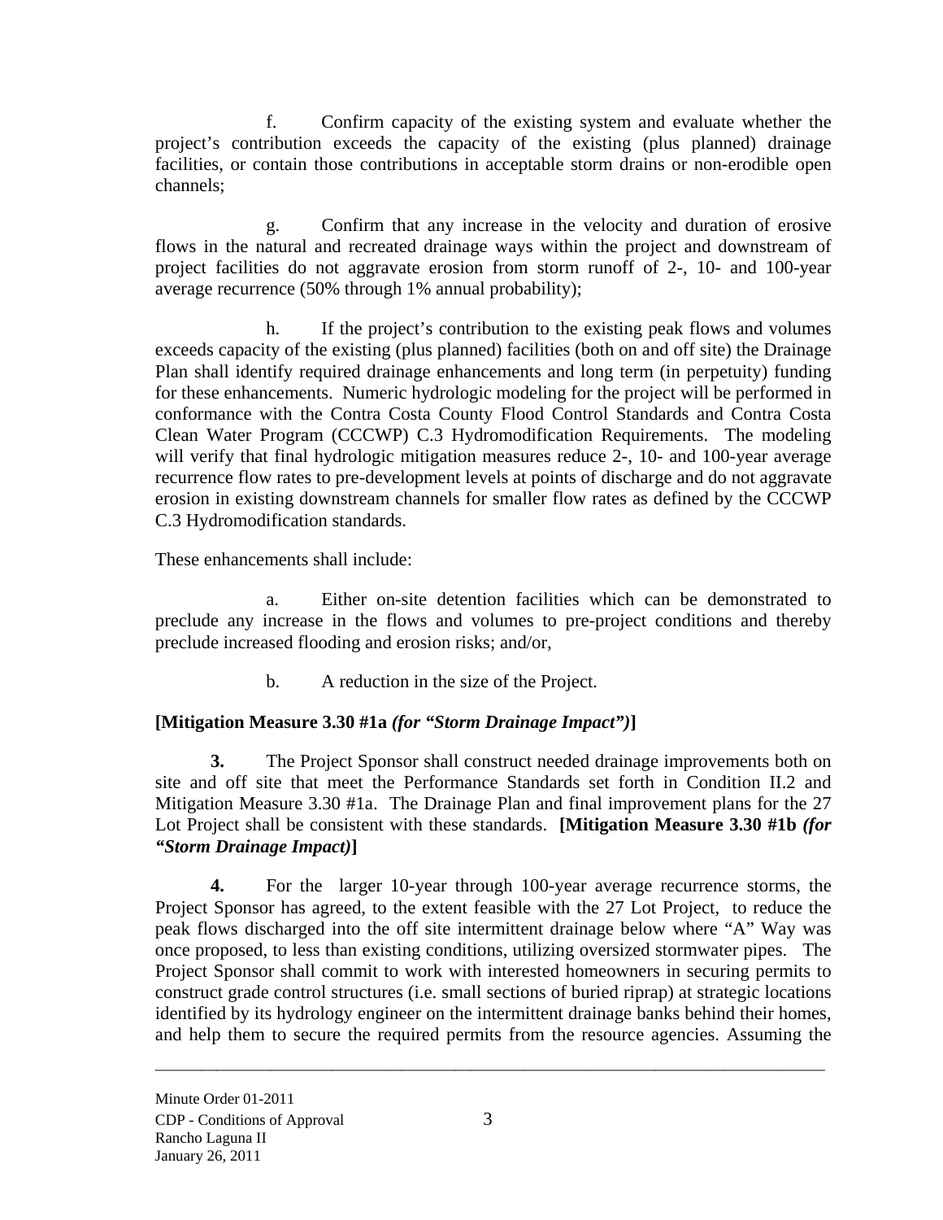f. Confirm capacity of the existing system and evaluate whether the project's contribution exceeds the capacity of the existing (plus planned) drainage facilities, or contain those contributions in acceptable storm drains or non-erodible open channels;

g. Confirm that any increase in the velocity and duration of erosive flows in the natural and recreated drainage ways within the project and downstream of project facilities do not aggravate erosion from storm runoff of 2-, 10- and 100-year average recurrence (50% through 1% annual probability);

h. If the project's contribution to the existing peak flows and volumes exceeds capacity of the existing (plus planned) facilities (both on and off site) the Drainage Plan shall identify required drainage enhancements and long term (in perpetuity) funding for these enhancements. Numeric hydrologic modeling for the project will be performed in conformance with the Contra Costa County Flood Control Standards and Contra Costa Clean Water Program (CCCWP) C.3 Hydromodification Requirements. The modeling will verify that final hydrologic mitigation measures reduce 2-, 10- and 100-year average recurrence flow rates to pre-development levels at points of discharge and do not aggravate erosion in existing downstream channels for smaller flow rates as defined by the CCCWP C.3 Hydromodification standards.

These enhancements shall include:

a. Either on-site detention facilities which can be demonstrated to preclude any increase in the flows and volumes to pre-project conditions and thereby preclude increased flooding and erosion risks; and/or,

b. A reduction in the size of the Project.

**[Mitigation Measure 3.30 #1a *(for "Storm Drainage Impact")*]**

**3.** The Project Sponsor shall construct needed drainage improvements both on site and off site that meet the Performance Standards set forth in Condition II.2 and Mitigation Measure 3.30 #1a. The Drainage Plan and final improvement plans for the 27 Lot Project shall be consistent with these standards. **[Mitigation Measure 3.30 #1b *(for "Storm Drainage Impact)*]**

**4.** For the larger 10-year through 100-year average recurrence storms, the Project Sponsor has agreed, to the extent feasible with the 27 Lot Project, to reduce the peak flows discharged into the off site intermittent drainage below where "A" Way was once proposed, to less than existing conditions, utilizing oversized stormwater pipes. The Project Sponsor shall commit to work with interested homeowners in securing permits to construct grade control structures (i.e. small sections of buried riprap) at strategic locations identified by its hydrology engineer on the intermittent drainage banks behind their homes, and help them to secure the required permits from the resource agencies. Assuming the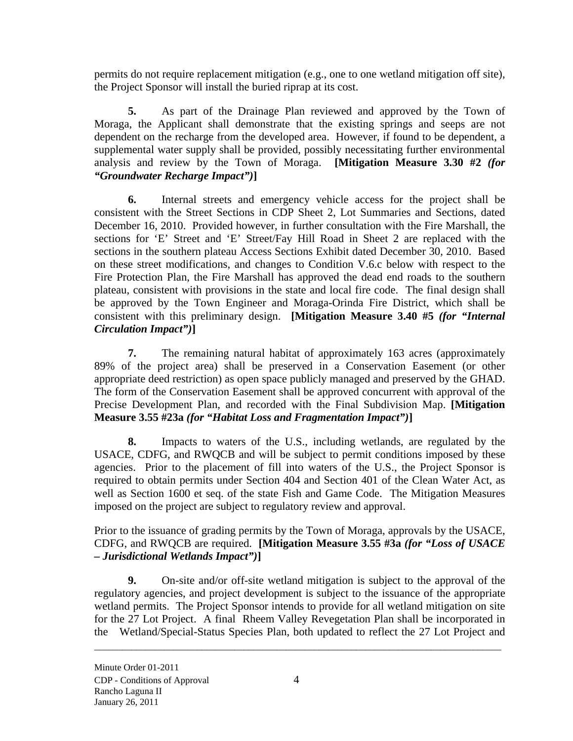permits do not require replacement mitigation (e.g., one to one wetland mitigation off site), the Project Sponsor will install the buried riprap at its cost.

**5.** As part of the Drainage Plan reviewed and approved by the Town of Moraga, the Applicant shall demonstrate that the existing springs and seeps are not dependent on the recharge from the developed area. However, if found to be dependent, a supplemental water supply shall be provided, possibly necessitating further environmental analysis and review by the Town of Moraga. **[Mitigation Measure 3.30 #2 *(for "Groundwater Recharge Impact")*]**

**6.** Internal streets and emergency vehicle access for the project shall be consistent with the Street Sections in CDP Sheet 2, Lot Summaries and Sections, dated December 16, 2010. Provided however, in further consultation with the Fire Marshall, the sections for 'E' Street and 'E' Street/Fay Hill Road in Sheet 2 are replaced with the sections in the southern plateau Access Sections Exhibit dated December 30, 2010. Based on these street modifications, and changes to Condition V.6.c below with respect to the Fire Protection Plan, the Fire Marshall has approved the dead end roads to the southern plateau, consistent with provisions in the state and local fire code. The final design shall be approved by the Town Engineer and Moraga-Orinda Fire District, which shall be consistent with this preliminary design. **[Mitigation Measure 3.40 #5 *(for "Internal Circulation Impact")*]**

**7.** The remaining natural habitat of approximately 163 acres (approximately 89% of the project area) shall be preserved in a Conservation Easement (or other appropriate deed restriction) as open space publicly managed and preserved by the GHAD. The form of the Conservation Easement shall be approved concurrent with approval of the Precise Development Plan, and recorded with the Final Subdivision Map. **[Mitigation Measure 3.55 #23a *(for "Habitat Loss and Fragmentation Impact")*]**

**8.** Impacts to waters of the U.S., including wetlands, are regulated by the USACE, CDFG, and RWQCB and will be subject to permit conditions imposed by these agencies. Prior to the placement of fill into waters of the U.S., the Project Sponsor is required to obtain permits under Section 404 and Section 401 of the Clean Water Act, as well as Section 1600 et seq. of the state Fish and Game Code. The Mitigation Measures imposed on the project are subject to regulatory review and approval.

Prior to the issuance of grading permits by the Town of Moraga, approvals by the USACE, CDFG, and RWQCB are required. **[Mitigation Measure 3.55 #3a *(for "Loss of USACE – Jurisdictional Wetlands Impact")*]**

**9.** On-site and/or off-site wetland mitigation is subject to the approval of the regulatory agencies, and project development is subject to the issuance of the appropriate wetland permits. The Project Sponsor intends to provide for all wetland mitigation on site for the 27 Lot Project. A final Rheem Valley Revegetation Plan shall be incorporated in the Wetland/Special-Status Species Plan, both updated to reflect the 27 Lot Project and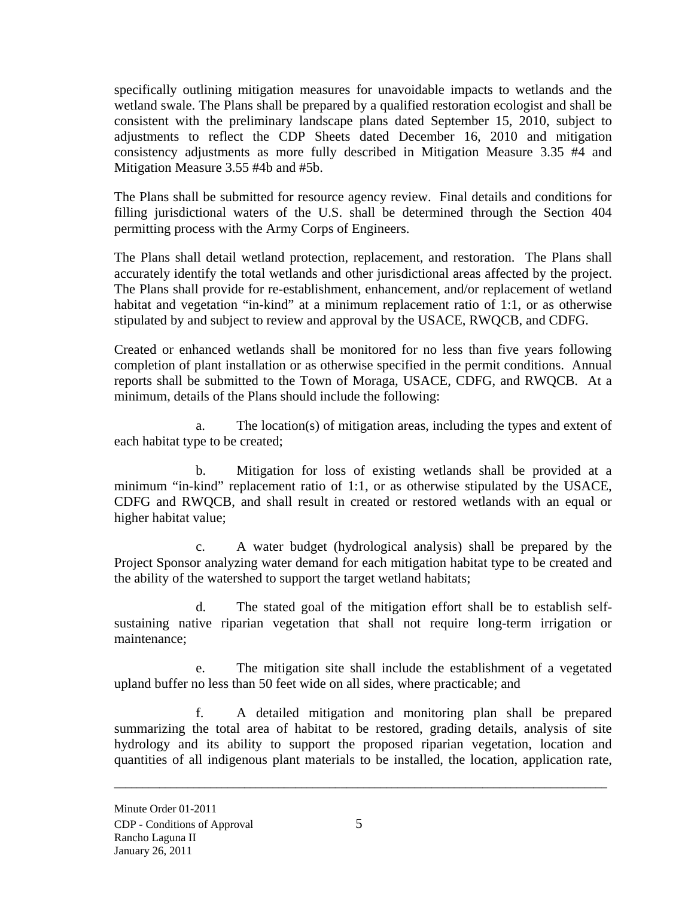specifically outlining mitigation measures for unavoidable impacts to wetlands and the wetland swale. The Plans shall be prepared by a qualified restoration ecologist and shall be consistent with the preliminary landscape plans dated September 15, 2010, subject to adjustments to reflect the CDP Sheets dated December 16, 2010 and mitigation consistency adjustments as more fully described in Mitigation Measure 3.35 #4 and Mitigation Measure 3.55 #4b and #5b.

The Plans shall be submitted for resource agency review. Final details and conditions for filling jurisdictional waters of the U.S. shall be determined through the Section 404 permitting process with the Army Corps of Engineers.

The Plans shall detail wetland protection, replacement, and restoration. The Plans shall accurately identify the total wetlands and other jurisdictional areas affected by the project. The Plans shall provide for re-establishment, enhancement, and/or replacement of wetland habitat and vegetation "in-kind" at a minimum replacement ratio of 1:1, or as otherwise stipulated by and subject to review and approval by the USACE, RWQCB, and CDFG.

Created or enhanced wetlands shall be monitored for no less than five years following completion of plant installation or as otherwise specified in the permit conditions. Annual reports shall be submitted to the Town of Moraga, USACE, CDFG, and RWQCB. At a minimum, details of the Plans should include the following:

a. The location(s) of mitigation areas, including the types and extent of each habitat type to be created;

b. Mitigation for loss of existing wetlands shall be provided at a minimum "in-kind" replacement ratio of 1:1, or as otherwise stipulated by the USACE, CDFG and RWQCB, and shall result in created or restored wetlands with an equal or higher habitat value;

c. A water budget (hydrological analysis) shall be prepared by the Project Sponsor analyzing water demand for each mitigation habitat type to be created and the ability of the watershed to support the target wetland habitats;

d. The stated goal of the mitigation effort shall be to establish self-sustaining native riparian vegetation that shall not require long-term irrigation or maintenance;

e. The mitigation site shall include the establishment of a vegetated upland buffer no less than 50 feet wide on all sides, where practicable; and

f. A detailed mitigation and monitoring plan shall be prepared summarizing the total area of habitat to be restored, grading details, analysis of site hydrology and its ability to support the proposed riparian vegetation, location and quantities of all indigenous plant materials to be installed, the location, application rate,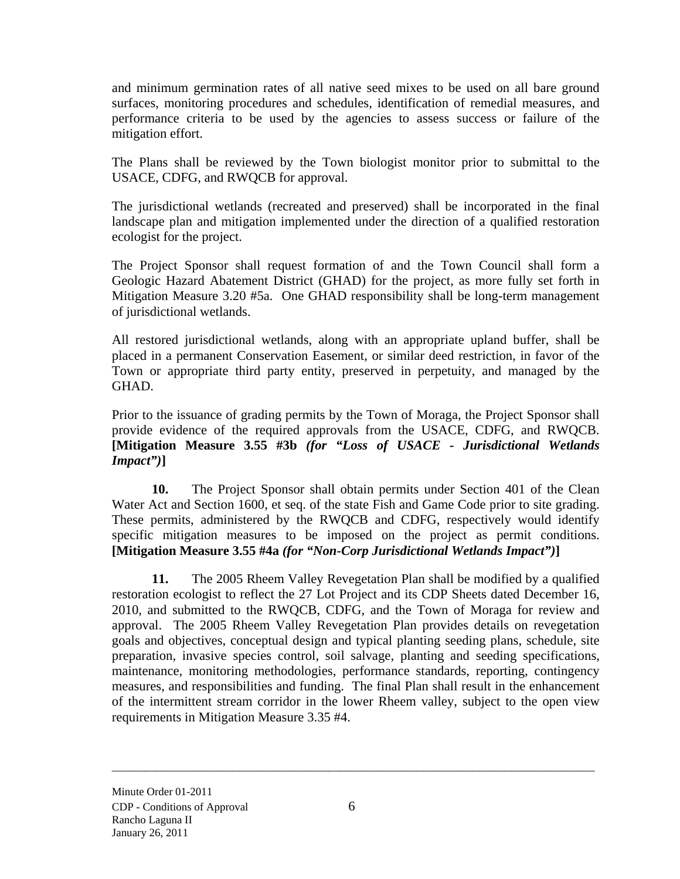and minimum germination rates of all native seed mixes to be used on all bare ground surfaces, monitoring procedures and schedules, identification of remedial measures, and performance criteria to be used by the agencies to assess success or failure of the mitigation effort.

The Plans shall be reviewed by the Town biologist monitor prior to submittal to the USACE, CDFG, and RWQCB for approval.

The jurisdictional wetlands (recreated and preserved) shall be incorporated in the final landscape plan and mitigation implemented under the direction of a qualified restoration ecologist for the project.

The Project Sponsor shall request formation of and the Town Council shall form a Geologic Hazard Abatement District (GHAD) for the project, as more fully set forth in Mitigation Measure 3.20 #5a. One GHAD responsibility shall be long-term management of jurisdictional wetlands.

All restored jurisdictional wetlands, along with an appropriate upland buffer, shall be placed in a permanent Conservation Easement, or similar deed restriction, in favor of the Town or appropriate third party entity, preserved in perpetuity, and managed by the GHAD.

Prior to the issuance of grading permits by the Town of Moraga, the Project Sponsor shall provide evidence of the required approvals from the USACE, CDFG, and RWQCB. **[Mitigation Measure 3.55 #3b *(for "Loss of USACE - Jurisdictional Wetlands Impact")*]**

**10.** The Project Sponsor shall obtain permits under Section 401 of the Clean Water Act and Section 1600, et seq. of the state Fish and Game Code prior to site grading. These permits, administered by the RWQCB and CDFG, respectively would identify specific mitigation measures to be imposed on the project as permit conditions. **[Mitigation Measure 3.55 #4a *(for "Non-Corp Jurisdictional Wetlands Impact")*]**

**11.** The 2005 Rheem Valley Revegetation Plan shall be modified by a qualified restoration ecologist to reflect the 27 Lot Project and its CDP Sheets dated December 16, 2010, and submitted to the RWQCB, CDFG, and the Town of Moraga for review and approval. The 2005 Rheem Valley Revegetation Plan provides details on revegetation goals and objectives, conceptual design and typical planting seeding plans, schedule, site preparation, invasive species control, soil salvage, planting and seeding specifications, maintenance, monitoring methodologies, performance standards, reporting, contingency measures, and responsibilities and funding. The final Plan shall result in the enhancement of the intermittent stream corridor in the lower Rheem valley, subject to the open view requirements in Mitigation Measure 3.35 #4.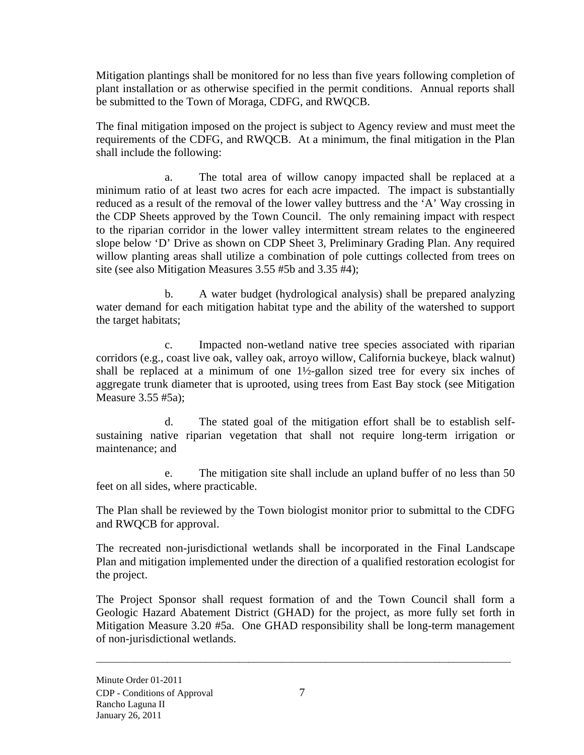Mitigation plantings shall be monitored for no less than five years following completion of plant installation or as otherwise specified in the permit conditions. Annual reports shall be submitted to the Town of Moraga, CDFG, and RWQCB.

The final mitigation imposed on the project is subject to Agency review and must meet the requirements of the CDFG, and RWQCB. At a minimum, the final mitigation in the Plan shall include the following:

a. The total area of willow canopy impacted shall be replaced at a minimum ratio of at least two acres for each acre impacted. The impact is substantially reduced as a result of the removal of the lower valley buttress and the 'A' Way crossing in the CDP Sheets approved by the Town Council. The only remaining impact with respect to the riparian corridor in the lower valley intermittent stream relates to the engineered slope below 'D' Drive as shown on CDP Sheet 3, Preliminary Grading Plan. Any required willow planting areas shall utilize a combination of pole cuttings collected from trees on site (see also Mitigation Measures 3.55 #5b and 3.35 #4);

b. A water budget (hydrological analysis) shall be prepared analyzing water demand for each mitigation habitat type and the ability of the watershed to support the target habitats;

c. Impacted non-wetland native tree species associated with riparian corridors (e.g., coast live oak, valley oak, arroyo willow, California buckeye, black walnut) shall be replaced at a minimum of one 1½-gallon sized tree for every six inches of aggregate trunk diameter that is uprooted, using trees from East Bay stock (see Mitigation Measure 3.55 #5a);

d. The stated goal of the mitigation effort shall be to establish self-sustaining native riparian vegetation that shall not require long-term irrigation or maintenance; and

e. The mitigation site shall include an upland buffer of no less than 50 feet on all sides, where practicable.

The Plan shall be reviewed by the Town biologist monitor prior to submittal to the CDFG and RWQCB for approval.

The recreated non-jurisdictional wetlands shall be incorporated in the Final Landscape Plan and mitigation implemented under the direction of a qualified restoration ecologist for the project.

The Project Sponsor shall request formation of and the Town Council shall form a Geologic Hazard Abatement District (GHAD) for the project, as more fully set forth in Mitigation Measure 3.20 #5a. One GHAD responsibility shall be long-term management of non-jurisdictional wetlands.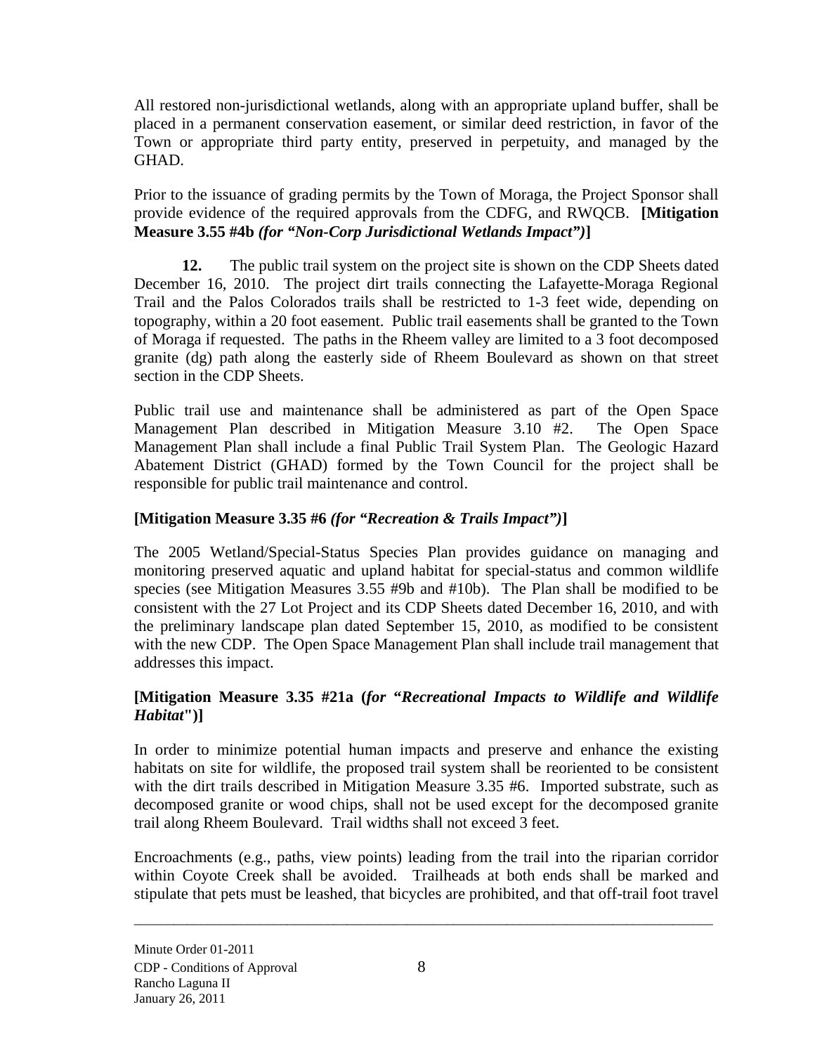All restored non-jurisdictional wetlands, along with an appropriate upland buffer, shall be placed in a permanent conservation easement, or similar deed restriction, in favor of the Town or appropriate third party entity, preserved in perpetuity, and managed by the GHAD.

Prior to the issuance of grading permits by the Town of Moraga, the Project Sponsor shall provide evidence of the required approvals from the CDFG, and RWQCB. **[Mitigation Measure 3.55 #4b *(for "Non-Corp Jurisdictional Wetlands Impact")*]**

**12.** The public trail system on the project site is shown on the CDP Sheets dated December 16, 2010. The project dirt trails connecting the Lafayette-Moraga Regional Trail and the Palos Colorados trails shall be restricted to 1-3 feet wide, depending on topography, within a 20 foot easement. Public trail easements shall be granted to the Town of Moraga if requested. The paths in the Rheem valley are limited to a 3 foot decomposed granite (dg) path along the easterly side of Rheem Boulevard as shown on that street section in the CDP Sheets.

Public trail use and maintenance shall be administered as part of the Open Space Management Plan described in Mitigation Measure 3.10 #2. The Open Space Management Plan shall include a final Public Trail System Plan. The Geologic Hazard Abatement District (GHAD) formed by the Town Council for the project shall be responsible for public trail maintenance and control.

**[Mitigation Measure 3.35 #6 *(for "Recreation & Trails Impact")*]**

The 2005 Wetland/Special-Status Species Plan provides guidance on managing and monitoring preserved aquatic and upland habitat for special-status and common wildlife species (see Mitigation Measures 3.55 #9b and #10b). The Plan shall be modified to be consistent with the 27 Lot Project and its CDP Sheets dated December 16, 2010, and with the preliminary landscape plan dated September 15, 2010, as modified to be consistent with the new CDP. The Open Space Management Plan shall include trail management that addresses this impact.

**[Mitigation Measure 3.35 #21a (*for "Recreational Impacts to Wildlife and Wildlife Habitat*")]**

In order to minimize potential human impacts and preserve and enhance the existing habitats on site for wildlife, the proposed trail system shall be reoriented to be consistent with the dirt trails described in Mitigation Measure 3.35 #6. Imported substrate, such as decomposed granite or wood chips, shall not be used except for the decomposed granite trail along Rheem Boulevard. Trail widths shall not exceed 3 feet.

Encroachments (e.g., paths, view points) leading from the trail into the riparian corridor within Coyote Creek shall be avoided. Trailheads at both ends shall be marked and stipulate that pets must be leashed, that bicycles are prohibited, and that off-trail foot travel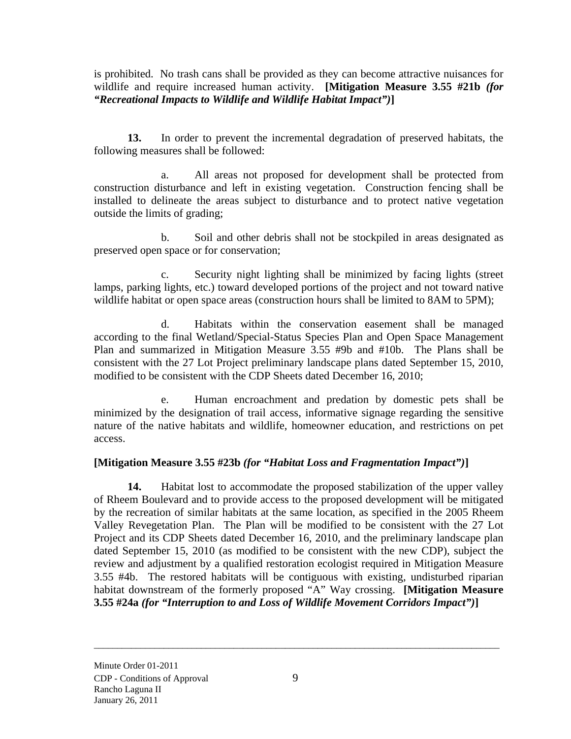is prohibited. No trash cans shall be provided as they can become attractive nuisances for wildlife and require increased human activity. **[Mitigation Measure 3.55 #21b *(for "Recreational Impacts to Wildlife and Wildlife Habitat Impact")*]**

**13.** In order to prevent the incremental degradation of preserved habitats, the following measures shall be followed:

a. All areas not proposed for development shall be protected from construction disturbance and left in existing vegetation. Construction fencing shall be installed to delineate the areas subject to disturbance and to protect native vegetation outside the limits of grading;

b. Soil and other debris shall not be stockpiled in areas designated as preserved open space or for conservation;

c. Security night lighting shall be minimized by facing lights (street lamps, parking lights, etc.) toward developed portions of the project and not toward native wildlife habitat or open space areas (construction hours shall be limited to 8AM to 5PM);

d. Habitats within the conservation easement shall be managed according to the final Wetland/Special-Status Species Plan and Open Space Management Plan and summarized in Mitigation Measure 3.55 #9b and #10b. The Plans shall be consistent with the 27 Lot Project preliminary landscape plans dated September 15, 2010, modified to be consistent with the CDP Sheets dated December 16, 2010;

e. Human encroachment and predation by domestic pets shall be minimized by the designation of trail access, informative signage regarding the sensitive nature of the native habitats and wildlife, homeowner education, and restrictions on pet access.

**[Mitigation Measure 3.55 #23b *(for "Habitat Loss and Fragmentation Impact")*]**

**14.** Habitat lost to accommodate the proposed stabilization of the upper valley of Rheem Boulevard and to provide access to the proposed development will be mitigated by the recreation of similar habitats at the same location, as specified in the 2005 Rheem Valley Revegetation Plan. The Plan will be modified to be consistent with the 27 Lot Project and its CDP Sheets dated December 16, 2010, and the preliminary landscape plan dated September 15, 2010 (as modified to be consistent with the new CDP), subject the review and adjustment by a qualified restoration ecologist required in Mitigation Measure 3.55 #4b. The restored habitats will be contiguous with existing, undisturbed riparian habitat downstream of the formerly proposed "A" Way crossing. **[Mitigation Measure 3.55 #24a *(for "Interruption to and Loss of Wildlife Movement Corridors Impact")*]**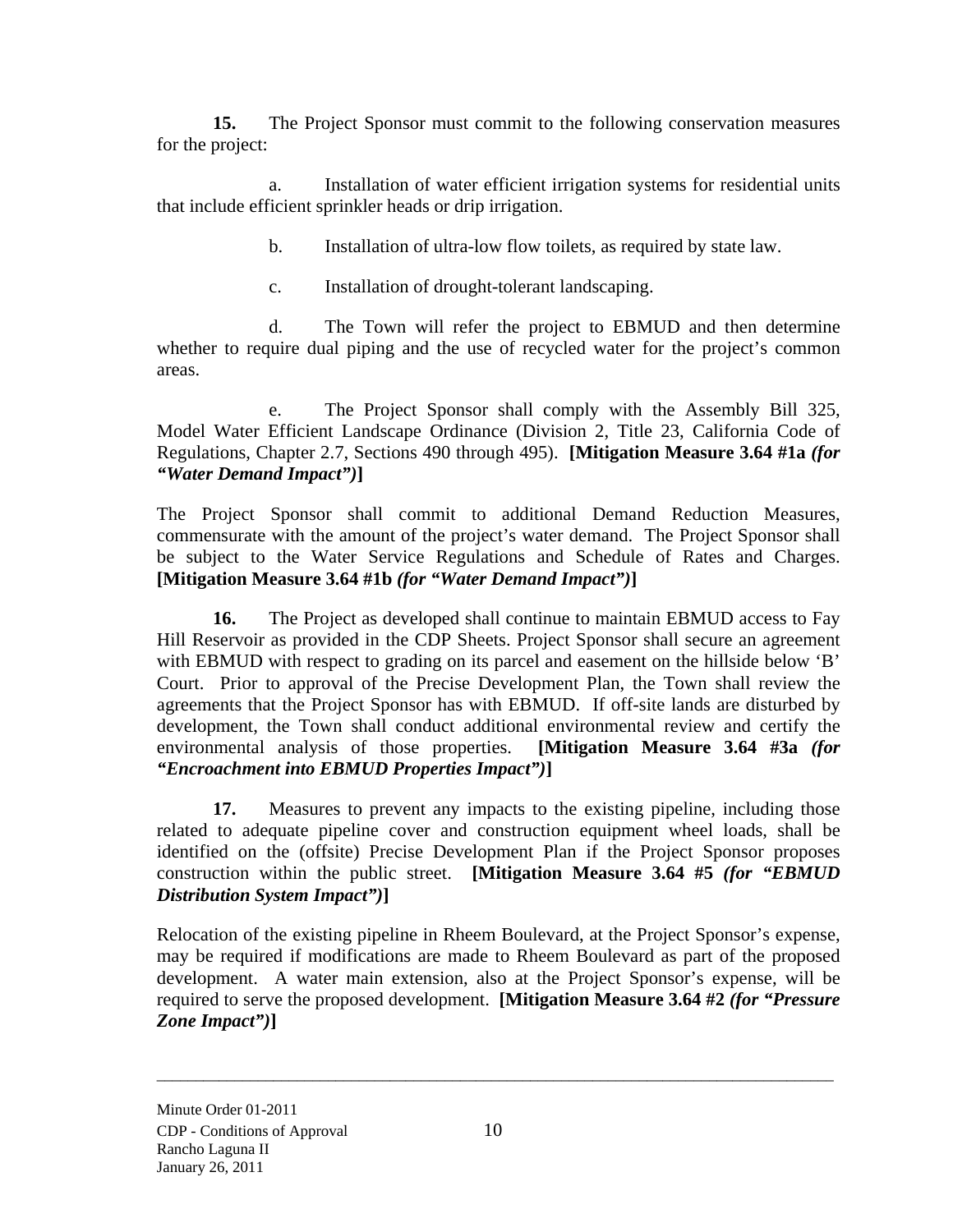**15.** The Project Sponsor must commit to the following conservation measures for the project:

a. Installation of water efficient irrigation systems for residential units that include efficient sprinkler heads or drip irrigation.

b. Installation of ultra-low flow toilets, as required by state law.

c. Installation of drought-tolerant landscaping.

d. The Town will refer the project to EBMUD and then determine whether to require dual piping and the use of recycled water for the project's common areas.

e. The Project Sponsor shall comply with the Assembly Bill 325, Model Water Efficient Landscape Ordinance (Division 2, Title 23, California Code of Regulations, Chapter 2.7, Sections 490 through 495). **[Mitigation Measure 3.64 #1a *(for "Water Demand Impact")*]**

The Project Sponsor shall commit to additional Demand Reduction Measures, commensurate with the amount of the project's water demand. The Project Sponsor shall be subject to the Water Service Regulations and Schedule of Rates and Charges. **[Mitigation Measure 3.64 #1b *(for "Water Demand Impact")*]**

**16.** The Project as developed shall continue to maintain EBMUD access to Fay Hill Reservoir as provided in the CDP Sheets. Project Sponsor shall secure an agreement with EBMUD with respect to grading on its parcel and easement on the hillside below 'B' Court. Prior to approval of the Precise Development Plan, the Town shall review the agreements that the Project Sponsor has with EBMUD. If off-site lands are disturbed by development, the Town shall conduct additional environmental review and certify the environmental analysis of those properties. **[Mitigation Measure 3.64 #3a *(for "Encroachment into EBMUD Properties Impact")*]**

**17.** Measures to prevent any impacts to the existing pipeline, including those related to adequate pipeline cover and construction equipment wheel loads, shall be identified on the (offsite) Precise Development Plan if the Project Sponsor proposes construction within the public street. **[Mitigation Measure 3.64 #5 *(for "EBMUD Distribution System Impact")*]**

Relocation of the existing pipeline in Rheem Boulevard, at the Project Sponsor's expense, may be required if modifications are made to Rheem Boulevard as part of the proposed development. A water main extension, also at the Project Sponsor's expense, will be required to serve the proposed development. **[Mitigation Measure 3.64 #2 *(for "Pressure Zone Impact")*]**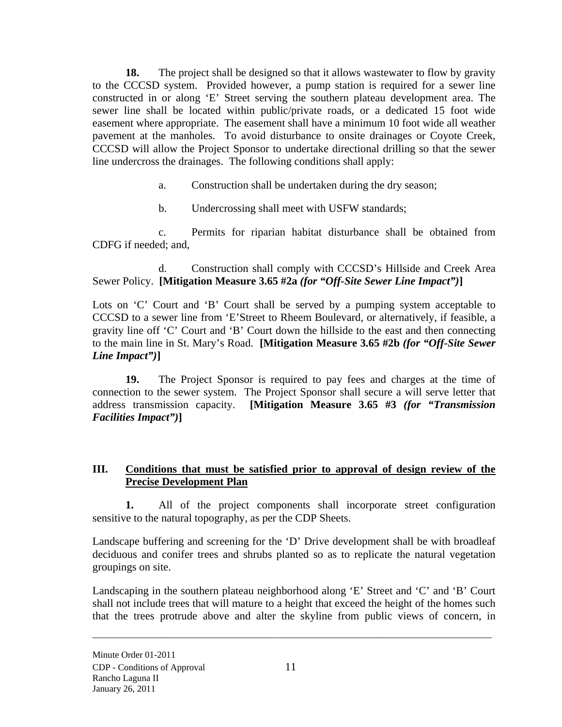**18.** The project shall be designed so that it allows wastewater to flow by gravity to the CCCSD system. Provided however, a pump station is required for a sewer line constructed in or along 'E' Street serving the southern plateau development area. The sewer line shall be located within public/private roads, or a dedicated 15 foot wide easement where appropriate. The easement shall have a minimum 10 foot wide all weather pavement at the manholes. To avoid disturbance to onsite drainages or Coyote Creek, CCCSD will allow the Project Sponsor to undertake directional drilling so that the sewer line undercross the drainages. The following conditions shall apply:

a. Construction shall be undertaken during the dry season;

b. Undercrossing shall meet with USFW standards;

c. Permits for riparian habitat disturbance shall be obtained from CDFG if needed; and,

d. Construction shall comply with CCCSD's Hillside and Creek Area Sewer Policy. **[Mitigation Measure 3.65 #2a *(for "Off-Site Sewer Line Impact")*]**

Lots on 'C' Court and 'B' Court shall be served by a pumping system acceptable to CCCSD to a sewer line from 'E'Street to Rheem Boulevard, or alternatively, if feasible, a gravity line off 'C' Court and 'B' Court down the hillside to the east and then connecting to the main line in St. Mary's Road. **[Mitigation Measure 3.65 #2b *(for "Off-Site Sewer Line Impact")*]**

**19.** The Project Sponsor is required to pay fees and charges at the time of connection to the sewer system. The Project Sponsor shall secure a will serve letter that address transmission capacity. **[Mitigation Measure 3.65 #3 *(for "Transmission Facilities Impact")*]**

## III. <u>Conditions that must be satisfied prior to approval of design review of the Precise Development Plan</u>

**1.** All of the project components shall incorporate street configuration sensitive to the natural topography, as per the CDP Sheets.

Landscape buffering and screening for the 'D' Drive development shall be with broadleaf deciduous and conifer trees and shrubs planted so as to replicate the natural vegetation groupings on site.

Landscaping in the southern plateau neighborhood along 'E' Street and 'C' and 'B' Court shall not include trees that will mature to a height that exceed the height of the homes such that the trees protrude above and alter the skyline from public views of concern, in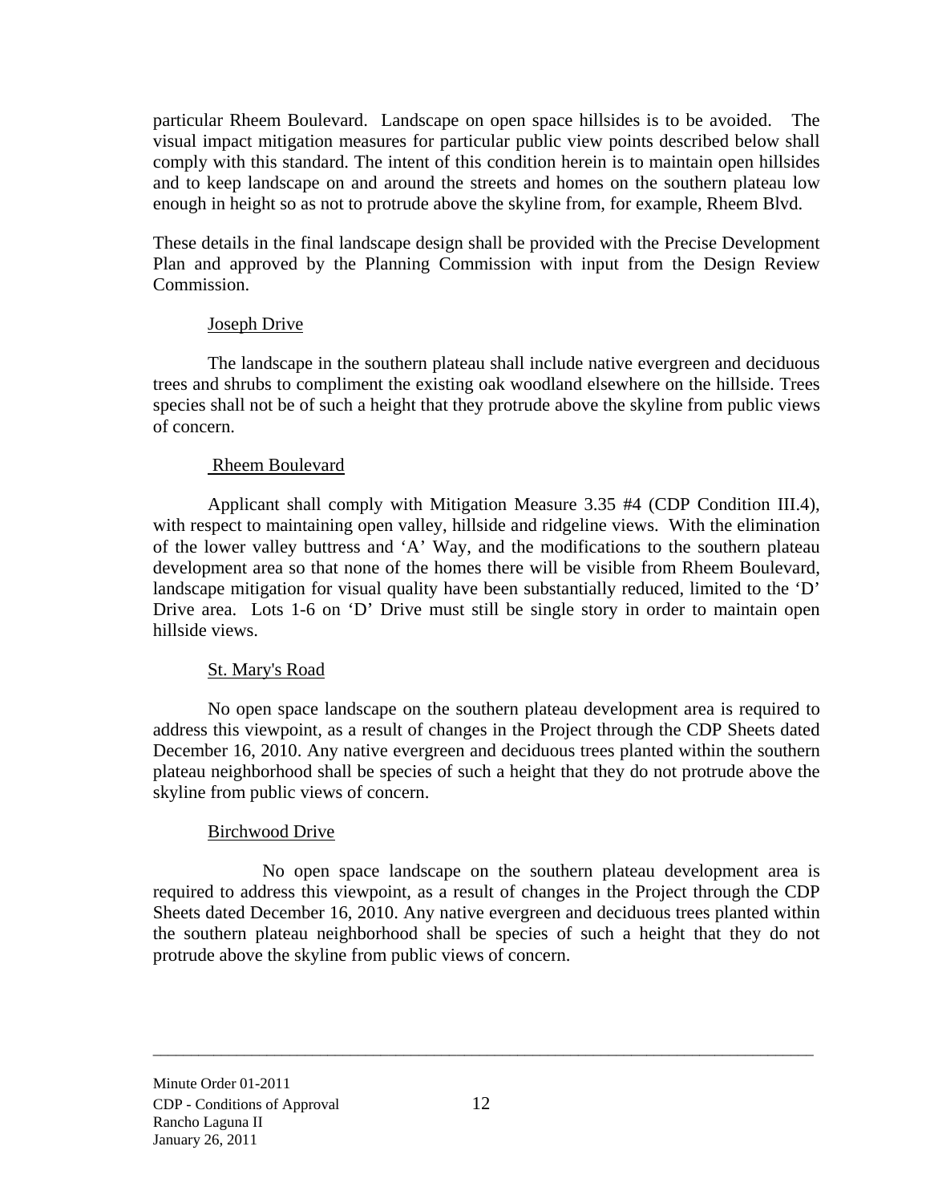particular Rheem Boulevard. Landscape on open space hillsides is to be avoided. The visual impact mitigation measures for particular public view points described below shall comply with this standard. The intent of this condition herein is to maintain open hillsides and to keep landscape on and around the streets and homes on the southern plateau low enough in height so as not to protrude above the skyline from, for example, Rheem Blvd.

These details in the final landscape design shall be provided with the Precise Development Plan and approved by the Planning Commission with input from the Design Review Commission.

<u>Joseph Drive</u>

The landscape in the southern plateau shall include native evergreen and deciduous trees and shrubs to compliment the existing oak woodland elsewhere on the hillside. Trees species shall not be of such a height that they protrude above the skyline from public views of concern.

<u>Rheem Boulevard</u>

Applicant shall comply with Mitigation Measure 3.35 #4 (CDP Condition III.4), with respect to maintaining open valley, hillside and ridgeline views. With the elimination of the lower valley buttress and 'A' Way, and the modifications to the southern plateau development area so that none of the homes there will be visible from Rheem Boulevard, landscape mitigation for visual quality have been substantially reduced, limited to the 'D' Drive area. Lots 1-6 on 'D' Drive must still be single story in order to maintain open hillside views.

<u>St. Mary's Road</u>

No open space landscape on the southern plateau development area is required to address this viewpoint, as a result of changes in the Project through the CDP Sheets dated December 16, 2010. Any native evergreen and deciduous trees planted within the southern plateau neighborhood shall be species of such a height that they do not protrude above the skyline from public views of concern.

<u>Birchwood Drive</u>

No open space landscape on the southern plateau development area is required to address this viewpoint, as a result of changes in the Project through the CDP Sheets dated December 16, 2010. Any native evergreen and deciduous trees planted within the southern plateau neighborhood shall be species of such a height that they do not protrude above the skyline from public views of concern.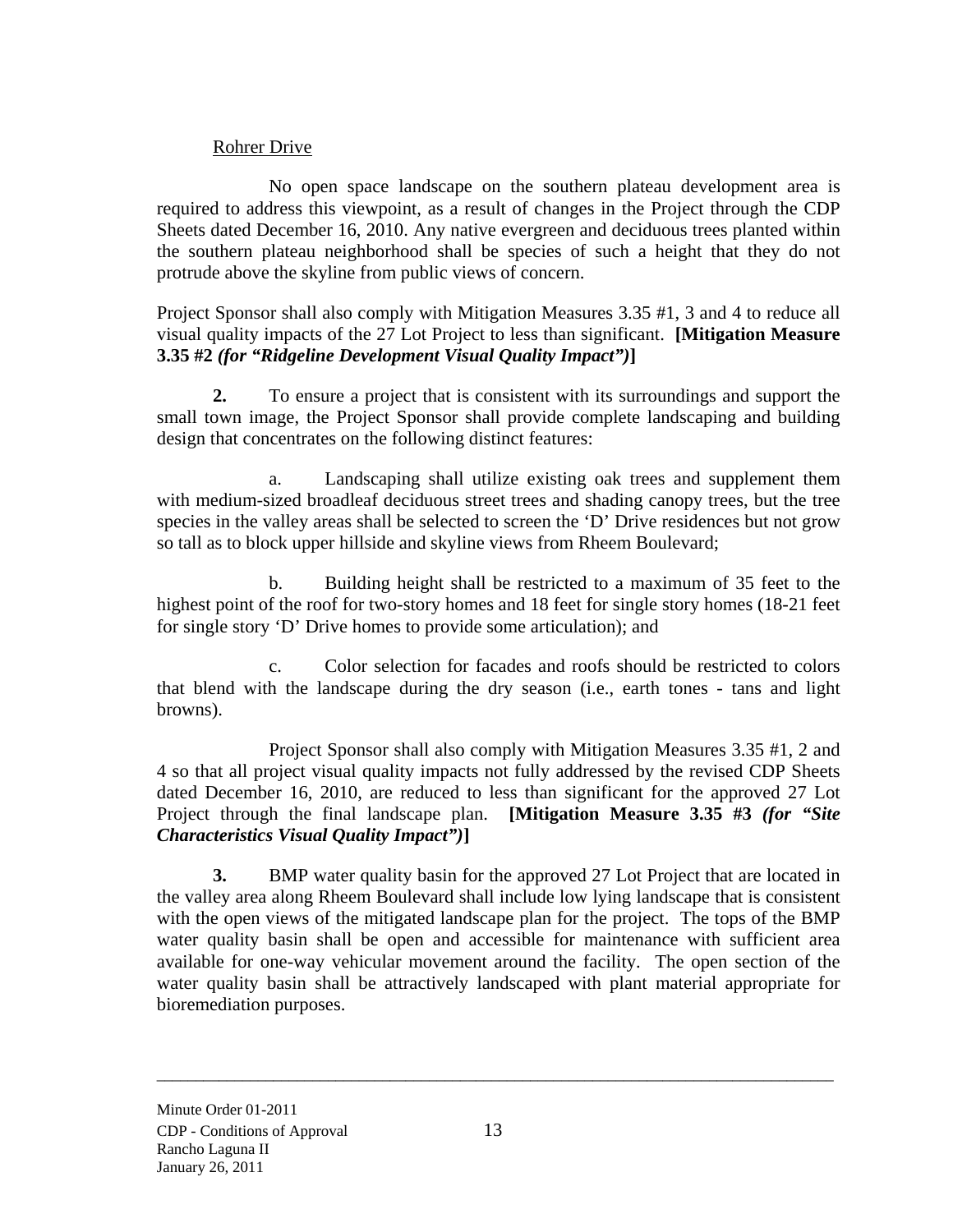Rohrer Drive

No open space landscape on the southern plateau development area is required to address this viewpoint, as a result of changes in the Project through the CDP Sheets dated December 16, 2010. Any native evergreen and deciduous trees planted within the southern plateau neighborhood shall be species of such a height that they do not protrude above the skyline from public views of concern.

Project Sponsor shall also comply with Mitigation Measures 3.35 #1, 3 and 4 to reduce all visual quality impacts of the 27 Lot Project to less than significant. **[Mitigation Measure 3.35 #2 *(for "Ridgeline Development Visual Quality Impact")*]**

**2.** To ensure a project that is consistent with its surroundings and support the small town image, the Project Sponsor shall provide complete landscaping and building design that concentrates on the following distinct features:

a. Landscaping shall utilize existing oak trees and supplement them with medium-sized broadleaf deciduous street trees and shading canopy trees, but the tree species in the valley areas shall be selected to screen the 'D' Drive residences but not grow so tall as to block upper hillside and skyline views from Rheem Boulevard;

b. Building height shall be restricted to a maximum of 35 feet to the highest point of the roof for two-story homes and 18 feet for single story homes (18-21 feet for single story 'D' Drive homes to provide some articulation); and

c. Color selection for facades and roofs should be restricted to colors that blend with the landscape during the dry season (i.e., earth tones - tans and light browns).

Project Sponsor shall also comply with Mitigation Measures 3.35 #1, 2 and 4 so that all project visual quality impacts not fully addressed by the revised CDP Sheets dated December 16, 2010, are reduced to less than significant for the approved 27 Lot Project through the final landscape plan. **[Mitigation Measure 3.35 #3 *(for "Site Characteristics Visual Quality Impact")*]**

**3.** BMP water quality basin for the approved 27 Lot Project that are located in the valley area along Rheem Boulevard shall include low lying landscape that is consistent with the open views of the mitigated landscape plan for the project. The tops of the BMP water quality basin shall be open and accessible for maintenance with sufficient area available for one-way vehicular movement around the facility. The open section of the water quality basin shall be attractively landscaped with plant material appropriate for bioremediation purposes.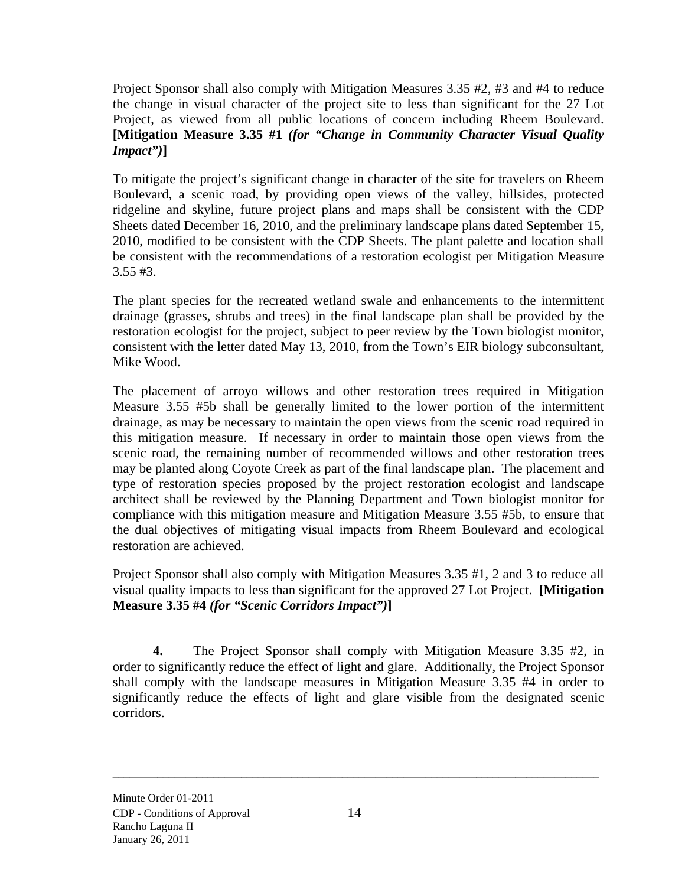Project Sponsor shall also comply with Mitigation Measures 3.35 #2, #3 and #4 to reduce the change in visual character of the project site to less than significant for the 27 Lot Project, as viewed from all public locations of concern including Rheem Boulevard. **[Mitigation Measure 3.35 #1 *(for "Change in Community Character Visual Quality Impact")*]**

To mitigate the project's significant change in character of the site for travelers on Rheem Boulevard, a scenic road, by providing open views of the valley, hillsides, protected ridgeline and skyline, future project plans and maps shall be consistent with the CDP Sheets dated December 16, 2010, and the preliminary landscape plans dated September 15, 2010, modified to be consistent with the CDP Sheets. The plant palette and location shall be consistent with the recommendations of a restoration ecologist per Mitigation Measure 3.55 #3.

The plant species for the recreated wetland swale and enhancements to the intermittent drainage (grasses, shrubs and trees) in the final landscape plan shall be provided by the restoration ecologist for the project, subject to peer review by the Town biologist monitor, consistent with the letter dated May 13, 2010, from the Town's EIR biology subconsultant, Mike Wood.

The placement of arroyo willows and other restoration trees required in Mitigation Measure 3.55 #5b shall be generally limited to the lower portion of the intermittent drainage, as may be necessary to maintain the open views from the scenic road required in this mitigation measure. If necessary in order to maintain those open views from the scenic road, the remaining number of recommended willows and other restoration trees may be planted along Coyote Creek as part of the final landscape plan. The placement and type of restoration species proposed by the project restoration ecologist and landscape architect shall be reviewed by the Planning Department and Town biologist monitor for compliance with this mitigation measure and Mitigation Measure 3.55 #5b, to ensure that the dual objectives of mitigating visual impacts from Rheem Boulevard and ecological restoration are achieved.

Project Sponsor shall also comply with Mitigation Measures 3.35 #1, 2 and 3 to reduce all visual quality impacts to less than significant for the approved 27 Lot Project. **[Mitigation Measure 3.35 #4 *(for "Scenic Corridors Impact")*]**

**4.** The Project Sponsor shall comply with Mitigation Measure 3.35 #2, in order to significantly reduce the effect of light and glare. Additionally, the Project Sponsor shall comply with the landscape measures in Mitigation Measure 3.35 #4 in order to significantly reduce the effects of light and glare visible from the designated scenic corridors.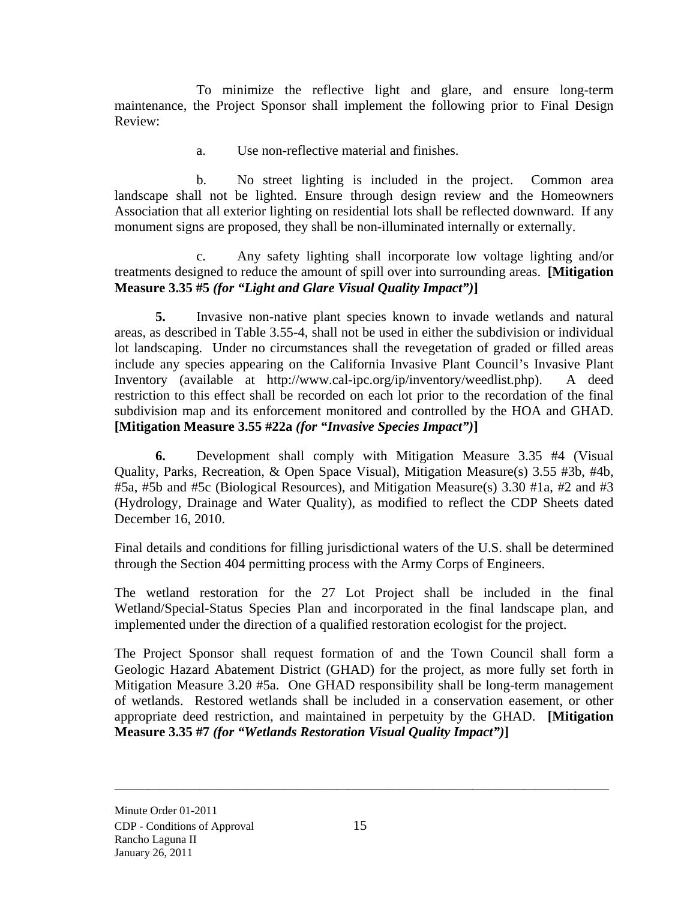To minimize the reflective light and glare, and ensure long-term maintenance, the Project Sponsor shall implement the following prior to Final Design Review:

a. Use non-reflective material and finishes.

b. No street lighting is included in the project. Common area landscape shall not be lighted. Ensure through design review and the Homeowners Association that all exterior lighting on residential lots shall be reflected downward. If any monument signs are proposed, they shall be non-illuminated internally or externally.

c. Any safety lighting shall incorporate low voltage lighting and/or treatments designed to reduce the amount of spill over into surrounding areas. **[Mitigation Measure 3.35 #5 *(for "Light and Glare Visual Quality Impact")*]**

**5.** Invasive non-native plant species known to invade wetlands and natural areas, as described in Table 3.55-4, shall not be used in either the subdivision or individual lot landscaping. Under no circumstances shall the revegetation of graded or filled areas include any species appearing on the California Invasive Plant Council's Invasive Plant Inventory (available at http://www.cal-ipc.org/ip/inventory/weedlist.php). A deed restriction to this effect shall be recorded on each lot prior to the recordation of the final subdivision map and its enforcement monitored and controlled by the HOA and GHAD. **[Mitigation Measure 3.55 #22a *(for "Invasive Species Impact")*]**

**6.** Development shall comply with Mitigation Measure 3.35 #4 (Visual Quality, Parks, Recreation, & Open Space Visual), Mitigation Measure(s) 3.55 #3b, #4b, #5a, #5b and #5c (Biological Resources), and Mitigation Measure(s) 3.30 #1a, #2 and #3 (Hydrology, Drainage and Water Quality), as modified to reflect the CDP Sheets dated December 16, 2010.

Final details and conditions for filling jurisdictional waters of the U.S. shall be determined through the Section 404 permitting process with the Army Corps of Engineers.

The wetland restoration for the 27 Lot Project shall be included in the final Wetland/Special-Status Species Plan and incorporated in the final landscape plan, and implemented under the direction of a qualified restoration ecologist for the project.

The Project Sponsor shall request formation of and the Town Council shall form a Geologic Hazard Abatement District (GHAD) for the project, as more fully set forth in Mitigation Measure 3.20 #5a. One GHAD responsibility shall be long-term management of wetlands. Restored wetlands shall be included in a conservation easement, or other appropriate deed restriction, and maintained in perpetuity by the GHAD. **[Mitigation Measure 3.35 #7 *(for "Wetlands Restoration Visual Quality Impact")*]**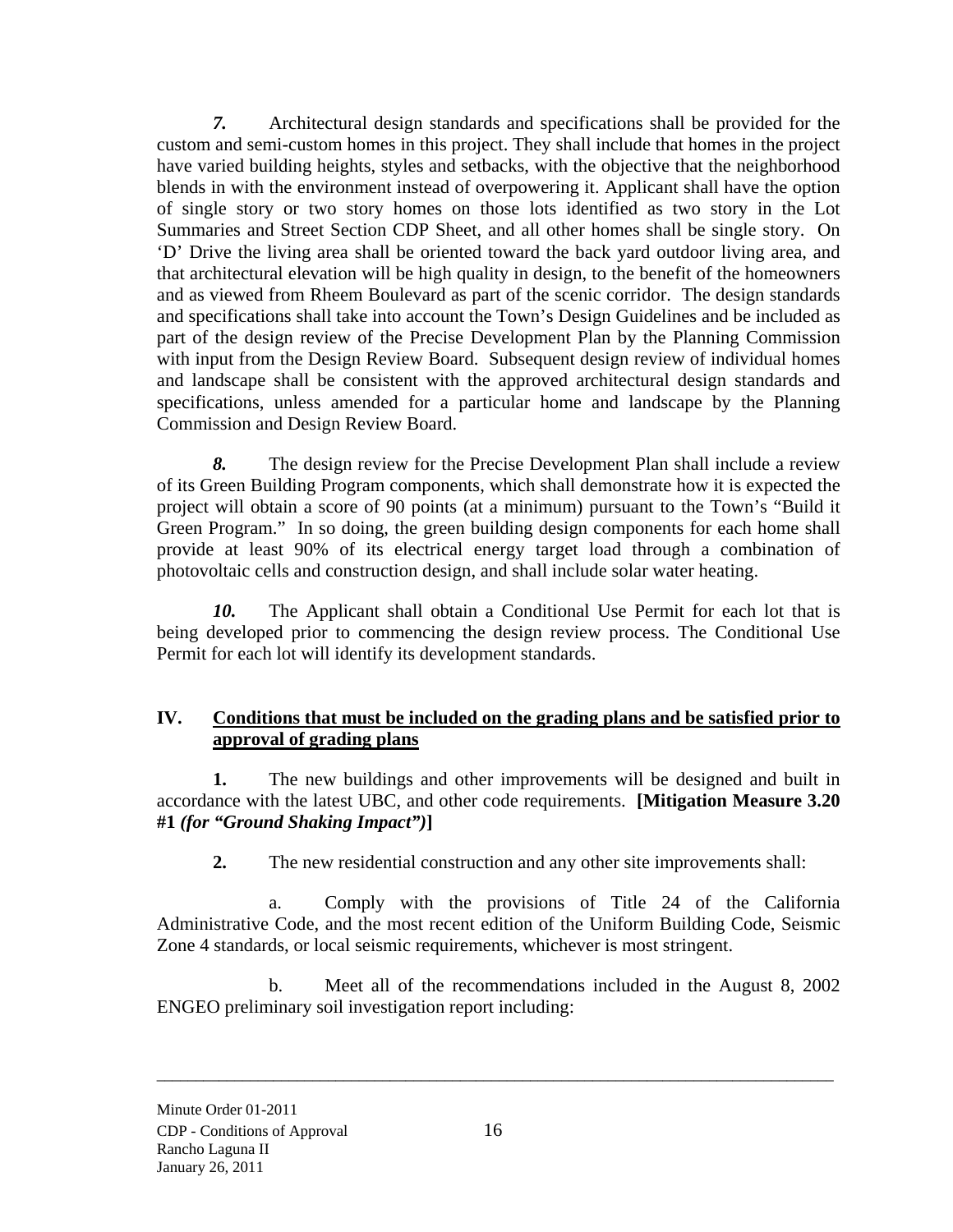***7.*** Architectural design standards and specifications shall be provided for the custom and semi-custom homes in this project. They shall include that homes in the project have varied building heights, styles and setbacks, with the objective that the neighborhood blends in with the environment instead of overpowering it. Applicant shall have the option of single story or two story homes on those lots identified as two story in the Lot Summaries and Street Section CDP Sheet, and all other homes shall be single story. On 'D' Drive the living area shall be oriented toward the back yard outdoor living area, and that architectural elevation will be high quality in design, to the benefit of the homeowners and as viewed from Rheem Boulevard as part of the scenic corridor. The design standards and specifications shall take into account the Town's Design Guidelines and be included as part of the design review of the Precise Development Plan by the Planning Commission with input from the Design Review Board. Subsequent design review of individual homes and landscape shall be consistent with the approved architectural design standards and specifications, unless amended for a particular home and landscape by the Planning Commission and Design Review Board.

***8.*** The design review for the Precise Development Plan shall include a review of its Green Building Program components, which shall demonstrate how it is expected the project will obtain a score of 90 points (at a minimum) pursuant to the Town's "Build it Green Program." In so doing, the green building design components for each home shall provide at least 90% of its electrical energy target load through a combination of photovoltaic cells and construction design, and shall include solar water heating.

***10.*** The Applicant shall obtain a Conditional Use Permit for each lot that is being developed prior to commencing the design review process. The Conditional Use Permit for each lot will identify its development standards.

## IV. Conditions that must be included on the grading plans and be satisfied prior to approval of grading plans

**1.** The new buildings and other improvements will be designed and built in accordance with the latest UBC, and other code requirements. **[Mitigation Measure 3.20 #1 *(for "Ground Shaking Impact")*]**

**2.** The new residential construction and any other site improvements shall:

a. Comply with the provisions of Title 24 of the California Administrative Code, and the most recent edition of the Uniform Building Code, Seismic Zone 4 standards, or local seismic requirements, whichever is most stringent.

b. Meet all of the recommendations included in the August 8, 2002 ENGEO preliminary soil investigation report including:

Minute Order 01-2011
CDP - Conditions of Approval
Rancho Laguna II
January 26, 2011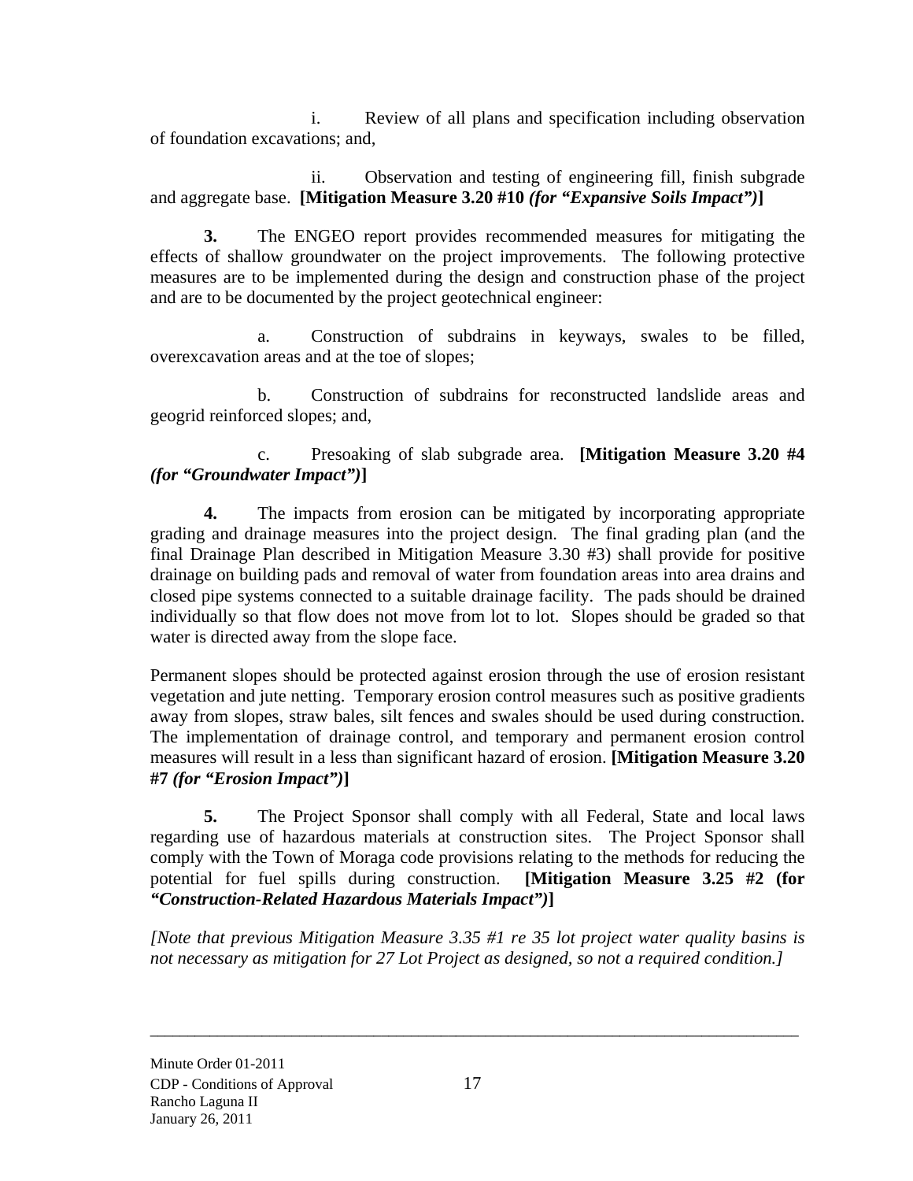i. Review of all plans and specification including observation of foundation excavations; and,

ii. Observation and testing of engineering fill, finish subgrade and aggregate base. **[Mitigation Measure 3.20 #10 *(for "Expansive Soils Impact")*]**

**3.** The ENGEO report provides recommended measures for mitigating the effects of shallow groundwater on the project improvements. The following protective measures are to be implemented during the design and construction phase of the project and are to be documented by the project geotechnical engineer:

a. Construction of subdrains in keyways, swales to be filled, overexcavation areas and at the toe of slopes;

b. Construction of subdrains for reconstructed landslide areas and geogrid reinforced slopes; and,

c. Presoaking of slab subgrade area. **[Mitigation Measure 3.20 #4 *(for "Groundwater Impact")*]**

**4.** The impacts from erosion can be mitigated by incorporating appropriate grading and drainage measures into the project design. The final grading plan (and the final Drainage Plan described in Mitigation Measure 3.30 #3) shall provide for positive drainage on building pads and removal of water from foundation areas into area drains and closed pipe systems connected to a suitable drainage facility. The pads should be drained individually so that flow does not move from lot to lot. Slopes should be graded so that water is directed away from the slope face.

Permanent slopes should be protected against erosion through the use of erosion resistant vegetation and jute netting. Temporary erosion control measures such as positive gradients away from slopes, straw bales, silt fences and swales should be used during construction. The implementation of drainage control, and temporary and permanent erosion control measures will result in a less than significant hazard of erosion. **[Mitigation Measure 3.20 #7 *(for "Erosion Impact")*]**

**5.** The Project Sponsor shall comply with all Federal, State and local laws regarding use of hazardous materials at construction sites. The Project Sponsor shall comply with the Town of Moraga code provisions relating to the methods for reducing the potential for fuel spills during construction. **[Mitigation Measure 3.25 #2 (for *"Construction-Related Hazardous Materials Impact")*]**

*[Note that previous Mitigation Measure 3.35 #1 re 35 lot project water quality basins is not necessary as mitigation for 27 Lot Project as designed, so not a required condition.]*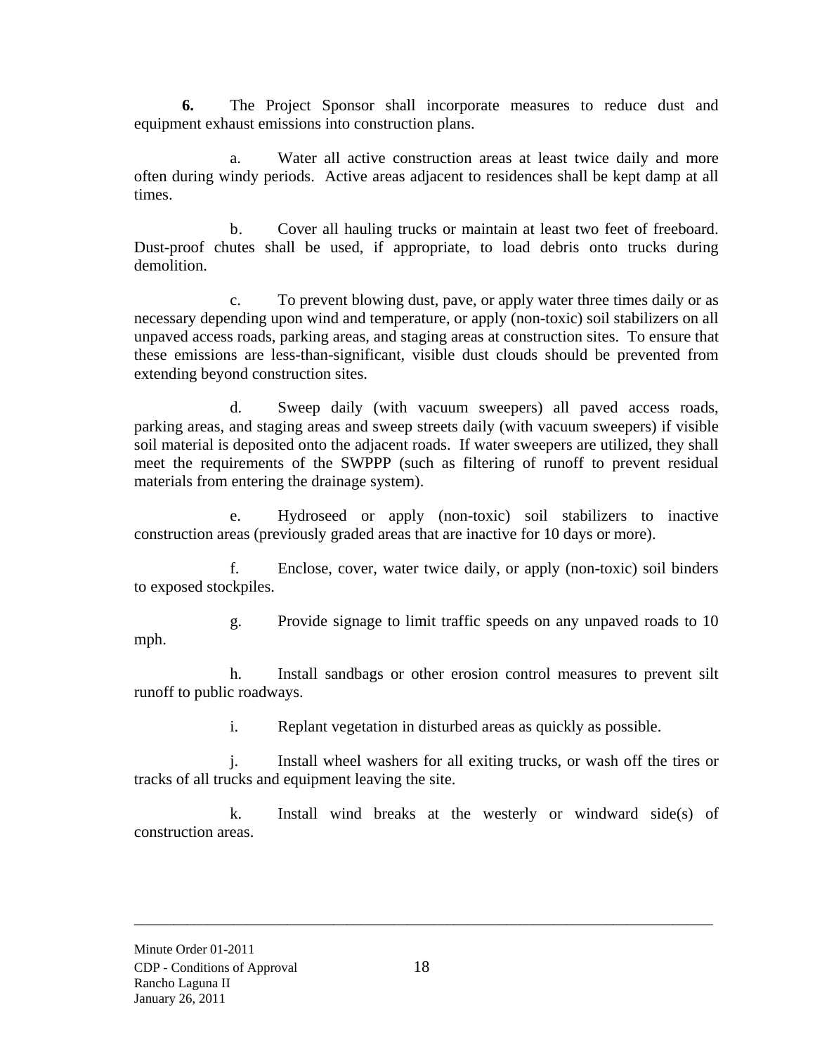**6.** The Project Sponsor shall incorporate measures to reduce dust and equipment exhaust emissions into construction plans.

a. Water all active construction areas at least twice daily and more often during windy periods. Active areas adjacent to residences shall be kept damp at all times.

b. Cover all hauling trucks or maintain at least two feet of freeboard. Dust-proof chutes shall be used, if appropriate, to load debris onto trucks during demolition.

c. To prevent blowing dust, pave, or apply water three times daily or as necessary depending upon wind and temperature, or apply (non-toxic) soil stabilizers on all unpaved access roads, parking areas, and staging areas at construction sites. To ensure that these emissions are less-than-significant, visible dust clouds should be prevented from extending beyond construction sites.

d. Sweep daily (with vacuum sweepers) all paved access roads, parking areas, and staging areas and sweep streets daily (with vacuum sweepers) if visible soil material is deposited onto the adjacent roads. If water sweepers are utilized, they shall meet the requirements of the SWPPP (such as filtering of runoff to prevent residual materials from entering the drainage system).

e. Hydroseed or apply (non-toxic) soil stabilizers to inactive construction areas (previously graded areas that are inactive for 10 days or more).

f. Enclose, cover, water twice daily, or apply (non-toxic) soil binders to exposed stockpiles.

g. Provide signage to limit traffic speeds on any unpaved roads to 10 mph.

h. Install sandbags or other erosion control measures to prevent silt runoff to public roadways.

i. Replant vegetation in disturbed areas as quickly as possible.

j. Install wheel washers for all exiting trucks, or wash off the tires or tracks of all trucks and equipment leaving the site.

k. Install wind breaks at the westerly or windward side(s) of construction areas.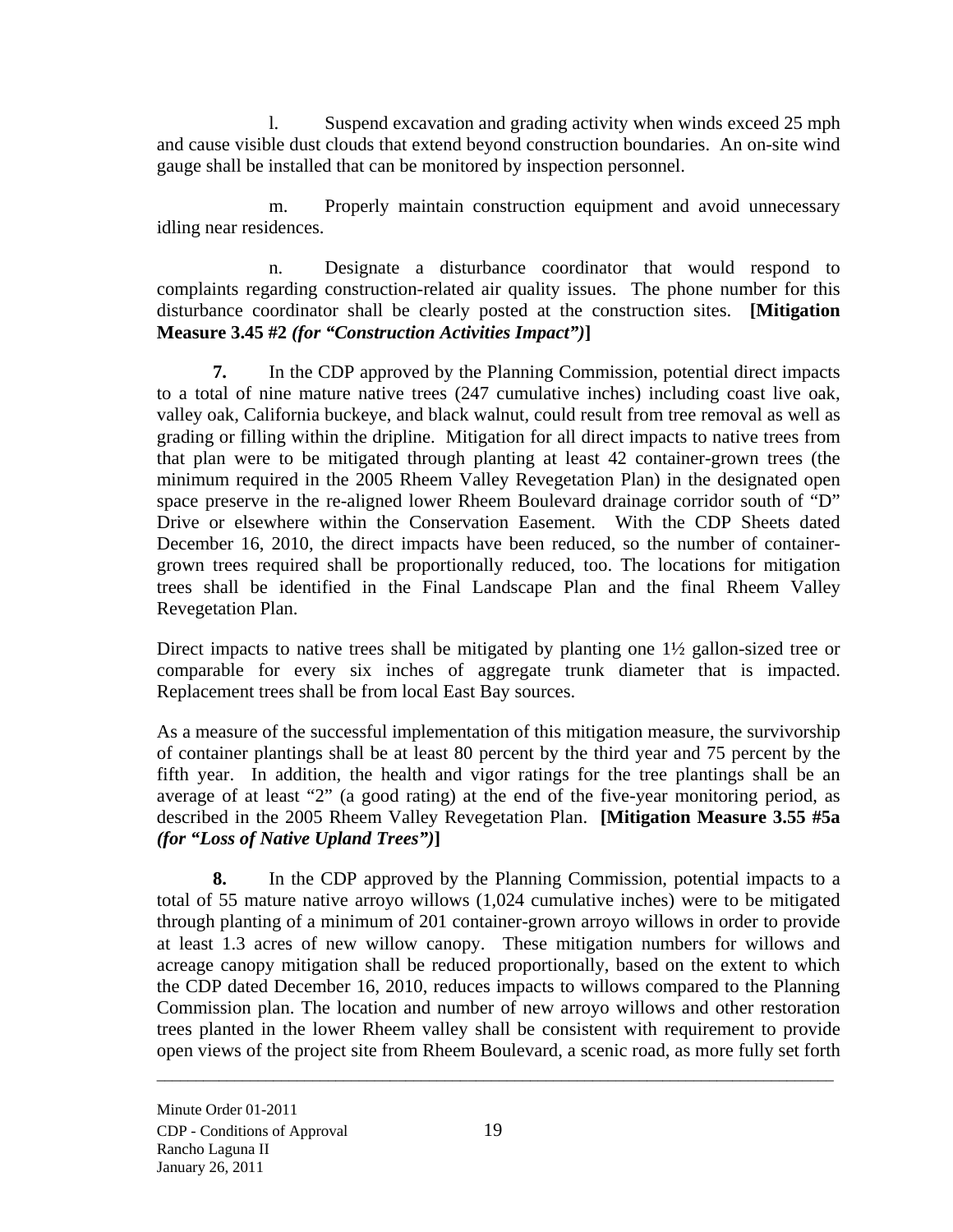l. Suspend excavation and grading activity when winds exceed 25 mph and cause visible dust clouds that extend beyond construction boundaries. An on-site wind gauge shall be installed that can be monitored by inspection personnel.

m. Properly maintain construction equipment and avoid unnecessary idling near residences.

n. Designate a disturbance coordinator that would respond to complaints regarding construction-related air quality issues. The phone number for this disturbance coordinator shall be clearly posted at the construction sites. **[Mitigation Measure 3.45 #2 *(for "Construction Activities Impact")*]**

**7.** In the CDP approved by the Planning Commission, potential direct impacts to a total of nine mature native trees (247 cumulative inches) including coast live oak, valley oak, California buckeye, and black walnut, could result from tree removal as well as grading or filling within the dripline. Mitigation for all direct impacts to native trees from that plan were to be mitigated through planting at least 42 container-grown trees (the minimum required in the 2005 Rheem Valley Revegetation Plan) in the designated open space preserve in the re-aligned lower Rheem Boulevard drainage corridor south of "D" Drive or elsewhere within the Conservation Easement. With the CDP Sheets dated December 16, 2010, the direct impacts have been reduced, so the number of container-grown trees required shall be proportionally reduced, too. The locations for mitigation trees shall be identified in the Final Landscape Plan and the final Rheem Valley Revegetation Plan.

Direct impacts to native trees shall be mitigated by planting one 1½ gallon-sized tree or comparable for every six inches of aggregate trunk diameter that is impacted. Replacement trees shall be from local East Bay sources.

As a measure of the successful implementation of this mitigation measure, the survivorship of container plantings shall be at least 80 percent by the third year and 75 percent by the fifth year. In addition, the health and vigor ratings for the tree plantings shall be an average of at least "2" (a good rating) at the end of the five-year monitoring period, as described in the 2005 Rheem Valley Revegetation Plan. **[Mitigation Measure 3.55 #5a *(for "Loss of Native Upland Trees")*]**

**8.** In the CDP approved by the Planning Commission, potential impacts to a total of 55 mature native arroyo willows (1,024 cumulative inches) were to be mitigated through planting of a minimum of 201 container-grown arroyo willows in order to provide at least 1.3 acres of new willow canopy. These mitigation numbers for willows and acreage canopy mitigation shall be reduced proportionally, based on the extent to which the CDP dated December 16, 2010, reduces impacts to willows compared to the Planning Commission plan. The location and number of new arroyo willows and other restoration trees planted in the lower Rheem valley shall be consistent with requirement to provide open views of the project site from Rheem Boulevard, a scenic road, as more fully set forth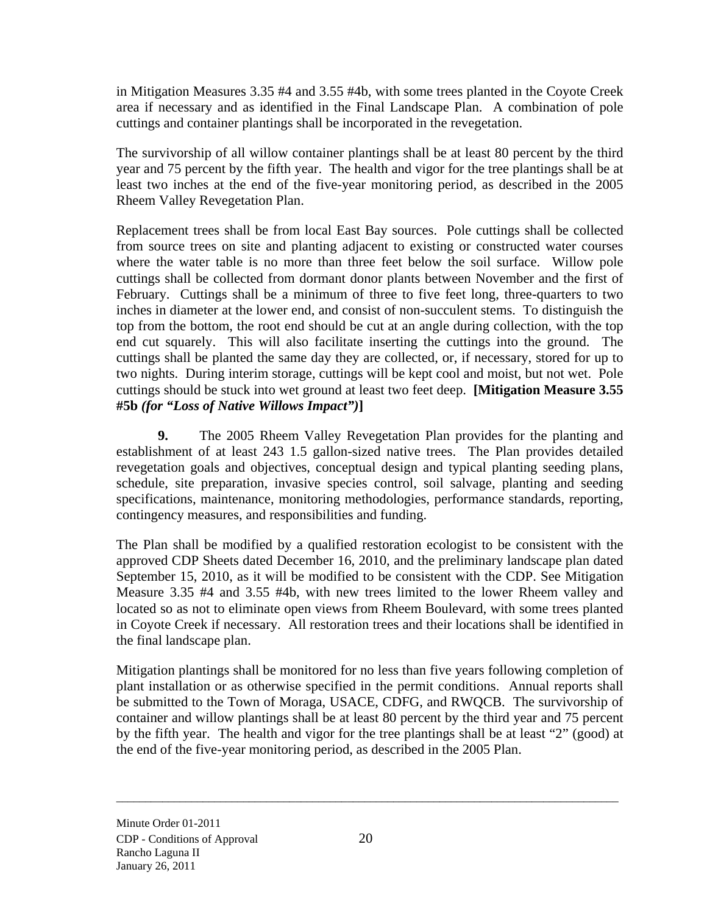in Mitigation Measures 3.35 #4 and 3.55 #4b, with some trees planted in the Coyote Creek area if necessary and as identified in the Final Landscape Plan. A combination of pole cuttings and container plantings shall be incorporated in the revegetation.

The survivorship of all willow container plantings shall be at least 80 percent by the third year and 75 percent by the fifth year. The health and vigor for the tree plantings shall be at least two inches at the end of the five-year monitoring period, as described in the 2005 Rheem Valley Revegetation Plan.

Replacement trees shall be from local East Bay sources. Pole cuttings shall be collected from source trees on site and planting adjacent to existing or constructed water courses where the water table is no more than three feet below the soil surface. Willow pole cuttings shall be collected from dormant donor plants between November and the first of February. Cuttings shall be a minimum of three to five feet long, three-quarters to two inches in diameter at the lower end, and consist of non-succulent stems. To distinguish the top from the bottom, the root end should be cut at an angle during collection, with the top end cut squarely. This will also facilitate inserting the cuttings into the ground. The cuttings shall be planted the same day they are collected, or, if necessary, stored for up to two nights. During interim storage, cuttings will be kept cool and moist, but not wet. Pole cuttings should be stuck into wet ground at least two feet deep. **[Mitigation Measure 3.55 #5b *(for "Loss of Native Willows Impact")*]**

**9.** The 2005 Rheem Valley Revegetation Plan provides for the planting and establishment of at least 243 1.5 gallon-sized native trees. The Plan provides detailed revegetation goals and objectives, conceptual design and typical planting seeding plans, schedule, site preparation, invasive species control, soil salvage, planting and seeding specifications, maintenance, monitoring methodologies, performance standards, reporting, contingency measures, and responsibilities and funding.

The Plan shall be modified by a qualified restoration ecologist to be consistent with the approved CDP Sheets dated December 16, 2010, and the preliminary landscape plan dated September 15, 2010, as it will be modified to be consistent with the CDP. See Mitigation Measure 3.35 #4 and 3.55 #4b, with new trees limited to the lower Rheem valley and located so as not to eliminate open views from Rheem Boulevard, with some trees planted in Coyote Creek if necessary. All restoration trees and their locations shall be identified in the final landscape plan.

Mitigation plantings shall be monitored for no less than five years following completion of plant installation or as otherwise specified in the permit conditions. Annual reports shall be submitted to the Town of Moraga, USACE, CDFG, and RWQCB. The survivorship of container and willow plantings shall be at least 80 percent by the third year and 75 percent by the fifth year. The health and vigor for the tree plantings shall be at least "2" (good) at the end of the five-year monitoring period, as described in the 2005 Plan.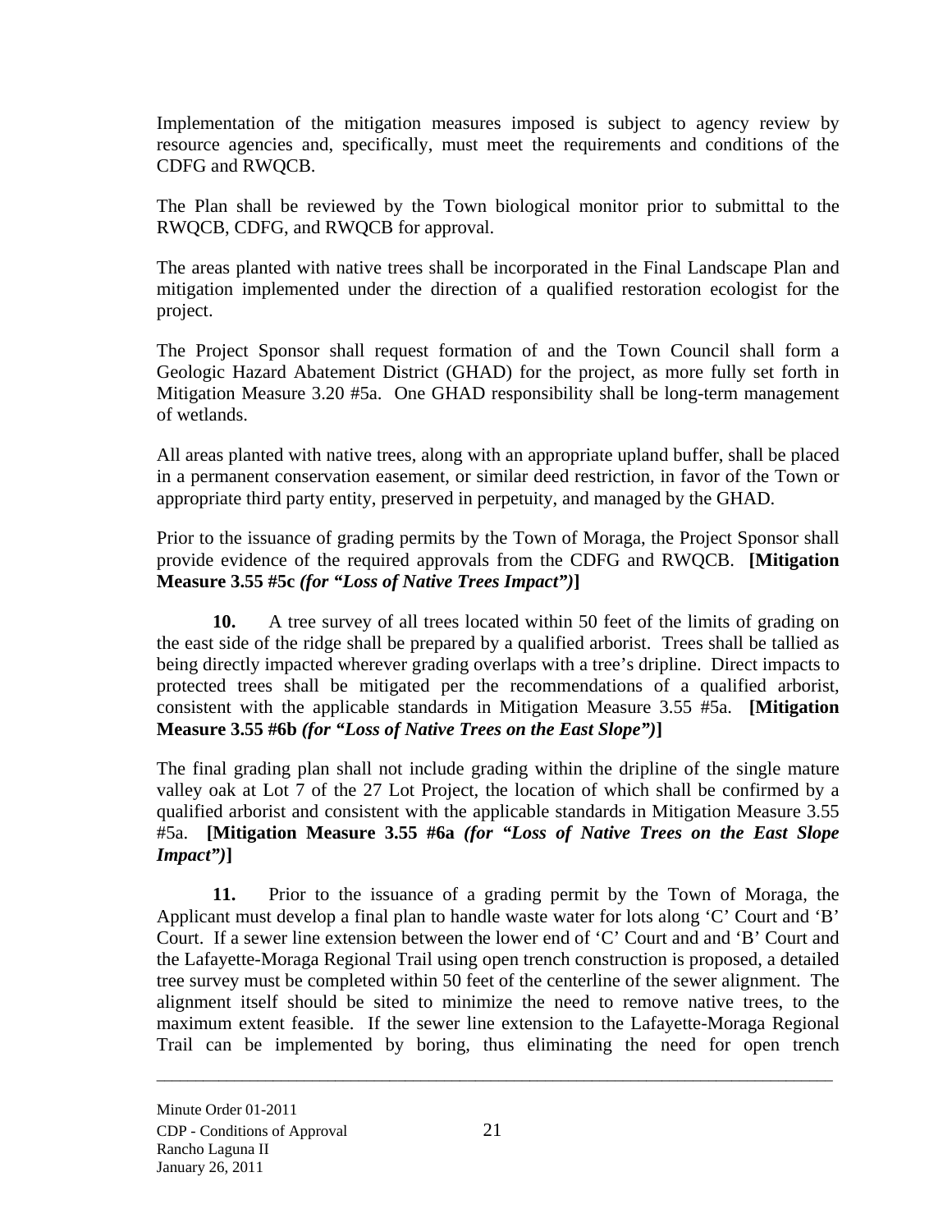Implementation of the mitigation measures imposed is subject to agency review by resource agencies and, specifically, must meet the requirements and conditions of the CDFG and RWQCB.

The Plan shall be reviewed by the Town biological monitor prior to submittal to the RWQCB, CDFG, and RWQCB for approval.

The areas planted with native trees shall be incorporated in the Final Landscape Plan and mitigation implemented under the direction of a qualified restoration ecologist for the project.

The Project Sponsor shall request formation of and the Town Council shall form a Geologic Hazard Abatement District (GHAD) for the project, as more fully set forth in Mitigation Measure 3.20 #5a. One GHAD responsibility shall be long-term management of wetlands.

All areas planted with native trees, along with an appropriate upland buffer, shall be placed in a permanent conservation easement, or similar deed restriction, in favor of the Town or appropriate third party entity, preserved in perpetuity, and managed by the GHAD.

Prior to the issuance of grading permits by the Town of Moraga, the Project Sponsor shall provide evidence of the required approvals from the CDFG and RWQCB. **[Mitigation Measure 3.55 #5c *(for "Loss of Native Trees Impact")*]**

**10.** A tree survey of all trees located within 50 feet of the limits of grading on the east side of the ridge shall be prepared by a qualified arborist. Trees shall be tallied as being directly impacted wherever grading overlaps with a tree's dripline. Direct impacts to protected trees shall be mitigated per the recommendations of a qualified arborist, consistent with the applicable standards in Mitigation Measure 3.55 #5a. **[Mitigation Measure 3.55 #6b *(for "Loss of Native Trees on the East Slope")*]**

The final grading plan shall not include grading within the dripline of the single mature valley oak at Lot 7 of the 27 Lot Project, the location of which shall be confirmed by a qualified arborist and consistent with the applicable standards in Mitigation Measure 3.55 #5a. **[Mitigation Measure 3.55 #6a *(for "Loss of Native Trees on the East Slope Impact")*]**

**11.** Prior to the issuance of a grading permit by the Town of Moraga, the Applicant must develop a final plan to handle waste water for lots along 'C' Court and 'B' Court. If a sewer line extension between the lower end of 'C' Court and and 'B' Court and the Lafayette-Moraga Regional Trail using open trench construction is proposed, a detailed tree survey must be completed within 50 feet of the centerline of the sewer alignment. The alignment itself should be sited to minimize the need to remove native trees, to the maximum extent feasible. If the sewer line extension to the Lafayette-Moraga Regional Trail can be implemented by boring, thus eliminating the need for open trench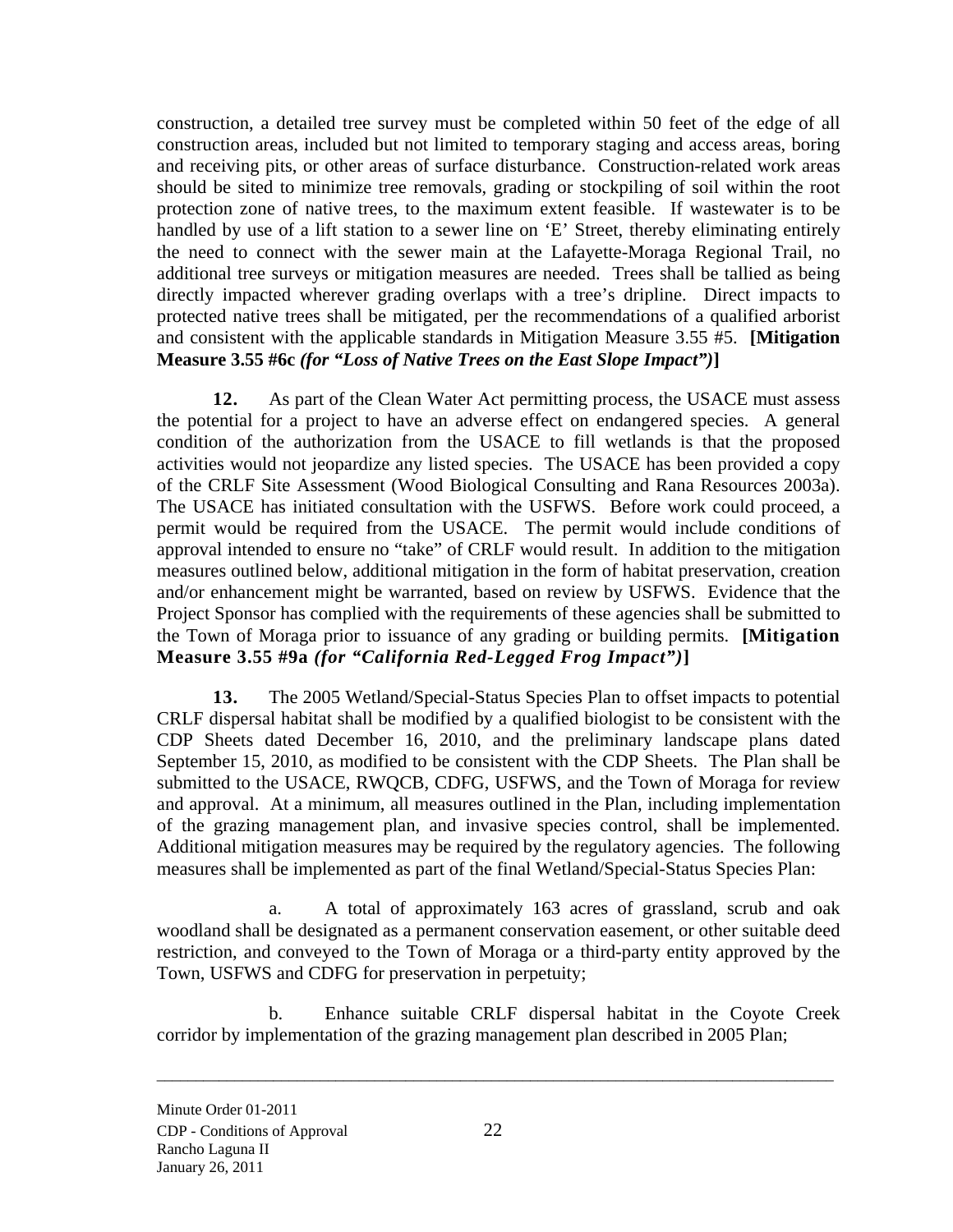construction, a detailed tree survey must be completed within 50 feet of the edge of all construction areas, included but not limited to temporary staging and access areas, boring and receiving pits, or other areas of surface disturbance. Construction-related work areas should be sited to minimize tree removals, grading or stockpiling of soil within the root protection zone of native trees, to the maximum extent feasible. If wastewater is to be handled by use of a lift station to a sewer line on 'E' Street, thereby eliminating entirely the need to connect with the sewer main at the Lafayette-Moraga Regional Trail, no additional tree surveys or mitigation measures are needed. Trees shall be tallied as being directly impacted wherever grading overlaps with a tree's dripline. Direct impacts to protected native trees shall be mitigated, per the recommendations of a qualified arborist and consistent with the applicable standards in Mitigation Measure 3.55 #5. **[Mitigation Measure 3.55 #6c *(for "Loss of Native Trees on the East Slope Impact")*]**

**12.** As part of the Clean Water Act permitting process, the USACE must assess the potential for a project to have an adverse effect on endangered species. A general condition of the authorization from the USACE to fill wetlands is that the proposed activities would not jeopardize any listed species. The USACE has been provided a copy of the CRLF Site Assessment (Wood Biological Consulting and Rana Resources 2003a). The USACE has initiated consultation with the USFWS. Before work could proceed, a permit would be required from the USACE. The permit would include conditions of approval intended to ensure no "take" of CRLF would result. In addition to the mitigation measures outlined below, additional mitigation in the form of habitat preservation, creation and/or enhancement might be warranted, based on review by USFWS. Evidence that the Project Sponsor has complied with the requirements of these agencies shall be submitted to the Town of Moraga prior to issuance of any grading or building permits. **[Mitigation Measure 3.55 #9a *(for "California Red-Legged Frog Impact")*]**

**13.** The 2005 Wetland/Special-Status Species Plan to offset impacts to potential CRLF dispersal habitat shall be modified by a qualified biologist to be consistent with the CDP Sheets dated December 16, 2010, and the preliminary landscape plans dated September 15, 2010, as modified to be consistent with the CDP Sheets. The Plan shall be submitted to the USACE, RWQCB, CDFG, USFWS, and the Town of Moraga for review and approval. At a minimum, all measures outlined in the Plan, including implementation of the grazing management plan, and invasive species control, shall be implemented. Additional mitigation measures may be required by the regulatory agencies. The following measures shall be implemented as part of the final Wetland/Special-Status Species Plan:

a. A total of approximately 163 acres of grassland, scrub and oak woodland shall be designated as a permanent conservation easement, or other suitable deed restriction, and conveyed to the Town of Moraga or a third-party entity approved by the Town, USFWS and CDFG for preservation in perpetuity;

b. Enhance suitable CRLF dispersal habitat in the Coyote Creek corridor by implementation of the grazing management plan described in 2005 Plan;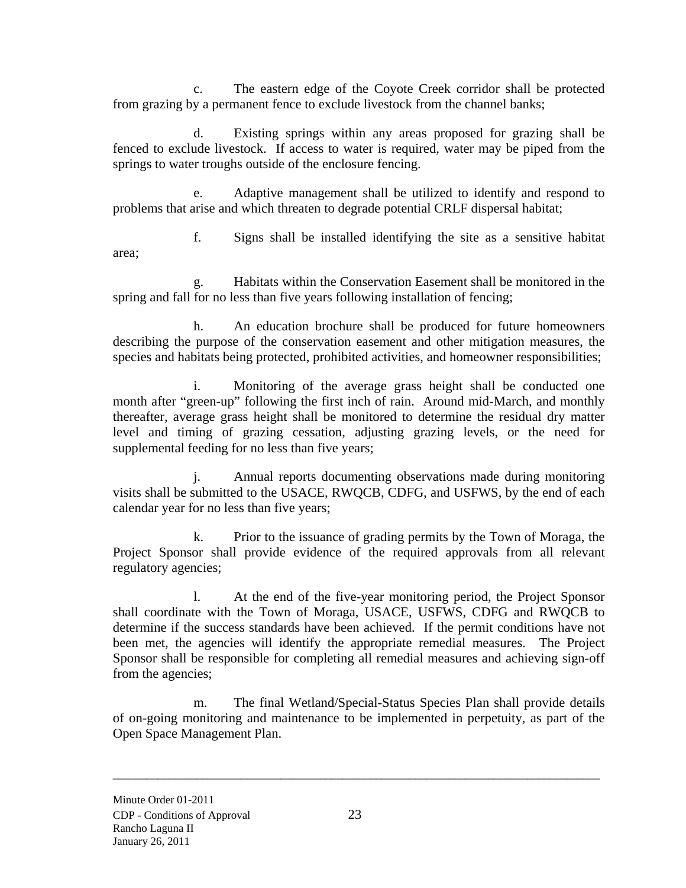c. The eastern edge of the Coyote Creek corridor shall be protected from grazing by a permanent fence to exclude livestock from the channel banks;

d. Existing springs within any areas proposed for grazing shall be fenced to exclude livestock. If access to water is required, water may be piped from the springs to water troughs outside of the enclosure fencing.

e. Adaptive management shall be utilized to identify and respond to problems that arise and which threaten to degrade potential CRLF dispersal habitat;

f. Signs shall be installed identifying the site as a sensitive habitat area;

g. Habitats within the Conservation Easement shall be monitored in the spring and fall for no less than five years following installation of fencing;

h. An education brochure shall be produced for future homeowners describing the purpose of the conservation easement and other mitigation measures, the species and habitats being protected, prohibited activities, and homeowner responsibilities;

i. Monitoring of the average grass height shall be conducted one month after "green-up" following the first inch of rain. Around mid-March, and monthly thereafter, average grass height shall be monitored to determine the residual dry matter level and timing of grazing cessation, adjusting grazing levels, or the need for supplemental feeding for no less than five years;

j. Annual reports documenting observations made during monitoring visits shall be submitted to the USACE, RWQCB, CDFG, and USFWS, by the end of each calendar year for no less than five years;

k. Prior to the issuance of grading permits by the Town of Moraga, the Project Sponsor shall provide evidence of the required approvals from all relevant regulatory agencies;

l. At the end of the five-year monitoring period, the Project Sponsor shall coordinate with the Town of Moraga, USACE, USFWS, CDFG and RWQCB to determine if the success standards have been achieved. If the permit conditions have not been met, the agencies will identify the appropriate remedial measures. The Project Sponsor shall be responsible for completing all remedial measures and achieving sign-off from the agencies;

m. The final Wetland/Special-Status Species Plan shall provide details of on-going monitoring and maintenance to be implemented in perpetuity, as part of the Open Space Management Plan.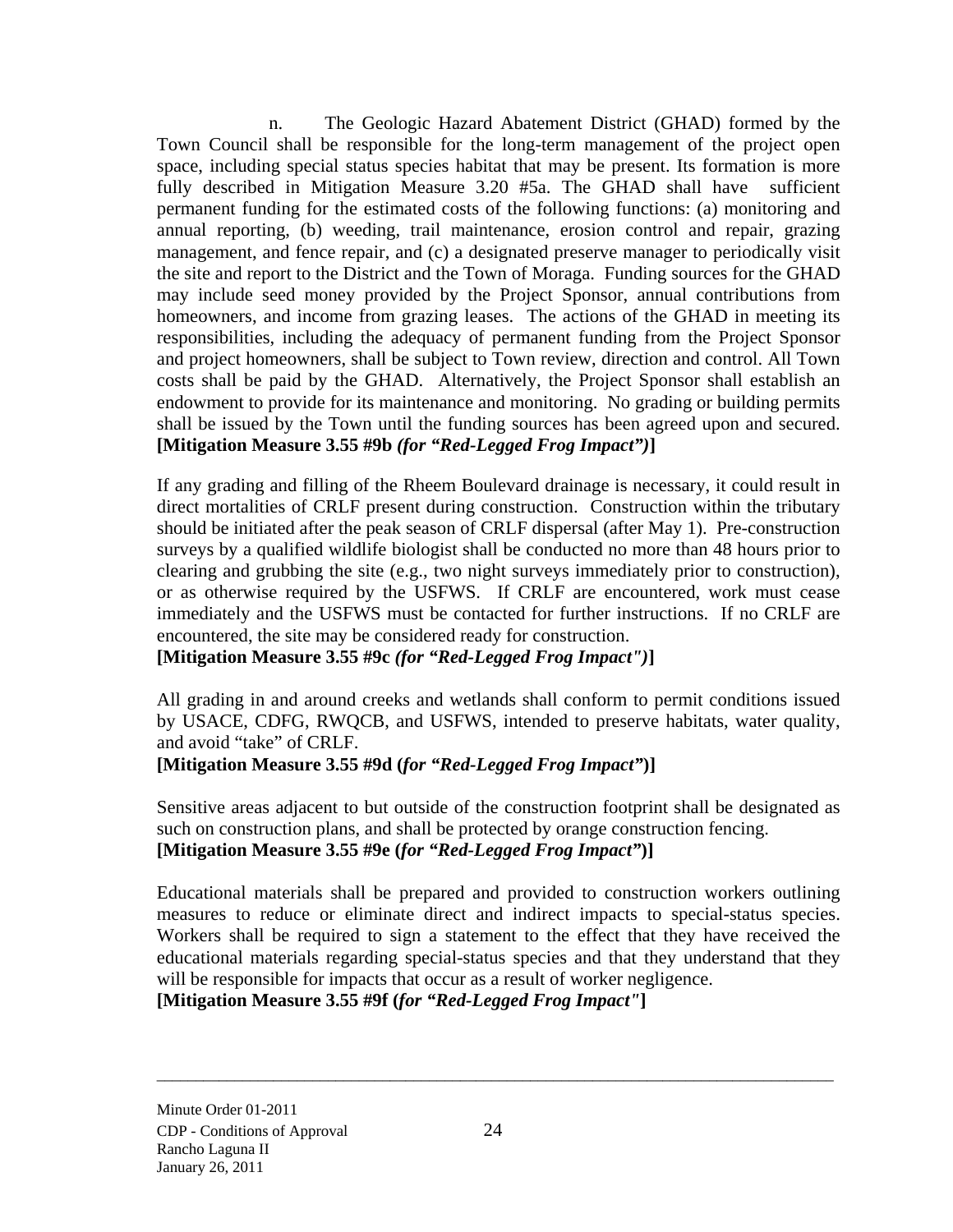n. The Geologic Hazard Abatement District (GHAD) formed by the Town Council shall be responsible for the long-term management of the project open space, including special status species habitat that may be present. Its formation is more fully described in Mitigation Measure 3.20 #5a. The GHAD shall have sufficient permanent funding for the estimated costs of the following functions: (a) monitoring and annual reporting, (b) weeding, trail maintenance, erosion control and repair, grazing management, and fence repair, and (c) a designated preserve manager to periodically visit the site and report to the District and the Town of Moraga. Funding sources for the GHAD may include seed money provided by the Project Sponsor, annual contributions from homeowners, and income from grazing leases. The actions of the GHAD in meeting its responsibilities, including the adequacy of permanent funding from the Project Sponsor and project homeowners, shall be subject to Town review, direction and control. All Town costs shall be paid by the GHAD. Alternatively, the Project Sponsor shall establish an endowment to provide for its maintenance and monitoring. No grading or building permits shall be issued by the Town until the funding sources has been agreed upon and secured. **[Mitigation Measure 3.55 #9b *(for "Red-Legged Frog Impact")*]**

If any grading and filling of the Rheem Boulevard drainage is necessary, it could result in direct mortalities of CRLF present during construction. Construction within the tributary should be initiated after the peak season of CRLF dispersal (after May 1). Pre-construction surveys by a qualified wildlife biologist shall be conducted no more than 48 hours prior to clearing and grubbing the site (e.g., two night surveys immediately prior to construction), or as otherwise required by the USFWS. If CRLF are encountered, work must cease immediately and the USFWS must be contacted for further instructions. If no CRLF are encountered, the site may be considered ready for construction.
**[Mitigation Measure 3.55 #9c *(for "Red-Legged Frog Impact")*]**

All grading in and around creeks and wetlands shall conform to permit conditions issued by USACE, CDFG, RWQCB, and USFWS, intended to preserve habitats, water quality, and avoid "take" of CRLF.
**[Mitigation Measure 3.55 #9d (*for "Red-Legged Frog Impact"*)]**

Sensitive areas adjacent to but outside of the construction footprint shall be designated as such on construction plans, and shall be protected by orange construction fencing.
**[Mitigation Measure 3.55 #9e (*for "Red-Legged Frog Impact"*)]**

Educational materials shall be prepared and provided to construction workers outlining measures to reduce or eliminate direct and indirect impacts to special-status species. Workers shall be required to sign a statement to the effect that they have received the educational materials regarding special-status species and that they understand that they will be responsible for impacts that occur as a result of worker negligence.
**[Mitigation Measure 3.55 #9f (*for "Red-Legged Frog Impact"*]**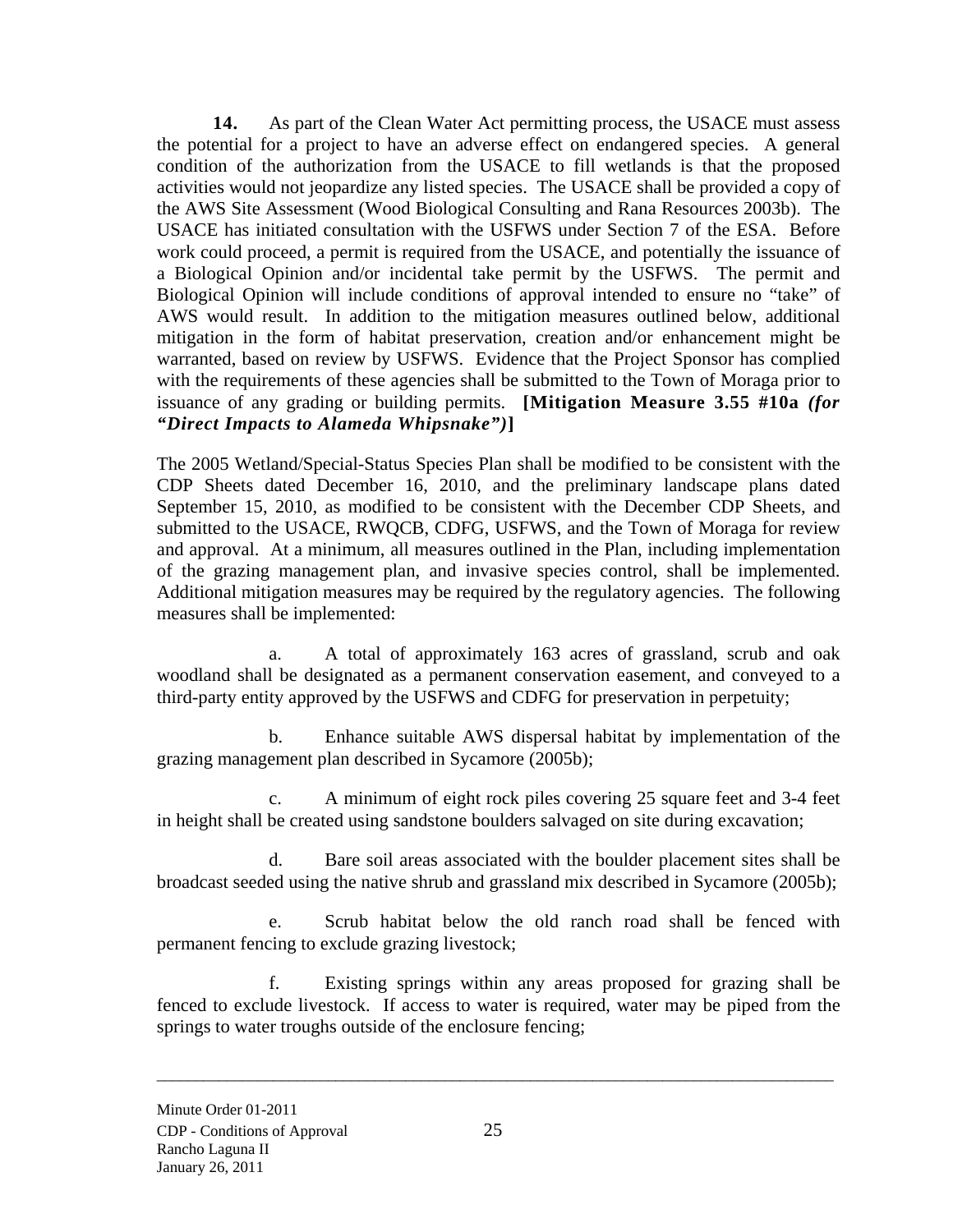**14.** As part of the Clean Water Act permitting process, the USACE must assess the potential for a project to have an adverse effect on endangered species. A general condition of the authorization from the USACE to fill wetlands is that the proposed activities would not jeopardize any listed species. The USACE shall be provided a copy of the AWS Site Assessment (Wood Biological Consulting and Rana Resources 2003b). The USACE has initiated consultation with the USFWS under Section 7 of the ESA. Before work could proceed, a permit is required from the USACE, and potentially the issuance of a Biological Opinion and/or incidental take permit by the USFWS. The permit and Biological Opinion will include conditions of approval intended to ensure no "take" of AWS would result. In addition to the mitigation measures outlined below, additional mitigation in the form of habitat preservation, creation and/or enhancement might be warranted, based on review by USFWS. Evidence that the Project Sponsor has complied with the requirements of these agencies shall be submitted to the Town of Moraga prior to issuance of any grading or building permits. **[Mitigation Measure 3.55 #10a *(for "Direct Impacts to Alameda Whipsnake")*]**

The 2005 Wetland/Special-Status Species Plan shall be modified to be consistent with the CDP Sheets dated December 16, 2010, and the preliminary landscape plans dated September 15, 2010, as modified to be consistent with the December CDP Sheets, and submitted to the USACE, RWQCB, CDFG, USFWS, and the Town of Moraga for review and approval. At a minimum, all measures outlined in the Plan, including implementation of the grazing management plan, and invasive species control, shall be implemented. Additional mitigation measures may be required by the regulatory agencies. The following measures shall be implemented:

a. A total of approximately 163 acres of grassland, scrub and oak woodland shall be designated as a permanent conservation easement, and conveyed to a third-party entity approved by the USFWS and CDFG for preservation in perpetuity;

b. Enhance suitable AWS dispersal habitat by implementation of the grazing management plan described in Sycamore (2005b);

c. A minimum of eight rock piles covering 25 square feet and 3-4 feet in height shall be created using sandstone boulders salvaged on site during excavation;

d. Bare soil areas associated with the boulder placement sites shall be broadcast seeded using the native shrub and grassland mix described in Sycamore (2005b);

e. Scrub habitat below the old ranch road shall be fenced with permanent fencing to exclude grazing livestock;

f. Existing springs within any areas proposed for grazing shall be fenced to exclude livestock. If access to water is required, water may be piped from the springs to water troughs outside of the enclosure fencing;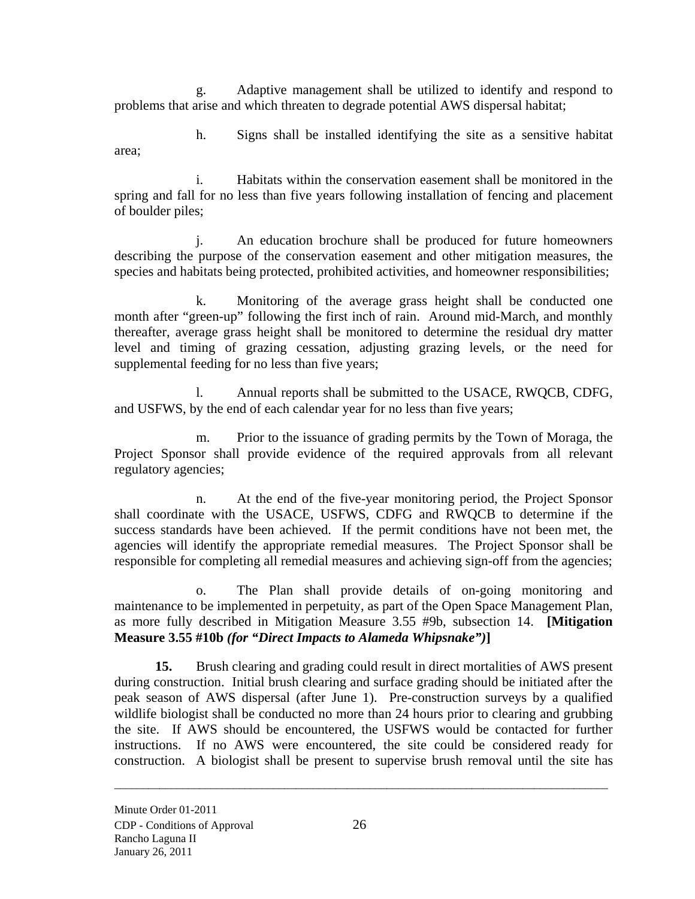g. Adaptive management shall be utilized to identify and respond to problems that arise and which threaten to degrade potential AWS dispersal habitat;

h. Signs shall be installed identifying the site as a sensitive habitat area;

i. Habitats within the conservation easement shall be monitored in the spring and fall for no less than five years following installation of fencing and placement of boulder piles;

j. An education brochure shall be produced for future homeowners describing the purpose of the conservation easement and other mitigation measures, the species and habitats being protected, prohibited activities, and homeowner responsibilities;

k. Monitoring of the average grass height shall be conducted one month after "green-up" following the first inch of rain. Around mid-March, and monthly thereafter, average grass height shall be monitored to determine the residual dry matter level and timing of grazing cessation, adjusting grazing levels, or the need for supplemental feeding for no less than five years;

l. Annual reports shall be submitted to the USACE, RWQCB, CDFG, and USFWS, by the end of each calendar year for no less than five years;

m. Prior to the issuance of grading permits by the Town of Moraga, the Project Sponsor shall provide evidence of the required approvals from all relevant regulatory agencies;

n. At the end of the five-year monitoring period, the Project Sponsor shall coordinate with the USACE, USFWS, CDFG and RWQCB to determine if the success standards have been achieved. If the permit conditions have not been met, the agencies will identify the appropriate remedial measures. The Project Sponsor shall be responsible for completing all remedial measures and achieving sign-off from the agencies;

o. The Plan shall provide details of on-going monitoring and maintenance to be implemented in perpetuity, as part of the Open Space Management Plan, as more fully described in Mitigation Measure 3.55 #9b, subsection 14. **[Mitigation Measure 3.55 #10b *(for "Direct Impacts to Alameda Whipsnake")*]**

**15.** Brush clearing and grading could result in direct mortalities of AWS present during construction. Initial brush clearing and surface grading should be initiated after the peak season of AWS dispersal (after June 1). Pre-construction surveys by a qualified wildlife biologist shall be conducted no more than 24 hours prior to clearing and grubbing the site. If AWS should be encountered, the USFWS would be contacted for further instructions. If no AWS were encountered, the site could be considered ready for construction. A biologist shall be present to supervise brush removal until the site has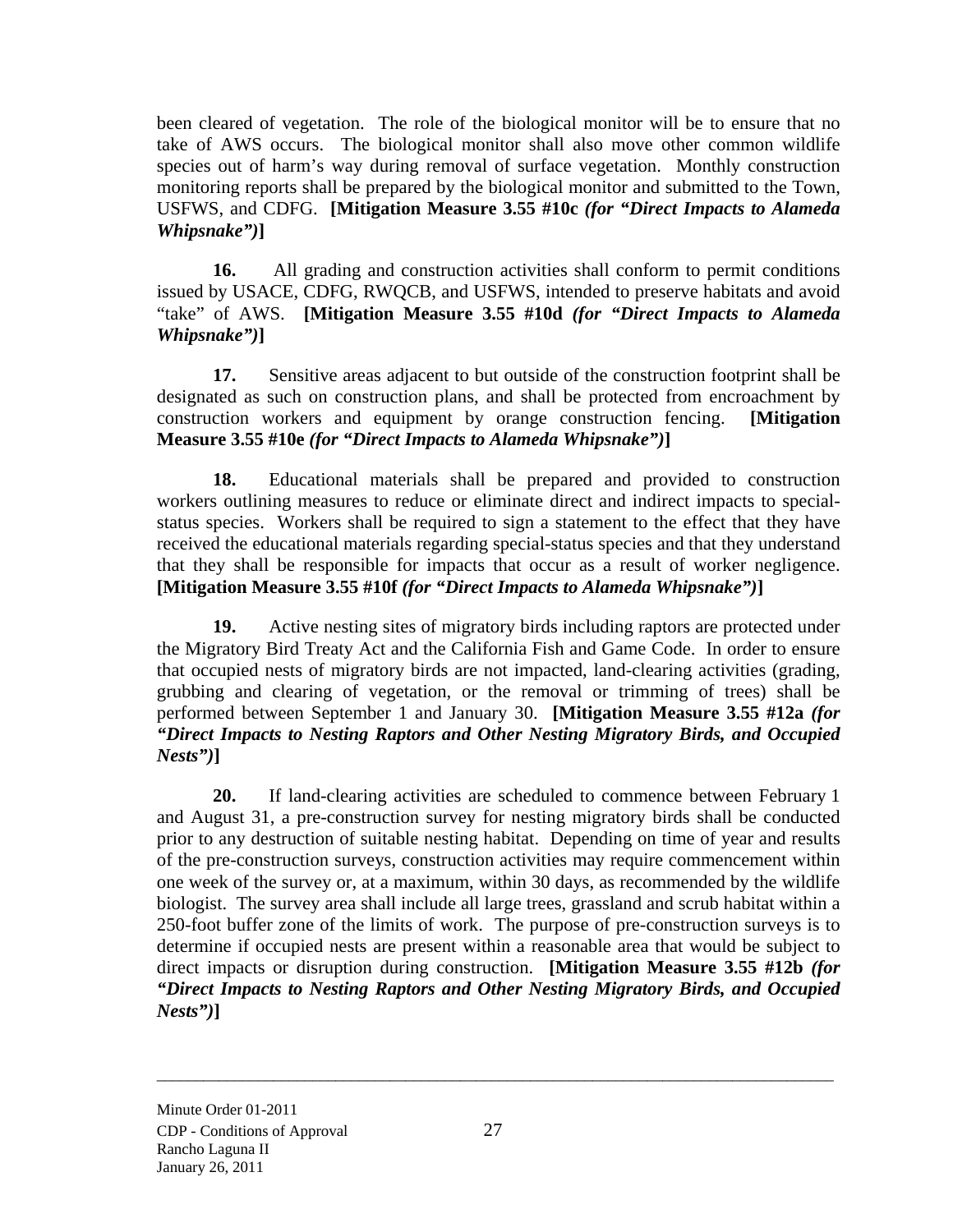been cleared of vegetation. The role of the biological monitor will be to ensure that no take of AWS occurs. The biological monitor shall also move other common wildlife species out of harm's way during removal of surface vegetation. Monthly construction monitoring reports shall be prepared by the biological monitor and submitted to the Town, USFWS, and CDFG. **[Mitigation Measure 3.55 #10c *(for "Direct Impacts to Alameda Whipsnake")*]**

**16.** All grading and construction activities shall conform to permit conditions issued by USACE, CDFG, RWQCB, and USFWS, intended to preserve habitats and avoid "take" of AWS. **[Mitigation Measure 3.55 #10d *(for "Direct Impacts to Alameda Whipsnake")*]**

**17.** Sensitive areas adjacent to but outside of the construction footprint shall be designated as such on construction plans, and shall be protected from encroachment by construction workers and equipment by orange construction fencing. **[Mitigation Measure 3.55 #10e *(for "Direct Impacts to Alameda Whipsnake")*]**

**18.** Educational materials shall be prepared and provided to construction workers outlining measures to reduce or eliminate direct and indirect impacts to special-status species. Workers shall be required to sign a statement to the effect that they have received the educational materials regarding special-status species and that they understand that they shall be responsible for impacts that occur as a result of worker negligence. **[Mitigation Measure 3.55 #10f *(for "Direct Impacts to Alameda Whipsnake")*]**

**19.** Active nesting sites of migratory birds including raptors are protected under the Migratory Bird Treaty Act and the California Fish and Game Code. In order to ensure that occupied nests of migratory birds are not impacted, land-clearing activities (grading, grubbing and clearing of vegetation, or the removal or trimming of trees) shall be performed between September 1 and January 30. **[Mitigation Measure 3.55 #12a *(for "Direct Impacts to Nesting Raptors and Other Nesting Migratory Birds, and Occupied Nests")*]**

**20.** If land-clearing activities are scheduled to commence between February 1 and August 31, a pre-construction survey for nesting migratory birds shall be conducted prior to any destruction of suitable nesting habitat. Depending on time of year and results of the pre-construction surveys, construction activities may require commencement within one week of the survey or, at a maximum, within 30 days, as recommended by the wildlife biologist. The survey area shall include all large trees, grassland and scrub habitat within a 250-foot buffer zone of the limits of work. The purpose of pre-construction surveys is to determine if occupied nests are present within a reasonable area that would be subject to direct impacts or disruption during construction. **[Mitigation Measure 3.55 #12b *(for "Direct Impacts to Nesting Raptors and Other Nesting Migratory Birds, and Occupied Nests")*]**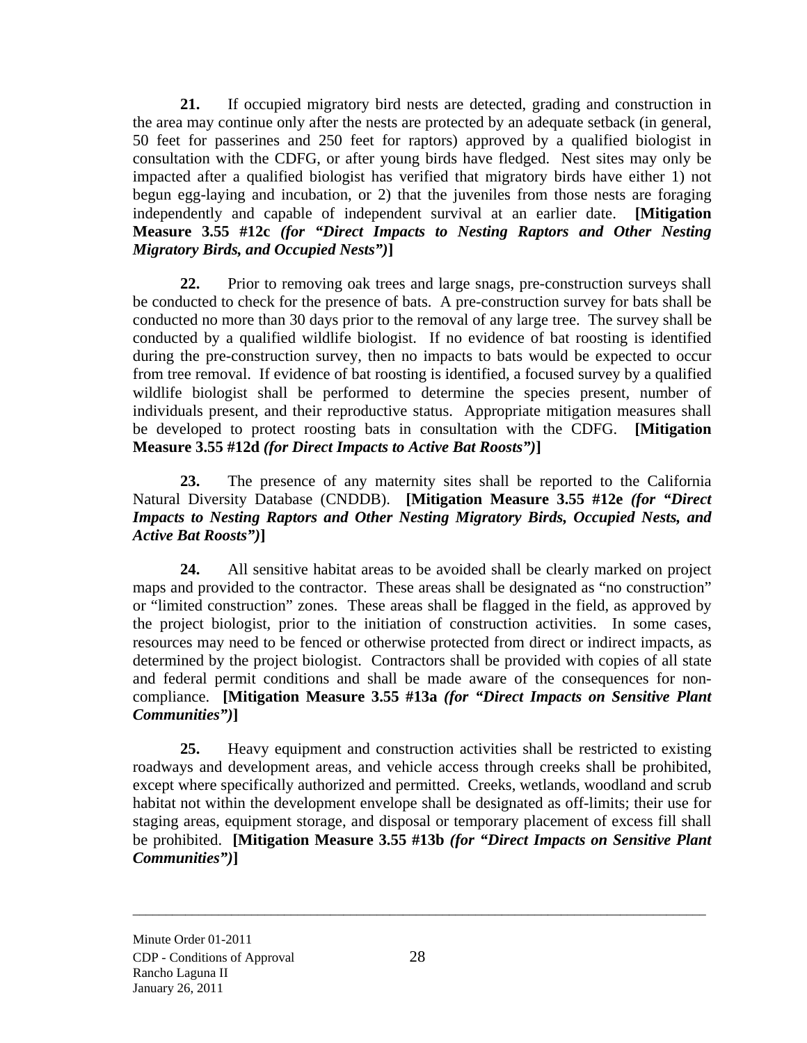**21.** If occupied migratory bird nests are detected, grading and construction in the area may continue only after the nests are protected by an adequate setback (in general, 50 feet for passerines and 250 feet for raptors) approved by a qualified biologist in consultation with the CDFG, or after young birds have fledged. Nest sites may only be impacted after a qualified biologist has verified that migratory birds have either 1) not begun egg-laying and incubation, or 2) that the juveniles from those nests are foraging independently and capable of independent survival at an earlier date. **[Mitigation Measure 3.55 #12c *(for "Direct Impacts to Nesting Raptors and Other Nesting Migratory Birds, and Occupied Nests")*]**

**22.** Prior to removing oak trees and large snags, pre-construction surveys shall be conducted to check for the presence of bats. A pre-construction survey for bats shall be conducted no more than 30 days prior to the removal of any large tree. The survey shall be conducted by a qualified wildlife biologist. If no evidence of bat roosting is identified during the pre-construction survey, then no impacts to bats would be expected to occur from tree removal. If evidence of bat roosting is identified, a focused survey by a qualified wildlife biologist shall be performed to determine the species present, number of individuals present, and their reproductive status. Appropriate mitigation measures shall be developed to protect roosting bats in consultation with the CDFG. **[Mitigation Measure 3.55 #12d *(for Direct Impacts to Active Bat Roosts")*]**

**23.** The presence of any maternity sites shall be reported to the California Natural Diversity Database (CNDDB). **[Mitigation Measure 3.55 #12e *(for "Direct Impacts to Nesting Raptors and Other Nesting Migratory Birds, Occupied Nests, and Active Bat Roosts")*]**

**24.** All sensitive habitat areas to be avoided shall be clearly marked on project maps and provided to the contractor. These areas shall be designated as "no construction" or "limited construction" zones. These areas shall be flagged in the field, as approved by the project biologist, prior to the initiation of construction activities. In some cases, resources may need to be fenced or otherwise protected from direct or indirect impacts, as determined by the project biologist. Contractors shall be provided with copies of all state and federal permit conditions and shall be made aware of the consequences for non-compliance. **[Mitigation Measure 3.55 #13a *(for "Direct Impacts on Sensitive Plant Communities")*]**

**25.** Heavy equipment and construction activities shall be restricted to existing roadways and development areas, and vehicle access through creeks shall be prohibited, except where specifically authorized and permitted. Creeks, wetlands, woodland and scrub habitat not within the development envelope shall be designated as off-limits; their use for staging areas, equipment storage, and disposal or temporary placement of excess fill shall be prohibited. **[Mitigation Measure 3.55 #13b *(for "Direct Impacts on Sensitive Plant Communities")*]**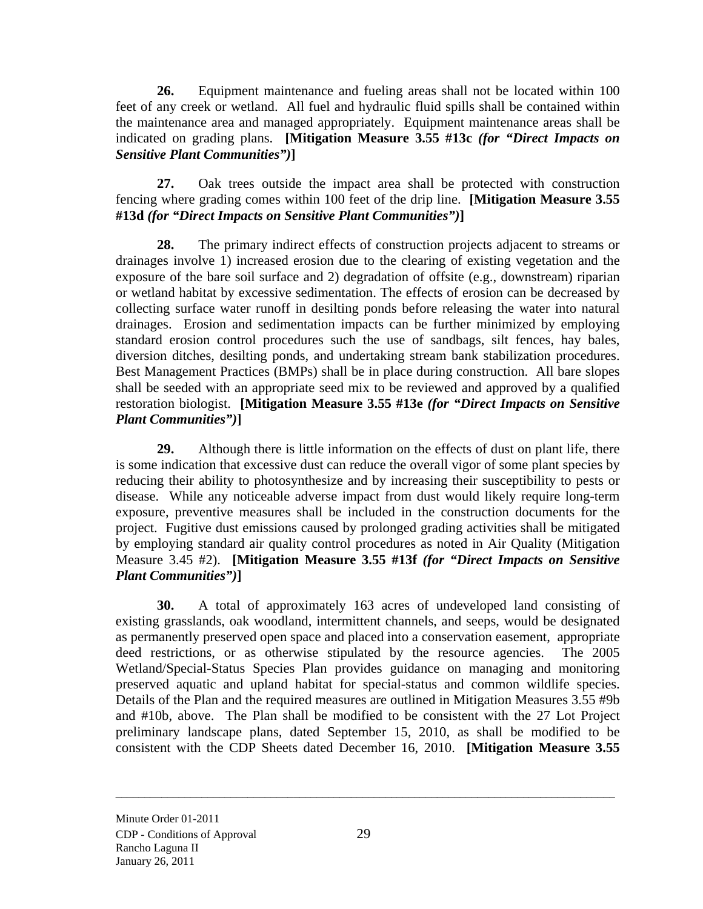**26.** Equipment maintenance and fueling areas shall not be located within 100 feet of any creek or wetland. All fuel and hydraulic fluid spills shall be contained within the maintenance area and managed appropriately. Equipment maintenance areas shall be indicated on grading plans. **[Mitigation Measure 3.55 #13c *(for "Direct Impacts on Sensitive Plant Communities")*]**

**27.** Oak trees outside the impact area shall be protected with construction fencing where grading comes within 100 feet of the drip line. **[Mitigation Measure 3.55 #13d *(for "Direct Impacts on Sensitive Plant Communities")*]**

**28.** The primary indirect effects of construction projects adjacent to streams or drainages involve 1) increased erosion due to the clearing of existing vegetation and the exposure of the bare soil surface and 2) degradation of offsite (e.g., downstream) riparian or wetland habitat by excessive sedimentation. The effects of erosion can be decreased by collecting surface water runoff in desilting ponds before releasing the water into natural drainages. Erosion and sedimentation impacts can be further minimized by employing standard erosion control procedures such the use of sandbags, silt fences, hay bales, diversion ditches, desilting ponds, and undertaking stream bank stabilization procedures. Best Management Practices (BMPs) shall be in place during construction. All bare slopes shall be seeded with an appropriate seed mix to be reviewed and approved by a qualified restoration biologist. **[Mitigation Measure 3.55 #13e *(for "Direct Impacts on Sensitive Plant Communities")*]**

**29.** Although there is little information on the effects of dust on plant life, there is some indication that excessive dust can reduce the overall vigor of some plant species by reducing their ability to photosynthesize and by increasing their susceptibility to pests or disease. While any noticeable adverse impact from dust would likely require long-term exposure, preventive measures shall be included in the construction documents for the project. Fugitive dust emissions caused by prolonged grading activities shall be mitigated by employing standard air quality control procedures as noted in Air Quality (Mitigation Measure 3.45 #2). **[Mitigation Measure 3.55 #13f *(for "Direct Impacts on Sensitive Plant Communities")*]**

**30.** A total of approximately 163 acres of undeveloped land consisting of existing grasslands, oak woodland, intermittent channels, and seeps, would be designated as permanently preserved open space and placed into a conservation easement, appropriate deed restrictions, or as otherwise stipulated by the resource agencies. The 2005 Wetland/Special-Status Species Plan provides guidance on managing and monitoring preserved aquatic and upland habitat for special-status and common wildlife species. Details of the Plan and the required measures are outlined in Mitigation Measures 3.55 #9b and #10b, above. The Plan shall be modified to be consistent with the 27 Lot Project preliminary landscape plans, dated September 15, 2010, as shall be modified to be consistent with the CDP Sheets dated December 16, 2010. **[Mitigation Measure 3.55**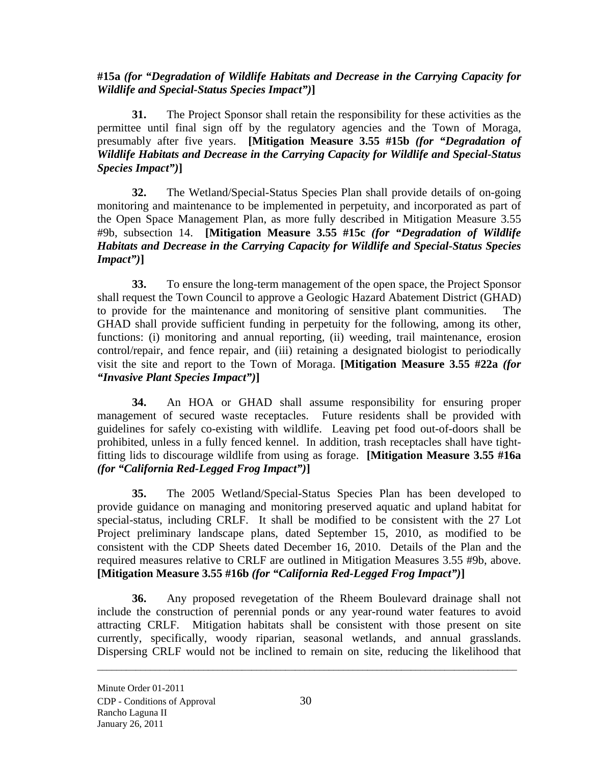**#15a** ***(for "Degradation of Wildlife Habitats and Decrease in the Carrying Capacity for Wildlife and Special-Status Species Impact")*****]**

**31.** The Project Sponsor shall retain the responsibility for these activities as the permittee until final sign off by the regulatory agencies and the Town of Moraga, presumably after five years. **[Mitigation Measure 3.55 #15b** ***(for "Degradation of Wildlife Habitats and Decrease in the Carrying Capacity for Wildlife and Special-Status Species Impact")*****]**

**32.** The Wetland/Special-Status Species Plan shall provide details of on-going monitoring and maintenance to be implemented in perpetuity, and incorporated as part of the Open Space Management Plan, as more fully described in Mitigation Measure 3.55 #9b, subsection 14. **[Mitigation Measure 3.55 #15c** ***(for "Degradation of Wildlife Habitats and Decrease in the Carrying Capacity for Wildlife and Special-Status Species Impact")*****]**

**33.** To ensure the long-term management of the open space, the Project Sponsor shall request the Town Council to approve a Geologic Hazard Abatement District (GHAD) to provide for the maintenance and monitoring of sensitive plant communities. The GHAD shall provide sufficient funding in perpetuity for the following, among its other, functions: (i) monitoring and annual reporting, (ii) weeding, trail maintenance, erosion control/repair, and fence repair, and (iii) retaining a designated biologist to periodically visit the site and report to the Town of Moraga. **[Mitigation Measure 3.55 #22a** ***(for "Invasive Plant Species Impact")*****]**

**34.** An HOA or GHAD shall assume responsibility for ensuring proper management of secured waste receptacles. Future residents shall be provided with guidelines for safely co-existing with wildlife. Leaving pet food out-of-doors shall be prohibited, unless in a fully fenced kennel. In addition, trash receptacles shall have tight-fitting lids to discourage wildlife from using as forage. **[Mitigation Measure 3.55 #16a** ***(for "California Red-Legged Frog Impact")*****]**

**35.** The 2005 Wetland/Special-Status Species Plan has been developed to provide guidance on managing and monitoring preserved aquatic and upland habitat for special-status, including CRLF. It shall be modified to be consistent with the 27 Lot Project preliminary landscape plans, dated September 15, 2010, as modified to be consistent with the CDP Sheets dated December 16, 2010. Details of the Plan and the required measures relative to CRLF are outlined in Mitigation Measures 3.55 #9b, above. **[Mitigation Measure 3.55 #16b** ***(for "California Red-Legged Frog Impact")*****]**

**36.** Any proposed revegetation of the Rheem Boulevard drainage shall not include the construction of perennial ponds or any year-round water features to avoid attracting CRLF. Mitigation habitats shall be consistent with those present on site currently, specifically, woody riparian, seasonal wetlands, and annual grasslands. Dispersing CRLF would not be inclined to remain on site, reducing the likelihood that

Minute Order 01-2011
CDP - Conditions of Approval
Rancho Laguna II
January 26, 2011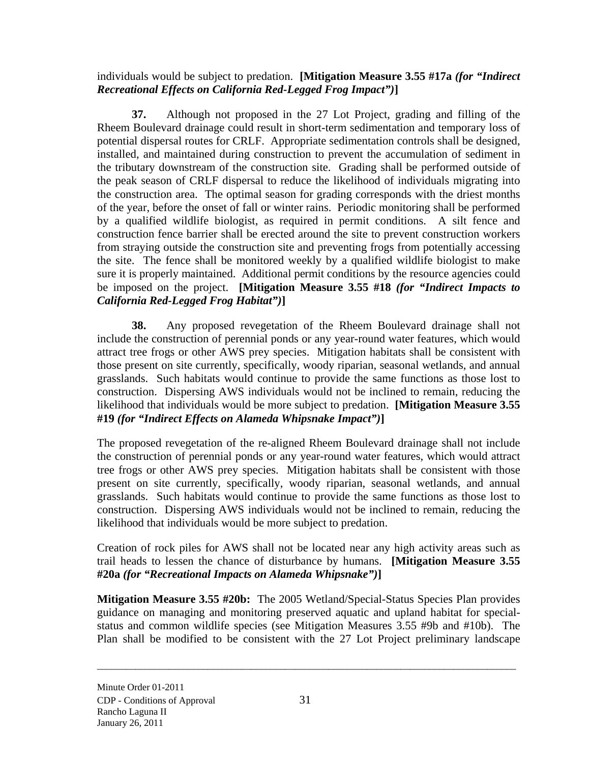individuals would be subject to predation. **[Mitigation Measure 3.55 #17a *(for "Indirect Recreational Effects on California Red-Legged Frog Impact")*]**

**37.** Although not proposed in the 27 Lot Project, grading and filling of the Rheem Boulevard drainage could result in short-term sedimentation and temporary loss of potential dispersal routes for CRLF. Appropriate sedimentation controls shall be designed, installed, and maintained during construction to prevent the accumulation of sediment in the tributary downstream of the construction site. Grading shall be performed outside of the peak season of CRLF dispersal to reduce the likelihood of individuals migrating into the construction area. The optimal season for grading corresponds with the driest months of the year, before the onset of fall or winter rains. Periodic monitoring shall be performed by a qualified wildlife biologist, as required in permit conditions. A silt fence and construction fence barrier shall be erected around the site to prevent construction workers from straying outside the construction site and preventing frogs from potentially accessing the site. The fence shall be monitored weekly by a qualified wildlife biologist to make sure it is properly maintained. Additional permit conditions by the resource agencies could be imposed on the project. **[Mitigation Measure 3.55 #18 *(for "Indirect Impacts to California Red-Legged Frog Habitat")*]**

**38.** Any proposed revegetation of the Rheem Boulevard drainage shall not include the construction of perennial ponds or any year-round water features, which would attract tree frogs or other AWS prey species. Mitigation habitats shall be consistent with those present on site currently, specifically, woody riparian, seasonal wetlands, and annual grasslands. Such habitats would continue to provide the same functions as those lost to construction. Dispersing AWS individuals would not be inclined to remain, reducing the likelihood that individuals would be more subject to predation. **[Mitigation Measure 3.55 #19 *(for "Indirect Effects on Alameda Whipsnake Impact")*]**

The proposed revegetation of the re-aligned Rheem Boulevard drainage shall not include the construction of perennial ponds or any year-round water features, which would attract tree frogs or other AWS prey species. Mitigation habitats shall be consistent with those present on site currently, specifically, woody riparian, seasonal wetlands, and annual grasslands. Such habitats would continue to provide the same functions as those lost to construction. Dispersing AWS individuals would not be inclined to remain, reducing the likelihood that individuals would be more subject to predation.

Creation of rock piles for AWS shall not be located near any high activity areas such as trail heads to lessen the chance of disturbance by humans. **[Mitigation Measure 3.55 #20a *(for "Recreational Impacts on Alameda Whipsnake")*]**

**Mitigation Measure 3.55 #20b:** The 2005 Wetland/Special-Status Species Plan provides guidance on managing and monitoring preserved aquatic and upland habitat for special-status and common wildlife species (see Mitigation Measures 3.55 #9b and #10b). The Plan shall be modified to be consistent with the 27 Lot Project preliminary landscape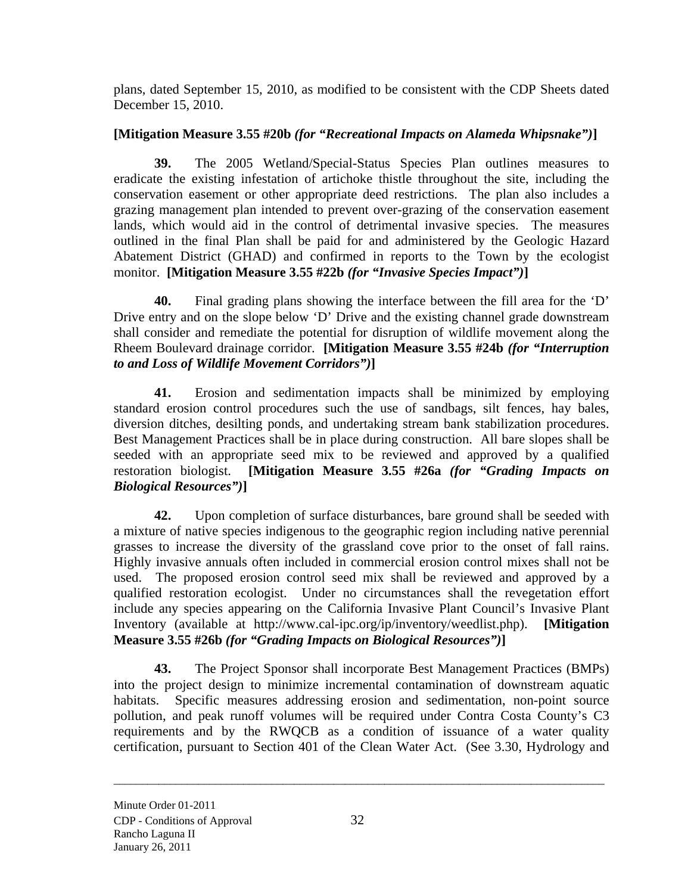plans, dated September 15, 2010, as modified to be consistent with the CDP Sheets dated December 15, 2010.

**[Mitigation Measure 3.55 #20b *(for "Recreational Impacts on Alameda Whipsnake")*]**

**39.** The 2005 Wetland/Special-Status Species Plan outlines measures to eradicate the existing infestation of artichoke thistle throughout the site, including the conservation easement or other appropriate deed restrictions. The plan also includes a grazing management plan intended to prevent over-grazing of the conservation easement lands, which would aid in the control of detrimental invasive species. The measures outlined in the final Plan shall be paid for and administered by the Geologic Hazard Abatement District (GHAD) and confirmed in reports to the Town by the ecologist monitor. **[Mitigation Measure 3.55 #22b *(for "Invasive Species Impact")*]**

**40.** Final grading plans showing the interface between the fill area for the 'D' Drive entry and on the slope below 'D' Drive and the existing channel grade downstream shall consider and remediate the potential for disruption of wildlife movement along the Rheem Boulevard drainage corridor. **[Mitigation Measure 3.55 #24b *(for "Interruption to and Loss of Wildlife Movement Corridors")*]**

**41.** Erosion and sedimentation impacts shall be minimized by employing standard erosion control procedures such the use of sandbags, silt fences, hay bales, diversion ditches, desilting ponds, and undertaking stream bank stabilization procedures. Best Management Practices shall be in place during construction. All bare slopes shall be seeded with an appropriate seed mix to be reviewed and approved by a qualified restoration biologist. **[Mitigation Measure 3.55 #26a *(for "Grading Impacts on Biological Resources")*]**

**42.** Upon completion of surface disturbances, bare ground shall be seeded with a mixture of native species indigenous to the geographic region including native perennial grasses to increase the diversity of the grassland cove prior to the onset of fall rains. Highly invasive annuals often included in commercial erosion control mixes shall not be used. The proposed erosion control seed mix shall be reviewed and approved by a qualified restoration ecologist. Under no circumstances shall the revegetation effort include any species appearing on the California Invasive Plant Council's Invasive Plant Inventory (available at http://www.cal-ipc.org/ip/inventory/weedlist.php). **[Mitigation Measure 3.55 #26b *(for "Grading Impacts on Biological Resources")*]**

**43.** The Project Sponsor shall incorporate Best Management Practices (BMPs) into the project design to minimize incremental contamination of downstream aquatic habitats. Specific measures addressing erosion and sedimentation, non-point source pollution, and peak runoff volumes will be required under Contra Costa County's C3 requirements and by the RWQCB as a condition of issuance of a water quality certification, pursuant to Section 401 of the Clean Water Act. (See 3.30, Hydrology and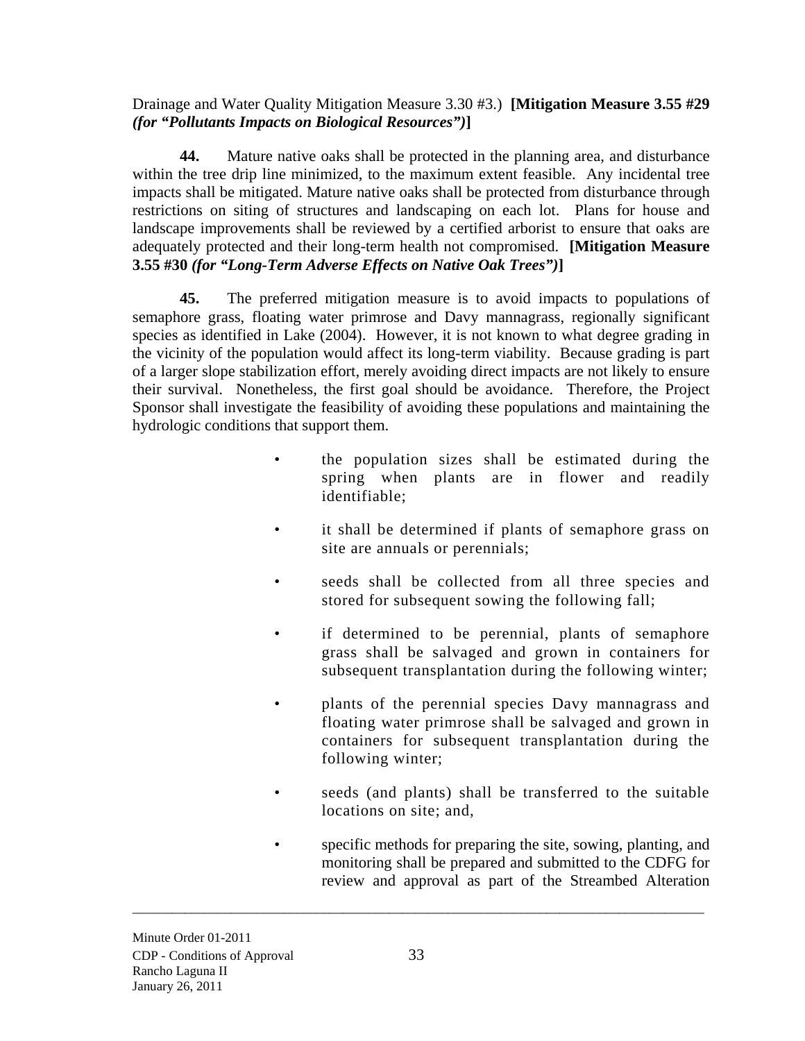Drainage and Water Quality Mitigation Measure 3.30 #3.) **[Mitigation Measure 3.55 #29 *(for "Pollutants Impacts on Biological Resources")*]**

**44.** Mature native oaks shall be protected in the planning area, and disturbance within the tree drip line minimized, to the maximum extent feasible. Any incidental tree impacts shall be mitigated. Mature native oaks shall be protected from disturbance through restrictions on siting of structures and landscaping on each lot. Plans for house and landscape improvements shall be reviewed by a certified arborist to ensure that oaks are adequately protected and their long-term health not compromised. **[Mitigation Measure 3.55 #30 *(for "Long-Term Adverse Effects on Native Oak Trees")*]**

**45.** The preferred mitigation measure is to avoid impacts to populations of semaphore grass, floating water primrose and Davy mannagrass, regionally significant species as identified in Lake (2004). However, it is not known to what degree grading in the vicinity of the population would affect its long-term viability. Because grading is part of a larger slope stabilization effort, merely avoiding direct impacts are not likely to ensure their survival. Nonetheless, the first goal should be avoidance. Therefore, the Project Sponsor shall investigate the feasibility of avoiding these populations and maintaining the hydrologic conditions that support them.

- the population sizes shall be estimated during the spring when plants are in flower and readily identifiable;
- it shall be determined if plants of semaphore grass on site are annuals or perennials;
- seeds shall be collected from all three species and stored for subsequent sowing the following fall;
- if determined to be perennial, plants of semaphore grass shall be salvaged and grown in containers for subsequent transplantation during the following winter;
- plants of the perennial species Davy mannagrass and floating water primrose shall be salvaged and grown in containers for subsequent transplantation during the following winter;
- seeds (and plants) shall be transferred to the suitable locations on site; and,
- specific methods for preparing the site, sowing, planting, and monitoring shall be prepared and submitted to the CDFG for review and approval as part of the Streambed Alteration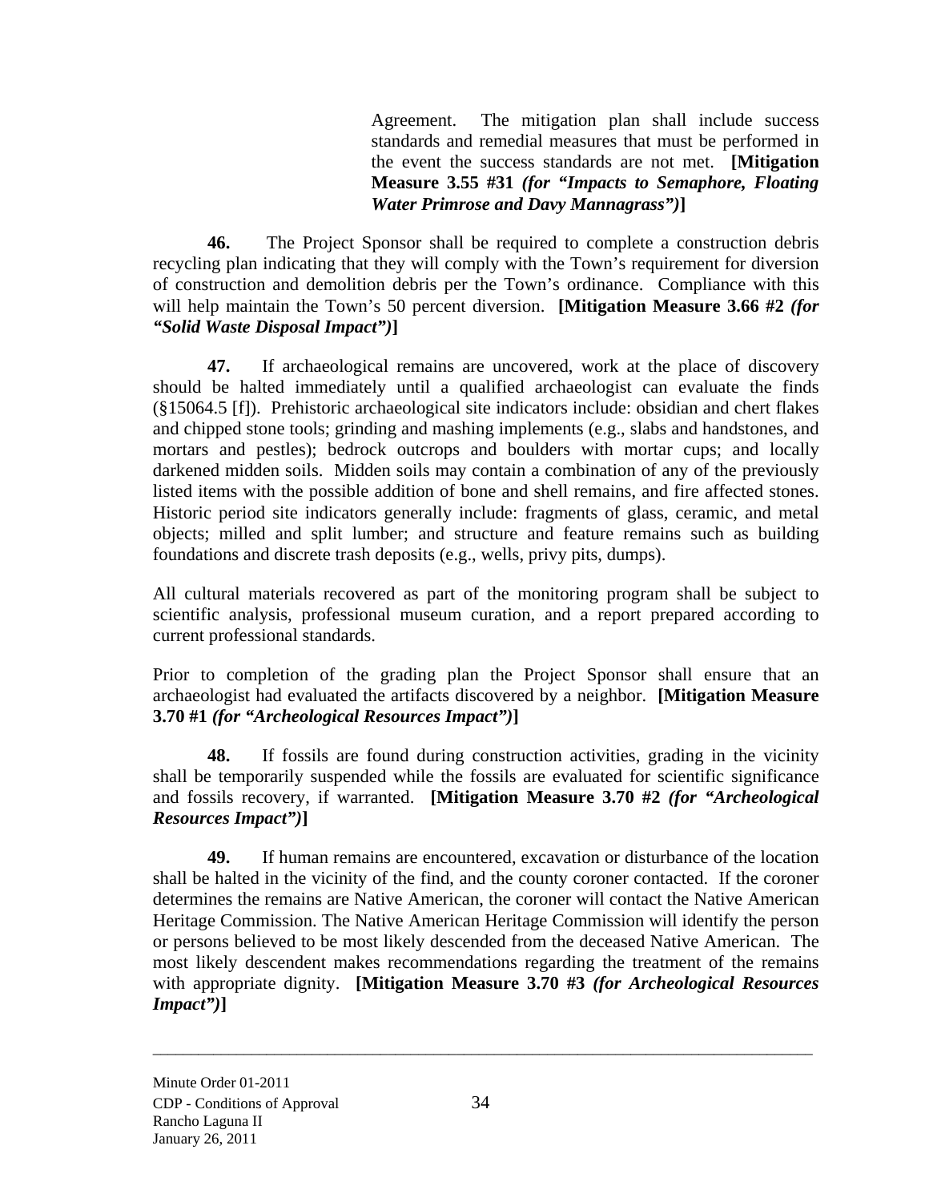Agreement. The mitigation plan shall include success standards and remedial measures that must be performed in the event the success standards are not met. **[Mitigation Measure 3.55 #31** ***(for "Impacts to Semaphore, Floating Water Primrose and Davy Mannagrass")*****]**

**46.** The Project Sponsor shall be required to complete a construction debris recycling plan indicating that they will comply with the Town's requirement for diversion of construction and demolition debris per the Town's ordinance. Compliance with this will help maintain the Town's 50 percent diversion. **[Mitigation Measure 3.66 #2** ***(for "Solid Waste Disposal Impact")*****]**

**47.** If archaeological remains are uncovered, work at the place of discovery should be halted immediately until a qualified archaeologist can evaluate the finds (§15064.5 [f]). Prehistoric archaeological site indicators include: obsidian and chert flakes and chipped stone tools; grinding and mashing implements (e.g., slabs and handstones, and mortars and pestles); bedrock outcrops and boulders with mortar cups; and locally darkened midden soils. Midden soils may contain a combination of any of the previously listed items with the possible addition of bone and shell remains, and fire affected stones. Historic period site indicators generally include: fragments of glass, ceramic, and metal objects; milled and split lumber; and structure and feature remains such as building foundations and discrete trash deposits (e.g., wells, privy pits, dumps).

All cultural materials recovered as part of the monitoring program shall be subject to scientific analysis, professional museum curation, and a report prepared according to current professional standards.

Prior to completion of the grading plan the Project Sponsor shall ensure that an archaeologist had evaluated the artifacts discovered by a neighbor. **[Mitigation Measure 3.70 #1** ***(for "Archeological Resources Impact")*****]**

**48.** If fossils are found during construction activities, grading in the vicinity shall be temporarily suspended while the fossils are evaluated for scientific significance and fossils recovery, if warranted. **[Mitigation Measure 3.70 #2** ***(for "Archeological Resources Impact")*****]**

**49.** If human remains are encountered, excavation or disturbance of the location shall be halted in the vicinity of the find, and the county coroner contacted. If the coroner determines the remains are Native American, the coroner will contact the Native American Heritage Commission. The Native American Heritage Commission will identify the person or persons believed to be most likely descended from the deceased Native American. The most likely descendent makes recommendations regarding the treatment of the remains with appropriate dignity. **[Mitigation Measure 3.70 #3** ***(for Archeological Resources Impact")*****]**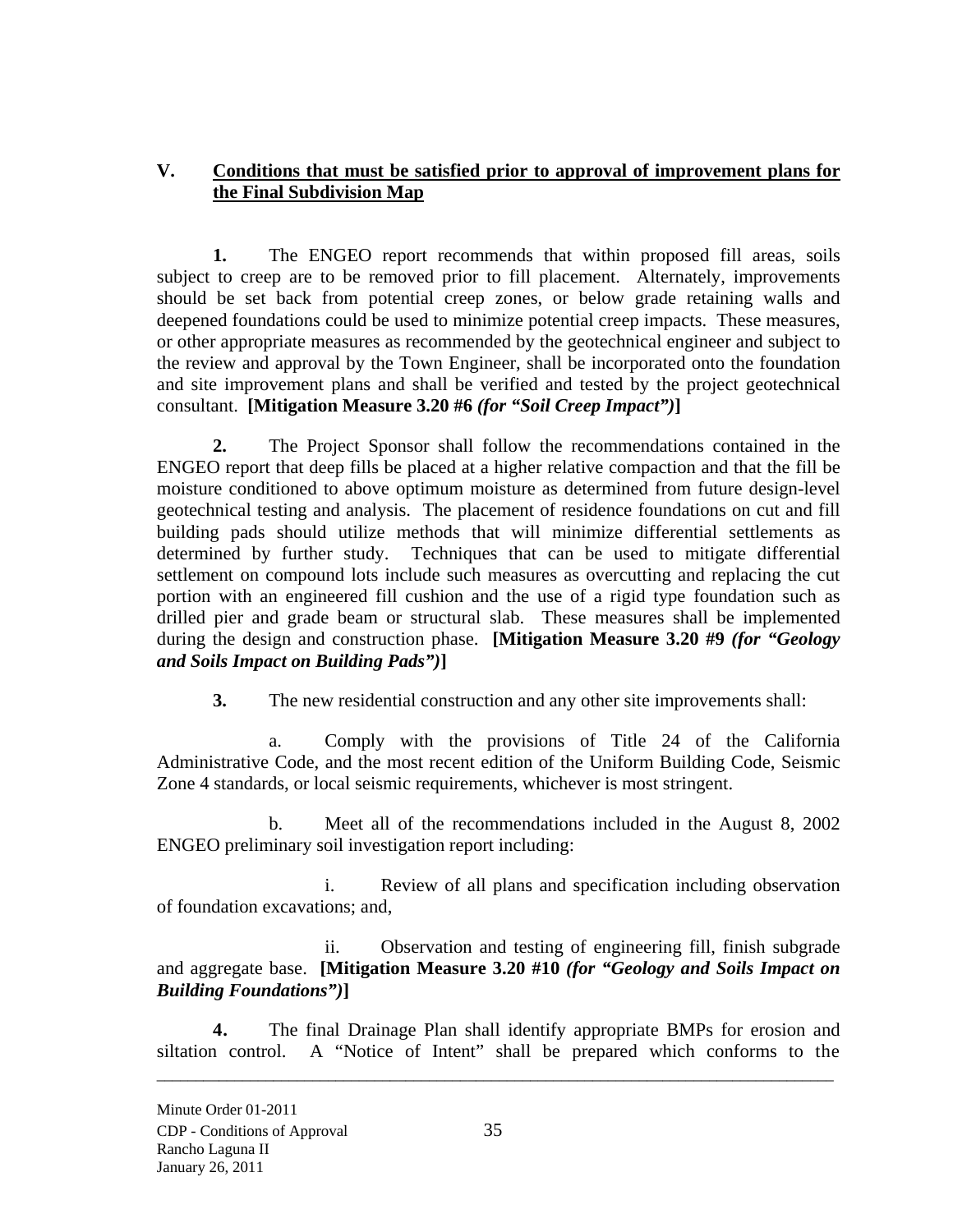## V. Conditions that must be satisfied prior to approval of improvement plans for the Final Subdivision Map

**1.** The ENGEO report recommends that within proposed fill areas, soils subject to creep are to be removed prior to fill placement. Alternately, improvements should be set back from potential creep zones, or below grade retaining walls and deepened foundations could be used to minimize potential creep impacts. These measures, or other appropriate measures as recommended by the geotechnical engineer and subject to the review and approval by the Town Engineer, shall be incorporated onto the foundation and site improvement plans and shall be verified and tested by the project geotechnical consultant. **[Mitigation Measure 3.20 #6 *(for "Soil Creep Impact")*]**

**2.** The Project Sponsor shall follow the recommendations contained in the ENGEO report that deep fills be placed at a higher relative compaction and that the fill be moisture conditioned to above optimum moisture as determined from future design-level geotechnical testing and analysis. The placement of residence foundations on cut and fill building pads should utilize methods that will minimize differential settlements as determined by further study. Techniques that can be used to mitigate differential settlement on compound lots include such measures as overcutting and replacing the cut portion with an engineered fill cushion and the use of a rigid type foundation such as drilled pier and grade beam or structural slab. These measures shall be implemented during the design and construction phase. **[Mitigation Measure 3.20 #9 *(for "Geology and Soils Impact on Building Pads")*]**

**3.** The new residential construction and any other site improvements shall:

a. Comply with the provisions of Title 24 of the California Administrative Code, and the most recent edition of the Uniform Building Code, Seismic Zone 4 standards, or local seismic requirements, whichever is most stringent.

b. Meet all of the recommendations included in the August 8, 2002 ENGEO preliminary soil investigation report including:

i. Review of all plans and specification including observation of foundation excavations; and,

ii. Observation and testing of engineering fill, finish subgrade and aggregate base. **[Mitigation Measure 3.20 #10 *(for "Geology and Soils Impact on Building Foundations")*]**

**4.** The final Drainage Plan shall identify appropriate BMPs for erosion and siltation control. A "Notice of Intent" shall be prepared which conforms to the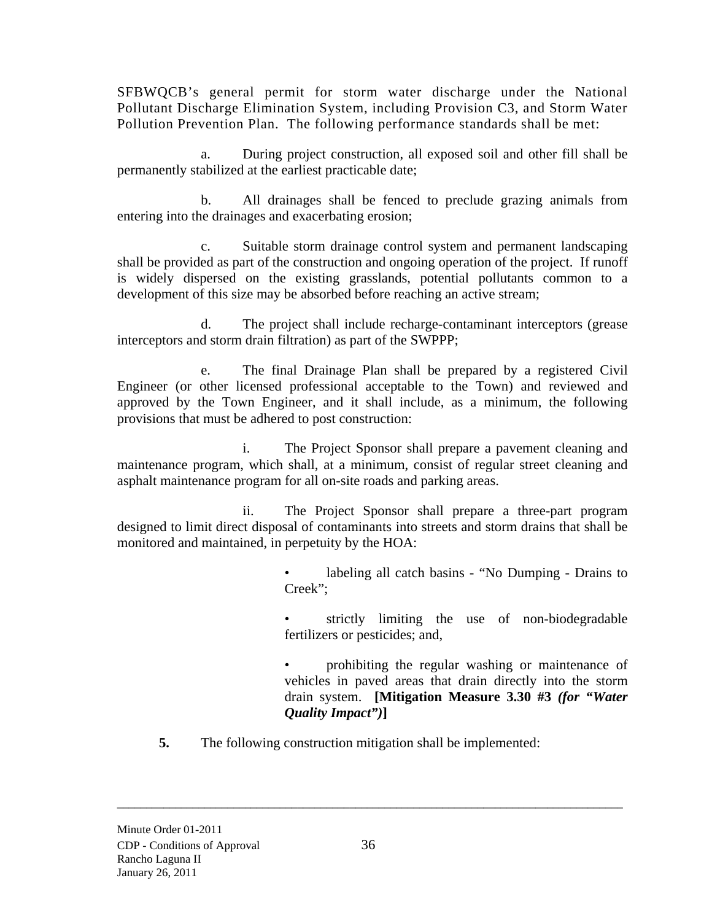SFBWQCB's general permit for storm water discharge under the National Pollutant Discharge Elimination System, including Provision C3, and Storm Water Pollution Prevention Plan. The following performance standards shall be met:

a. During project construction, all exposed soil and other fill shall be permanently stabilized at the earliest practicable date;

b. All drainages shall be fenced to preclude grazing animals from entering into the drainages and exacerbating erosion;

c. Suitable storm drainage control system and permanent landscaping shall be provided as part of the construction and ongoing operation of the project. If runoff is widely dispersed on the existing grasslands, potential pollutants common to a development of this size may be absorbed before reaching an active stream;

d. The project shall include recharge-contaminant interceptors (grease interceptors and storm drain filtration) as part of the SWPPP;

e. The final Drainage Plan shall be prepared by a registered Civil Engineer (or other licensed professional acceptable to the Town) and reviewed and approved by the Town Engineer, and it shall include, as a minimum, the following provisions that must be adhered to post construction:

i. The Project Sponsor shall prepare a pavement cleaning and maintenance program, which shall, at a minimum, consist of regular street cleaning and asphalt maintenance program for all on-site roads and parking areas.

ii. The Project Sponsor shall prepare a three-part program designed to limit direct disposal of contaminants into streets and storm drains that shall be monitored and maintained, in perpetuity by the HOA:

- labeling all catch basins - "No Dumping - Drains to Creek";
- strictly limiting the use of non-biodegradable fertilizers or pesticides; and,
- prohibiting the regular washing or maintenance of vehicles in paved areas that drain directly into the storm drain system. **[Mitigation Measure 3.30 #3 *(for "Water Quality Impact")*]**

**5.** The following construction mitigation shall be implemented: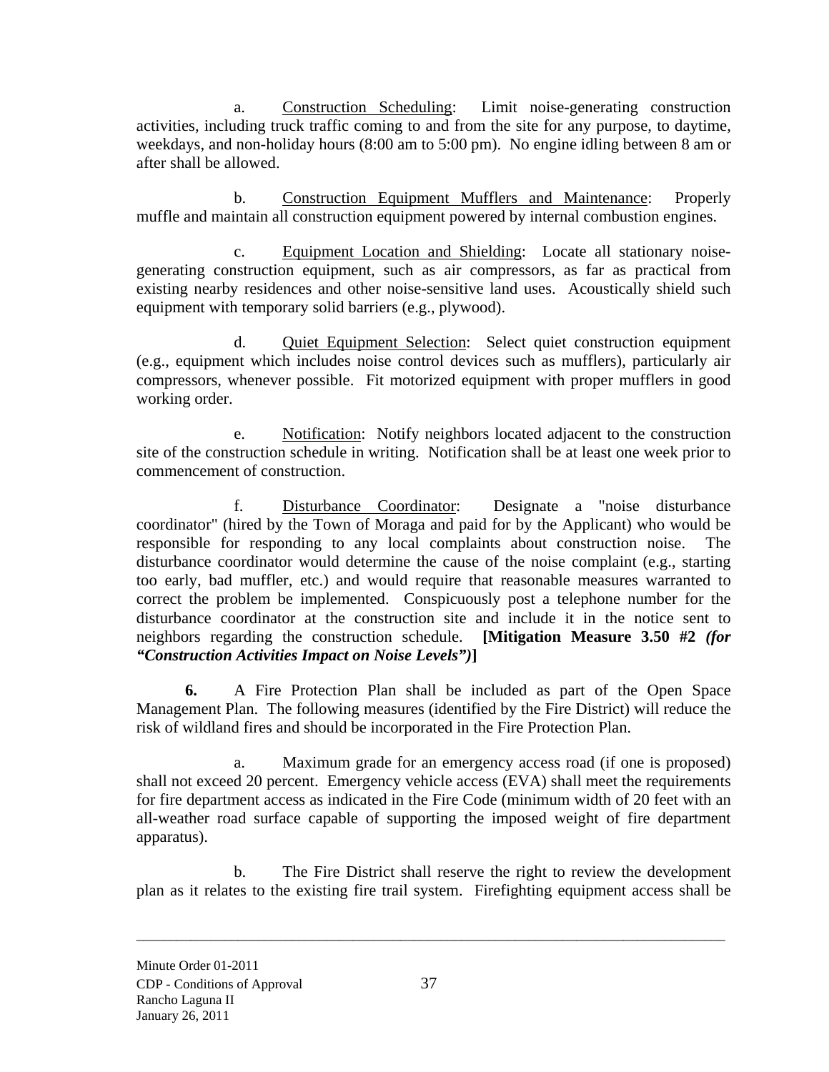a. <u>Construction Scheduling</u>: Limit noise-generating construction activities, including truck traffic coming to and from the site for any purpose, to daytime, weekdays, and non-holiday hours (8:00 am to 5:00 pm). No engine idling between 8 am or after shall be allowed.

b. <u>Construction Equipment Mufflers and Maintenance</u>: Properly muffle and maintain all construction equipment powered by internal combustion engines.

c. <u>Equipment Location and Shielding</u>: Locate all stationary noise-generating construction equipment, such as air compressors, as far as practical from existing nearby residences and other noise-sensitive land uses. Acoustically shield such equipment with temporary solid barriers (e.g., plywood).

d. <u>Quiet Equipment Selection</u>: Select quiet construction equipment (e.g., equipment which includes noise control devices such as mufflers), particularly air compressors, whenever possible. Fit motorized equipment with proper mufflers in good working order.

e. <u>Notification</u>: Notify neighbors located adjacent to the construction site of the construction schedule in writing. Notification shall be at least one week prior to commencement of construction.

f. <u>Disturbance Coordinator</u>: Designate a "noise disturbance coordinator" (hired by the Town of Moraga and paid for by the Applicant) who would be responsible for responding to any local complaints about construction noise. The disturbance coordinator would determine the cause of the noise complaint (e.g., starting too early, bad muffler, etc.) and would require that reasonable measures warranted to correct the problem be implemented. Conspicuously post a telephone number for the disturbance coordinator at the construction site and include it in the notice sent to neighbors regarding the construction schedule. **[Mitigation Measure 3.50 #2 *(for "Construction Activities Impact on Noise Levels")*]**

**6.** A Fire Protection Plan shall be included as part of the Open Space Management Plan. The following measures (identified by the Fire District) will reduce the risk of wildland fires and should be incorporated in the Fire Protection Plan.

a. Maximum grade for an emergency access road (if one is proposed) shall not exceed 20 percent. Emergency vehicle access (EVA) shall meet the requirements for fire department access as indicated in the Fire Code (minimum width of 20 feet with an all-weather road surface capable of supporting the imposed weight of fire department apparatus).

b. The Fire District shall reserve the right to review the development plan as it relates to the existing fire trail system. Firefighting equipment access shall be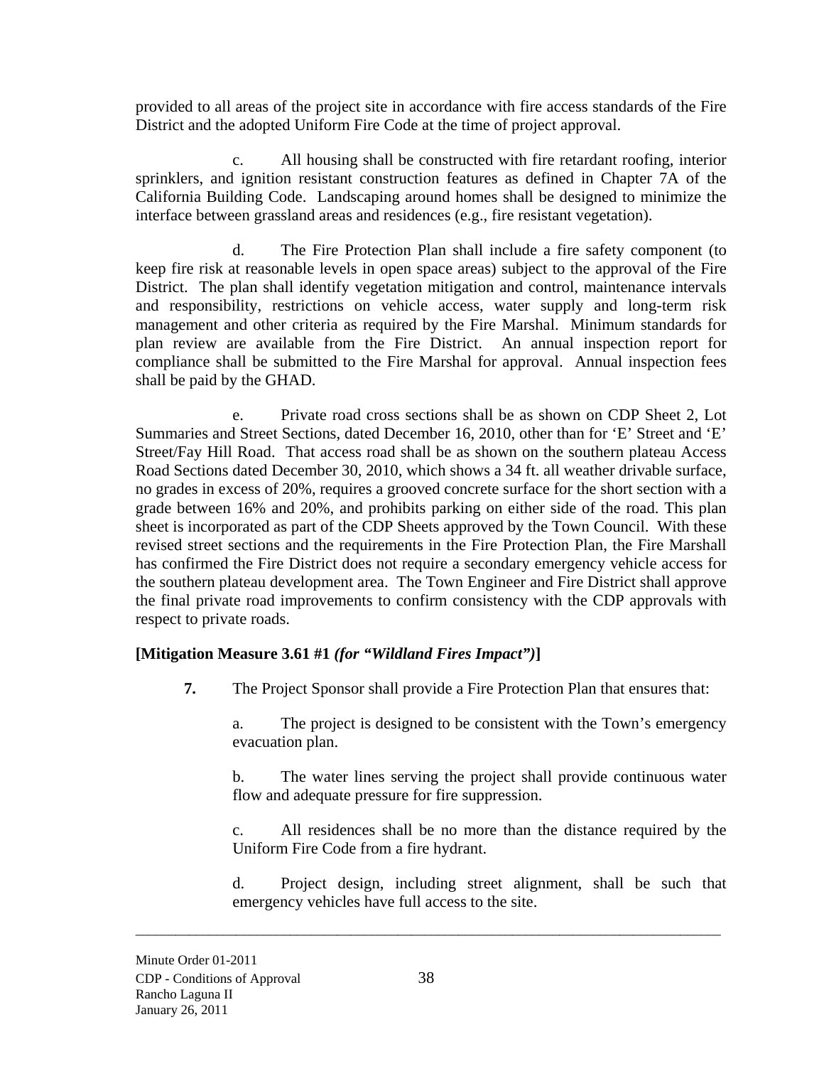provided to all areas of the project site in accordance with fire access standards of the Fire District and the adopted Uniform Fire Code at the time of project approval.

c. All housing shall be constructed with fire retardant roofing, interior sprinklers, and ignition resistant construction features as defined in Chapter 7A of the California Building Code. Landscaping around homes shall be designed to minimize the interface between grassland areas and residences (e.g., fire resistant vegetation).

d. The Fire Protection Plan shall include a fire safety component (to keep fire risk at reasonable levels in open space areas) subject to the approval of the Fire District. The plan shall identify vegetation mitigation and control, maintenance intervals and responsibility, restrictions on vehicle access, water supply and long-term risk management and other criteria as required by the Fire Marshal. Minimum standards for plan review are available from the Fire District. An annual inspection report for compliance shall be submitted to the Fire Marshal for approval. Annual inspection fees shall be paid by the GHAD.

e. Private road cross sections shall be as shown on CDP Sheet 2, Lot Summaries and Street Sections, dated December 16, 2010, other than for 'E' Street and 'E' Street/Fay Hill Road. That access road shall be as shown on the southern plateau Access Road Sections dated December 30, 2010, which shows a 34 ft. all weather drivable surface, no grades in excess of 20%, requires a grooved concrete surface for the short section with a grade between 16% and 20%, and prohibits parking on either side of the road. This plan sheet is incorporated as part of the CDP Sheets approved by the Town Council. With these revised street sections and the requirements in the Fire Protection Plan, the Fire Marshall has confirmed the Fire District does not require a secondary emergency vehicle access for the southern plateau development area. The Town Engineer and Fire District shall approve the final private road improvements to confirm consistency with the CDP approvals with respect to private roads.

**[Mitigation Measure 3.61 #1 *(for "Wildland Fires Impact")*]**

**7.** The Project Sponsor shall provide a Fire Protection Plan that ensures that:

a. The project is designed to be consistent with the Town's emergency evacuation plan.

b. The water lines serving the project shall provide continuous water flow and adequate pressure for fire suppression.

c. All residences shall be no more than the distance required by the Uniform Fire Code from a fire hydrant.

d. Project design, including street alignment, shall be such that emergency vehicles have full access to the site.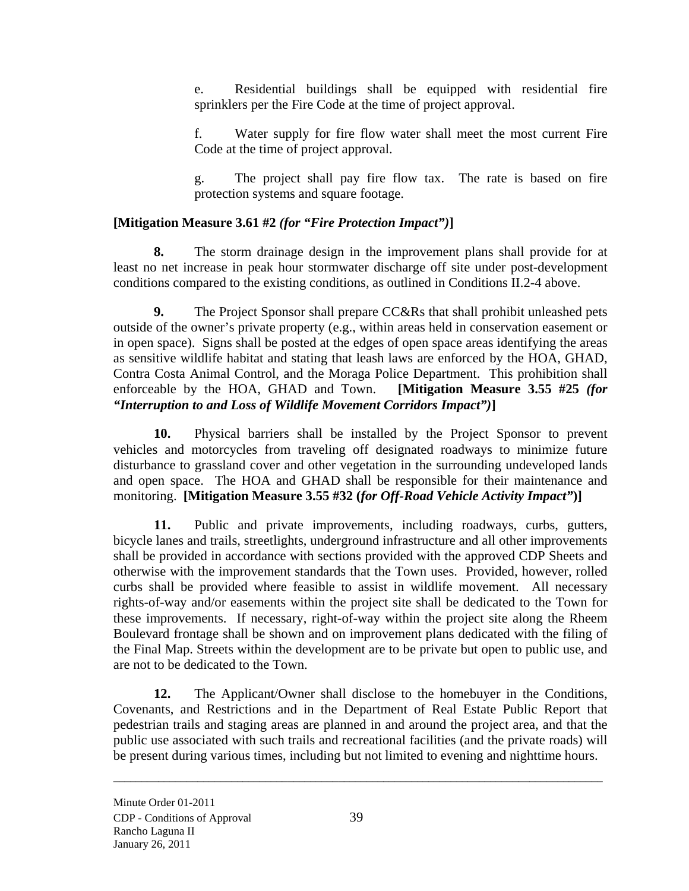e. Residential buildings shall be equipped with residential fire sprinklers per the Fire Code at the time of project approval.

f. Water supply for fire flow water shall meet the most current Fire Code at the time of project approval.

g. The project shall pay fire flow tax. The rate is based on fire protection systems and square footage.

**[Mitigation Measure 3.61 #2 *(for "Fire Protection Impact")*]**

**8.** The storm drainage design in the improvement plans shall provide for at least no net increase in peak hour stormwater discharge off site under post-development conditions compared to the existing conditions, as outlined in Conditions II.2-4 above.

**9.** The Project Sponsor shall prepare CC&Rs that shall prohibit unleashed pets outside of the owner's private property (e.g., within areas held in conservation easement or in open space). Signs shall be posted at the edges of open space areas identifying the areas as sensitive wildlife habitat and stating that leash laws are enforced by the HOA, GHAD, Contra Costa Animal Control, and the Moraga Police Department. This prohibition shall enforceable by the HOA, GHAD and Town. **[Mitigation Measure 3.55 #25 *(for "Interruption to and Loss of Wildlife Movement Corridors Impact")*]**

**10.** Physical barriers shall be installed by the Project Sponsor to prevent vehicles and motorcycles from traveling off designated roadways to minimize future disturbance to grassland cover and other vegetation in the surrounding undeveloped lands and open space. The HOA and GHAD shall be responsible for their maintenance and monitoring. **[Mitigation Measure 3.55 #32 (*for Off-Road Vehicle Activity Impact*")]**

**11.** Public and private improvements, including roadways, curbs, gutters, bicycle lanes and trails, streetlights, underground infrastructure and all other improvements shall be provided in accordance with sections provided with the approved CDP Sheets and otherwise with the improvement standards that the Town uses. Provided, however, rolled curbs shall be provided where feasible to assist in wildlife movement. All necessary rights-of-way and/or easements within the project site shall be dedicated to the Town for these improvements. If necessary, right-of-way within the project site along the Rheem Boulevard frontage shall be shown and on improvement plans dedicated with the filing of the Final Map. Streets within the development are to be private but open to public use, and are not to be dedicated to the Town.

**12.** The Applicant/Owner shall disclose to the homebuyer in the Conditions, Covenants, and Restrictions and in the Department of Real Estate Public Report that pedestrian trails and staging areas are planned in and around the project area, and that the public use associated with such trails and recreational facilities (and the private roads) will be present during various times, including but not limited to evening and nighttime hours.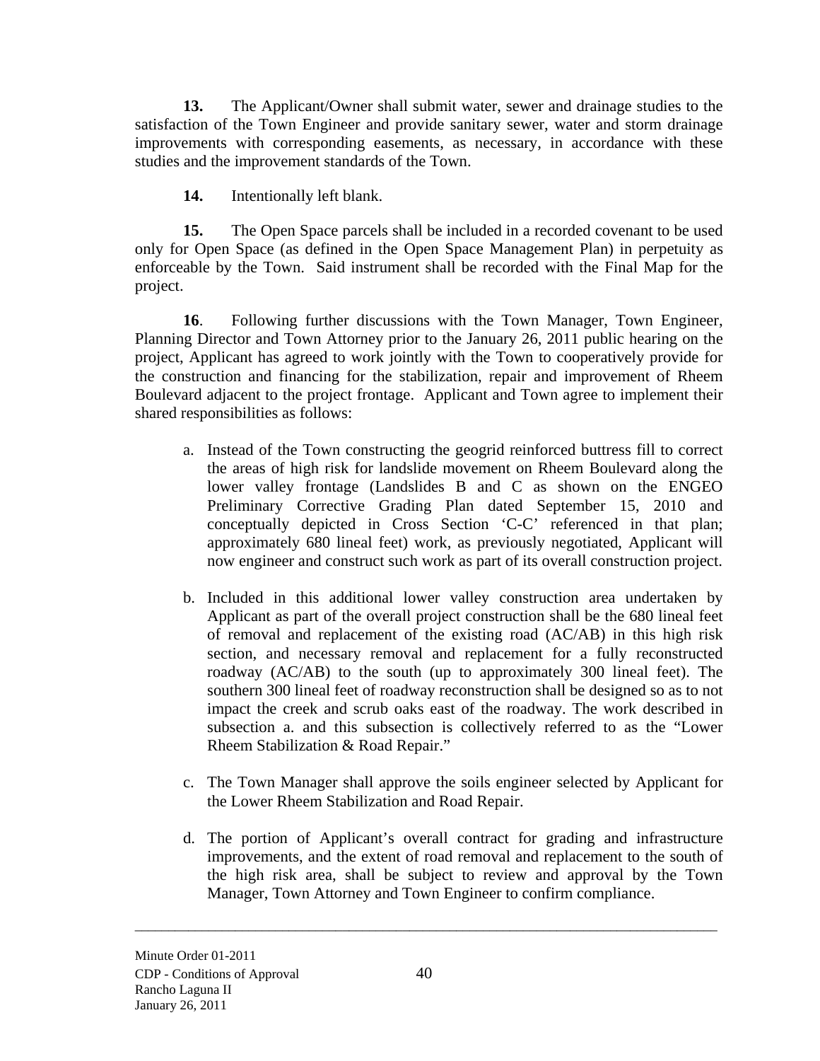**13.** The Applicant/Owner shall submit water, sewer and drainage studies to the satisfaction of the Town Engineer and provide sanitary sewer, water and storm drainage improvements with corresponding easements, as necessary, in accordance with these studies and the improvement standards of the Town.

**14.** Intentionally left blank.

**15.** The Open Space parcels shall be included in a recorded covenant to be used only for Open Space (as defined in the Open Space Management Plan) in perpetuity as enforceable by the Town. Said instrument shall be recorded with the Final Map for the project.

**16**. Following further discussions with the Town Manager, Town Engineer, Planning Director and Town Attorney prior to the January 26, 2011 public hearing on the project, Applicant has agreed to work jointly with the Town to cooperatively provide for the construction and financing for the stabilization, repair and improvement of Rheem Boulevard adjacent to the project frontage. Applicant and Town agree to implement their shared responsibilities as follows:

a. Instead of the Town constructing the geogrid reinforced buttress fill to correct the areas of high risk for landslide movement on Rheem Boulevard along the lower valley frontage (Landslides B and C as shown on the ENGEO Preliminary Corrective Grading Plan dated September 15, 2010 and conceptually depicted in Cross Section 'C-C' referenced in that plan; approximately 680 lineal feet) work, as previously negotiated, Applicant will now engineer and construct such work as part of its overall construction project.

b. Included in this additional lower valley construction area undertaken by Applicant as part of the overall project construction shall be the 680 lineal feet of removal and replacement of the existing road (AC/AB) in this high risk section, and necessary removal and replacement for a fully reconstructed roadway (AC/AB) to the south (up to approximately 300 lineal feet). The southern 300 lineal feet of roadway reconstruction shall be designed so as to not impact the creek and scrub oaks east of the roadway. The work described in subsection a. and this subsection is collectively referred to as the "Lower Rheem Stabilization & Road Repair."

c. The Town Manager shall approve the soils engineer selected by Applicant for the Lower Rheem Stabilization and Road Repair.

d. The portion of Applicant's overall contract for grading and infrastructure improvements, and the extent of road removal and replacement to the south of the high risk area, shall be subject to review and approval by the Town Manager, Town Attorney and Town Engineer to confirm compliance.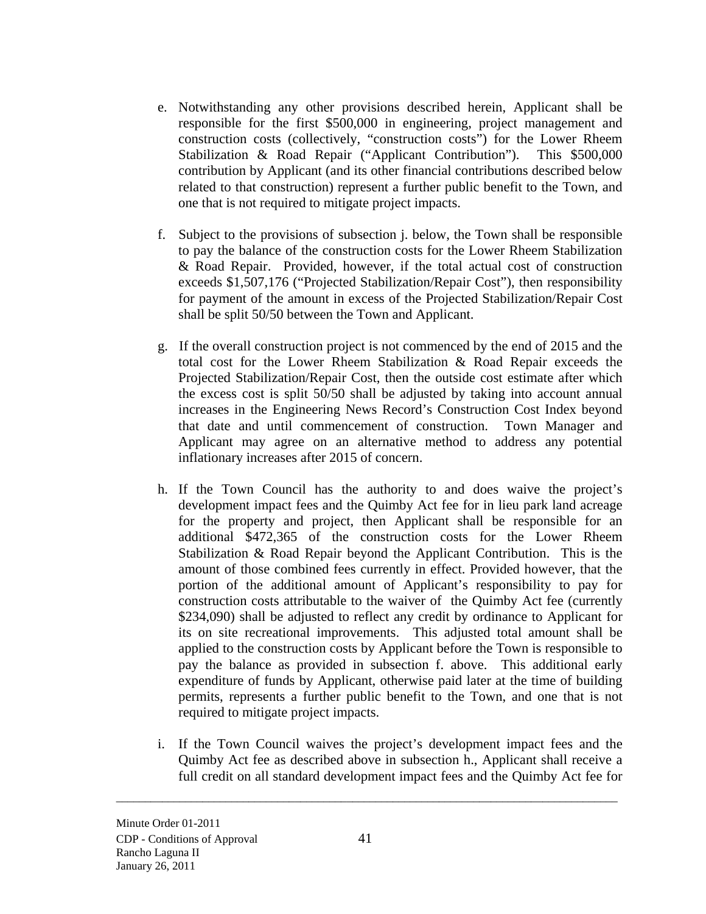e. Notwithstanding any other provisions described herein, Applicant shall be responsible for the first $500,000 in engineering, project management and construction costs (collectively, "construction costs") for the Lower Rheem Stabilization & Road Repair ("Applicant Contribution"). This $500,000 contribution by Applicant (and its other financial contributions described below related to that construction) represent a further public benefit to the Town, and one that is not required to mitigate project impacts.

f. Subject to the provisions of subsection j. below, the Town shall be responsible to pay the balance of the construction costs for the Lower Rheem Stabilization & Road Repair. Provided, however, if the total actual cost of construction exceeds $1,507,176 ("Projected Stabilization/Repair Cost"), then responsibility for payment of the amount in excess of the Projected Stabilization/Repair Cost shall be split 50/50 between the Town and Applicant.

g. If the overall construction project is not commenced by the end of 2015 and the total cost for the Lower Rheem Stabilization & Road Repair exceeds the Projected Stabilization/Repair Cost, then the outside cost estimate after which the excess cost is split 50/50 shall be adjusted by taking into account annual increases in the Engineering News Record's Construction Cost Index beyond that date and until commencement of construction. Town Manager and Applicant may agree on an alternative method to address any potential inflationary increases after 2015 of concern.

h. If the Town Council has the authority to and does waive the project's development impact fees and the Quimby Act fee for in lieu park land acreage for the property and project, then Applicant shall be responsible for an additional $472,365 of the construction costs for the Lower Rheem Stabilization & Road Repair beyond the Applicant Contribution. This is the amount of those combined fees currently in effect. Provided however, that the portion of the additional amount of Applicant's responsibility to pay for construction costs attributable to the waiver of the Quimby Act fee (currently $234,090) shall be adjusted to reflect any credit by ordinance to Applicant for its on site recreational improvements. This adjusted total amount shall be applied to the construction costs by Applicant before the Town is responsible to pay the balance as provided in subsection f. above. This additional early expenditure of funds by Applicant, otherwise paid later at the time of building permits, represents a further public benefit to the Town, and one that is not required to mitigate project impacts.

i. If the Town Council waives the project's development impact fees and the Quimby Act fee as described above in subsection h., Applicant shall receive a full credit on all standard development impact fees and the Quimby Act fee for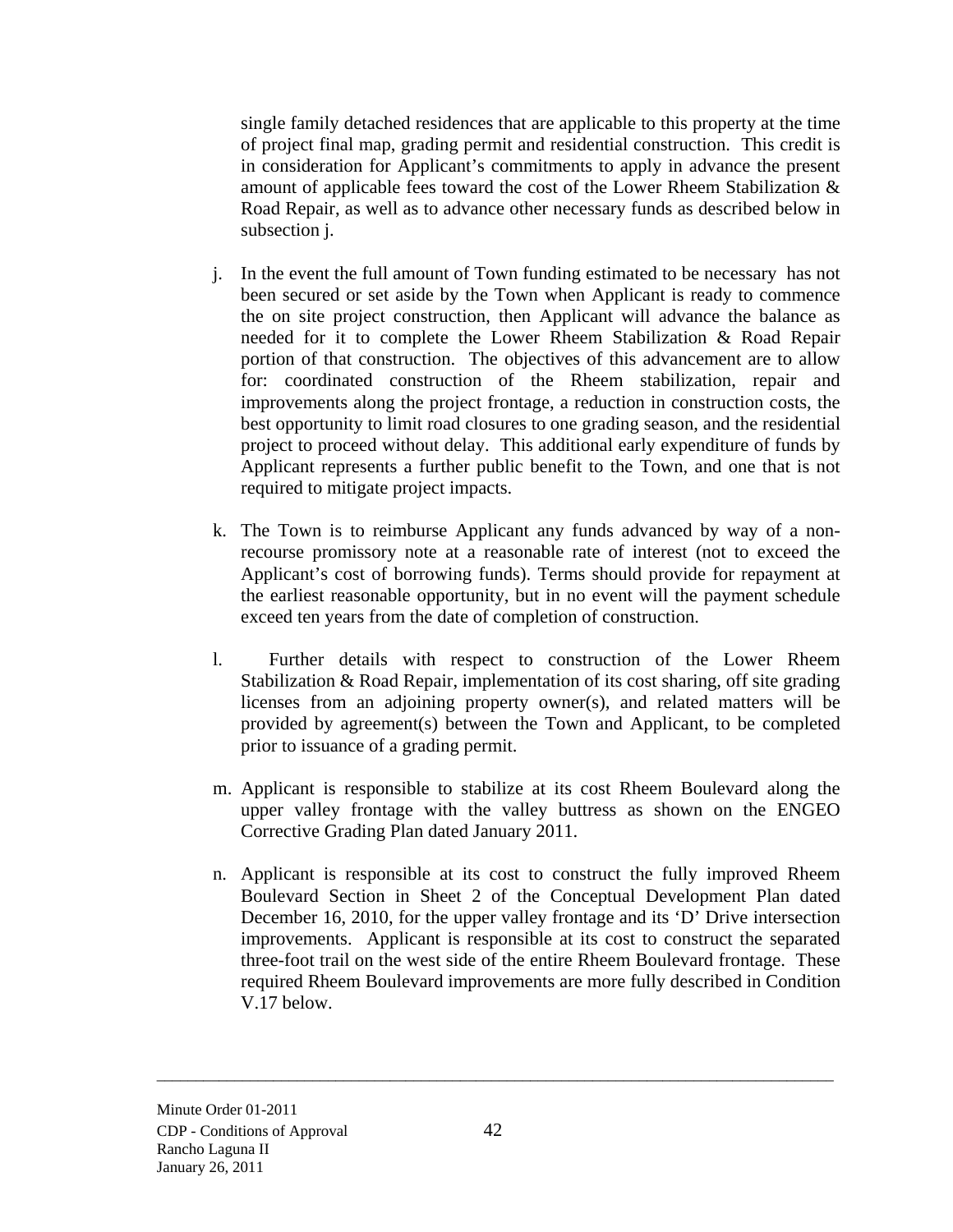single family detached residences that are applicable to this property at the time of project final map, grading permit and residential construction. This credit is in consideration for Applicant's commitments to apply in advance the present amount of applicable fees toward the cost of the Lower Rheem Stabilization & Road Repair, as well as to advance other necessary funds as described below in subsection j.

j. In the event the full amount of Town funding estimated to be necessary has not been secured or set aside by the Town when Applicant is ready to commence the on site project construction, then Applicant will advance the balance as needed for it to complete the Lower Rheem Stabilization & Road Repair portion of that construction. The objectives of this advancement are to allow for: coordinated construction of the Rheem stabilization, repair and improvements along the project frontage, a reduction in construction costs, the best opportunity to limit road closures to one grading season, and the residential project to proceed without delay. This additional early expenditure of funds by Applicant represents a further public benefit to the Town, and one that is not required to mitigate project impacts.

k. The Town is to reimburse Applicant any funds advanced by way of a non-recourse promissory note at a reasonable rate of interest (not to exceed the Applicant's cost of borrowing funds). Terms should provide for repayment at the earliest reasonable opportunity, but in no event will the payment schedule exceed ten years from the date of completion of construction.

l. Further details with respect to construction of the Lower Rheem Stabilization & Road Repair, implementation of its cost sharing, off site grading licenses from an adjoining property owner(s), and related matters will be provided by agreement(s) between the Town and Applicant, to be completed prior to issuance of a grading permit.

m. Applicant is responsible to stabilize at its cost Rheem Boulevard along the upper valley frontage with the valley buttress as shown on the ENGEO Corrective Grading Plan dated January 2011.

n. Applicant is responsible at its cost to construct the fully improved Rheem Boulevard Section in Sheet 2 of the Conceptual Development Plan dated December 16, 2010, for the upper valley frontage and its 'D' Drive intersection improvements. Applicant is responsible at its cost to construct the separated three-foot trail on the west side of the entire Rheem Boulevard frontage. These required Rheem Boulevard improvements are more fully described in Condition V.17 below.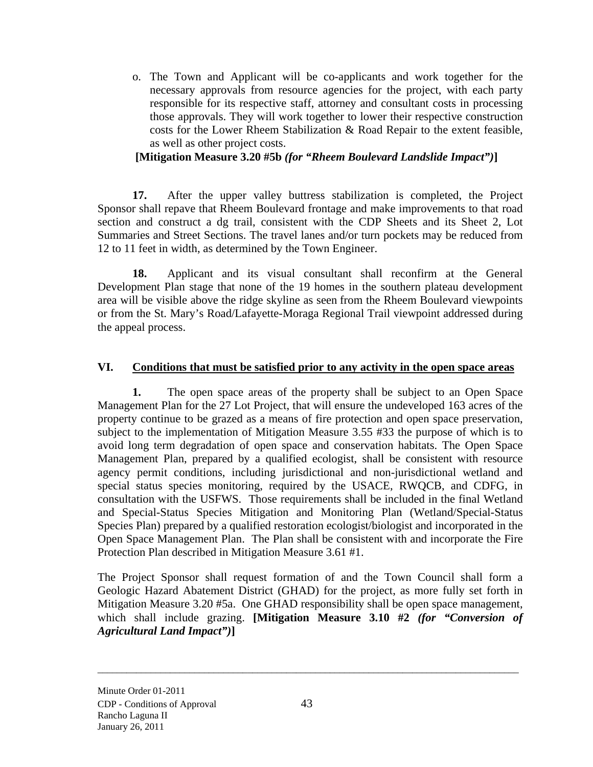o. The Town and Applicant will be co-applicants and work together for the necessary approvals from resource agencies for the project, with each party responsible for its respective staff, attorney and consultant costs in processing those approvals. They will work together to lower their respective construction costs for the Lower Rheem Stabilization & Road Repair to the extent feasible, as well as other project costs.

**[Mitigation Measure 3.20 #5b *(for "Rheem Boulevard Landslide Impact")*]**

**17.** After the upper valley buttress stabilization is completed, the Project Sponsor shall repave that Rheem Boulevard frontage and make improvements to that road section and construct a dg trail, consistent with the CDP Sheets and its Sheet 2, Lot Summaries and Street Sections. The travel lanes and/or turn pockets may be reduced from 12 to 11 feet in width, as determined by the Town Engineer.

**18.** Applicant and its visual consultant shall reconfirm at the General Development Plan stage that none of the 19 homes in the southern plateau development area will be visible above the ridge skyline as seen from the Rheem Boulevard viewpoints or from the St. Mary's Road/Lafayette-Moraga Regional Trail viewpoint addressed during the appeal process.

## VI. Conditions that must be satisfied prior to any activity in the open space areas

**1.** The open space areas of the property shall be subject to an Open Space Management Plan for the 27 Lot Project, that will ensure the undeveloped 163 acres of the property continue to be grazed as a means of fire protection and open space preservation, subject to the implementation of Mitigation Measure 3.55 #33 the purpose of which is to avoid long term degradation of open space and conservation habitats. The Open Space Management Plan, prepared by a qualified ecologist, shall be consistent with resource agency permit conditions, including jurisdictional and non-jurisdictional wetland and special status species monitoring, required by the USACE, RWQCB, and CDFG, in consultation with the USFWS. Those requirements shall be included in the final Wetland and Special-Status Species Mitigation and Monitoring Plan (Wetland/Special-Status Species Plan) prepared by a qualified restoration ecologist/biologist and incorporated in the Open Space Management Plan. The Plan shall be consistent with and incorporate the Fire Protection Plan described in Mitigation Measure 3.61 #1.

The Project Sponsor shall request formation of and the Town Council shall form a Geologic Hazard Abatement District (GHAD) for the project, as more fully set forth in Mitigation Measure 3.20 #5a. One GHAD responsibility shall be open space management, which shall include grazing. **[Mitigation Measure 3.10 #2 *(for "Conversion of Agricultural Land Impact")*]**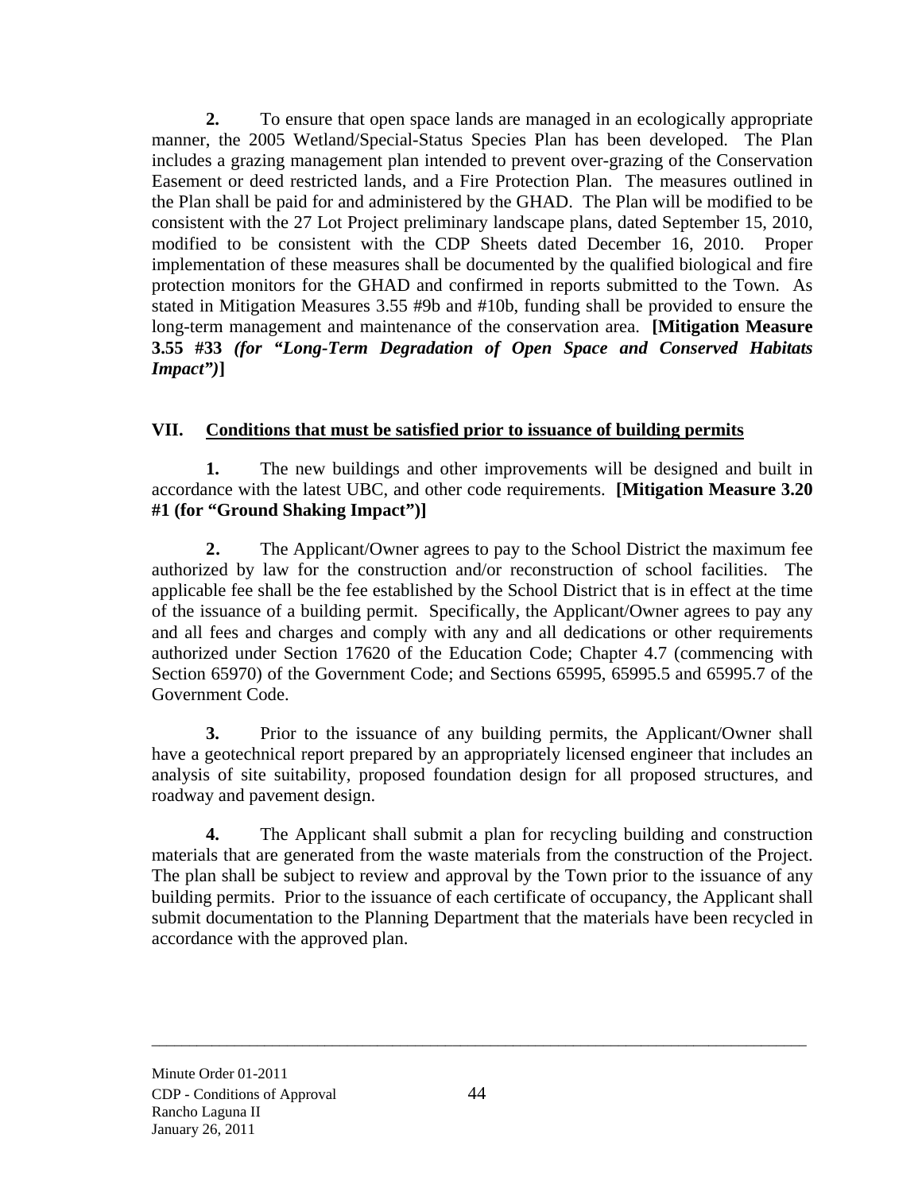**2.** To ensure that open space lands are managed in an ecologically appropriate manner, the 2005 Wetland/Special-Status Species Plan has been developed. The Plan includes a grazing management plan intended to prevent over-grazing of the Conservation Easement or deed restricted lands, and a Fire Protection Plan. The measures outlined in the Plan shall be paid for and administered by the GHAD. The Plan will be modified to be consistent with the 27 Lot Project preliminary landscape plans, dated September 15, 2010, modified to be consistent with the CDP Sheets dated December 16, 2010. Proper implementation of these measures shall be documented by the qualified biological and fire protection monitors for the GHAD and confirmed in reports submitted to the Town. As stated in Mitigation Measures 3.55 #9b and #10b, funding shall be provided to ensure the long-term management and maintenance of the conservation area. **[Mitigation Measure 3.55 #33 *(for "Long-Term Degradation of Open Space and Conserved Habitats Impact")*]**

## VII. <u>Conditions that must be satisfied prior to issuance of building permits</u>

**1.** The new buildings and other improvements will be designed and built in accordance with the latest UBC, and other code requirements. **[Mitigation Measure 3.20 #1 (for "Ground Shaking Impact")]**

**2.** The Applicant/Owner agrees to pay to the School District the maximum fee authorized by law for the construction and/or reconstruction of school facilities. The applicable fee shall be the fee established by the School District that is in effect at the time of the issuance of a building permit. Specifically, the Applicant/Owner agrees to pay any and all fees and charges and comply with any and all dedications or other requirements authorized under Section 17620 of the Education Code; Chapter 4.7 (commencing with Section 65970) of the Government Code; and Sections 65995, 65995.5 and 65995.7 of the Government Code.

**3.** Prior to the issuance of any building permits, the Applicant/Owner shall have a geotechnical report prepared by an appropriately licensed engineer that includes an analysis of site suitability, proposed foundation design for all proposed structures, and roadway and pavement design.

**4.** The Applicant shall submit a plan for recycling building and construction materials that are generated from the waste materials from the construction of the Project. The plan shall be subject to review and approval by the Town prior to the issuance of any building permits. Prior to the issuance of each certificate of occupancy, the Applicant shall submit documentation to the Planning Department that the materials have been recycled in accordance with the approved plan.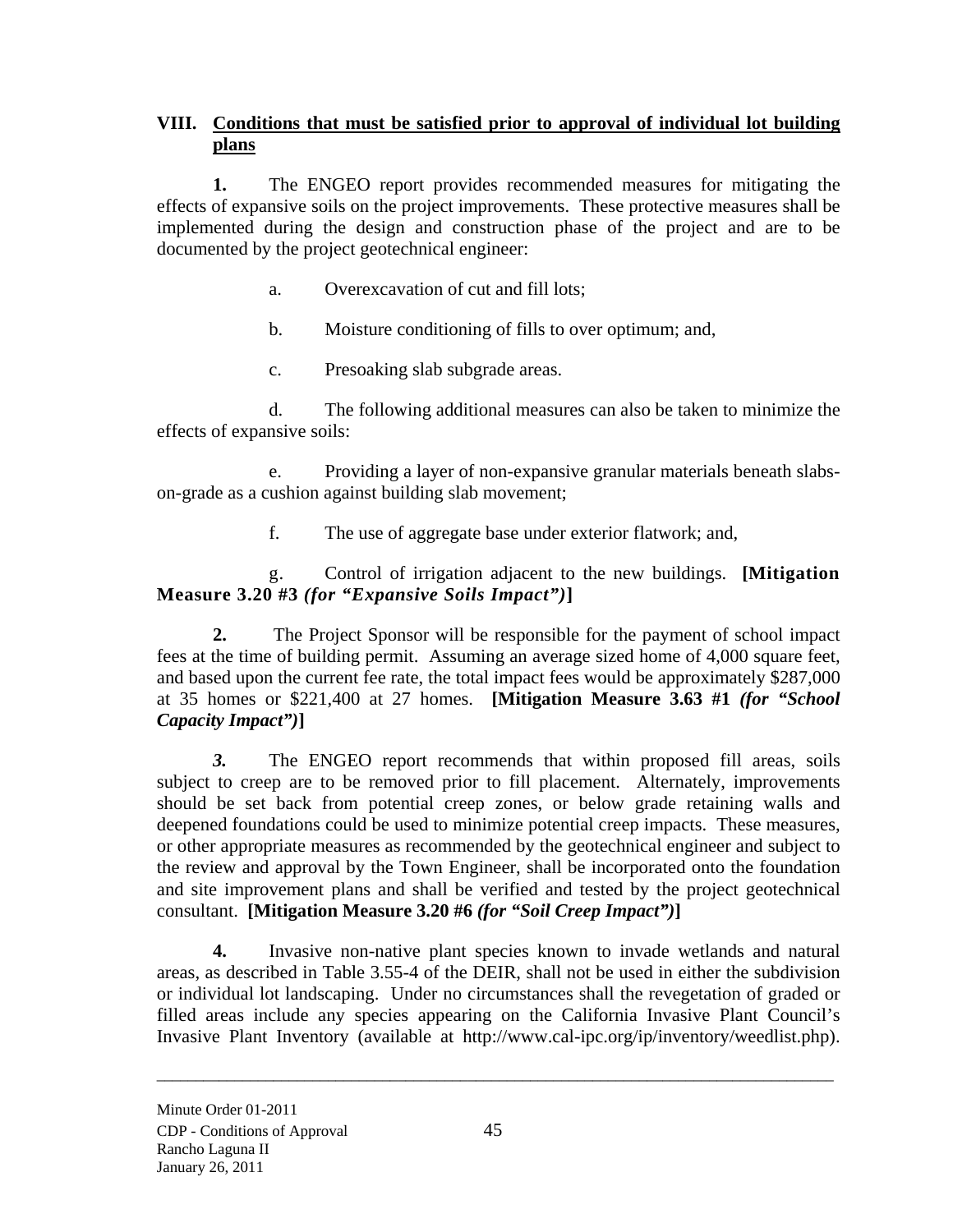## VIII. Conditions that must be satisfied prior to approval of individual lot building plans

**1.** The ENGEO report provides recommended measures for mitigating the effects of expansive soils on the project improvements. These protective measures shall be implemented during the design and construction phase of the project and are to be documented by the project geotechnical engineer:

a. Overexcavation of cut and fill lots;

b. Moisture conditioning of fills to over optimum; and,

c. Presoaking slab subgrade areas.

d. The following additional measures can also be taken to minimize the effects of expansive soils:

e. Providing a layer of non-expansive granular materials beneath slabs-on-grade as a cushion against building slab movement;

f. The use of aggregate base under exterior flatwork; and,

g. Control of irrigation adjacent to the new buildings. **[Mitigation Measure 3.20 #3** ***(for "Expansive Soils Impact")*****]**

**2.** The Project Sponsor will be responsible for the payment of school impact fees at the time of building permit. Assuming an average sized home of 4,000 square feet, and based upon the current fee rate, the total impact fees would be approximately $287,000 at 35 homes or $221,400 at 27 homes. **[Mitigation Measure 3.63 #1** ***(for "School Capacity Impact")*****]**

***3.*** The ENGEO report recommends that within proposed fill areas, soils subject to creep are to be removed prior to fill placement. Alternately, improvements should be set back from potential creep zones, or below grade retaining walls and deepened foundations could be used to minimize potential creep impacts. These measures, or other appropriate measures as recommended by the geotechnical engineer and subject to the review and approval by the Town Engineer, shall be incorporated onto the foundation and site improvement plans and shall be verified and tested by the project geotechnical consultant. **[Mitigation Measure 3.20 #6** ***(for "Soil Creep Impact")*****]**

**4.** Invasive non-native plant species known to invade wetlands and natural areas, as described in Table 3.55-4 of the DEIR, shall not be used in either the subdivision or individual lot landscaping. Under no circumstances shall the revegetation of graded or filled areas include any species appearing on the California Invasive Plant Council's Invasive Plant Inventory (available at http://www.cal-ipc.org/ip/inventory/weedlist.php).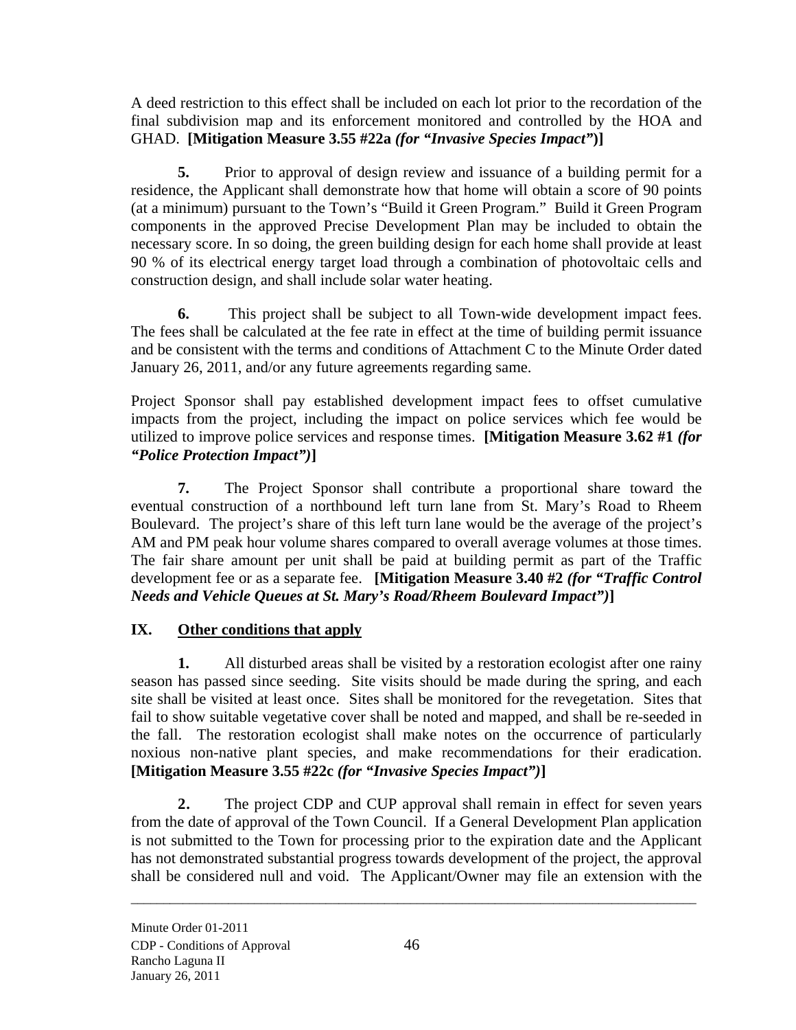A deed restriction to this effect shall be included on each lot prior to the recordation of the final subdivision map and its enforcement monitored and controlled by the HOA and GHAD. **[Mitigation Measure 3.55 #22a *(for "Invasive Species Impact"*)]**

**5.** Prior to approval of design review and issuance of a building permit for a residence, the Applicant shall demonstrate how that home will obtain a score of 90 points (at a minimum) pursuant to the Town's "Build it Green Program." Build it Green Program components in the approved Precise Development Plan may be included to obtain the necessary score. In so doing, the green building design for each home shall provide at least 90 % of its electrical energy target load through a combination of photovoltaic cells and construction design, and shall include solar water heating.

**6.** This project shall be subject to all Town-wide development impact fees. The fees shall be calculated at the fee rate in effect at the time of building permit issuance and be consistent with the terms and conditions of Attachment C to the Minute Order dated January 26, 2011, and/or any future agreements regarding same.

Project Sponsor shall pay established development impact fees to offset cumulative impacts from the project, including the impact on police services which fee would be utilized to improve police services and response times. **[Mitigation Measure 3.62 #1 *(for "Police Protection Impact")*]**

**7.** The Project Sponsor shall contribute a proportional share toward the eventual construction of a northbound left turn lane from St. Mary's Road to Rheem Boulevard. The project's share of this left turn lane would be the average of the project's AM and PM peak hour volume shares compared to overall average volumes at those times. The fair share amount per unit shall be paid at building permit as part of the Traffic development fee or as a separate fee. **[Mitigation Measure 3.40 #2 *(for "Traffic Control Needs and Vehicle Queues at St. Mary's Road/Rheem Boulevard Impact")*]**

## IX. Other conditions that apply

**1.** All disturbed areas shall be visited by a restoration ecologist after one rainy season has passed since seeding. Site visits should be made during the spring, and each site shall be visited at least once. Sites shall be monitored for the revegetation. Sites that fail to show suitable vegetative cover shall be noted and mapped, and shall be re-seeded in the fall. The restoration ecologist shall make notes on the occurrence of particularly noxious non-native plant species, and make recommendations for their eradication. **[Mitigation Measure 3.55 #22c *(for "Invasive Species Impact")*]**

**2.** The project CDP and CUP approval shall remain in effect for seven years from the date of approval of the Town Council. If a General Development Plan application is not submitted to the Town for processing prior to the expiration date and the Applicant has not demonstrated substantial progress towards development of the project, the approval shall be considered null and void. The Applicant/Owner may file an extension with the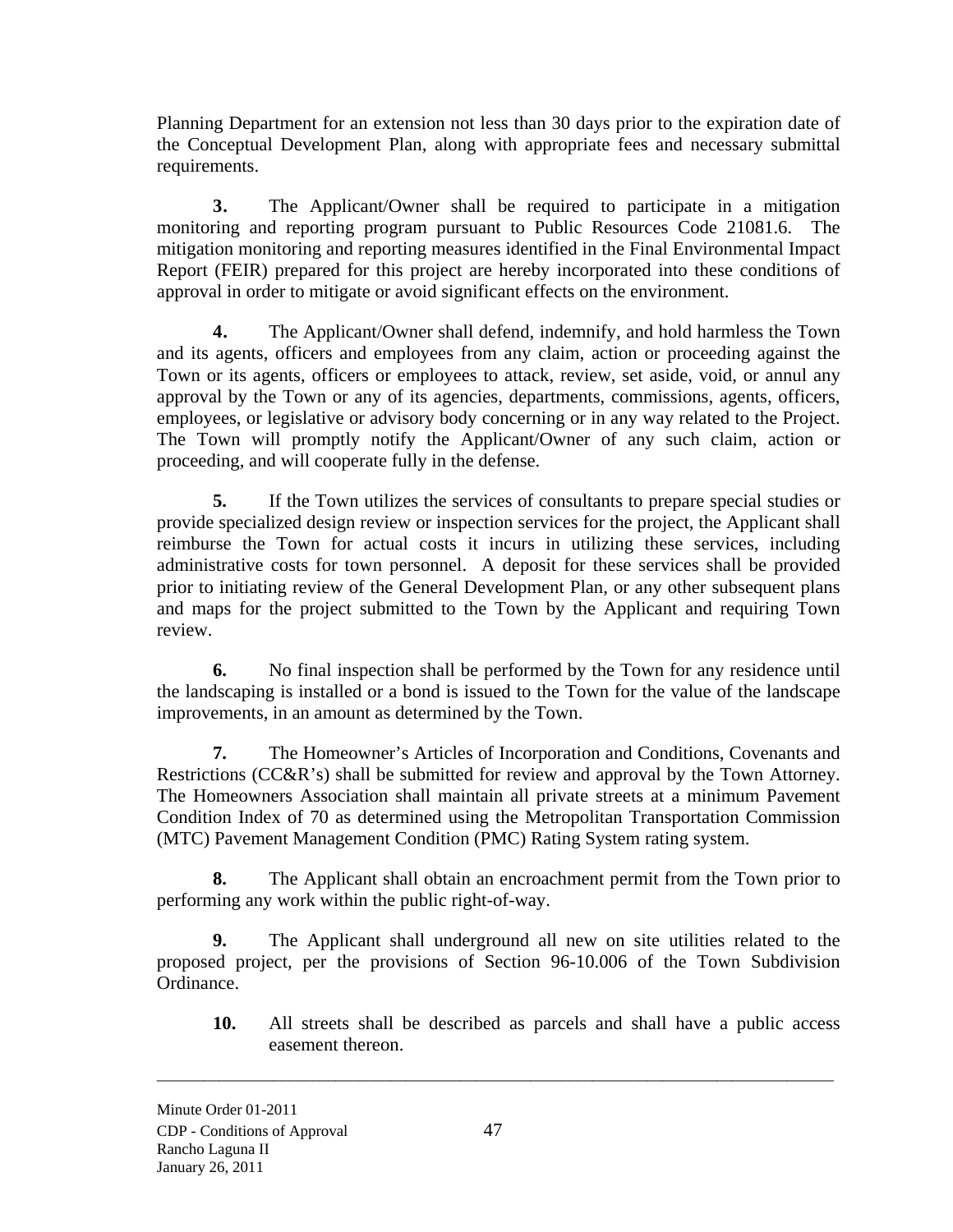Planning Department for an extension not less than 30 days prior to the expiration date of the Conceptual Development Plan, along with appropriate fees and necessary submittal requirements.

**3.** The Applicant/Owner shall be required to participate in a mitigation monitoring and reporting program pursuant to Public Resources Code 21081.6. The mitigation monitoring and reporting measures identified in the Final Environmental Impact Report (FEIR) prepared for this project are hereby incorporated into these conditions of approval in order to mitigate or avoid significant effects on the environment.

**4.** The Applicant/Owner shall defend, indemnify, and hold harmless the Town and its agents, officers and employees from any claim, action or proceeding against the Town or its agents, officers or employees to attack, review, set aside, void, or annul any approval by the Town or any of its agencies, departments, commissions, agents, officers, employees, or legislative or advisory body concerning or in any way related to the Project. The Town will promptly notify the Applicant/Owner of any such claim, action or proceeding, and will cooperate fully in the defense.

**5.** If the Town utilizes the services of consultants to prepare special studies or provide specialized design review or inspection services for the project, the Applicant shall reimburse the Town for actual costs it incurs in utilizing these services, including administrative costs for town personnel. A deposit for these services shall be provided prior to initiating review of the General Development Plan, or any other subsequent plans and maps for the project submitted to the Town by the Applicant and requiring Town review.

**6.** No final inspection shall be performed by the Town for any residence until the landscaping is installed or a bond is issued to the Town for the value of the landscape improvements, in an amount as determined by the Town.

**7.** The Homeowner's Articles of Incorporation and Conditions, Covenants and Restrictions (CC&R's) shall be submitted for review and approval by the Town Attorney. The Homeowners Association shall maintain all private streets at a minimum Pavement Condition Index of 70 as determined using the Metropolitan Transportation Commission (MTC) Pavement Management Condition (PMC) Rating System rating system.

**8.** The Applicant shall obtain an encroachment permit from the Town prior to performing any work within the public right-of-way.

**9.** The Applicant shall underground all new on site utilities related to the proposed project, per the provisions of Section 96-10.006 of the Town Subdivision Ordinance.

**10.** All streets shall be described as parcels and shall have a public access easement thereon.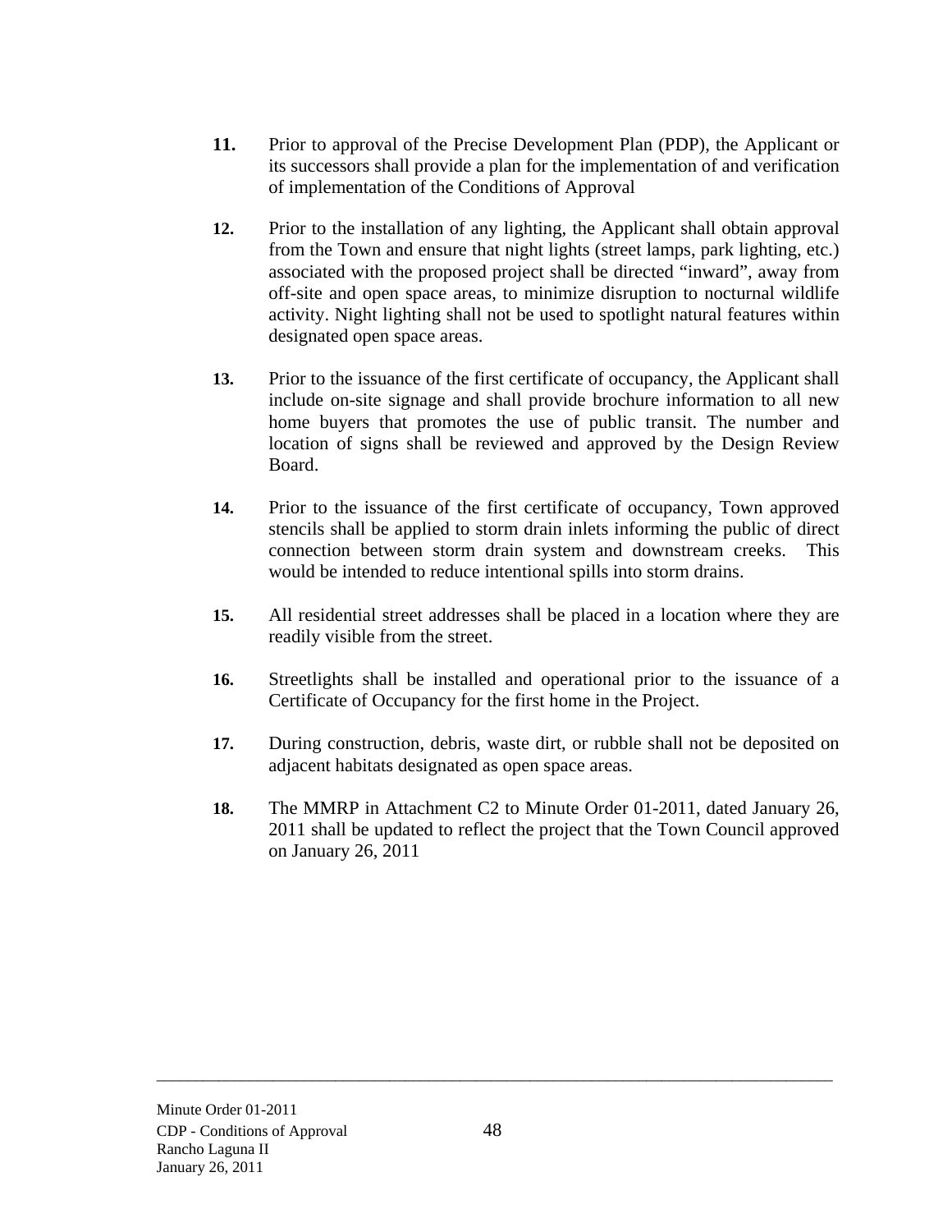**11.** Prior to approval of the Precise Development Plan (PDP), the Applicant or its successors shall provide a plan for the implementation of and verification of implementation of the Conditions of Approval

**12.** Prior to the installation of any lighting, the Applicant shall obtain approval from the Town and ensure that night lights (street lamps, park lighting, etc.) associated with the proposed project shall be directed "inward", away from off-site and open space areas, to minimize disruption to nocturnal wildlife activity. Night lighting shall not be used to spotlight natural features within designated open space areas.

**13.** Prior to the issuance of the first certificate of occupancy, the Applicant shall include on-site signage and shall provide brochure information to all new home buyers that promotes the use of public transit. The number and location of signs shall be reviewed and approved by the Design Review Board.

**14.** Prior to the issuance of the first certificate of occupancy, Town approved stencils shall be applied to storm drain inlets informing the public of direct connection between storm drain system and downstream creeks. This would be intended to reduce intentional spills into storm drains.

**15.** All residential street addresses shall be placed in a location where they are readily visible from the street.

**16.** Streetlights shall be installed and operational prior to the issuance of a Certificate of Occupancy for the first home in the Project.

**17.** During construction, debris, waste dirt, or rubble shall not be deposited on adjacent habitats designated as open space areas.

**18.** The MMRP in Attachment C2 to Minute Order 01-2011, dated January 26, 2011 shall be updated to reflect the project that the Town Council approved on January 26, 2011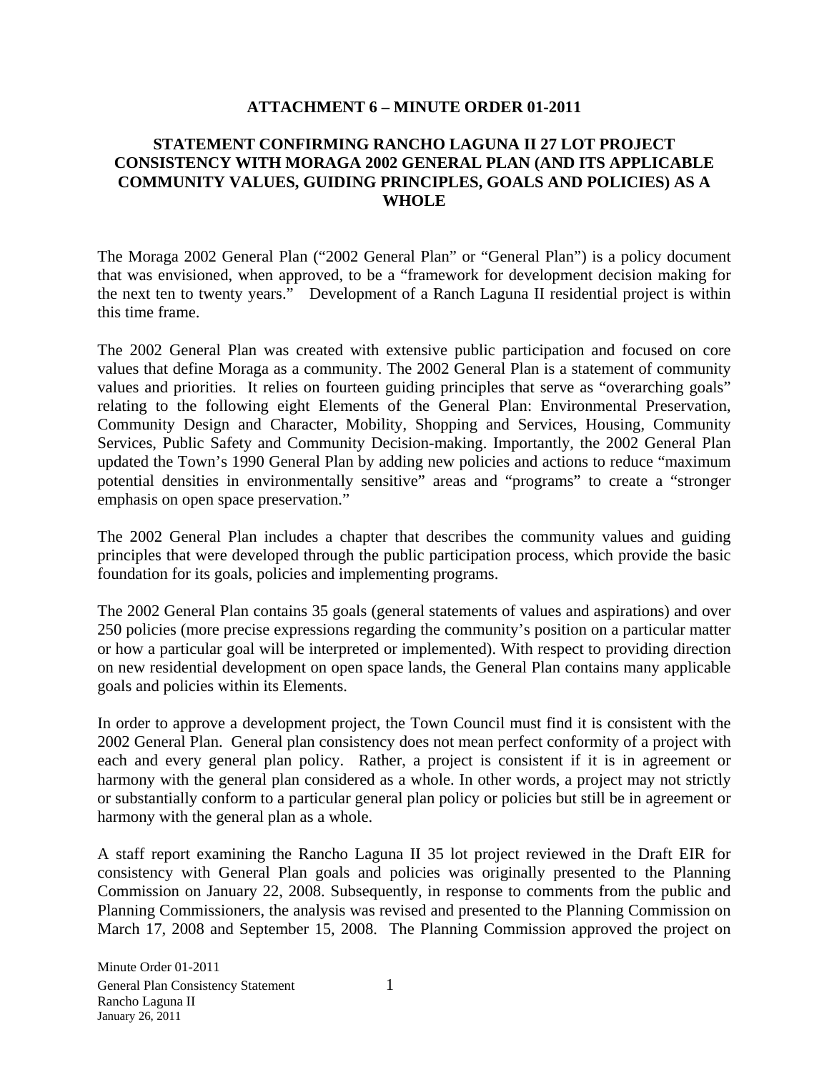**ATTACHMENT 6 – MINUTE ORDER 01-2011**

**STATEMENT CONFIRMING RANCHO LAGUNA II 27 LOT PROJECT CONSISTENCY WITH MORAGA 2002 GENERAL PLAN (AND ITS APPLICABLE COMMUNITY VALUES, GUIDING PRINCIPLES, GOALS AND POLICIES) AS A WHOLE**

The Moraga 2002 General Plan ("2002 General Plan" or "General Plan") is a policy document that was envisioned, when approved, to be a "framework for development decision making for the next ten to twenty years." Development of a Ranch Laguna II residential project is within this time frame.

The 2002 General Plan was created with extensive public participation and focused on core values that define Moraga as a community. The 2002 General Plan is a statement of community values and priorities. It relies on fourteen guiding principles that serve as "overarching goals" relating to the following eight Elements of the General Plan: Environmental Preservation, Community Design and Character, Mobility, Shopping and Services, Housing, Community Services, Public Safety and Community Decision-making. Importantly, the 2002 General Plan updated the Town's 1990 General Plan by adding new policies and actions to reduce "maximum potential densities in environmentally sensitive" areas and "programs" to create a "stronger emphasis on open space preservation."

The 2002 General Plan includes a chapter that describes the community values and guiding principles that were developed through the public participation process, which provide the basic foundation for its goals, policies and implementing programs.

The 2002 General Plan contains 35 goals (general statements of values and aspirations) and over 250 policies (more precise expressions regarding the community's position on a particular matter or how a particular goal will be interpreted or implemented). With respect to providing direction on new residential development on open space lands, the General Plan contains many applicable goals and policies within its Elements.

In order to approve a development project, the Town Council must find it is consistent with the 2002 General Plan. General plan consistency does not mean perfect conformity of a project with each and every general plan policy. Rather, a project is consistent if it is in agreement or harmony with the general plan considered as a whole. In other words, a project may not strictly or substantially conform to a particular general plan policy or policies but still be in agreement or harmony with the general plan as a whole.

A staff report examining the Rancho Laguna II 35 lot project reviewed in the Draft EIR for consistency with General Plan goals and policies was originally presented to the Planning Commission on January 22, 2008. Subsequently, in response to comments from the public and Planning Commissioners, the analysis was revised and presented to the Planning Commission on March 17, 2008 and September 15, 2008. The Planning Commission approved the project on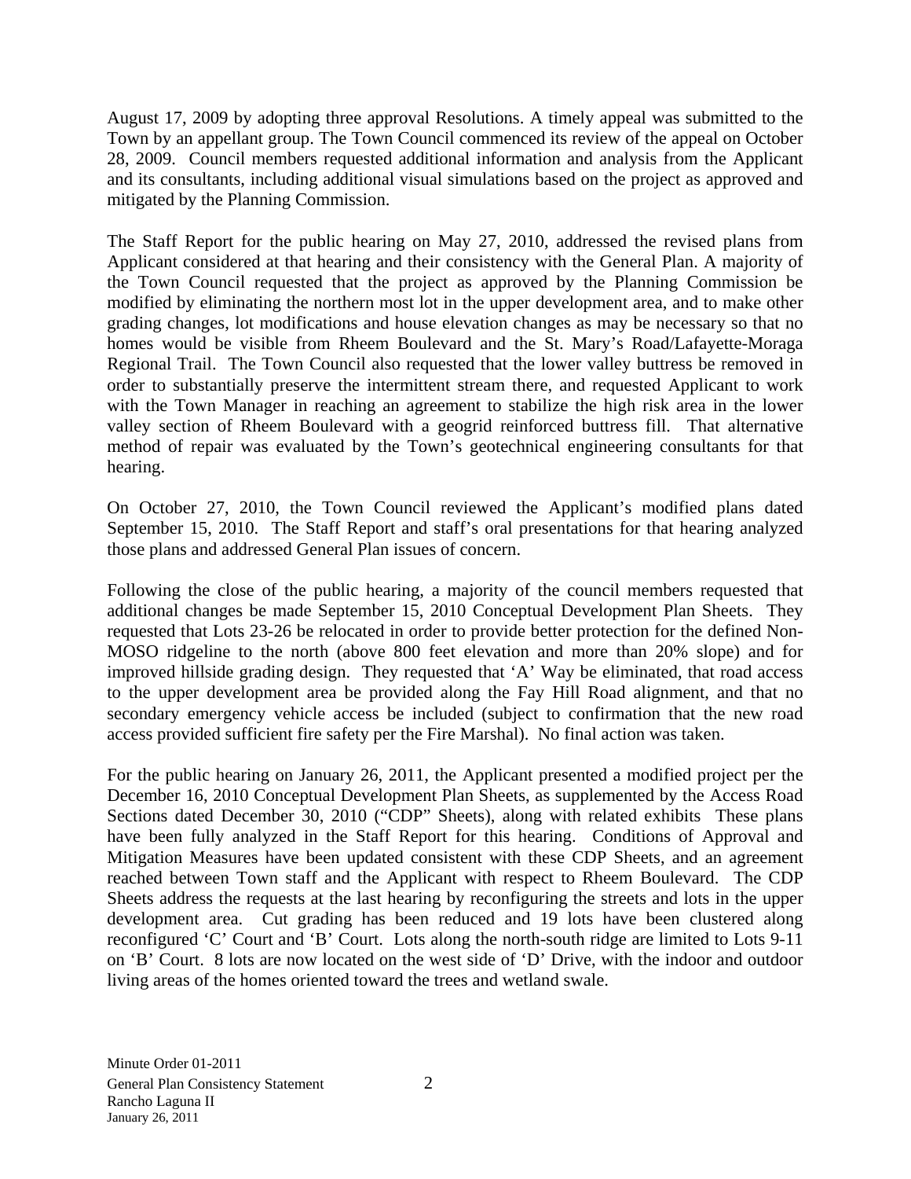August 17, 2009 by adopting three approval Resolutions. A timely appeal was submitted to the Town by an appellant group. The Town Council commenced its review of the appeal on October 28, 2009. Council members requested additional information and analysis from the Applicant and its consultants, including additional visual simulations based on the project as approved and mitigated by the Planning Commission.

The Staff Report for the public hearing on May 27, 2010, addressed the revised plans from Applicant considered at that hearing and their consistency with the General Plan. A majority of the Town Council requested that the project as approved by the Planning Commission be modified by eliminating the northern most lot in the upper development area, and to make other grading changes, lot modifications and house elevation changes as may be necessary so that no homes would be visible from Rheem Boulevard and the St. Mary's Road/Lafayette-Moraga Regional Trail. The Town Council also requested that the lower valley buttress be removed in order to substantially preserve the intermittent stream there, and requested Applicant to work with the Town Manager in reaching an agreement to stabilize the high risk area in the lower valley section of Rheem Boulevard with a geogrid reinforced buttress fill. That alternative method of repair was evaluated by the Town's geotechnical engineering consultants for that hearing.

On October 27, 2010, the Town Council reviewed the Applicant's modified plans dated September 15, 2010. The Staff Report and staff's oral presentations for that hearing analyzed those plans and addressed General Plan issues of concern.

Following the close of the public hearing, a majority of the council members requested that additional changes be made September 15, 2010 Conceptual Development Plan Sheets. They requested that Lots 23-26 be relocated in order to provide better protection for the defined Non-MOSO ridgeline to the north (above 800 feet elevation and more than 20% slope) and for improved hillside grading design. They requested that 'A' Way be eliminated, that road access to the upper development area be provided along the Fay Hill Road alignment, and that no secondary emergency vehicle access be included (subject to confirmation that the new road access provided sufficient fire safety per the Fire Marshal). No final action was taken.

For the public hearing on January 26, 2011, the Applicant presented a modified project per the December 16, 2010 Conceptual Development Plan Sheets, as supplemented by the Access Road Sections dated December 30, 2010 ("CDP" Sheets), along with related exhibits These plans have been fully analyzed in the Staff Report for this hearing. Conditions of Approval and Mitigation Measures have been updated consistent with these CDP Sheets, and an agreement reached between Town staff and the Applicant with respect to Rheem Boulevard. The CDP Sheets address the requests at the last hearing by reconfiguring the streets and lots in the upper development area. Cut grading has been reduced and 19 lots have been clustered along reconfigured 'C' Court and 'B' Court. Lots along the north-south ridge are limited to Lots 9-11 on 'B' Court. 8 lots are now located on the west side of 'D' Drive, with the indoor and outdoor living areas of the homes oriented toward the trees and wetland swale.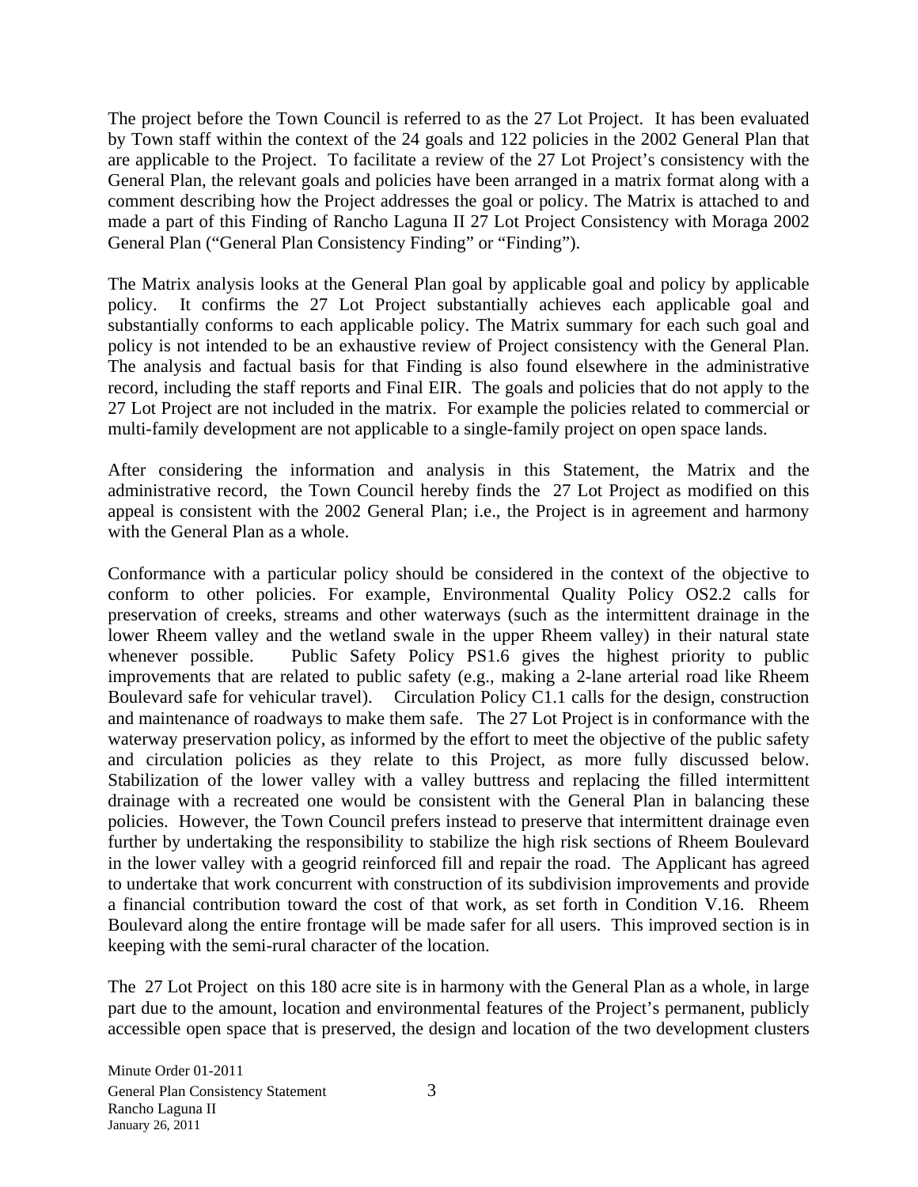The project before the Town Council is referred to as the 27 Lot Project. It has been evaluated by Town staff within the context of the 24 goals and 122 policies in the 2002 General Plan that are applicable to the Project. To facilitate a review of the 27 Lot Project's consistency with the General Plan, the relevant goals and policies have been arranged in a matrix format along with a comment describing how the Project addresses the goal or policy. The Matrix is attached to and made a part of this Finding of Rancho Laguna II 27 Lot Project Consistency with Moraga 2002 General Plan ("General Plan Consistency Finding" or "Finding").

The Matrix analysis looks at the General Plan goal by applicable goal and policy by applicable policy. It confirms the 27 Lot Project substantially achieves each applicable goal and substantially conforms to each applicable policy. The Matrix summary for each such goal and policy is not intended to be an exhaustive review of Project consistency with the General Plan. The analysis and factual basis for that Finding is also found elsewhere in the administrative record, including the staff reports and Final EIR. The goals and policies that do not apply to the 27 Lot Project are not included in the matrix. For example the policies related to commercial or multi-family development are not applicable to a single-family project on open space lands.

After considering the information and analysis in this Statement, the Matrix and the administrative record, the Town Council hereby finds the 27 Lot Project as modified on this appeal is consistent with the 2002 General Plan; i.e., the Project is in agreement and harmony with the General Plan as a whole.

Conformance with a particular policy should be considered in the context of the objective to conform to other policies. For example, Environmental Quality Policy OS2.2 calls for preservation of creeks, streams and other waterways (such as the intermittent drainage in the lower Rheem valley and the wetland swale in the upper Rheem valley) in their natural state whenever possible. Public Safety Policy PS1.6 gives the highest priority to public improvements that are related to public safety (e.g., making a 2-lane arterial road like Rheem Boulevard safe for vehicular travel). Circulation Policy C1.1 calls for the design, construction and maintenance of roadways to make them safe. The 27 Lot Project is in conformance with the waterway preservation policy, as informed by the effort to meet the objective of the public safety and circulation policies as they relate to this Project, as more fully discussed below. Stabilization of the lower valley with a valley buttress and replacing the filled intermittent drainage with a recreated one would be consistent with the General Plan in balancing these policies. However, the Town Council prefers instead to preserve that intermittent drainage even further by undertaking the responsibility to stabilize the high risk sections of Rheem Boulevard in the lower valley with a geogrid reinforced fill and repair the road. The Applicant has agreed to undertake that work concurrent with construction of its subdivision improvements and provide a financial contribution toward the cost of that work, as set forth in Condition V.16. Rheem Boulevard along the entire frontage will be made safer for all users. This improved section is in keeping with the semi-rural character of the location.

The 27 Lot Project on this 180 acre site is in harmony with the General Plan as a whole, in large part due to the amount, location and environmental features of the Project's permanent, publicly accessible open space that is preserved, the design and location of the two development clusters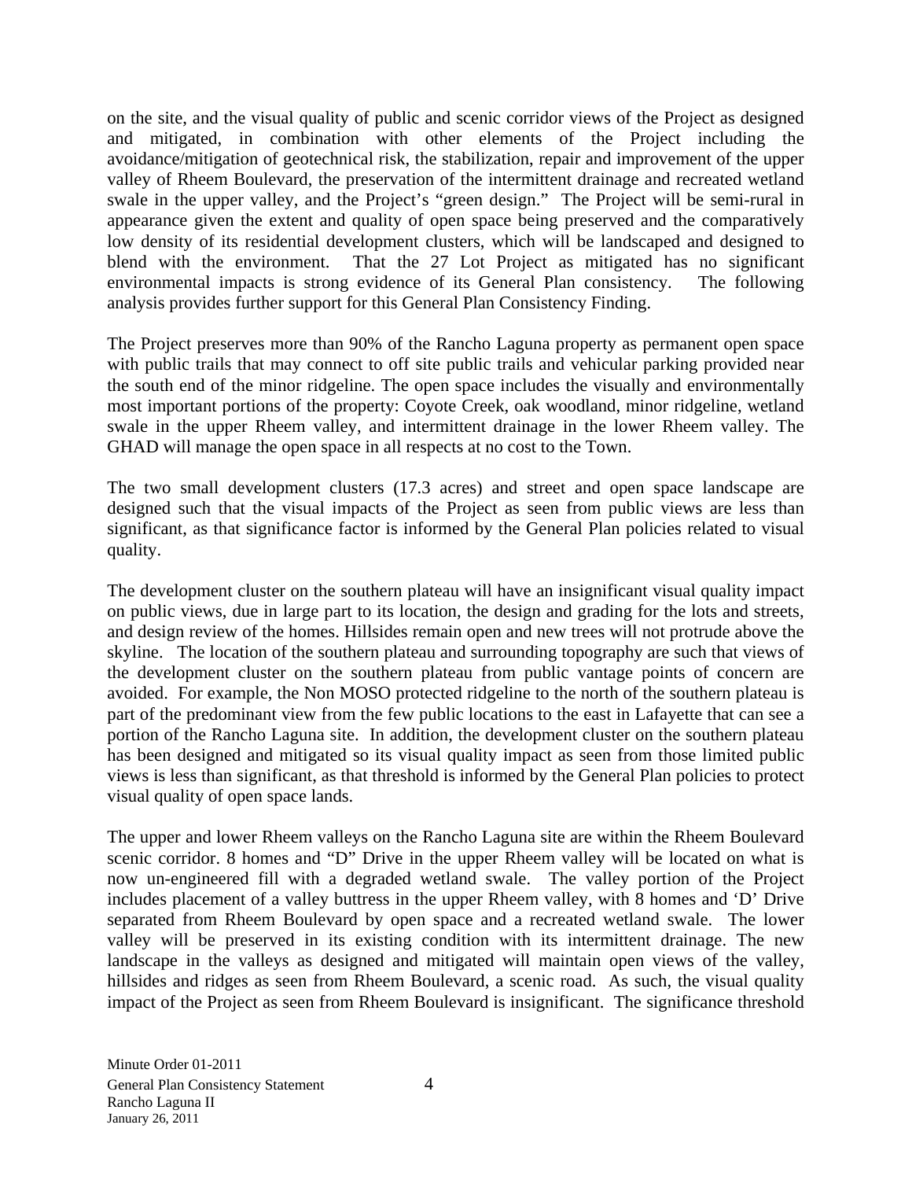on the site, and the visual quality of public and scenic corridor views of the Project as designed and mitigated, in combination with other elements of the Project including the avoidance/mitigation of geotechnical risk, the stabilization, repair and improvement of the upper valley of Rheem Boulevard, the preservation of the intermittent drainage and recreated wetland swale in the upper valley, and the Project's "green design." The Project will be semi-rural in appearance given the extent and quality of open space being preserved and the comparatively low density of its residential development clusters, which will be landscaped and designed to blend with the environment. That the 27 Lot Project as mitigated has no significant environmental impacts is strong evidence of its General Plan consistency. The following analysis provides further support for this General Plan Consistency Finding.

The Project preserves more than 90% of the Rancho Laguna property as permanent open space with public trails that may connect to off site public trails and vehicular parking provided near the south end of the minor ridgeline. The open space includes the visually and environmentally most important portions of the property: Coyote Creek, oak woodland, minor ridgeline, wetland swale in the upper Rheem valley, and intermittent drainage in the lower Rheem valley. The GHAD will manage the open space in all respects at no cost to the Town.

The two small development clusters (17.3 acres) and street and open space landscape are designed such that the visual impacts of the Project as seen from public views are less than significant, as that significance factor is informed by the General Plan policies related to visual quality.

The development cluster on the southern plateau will have an insignificant visual quality impact on public views, due in large part to its location, the design and grading for the lots and streets, and design review of the homes. Hillsides remain open and new trees will not protrude above the skyline. The location of the southern plateau and surrounding topography are such that views of the development cluster on the southern plateau from public vantage points of concern are avoided. For example, the Non MOSO protected ridgeline to the north of the southern plateau is part of the predominant view from the few public locations to the east in Lafayette that can see a portion of the Rancho Laguna site. In addition, the development cluster on the southern plateau has been designed and mitigated so its visual quality impact as seen from those limited public views is less than significant, as that threshold is informed by the General Plan policies to protect visual quality of open space lands.

The upper and lower Rheem valleys on the Rancho Laguna site are within the Rheem Boulevard scenic corridor. 8 homes and "D" Drive in the upper Rheem valley will be located on what is now un-engineered fill with a degraded wetland swale. The valley portion of the Project includes placement of a valley buttress in the upper Rheem valley, with 8 homes and 'D' Drive separated from Rheem Boulevard by open space and a recreated wetland swale. The lower valley will be preserved in its existing condition with its intermittent drainage. The new landscape in the valleys as designed and mitigated will maintain open views of the valley, hillsides and ridges as seen from Rheem Boulevard, a scenic road. As such, the visual quality impact of the Project as seen from Rheem Boulevard is insignificant. The significance threshold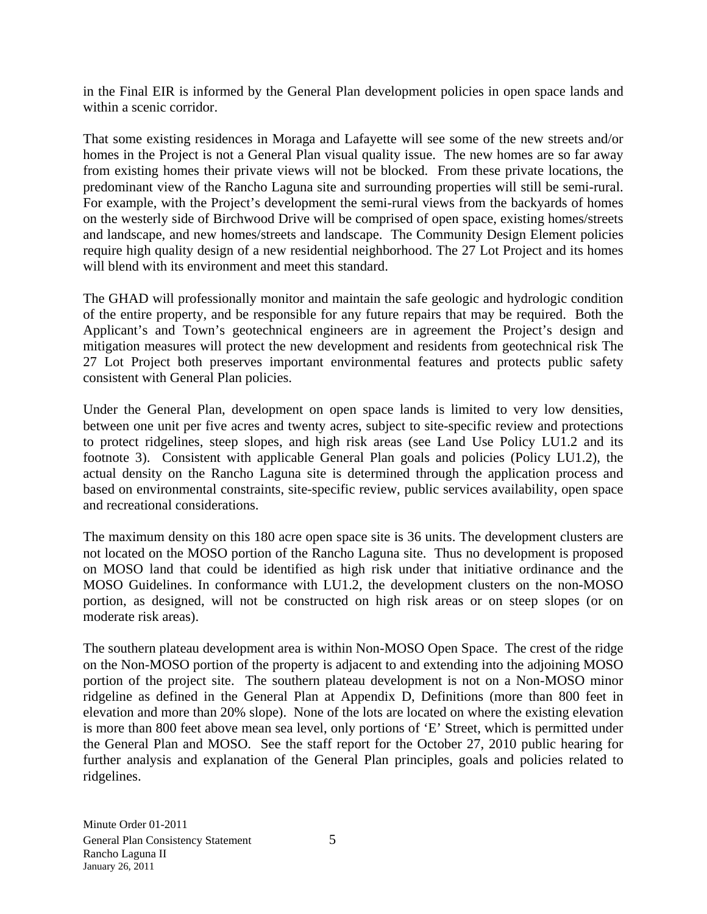in the Final EIR is informed by the General Plan development policies in open space lands and within a scenic corridor.

That some existing residences in Moraga and Lafayette will see some of the new streets and/or homes in the Project is not a General Plan visual quality issue. The new homes are so far away from existing homes their private views will not be blocked. From these private locations, the predominant view of the Rancho Laguna site and surrounding properties will still be semi-rural. For example, with the Project's development the semi-rural views from the backyards of homes on the westerly side of Birchwood Drive will be comprised of open space, existing homes/streets and landscape, and new homes/streets and landscape. The Community Design Element policies require high quality design of a new residential neighborhood. The 27 Lot Project and its homes will blend with its environment and meet this standard.

The GHAD will professionally monitor and maintain the safe geologic and hydrologic condition of the entire property, and be responsible for any future repairs that may be required. Both the Applicant's and Town's geotechnical engineers are in agreement the Project's design and mitigation measures will protect the new development and residents from geotechnical risk The 27 Lot Project both preserves important environmental features and protects public safety consistent with General Plan policies.

Under the General Plan, development on open space lands is limited to very low densities, between one unit per five acres and twenty acres, subject to site-specific review and protections to protect ridgelines, steep slopes, and high risk areas (see Land Use Policy LU1.2 and its footnote 3). Consistent with applicable General Plan goals and policies (Policy LU1.2), the actual density on the Rancho Laguna site is determined through the application process and based on environmental constraints, site-specific review, public services availability, open space and recreational considerations.

The maximum density on this 180 acre open space site is 36 units. The development clusters are not located on the MOSO portion of the Rancho Laguna site. Thus no development is proposed on MOSO land that could be identified as high risk under that initiative ordinance and the MOSO Guidelines. In conformance with LU1.2, the development clusters on the non-MOSO portion, as designed, will not be constructed on high risk areas or on steep slopes (or on moderate risk areas).

The southern plateau development area is within Non-MOSO Open Space. The crest of the ridge on the Non-MOSO portion of the property is adjacent to and extending into the adjoining MOSO portion of the project site. The southern plateau development is not on a Non-MOSO minor ridgeline as defined in the General Plan at Appendix D, Definitions (more than 800 feet in elevation and more than 20% slope). None of the lots are located on where the existing elevation is more than 800 feet above mean sea level, only portions of 'E' Street, which is permitted under the General Plan and MOSO. See the staff report for the October 27, 2010 public hearing for further analysis and explanation of the General Plan principles, goals and policies related to ridgelines.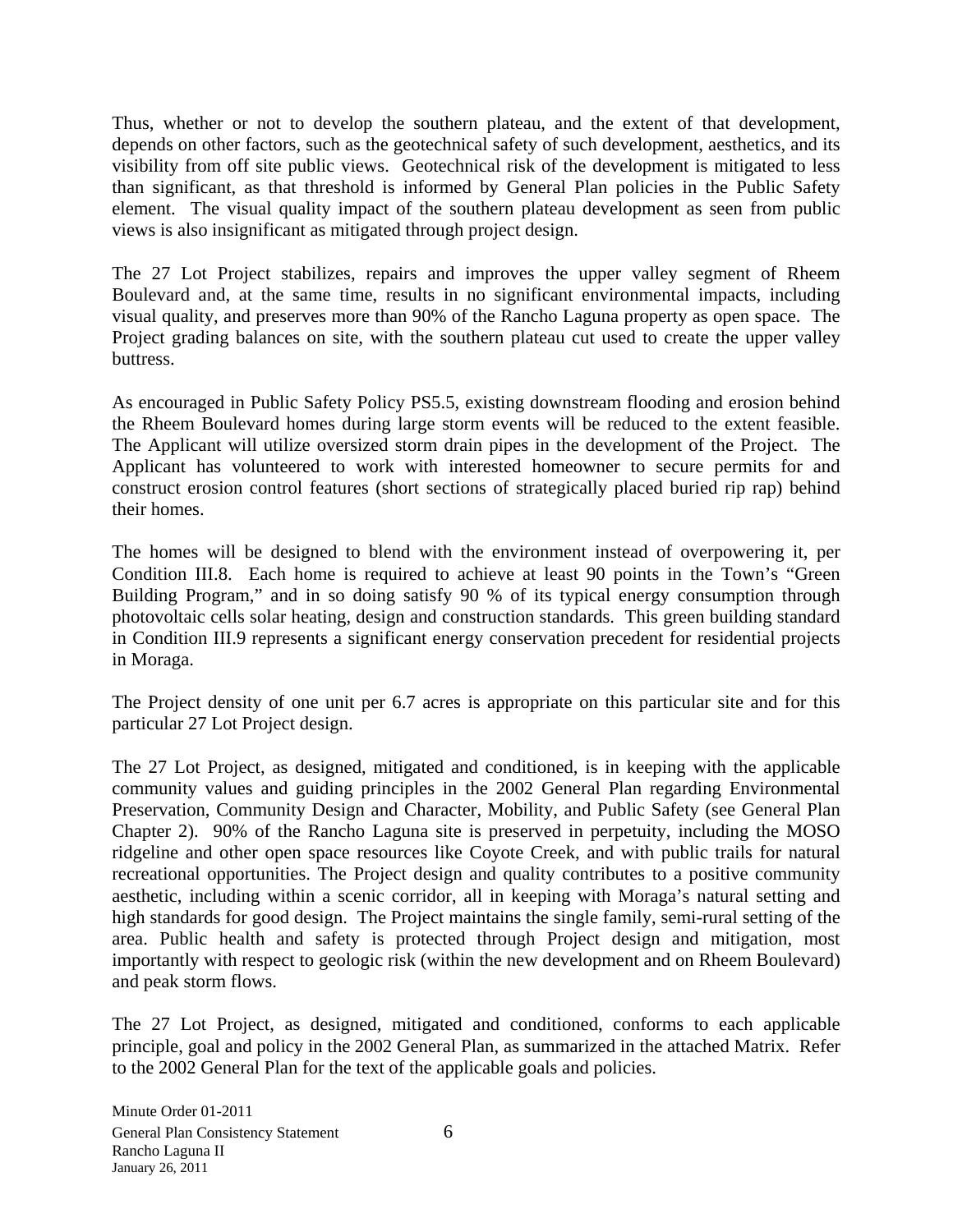Thus, whether or not to develop the southern plateau, and the extent of that development, depends on other factors, such as the geotechnical safety of such development, aesthetics, and its visibility from off site public views. Geotechnical risk of the development is mitigated to less than significant, as that threshold is informed by General Plan policies in the Public Safety element. The visual quality impact of the southern plateau development as seen from public views is also insignificant as mitigated through project design.

The 27 Lot Project stabilizes, repairs and improves the upper valley segment of Rheem Boulevard and, at the same time, results in no significant environmental impacts, including visual quality, and preserves more than 90% of the Rancho Laguna property as open space. The Project grading balances on site, with the southern plateau cut used to create the upper valley buttress.

As encouraged in Public Safety Policy PS5.5, existing downstream flooding and erosion behind the Rheem Boulevard homes during large storm events will be reduced to the extent feasible. The Applicant will utilize oversized storm drain pipes in the development of the Project. The Applicant has volunteered to work with interested homeowner to secure permits for and construct erosion control features (short sections of strategically placed buried rip rap) behind their homes.

The homes will be designed to blend with the environment instead of overpowering it, per Condition III.8. Each home is required to achieve at least 90 points in the Town's "Green Building Program," and in so doing satisfy 90 % of its typical energy consumption through photovoltaic cells solar heating, design and construction standards. This green building standard in Condition III.9 represents a significant energy conservation precedent for residential projects in Moraga.

The Project density of one unit per 6.7 acres is appropriate on this particular site and for this particular 27 Lot Project design.

The 27 Lot Project, as designed, mitigated and conditioned, is in keeping with the applicable community values and guiding principles in the 2002 General Plan regarding Environmental Preservation, Community Design and Character, Mobility, and Public Safety (see General Plan Chapter 2). 90% of the Rancho Laguna site is preserved in perpetuity, including the MOSO ridgeline and other open space resources like Coyote Creek, and with public trails for natural recreational opportunities. The Project design and quality contributes to a positive community aesthetic, including within a scenic corridor, all in keeping with Moraga's natural setting and high standards for good design. The Project maintains the single family, semi-rural setting of the area. Public health and safety is protected through Project design and mitigation, most importantly with respect to geologic risk (within the new development and on Rheem Boulevard) and peak storm flows.

The 27 Lot Project, as designed, mitigated and conditioned, conforms to each applicable principle, goal and policy in the 2002 General Plan, as summarized in the attached Matrix. Refer to the 2002 General Plan for the text of the applicable goals and policies.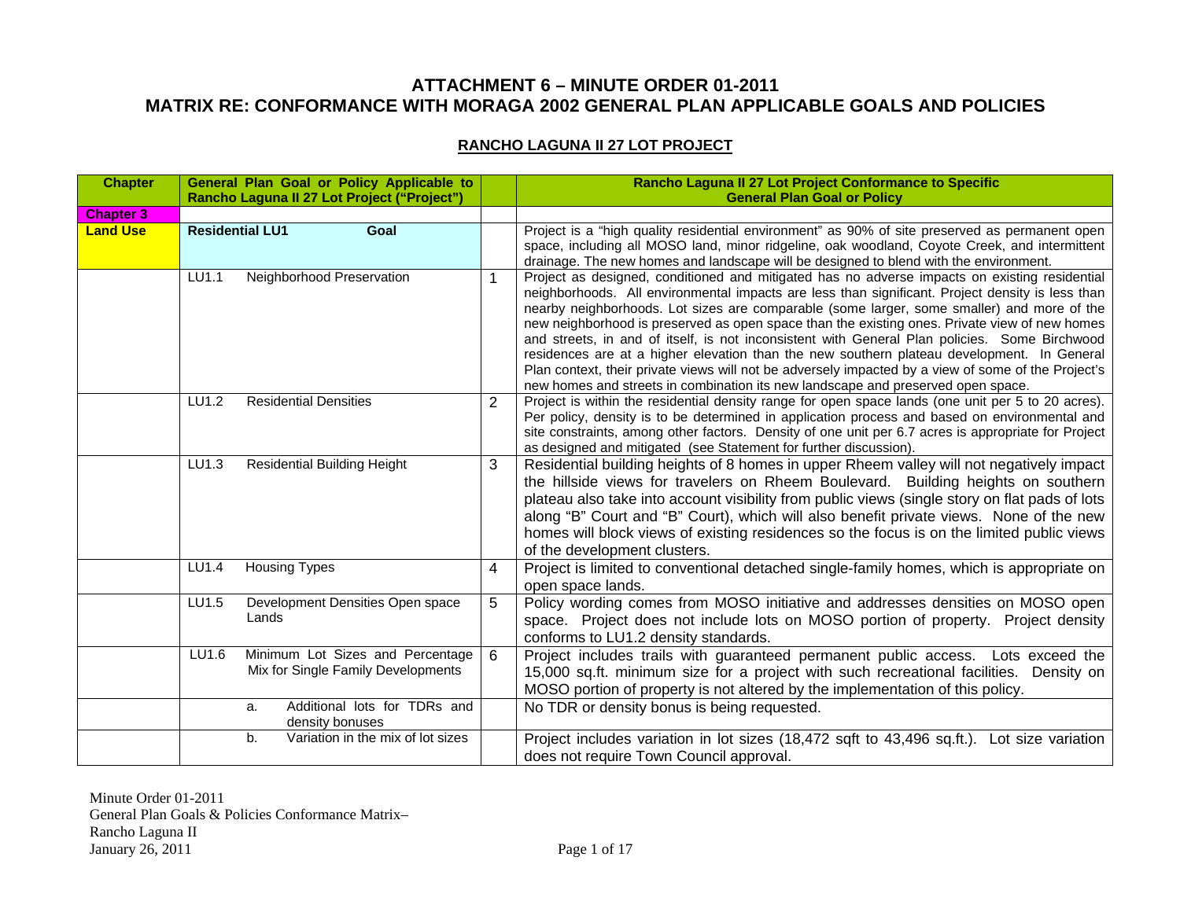# ATTACHMENT 6 – MINUTE ORDER 01-2011
# MATRIX RE: CONFORMANCE WITH MORAGA 2002 GENERAL PLAN APPLICABLE GOALS AND POLICIES

## RANCHO LAGUNA II 27 LOT PROJECT

| Chapter | General Plan Goal or Policy Applicable to Rancho Laguna II 27 Lot Project ("Project") | | Rancho Laguna II 27 Lot Project Conformance to Specific General Plan Goal or Policy |
|---|---|---|---|
| **Chapter 3** | | | |
| **Land Use** | **Residential LU1 Goal** | | Project is a "high quality residential environment" as 90% of site preserved as permanent open space, including all MOSO land, minor ridgeline, oak woodland, Coyote Creek, and intermittent drainage. The new homes and landscape will be designed to blend with the environment. |
| | LU1.1 Neighborhood Preservation | 1 | Project as designed, conditioned and mitigated has no adverse impacts on existing residential neighborhoods. All environmental impacts are less than significant. Project density is less than nearby neighborhoods. Lot sizes are comparable (some larger, some smaller) and more of the new neighborhood is preserved as open space than the existing ones. Private view of new homes and streets, in and of itself, is not inconsistent with General Plan policies. Some Birchwood residences are at a higher elevation than the new southern plateau development. In General Plan context, their private views will not be adversely impacted by a view of some of the Project's new homes and streets in combination its new landscape and preserved open space. |
| | LU1.2 Residential Densities | 2 | Project is within the residential density range for open space lands (one unit per 5 to 20 acres). Per policy, density is to be determined in application process and based on environmental and site constraints, among other factors. Density of one unit per 6.7 acres is appropriate for Project as designed and mitigated (see Statement for further discussion). |
| | LU1.3 Residential Building Height | 3 | Residential building heights of 8 homes in upper Rheem valley will not negatively impact the hillside views for travelers on Rheem Boulevard. Building heights on southern plateau also take into account visibility from public views (single story on flat pads of lots along "B" Court and "B" Court), which will also benefit private views. None of the new homes will block views of existing residences so the focus is on the limited public views of the development clusters. |
| | LU1.4 Housing Types | 4 | Project is limited to conventional detached single-family homes, which is appropriate on open space lands. |
| | LU1.5 Development Densities Open space Lands | 5 | Policy wording comes from MOSO initiative and addresses densities on MOSO open space. Project does not include lots on MOSO portion of property. Project density conforms to LU1.2 density standards. |
| | LU1.6 Minimum Lot Sizes and Percentage Mix for Single Family Developments | 6 | Project includes trails with guaranteed permanent public access. Lots exceed the 15,000 sq.ft. minimum size for a project with such recreational facilities. Density on MOSO portion of property is not altered by the implementation of this policy. |
| | a. Additional lots for TDRs and density bonuses | | No TDR or density bonus is being requested. |
| | b. Variation in the mix of lot sizes | | Project includes variation in lot sizes (18,472 sqft to 43,496 sq.ft.). Lot size variation does not require Town Council approval. |

Minute Order 01-2011
General Plan Goals & Policies Conformance Matrix–
Rancho Laguna II
January 26, 2011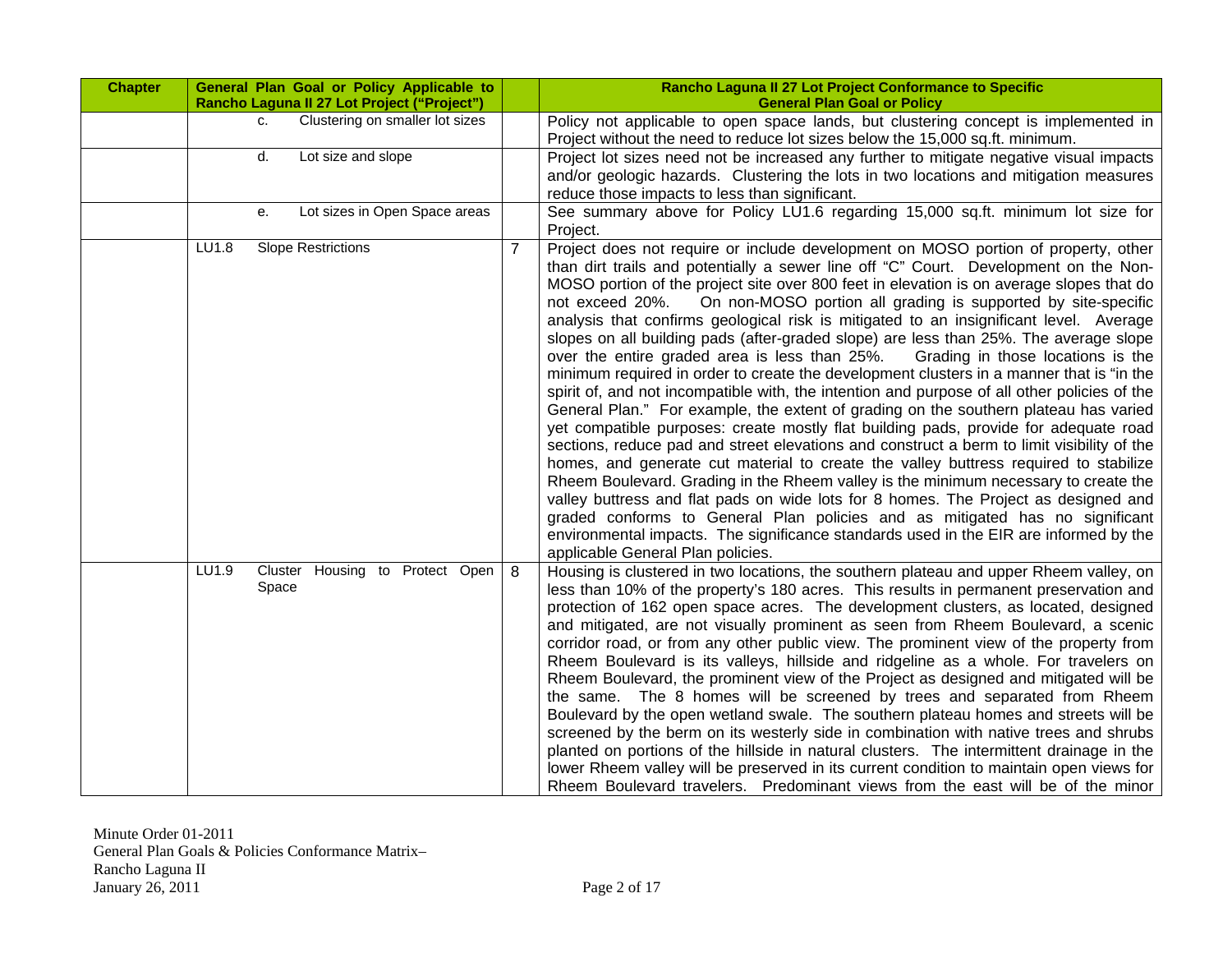| Chapter | General Plan Goal or Policy Applicable to Rancho Laguna II 27 Lot Project ("Project") | | Rancho Laguna II 27 Lot Project Conformance to Specific General Plan Goal or Policy |
|---|---|---|---|
| | c. Clustering on smaller lot sizes | | Policy not applicable to open space lands, but clustering concept is implemented in Project without the need to reduce lot sizes below the 15,000 sq.ft. minimum. |
| | d. Lot size and slope | | Project lot sizes need not be increased any further to mitigate negative visual impacts and/or geologic hazards. Clustering the lots in two locations and mitigation measures reduce those impacts to less than significant. |
| | e. Lot sizes in Open Space areas | | See summary above for Policy LU1.6 regarding 15,000 sq.ft. minimum lot size for Project. |
| | LU1.8 Slope Restrictions | 7 | Project does not require or include development on MOSO portion of property, other than dirt trails and potentially a sewer line off "C" Court. Development on the Non-MOSO portion of the project site over 800 feet in elevation is on average slopes that do not exceed 20%. On non-MOSO portion all grading is supported by site-specific analysis that confirms geological risk is mitigated to an insignificant level. Average slopes on all building pads (after-graded slope) are less than 25%. The average slope over the entire graded area is less than 25%. Grading in those locations is the minimum required in order to create the development clusters in a manner that is "in the spirit of, and not incompatible with, the intention and purpose of all other policies of the General Plan." For example, the extent of grading on the southern plateau has varied yet compatible purposes: create mostly flat building pads, provide for adequate road sections, reduce pad and street elevations and construct a berm to limit visibility of the homes, and generate cut material to create the valley buttress required to stabilize Rheem Boulevard. Grading in the Rheem valley is the minimum necessary to create the valley buttress and flat pads on wide lots for 8 homes. The Project as designed and graded conforms to General Plan policies and as mitigated has no significant environmental impacts. The significance standards used in the EIR are informed by the applicable General Plan policies. |
| | LU1.9 Cluster Housing to Protect Open Space | 8 | Housing is clustered in two locations, the southern plateau and upper Rheem valley, on less than 10% of the property's 180 acres. This results in permanent preservation and protection of 162 open space acres. The development clusters, as located, designed and mitigated, are not visually prominent as seen from Rheem Boulevard, a scenic corridor road, or from any other public view. The prominent view of the property from Rheem Boulevard is its valleys, hillside and ridgeline as a whole. For travelers on Rheem Boulevard, the prominent view of the Project as designed and mitigated will be the same. The 8 homes will be screened by trees and separated from Rheem Boulevard by the open wetland swale. The southern plateau homes and streets will be screened by the berm on its westerly side in combination with native trees and shrubs planted on portions of the hillside in natural clusters. The intermittent drainage in the lower Rheem valley will be preserved in its current condition to maintain open views for Rheem Boulevard travelers. Predominant views from the east will be of the minor |

Minute Order 01-2011
General Plan Goals & Policies Conformance Matrix–
Rancho Laguna II
January 26, 2011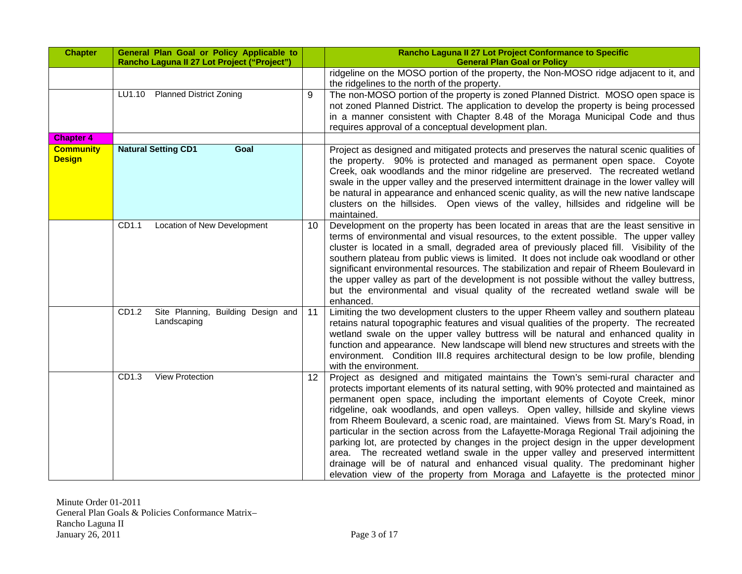| Chapter | General Plan Goal or Policy Applicable to Rancho Laguna II 27 Lot Project ("Project") | | Rancho Laguna II 27 Lot Project Conformance to Specific General Plan Goal or Policy |
|---|---|---|---|
| | | | ridgeline on the MOSO portion of the property, the Non-MOSO ridge adjacent to it, and the ridgelines to the north of the property. |
| | LU1.10 Planned District Zoning | 9 | The non-MOSO portion of the property is zoned Planned District. MOSO open space is not zoned Planned District. The application to develop the property is being processed in a manner consistent with Chapter 8.48 of the Moraga Municipal Code and thus requires approval of a conceptual development plan. |
| **Chapter 4** | | | |
| **Community Design** | **Natural Setting CD1 Goal** | | Project as designed and mitigated protects and preserves the natural scenic qualities of the property. 90% is protected and managed as permanent open space. Coyote Creek, oak woodlands and the minor ridgeline are preserved. The recreated wetland swale in the upper valley and the preserved intermittent drainage in the lower valley will be natural in appearance and enhanced scenic quality, as will the new native landscape clusters on the hillsides. Open views of the valley, hillsides and ridgeline will be maintained. |
| | CD1.1 Location of New Development | 10 | Development on the property has been located in areas that are the least sensitive in terms of environmental and visual resources, to the extent possible. The upper valley cluster is located in a small, degraded area of previously placed fill. Visibility of the southern plateau from public views is limited. It does not include oak woodland or other significant environmental resources. The stabilization and repair of Rheem Boulevard in the upper valley as part of the development is not possible without the valley buttress, but the environmental and visual quality of the recreated wetland swale will be enhanced. |
| | CD1.2 Site Planning, Building Design and Landscaping | 11 | Limiting the two development clusters to the upper Rheem valley and southern plateau retains natural topographic features and visual qualities of the property. The recreated wetland swale on the upper valley buttress will be natural and enhanced quality in function and appearance. New landscape will blend new structures and streets with the environment. Condition III.8 requires architectural design to be low profile, blending with the environment. |
| | CD1.3 View Protection | 12 | Project as designed and mitigated maintains the Town's semi-rural character and protects important elements of its natural setting, with 90% protected and maintained as permanent open space, including the important elements of Coyote Creek, minor ridgeline, oak woodlands, and open valleys. Open valley, hillside and skyline views from Rheem Boulevard, a scenic road, are maintained. Views from St. Mary's Road, in particular in the section across from the Lafayette-Moraga Regional Trail adjoining the parking lot, are protected by changes in the project design in the upper development area. The recreated wetland swale in the upper valley and preserved intermittent drainage will be of natural and enhanced visual quality. The predominant higher elevation view of the property from Moraga and Lafayette is the protected minor |

Minute Order 01-2011
General Plan Goals & Policies Conformance Matrix–
Rancho Laguna II
January 26, 2011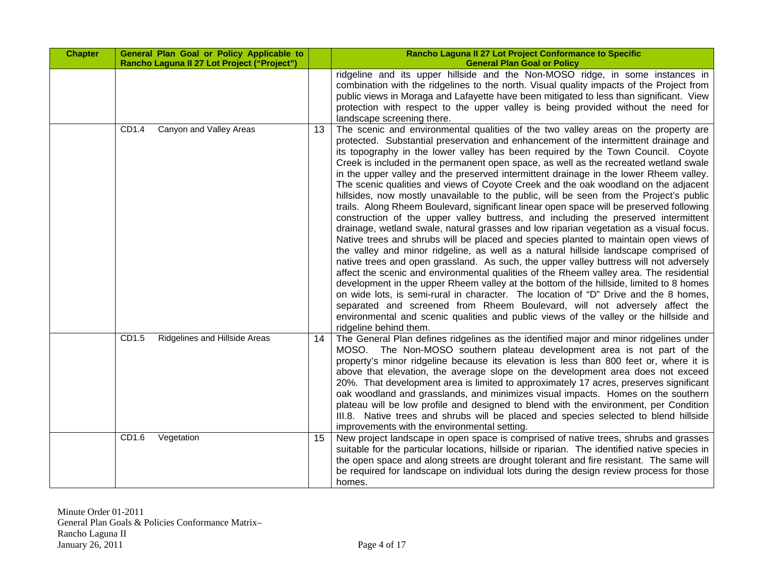| Chapter | General Plan Goal or Policy Applicable to Rancho Laguna II 27 Lot Project ("Project") | | Rancho Laguna II 27 Lot Project Conformance to Specific General Plan Goal or Policy |
|---|---|---|---|
| | | | ridgeline and its upper hillside and the Non-MOSO ridge, in some instances in combination with the ridgelines to the north. Visual quality impacts of the Project from public views in Moraga and Lafayette have been mitigated to less than significant. View protection with respect to the upper valley is being provided without the need for landscape screening there. |
| | CD1.4 Canyon and Valley Areas | 13 | The scenic and environmental qualities of the two valley areas on the property are protected. Substantial preservation and enhancement of the intermittent drainage and its topography in the lower valley has been required by the Town Council. Coyote Creek is included in the permanent open space, as well as the recreated wetland swale in the upper valley and the preserved intermittent drainage in the lower Rheem valley. The scenic qualities and views of Coyote Creek and the oak woodland on the adjacent hillsides, now mostly unavailable to the public, will be seen from the Project's public trails. Along Rheem Boulevard, significant linear open space will be preserved following construction of the upper valley buttress, and including the preserved intermittent drainage, wetland swale, natural grasses and low riparian vegetation as a visual focus. Native trees and shrubs will be placed and species planted to maintain open views of the valley and minor ridgeline, as well as a natural hillside landscape comprised of native trees and open grassland. As such, the upper valley buttress will not adversely affect the scenic and environmental qualities of the Rheem valley area. The residential development in the upper Rheem valley at the bottom of the hillside, limited to 8 homes on wide lots, is semi-rural in character. The location of "D" Drive and the 8 homes, separated and screened from Rheem Boulevard, will not adversely affect the environmental and scenic qualities and public views of the valley or the hillside and ridgeline behind them. |
| | CD1.5 Ridgelines and Hillside Areas | 14 | The General Plan defines ridgelines as the identified major and minor ridgelines under MOSO. The Non-MOSO southern plateau development area is not part of the property's minor ridgeline because its elevation is less than 800 feet or, where it is above that elevation, the average slope on the development area does not exceed 20%. That development area is limited to approximately 17 acres, preserves significant oak woodland and grasslands, and minimizes visual impacts. Homes on the southern plateau will be low profile and designed to blend with the environment, per Condition III.8. Native trees and shrubs will be placed and species selected to blend hillside improvements with the environmental setting. |
| | CD1.6 Vegetation | 15 | New project landscape in open space is comprised of native trees, shrubs and grasses suitable for the particular locations, hillside or riparian. The identified native species in the open space and along streets are drought tolerant and fire resistant. The same will be required for landscape on individual lots during the design review process for those homes. |

Minute Order 01-2011
General Plan Goals & Policies Conformance Matrix–
Rancho Laguna II
January 26, 2011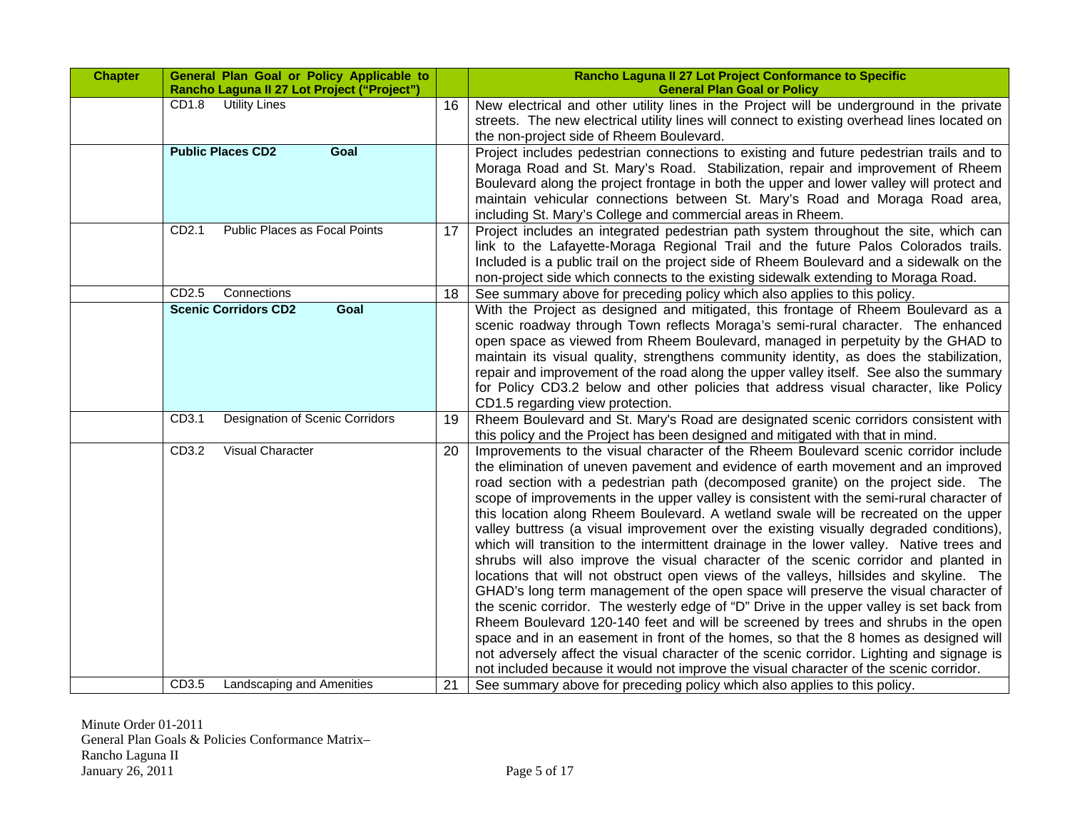| Chapter | General Plan Goal or Policy Applicable to Rancho Laguna II 27 Lot Project ("Project") | | Rancho Laguna II 27 Lot Project Conformance to Specific General Plan Goal or Policy |
|---|---|---|---|
| | CD1.8 Utility Lines | 16 | New electrical and other utility lines in the Project will be underground in the private streets. The new electrical utility lines will connect to existing overhead lines located on the non-project side of Rheem Boulevard. |
| | **Public Places CD2 Goal** | | Project includes pedestrian connections to existing and future pedestrian trails and to Moraga Road and St. Mary's Road. Stabilization, repair and improvement of Rheem Boulevard along the project frontage in both the upper and lower valley will protect and maintain vehicular connections between St. Mary's Road and Moraga Road area, including St. Mary's College and commercial areas in Rheem. |
| | CD2.1 Public Places as Focal Points | 17 | Project includes an integrated pedestrian path system throughout the site, which can link to the Lafayette-Moraga Regional Trail and the future Palos Colorados trails. Included is a public trail on the project side of Rheem Boulevard and a sidewalk on the non-project side which connects to the existing sidewalk extending to Moraga Road. |
| | CD2.5 Connections | 18 | See summary above for preceding policy which also applies to this policy. |
| | **Scenic Corridors CD2 Goal** | | With the Project as designed and mitigated, this frontage of Rheem Boulevard as a scenic roadway through Town reflects Moraga's semi-rural character. The enhanced open space as viewed from Rheem Boulevard, managed in perpetuity by the GHAD to maintain its visual quality, strengthens community identity, as does the stabilization, repair and improvement of the road along the upper valley itself. See also the summary for Policy CD3.2 below and other policies that address visual character, like Policy CD1.5 regarding view protection. |
| | CD3.1 Designation of Scenic Corridors | 19 | Rheem Boulevard and St. Mary's Road are designated scenic corridors consistent with this policy and the Project has been designed and mitigated with that in mind. |
| | CD3.2 Visual Character | 20 | Improvements to the visual character of the Rheem Boulevard scenic corridor include the elimination of uneven pavement and evidence of earth movement and an improved road section with a pedestrian path (decomposed granite) on the project side. The scope of improvements in the upper valley is consistent with the semi-rural character of this location along Rheem Boulevard. A wetland swale will be recreated on the upper valley buttress (a visual improvement over the existing visually degraded conditions), which will transition to the intermittent drainage in the lower valley. Native trees and shrubs will also improve the visual character of the scenic corridor and planted in locations that will not obstruct open views of the valleys, hillsides and skyline. The GHAD's long term management of the open space will preserve the visual character of the scenic corridor. The westerly edge of "D" Drive in the upper valley is set back from Rheem Boulevard 120-140 feet and will be screened by trees and shrubs in the open space and in an easement in front of the homes, so that the 8 homes as designed will not adversely affect the visual character of the scenic corridor. Lighting and signage is not included because it would not improve the visual character of the scenic corridor. |
| | CD3.5 Landscaping and Amenities | 21 | See summary above for preceding policy which also applies to this policy. |

Minute Order 01-2011
General Plan Goals & Policies Conformance Matrix–
Rancho Laguna II
January 26, 2011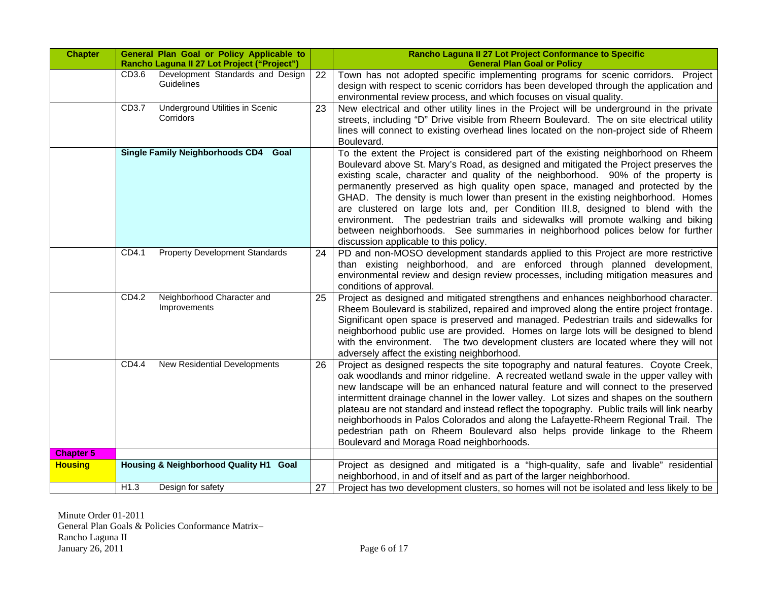| Chapter | General Plan Goal or Policy Applicable to Rancho Laguna II 27 Lot Project ("Project") | | Rancho Laguna II 27 Lot Project Conformance to Specific General Plan Goal or Policy |
|---|---|---|---|
| | CD3.6 Development Standards and Design Guidelines | 22 | Town has not adopted specific implementing programs for scenic corridors. Project design with respect to scenic corridors has been developed through the application and environmental review process, and which focuses on visual quality. |
| | CD3.7 Underground Utilities in Scenic Corridors | 23 | New electrical and other utility lines in the Project will be underground in the private streets, including "D" Drive visible from Rheem Boulevard. The on site electrical utility lines will connect to existing overhead lines located on the non-project side of Rheem Boulevard. |
| | **Single Family Neighborhoods CD4 Goal** | | To the extent the Project is considered part of the existing neighborhood on Rheem Boulevard above St. Mary's Road, as designed and mitigated the Project preserves the existing scale, character and quality of the neighborhood. 90% of the property is permanently preserved as high quality open space, managed and protected by the GHAD. The density is much lower than present in the existing neighborhood. Homes are clustered on large lots and, per Condition III.8, designed to blend with the environment. The pedestrian trails and sidewalks will promote walking and biking between neighborhoods. See summaries in neighborhood polices below for further discussion applicable to this policy. |
| | CD4.1 Property Development Standards | 24 | PD and non-MOSO development standards applied to this Project are more restrictive than existing neighborhood, and are enforced through planned development, environmental review and design review processes, including mitigation measures and conditions of approval. |
| | CD4.2 Neighborhood Character and Improvements | 25 | Project as designed and mitigated strengthens and enhances neighborhood character. Rheem Boulevard is stabilized, repaired and improved along the entire project frontage. Significant open space is preserved and managed. Pedestrian trails and sidewalks for neighborhood public use are provided. Homes on large lots will be designed to blend with the environment. The two development clusters are located where they will not adversely affect the existing neighborhood. |
| | CD4.4 New Residential Developments | 26 | Project as designed respects the site topography and natural features. Coyote Creek, oak woodlands and minor ridgeline. A recreated wetland swale in the upper valley with new landscape will be an enhanced natural feature and will connect to the preserved intermittent drainage channel in the lower valley. Lot sizes and shapes on the southern plateau are not standard and instead reflect the topography. Public trails will link nearby neighborhoods in Palos Colorados and along the Lafayette-Rheem Regional Trail. The pedestrian path on Rheem Boulevard also helps provide linkage to the Rheem Boulevard and Moraga Road neighborhoods. |
| **Chapter 5** | | | |
| **Housing** | **Housing & Neighborhood Quality H1 Goal** | | Project as designed and mitigated is a "high-quality, safe and livable" residential neighborhood, in and of itself and as part of the larger neighborhood. |
| | H1.3 Design for safety | 27 | Project has two development clusters, so homes will not be isolated and less likely to be |

Minute Order 01-2011
General Plan Goals & Policies Conformance Matrix–
Rancho Laguna II
January 26, 2011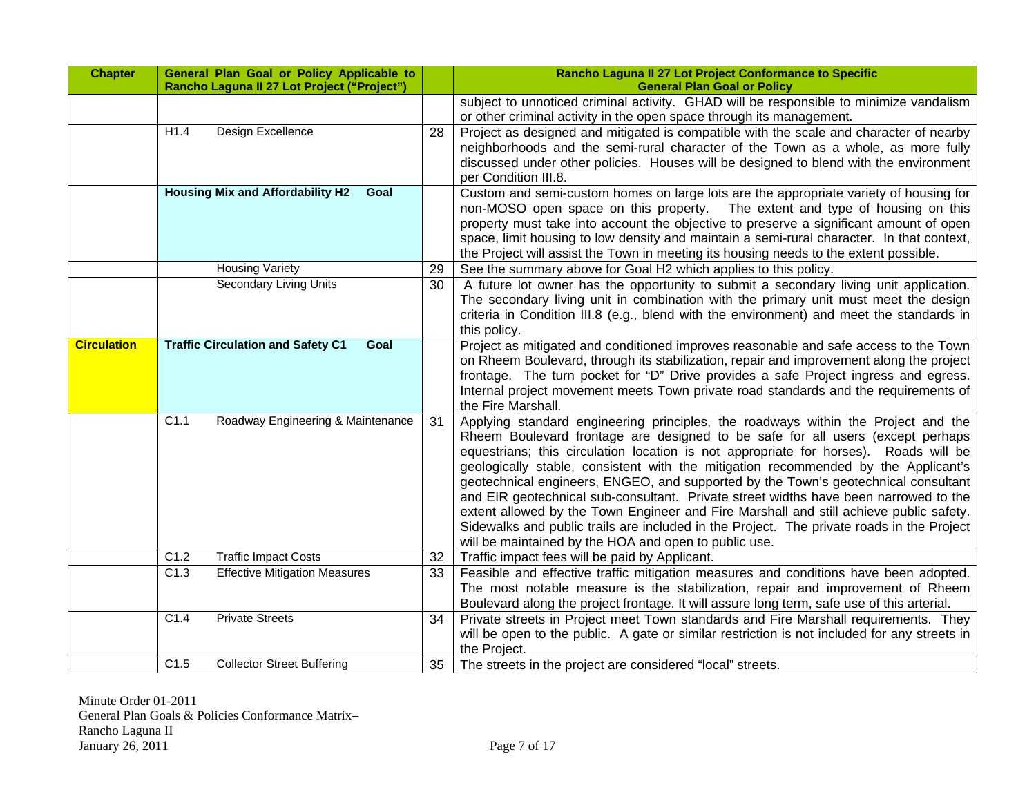| Chapter | General Plan Goal or Policy Applicable to Rancho Laguna II 27 Lot Project ("Project") | | | Rancho Laguna II 27 Lot Project Conformance to Specific General Plan Goal or Policy |
|---|---|---|---|---|
| | | | | subject to unnoticed criminal activity. GHAD will be responsible to minimize vandalism or other criminal activity in the open space through its management. |
| | H1.4 | Design Excellence | 28 | Project as designed and mitigated is compatible with the scale and character of nearby neighborhoods and the semi-rural character of the Town as a whole, as more fully discussed under other policies. Houses will be designed to blend with the environment per Condition III.8. |
| | **Housing Mix and Affordability H2** | **Goal** | | Custom and semi-custom homes on large lots are the appropriate variety of housing for non-MOSO open space on this property. The extent and type of housing on this property must take into account the objective to preserve a significant amount of open space, limit housing to low density and maintain a semi-rural character. In that context, the Project will assist the Town in meeting its housing needs to the extent possible. |
| | | Housing Variety | 29 | See the summary above for Goal H2 which applies to this policy. |
| | | Secondary Living Units | 30 | A future lot owner has the opportunity to submit a secondary living unit application. The secondary living unit in combination with the primary unit must meet the design criteria in Condition III.8 (e.g., blend with the environment) and meet the standards in this policy. |
| **Circulation** | **Traffic Circulation and Safety C1** | **Goal** | | Project as mitigated and conditioned improves reasonable and safe access to the Town on Rheem Boulevard, through its stabilization, repair and improvement along the project frontage. The turn pocket for "D" Drive provides a safe Project ingress and egress. Internal project movement meets Town private road standards and the requirements of the Fire Marshall. |
| | C1.1 | Roadway Engineering & Maintenance | 31 | Applying standard engineering principles, the roadways within the Project and the Rheem Boulevard frontage are designed to be safe for all users (except perhaps equestrians; this circulation location is not appropriate for horses). Roads will be geologically stable, consistent with the mitigation recommended by the Applicant's geotechnical engineers, ENGEO, and supported by the Town's geotechnical consultant and EIR geotechnical sub-consultant. Private street widths have been narrowed to the extent allowed by the Town Engineer and Fire Marshall and still achieve public safety. Sidewalks and public trails are included in the Project. The private roads in the Project will be maintained by the HOA and open to public use. |
| | C1.2 | Traffic Impact Costs | 32 | Traffic impact fees will be paid by Applicant. |
| | C1.3 | Effective Mitigation Measures | 33 | Feasible and effective traffic mitigation measures and conditions have been adopted. The most notable measure is the stabilization, repair and improvement of Rheem Boulevard along the project frontage. It will assure long term, safe use of this arterial. |
| | C1.4 | Private Streets | 34 | Private streets in Project meet Town standards and Fire Marshall requirements. They will be open to the public. A gate or similar restriction is not included for any streets in the Project. |
| | C1.5 | Collector Street Buffering | 35 | The streets in the project are considered "local" streets. |

Minute Order 01-2011
General Plan Goals & Policies Conformance Matrix–
Rancho Laguna II
January 26, 2011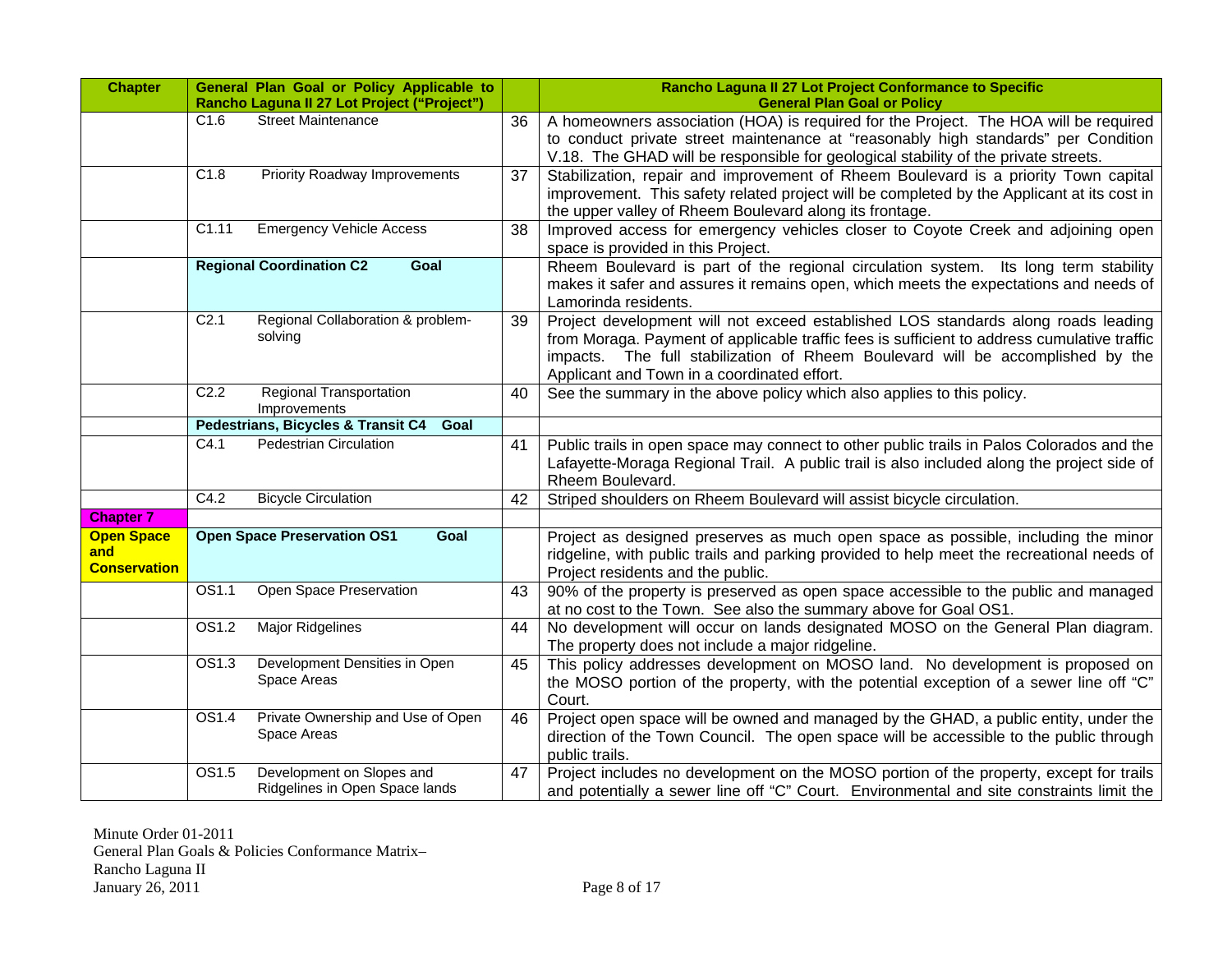| Chapter | General Plan Goal or Policy Applicable to Rancho Laguna II 27 Lot Project ("Project") | | | Rancho Laguna II 27 Lot Project Conformance to Specific General Plan Goal or Policy |
|---|---|---|---|---|
| | C1.6 | Street Maintenance | 36 | A homeowners association (HOA) is required for the Project. The HOA will be required to conduct private street maintenance at "reasonably high standards" per Condition V.18. The GHAD will be responsible for geological stability of the private streets. |
| | C1.8 | Priority Roadway Improvements | 37 | Stabilization, repair and improvement of Rheem Boulevard is a priority Town capital improvement. This safety related project will be completed by the Applicant at its cost in the upper valley of Rheem Boulevard along its frontage. |
| | C1.11 | Emergency Vehicle Access | 38 | Improved access for emergency vehicles closer to Coyote Creek and adjoining open space is provided in this Project. |
| | **Regional Coordination C2** | **Goal** | | Rheem Boulevard is part of the regional circulation system. Its long term stability makes it safer and assures it remains open, which meets the expectations and needs of Lamorinda residents. |
| | C2.1 | Regional Collaboration & problem-solving | 39 | Project development will not exceed established LOS standards along roads leading from Moraga. Payment of applicable traffic fees is sufficient to address cumulative traffic impacts. The full stabilization of Rheem Boulevard will be accomplished by the Applicant and Town in a coordinated effort. |
| | C2.2 | Regional Transportation Improvements | 40 | See the summary in the above policy which also applies to this policy. |
| | **Pedestrians, Bicycles & Transit C4** | **Goal** | | |
| | C4.1 | Pedestrian Circulation | 41 | Public trails in open space may connect to other public trails in Palos Colorados and the Lafayette-Moraga Regional Trail. A public trail is also included along the project side of Rheem Boulevard. |
| | C4.2 | Bicycle Circulation | 42 | Striped shoulders on Rheem Boulevard will assist bicycle circulation. |
| **Chapter 7** | | | | |
| **Open Space and Conservation** | **Open Space Preservation OS1** | **Goal** | | Project as designed preserves as much open space as possible, including the minor ridgeline, with public trails and parking provided to help meet the recreational needs of Project residents and the public. |
| | OS1.1 | Open Space Preservation | 43 | 90% of the property is preserved as open space accessible to the public and managed at no cost to the Town. See also the summary above for Goal OS1. |
| | OS1.2 | Major Ridgelines | 44 | No development will occur on lands designated MOSO on the General Plan diagram. The property does not include a major ridgeline. |
| | OS1.3 | Development Densities in Open Space Areas | 45 | This policy addresses development on MOSO land. No development is proposed on the MOSO portion of the property, with the potential exception of a sewer line off "C" Court. |
| | OS1.4 | Private Ownership and Use of Open Space Areas | 46 | Project open space will be owned and managed by the GHAD, a public entity, under the direction of the Town Council. The open space will be accessible to the public through public trails. |
| | OS1.5 | Development on Slopes and Ridgelines in Open Space lands | 47 | Project includes no development on the MOSO portion of the property, except for trails and potentially a sewer line off "C" Court. Environmental and site constraints limit the |

Minute Order 01-2011
General Plan Goals & Policies Conformance Matrix–
Rancho Laguna II
January 26, 2011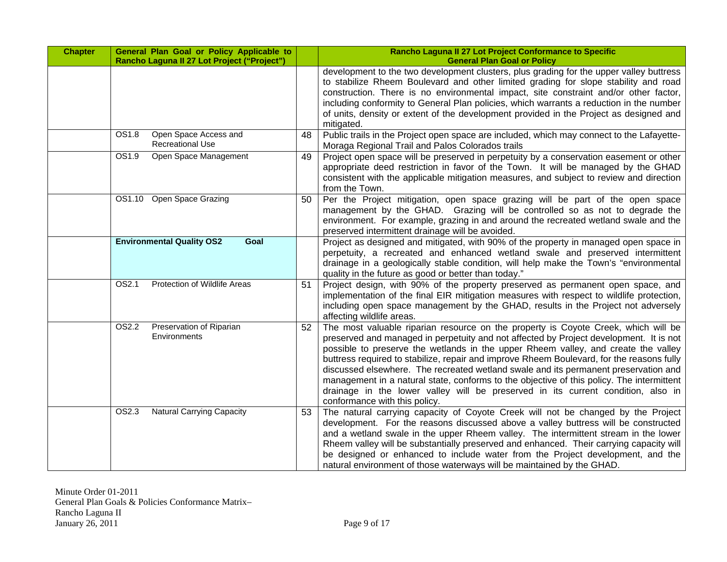| Chapter | General Plan Goal or Policy Applicable to Rancho Laguna II 27 Lot Project ("Project") | | Rancho Laguna II 27 Lot Project Conformance to Specific General Plan Goal or Policy |
|---|---|---|---|
| | | | development to the two development clusters, plus grading for the upper valley buttress to stabilize Rheem Boulevard and other limited grading for slope stability and road construction. There is no environmental impact, site constraint and/or other factor, including conformity to General Plan policies, which warrants a reduction in the number of units, density or extent of the development provided in the Project as designed and mitigated. |
| | OS1.8 Open Space Access and Recreational Use | 48 | Public trails in the Project open space are included, which may connect to the Lafayette-Moraga Regional Trail and Palos Colorados trails |
| | OS1.9 Open Space Management | 49 | Project open space will be preserved in perpetuity by a conservation easement or other appropriate deed restriction in favor of the Town. It will be managed by the GHAD consistent with the applicable mitigation measures, and subject to review and direction from the Town. |
| | OS1.10 Open Space Grazing | 50 | Per the Project mitigation, open space grazing will be part of the open space management by the GHAD. Grazing will be controlled so as not to degrade the environment. For example, grazing in and around the recreated wetland swale and the preserved intermittent drainage will be avoided. |
| | **Environmental Quality OS2 Goal** | | Project as designed and mitigated, with 90% of the property in managed open space in perpetuity, a recreated and enhanced wetland swale and preserved intermittent drainage in a geologically stable condition, will help make the Town's "environmental quality in the future as good or better than today." |
| | OS2.1 Protection of Wildlife Areas | 51 | Project design, with 90% of the property preserved as permanent open space, and implementation of the final EIR mitigation measures with respect to wildlife protection, including open space management by the GHAD, results in the Project not adversely affecting wildlife areas. |
| | OS2.2 Preservation of Riparian Environments | 52 | The most valuable riparian resource on the property is Coyote Creek, which will be preserved and managed in perpetuity and not affected by Project development. It is not possible to preserve the wetlands in the upper Rheem valley, and create the valley buttress required to stabilize, repair and improve Rheem Boulevard, for the reasons fully discussed elsewhere. The recreated wetland swale and its permanent preservation and management in a natural state, conforms to the objective of this policy. The intermittent drainage in the lower valley will be preserved in its current condition, also in conformance with this policy. |
| | OS2.3 Natural Carrying Capacity | 53 | The natural carrying capacity of Coyote Creek will not be changed by the Project development. For the reasons discussed above a valley buttress will be constructed and a wetland swale in the upper Rheem valley. The intermittent stream in the lower Rheem valley will be substantially preserved and enhanced. Their carrying capacity will be designed or enhanced to include water from the Project development, and the natural environment of those waterways will be maintained by the GHAD. |

Minute Order 01-2011
General Plan Goals & Policies Conformance Matrix–
Rancho Laguna II
January 26, 2011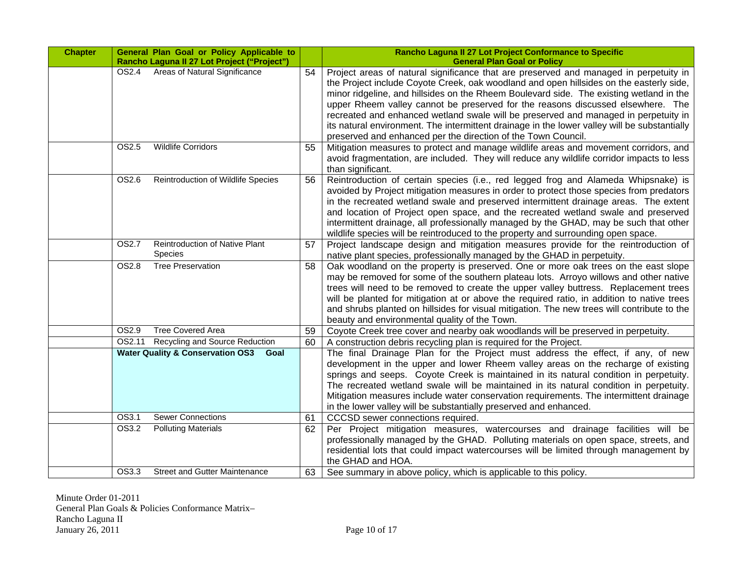| Chapter | General Plan Goal or Policy Applicable to Rancho Laguna II 27 Lot Project ("Project") | | Rancho Laguna II 27 Lot Project Conformance to Specific General Plan Goal or Policy |
|---|---|---|---|
| | OS2.4 Areas of Natural Significance | 54 | Project areas of natural significance that are preserved and managed in perpetuity in the Project include Coyote Creek, oak woodland and open hillsides on the easterly side, minor ridgeline, and hillsides on the Rheem Boulevard side. The existing wetland in the upper Rheem valley cannot be preserved for the reasons discussed elsewhere. The recreated and enhanced wetland swale will be preserved and managed in perpetuity in its natural environment. The intermittent drainage in the lower valley will be substantially preserved and enhanced per the direction of the Town Council. |
| | OS2.5 Wildlife Corridors | 55 | Mitigation measures to protect and manage wildlife areas and movement corridors, and avoid fragmentation, are included. They will reduce any wildlife corridor impacts to less than significant. |
| | OS2.6 Reintroduction of Wildlife Species | 56 | Reintroduction of certain species (i.e., red legged frog and Alameda Whipsnake) is avoided by Project mitigation measures in order to protect those species from predators in the recreated wetland swale and preserved intermittent drainage areas. The extent and location of Project open space, and the recreated wetland swale and preserved intermittent drainage, all professionally managed by the GHAD, may be such that other wildlife species will be reintroduced to the property and surrounding open space. |
| | OS2.7 Reintroduction of Native Plant Species | 57 | Project landscape design and mitigation measures provide for the reintroduction of native plant species, professionally managed by the GHAD in perpetuity. |
| | OS2.8 Tree Preservation | 58 | Oak woodland on the property is preserved. One or more oak trees on the east slope may be removed for some of the southern plateau lots. Arroyo willows and other native trees will need to be removed to create the upper valley buttress. Replacement trees will be planted for mitigation at or above the required ratio, in addition to native trees and shrubs planted on hillsides for visual mitigation. The new trees will contribute to the beauty and environmental quality of the Town. |
| | OS2.9 Tree Covered Area | 59 | Coyote Creek tree cover and nearby oak woodlands will be preserved in perpetuity. |
| | OS2.11 Recycling and Source Reduction | 60 | A construction debris recycling plan is required for the Project. |
| | **Water Quality & Conservation OS3 Goal** | | The final Drainage Plan for the Project must address the effect, if any, of new development in the upper and lower Rheem valley areas on the recharge of existing springs and seeps. Coyote Creek is maintained in its natural condition in perpetuity. The recreated wetland swale will be maintained in its natural condition in perpetuity. Mitigation measures include water conservation requirements. The intermittent drainage in the lower valley will be substantially preserved and enhanced. |
| | OS3.1 Sewer Connections | 61 | CCCSD sewer connections required. |
| | OS3.2 Polluting Materials | 62 | Per Project mitigation measures, watercourses and drainage facilities will be professionally managed by the GHAD. Polluting materials on open space, streets, and residential lots that could impact watercourses will be limited through management by the GHAD and HOA. |
| | OS3.3 Street and Gutter Maintenance | 63 | See summary in above policy, which is applicable to this policy. |

Minute Order 01-2011
General Plan Goals & Policies Conformance Matrix–
Rancho Laguna II
January 26, 2011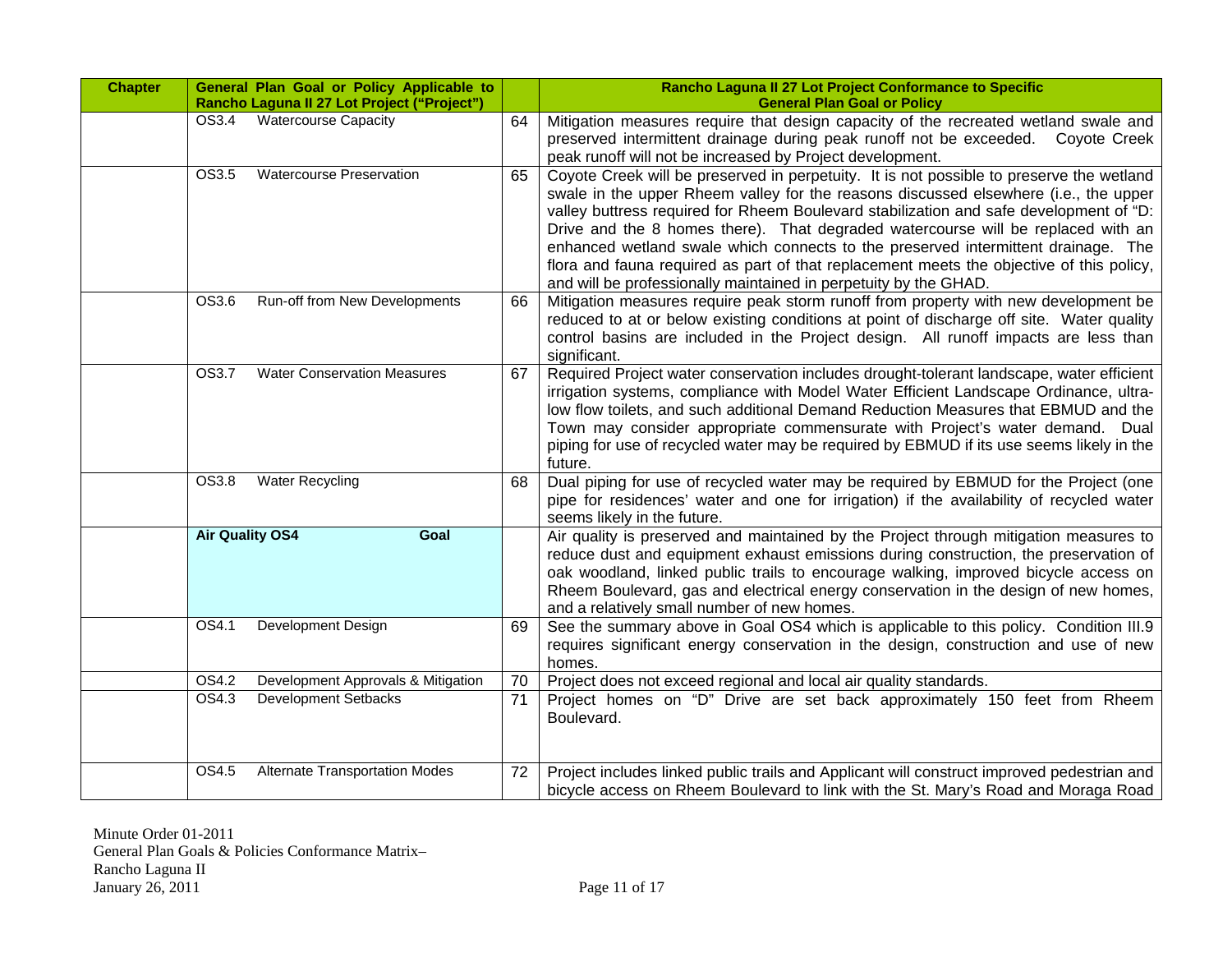| Chapter | General Plan Goal or Policy Applicable to Rancho Laguna II 27 Lot Project ("Project") | | Rancho Laguna II 27 Lot Project Conformance to Specific General Plan Goal or Policy |
|---|---|---|---|
| | OS3.4 Watercourse Capacity | 64 | Mitigation measures require that design capacity of the recreated wetland swale and preserved intermittent drainage during peak runoff not be exceeded. Coyote Creek peak runoff will not be increased by Project development. |
| | OS3.5 Watercourse Preservation | 65 | Coyote Creek will be preserved in perpetuity. It is not possible to preserve the wetland swale in the upper Rheem valley for the reasons discussed elsewhere (i.e., the upper valley buttress required for Rheem Boulevard stabilization and safe development of "D: Drive and the 8 homes there). That degraded watercourse will be replaced with an enhanced wetland swale which connects to the preserved intermittent drainage. The flora and fauna required as part of that replacement meets the objective of this policy, and will be professionally maintained in perpetuity by the GHAD. |
| | OS3.6 Run-off from New Developments | 66 | Mitigation measures require peak storm runoff from property with new development be reduced to at or below existing conditions at point of discharge off site. Water quality control basins are included in the Project design. All runoff impacts are less than significant. |
| | OS3.7 Water Conservation Measures | 67 | Required Project water conservation includes drought-tolerant landscape, water efficient irrigation systems, compliance with Model Water Efficient Landscape Ordinance, ultra-low flow toilets, and such additional Demand Reduction Measures that EBMUD and the Town may consider appropriate commensurate with Project's water demand. Dual piping for use of recycled water may be required by EBMUD if its use seems likely in the future. |
| | OS3.8 Water Recycling | 68 | Dual piping for use of recycled water may be required by EBMUD for the Project (one pipe for residences' water and one for irrigation) if the availability of recycled water seems likely in the future. |
| | **Air Quality OS4 Goal** | | Air quality is preserved and maintained by the Project through mitigation measures to reduce dust and equipment exhaust emissions during construction, the preservation of oak woodland, linked public trails to encourage walking, improved bicycle access on Rheem Boulevard, gas and electrical energy conservation in the design of new homes, and a relatively small number of new homes. |
| | OS4.1 Development Design | 69 | See the summary above in Goal OS4 which is applicable to this policy. Condition III.9 requires significant energy conservation in the design, construction and use of new homes. |
| | OS4.2 Development Approvals & Mitigation | 70 | Project does not exceed regional and local air quality standards. |
| | OS4.3 Development Setbacks | 71 | Project homes on "D" Drive are set back approximately 150 feet from Rheem Boulevard. |
| | OS4.5 Alternate Transportation Modes | 72 | Project includes linked public trails and Applicant will construct improved pedestrian and bicycle access on Rheem Boulevard to link with the St. Mary's Road and Moraga Road |

Minute Order 01-2011
General Plan Goals & Policies Conformance Matrix–
Rancho Laguna II
January 26, 2011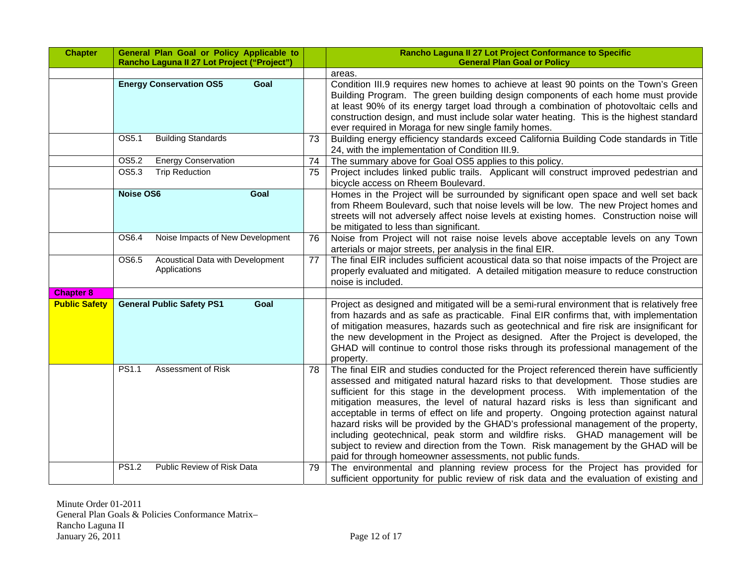| Chapter | General Plan Goal or Policy Applicable to Rancho Laguna II 27 Lot Project ("Project") | | Rancho Laguna II 27 Lot Project Conformance to Specific General Plan Goal or Policy |
|---|---|---|---|
| | | | areas. |
| | **Energy Conservation OS5 Goal** | | Condition III.9 requires new homes to achieve at least 90 points on the Town's Green Building Program. The green building design components of each home must provide at least 90% of its energy target load through a combination of photovoltaic cells and construction design, and must include solar water heating. This is the highest standard ever required in Moraga for new single family homes. |
| | OS5.1 Building Standards | 73 | Building energy efficiency standards exceed California Building Code standards in Title 24, with the implementation of Condition III.9. |
| | OS5.2 Energy Conservation | 74 | The summary above for Goal OS5 applies to this policy. |
| | OS5.3 Trip Reduction | 75 | Project includes linked public trails. Applicant will construct improved pedestrian and bicycle access on Rheem Boulevard. |
| | **Noise OS6 Goal** | | Homes in the Project will be surrounded by significant open space and well set back from Rheem Boulevard, such that noise levels will be low. The new Project homes and streets will not adversely affect noise levels at existing homes. Construction noise will be mitigated to less than significant. |
| | OS6.4 Noise Impacts of New Development | 76 | Noise from Project will not raise noise levels above acceptable levels on any Town arterials or major streets, per analysis in the final EIR. |
| | OS6.5 Acoustical Data with Development Applications | 77 | The final EIR includes sufficient acoustical data so that noise impacts of the Project are properly evaluated and mitigated. A detailed mitigation measure to reduce construction noise is included. |
| **Chapter 8** | | | |
| **Public Safety** | **General Public Safety PS1 Goal** | | Project as designed and mitigated will be a semi-rural environment that is relatively free from hazards and as safe as practicable. Final EIR confirms that, with implementation of mitigation measures, hazards such as geotechnical and fire risk are insignificant for the new development in the Project as designed. After the Project is developed, the GHAD will continue to control those risks through its professional management of the property. |
| | PS1.1 Assessment of Risk | 78 | The final EIR and studies conducted for the Project referenced therein have sufficiently assessed and mitigated natural hazard risks to that development. Those studies are sufficient for this stage in the development process. With implementation of the mitigation measures, the level of natural hazard risks is less than significant and acceptable in terms of effect on life and property. Ongoing protection against natural hazard risks will be provided by the GHAD's professional management of the property, including geotechnical, peak storm and wildfire risks. GHAD management will be subject to review and direction from the Town. Risk management by the GHAD will be paid for through homeowner assessments, not public funds. |
| | PS1.2 Public Review of Risk Data | 79 | The environmental and planning review process for the Project has provided for sufficient opportunity for public review of risk data and the evaluation of existing and |

Minute Order 01-2011
General Plan Goals & Policies Conformance Matrix–
Rancho Laguna II
January 26, 2011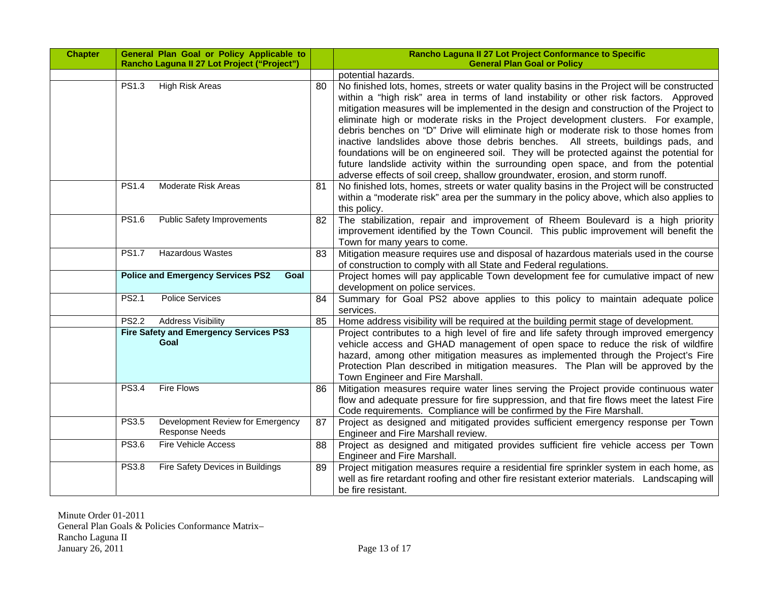| Chapter | General Plan Goal or Policy Applicable to Rancho Laguna II 27 Lot Project ("Project") | | Rancho Laguna II 27 Lot Project Conformance to Specific General Plan Goal or Policy |
|---|---|---|---|
| | | | potential hazards. |
| | PS1.3 High Risk Areas | 80 | No finished lots, homes, streets or water quality basins in the Project will be constructed within a "high risk" area in terms of land instability or other risk factors. Approved mitigation measures will be implemented in the design and construction of the Project to eliminate high or moderate risks in the Project development clusters. For example, debris benches on "D" Drive will eliminate high or moderate risk to those homes from inactive landslides above those debris benches. All streets, buildings pads, and foundations will be on engineered soil. They will be protected against the potential for future landslide activity within the surrounding open space, and from the potential adverse effects of soil creep, shallow groundwater, erosion, and storm runoff. |
| | PS1.4 Moderate Risk Areas | 81 | No finished lots, homes, streets or water quality basins in the Project will be constructed within a "moderate risk" area per the summary in the policy above, which also applies to this policy. |
| | PS1.6 Public Safety Improvements | 82 | The stabilization, repair and improvement of Rheem Boulevard is a high priority improvement identified by the Town Council. This public improvement will benefit the Town for many years to come. |
| | PS1.7 Hazardous Wastes | 83 | Mitigation measure requires use and disposal of hazardous materials used in the course of construction to comply with all State and Federal regulations. |
| | **Police and Emergency Services PS2 Goal** | | Project homes will pay applicable Town development fee for cumulative impact of new development on police services. |
| | PS2.1 Police Services | 84 | Summary for Goal PS2 above applies to this policy to maintain adequate police services. |
| | PS2.2 Address Visibility | 85 | Home address visibility will be required at the building permit stage of development. |
| | **Fire Safety and Emergency Services PS3 Goal** | | Project contributes to a high level of fire and life safety through improved emergency vehicle access and GHAD management of open space to reduce the risk of wildfire hazard, among other mitigation measures as implemented through the Project's Fire Protection Plan described in mitigation measures. The Plan will be approved by the Town Engineer and Fire Marshall. |
| | PS3.4 Fire Flows | 86 | Mitigation measures require water lines serving the Project provide continuous water flow and adequate pressure for fire suppression, and that fire flows meet the latest Fire Code requirements. Compliance will be confirmed by the Fire Marshall. |
| | PS3.5 Development Review for Emergency Response Needs | 87 | Project as designed and mitigated provides sufficient emergency response per Town Engineer and Fire Marshall review. |
| | PS3.6 Fire Vehicle Access | 88 | Project as designed and mitigated provides sufficient fire vehicle access per Town Engineer and Fire Marshall. |
| | PS3.8 Fire Safety Devices in Buildings | 89 | Project mitigation measures require a residential fire sprinkler system in each home, as well as fire retardant roofing and other fire resistant exterior materials. Landscaping will be fire resistant. |

Minute Order 01-2011
General Plan Goals & Policies Conformance Matrix–
Rancho Laguna II
January 26, 2011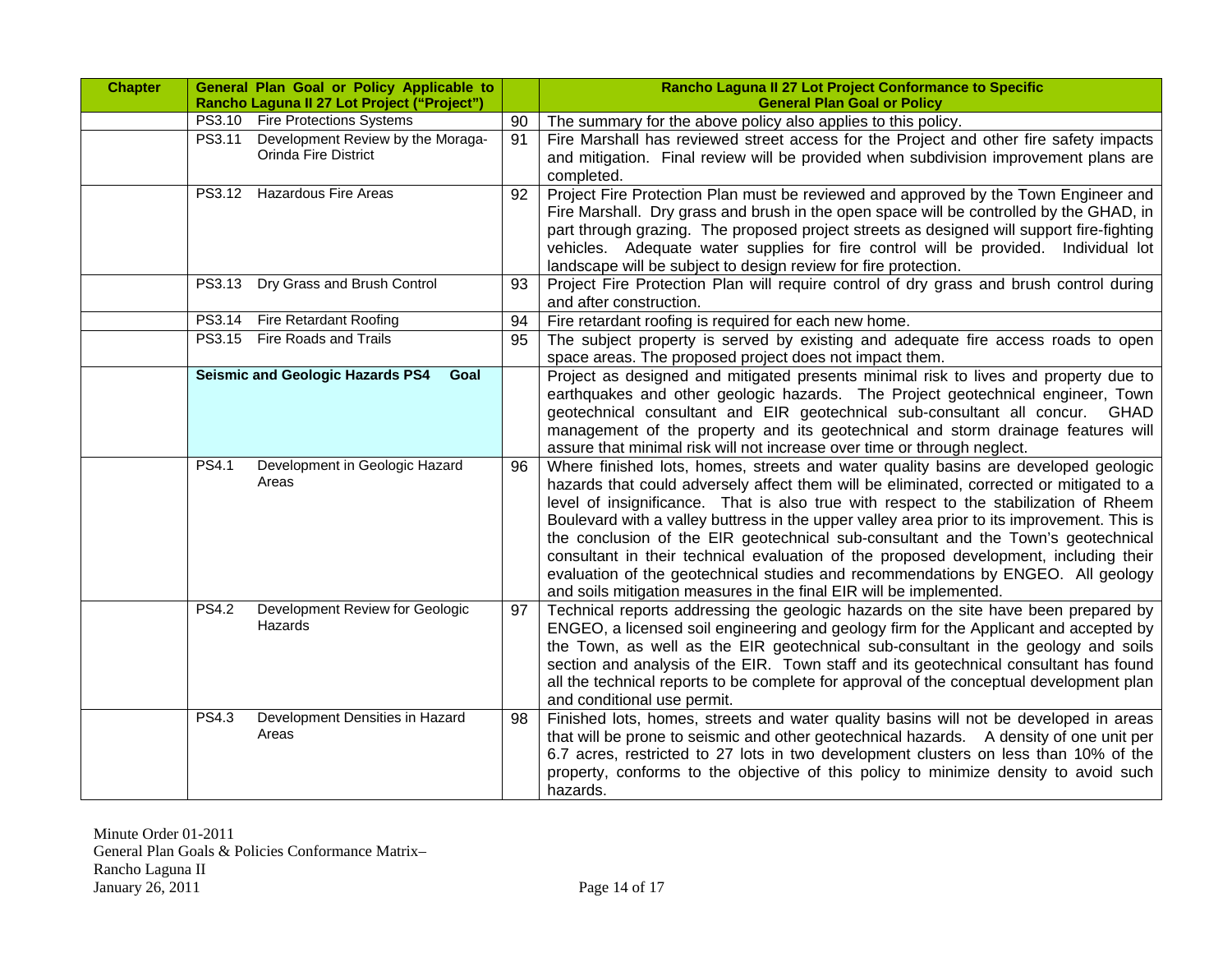| Chapter | General Plan Goal or Policy Applicable to Rancho Laguna II 27 Lot Project ("Project") | | | Rancho Laguna II 27 Lot Project Conformance to Specific General Plan Goal or Policy |
|---|---|---|---|---|
| | PS3.10 | Fire Protections Systems | 90 | The summary for the above policy also applies to this policy. |
| | PS3.11 | Development Review by the Moraga-Orinda Fire District | 91 | Fire Marshall has reviewed street access for the Project and other fire safety impacts and mitigation. Final review will be provided when subdivision improvement plans are completed. |
| | PS3.12 | Hazardous Fire Areas | 92 | Project Fire Protection Plan must be reviewed and approved by the Town Engineer and Fire Marshall. Dry grass and brush in the open space will be controlled by the GHAD, in part through grazing. The proposed project streets as designed will support fire-fighting vehicles. Adequate water supplies for fire control will be provided. Individual lot landscape will be subject to design review for fire protection. |
| | PS3.13 | Dry Grass and Brush Control | 93 | Project Fire Protection Plan will require control of dry grass and brush control during and after construction. |
| | PS3.14 | Fire Retardant Roofing | 94 | Fire retardant roofing is required for each new home. |
| | PS3.15 | Fire Roads and Trails | 95 | The subject property is served by existing and adequate fire access roads to open space areas. The proposed project does not impact them. |
| | **Seismic and Geologic Hazards PS4 Goal** | | | Project as designed and mitigated presents minimal risk to lives and property due to earthquakes and other geologic hazards. The Project geotechnical engineer, Town geotechnical consultant and EIR geotechnical sub-consultant all concur. GHAD management of the property and its geotechnical and storm drainage features will assure that minimal risk will not increase over time or through neglect. |
| | PS4.1 | Development in Geologic Hazard Areas | 96 | Where finished lots, homes, streets and water quality basins are developed geologic hazards that could adversely affect them will be eliminated, corrected or mitigated to a level of insignificance. That is also true with respect to the stabilization of Rheem Boulevard with a valley buttress in the upper valley area prior to its improvement. This is the conclusion of the EIR geotechnical sub-consultant and the Town's geotechnical consultant in their technical evaluation of the proposed development, including their evaluation of the geotechnical studies and recommendations by ENGEO. All geology and soils mitigation measures in the final EIR will be implemented. |
| | PS4.2 | Development Review for Geologic Hazards | 97 | Technical reports addressing the geologic hazards on the site have been prepared by ENGEO, a licensed soil engineering and geology firm for the Applicant and accepted by the Town, as well as the EIR geotechnical sub-consultant in the geology and soils section and analysis of the EIR. Town staff and its geotechnical consultant has found all the technical reports to be complete for approval of the conceptual development plan and conditional use permit. |
| | PS4.3 | Development Densities in Hazard Areas | 98 | Finished lots, homes, streets and water quality basins will not be developed in areas that will be prone to seismic and other geotechnical hazards. A density of one unit per 6.7 acres, restricted to 27 lots in two development clusters on less than 10% of the property, conforms to the objective of this policy to minimize density to avoid such hazards. |

Minute Order 01-2011
General Plan Goals & Policies Conformance Matrix–
Rancho Laguna II
January 26, 2011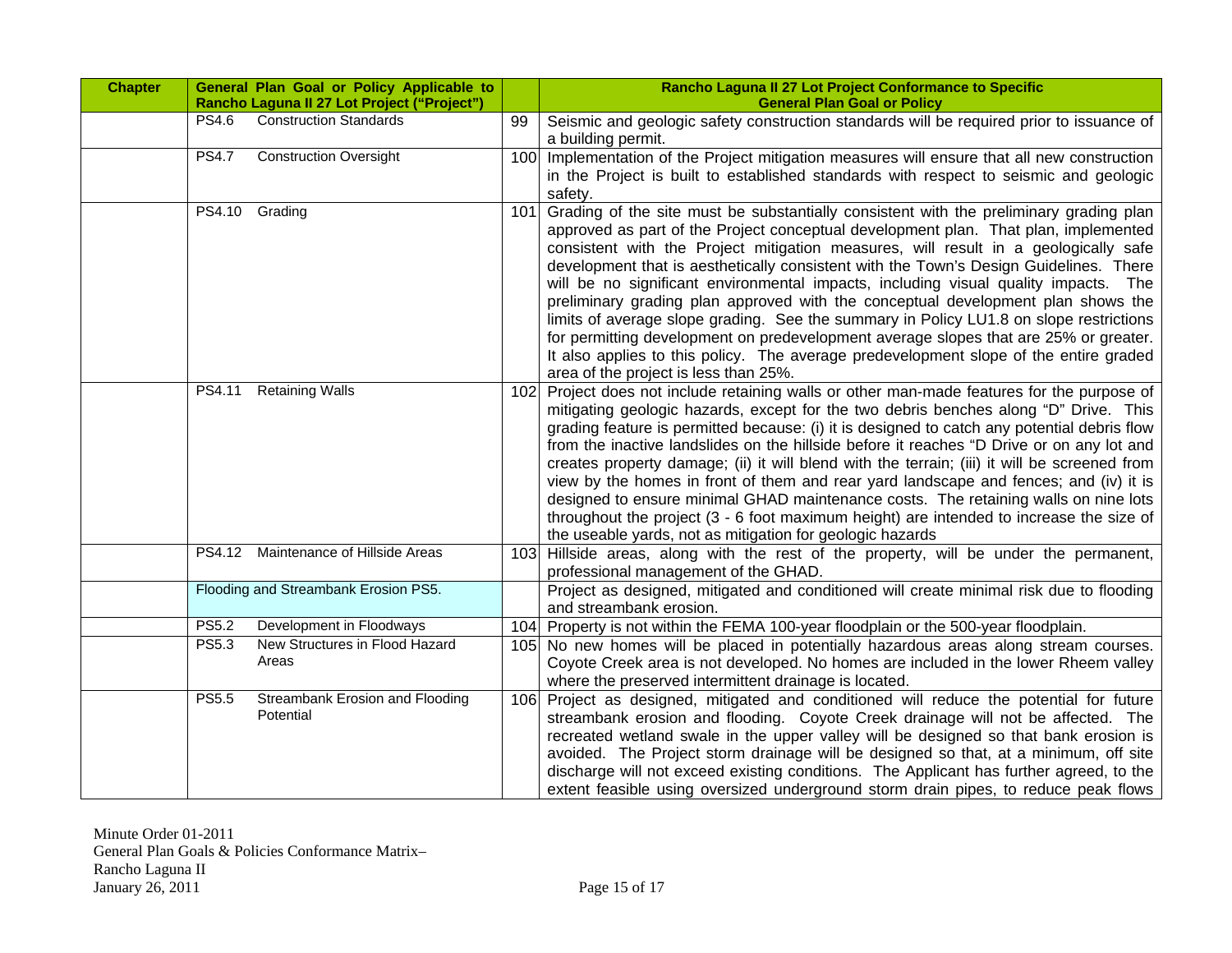| Chapter | General Plan Goal or Policy Applicable to Rancho Laguna II 27 Lot Project ("Project") | | Rancho Laguna II 27 Lot Project Conformance to Specific General Plan Goal or Policy |
|---|---|---|---|
| | PS4.6 Construction Standards | 99 | Seismic and geologic safety construction standards will be required prior to issuance of a building permit. |
| | PS4.7 Construction Oversight | 100 | Implementation of the Project mitigation measures will ensure that all new construction in the Project is built to established standards with respect to seismic and geologic safety. |
| | PS4.10 Grading | 101 | Grading of the site must be substantially consistent with the preliminary grading plan approved as part of the Project conceptual development plan. That plan, implemented consistent with the Project mitigation measures, will result in a geologically safe development that is aesthetically consistent with the Town's Design Guidelines. There will be no significant environmental impacts, including visual quality impacts. The preliminary grading plan approved with the conceptual development plan shows the limits of average slope grading. See the summary in Policy LU1.8 on slope restrictions for permitting development on predevelopment average slopes that are 25% or greater. It also applies to this policy. The average predevelopment slope of the entire graded area of the project is less than 25%. |
| | PS4.11 Retaining Walls | 102 | Project does not include retaining walls or other man-made features for the purpose of mitigating geologic hazards, except for the two debris benches along "D" Drive. This grading feature is permitted because: (i) it is designed to catch any potential debris flow from the inactive landslides on the hillside before it reaches "D Drive or on any lot and creates property damage; (ii) it will blend with the terrain; (iii) it will be screened from view by the homes in front of them and rear yard landscape and fences; and (iv) it is designed to ensure minimal GHAD maintenance costs. The retaining walls on nine lots throughout the project (3 - 6 foot maximum height) are intended to increase the size of the useable yards, not as mitigation for geologic hazards |
| | PS4.12 Maintenance of Hillside Areas | 103 | Hillside areas, along with the rest of the property, will be under the permanent, professional management of the GHAD. |
| | Flooding and Streambank Erosion PS5. | | Project as designed, mitigated and conditioned will create minimal risk due to flooding and streambank erosion. |
| | PS5.2 Development in Floodways | 104 | Property is not within the FEMA 100-year floodplain or the 500-year floodplain. |
| | PS5.3 New Structures in Flood Hazard Areas | 105 | No new homes will be placed in potentially hazardous areas along stream courses. Coyote Creek area is not developed. No homes are included in the lower Rheem valley where the preserved intermittent drainage is located. |
| | PS5.5 Streambank Erosion and Flooding Potential | 106 | Project as designed, mitigated and conditioned will reduce the potential for future streambank erosion and flooding. Coyote Creek drainage will not be affected. The recreated wetland swale in the upper valley will be designed so that bank erosion is avoided. The Project storm drainage will be designed so that, at a minimum, off site discharge will not exceed existing conditions. The Applicant has further agreed, to the extent feasible using oversized underground storm drain pipes, to reduce peak flows |

Minute Order 01-2011
General Plan Goals & Policies Conformance Matrix–
Rancho Laguna II
January 26, 2011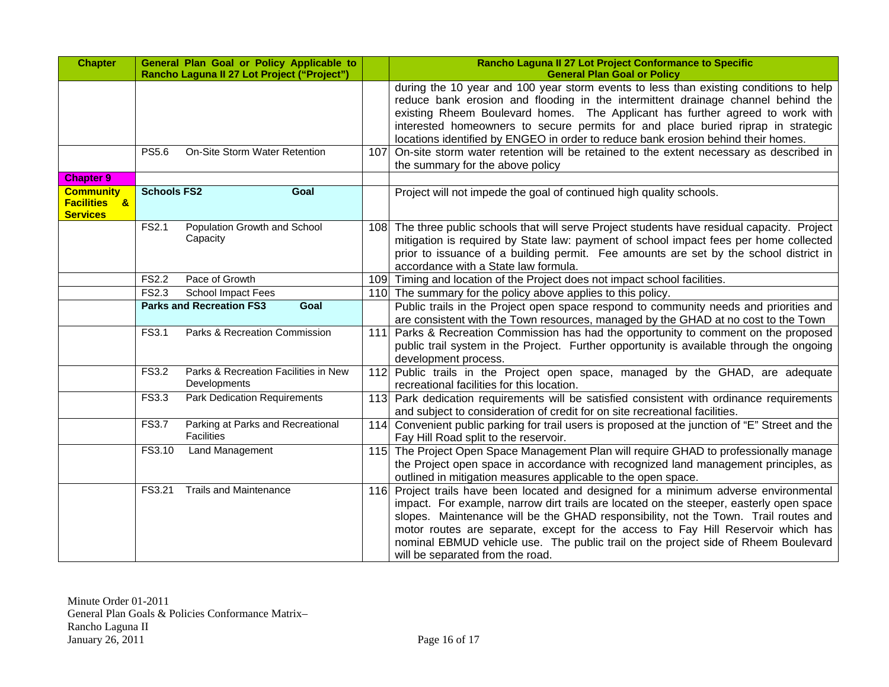| Chapter | General Plan Goal or Policy Applicable to Rancho Laguna II 27 Lot Project ("Project") | | Rancho Laguna II 27 Lot Project Conformance to Specific General Plan Goal or Policy |
|---|---|---|---|
| | | | during the 10 year and 100 year storm events to less than existing conditions to help reduce bank erosion and flooding in the intermittent drainage channel behind the existing Rheem Boulevard homes. The Applicant has further agreed to work with interested homeowners to secure permits for and place buried riprap in strategic locations identified by ENGEO in order to reduce bank erosion behind their homes. |
| | PS5.6 On-Site Storm Water Retention | 107 | On-site storm water retention will be retained to the extent necessary as described in the summary for the above policy |
| **Chapter 9** | | | |
| **Community Facilities & Services** | **Schools FS2 Goal** | | Project will not impede the goal of continued high quality schools. |
| | FS2.1 Population Growth and School Capacity | 108 | The three public schools that will serve Project students have residual capacity. Project mitigation is required by State law: payment of school impact fees per home collected prior to issuance of a building permit. Fee amounts are set by the school district in accordance with a State law formula. |
| | FS2.2 Pace of Growth | 109 | Timing and location of the Project does not impact school facilities. |
| | FS2.3 School Impact Fees | 110 | The summary for the policy above applies to this policy. |
| | **Parks and Recreation FS3 Goal** | | Public trails in the Project open space respond to community needs and priorities and are consistent with the Town resources, managed by the GHAD at no cost to the Town |
| | FS3.1 Parks & Recreation Commission | 111 | Parks & Recreation Commission has had the opportunity to comment on the proposed public trail system in the Project. Further opportunity is available through the ongoing development process. |
| | FS3.2 Parks & Recreation Facilities in New Developments | 112 | Public trails in the Project open space, managed by the GHAD, are adequate recreational facilities for this location. |
| | FS3.3 Park Dedication Requirements | 113 | Park dedication requirements will be satisfied consistent with ordinance requirements and subject to consideration of credit for on site recreational facilities. |
| | FS3.7 Parking at Parks and Recreational Facilities | 114 | Convenient public parking for trail users is proposed at the junction of "E" Street and the Fay Hill Road split to the reservoir. |
| | FS3.10 Land Management | 115 | The Project Open Space Management Plan will require GHAD to professionally manage the Project open space in accordance with recognized land management principles, as outlined in mitigation measures applicable to the open space. |
| | FS3.21 Trails and Maintenance | 116 | Project trails have been located and designed for a minimum adverse environmental impact. For example, narrow dirt trails are located on the steeper, easterly open space slopes. Maintenance will be the GHAD responsibility, not the Town. Trail routes and motor routes are separate, except for the access to Fay Hill Reservoir which has nominal EBMUD vehicle use. The public trail on the project side of Rheem Boulevard will be separated from the road. |

Minute Order 01-2011
General Plan Goals & Policies Conformance Matrix–
Rancho Laguna II
January 26, 2011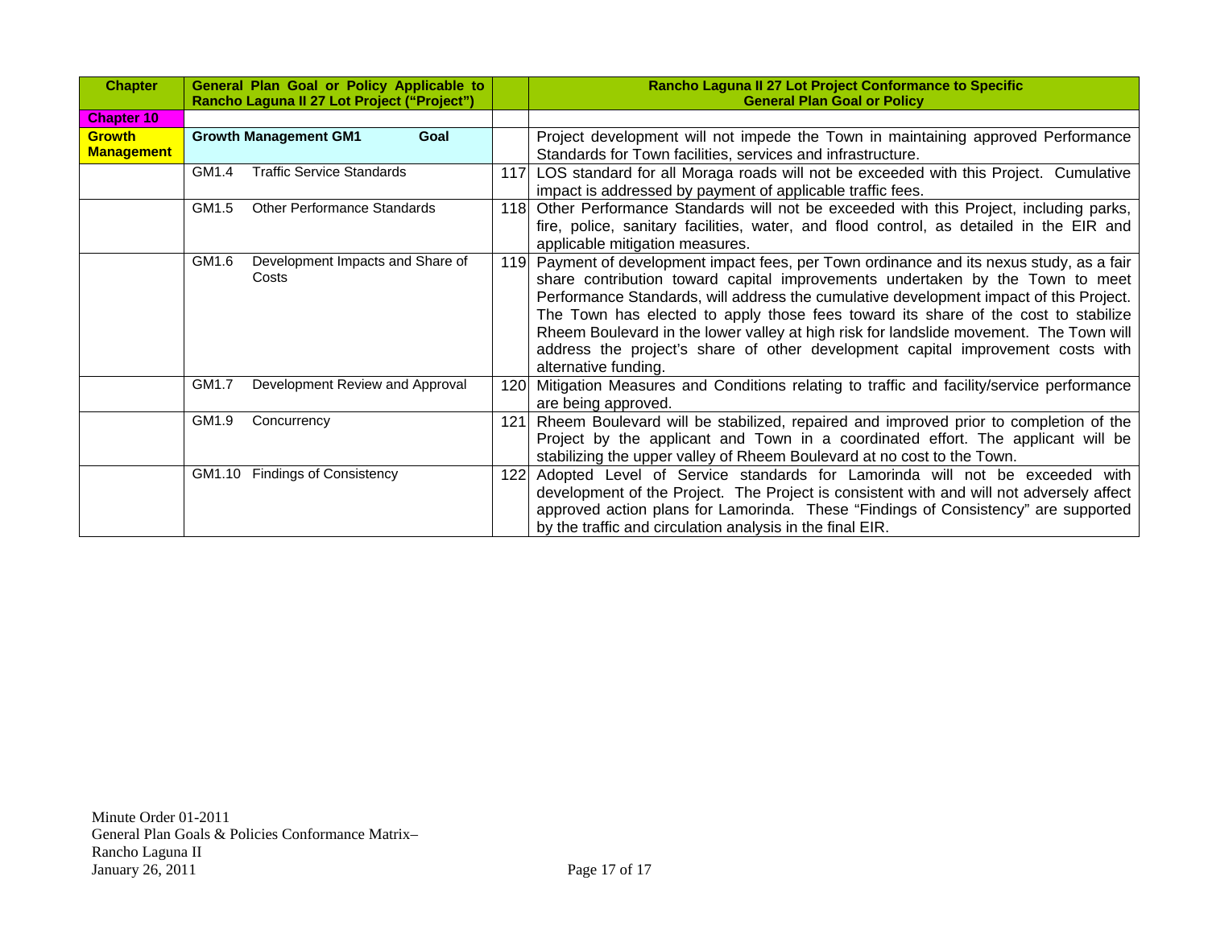| Chapter | General Plan Goal or Policy Applicable to Rancho Laguna II 27 Lot Project ("Project") | | Rancho Laguna II 27 Lot Project Conformance to Specific General Plan Goal or Policy |
|---|---|---|---|
| **Chapter 10** | | | |
| **Growth Management** | **Growth Management GM1 Goal** | | Project development will not impede the Town in maintaining approved Performance Standards for Town facilities, services and infrastructure. |
| | GM1.4 Traffic Service Standards | 117 | LOS standard for all Moraga roads will not be exceeded with this Project. Cumulative impact is addressed by payment of applicable traffic fees. |
| | GM1.5 Other Performance Standards | 118 | Other Performance Standards will not be exceeded with this Project, including parks, fire, police, sanitary facilities, water, and flood control, as detailed in the EIR and applicable mitigation measures. |
| | GM1.6 Development Impacts and Share of Costs | 119 | Payment of development impact fees, per Town ordinance and its nexus study, as a fair share contribution toward capital improvements undertaken by the Town to meet Performance Standards, will address the cumulative development impact of this Project. The Town has elected to apply those fees toward its share of the cost to stabilize Rheem Boulevard in the lower valley at high risk for landslide movement. The Town will address the project's share of other development capital improvement costs with alternative funding. |
| | GM1.7 Development Review and Approval | 120 | Mitigation Measures and Conditions relating to traffic and facility/service performance are being approved. |
| | GM1.9 Concurrency | 121 | Rheem Boulevard will be stabilized, repaired and improved prior to completion of the Project by the applicant and Town in a coordinated effort. The applicant will be stabilizing the upper valley of Rheem Boulevard at no cost to the Town. |
| | GM1.10 Findings of Consistency | 122 | Adopted Level of Service standards for Lamorinda will not be exceeded with development of the Project. The Project is consistent with and will not adversely affect approved action plans for Lamorinda. These "Findings of Consistency" are supported by the traffic and circulation analysis in the final EIR. |

Minute Order 01-2011
General Plan Goals & Policies Conformance Matrix–
Rancho Laguna II
January 26, 2011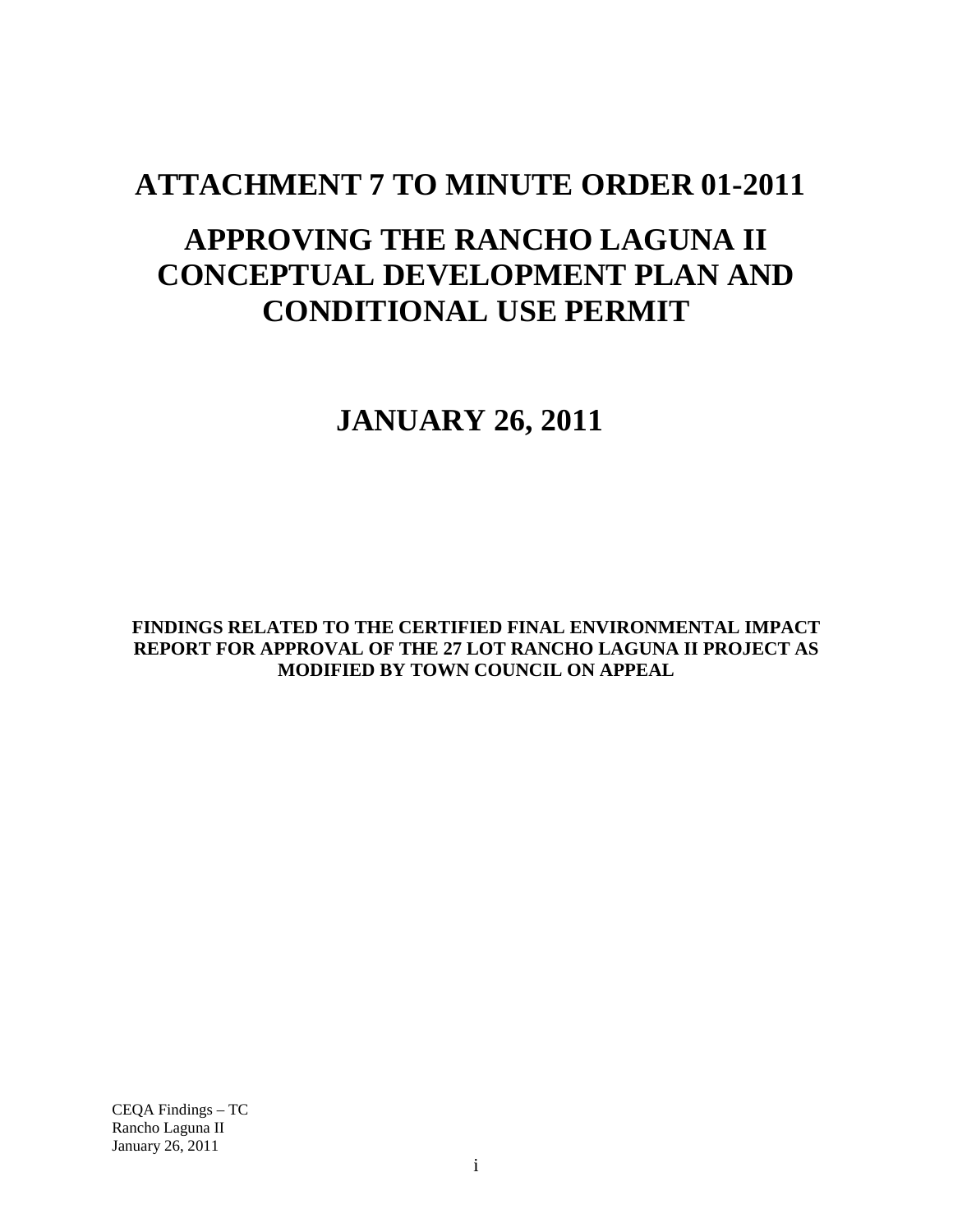# ATTACHMENT 7 TO MINUTE ORDER 01-2011

# APPROVING THE RANCHO LAGUNA II CONCEPTUAL DEVELOPMENT PLAN AND CONDITIONAL USE PERMIT

# JANUARY 26, 2011

**FINDINGS RELATED TO THE CERTIFIED FINAL ENVIRONMENTAL IMPACT REPORT FOR APPROVAL OF THE 27 LOT RANCHO LAGUNA II PROJECT AS MODIFIED BY TOWN COUNCIL ON APPEAL**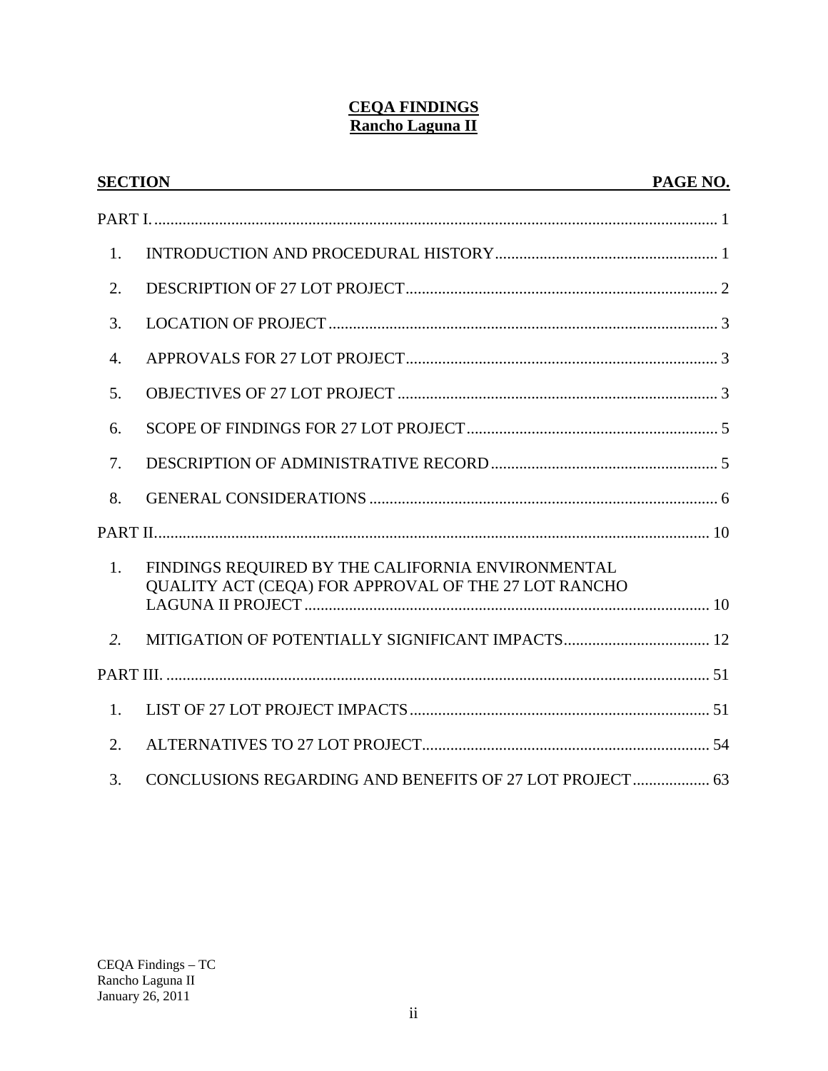# CEQA FINDINGS
# Rancho Laguna II

| SECTION | | PAGE NO. |
|---|---|---|
| PART I. | | 1 |
| 1. | INTRODUCTION AND PROCEDURAL HISTORY | 1 |
| 2. | DESCRIPTION OF 27 LOT PROJECT | 2 |
| 3. | LOCATION OF PROJECT | 3 |
| 4. | APPROVALS FOR 27 LOT PROJECT | 3 |
| 5. | OBJECTIVES OF 27 LOT PROJECT | 3 |
| 6. | SCOPE OF FINDINGS FOR 27 LOT PROJECT | 5 |
| 7. | DESCRIPTION OF ADMINISTRATIVE RECORD | 5 |
| 8. | GENERAL CONSIDERATIONS | 6 |
| PART II. | | 10 |
| 1. | FINDINGS REQUIRED BY THE CALIFORNIA ENVIRONMENTAL QUALITY ACT (CEQA) FOR APPROVAL OF THE 27 LOT RANCHO LAGUNA II PROJECT | 10 |
| *2.* | MITIGATION OF POTENTIALLY SIGNIFICANT IMPACTS | 12 |
| PART III. | | 51 |
| 1. | LIST OF 27 LOT PROJECT IMPACTS | 51 |
| 2. | ALTERNATIVES TO 27 LOT PROJECT | 54 |
| 3. | CONCLUSIONS REGARDING AND BENEFITS OF 27 LOT PROJECT | 63 |

CEQA Findings – TC
Rancho Laguna II
January 26, 2011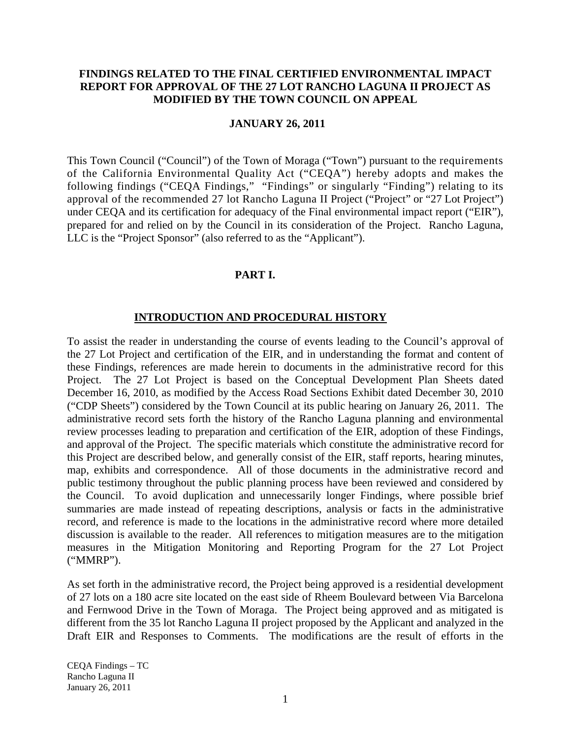**FINDINGS RELATED TO THE FINAL CERTIFIED ENVIRONMENTAL IMPACT REPORT FOR APPROVAL OF THE 27 LOT RANCHO LAGUNA II PROJECT AS MODIFIED BY THE TOWN COUNCIL ON APPEAL**

**JANUARY 26, 2011**

This Town Council ("Council") of the Town of Moraga ("Town") pursuant to the requirements of the California Environmental Quality Act ("CEQA") hereby adopts and makes the following findings ("CEQA Findings," "Findings" or singularly "Finding") relating to its approval of the recommended 27 lot Rancho Laguna II Project ("Project" or "27 Lot Project") under CEQA and its certification for adequacy of the Final environmental impact report ("EIR"), prepared for and relied on by the Council in its consideration of the Project. Rancho Laguna, LLC is the "Project Sponsor" (also referred to as the "Applicant").

# PART I.

## INTRODUCTION AND PROCEDURAL HISTORY

To assist the reader in understanding the course of events leading to the Council's approval of the 27 Lot Project and certification of the EIR, and in understanding the format and content of these Findings, references are made herein to documents in the administrative record for this Project. The 27 Lot Project is based on the Conceptual Development Plan Sheets dated December 16, 2010, as modified by the Access Road Sections Exhibit dated December 30, 2010 ("CDP Sheets") considered by the Town Council at its public hearing on January 26, 2011. The administrative record sets forth the history of the Rancho Laguna planning and environmental review processes leading to preparation and certification of the EIR, adoption of these Findings, and approval of the Project. The specific materials which constitute the administrative record for this Project are described below, and generally consist of the EIR, staff reports, hearing minutes, map, exhibits and correspondence. All of those documents in the administrative record and public testimony throughout the public planning process have been reviewed and considered by the Council. To avoid duplication and unnecessarily longer Findings, where possible brief summaries are made instead of repeating descriptions, analysis or facts in the administrative record, and reference is made to the locations in the administrative record where more detailed discussion is available to the reader. All references to mitigation measures are to the mitigation measures in the Mitigation Monitoring and Reporting Program for the 27 Lot Project ("MMRP").

As set forth in the administrative record, the Project being approved is a residential development of 27 lots on a 180 acre site located on the east side of Rheem Boulevard between Via Barcelona and Fernwood Drive in the Town of Moraga. The Project being approved and as mitigated is different from the 35 lot Rancho Laguna II project proposed by the Applicant and analyzed in the Draft EIR and Responses to Comments. The modifications are the result of efforts in the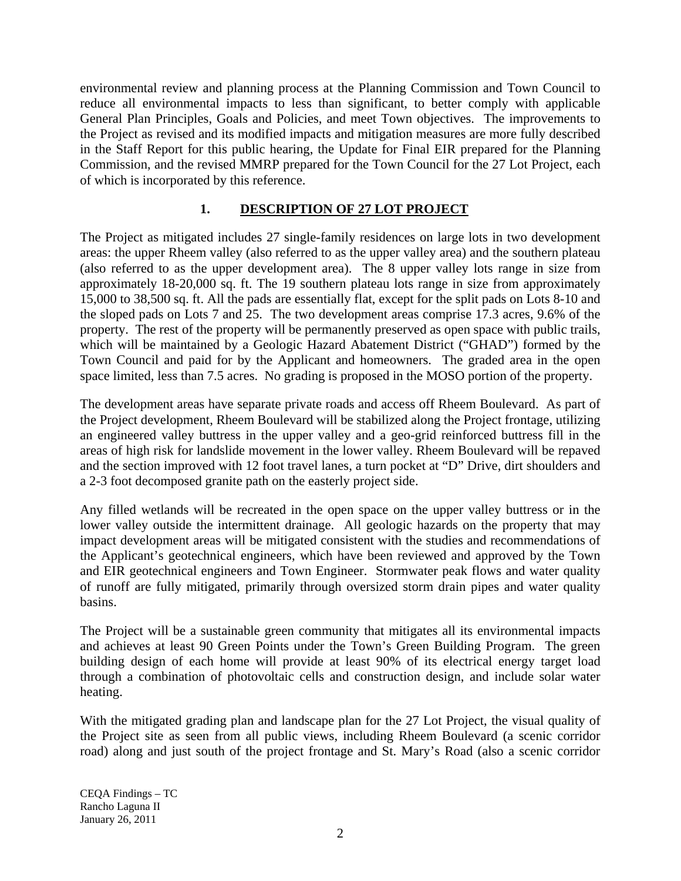environmental review and planning process at the Planning Commission and Town Council to reduce all environmental impacts to less than significant, to better comply with applicable General Plan Principles, Goals and Policies, and meet Town objectives. The improvements to the Project as revised and its modified impacts and mitigation measures are more fully described in the Staff Report for this public hearing, the Update for Final EIR prepared for the Planning Commission, and the revised MMRP prepared for the Town Council for the 27 Lot Project, each of which is incorporated by this reference.

## 1. DESCRIPTION OF 27 LOT PROJECT

The Project as mitigated includes 27 single-family residences on large lots in two development areas: the upper Rheem valley (also referred to as the upper valley area) and the southern plateau (also referred to as the upper development area). The 8 upper valley lots range in size from approximately 18-20,000 sq. ft. The 19 southern plateau lots range in size from approximately 15,000 to 38,500 sq. ft. All the pads are essentially flat, except for the split pads on Lots 8-10 and the sloped pads on Lots 7 and 25. The two development areas comprise 17.3 acres, 9.6% of the property. The rest of the property will be permanently preserved as open space with public trails, which will be maintained by a Geologic Hazard Abatement District ("GHAD") formed by the Town Council and paid for by the Applicant and homeowners. The graded area in the open space limited, less than 7.5 acres. No grading is proposed in the MOSO portion of the property.

The development areas have separate private roads and access off Rheem Boulevard. As part of the Project development, Rheem Boulevard will be stabilized along the Project frontage, utilizing an engineered valley buttress in the upper valley and a geo-grid reinforced buttress fill in the areas of high risk for landslide movement in the lower valley. Rheem Boulevard will be repaved and the section improved with 12 foot travel lanes, a turn pocket at "D" Drive, dirt shoulders and a 2-3 foot decomposed granite path on the easterly project side.

Any filled wetlands will be recreated in the open space on the upper valley buttress or in the lower valley outside the intermittent drainage. All geologic hazards on the property that may impact development areas will be mitigated consistent with the studies and recommendations of the Applicant's geotechnical engineers, which have been reviewed and approved by the Town and EIR geotechnical engineers and Town Engineer. Stormwater peak flows and water quality of runoff are fully mitigated, primarily through oversized storm drain pipes and water quality basins.

The Project will be a sustainable green community that mitigates all its environmental impacts and achieves at least 90 Green Points under the Town's Green Building Program. The green building design of each home will provide at least 90% of its electrical energy target load through a combination of photovoltaic cells and construction design, and include solar water heating.

With the mitigated grading plan and landscape plan for the 27 Lot Project, the visual quality of the Project site as seen from all public views, including Rheem Boulevard (a scenic corridor road) along and just south of the project frontage and St. Mary's Road (also a scenic corridor

CEQA Findings – TC
Rancho Laguna II
January 26, 2011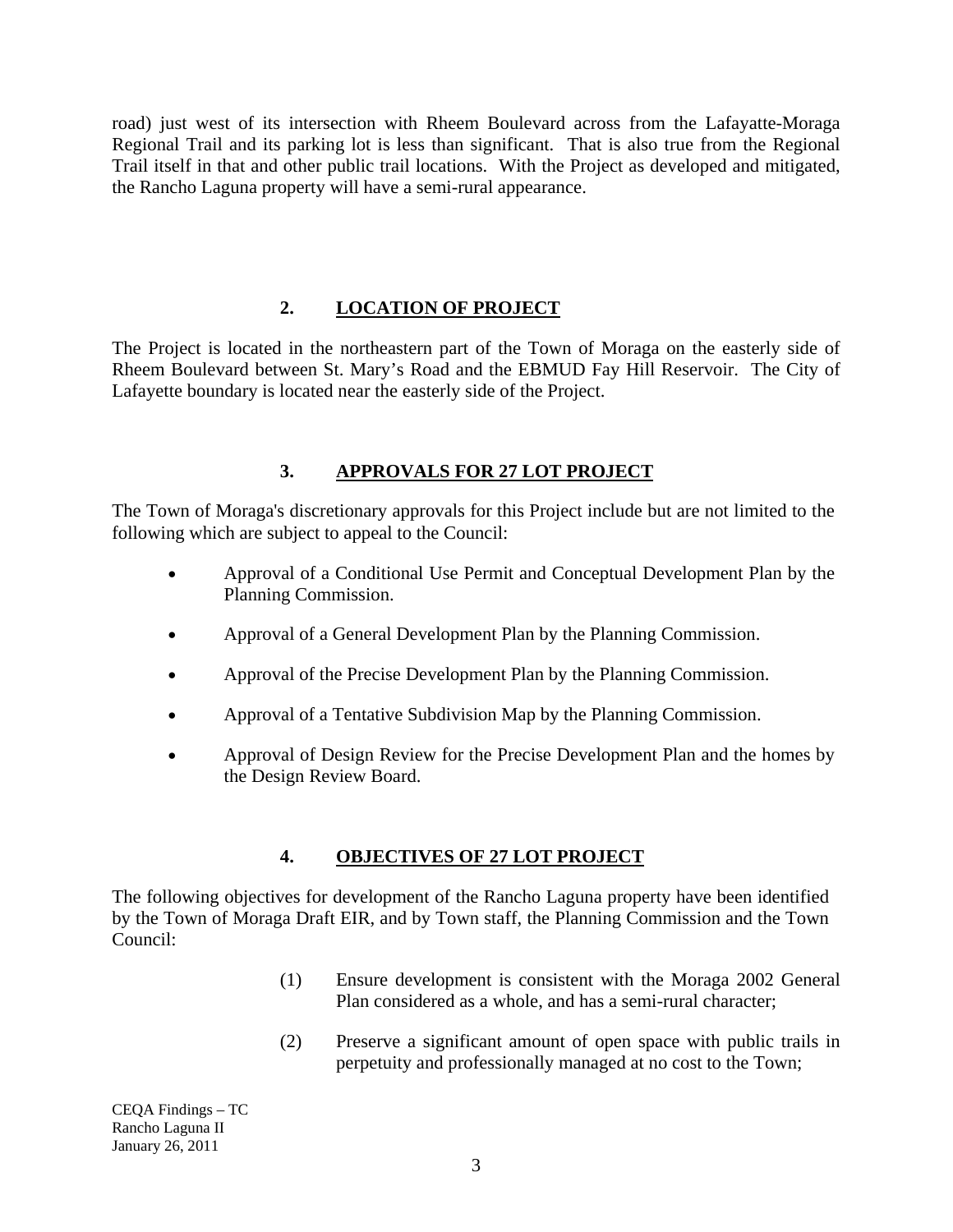road) just west of its intersection with Rheem Boulevard across from the Lafayatte-Moraga Regional Trail and its parking lot is less than significant. That is also true from the Regional Trail itself in that and other public trail locations. With the Project as developed and mitigated, the Rancho Laguna property will have a semi-rural appearance.

## 2. LOCATION OF PROJECT

The Project is located in the northeastern part of the Town of Moraga on the easterly side of Rheem Boulevard between St. Mary's Road and the EBMUD Fay Hill Reservoir. The City of Lafayette boundary is located near the easterly side of the Project.

## 3. APPROVALS FOR 27 LOT PROJECT

The Town of Moraga's discretionary approvals for this Project include but are not limited to the following which are subject to appeal to the Council:

- Approval of a Conditional Use Permit and Conceptual Development Plan by the Planning Commission.
- Approval of a General Development Plan by the Planning Commission.
- Approval of the Precise Development Plan by the Planning Commission.
- Approval of a Tentative Subdivision Map by the Planning Commission.
- Approval of Design Review for the Precise Development Plan and the homes by the Design Review Board.

## 4. OBJECTIVES OF 27 LOT PROJECT

The following objectives for development of the Rancho Laguna property have been identified by the Town of Moraga Draft EIR, and by Town staff, the Planning Commission and the Town Council:

(1) Ensure development is consistent with the Moraga 2002 General Plan considered as a whole, and has a semi-rural character;

(2) Preserve a significant amount of open space with public trails in perpetuity and professionally managed at no cost to the Town;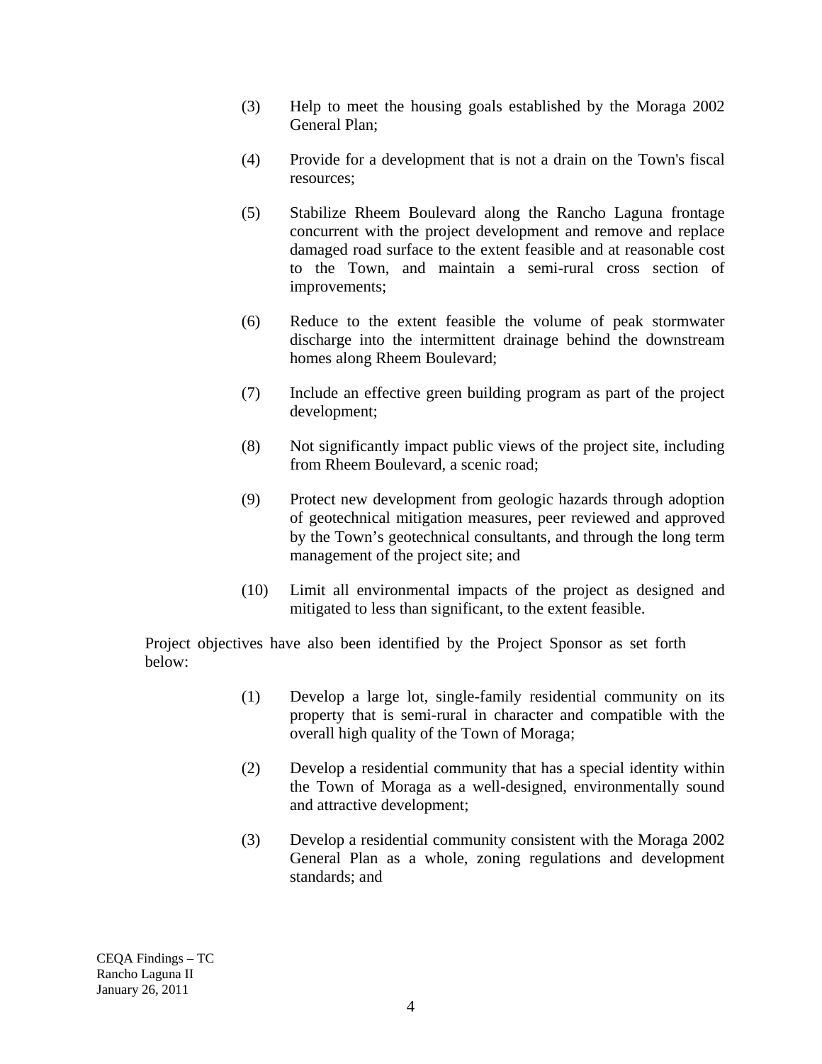(3) Help to meet the housing goals established by the Moraga 2002 General Plan;

(4) Provide for a development that is not a drain on the Town's fiscal resources;

(5) Stabilize Rheem Boulevard along the Rancho Laguna frontage concurrent with the project development and remove and replace damaged road surface to the extent feasible and at reasonable cost to the Town, and maintain a semi-rural cross section of improvements;

(6) Reduce to the extent feasible the volume of peak stormwater discharge into the intermittent drainage behind the downstream homes along Rheem Boulevard;

(7) Include an effective green building program as part of the project development;

(8) Not significantly impact public views of the project site, including from Rheem Boulevard, a scenic road;

(9) Protect new development from geologic hazards through adoption of geotechnical mitigation measures, peer reviewed and approved by the Town's geotechnical consultants, and through the long term management of the project site; and

(10) Limit all environmental impacts of the project as designed and mitigated to less than significant, to the extent feasible.

Project objectives have also been identified by the Project Sponsor as set forth below:

(1) Develop a large lot, single-family residential community on its property that is semi-rural in character and compatible with the overall high quality of the Town of Moraga;

(2) Develop a residential community that has a special identity within the Town of Moraga as a well-designed, environmentally sound and attractive development;

(3) Develop a residential community consistent with the Moraga 2002 General Plan as a whole, zoning regulations and development standards; and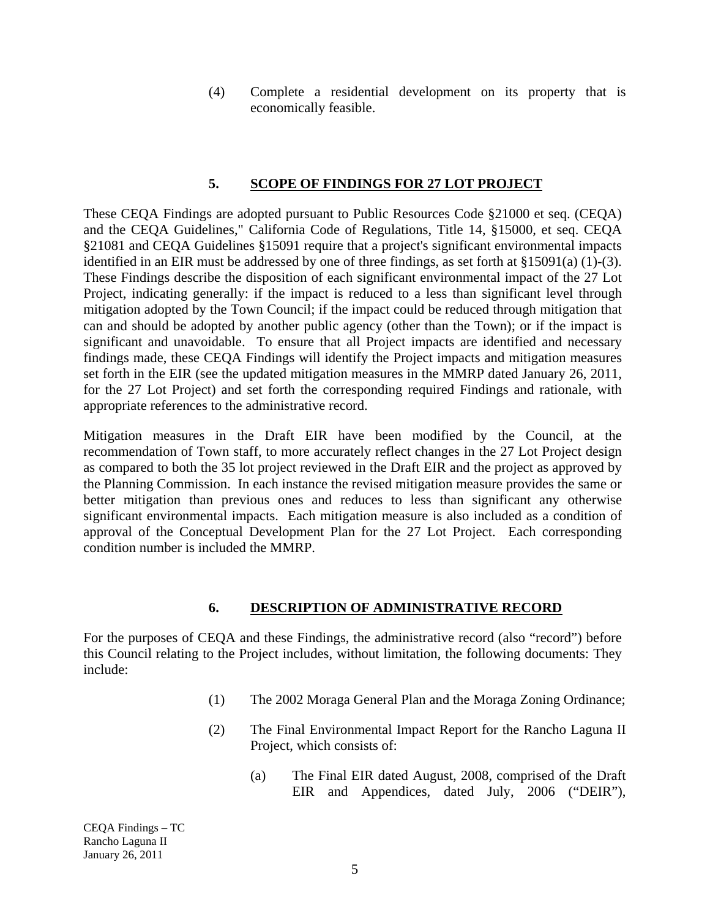(4) Complete a residential development on its property that is economically feasible.

## 5. SCOPE OF FINDINGS FOR 27 LOT PROJECT

These CEQA Findings are adopted pursuant to Public Resources Code §21000 et seq. (CEQA) and the CEQA Guidelines," California Code of Regulations, Title 14, §15000, et seq. CEQA §21081 and CEQA Guidelines §15091 require that a project's significant environmental impacts identified in an EIR must be addressed by one of three findings, as set forth at §15091(a) (1)-(3). These Findings describe the disposition of each significant environmental impact of the 27 Lot Project, indicating generally: if the impact is reduced to a less than significant level through mitigation adopted by the Town Council; if the impact could be reduced through mitigation that can and should be adopted by another public agency (other than the Town); or if the impact is significant and unavoidable. To ensure that all Project impacts are identified and necessary findings made, these CEQA Findings will identify the Project impacts and mitigation measures set forth in the EIR (see the updated mitigation measures in the MMRP dated January 26, 2011, for the 27 Lot Project) and set forth the corresponding required Findings and rationale, with appropriate references to the administrative record.

Mitigation measures in the Draft EIR have been modified by the Council, at the recommendation of Town staff, to more accurately reflect changes in the 27 Lot Project design as compared to both the 35 lot project reviewed in the Draft EIR and the project as approved by the Planning Commission. In each instance the revised mitigation measure provides the same or better mitigation than previous ones and reduces to less than significant any otherwise significant environmental impacts. Each mitigation measure is also included as a condition of approval of the Conceptual Development Plan for the 27 Lot Project. Each corresponding condition number is included the MMRP.

## 6. DESCRIPTION OF ADMINISTRATIVE RECORD

For the purposes of CEQA and these Findings, the administrative record (also "record") before this Council relating to the Project includes, without limitation, the following documents: They include:

(1) The 2002 Moraga General Plan and the Moraga Zoning Ordinance;

(2) The Final Environmental Impact Report for the Rancho Laguna II Project, which consists of:

(a) The Final EIR dated August, 2008, comprised of the Draft EIR and Appendices, dated July, 2006 ("DEIR"),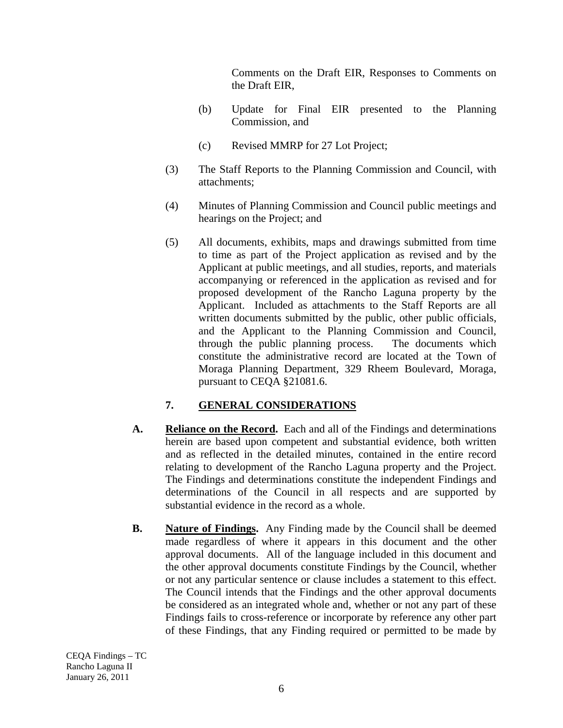Comments on the Draft EIR, Responses to Comments on the Draft EIR,

(b) Update for Final EIR presented to the Planning Commission, and

(c) Revised MMRP for 27 Lot Project;

(3) The Staff Reports to the Planning Commission and Council, with attachments;

(4) Minutes of Planning Commission and Council public meetings and hearings on the Project; and

(5) All documents, exhibits, maps and drawings submitted from time to time as part of the Project application as revised and by the Applicant at public meetings, and all studies, reports, and materials accompanying or referenced in the application as revised and for proposed development of the Rancho Laguna property by the Applicant. Included as attachments to the Staff Reports are all written documents submitted by the public, other public officials, and the Applicant to the Planning Commission and Council, through the public planning process. The documents which constitute the administrative record are located at the Town of Moraga Planning Department, 329 Rheem Boulevard, Moraga, pursuant to CEQA §21081.6.

## 7. GENERAL CONSIDERATIONS

**A. Reliance on the Record.** Each and all of the Findings and determinations herein are based upon competent and substantial evidence, both written and as reflected in the detailed minutes, contained in the entire record relating to development of the Rancho Laguna property and the Project. The Findings and determinations constitute the independent Findings and determinations of the Council in all respects and are supported by substantial evidence in the record as a whole.

**B. Nature of Findings.** Any Finding made by the Council shall be deemed made regardless of where it appears in this document and the other approval documents. All of the language included in this document and the other approval documents constitute Findings by the Council, whether or not any particular sentence or clause includes a statement to this effect. The Council intends that the Findings and the other approval documents be considered as an integrated whole and, whether or not any part of these Findings fails to cross-reference or incorporate by reference any other part of these Findings, that any Finding required or permitted to be made by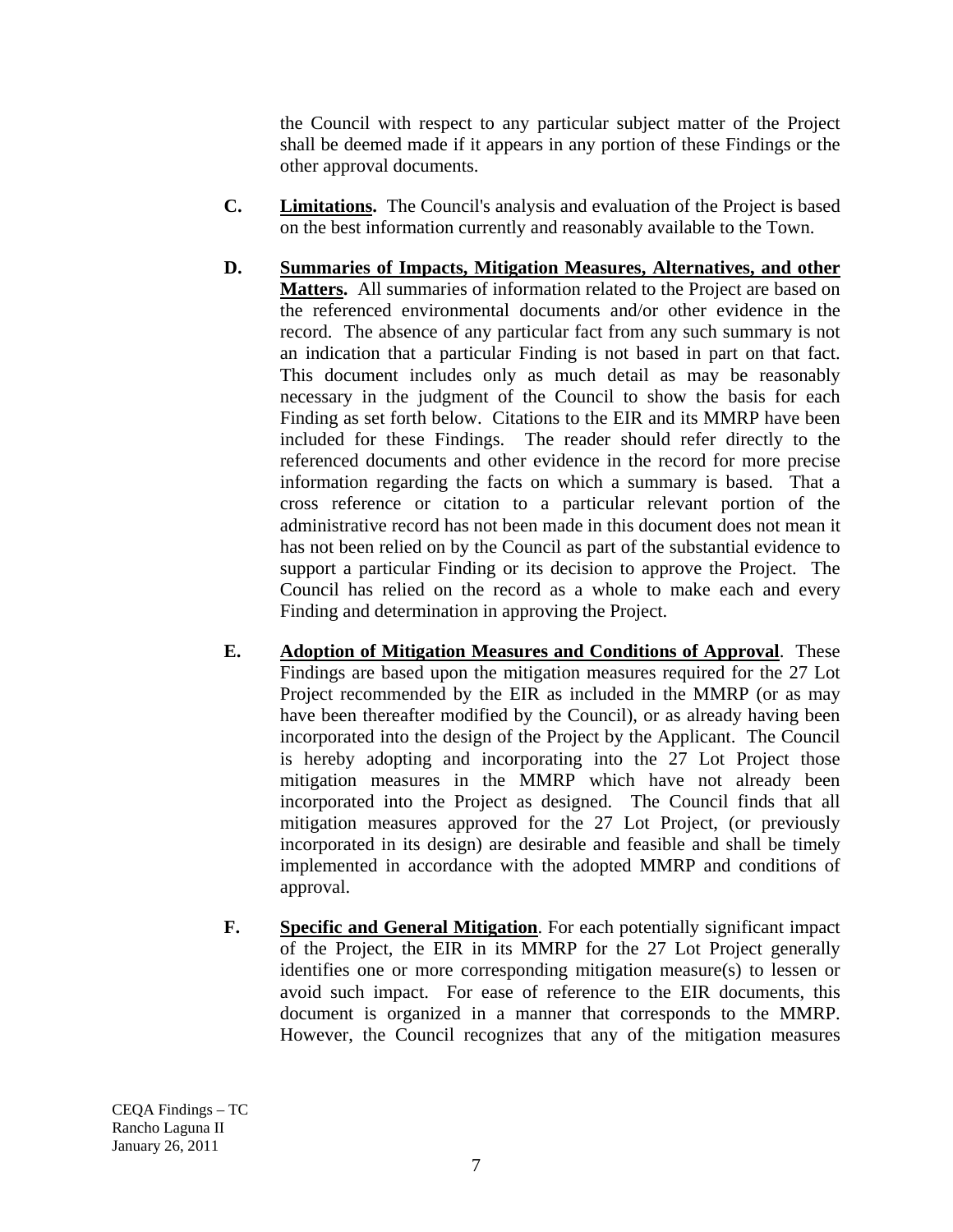the Council with respect to any particular subject matter of the Project shall be deemed made if it appears in any portion of these Findings or the other approval documents.

**C.** **Limitations.** The Council's analysis and evaluation of the Project is based on the best information currently and reasonably available to the Town.

**D.** **Summaries of Impacts, Mitigation Measures, Alternatives, and other Matters.** All summaries of information related to the Project are based on the referenced environmental documents and/or other evidence in the record. The absence of any particular fact from any such summary is not an indication that a particular Finding is not based in part on that fact. This document includes only as much detail as may be reasonably necessary in the judgment of the Council to show the basis for each Finding as set forth below. Citations to the EIR and its MMRP have been included for these Findings. The reader should refer directly to the referenced documents and other evidence in the record for more precise information regarding the facts on which a summary is based. That a cross reference or citation to a particular relevant portion of the administrative record has not been made in this document does not mean it has not been relied on by the Council as part of the substantial evidence to support a particular Finding or its decision to approve the Project. The Council has relied on the record as a whole to make each and every Finding and determination in approving the Project.

**E.** **Adoption of Mitigation Measures and Conditions of Approval**. These Findings are based upon the mitigation measures required for the 27 Lot Project recommended by the EIR as included in the MMRP (or as may have been thereafter modified by the Council), or as already having been incorporated into the design of the Project by the Applicant. The Council is hereby adopting and incorporating into the 27 Lot Project those mitigation measures in the MMRP which have not already been incorporated into the Project as designed. The Council finds that all mitigation measures approved for the 27 Lot Project, (or previously incorporated in its design) are desirable and feasible and shall be timely implemented in accordance with the adopted MMRP and conditions of approval.

**F.** **Specific and General Mitigation**. For each potentially significant impact of the Project, the EIR in its MMRP for the 27 Lot Project generally identifies one or more corresponding mitigation measure(s) to lessen or avoid such impact. For ease of reference to the EIR documents, this document is organized in a manner that corresponds to the MMRP. However, the Council recognizes that any of the mitigation measures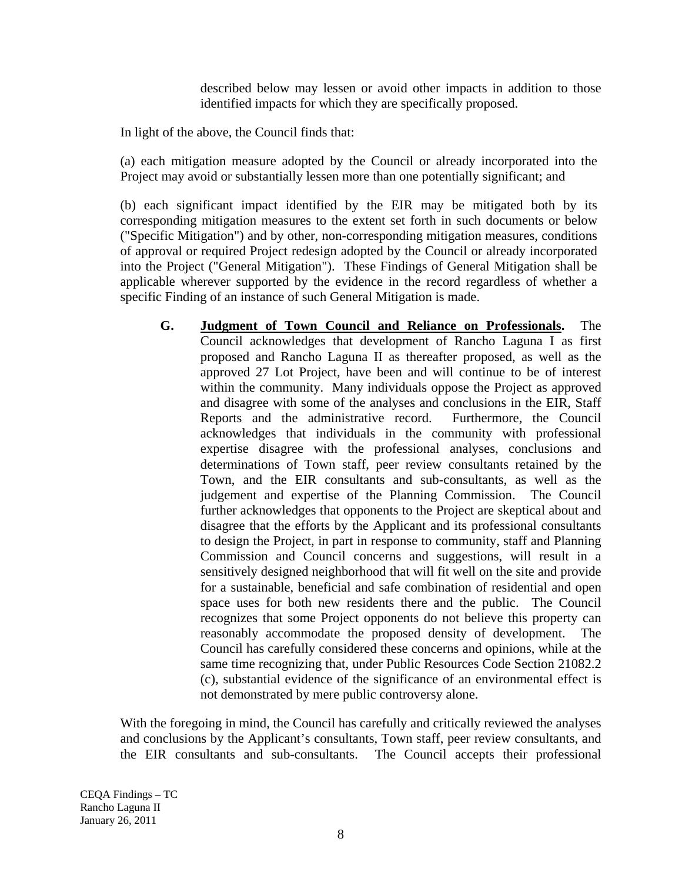described below may lessen or avoid other impacts in addition to those identified impacts for which they are specifically proposed.

In light of the above, the Council finds that:

(a) each mitigation measure adopted by the Council or already incorporated into the Project may avoid or substantially lessen more than one potentially significant; and

(b) each significant impact identified by the EIR may be mitigated both by its corresponding mitigation measures to the extent set forth in such documents or below ("Specific Mitigation") and by other, non-corresponding mitigation measures, conditions of approval or required Project redesign adopted by the Council or already incorporated into the Project ("General Mitigation"). These Findings of General Mitigation shall be applicable wherever supported by the evidence in the record regardless of whether a specific Finding of an instance of such General Mitigation is made.

**G. <u>Judgment of Town Council and Reliance on Professionals</u>.** The Council acknowledges that development of Rancho Laguna I as first proposed and Rancho Laguna II as thereafter proposed, as well as the approved 27 Lot Project, have been and will continue to be of interest within the community. Many individuals oppose the Project as approved and disagree with some of the analyses and conclusions in the EIR, Staff Reports and the administrative record. Furthermore, the Council acknowledges that individuals in the community with professional expertise disagree with the professional analyses, conclusions and determinations of Town staff, peer review consultants retained by the Town, and the EIR consultants and sub-consultants, as well as the judgement and expertise of the Planning Commission. The Council further acknowledges that opponents to the Project are skeptical about and disagree that the efforts by the Applicant and its professional consultants to design the Project, in part in response to community, staff and Planning Commission and Council concerns and suggestions, will result in a sensitively designed neighborhood that will fit well on the site and provide for a sustainable, beneficial and safe combination of residential and open space uses for both new residents there and the public. The Council recognizes that some Project opponents do not believe this property can reasonably accommodate the proposed density of development. The Council has carefully considered these concerns and opinions, while at the same time recognizing that, under Public Resources Code Section 21082.2 (c), substantial evidence of the significance of an environmental effect is not demonstrated by mere public controversy alone.

With the foregoing in mind, the Council has carefully and critically reviewed the analyses and conclusions by the Applicant's consultants, Town staff, peer review consultants, and the EIR consultants and sub-consultants. The Council accepts their professional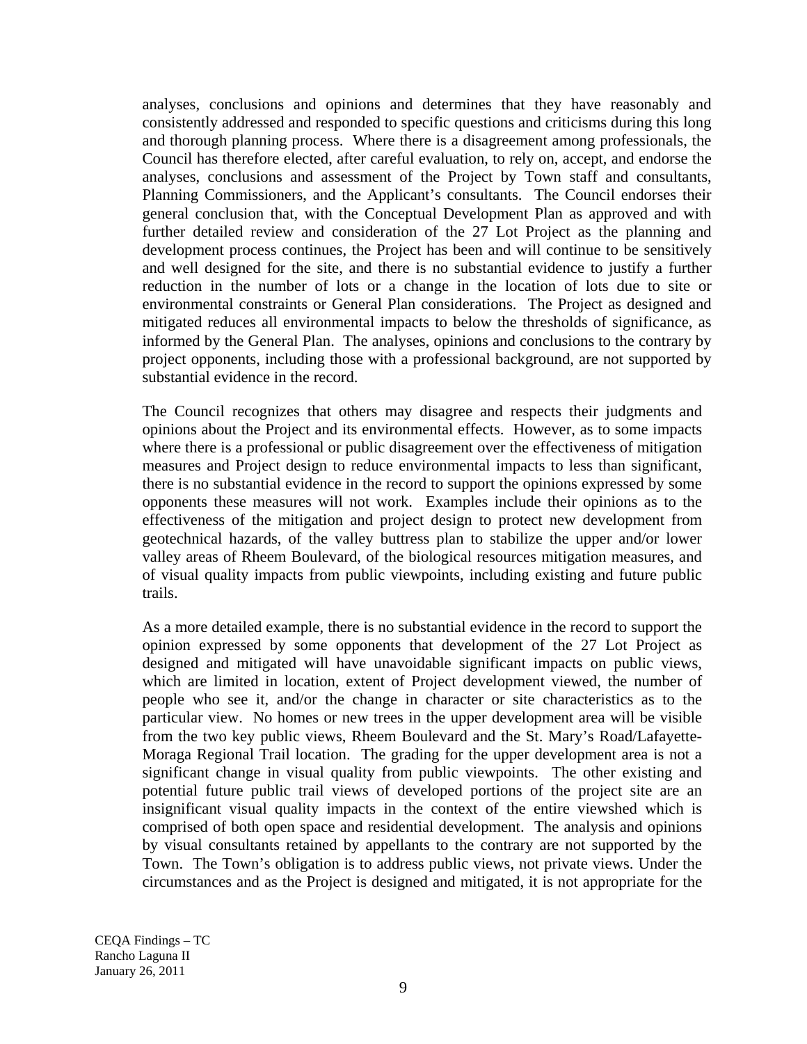analyses, conclusions and opinions and determines that they have reasonably and consistently addressed and responded to specific questions and criticisms during this long and thorough planning process. Where there is a disagreement among professionals, the Council has therefore elected, after careful evaluation, to rely on, accept, and endorse the analyses, conclusions and assessment of the Project by Town staff and consultants, Planning Commissioners, and the Applicant's consultants. The Council endorses their general conclusion that, with the Conceptual Development Plan as approved and with further detailed review and consideration of the 27 Lot Project as the planning and development process continues, the Project has been and will continue to be sensitively and well designed for the site, and there is no substantial evidence to justify a further reduction in the number of lots or a change in the location of lots due to site or environmental constraints or General Plan considerations. The Project as designed and mitigated reduces all environmental impacts to below the thresholds of significance, as informed by the General Plan. The analyses, opinions and conclusions to the contrary by project opponents, including those with a professional background, are not supported by substantial evidence in the record.

The Council recognizes that others may disagree and respects their judgments and opinions about the Project and its environmental effects. However, as to some impacts where there is a professional or public disagreement over the effectiveness of mitigation measures and Project design to reduce environmental impacts to less than significant, there is no substantial evidence in the record to support the opinions expressed by some opponents these measures will not work. Examples include their opinions as to the effectiveness of the mitigation and project design to protect new development from geotechnical hazards, of the valley buttress plan to stabilize the upper and/or lower valley areas of Rheem Boulevard, of the biological resources mitigation measures, and of visual quality impacts from public viewpoints, including existing and future public trails.

As a more detailed example, there is no substantial evidence in the record to support the opinion expressed by some opponents that development of the 27 Lot Project as designed and mitigated will have unavoidable significant impacts on public views, which are limited in location, extent of Project development viewed, the number of people who see it, and/or the change in character or site characteristics as to the particular view. No homes or new trees in the upper development area will be visible from the two key public views, Rheem Boulevard and the St. Mary's Road/Lafayette-Moraga Regional Trail location. The grading for the upper development area is not a significant change in visual quality from public viewpoints. The other existing and potential future public trail views of developed portions of the project site are an insignificant visual quality impacts in the context of the entire viewshed which is comprised of both open space and residential development. The analysis and opinions by visual consultants retained by appellants to the contrary are not supported by the Town. The Town's obligation is to address public views, not private views. Under the circumstances and as the Project is designed and mitigated, it is not appropriate for the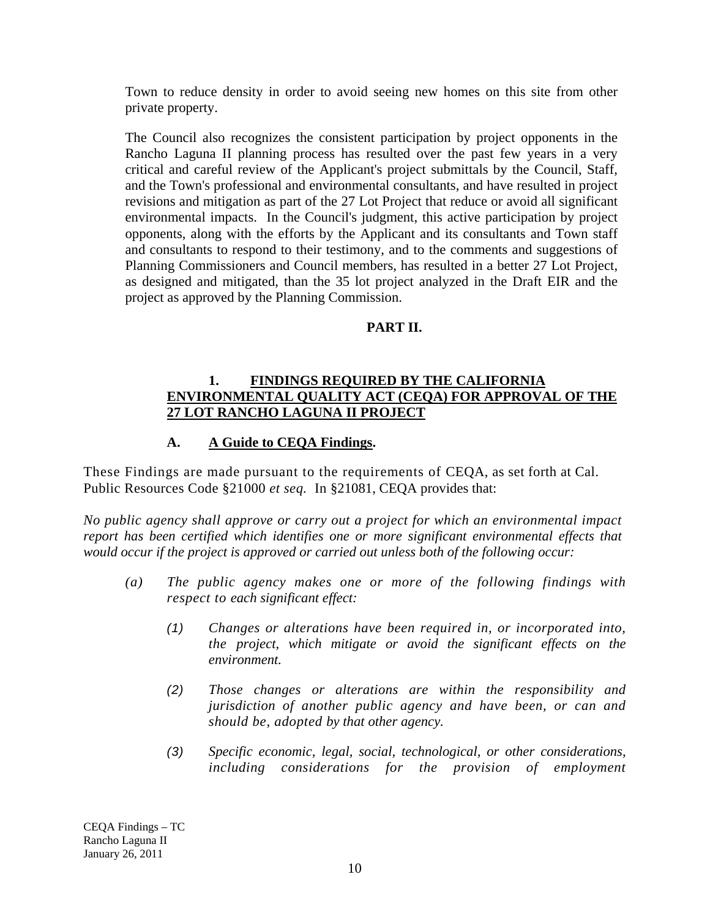Town to reduce density in order to avoid seeing new homes on this site from other private property.

The Council also recognizes the consistent participation by project opponents in the Rancho Laguna II planning process has resulted over the past few years in a very critical and careful review of the Applicant's project submittals by the Council, Staff, and the Town's professional and environmental consultants, and have resulted in project revisions and mitigation as part of the 27 Lot Project that reduce or avoid all significant environmental impacts. In the Council's judgment, this active participation by project opponents, along with the efforts by the Applicant and its consultants and Town staff and consultants to respond to their testimony, and to the comments and suggestions of Planning Commissioners and Council members, has resulted in a better 27 Lot Project, as designed and mitigated, than the 35 lot project analyzed in the Draft EIR and the project as approved by the Planning Commission.

## PART II.

### 1. FINDINGS REQUIRED BY THE CALIFORNIA ENVIRONMENTAL QUALITY ACT (CEQA) FOR APPROVAL OF THE 27 LOT RANCHO LAGUNA II PROJECT

#### A. A Guide to CEQA Findings.

These Findings are made pursuant to the requirements of CEQA, as set forth at Cal. Public Resources Code §21000 *et seq.* In §21081, CEQA provides that:

*No public agency shall approve or carry out a project for which an environmental impact report has been certified which identifies one or more significant environmental effects that would occur if the project is approved or carried out unless both of the following occur:*

- *(a) The public agency makes one or more of the following findings with respect to each significant effect:*
  - *(1) Changes or alterations have been required in, or incorporated into, the project, which mitigate or avoid the significant effects on the environment.*
  - *(2) Those changes or alterations are within the responsibility and jurisdiction of another public agency and have been, or can and should be, adopted by that other agency.*
  - *(3) Specific economic, legal, social, technological, or other considerations, including considerations for the provision of employment*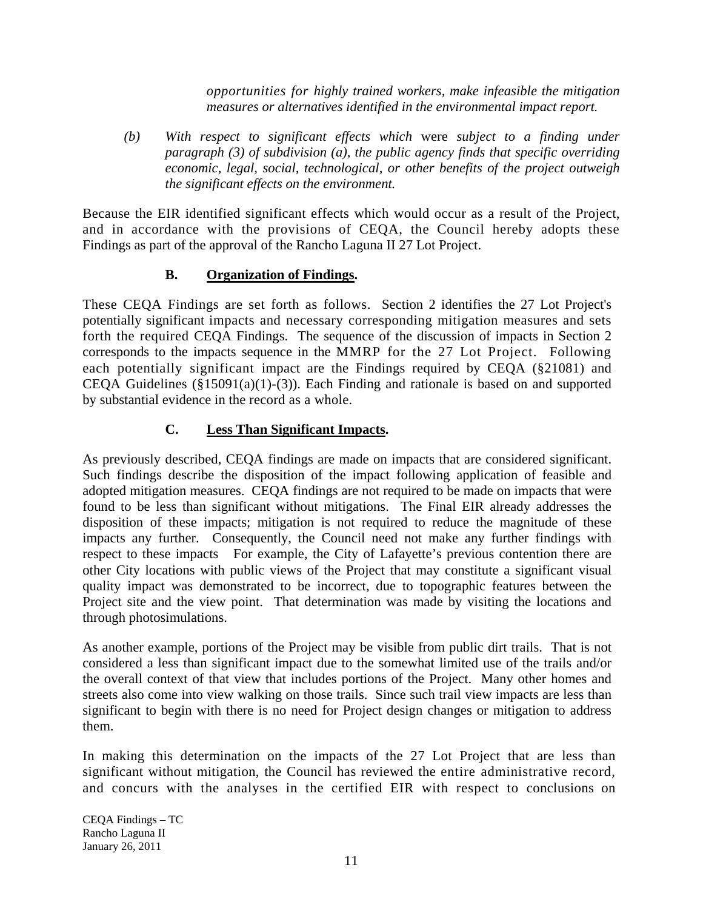*opportunities for highly trained workers, make infeasible the mitigation measures or alternatives identified in the environmental impact report.*

*(b) With respect to significant effects which* were *subject to a finding under paragraph (3) of subdivision (a), the public agency finds that specific overriding economic, legal, social, technological, or other benefits of the project outweigh the significant effects on the environment.*

Because the EIR identified significant effects which would occur as a result of the Project, and in accordance with the provisions of CEQA, the Council hereby adopts these Findings as part of the approval of the Rancho Laguna II 27 Lot Project.

**B. Organization of Findings.**

These CEQA Findings are set forth as follows. Section 2 identifies the 27 Lot Project's potentially significant impacts and necessary corresponding mitigation measures and sets forth the required CEQA Findings. The sequence of the discussion of impacts in Section 2 corresponds to the impacts sequence in the MMRP for the 27 Lot Project. Following each potentially significant impact are the Findings required by CEQA (§21081) and CEQA Guidelines (§15091(a)(1)-(3)). Each Finding and rationale is based on and supported by substantial evidence in the record as a whole.

**C. Less Than Significant Impacts.**

As previously described, CEQA findings are made on impacts that are considered significant. Such findings describe the disposition of the impact following application of feasible and adopted mitigation measures. CEQA findings are not required to be made on impacts that were found to be less than significant without mitigations. The Final EIR already addresses the disposition of these impacts; mitigation is not required to reduce the magnitude of these impacts any further. Consequently, the Council need not make any further findings with respect to these impacts For example, the City of Lafayette's previous contention there are other City locations with public views of the Project that may constitute a significant visual quality impact was demonstrated to be incorrect, due to topographic features between the Project site and the view point. That determination was made by visiting the locations and through photosimulations.

As another example, portions of the Project may be visible from public dirt trails. That is not considered a less than significant impact due to the somewhat limited use of the trails and/or the overall context of that view that includes portions of the Project. Many other homes and streets also come into view walking on those trails. Since such trail view impacts are less than significant to begin with there is no need for Project design changes or mitigation to address them.

In making this determination on the impacts of the 27 Lot Project that are less than significant without mitigation, the Council has reviewed the entire administrative record, and concurs with the analyses in the certified EIR with respect to conclusions on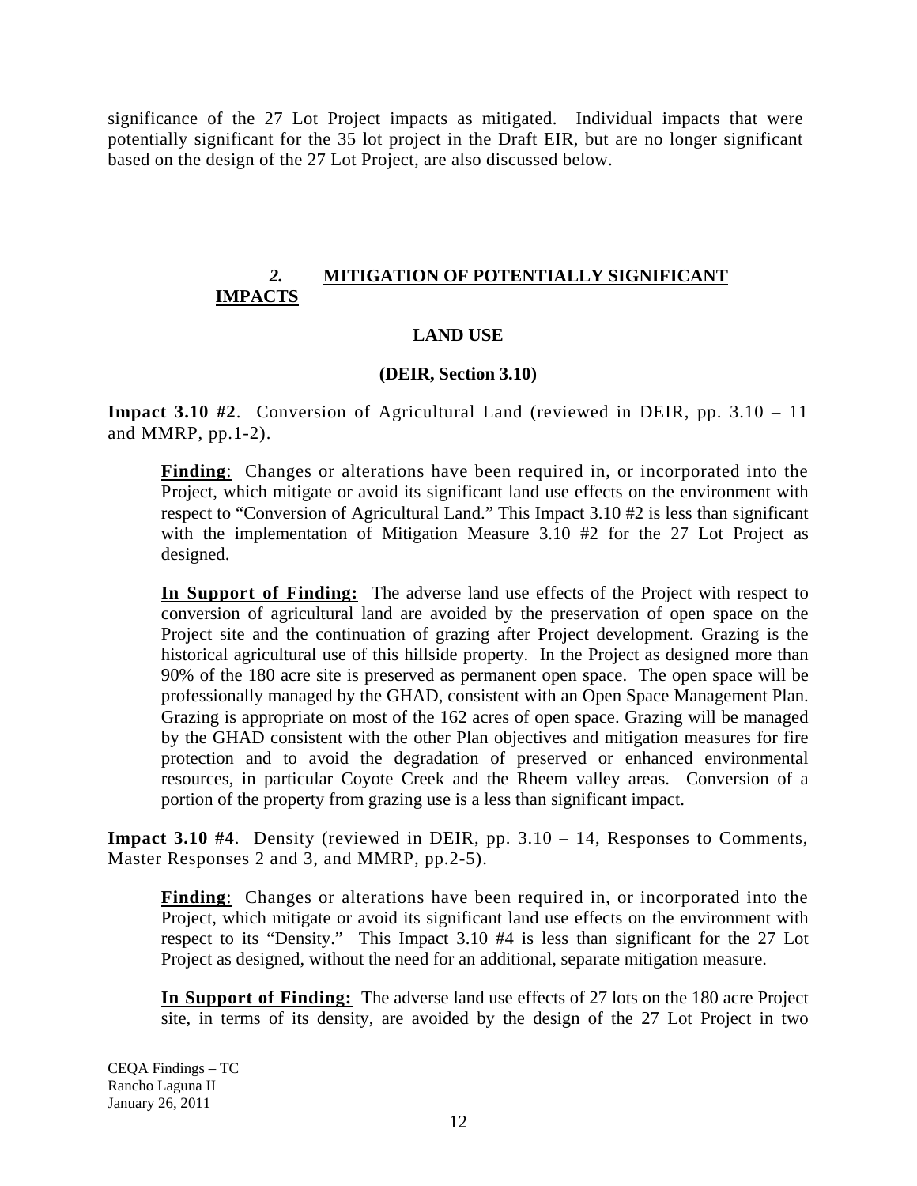significance of the 27 Lot Project impacts as mitigated. Individual impacts that were potentially significant for the 35 lot project in the Draft EIR, but are no longer significant based on the design of the 27 Lot Project, are also discussed below.

## *2.* MITIGATION OF POTENTIALLY SIGNIFICANT IMPACTS

### LAND USE

### (DEIR, Section 3.10)

**Impact 3.10 #2**. Conversion of Agricultural Land (reviewed in DEIR, pp. 3.10 – 11 and MMRP, pp.1-2).

> **Finding**: Changes or alterations have been required in, or incorporated into the Project, which mitigate or avoid its significant land use effects on the environment with respect to "Conversion of Agricultural Land." This Impact 3.10 #2 is less than significant with the implementation of Mitigation Measure 3.10 #2 for the 27 Lot Project as designed.
>
> **In Support of Finding:** The adverse land use effects of the Project with respect to conversion of agricultural land are avoided by the preservation of open space on the Project site and the continuation of grazing after Project development. Grazing is the historical agricultural use of this hillside property. In the Project as designed more than 90% of the 180 acre site is preserved as permanent open space. The open space will be professionally managed by the GHAD, consistent with an Open Space Management Plan. Grazing is appropriate on most of the 162 acres of open space. Grazing will be managed by the GHAD consistent with the other Plan objectives and mitigation measures for fire protection and to avoid the degradation of preserved or enhanced environmental resources, in particular Coyote Creek and the Rheem valley areas. Conversion of a portion of the property from grazing use is a less than significant impact.

**Impact 3.10 #4**. Density (reviewed in DEIR, pp. 3.10 – 14, Responses to Comments, Master Responses 2 and 3, and MMRP, pp.2-5).

> **Finding**: Changes or alterations have been required in, or incorporated into the Project, which mitigate or avoid its significant land use effects on the environment with respect to its "Density." This Impact 3.10 #4 is less than significant for the 27 Lot Project as designed, without the need for an additional, separate mitigation measure.
>
> **In Support of Finding:** The adverse land use effects of 27 lots on the 180 acre Project site, in terms of its density, are avoided by the design of the 27 Lot Project in two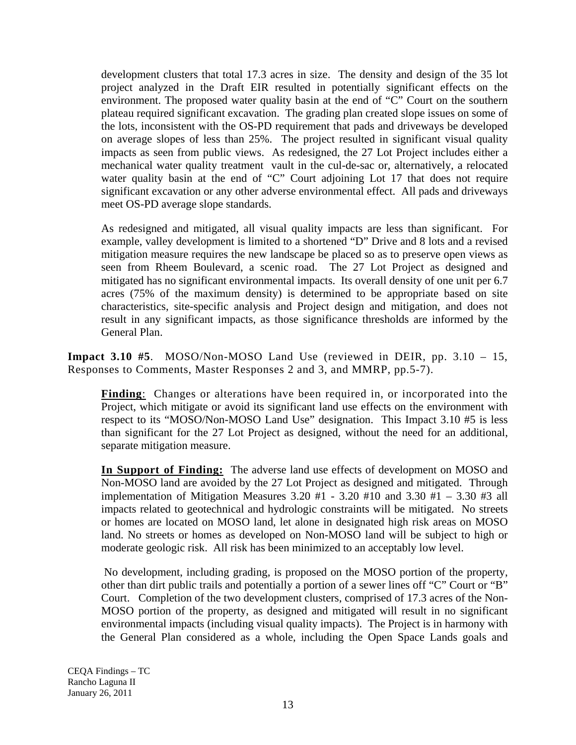development clusters that total 17.3 acres in size. The density and design of the 35 lot project analyzed in the Draft EIR resulted in potentially significant effects on the environment. The proposed water quality basin at the end of "C" Court on the southern plateau required significant excavation. The grading plan created slope issues on some of the lots, inconsistent with the OS-PD requirement that pads and driveways be developed on average slopes of less than 25%. The project resulted in significant visual quality impacts as seen from public views. As redesigned, the 27 Lot Project includes either a mechanical water quality treatment vault in the cul-de-sac or, alternatively, a relocated water quality basin at the end of "C" Court adjoining Lot 17 that does not require significant excavation or any other adverse environmental effect. All pads and driveways meet OS-PD average slope standards.

As redesigned and mitigated, all visual quality impacts are less than significant. For example, valley development is limited to a shortened "D" Drive and 8 lots and a revised mitigation measure requires the new landscape be placed so as to preserve open views as seen from Rheem Boulevard, a scenic road. The 27 Lot Project as designed and mitigated has no significant environmental impacts. Its overall density of one unit per 6.7 acres (75% of the maximum density) is determined to be appropriate based on site characteristics, site-specific analysis and Project design and mitigation, and does not result in any significant impacts, as those significance thresholds are informed by the General Plan.

**Impact 3.10 #5**. MOSO/Non-MOSO Land Use (reviewed in DEIR, pp. 3.10 – 15, Responses to Comments, Master Responses 2 and 3, and MMRP, pp.5-7).

**Finding**: Changes or alterations have been required in, or incorporated into the Project, which mitigate or avoid its significant land use effects on the environment with respect to its "MOSO/Non-MOSO Land Use" designation. This Impact 3.10 #5 is less than significant for the 27 Lot Project as designed, without the need for an additional, separate mitigation measure.

**In Support of Finding:** The adverse land use effects of development on MOSO and Non-MOSO land are avoided by the 27 Lot Project as designed and mitigated. Through implementation of Mitigation Measures 3.20 #1 - 3.20 #10 and 3.30 #1 – 3.30 #3 all impacts related to geotechnical and hydrologic constraints will be mitigated. No streets or homes are located on MOSO land, let alone in designated high risk areas on MOSO land. No streets or homes as developed on Non-MOSO land will be subject to high or moderate geologic risk. All risk has been minimized to an acceptably low level.

No development, including grading, is proposed on the MOSO portion of the property, other than dirt public trails and potentially a portion of a sewer lines off "C" Court or "B" Court. Completion of the two development clusters, comprised of 17.3 acres of the Non-MOSO portion of the property, as designed and mitigated will result in no significant environmental impacts (including visual quality impacts). The Project is in harmony with the General Plan considered as a whole, including the Open Space Lands goals and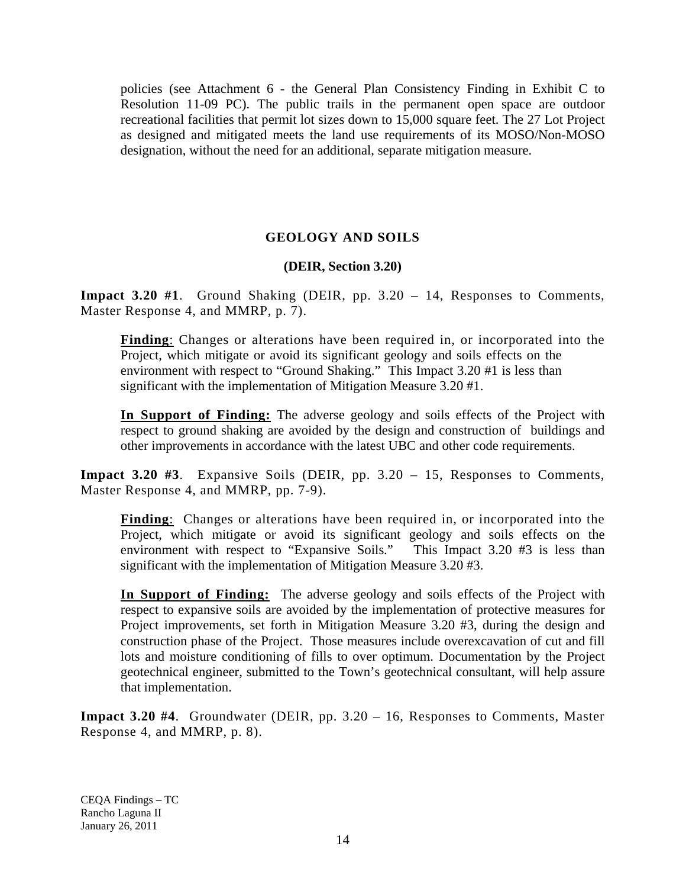policies (see Attachment 6 - the General Plan Consistency Finding in Exhibit C to Resolution 11-09 PC). The public trails in the permanent open space are outdoor recreational facilities that permit lot sizes down to 15,000 square feet. The 27 Lot Project as designed and mitigated meets the land use requirements of its MOSO/Non-MOSO designation, without the need for an additional, separate mitigation measure.

## GEOLOGY AND SOILS

### (DEIR, Section 3.20)

**Impact 3.20 #1**. Ground Shaking (DEIR, pp. 3.20 – 14, Responses to Comments, Master Response 4, and MMRP, p. 7).

**Finding**: Changes or alterations have been required in, or incorporated into the Project, which mitigate or avoid its significant geology and soils effects on the environment with respect to "Ground Shaking." This Impact 3.20 #1 is less than significant with the implementation of Mitigation Measure 3.20 #1.

**In Support of Finding:** The adverse geology and soils effects of the Project with respect to ground shaking are avoided by the design and construction of buildings and other improvements in accordance with the latest UBC and other code requirements.

**Impact 3.20 #3**. Expansive Soils (DEIR, pp. 3.20 – 15, Responses to Comments, Master Response 4, and MMRP, pp. 7-9).

**Finding**: Changes or alterations have been required in, or incorporated into the Project, which mitigate or avoid its significant geology and soils effects on the environment with respect to "Expansive Soils." This Impact 3.20 #3 is less than significant with the implementation of Mitigation Measure 3.20 #3.

**In Support of Finding:** The adverse geology and soils effects of the Project with respect to expansive soils are avoided by the implementation of protective measures for Project improvements, set forth in Mitigation Measure 3.20 #3, during the design and construction phase of the Project. Those measures include overexcavation of cut and fill lots and moisture conditioning of fills to over optimum. Documentation by the Project geotechnical engineer, submitted to the Town's geotechnical consultant, will help assure that implementation.

**Impact 3.20 #4**. Groundwater (DEIR, pp. 3.20 – 16, Responses to Comments, Master Response 4, and MMRP, p. 8).

CEQA Findings – TC
Rancho Laguna II
January 26, 2011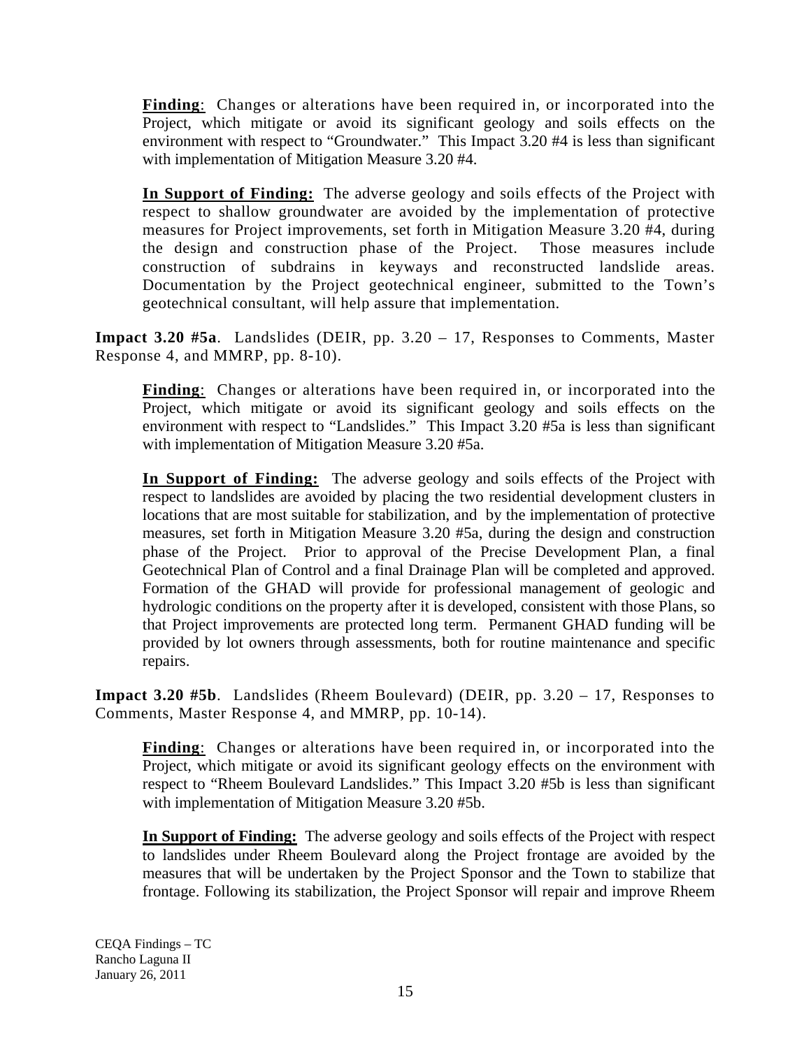**Finding**: Changes or alterations have been required in, or incorporated into the Project, which mitigate or avoid its significant geology and soils effects on the environment with respect to "Groundwater." This Impact 3.20 #4 is less than significant with implementation of Mitigation Measure 3.20 #4.

**In Support of Finding:** The adverse geology and soils effects of the Project with respect to shallow groundwater are avoided by the implementation of protective measures for Project improvements, set forth in Mitigation Measure 3.20 #4, during the design and construction phase of the Project. Those measures include construction of subdrains in keyways and reconstructed landslide areas. Documentation by the Project geotechnical engineer, submitted to the Town's geotechnical consultant, will help assure that implementation.

**Impact 3.20 #5a**. Landslides (DEIR, pp. 3.20 – 17, Responses to Comments, Master Response 4, and MMRP, pp. 8-10).

**Finding**: Changes or alterations have been required in, or incorporated into the Project, which mitigate or avoid its significant geology and soils effects on the environment with respect to "Landslides." This Impact 3.20 #5a is less than significant with implementation of Mitigation Measure 3.20 #5a.

**In Support of Finding:** The adverse geology and soils effects of the Project with respect to landslides are avoided by placing the two residential development clusters in locations that are most suitable for stabilization, and by the implementation of protective measures, set forth in Mitigation Measure 3.20 #5a, during the design and construction phase of the Project. Prior to approval of the Precise Development Plan, a final Geotechnical Plan of Control and a final Drainage Plan will be completed and approved. Formation of the GHAD will provide for professional management of geologic and hydrologic conditions on the property after it is developed, consistent with those Plans, so that Project improvements are protected long term. Permanent GHAD funding will be provided by lot owners through assessments, both for routine maintenance and specific repairs.

**Impact 3.20 #5b**. Landslides (Rheem Boulevard) (DEIR, pp. 3.20 – 17, Responses to Comments, Master Response 4, and MMRP, pp. 10-14).

**Finding**: Changes or alterations have been required in, or incorporated into the Project, which mitigate or avoid its significant geology effects on the environment with respect to "Rheem Boulevard Landslides." This Impact 3.20 #5b is less than significant with implementation of Mitigation Measure 3.20 #5b.

**In Support of Finding:** The adverse geology and soils effects of the Project with respect to landslides under Rheem Boulevard along the Project frontage are avoided by the measures that will be undertaken by the Project Sponsor and the Town to stabilize that frontage. Following its stabilization, the Project Sponsor will repair and improve Rheem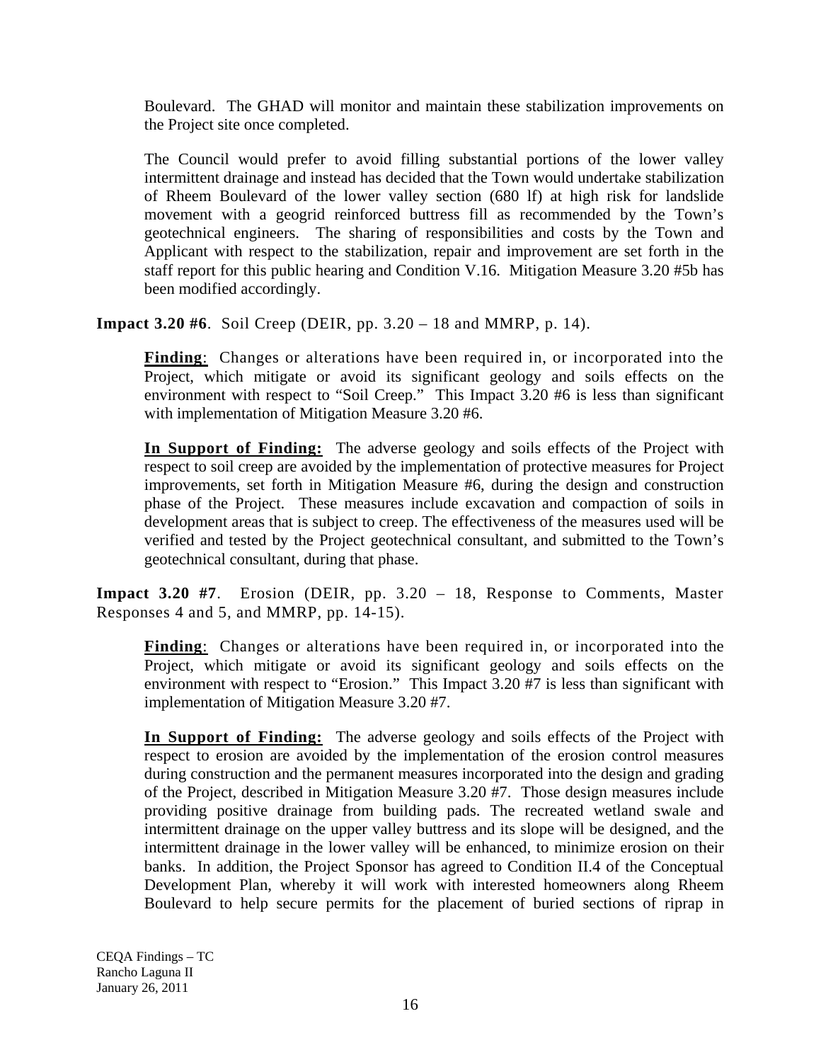Boulevard. The GHAD will monitor and maintain these stabilization improvements on the Project site once completed.

The Council would prefer to avoid filling substantial portions of the lower valley intermittent drainage and instead has decided that the Town would undertake stabilization of Rheem Boulevard of the lower valley section (680 lf) at high risk for landslide movement with a geogrid reinforced buttress fill as recommended by the Town's geotechnical engineers. The sharing of responsibilities and costs by the Town and Applicant with respect to the stabilization, repair and improvement are set forth in the staff report for this public hearing and Condition V.16. Mitigation Measure 3.20 #5b has been modified accordingly.

**Impact 3.20 #6**. Soil Creep (DEIR, pp. 3.20 – 18 and MMRP, p. 14).

**Finding**: Changes or alterations have been required in, or incorporated into the Project, which mitigate or avoid its significant geology and soils effects on the environment with respect to "Soil Creep." This Impact 3.20 #6 is less than significant with implementation of Mitigation Measure 3.20 #6.

**In Support of Finding:** The adverse geology and soils effects of the Project with respect to soil creep are avoided by the implementation of protective measures for Project improvements, set forth in Mitigation Measure #6, during the design and construction phase of the Project. These measures include excavation and compaction of soils in development areas that is subject to creep. The effectiveness of the measures used will be verified and tested by the Project geotechnical consultant, and submitted to the Town's geotechnical consultant, during that phase.

**Impact 3.20 #7**. Erosion (DEIR, pp. 3.20 – 18, Response to Comments, Master Responses 4 and 5, and MMRP, pp. 14-15).

**Finding**: Changes or alterations have been required in, or incorporated into the Project, which mitigate or avoid its significant geology and soils effects on the environment with respect to "Erosion." This Impact 3.20 #7 is less than significant with implementation of Mitigation Measure 3.20 #7.

**In Support of Finding:** The adverse geology and soils effects of the Project with respect to erosion are avoided by the implementation of the erosion control measures during construction and the permanent measures incorporated into the design and grading of the Project, described in Mitigation Measure 3.20 #7. Those design measures include providing positive drainage from building pads. The recreated wetland swale and intermittent drainage on the upper valley buttress and its slope will be designed, and the intermittent drainage in the lower valley will be enhanced, to minimize erosion on their banks. In addition, the Project Sponsor has agreed to Condition II.4 of the Conceptual Development Plan, whereby it will work with interested homeowners along Rheem Boulevard to help secure permits for the placement of buried sections of riprap in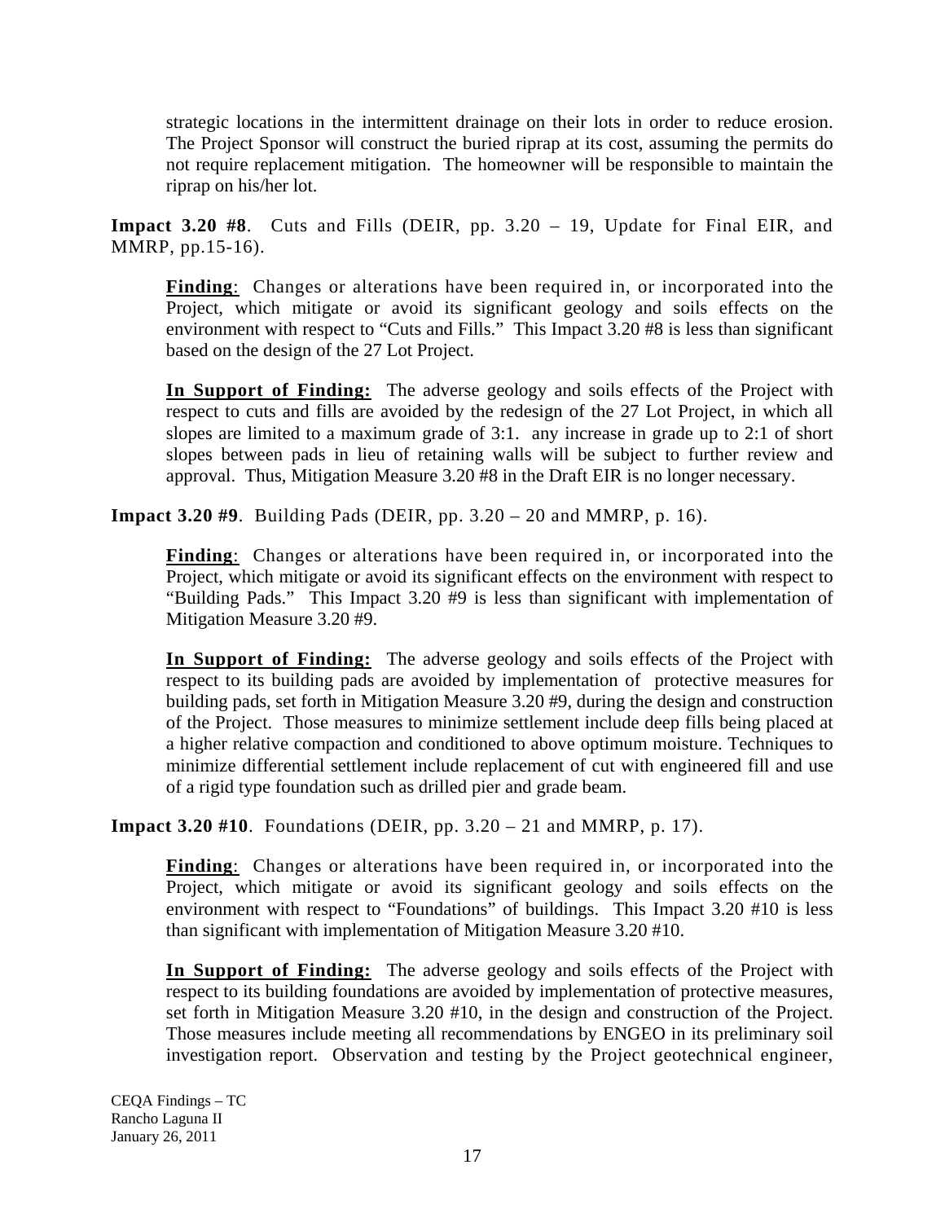strategic locations in the intermittent drainage on their lots in order to reduce erosion. The Project Sponsor will construct the buried riprap at its cost, assuming the permits do not require replacement mitigation. The homeowner will be responsible to maintain the riprap on his/her lot.

**Impact 3.20 #8**. Cuts and Fills (DEIR, pp. 3.20 – 19, Update for Final EIR, and MMRP, pp.15-16).

**Finding**: Changes or alterations have been required in, or incorporated into the Project, which mitigate or avoid its significant geology and soils effects on the environment with respect to "Cuts and Fills." This Impact 3.20 #8 is less than significant based on the design of the 27 Lot Project.

**In Support of Finding:** The adverse geology and soils effects of the Project with respect to cuts and fills are avoided by the redesign of the 27 Lot Project, in which all slopes are limited to a maximum grade of 3:1. any increase in grade up to 2:1 of short slopes between pads in lieu of retaining walls will be subject to further review and approval. Thus, Mitigation Measure 3.20 #8 in the Draft EIR is no longer necessary.

**Impact 3.20 #9**. Building Pads (DEIR, pp. 3.20 – 20 and MMRP, p. 16).

**Finding**: Changes or alterations have been required in, or incorporated into the Project, which mitigate or avoid its significant effects on the environment with respect to "Building Pads." This Impact 3.20 #9 is less than significant with implementation of Mitigation Measure 3.20 #9.

**In Support of Finding:** The adverse geology and soils effects of the Project with respect to its building pads are avoided by implementation of protective measures for building pads, set forth in Mitigation Measure 3.20 #9, during the design and construction of the Project. Those measures to minimize settlement include deep fills being placed at a higher relative compaction and conditioned to above optimum moisture. Techniques to minimize differential settlement include replacement of cut with engineered fill and use of a rigid type foundation such as drilled pier and grade beam.

**Impact 3.20 #10**. Foundations (DEIR, pp. 3.20 – 21 and MMRP, p. 17).

**Finding**: Changes or alterations have been required in, or incorporated into the Project, which mitigate or avoid its significant geology and soils effects on the environment with respect to "Foundations" of buildings. This Impact 3.20 #10 is less than significant with implementation of Mitigation Measure 3.20 #10.

**In Support of Finding:** The adverse geology and soils effects of the Project with respect to its building foundations are avoided by implementation of protective measures, set forth in Mitigation Measure 3.20 #10, in the design and construction of the Project. Those measures include meeting all recommendations by ENGEO in its preliminary soil investigation report. Observation and testing by the Project geotechnical engineer,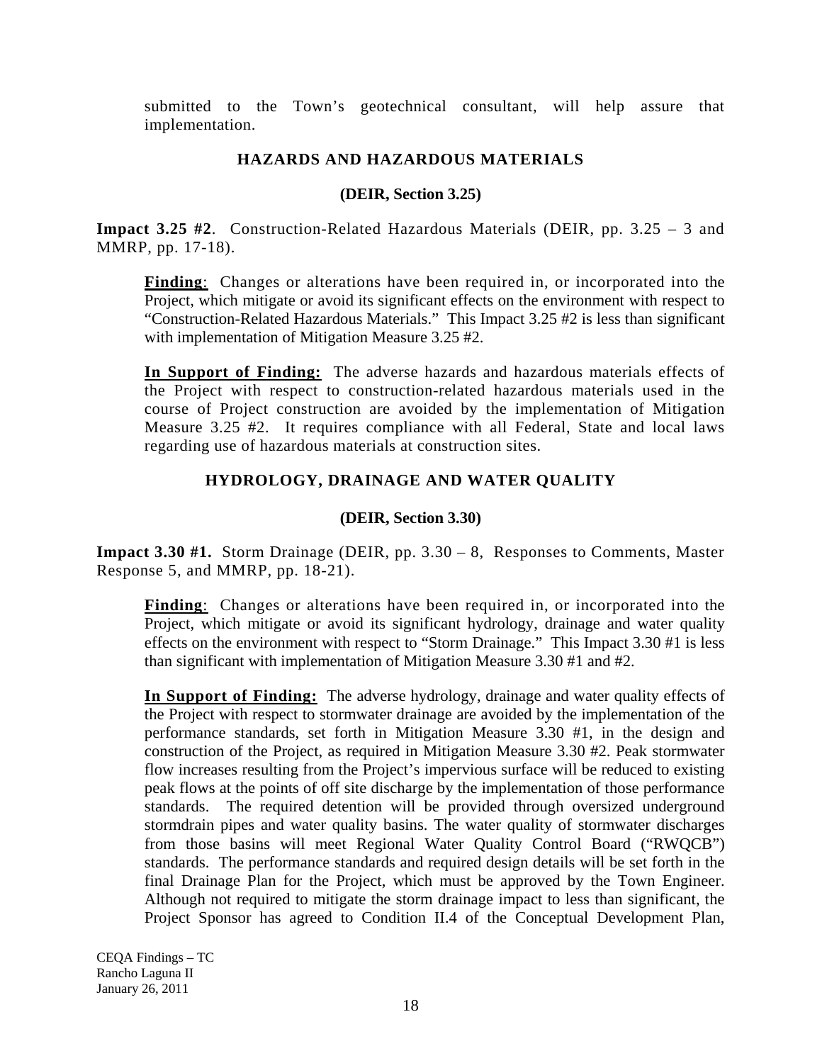submitted to the Town's geotechnical consultant, will help assure that implementation.

## HAZARDS AND HAZARDOUS MATERIALS

### (DEIR, Section 3.25)

**Impact 3.25 #2**. Construction-Related Hazardous Materials (DEIR, pp. 3.25 – 3 and MMRP, pp. 17-18).

> **Finding**: Changes or alterations have been required in, or incorporated into the Project, which mitigate or avoid its significant effects on the environment with respect to "Construction-Related Hazardous Materials." This Impact 3.25 #2 is less than significant with implementation of Mitigation Measure 3.25 #2.
>
> **In Support of Finding:** The adverse hazards and hazardous materials effects of the Project with respect to construction-related hazardous materials used in the course of Project construction are avoided by the implementation of Mitigation Measure 3.25 #2. It requires compliance with all Federal, State and local laws regarding use of hazardous materials at construction sites.

## HYDROLOGY, DRAINAGE AND WATER QUALITY

### (DEIR, Section 3.30)

**Impact 3.30 #1.** Storm Drainage (DEIR, pp. 3.30 – 8, Responses to Comments, Master Response 5, and MMRP, pp. 18-21).

> **Finding**: Changes or alterations have been required in, or incorporated into the Project, which mitigate or avoid its significant hydrology, drainage and water quality effects on the environment with respect to "Storm Drainage." This Impact 3.30 #1 is less than significant with implementation of Mitigation Measure 3.30 #1 and #2.
>
> **In Support of Finding:** The adverse hydrology, drainage and water quality effects of the Project with respect to stormwater drainage are avoided by the implementation of the performance standards, set forth in Mitigation Measure 3.30 #1, in the design and construction of the Project, as required in Mitigation Measure 3.30 #2. Peak stormwater flow increases resulting from the Project's impervious surface will be reduced to existing peak flows at the points of off site discharge by the implementation of those performance standards. The required detention will be provided through oversized underground stormdrain pipes and water quality basins. The water quality of stormwater discharges from those basins will meet Regional Water Quality Control Board ("RWQCB") standards. The performance standards and required design details will be set forth in the final Drainage Plan for the Project, which must be approved by the Town Engineer. Although not required to mitigate the storm drainage impact to less than significant, the Project Sponsor has agreed to Condition II.4 of the Conceptual Development Plan,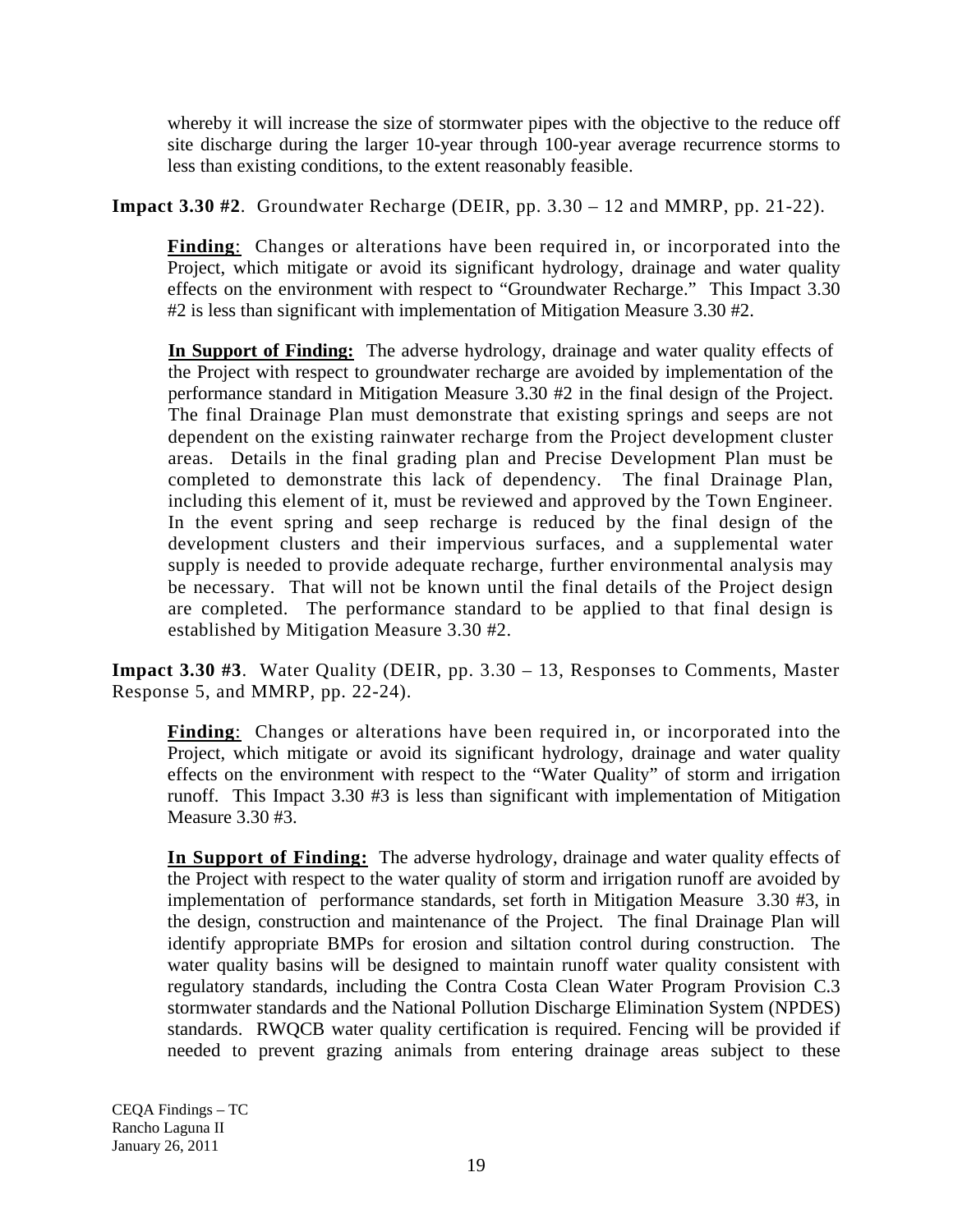whereby it will increase the size of stormwater pipes with the objective to the reduce off site discharge during the larger 10-year through 100-year average recurrence storms to less than existing conditions, to the extent reasonably feasible.

**Impact 3.30 #2**. Groundwater Recharge (DEIR, pp. 3.30 – 12 and MMRP, pp. 21-22).

**Finding**: Changes or alterations have been required in, or incorporated into the Project, which mitigate or avoid its significant hydrology, drainage and water quality effects on the environment with respect to "Groundwater Recharge." This Impact 3.30 #2 is less than significant with implementation of Mitigation Measure 3.30 #2.

**In Support of Finding:** The adverse hydrology, drainage and water quality effects of the Project with respect to groundwater recharge are avoided by implementation of the performance standard in Mitigation Measure 3.30 #2 in the final design of the Project. The final Drainage Plan must demonstrate that existing springs and seeps are not dependent on the existing rainwater recharge from the Project development cluster areas. Details in the final grading plan and Precise Development Plan must be completed to demonstrate this lack of dependency. The final Drainage Plan, including this element of it, must be reviewed and approved by the Town Engineer. In the event spring and seep recharge is reduced by the final design of the development clusters and their impervious surfaces, and a supplemental water supply is needed to provide adequate recharge, further environmental analysis may be necessary. That will not be known until the final details of the Project design are completed. The performance standard to be applied to that final design is established by Mitigation Measure 3.30 #2.

**Impact 3.30 #3**. Water Quality (DEIR, pp. 3.30 – 13, Responses to Comments, Master Response 5, and MMRP, pp. 22-24).

**Finding**: Changes or alterations have been required in, or incorporated into the Project, which mitigate or avoid its significant hydrology, drainage and water quality effects on the environment with respect to the "Water Quality" of storm and irrigation runoff. This Impact 3.30 #3 is less than significant with implementation of Mitigation Measure 3.30 #3.

**In Support of Finding:** The adverse hydrology, drainage and water quality effects of the Project with respect to the water quality of storm and irrigation runoff are avoided by implementation of performance standards, set forth in Mitigation Measure 3.30 #3, in the design, construction and maintenance of the Project. The final Drainage Plan will identify appropriate BMPs for erosion and siltation control during construction. The water quality basins will be designed to maintain runoff water quality consistent with regulatory standards, including the Contra Costa Clean Water Program Provision C.3 stormwater standards and the National Pollution Discharge Elimination System (NPDES) standards. RWQCB water quality certification is required. Fencing will be provided if needed to prevent grazing animals from entering drainage areas subject to these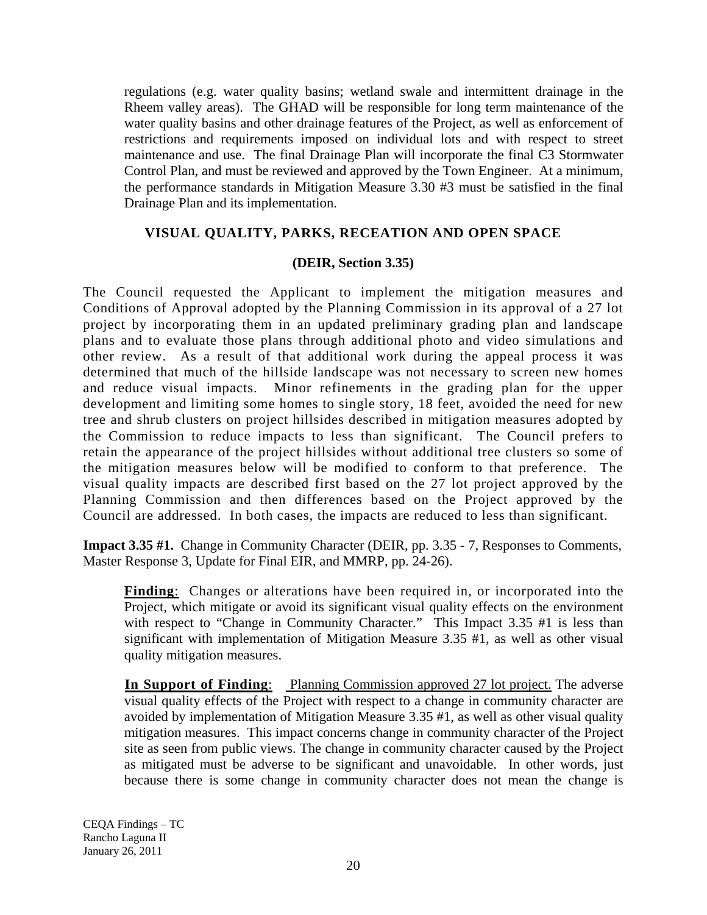regulations (e.g. water quality basins; wetland swale and intermittent drainage in the Rheem valley areas). The GHAD will be responsible for long term maintenance of the water quality basins and other drainage features of the Project, as well as enforcement of restrictions and requirements imposed on individual lots and with respect to street maintenance and use. The final Drainage Plan will incorporate the final C3 Stormwater Control Plan, and must be reviewed and approved by the Town Engineer. At a minimum, the performance standards in Mitigation Measure 3.30 #3 must be satisfied in the final Drainage Plan and its implementation.

## VISUAL QUALITY, PARKS, RECEATION AND OPEN SPACE

### (DEIR, Section 3.35)

The Council requested the Applicant to implement the mitigation measures and Conditions of Approval adopted by the Planning Commission in its approval of a 27 lot project by incorporating them in an updated preliminary grading plan and landscape plans and to evaluate those plans through additional photo and video simulations and other review. As a result of that additional work during the appeal process it was determined that much of the hillside landscape was not necessary to screen new homes and reduce visual impacts. Minor refinements in the grading plan for the upper development and limiting some homes to single story, 18 feet, avoided the need for new tree and shrub clusters on project hillsides described in mitigation measures adopted by the Commission to reduce impacts to less than significant. The Council prefers to retain the appearance of the project hillsides without additional tree clusters so some of the mitigation measures below will be modified to conform to that preference. The visual quality impacts are described first based on the 27 lot project approved by the Planning Commission and then differences based on the Project approved by the Council are addressed. In both cases, the impacts are reduced to less than significant.

**Impact 3.35 #1.** Change in Community Character (DEIR, pp. 3.35 - 7, Responses to Comments, Master Response 3, Update for Final EIR, and MMRP, pp. 24-26).

**Finding**: Changes or alterations have been required in, or incorporated into the Project, which mitigate or avoid its significant visual quality effects on the environment with respect to "Change in Community Character." This Impact 3.35 #1 is less than significant with implementation of Mitigation Measure 3.35 #1, as well as other visual quality mitigation measures.

**In Support of Finding**: Planning Commission approved 27 lot project. The adverse visual quality effects of the Project with respect to a change in community character are avoided by implementation of Mitigation Measure 3.35 #1, as well as other visual quality mitigation measures. This impact concerns change in community character of the Project site as seen from public views. The change in community character caused by the Project as mitigated must be adverse to be significant and unavoidable. In other words, just because there is some change in community character does not mean the change is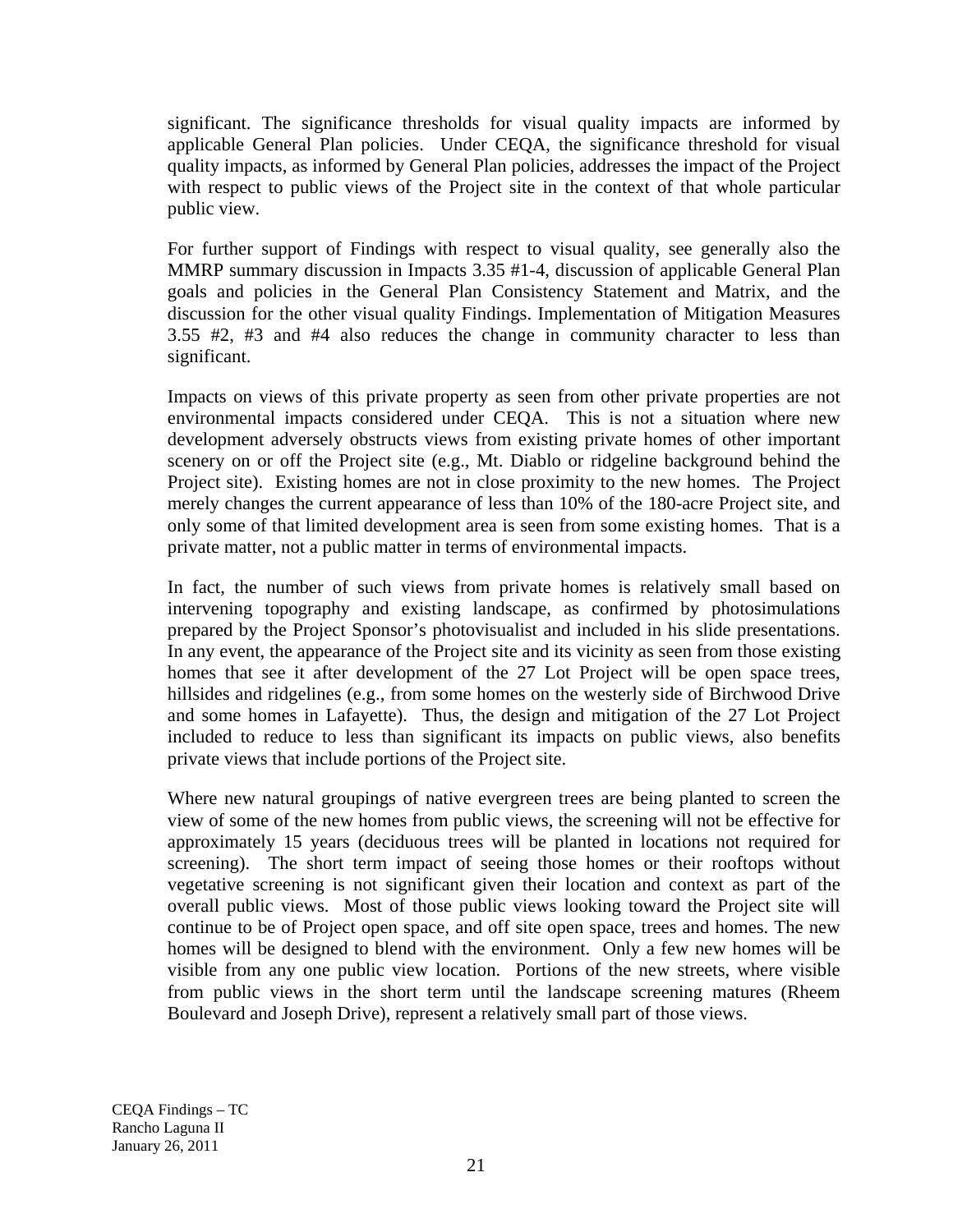significant. The significance thresholds for visual quality impacts are informed by applicable General Plan policies. Under CEQA, the significance threshold for visual quality impacts, as informed by General Plan policies, addresses the impact of the Project with respect to public views of the Project site in the context of that whole particular public view.

For further support of Findings with respect to visual quality, see generally also the MMRP summary discussion in Impacts 3.35 #1-4, discussion of applicable General Plan goals and policies in the General Plan Consistency Statement and Matrix, and the discussion for the other visual quality Findings. Implementation of Mitigation Measures 3.55 #2, #3 and #4 also reduces the change in community character to less than significant.

Impacts on views of this private property as seen from other private properties are not environmental impacts considered under CEQA. This is not a situation where new development adversely obstructs views from existing private homes of other important scenery on or off the Project site (e.g., Mt. Diablo or ridgeline background behind the Project site). Existing homes are not in close proximity to the new homes. The Project merely changes the current appearance of less than 10% of the 180-acre Project site, and only some of that limited development area is seen from some existing homes. That is a private matter, not a public matter in terms of environmental impacts.

In fact, the number of such views from private homes is relatively small based on intervening topography and existing landscape, as confirmed by photosimulations prepared by the Project Sponsor's photovisualist and included in his slide presentations. In any event, the appearance of the Project site and its vicinity as seen from those existing homes that see it after development of the 27 Lot Project will be open space trees, hillsides and ridgelines (e.g., from some homes on the westerly side of Birchwood Drive and some homes in Lafayette). Thus, the design and mitigation of the 27 Lot Project included to reduce to less than significant its impacts on public views, also benefits private views that include portions of the Project site.

Where new natural groupings of native evergreen trees are being planted to screen the view of some of the new homes from public views, the screening will not be effective for approximately 15 years (deciduous trees will be planted in locations not required for screening). The short term impact of seeing those homes or their rooftops without vegetative screening is not significant given their location and context as part of the overall public views. Most of those public views looking toward the Project site will continue to be of Project open space, and off site open space, trees and homes. The new homes will be designed to blend with the environment. Only a few new homes will be visible from any one public view location. Portions of the new streets, where visible from public views in the short term until the landscape screening matures (Rheem Boulevard and Joseph Drive), represent a relatively small part of those views.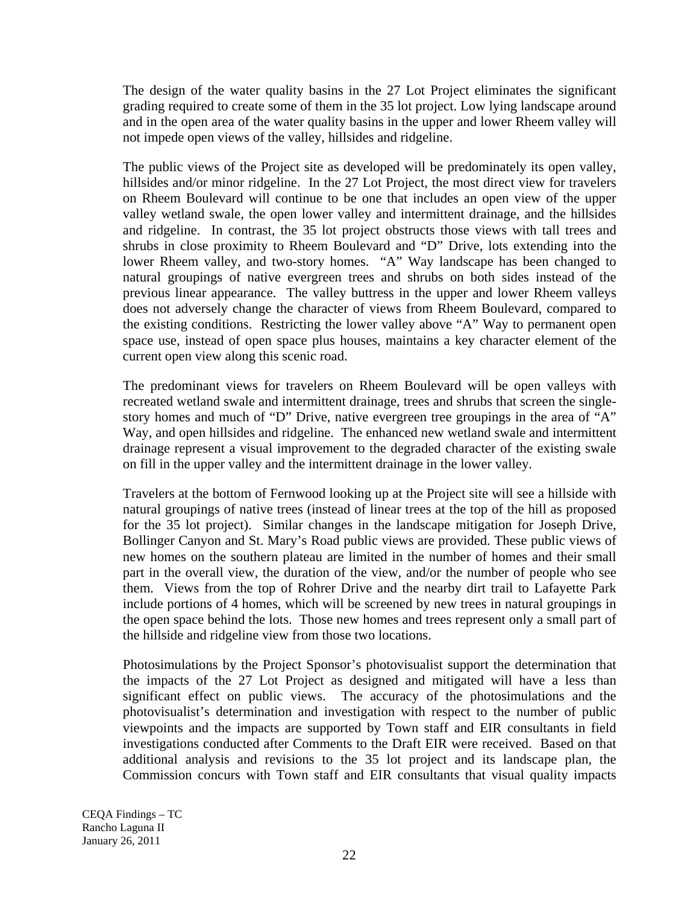The design of the water quality basins in the 27 Lot Project eliminates the significant grading required to create some of them in the 35 lot project. Low lying landscape around and in the open area of the water quality basins in the upper and lower Rheem valley will not impede open views of the valley, hillsides and ridgeline.

The public views of the Project site as developed will be predominately its open valley, hillsides and/or minor ridgeline. In the 27 Lot Project, the most direct view for travelers on Rheem Boulevard will continue to be one that includes an open view of the upper valley wetland swale, the open lower valley and intermittent drainage, and the hillsides and ridgeline. In contrast, the 35 lot project obstructs those views with tall trees and shrubs in close proximity to Rheem Boulevard and "D" Drive, lots extending into the lower Rheem valley, and two-story homes. "A" Way landscape has been changed to natural groupings of native evergreen trees and shrubs on both sides instead of the previous linear appearance. The valley buttress in the upper and lower Rheem valleys does not adversely change the character of views from Rheem Boulevard, compared to the existing conditions. Restricting the lower valley above "A" Way to permanent open space use, instead of open space plus houses, maintains a key character element of the current open view along this scenic road.

The predominant views for travelers on Rheem Boulevard will be open valleys with recreated wetland swale and intermittent drainage, trees and shrubs that screen the single-story homes and much of "D" Drive, native evergreen tree groupings in the area of "A" Way, and open hillsides and ridgeline. The enhanced new wetland swale and intermittent drainage represent a visual improvement to the degraded character of the existing swale on fill in the upper valley and the intermittent drainage in the lower valley.

Travelers at the bottom of Fernwood looking up at the Project site will see a hillside with natural groupings of native trees (instead of linear trees at the top of the hill as proposed for the 35 lot project). Similar changes in the landscape mitigation for Joseph Drive, Bollinger Canyon and St. Mary's Road public views are provided. These public views of new homes on the southern plateau are limited in the number of homes and their small part in the overall view, the duration of the view, and/or the number of people who see them. Views from the top of Rohrer Drive and the nearby dirt trail to Lafayette Park include portions of 4 homes, which will be screened by new trees in natural groupings in the open space behind the lots. Those new homes and trees represent only a small part of the hillside and ridgeline view from those two locations.

Photosimulations by the Project Sponsor's photovisualist support the determination that the impacts of the 27 Lot Project as designed and mitigated will have a less than significant effect on public views. The accuracy of the photosimulations and the photovisualist's determination and investigation with respect to the number of public viewpoints and the impacts are supported by Town staff and EIR consultants in field investigations conducted after Comments to the Draft EIR were received. Based on that additional analysis and revisions to the 35 lot project and its landscape plan, the Commission concurs with Town staff and EIR consultants that visual quality impacts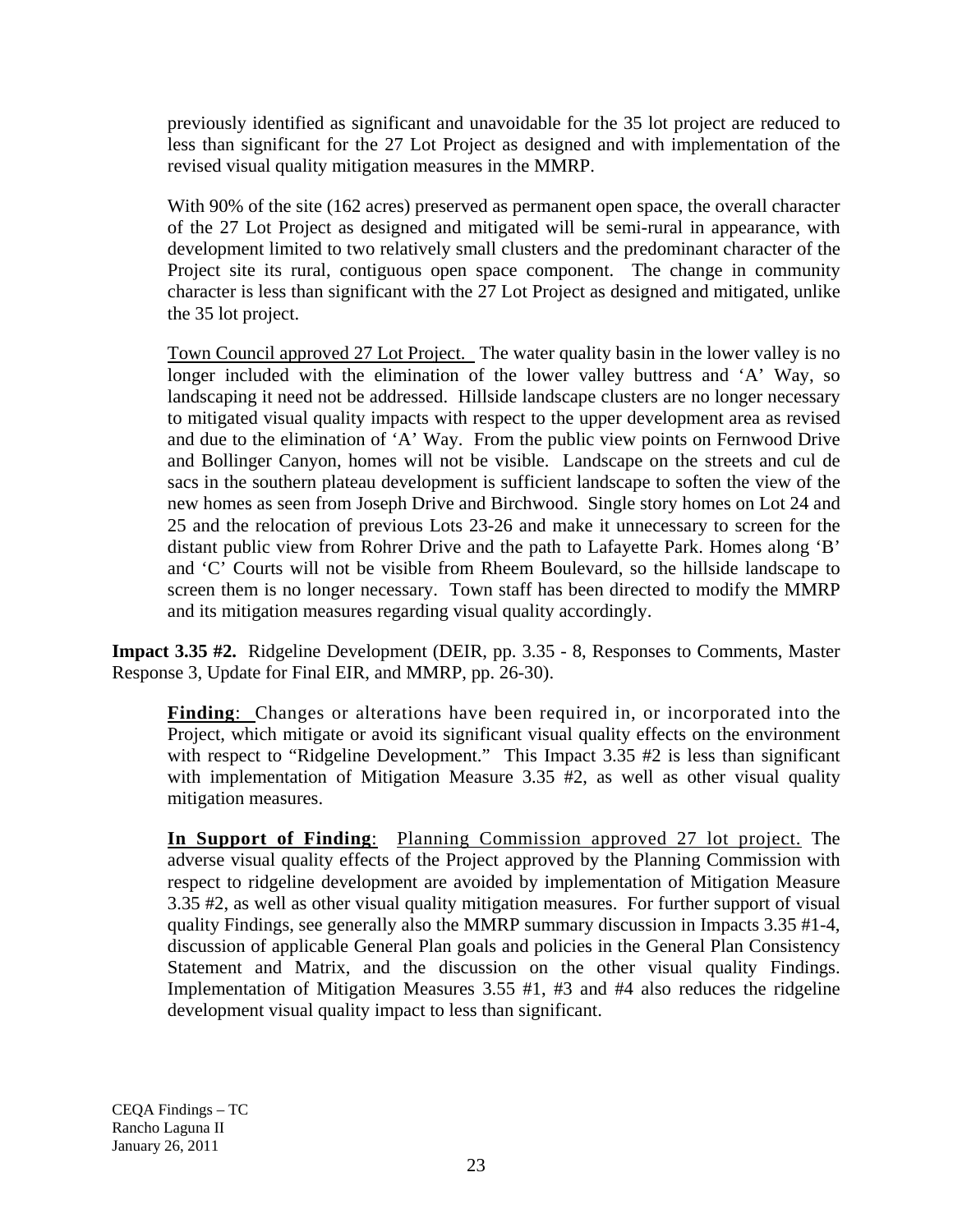previously identified as significant and unavoidable for the 35 lot project are reduced to less than significant for the 27 Lot Project as designed and with implementation of the revised visual quality mitigation measures in the MMRP.

With 90% of the site (162 acres) preserved as permanent open space, the overall character of the 27 Lot Project as designed and mitigated will be semi-rural in appearance, with development limited to two relatively small clusters and the predominant character of the Project site its rural, contiguous open space component. The change in community character is less than significant with the 27 Lot Project as designed and mitigated, unlike the 35 lot project.

<u>Town Council approved 27 Lot Project.</u> The water quality basin in the lower valley is no longer included with the elimination of the lower valley buttress and 'A' Way, so landscaping it need not be addressed. Hillside landscape clusters are no longer necessary to mitigated visual quality impacts with respect to the upper development area as revised and due to the elimination of 'A' Way. From the public view points on Fernwood Drive and Bollinger Canyon, homes will not be visible. Landscape on the streets and cul de sacs in the southern plateau development is sufficient landscape to soften the view of the new homes as seen from Joseph Drive and Birchwood. Single story homes on Lot 24 and 25 and the relocation of previous Lots 23-26 and make it unnecessary to screen for the distant public view from Rohrer Drive and the path to Lafayette Park. Homes along 'B' and 'C' Courts will not be visible from Rheem Boulevard, so the hillside landscape to screen them is no longer necessary. Town staff has been directed to modify the MMRP and its mitigation measures regarding visual quality accordingly.

**Impact 3.35 #2.** Ridgeline Development (DEIR, pp. 3.35 - 8, Responses to Comments, Master Response 3, Update for Final EIR, and MMRP, pp. 26-30).

**<u>Finding</u>**: Changes or alterations have been required in, or incorporated into the Project, which mitigate or avoid its significant visual quality effects on the environment with respect to "Ridgeline Development." This Impact 3.35 #2 is less than significant with implementation of Mitigation Measure 3.35 #2, as well as other visual quality mitigation measures.

**<u>In Support of Finding</u>**: <u>Planning Commission approved 27 lot project.</u> The adverse visual quality effects of the Project approved by the Planning Commission with respect to ridgeline development are avoided by implementation of Mitigation Measure 3.35 #2, as well as other visual quality mitigation measures. For further support of visual quality Findings, see generally also the MMRP summary discussion in Impacts 3.35 #1-4, discussion of applicable General Plan goals and policies in the General Plan Consistency Statement and Matrix, and the discussion on the other visual quality Findings. Implementation of Mitigation Measures 3.55 #1, #3 and #4 also reduces the ridgeline development visual quality impact to less than significant.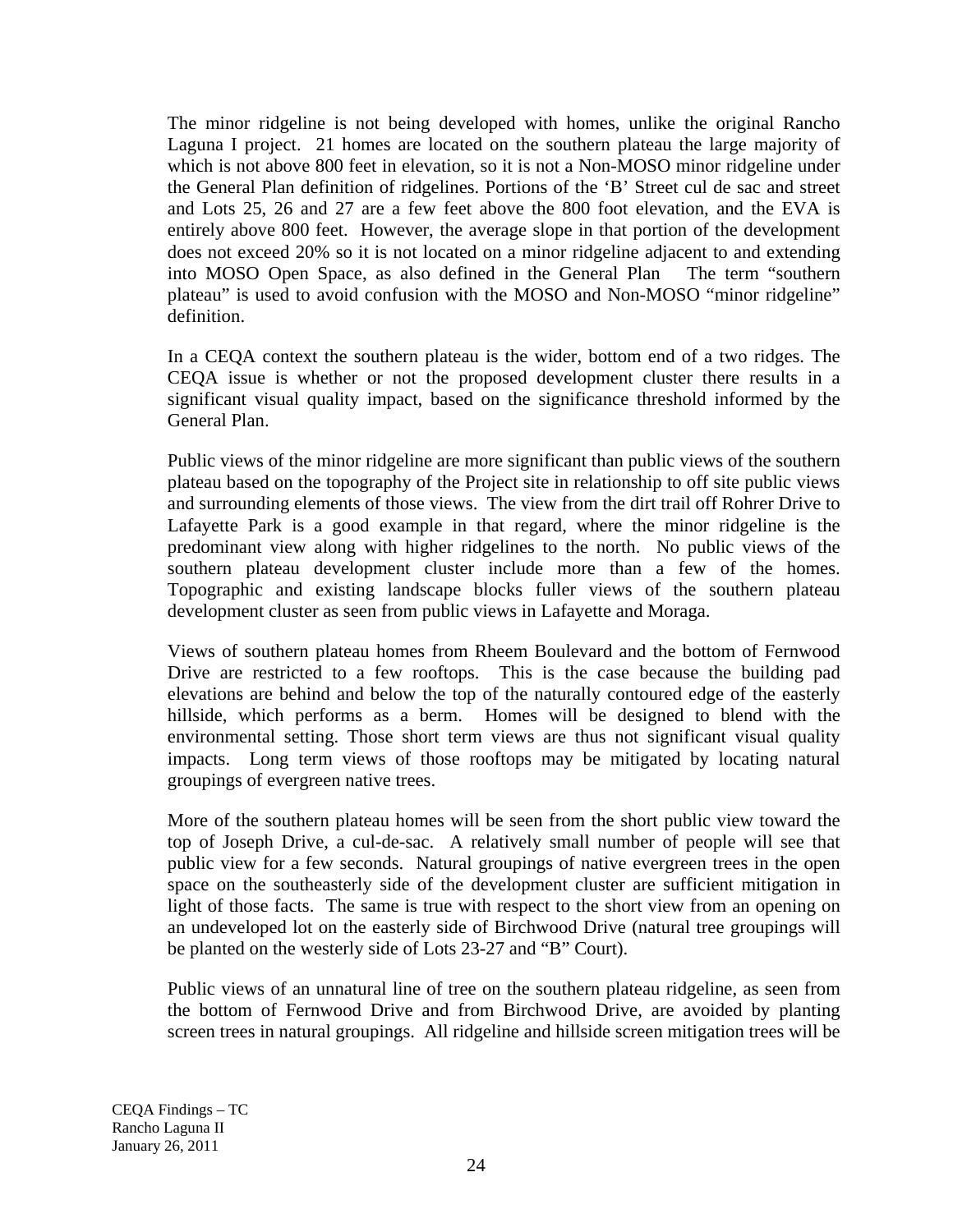The minor ridgeline is not being developed with homes, unlike the original Rancho Laguna I project. 21 homes are located on the southern plateau the large majority of which is not above 800 feet in elevation, so it is not a Non-MOSO minor ridgeline under the General Plan definition of ridgelines. Portions of the 'B' Street cul de sac and street and Lots 25, 26 and 27 are a few feet above the 800 foot elevation, and the EVA is entirely above 800 feet. However, the average slope in that portion of the development does not exceed 20% so it is not located on a minor ridgeline adjacent to and extending into MOSO Open Space, as also defined in the General Plan The term "southern plateau" is used to avoid confusion with the MOSO and Non-MOSO "minor ridgeline" definition.

In a CEQA context the southern plateau is the wider, bottom end of a two ridges. The CEQA issue is whether or not the proposed development cluster there results in a significant visual quality impact, based on the significance threshold informed by the General Plan.

Public views of the minor ridgeline are more significant than public views of the southern plateau based on the topography of the Project site in relationship to off site public views and surrounding elements of those views. The view from the dirt trail off Rohrer Drive to Lafayette Park is a good example in that regard, where the minor ridgeline is the predominant view along with higher ridgelines to the north. No public views of the southern plateau development cluster include more than a few of the homes. Topographic and existing landscape blocks fuller views of the southern plateau development cluster as seen from public views in Lafayette and Moraga.

Views of southern plateau homes from Rheem Boulevard and the bottom of Fernwood Drive are restricted to a few rooftops. This is the case because the building pad elevations are behind and below the top of the naturally contoured edge of the easterly hillside, which performs as a berm. Homes will be designed to blend with the environmental setting. Those short term views are thus not significant visual quality impacts. Long term views of those rooftops may be mitigated by locating natural groupings of evergreen native trees.

More of the southern plateau homes will be seen from the short public view toward the top of Joseph Drive, a cul-de-sac. A relatively small number of people will see that public view for a few seconds. Natural groupings of native evergreen trees in the open space on the southeasterly side of the development cluster are sufficient mitigation in light of those facts. The same is true with respect to the short view from an opening on an undeveloped lot on the easterly side of Birchwood Drive (natural tree groupings will be planted on the westerly side of Lots 23-27 and "B" Court).

Public views of an unnatural line of tree on the southern plateau ridgeline, as seen from the bottom of Fernwood Drive and from Birchwood Drive, are avoided by planting screen trees in natural groupings. All ridgeline and hillside screen mitigation trees will be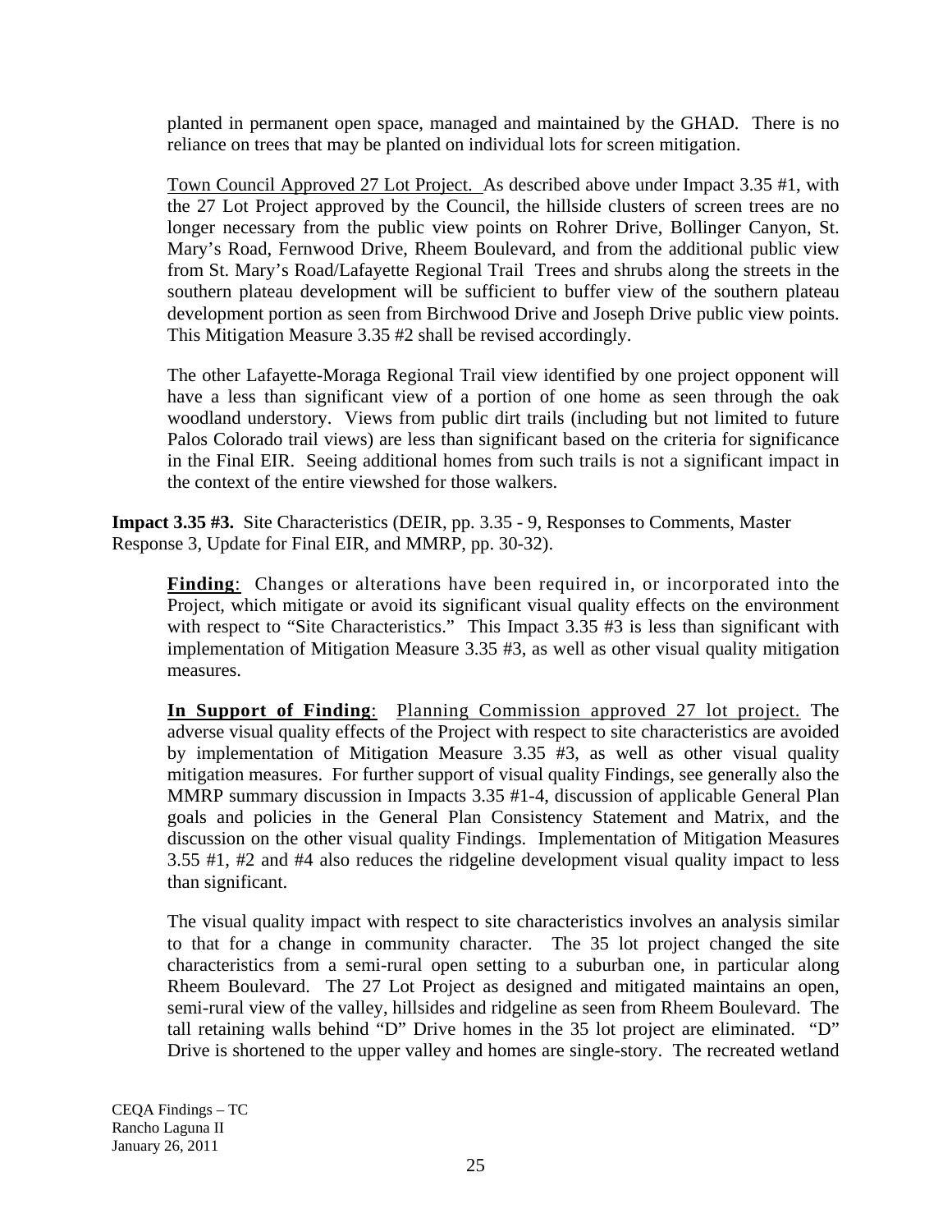planted in permanent open space, managed and maintained by the GHAD. There is no reliance on trees that may be planted on individual lots for screen mitigation.

Town Council Approved 27 Lot Project. As described above under Impact 3.35 #1, with the 27 Lot Project approved by the Council, the hillside clusters of screen trees are no longer necessary from the public view points on Rohrer Drive, Bollinger Canyon, St. Mary's Road, Fernwood Drive, Rheem Boulevard, and from the additional public view from St. Mary's Road/Lafayette Regional Trail Trees and shrubs along the streets in the southern plateau development will be sufficient to buffer view of the southern plateau development portion as seen from Birchwood Drive and Joseph Drive public view points. This Mitigation Measure 3.35 #2 shall be revised accordingly.

The other Lafayette-Moraga Regional Trail view identified by one project opponent will have a less than significant view of a portion of one home as seen through the oak woodland understory. Views from public dirt trails (including but not limited to future Palos Colorado trail views) are less than significant based on the criteria for significance in the Final EIR. Seeing additional homes from such trails is not a significant impact in the context of the entire viewshed for those walkers.

**Impact 3.35 #3.** Site Characteristics (DEIR, pp. 3.35 - 9, Responses to Comments, Master Response 3, Update for Final EIR, and MMRP, pp. 30-32).

**Finding**: Changes or alterations have been required in, or incorporated into the Project, which mitigate or avoid its significant visual quality effects on the environment with respect to "Site Characteristics." This Impact 3.35 #3 is less than significant with implementation of Mitigation Measure 3.35 #3, as well as other visual quality mitigation measures.

**In Support of Finding**: Planning Commission approved 27 lot project. The adverse visual quality effects of the Project with respect to site characteristics are avoided by implementation of Mitigation Measure 3.35 #3, as well as other visual quality mitigation measures. For further support of visual quality Findings, see generally also the MMRP summary discussion in Impacts 3.35 #1-4, discussion of applicable General Plan goals and policies in the General Plan Consistency Statement and Matrix, and the discussion on the other visual quality Findings. Implementation of Mitigation Measures 3.55 #1, #2 and #4 also reduces the ridgeline development visual quality impact to less than significant.

The visual quality impact with respect to site characteristics involves an analysis similar to that for a change in community character. The 35 lot project changed the site characteristics from a semi-rural open setting to a suburban one, in particular along Rheem Boulevard. The 27 Lot Project as designed and mitigated maintains an open, semi-rural view of the valley, hillsides and ridgeline as seen from Rheem Boulevard. The tall retaining walls behind "D" Drive homes in the 35 lot project are eliminated. "D" Drive is shortened to the upper valley and homes are single-story. The recreated wetland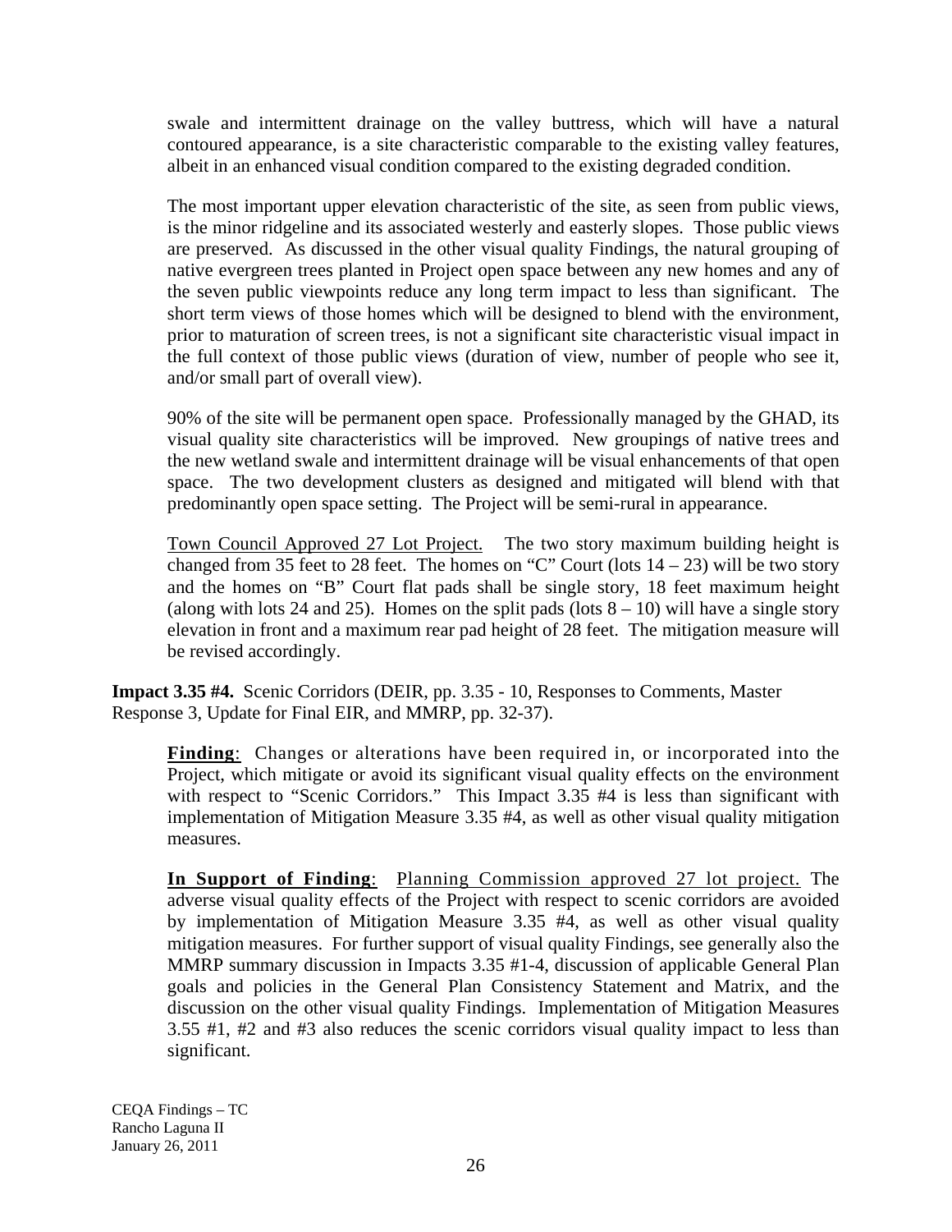swale and intermittent drainage on the valley buttress, which will have a natural contoured appearance, is a site characteristic comparable to the existing valley features, albeit in an enhanced visual condition compared to the existing degraded condition.

The most important upper elevation characteristic of the site, as seen from public views, is the minor ridgeline and its associated westerly and easterly slopes. Those public views are preserved. As discussed in the other visual quality Findings, the natural grouping of native evergreen trees planted in Project open space between any new homes and any of the seven public viewpoints reduce any long term impact to less than significant. The short term views of those homes which will be designed to blend with the environment, prior to maturation of screen trees, is not a significant site characteristic visual impact in the full context of those public views (duration of view, number of people who see it, and/or small part of overall view).

90% of the site will be permanent open space. Professionally managed by the GHAD, its visual quality site characteristics will be improved. New groupings of native trees and the new wetland swale and intermittent drainage will be visual enhancements of that open space. The two development clusters as designed and mitigated will blend with that predominantly open space setting. The Project will be semi-rural in appearance.

Town Council Approved 27 Lot Project. The two story maximum building height is changed from 35 feet to 28 feet. The homes on "C" Court (lots 14 – 23) will be two story and the homes on "B" Court flat pads shall be single story, 18 feet maximum height (along with lots 24 and 25). Homes on the split pads (lots 8 – 10) will have a single story elevation in front and a maximum rear pad height of 28 feet. The mitigation measure will be revised accordingly.

**Impact 3.35 #4.** Scenic Corridors (DEIR, pp. 3.35 - 10, Responses to Comments, Master Response 3, Update for Final EIR, and MMRP, pp. 32-37).

**Finding**: Changes or alterations have been required in, or incorporated into the Project, which mitigate or avoid its significant visual quality effects on the environment with respect to "Scenic Corridors." This Impact 3.35 #4 is less than significant with implementation of Mitigation Measure 3.35 #4, as well as other visual quality mitigation measures.

**In Support of Finding**: Planning Commission approved 27 lot project. The adverse visual quality effects of the Project with respect to scenic corridors are avoided by implementation of Mitigation Measure 3.35 #4, as well as other visual quality mitigation measures. For further support of visual quality Findings, see generally also the MMRP summary discussion in Impacts 3.35 #1-4, discussion of applicable General Plan goals and policies in the General Plan Consistency Statement and Matrix, and the discussion on the other visual quality Findings. Implementation of Mitigation Measures 3.55 #1, #2 and #3 also reduces the scenic corridors visual quality impact to less than significant.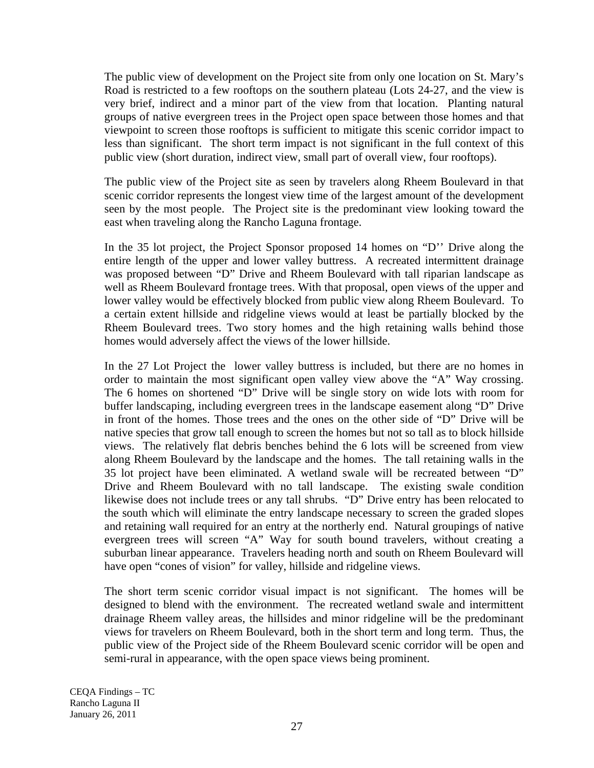The public view of development on the Project site from only one location on St. Mary's Road is restricted to a few rooftops on the southern plateau (Lots 24-27, and the view is very brief, indirect and a minor part of the view from that location. Planting natural groups of native evergreen trees in the Project open space between those homes and that viewpoint to screen those rooftops is sufficient to mitigate this scenic corridor impact to less than significant. The short term impact is not significant in the full context of this public view (short duration, indirect view, small part of overall view, four rooftops).

The public view of the Project site as seen by travelers along Rheem Boulevard in that scenic corridor represents the longest view time of the largest amount of the development seen by the most people. The Project site is the predominant view looking toward the east when traveling along the Rancho Laguna frontage.

In the 35 lot project, the Project Sponsor proposed 14 homes on "D'' Drive along the entire length of the upper and lower valley buttress. A recreated intermittent drainage was proposed between "D" Drive and Rheem Boulevard with tall riparian landscape as well as Rheem Boulevard frontage trees. With that proposal, open views of the upper and lower valley would be effectively blocked from public view along Rheem Boulevard. To a certain extent hillside and ridgeline views would at least be partially blocked by the Rheem Boulevard trees. Two story homes and the high retaining walls behind those homes would adversely affect the views of the lower hillside.

In the 27 Lot Project the lower valley buttress is included, but there are no homes in order to maintain the most significant open valley view above the "A" Way crossing. The 6 homes on shortened "D" Drive will be single story on wide lots with room for buffer landscaping, including evergreen trees in the landscape easement along "D" Drive in front of the homes. Those trees and the ones on the other side of "D" Drive will be native species that grow tall enough to screen the homes but not so tall as to block hillside views. The relatively flat debris benches behind the 6 lots will be screened from view along Rheem Boulevard by the landscape and the homes. The tall retaining walls in the 35 lot project have been eliminated. A wetland swale will be recreated between "D" Drive and Rheem Boulevard with no tall landscape. The existing swale condition likewise does not include trees or any tall shrubs. "D" Drive entry has been relocated to the south which will eliminate the entry landscape necessary to screen the graded slopes and retaining wall required for an entry at the northerly end. Natural groupings of native evergreen trees will screen "A" Way for south bound travelers, without creating a suburban linear appearance. Travelers heading north and south on Rheem Boulevard will have open "cones of vision" for valley, hillside and ridgeline views.

The short term scenic corridor visual impact is not significant. The homes will be designed to blend with the environment. The recreated wetland swale and intermittent drainage Rheem valley areas, the hillsides and minor ridgeline will be the predominant views for travelers on Rheem Boulevard, both in the short term and long term. Thus, the public view of the Project side of the Rheem Boulevard scenic corridor will be open and semi-rural in appearance, with the open space views being prominent.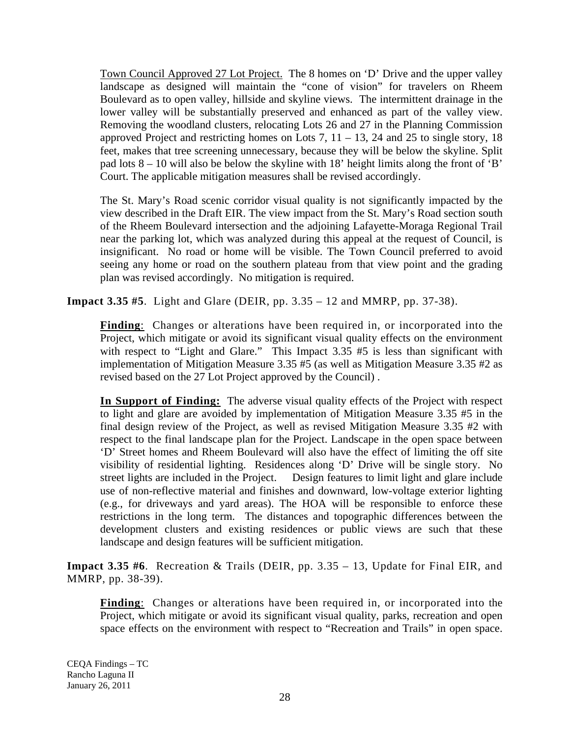Town Council Approved 27 Lot Project. The 8 homes on 'D' Drive and the upper valley landscape as designed will maintain the "cone of vision" for travelers on Rheem Boulevard as to open valley, hillside and skyline views. The intermittent drainage in the lower valley will be substantially preserved and enhanced as part of the valley view. Removing the woodland clusters, relocating Lots 26 and 27 in the Planning Commission approved Project and restricting homes on Lots 7, 11 – 13, 24 and 25 to single story, 18 feet, makes that tree screening unnecessary, because they will be below the skyline. Split pad lots 8 – 10 will also be below the skyline with 18' height limits along the front of 'B' Court. The applicable mitigation measures shall be revised accordingly.

The St. Mary's Road scenic corridor visual quality is not significantly impacted by the view described in the Draft EIR. The view impact from the St. Mary's Road section south of the Rheem Boulevard intersection and the adjoining Lafayette-Moraga Regional Trail near the parking lot, which was analyzed during this appeal at the request of Council, is insignificant. No road or home will be visible. The Town Council preferred to avoid seeing any home or road on the southern plateau from that view point and the grading plan was revised accordingly. No mitigation is required.

**Impact 3.35 #5**. Light and Glare (DEIR, pp. 3.35 – 12 and MMRP, pp. 37-38).

**Finding**: Changes or alterations have been required in, or incorporated into the Project, which mitigate or avoid its significant visual quality effects on the environment with respect to "Light and Glare." This Impact 3.35 #5 is less than significant with implementation of Mitigation Measure 3.35 #5 (as well as Mitigation Measure 3.35 #2 as revised based on the 27 Lot Project approved by the Council) .

**In Support of Finding:** The adverse visual quality effects of the Project with respect to light and glare are avoided by implementation of Mitigation Measure 3.35 #5 in the final design review of the Project, as well as revised Mitigation Measure 3.35 #2 with respect to the final landscape plan for the Project. Landscape in the open space between 'D' Street homes and Rheem Boulevard will also have the effect of limiting the off site visibility of residential lighting. Residences along 'D' Drive will be single story. No street lights are included in the Project. Design features to limit light and glare include use of non-reflective material and finishes and downward, low-voltage exterior lighting (e.g., for driveways and yard areas). The HOA will be responsible to enforce these restrictions in the long term. The distances and topographic differences between the development clusters and existing residences or public views are such that these landscape and design features will be sufficient mitigation.

**Impact 3.35 #6**. Recreation & Trails (DEIR, pp. 3.35 – 13, Update for Final EIR, and MMRP, pp. 38-39).

**Finding**: Changes or alterations have been required in, or incorporated into the Project, which mitigate or avoid its significant visual quality, parks, recreation and open space effects on the environment with respect to "Recreation and Trails" in open space.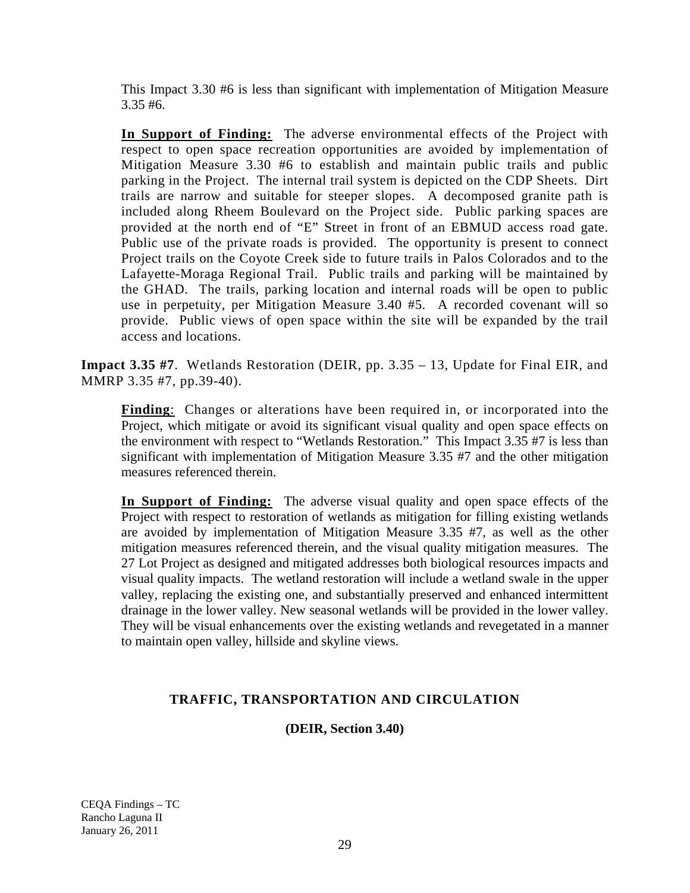This Impact 3.30 #6 is less than significant with implementation of Mitigation Measure 3.35 #6.

**In Support of Finding:** The adverse environmental effects of the Project with respect to open space recreation opportunities are avoided by implementation of Mitigation Measure 3.30 #6 to establish and maintain public trails and public parking in the Project. The internal trail system is depicted on the CDP Sheets. Dirt trails are narrow and suitable for steeper slopes. A decomposed granite path is included along Rheem Boulevard on the Project side. Public parking spaces are provided at the north end of "E" Street in front of an EBMUD access road gate. Public use of the private roads is provided. The opportunity is present to connect Project trails on the Coyote Creek side to future trails in Palos Colorados and to the Lafayette-Moraga Regional Trail. Public trails and parking will be maintained by the GHAD. The trails, parking location and internal roads will be open to public use in perpetuity, per Mitigation Measure 3.40 #5. A recorded covenant will so provide. Public views of open space within the site will be expanded by the trail access and locations.

**Impact 3.35 #7**. Wetlands Restoration (DEIR, pp. 3.35 – 13, Update for Final EIR, and MMRP 3.35 #7, pp.39-40).

**Finding**: Changes or alterations have been required in, or incorporated into the Project, which mitigate or avoid its significant visual quality and open space effects on the environment with respect to "Wetlands Restoration." This Impact 3.35 #7 is less than significant with implementation of Mitigation Measure 3.35 #7 and the other mitigation measures referenced therein.

**In Support of Finding:** The adverse visual quality and open space effects of the Project with respect to restoration of wetlands as mitigation for filling existing wetlands are avoided by implementation of Mitigation Measure 3.35 #7, as well as the other mitigation measures referenced therein, and the visual quality mitigation measures. The 27 Lot Project as designed and mitigated addresses both biological resources impacts and visual quality impacts. The wetland restoration will include a wetland swale in the upper valley, replacing the existing one, and substantially preserved and enhanced intermittent drainage in the lower valley. New seasonal wetlands will be provided in the lower valley. They will be visual enhancements over the existing wetlands and revegetated in a manner to maintain open valley, hillside and skyline views.

## TRAFFIC, TRANSPORTATION AND CIRCULATION

**(DEIR, Section 3.40)**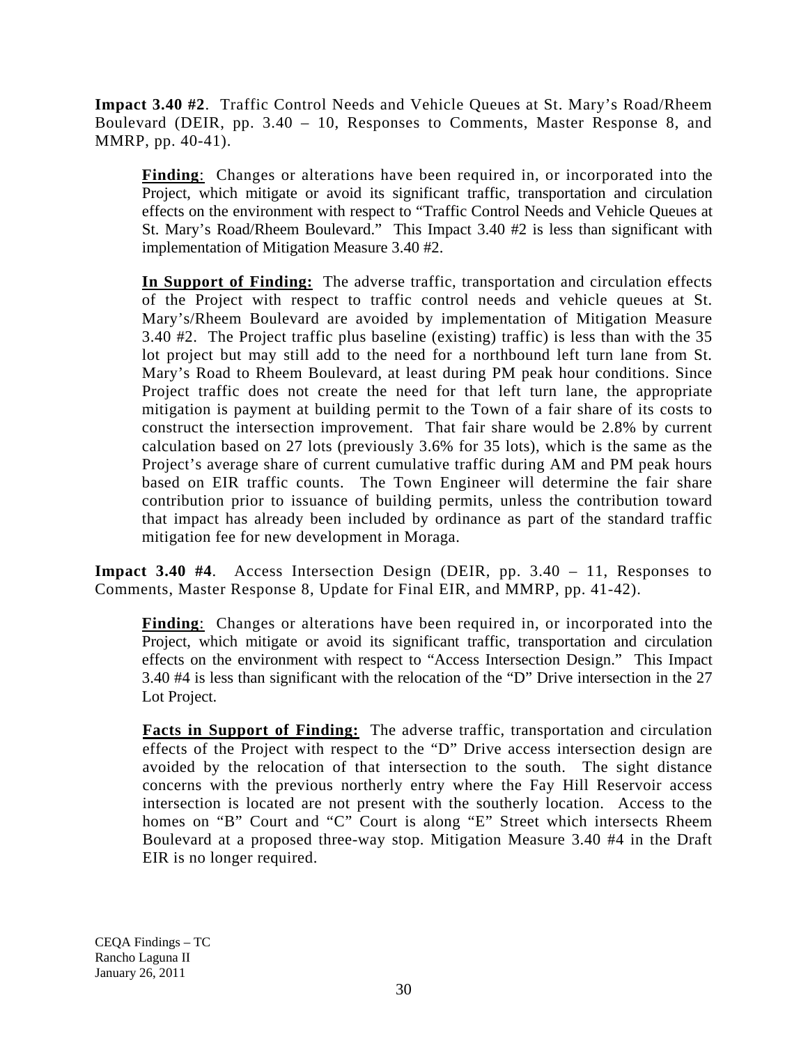**Impact 3.40 #2**. Traffic Control Needs and Vehicle Queues at St. Mary's Road/Rheem Boulevard (DEIR, pp. 3.40 – 10, Responses to Comments, Master Response 8, and MMRP, pp. 40-41).

> **Finding**: Changes or alterations have been required in, or incorporated into the Project, which mitigate or avoid its significant traffic, transportation and circulation effects on the environment with respect to "Traffic Control Needs and Vehicle Queues at St. Mary's Road/Rheem Boulevard." This Impact 3.40 #2 is less than significant with implementation of Mitigation Measure 3.40 #2.
>
> **In Support of Finding:** The adverse traffic, transportation and circulation effects of the Project with respect to traffic control needs and vehicle queues at St. Mary's/Rheem Boulevard are avoided by implementation of Mitigation Measure 3.40 #2. The Project traffic plus baseline (existing) traffic) is less than with the 35 lot project but may still add to the need for a northbound left turn lane from St. Mary's Road to Rheem Boulevard, at least during PM peak hour conditions. Since Project traffic does not create the need for that left turn lane, the appropriate mitigation is payment at building permit to the Town of a fair share of its costs to construct the intersection improvement. That fair share would be 2.8% by current calculation based on 27 lots (previously 3.6% for 35 lots), which is the same as the Project's average share of current cumulative traffic during AM and PM peak hours based on EIR traffic counts. The Town Engineer will determine the fair share contribution prior to issuance of building permits, unless the contribution toward that impact has already been included by ordinance as part of the standard traffic mitigation fee for new development in Moraga.

**Impact 3.40 #4**. Access Intersection Design (DEIR, pp. 3.40 – 11, Responses to Comments, Master Response 8, Update for Final EIR, and MMRP, pp. 41-42).

> **Finding**: Changes or alterations have been required in, or incorporated into the Project, which mitigate or avoid its significant traffic, transportation and circulation effects on the environment with respect to "Access Intersection Design." This Impact 3.40 #4 is less than significant with the relocation of the "D" Drive intersection in the 27 Lot Project.
>
> **Facts in Support of Finding:** The adverse traffic, transportation and circulation effects of the Project with respect to the "D" Drive access intersection design are avoided by the relocation of that intersection to the south. The sight distance concerns with the previous northerly entry where the Fay Hill Reservoir access intersection is located are not present with the southerly location. Access to the homes on "B" Court and "C" Court is along "E" Street which intersects Rheem Boulevard at a proposed three-way stop. Mitigation Measure 3.40 #4 in the Draft EIR is no longer required.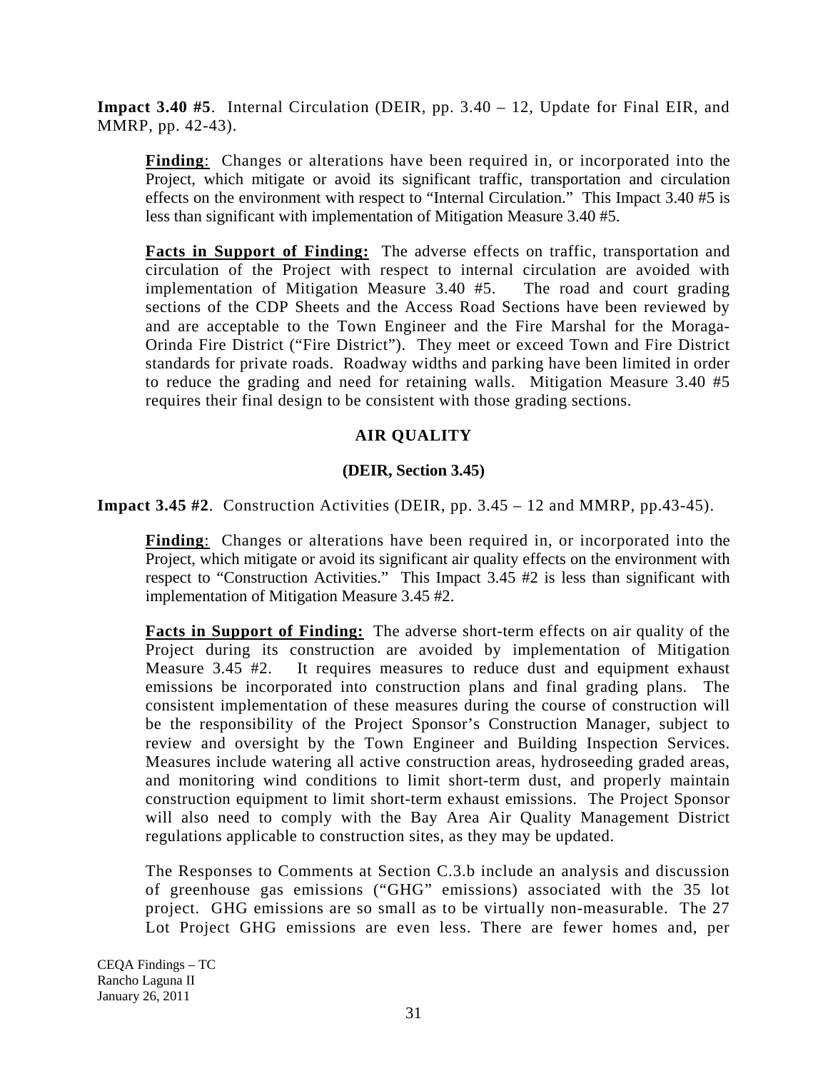**Impact 3.40 #5**. Internal Circulation (DEIR, pp. 3.40 – 12, Update for Final EIR, and MMRP, pp. 42-43).

> **Finding**: Changes or alterations have been required in, or incorporated into the Project, which mitigate or avoid its significant traffic, transportation and circulation effects on the environment with respect to "Internal Circulation." This Impact 3.40 #5 is less than significant with implementation of Mitigation Measure 3.40 #5.
>
> **Facts in Support of Finding:** The adverse effects on traffic, transportation and circulation of the Project with respect to internal circulation are avoided with implementation of Mitigation Measure 3.40 #5. The road and court grading sections of the CDP Sheets and the Access Road Sections have been reviewed by and are acceptable to the Town Engineer and the Fire Marshal for the Moraga-Orinda Fire District ("Fire District"). They meet or exceed Town and Fire District standards for private roads. Roadway widths and parking have been limited in order to reduce the grading and need for retaining walls. Mitigation Measure 3.40 #5 requires their final design to be consistent with those grading sections.

## AIR QUALITY

### (DEIR, Section 3.45)

**Impact 3.45 #2**. Construction Activities (DEIR, pp. 3.45 – 12 and MMRP, pp.43-45).

> **Finding**: Changes or alterations have been required in, or incorporated into the Project, which mitigate or avoid its significant air quality effects on the environment with respect to "Construction Activities." This Impact 3.45 #2 is less than significant with implementation of Mitigation Measure 3.45 #2.
>
> **Facts in Support of Finding:** The adverse short-term effects on air quality of the Project during its construction are avoided by implementation of Mitigation Measure 3.45 #2. It requires measures to reduce dust and equipment exhaust emissions be incorporated into construction plans and final grading plans. The consistent implementation of these measures during the course of construction will be the responsibility of the Project Sponsor's Construction Manager, subject to review and oversight by the Town Engineer and Building Inspection Services. Measures include watering all active construction areas, hydroseeding graded areas, and monitoring wind conditions to limit short-term dust, and properly maintain construction equipment to limit short-term exhaust emissions. The Project Sponsor will also need to comply with the Bay Area Air Quality Management District regulations applicable to construction sites, as they may be updated.
>
> The Responses to Comments at Section C.3.b include an analysis and discussion of greenhouse gas emissions ("GHG" emissions) associated with the 35 lot project. GHG emissions are so small as to be virtually non-measurable. The 27 Lot Project GHG emissions are even less. There are fewer homes and, per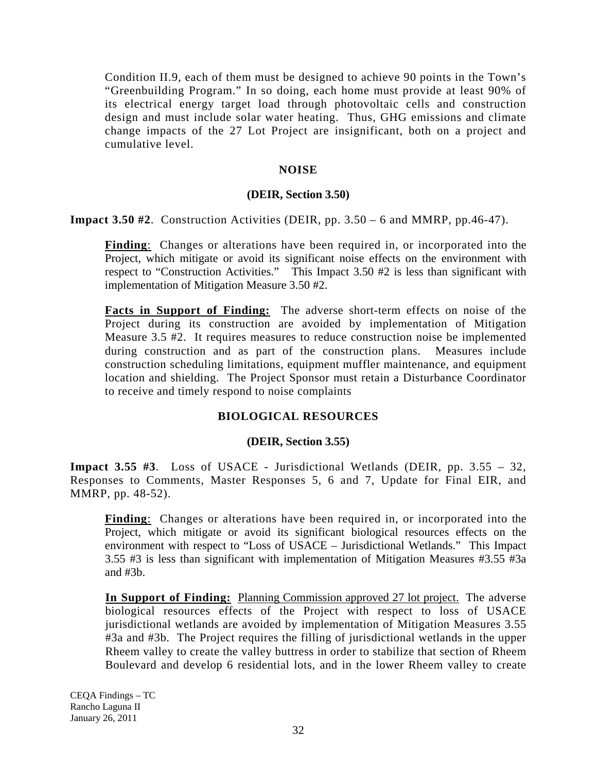Condition II.9, each of them must be designed to achieve 90 points in the Town's "Greenbuilding Program." In so doing, each home must provide at least 90% of its electrical energy target load through photovoltaic cells and construction design and must include solar water heating. Thus, GHG emissions and climate change impacts of the 27 Lot Project are insignificant, both on a project and cumulative level.

## NOISE

### (DEIR, Section 3.50)

**Impact 3.50 #2**. Construction Activities (DEIR, pp. 3.50 – 6 and MMRP, pp.46-47).

**Finding**: Changes or alterations have been required in, or incorporated into the Project, which mitigate or avoid its significant noise effects on the environment with respect to "Construction Activities." This Impact 3.50 #2 is less than significant with implementation of Mitigation Measure 3.50 #2.

**Facts in Support of Finding:** The adverse short-term effects on noise of the Project during its construction are avoided by implementation of Mitigation Measure 3.5 #2. It requires measures to reduce construction noise be implemented during construction and as part of the construction plans. Measures include construction scheduling limitations, equipment muffler maintenance, and equipment location and shielding. The Project Sponsor must retain a Disturbance Coordinator to receive and timely respond to noise complaints

## BIOLOGICAL RESOURCES

### (DEIR, Section 3.55)

**Impact 3.55 #3**. Loss of USACE - Jurisdictional Wetlands (DEIR, pp. 3.55 – 32, Responses to Comments, Master Responses 5, 6 and 7, Update for Final EIR, and MMRP, pp. 48-52).

**Finding**: Changes or alterations have been required in, or incorporated into the Project, which mitigate or avoid its significant biological resources effects on the environment with respect to "Loss of USACE – Jurisdictional Wetlands." This Impact 3.55 #3 is less than significant with implementation of Mitigation Measures #3.55 #3a and #3b.

**In Support of Finding:** Planning Commission approved 27 lot project. The adverse biological resources effects of the Project with respect to loss of USACE jurisdictional wetlands are avoided by implementation of Mitigation Measures 3.55 #3a and #3b. The Project requires the filling of jurisdictional wetlands in the upper Rheem valley to create the valley buttress in order to stabilize that section of Rheem Boulevard and develop 6 residential lots, and in the lower Rheem valley to create

CEQA Findings – TC
Rancho Laguna II
January 26, 2011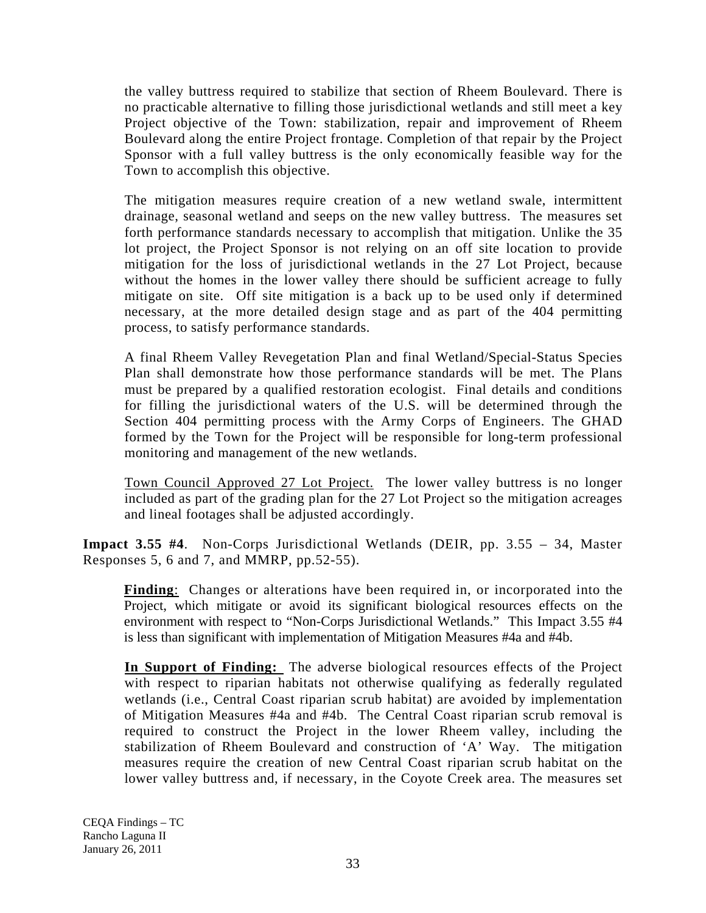the valley buttress required to stabilize that section of Rheem Boulevard. There is no practicable alternative to filling those jurisdictional wetlands and still meet a key Project objective of the Town: stabilization, repair and improvement of Rheem Boulevard along the entire Project frontage. Completion of that repair by the Project Sponsor with a full valley buttress is the only economically feasible way for the Town to accomplish this objective.

The mitigation measures require creation of a new wetland swale, intermittent drainage, seasonal wetland and seeps on the new valley buttress. The measures set forth performance standards necessary to accomplish that mitigation. Unlike the 35 lot project, the Project Sponsor is not relying on an off site location to provide mitigation for the loss of jurisdictional wetlands in the 27 Lot Project, because without the homes in the lower valley there should be sufficient acreage to fully mitigate on site. Off site mitigation is a back up to be used only if determined necessary, at the more detailed design stage and as part of the 404 permitting process, to satisfy performance standards.

A final Rheem Valley Revegetation Plan and final Wetland/Special-Status Species Plan shall demonstrate how those performance standards will be met. The Plans must be prepared by a qualified restoration ecologist. Final details and conditions for filling the jurisdictional waters of the U.S. will be determined through the Section 404 permitting process with the Army Corps of Engineers. The GHAD formed by the Town for the Project will be responsible for long-term professional monitoring and management of the new wetlands.

Town Council Approved 27 Lot Project. The lower valley buttress is no longer included as part of the grading plan for the 27 Lot Project so the mitigation acreages and lineal footages shall be adjusted accordingly.

**Impact 3.55 #4**. Non-Corps Jurisdictional Wetlands (DEIR, pp. 3.55 – 34, Master Responses 5, 6 and 7, and MMRP, pp.52-55).

**Finding**: Changes or alterations have been required in, or incorporated into the Project, which mitigate or avoid its significant biological resources effects on the environment with respect to "Non-Corps Jurisdictional Wetlands." This Impact 3.55 #4 is less than significant with implementation of Mitigation Measures #4a and #4b.

**In Support of Finding:** The adverse biological resources effects of the Project with respect to riparian habitats not otherwise qualifying as federally regulated wetlands (i.e., Central Coast riparian scrub habitat) are avoided by implementation of Mitigation Measures #4a and #4b. The Central Coast riparian scrub removal is required to construct the Project in the lower Rheem valley, including the stabilization of Rheem Boulevard and construction of 'A' Way. The mitigation measures require the creation of new Central Coast riparian scrub habitat on the lower valley buttress and, if necessary, in the Coyote Creek area. The measures set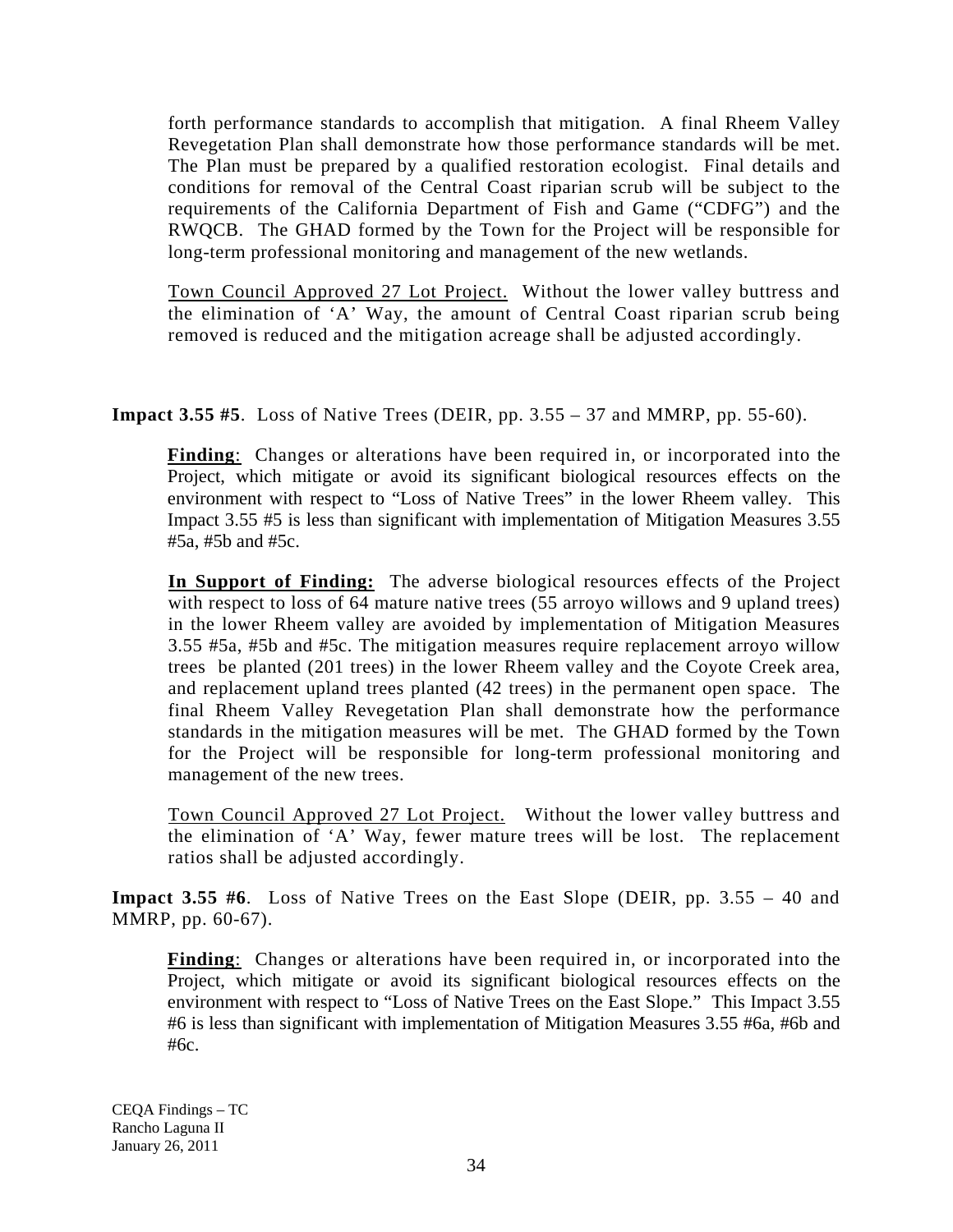forth performance standards to accomplish that mitigation. A final Rheem Valley Revegetation Plan shall demonstrate how those performance standards will be met. The Plan must be prepared by a qualified restoration ecologist. Final details and conditions for removal of the Central Coast riparian scrub will be subject to the requirements of the California Department of Fish and Game ("CDFG") and the RWQCB. The GHAD formed by the Town for the Project will be responsible for long-term professional monitoring and management of the new wetlands.

Town Council Approved 27 Lot Project. Without the lower valley buttress and the elimination of 'A' Way, the amount of Central Coast riparian scrub being removed is reduced and the mitigation acreage shall be adjusted accordingly.

**Impact 3.55 #5**. Loss of Native Trees (DEIR, pp. 3.55 – 37 and MMRP, pp. 55-60).

**Finding**: Changes or alterations have been required in, or incorporated into the Project, which mitigate or avoid its significant biological resources effects on the environment with respect to "Loss of Native Trees" in the lower Rheem valley. This Impact 3.55 #5 is less than significant with implementation of Mitigation Measures 3.55 #5a, #5b and #5c.

**In Support of Finding:** The adverse biological resources effects of the Project with respect to loss of 64 mature native trees (55 arroyo willows and 9 upland trees) in the lower Rheem valley are avoided by implementation of Mitigation Measures 3.55 #5a, #5b and #5c. The mitigation measures require replacement arroyo willow trees be planted (201 trees) in the lower Rheem valley and the Coyote Creek area, and replacement upland trees planted (42 trees) in the permanent open space. The final Rheem Valley Revegetation Plan shall demonstrate how the performance standards in the mitigation measures will be met. The GHAD formed by the Town for the Project will be responsible for long-term professional monitoring and management of the new trees.

Town Council Approved 27 Lot Project. Without the lower valley buttress and the elimination of 'A' Way, fewer mature trees will be lost. The replacement ratios shall be adjusted accordingly.

**Impact 3.55 #6**. Loss of Native Trees on the East Slope (DEIR, pp. 3.55 – 40 and MMRP, pp. 60-67).

**Finding**: Changes or alterations have been required in, or incorporated into the Project, which mitigate or avoid its significant biological resources effects on the environment with respect to "Loss of Native Trees on the East Slope." This Impact 3.55 #6 is less than significant with implementation of Mitigation Measures 3.55 #6a, #6b and #6c.

CEQA Findings – TC
Rancho Laguna II
January 26, 2011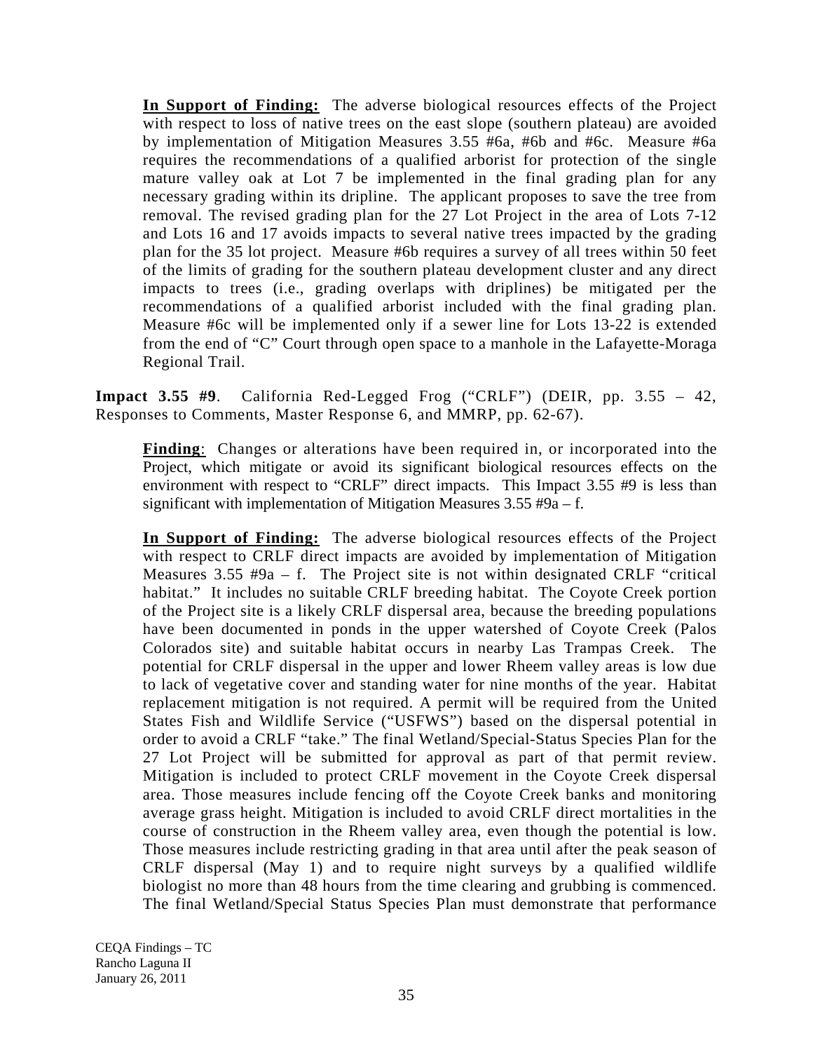**In Support of Finding:** The adverse biological resources effects of the Project with respect to loss of native trees on the east slope (southern plateau) are avoided by implementation of Mitigation Measures 3.55 #6a, #6b and #6c. Measure #6a requires the recommendations of a qualified arborist for protection of the single mature valley oak at Lot 7 be implemented in the final grading plan for any necessary grading within its dripline. The applicant proposes to save the tree from removal. The revised grading plan for the 27 Lot Project in the area of Lots 7-12 and Lots 16 and 17 avoids impacts to several native trees impacted by the grading plan for the 35 lot project. Measure #6b requires a survey of all trees within 50 feet of the limits of grading for the southern plateau development cluster and any direct impacts to trees (i.e., grading overlaps with driplines) be mitigated per the recommendations of a qualified arborist included with the final grading plan. Measure #6c will be implemented only if a sewer line for Lots 13-22 is extended from the end of "C" Court through open space to a manhole in the Lafayette-Moraga Regional Trail.

**Impact 3.55 #9**. California Red-Legged Frog ("CRLF") (DEIR, pp. 3.55 – 42, Responses to Comments, Master Response 6, and MMRP, pp. 62-67).

**Finding**: Changes or alterations have been required in, or incorporated into the Project, which mitigate or avoid its significant biological resources effects on the environment with respect to "CRLF" direct impacts. This Impact 3.55 #9 is less than significant with implementation of Mitigation Measures 3.55 #9a – f.

**In Support of Finding:** The adverse biological resources effects of the Project with respect to CRLF direct impacts are avoided by implementation of Mitigation Measures 3.55 #9a – f. The Project site is not within designated CRLF "critical habitat." It includes no suitable CRLF breeding habitat. The Coyote Creek portion of the Project site is a likely CRLF dispersal area, because the breeding populations have been documented in ponds in the upper watershed of Coyote Creek (Palos Colorados site) and suitable habitat occurs in nearby Las Trampas Creek. The potential for CRLF dispersal in the upper and lower Rheem valley areas is low due to lack of vegetative cover and standing water for nine months of the year. Habitat replacement mitigation is not required. A permit will be required from the United States Fish and Wildlife Service ("USFWS") based on the dispersal potential in order to avoid a CRLF "take." The final Wetland/Special-Status Species Plan for the 27 Lot Project will be submitted for approval as part of that permit review. Mitigation is included to protect CRLF movement in the Coyote Creek dispersal area. Those measures include fencing off the Coyote Creek banks and monitoring average grass height. Mitigation is included to avoid CRLF direct mortalities in the course of construction in the Rheem valley area, even though the potential is low. Those measures include restricting grading in that area until after the peak season of CRLF dispersal (May 1) and to require night surveys by a qualified wildlife biologist no more than 48 hours from the time clearing and grubbing is commenced. The final Wetland/Special Status Species Plan must demonstrate that performance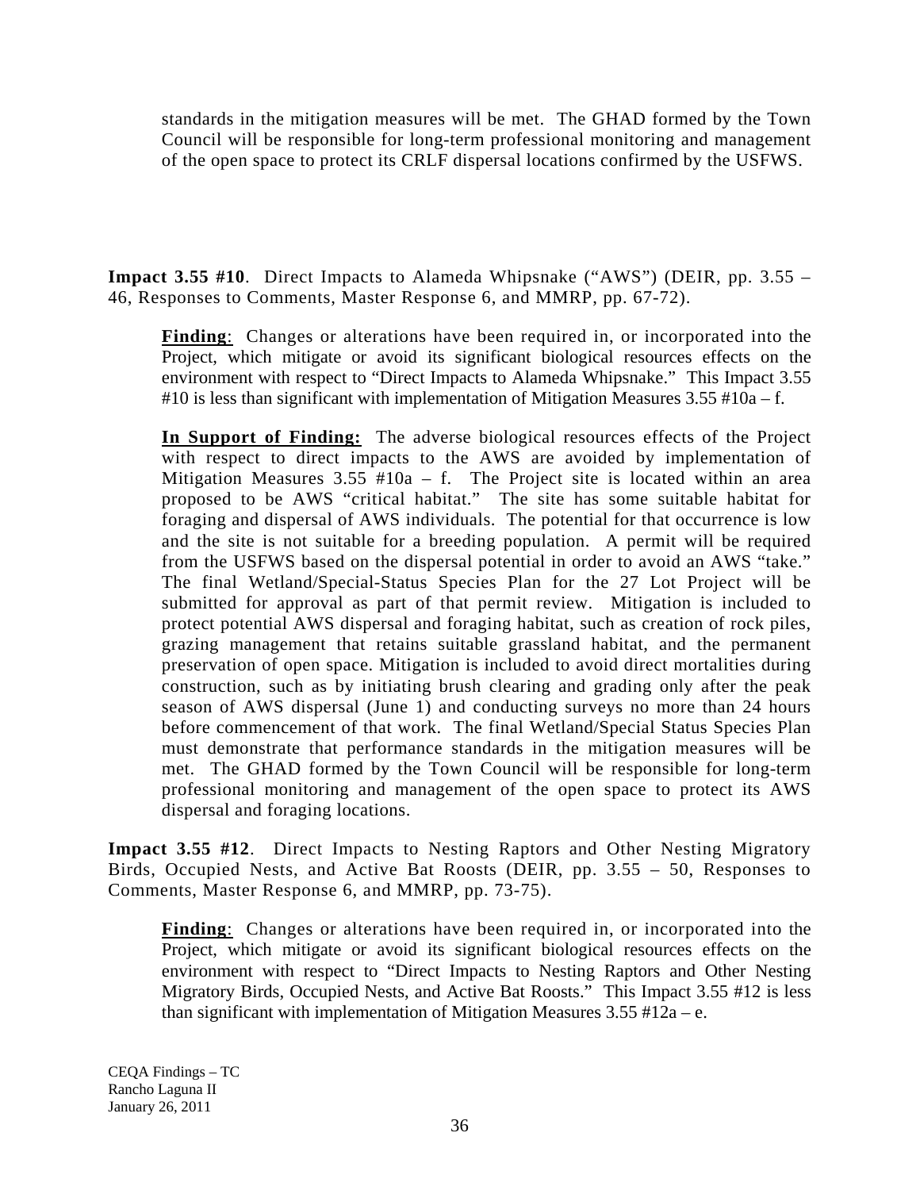standards in the mitigation measures will be met. The GHAD formed by the Town Council will be responsible for long-term professional monitoring and management of the open space to protect its CRLF dispersal locations confirmed by the USFWS.

**Impact 3.55 #10**. Direct Impacts to Alameda Whipsnake ("AWS") (DEIR, pp. 3.55 – 46, Responses to Comments, Master Response 6, and MMRP, pp. 67-72).

> **Finding**: Changes or alterations have been required in, or incorporated into the Project, which mitigate or avoid its significant biological resources effects on the environment with respect to "Direct Impacts to Alameda Whipsnake." This Impact 3.55 #10 is less than significant with implementation of Mitigation Measures 3.55 #10a – f.
>
> **In Support of Finding:** The adverse biological resources effects of the Project with respect to direct impacts to the AWS are avoided by implementation of Mitigation Measures 3.55 #10a – f. The Project site is located within an area proposed to be AWS "critical habitat." The site has some suitable habitat for foraging and dispersal of AWS individuals. The potential for that occurrence is low and the site is not suitable for a breeding population. A permit will be required from the USFWS based on the dispersal potential in order to avoid an AWS "take." The final Wetland/Special-Status Species Plan for the 27 Lot Project will be submitted for approval as part of that permit review. Mitigation is included to protect potential AWS dispersal and foraging habitat, such as creation of rock piles, grazing management that retains suitable grassland habitat, and the permanent preservation of open space. Mitigation is included to avoid direct mortalities during construction, such as by initiating brush clearing and grading only after the peak season of AWS dispersal (June 1) and conducting surveys no more than 24 hours before commencement of that work. The final Wetland/Special Status Species Plan must demonstrate that performance standards in the mitigation measures will be met. The GHAD formed by the Town Council will be responsible for long-term professional monitoring and management of the open space to protect its AWS dispersal and foraging locations.

**Impact 3.55 #12**. Direct Impacts to Nesting Raptors and Other Nesting Migratory Birds, Occupied Nests, and Active Bat Roosts (DEIR, pp. 3.55 – 50, Responses to Comments, Master Response 6, and MMRP, pp. 73-75).

> **Finding**: Changes or alterations have been required in, or incorporated into the Project, which mitigate or avoid its significant biological resources effects on the environment with respect to "Direct Impacts to Nesting Raptors and Other Nesting Migratory Birds, Occupied Nests, and Active Bat Roosts." This Impact 3.55 #12 is less than significant with implementation of Mitigation Measures 3.55 #12a – e.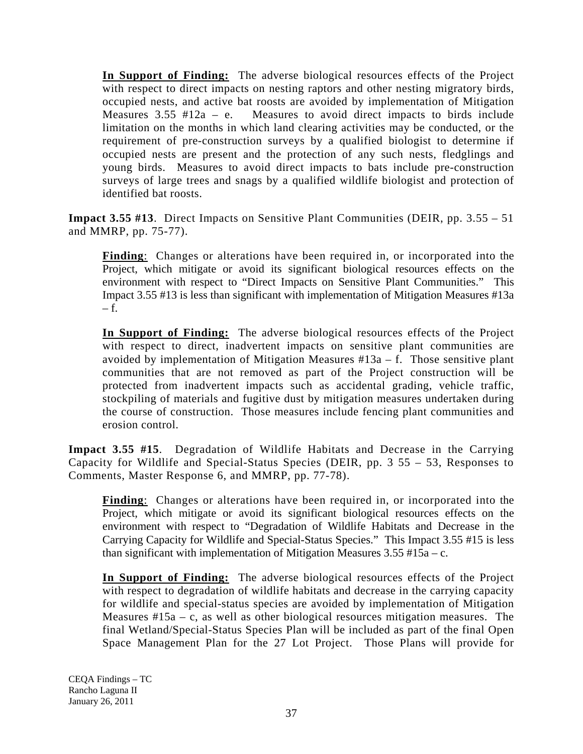**In Support of Finding:** The adverse biological resources effects of the Project with respect to direct impacts on nesting raptors and other nesting migratory birds, occupied nests, and active bat roosts are avoided by implementation of Mitigation Measures 3.55 #12a – e. Measures to avoid direct impacts to birds include limitation on the months in which land clearing activities may be conducted, or the requirement of pre-construction surveys by a qualified biologist to determine if occupied nests are present and the protection of any such nests, fledglings and young birds. Measures to avoid direct impacts to bats include pre-construction surveys of large trees and snags by a qualified wildlife biologist and protection of identified bat roosts.

**Impact 3.55 #13**. Direct Impacts on Sensitive Plant Communities (DEIR, pp. 3.55 – 51 and MMRP, pp. 75-77).

**Finding**: Changes or alterations have been required in, or incorporated into the Project, which mitigate or avoid its significant biological resources effects on the environment with respect to "Direct Impacts on Sensitive Plant Communities." This Impact 3.55 #13 is less than significant with implementation of Mitigation Measures #13a – f.

**In Support of Finding:** The adverse biological resources effects of the Project with respect to direct, inadvertent impacts on sensitive plant communities are avoided by implementation of Mitigation Measures #13a – f. Those sensitive plant communities that are not removed as part of the Project construction will be protected from inadvertent impacts such as accidental grading, vehicle traffic, stockpiling of materials and fugitive dust by mitigation measures undertaken during the course of construction. Those measures include fencing plant communities and erosion control.

**Impact 3.55 #15**. Degradation of Wildlife Habitats and Decrease in the Carrying Capacity for Wildlife and Special-Status Species (DEIR, pp. 3 55 – 53, Responses to Comments, Master Response 6, and MMRP, pp. 77-78).

**Finding**: Changes or alterations have been required in, or incorporated into the Project, which mitigate or avoid its significant biological resources effects on the environment with respect to "Degradation of Wildlife Habitats and Decrease in the Carrying Capacity for Wildlife and Special-Status Species." This Impact 3.55 #15 is less than significant with implementation of Mitigation Measures 3.55 #15a – c.

**In Support of Finding:** The adverse biological resources effects of the Project with respect to degradation of wildlife habitats and decrease in the carrying capacity for wildlife and special-status species are avoided by implementation of Mitigation Measures #15a – c, as well as other biological resources mitigation measures. The final Wetland/Special-Status Species Plan will be included as part of the final Open Space Management Plan for the 27 Lot Project. Those Plans will provide for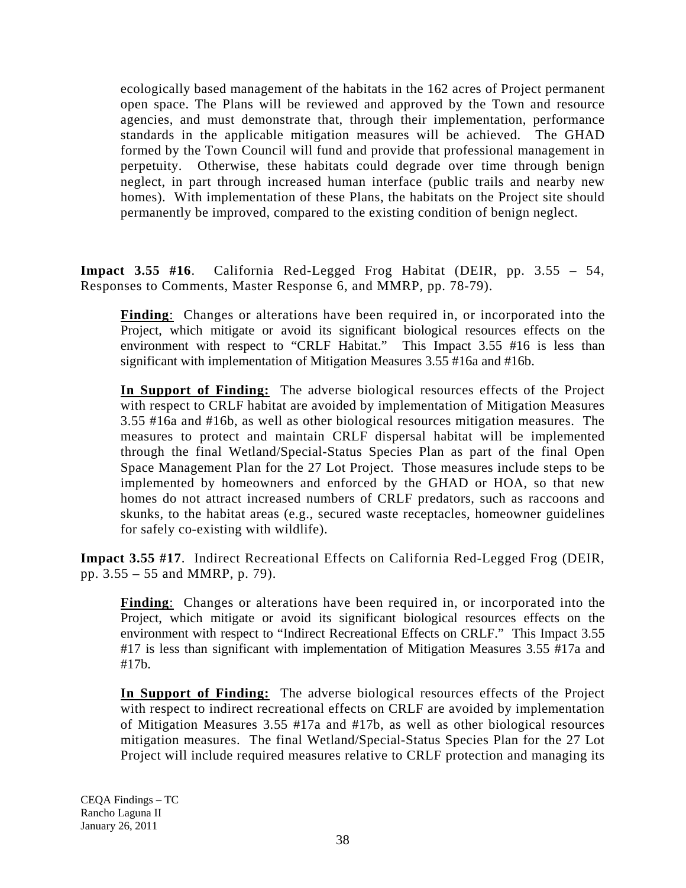ecologically based management of the habitats in the 162 acres of Project permanent open space. The Plans will be reviewed and approved by the Town and resource agencies, and must demonstrate that, through their implementation, performance standards in the applicable mitigation measures will be achieved. The GHAD formed by the Town Council will fund and provide that professional management in perpetuity. Otherwise, these habitats could degrade over time through benign neglect, in part through increased human interface (public trails and nearby new homes). With implementation of these Plans, the habitats on the Project site should permanently be improved, compared to the existing condition of benign neglect.

**Impact 3.55 #16**. California Red-Legged Frog Habitat (DEIR, pp. 3.55 – 54, Responses to Comments, Master Response 6, and MMRP, pp. 78-79).

**Finding**: Changes or alterations have been required in, or incorporated into the Project, which mitigate or avoid its significant biological resources effects on the environment with respect to "CRLF Habitat." This Impact 3.55 #16 is less than significant with implementation of Mitigation Measures 3.55 #16a and #16b.

**In Support of Finding:** The adverse biological resources effects of the Project with respect to CRLF habitat are avoided by implementation of Mitigation Measures 3.55 #16a and #16b, as well as other biological resources mitigation measures. The measures to protect and maintain CRLF dispersal habitat will be implemented through the final Wetland/Special-Status Species Plan as part of the final Open Space Management Plan for the 27 Lot Project. Those measures include steps to be implemented by homeowners and enforced by the GHAD or HOA, so that new homes do not attract increased numbers of CRLF predators, such as raccoons and skunks, to the habitat areas (e.g., secured waste receptacles, homeowner guidelines for safely co-existing with wildlife).

**Impact 3.55 #17**. Indirect Recreational Effects on California Red-Legged Frog (DEIR, pp. 3.55 – 55 and MMRP, p. 79).

**Finding**: Changes or alterations have been required in, or incorporated into the Project, which mitigate or avoid its significant biological resources effects on the environment with respect to "Indirect Recreational Effects on CRLF." This Impact 3.55 #17 is less than significant with implementation of Mitigation Measures 3.55 #17a and #17b.

**In Support of Finding:** The adverse biological resources effects of the Project with respect to indirect recreational effects on CRLF are avoided by implementation of Mitigation Measures 3.55 #17a and #17b, as well as other biological resources mitigation measures. The final Wetland/Special-Status Species Plan for the 27 Lot Project will include required measures relative to CRLF protection and managing its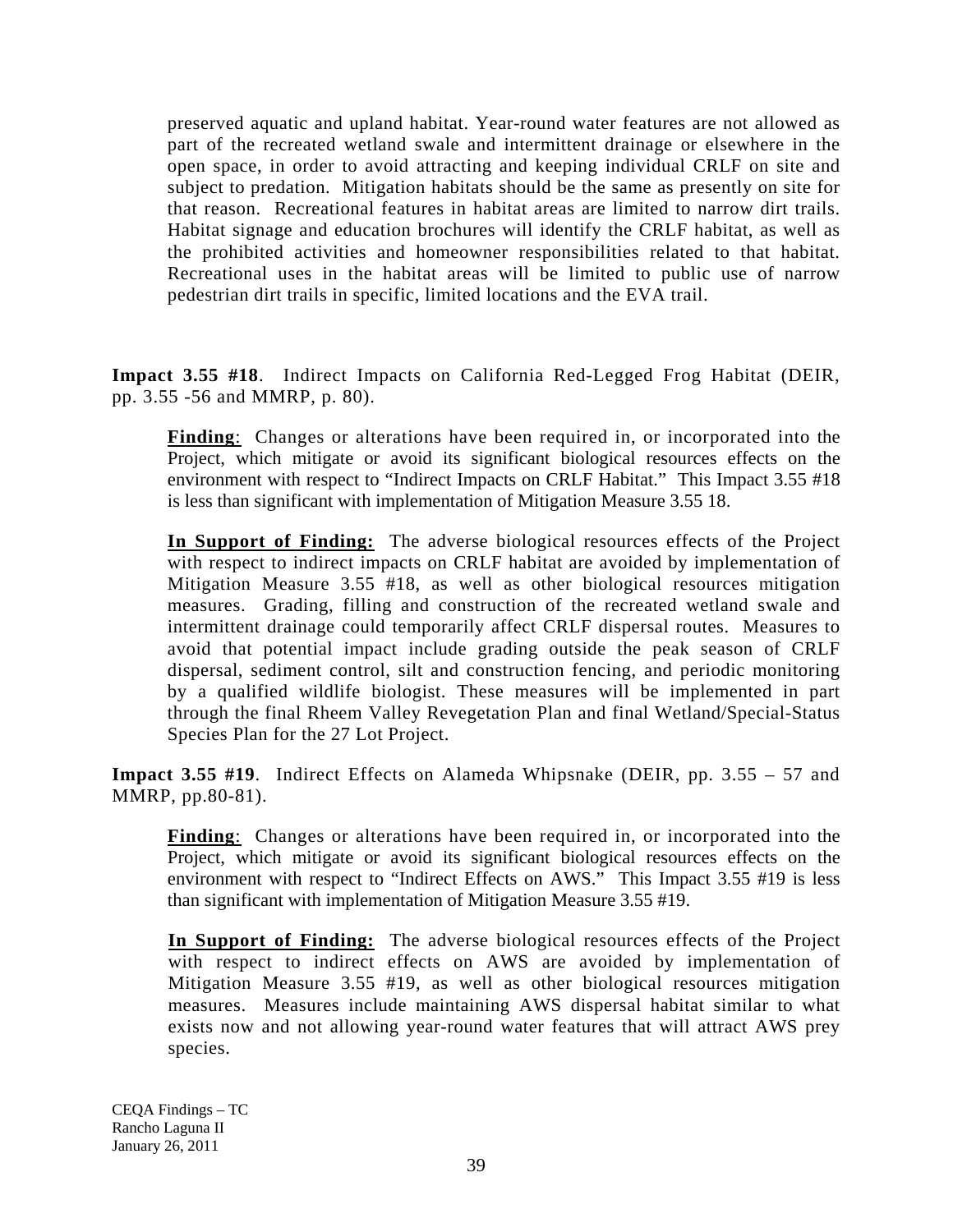preserved aquatic and upland habitat. Year-round water features are not allowed as part of the recreated wetland swale and intermittent drainage or elsewhere in the open space, in order to avoid attracting and keeping individual CRLF on site and subject to predation. Mitigation habitats should be the same as presently on site for that reason. Recreational features in habitat areas are limited to narrow dirt trails. Habitat signage and education brochures will identify the CRLF habitat, as well as the prohibited activities and homeowner responsibilities related to that habitat. Recreational uses in the habitat areas will be limited to public use of narrow pedestrian dirt trails in specific, limited locations and the EVA trail.

**Impact 3.55 #18**. Indirect Impacts on California Red-Legged Frog Habitat (DEIR, pp. 3.55 -56 and MMRP, p. 80).

**Finding**: Changes or alterations have been required in, or incorporated into the Project, which mitigate or avoid its significant biological resources effects on the environment with respect to "Indirect Impacts on CRLF Habitat." This Impact 3.55 #18 is less than significant with implementation of Mitigation Measure 3.55 18.

**In Support of Finding:** The adverse biological resources effects of the Project with respect to indirect impacts on CRLF habitat are avoided by implementation of Mitigation Measure 3.55 #18, as well as other biological resources mitigation measures. Grading, filling and construction of the recreated wetland swale and intermittent drainage could temporarily affect CRLF dispersal routes. Measures to avoid that potential impact include grading outside the peak season of CRLF dispersal, sediment control, silt and construction fencing, and periodic monitoring by a qualified wildlife biologist. These measures will be implemented in part through the final Rheem Valley Revegetation Plan and final Wetland/Special-Status Species Plan for the 27 Lot Project.

**Impact 3.55 #19**. Indirect Effects on Alameda Whipsnake (DEIR, pp. 3.55 – 57 and MMRP, pp.80-81).

**Finding**: Changes or alterations have been required in, or incorporated into the Project, which mitigate or avoid its significant biological resources effects on the environment with respect to "Indirect Effects on AWS." This Impact 3.55 #19 is less than significant with implementation of Mitigation Measure 3.55 #19.

**In Support of Finding:** The adverse biological resources effects of the Project with respect to indirect effects on AWS are avoided by implementation of Mitigation Measure 3.55 #19, as well as other biological resources mitigation measures. Measures include maintaining AWS dispersal habitat similar to what exists now and not allowing year-round water features that will attract AWS prey species.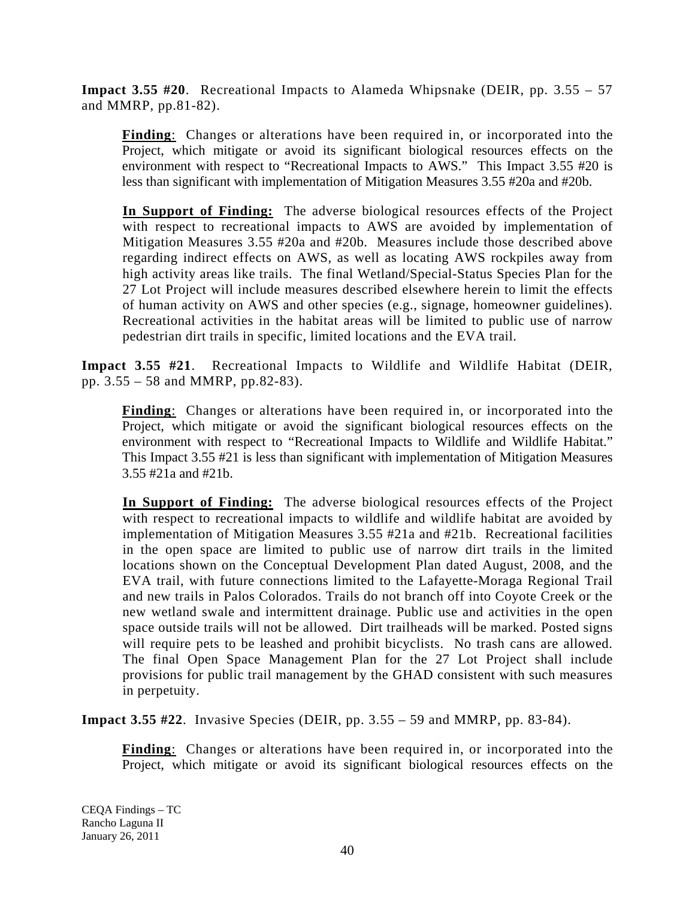**Impact 3.55 #20**. Recreational Impacts to Alameda Whipsnake (DEIR, pp. 3.55 – 57 and MMRP, pp.81-82).

> **Finding**: Changes or alterations have been required in, or incorporated into the Project, which mitigate or avoid its significant biological resources effects on the environment with respect to "Recreational Impacts to AWS." This Impact 3.55 #20 is less than significant with implementation of Mitigation Measures 3.55 #20a and #20b.
>
> **In Support of Finding:** The adverse biological resources effects of the Project with respect to recreational impacts to AWS are avoided by implementation of Mitigation Measures 3.55 #20a and #20b. Measures include those described above regarding indirect effects on AWS, as well as locating AWS rockpiles away from high activity areas like trails. The final Wetland/Special-Status Species Plan for the 27 Lot Project will include measures described elsewhere herein to limit the effects of human activity on AWS and other species (e.g., signage, homeowner guidelines). Recreational activities in the habitat areas will be limited to public use of narrow pedestrian dirt trails in specific, limited locations and the EVA trail.

**Impact 3.55 #21**. Recreational Impacts to Wildlife and Wildlife Habitat (DEIR, pp. 3.55 – 58 and MMRP, pp.82-83).

> **Finding**: Changes or alterations have been required in, or incorporated into the Project, which mitigate or avoid the significant biological resources effects on the environment with respect to "Recreational Impacts to Wildlife and Wildlife Habitat." This Impact 3.55 #21 is less than significant with implementation of Mitigation Measures 3.55 #21a and #21b.
>
> **In Support of Finding:** The adverse biological resources effects of the Project with respect to recreational impacts to wildlife and wildlife habitat are avoided by implementation of Mitigation Measures 3.55 #21a and #21b. Recreational facilities in the open space are limited to public use of narrow dirt trails in the limited locations shown on the Conceptual Development Plan dated August, 2008, and the EVA trail, with future connections limited to the Lafayette-Moraga Regional Trail and new trails in Palos Colorados. Trails do not branch off into Coyote Creek or the new wetland swale and intermittent drainage. Public use and activities in the open space outside trails will not be allowed. Dirt trailheads will be marked. Posted signs will require pets to be leashed and prohibit bicyclists. No trash cans are allowed. The final Open Space Management Plan for the 27 Lot Project shall include provisions for public trail management by the GHAD consistent with such measures in perpetuity.

**Impact 3.55 #22**. Invasive Species (DEIR, pp. 3.55 – 59 and MMRP, pp. 83-84).

> **Finding**: Changes or alterations have been required in, or incorporated into the Project, which mitigate or avoid its significant biological resources effects on the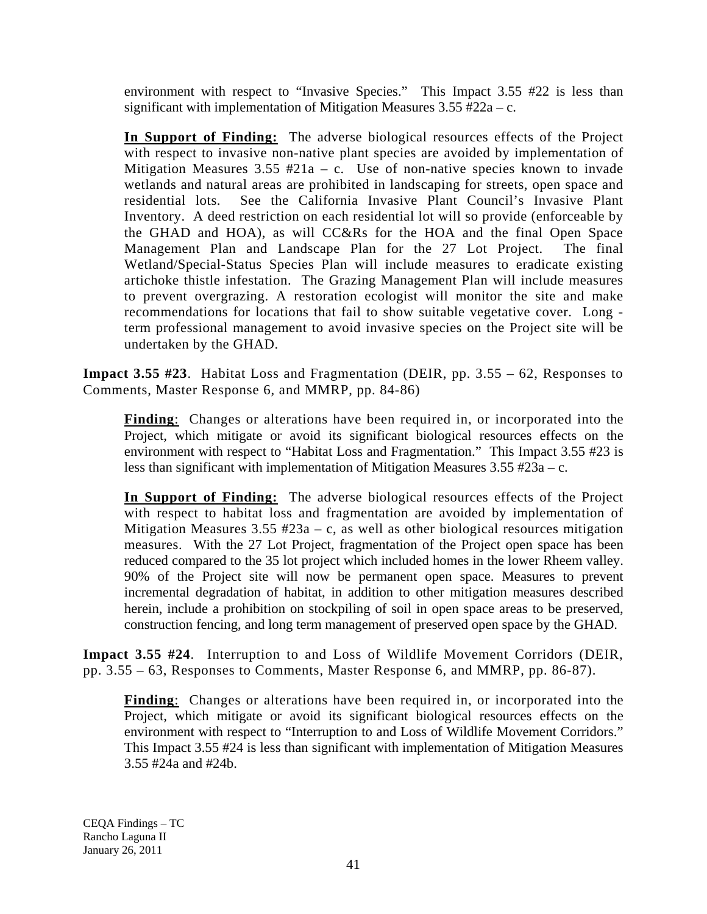environment with respect to “Invasive Species.” This Impact 3.55 #22 is less than significant with implementation of Mitigation Measures 3.55 #22a – c.

**In Support of Finding:** The adverse biological resources effects of the Project with respect to invasive non-native plant species are avoided by implementation of Mitigation Measures 3.55 #21a – c. Use of non-native species known to invade wetlands and natural areas are prohibited in landscaping for streets, open space and residential lots. See the California Invasive Plant Council’s Invasive Plant Inventory. A deed restriction on each residential lot will so provide (enforceable by the GHAD and HOA), as will CC&Rs for the HOA and the final Open Space Management Plan and Landscape Plan for the 27 Lot Project. The final Wetland/Special-Status Species Plan will include measures to eradicate existing artichoke thistle infestation. The Grazing Management Plan will include measures to prevent overgrazing. A restoration ecologist will monitor the site and make recommendations for locations that fail to show suitable vegetative cover. Long - term professional management to avoid invasive species on the Project site will be undertaken by the GHAD.

**Impact 3.55 #23**. Habitat Loss and Fragmentation (DEIR, pp. 3.55 – 62, Responses to Comments, Master Response 6, and MMRP, pp. 84-86)

**Finding**: Changes or alterations have been required in, or incorporated into the Project, which mitigate or avoid its significant biological resources effects on the environment with respect to “Habitat Loss and Fragmentation.” This Impact 3.55 #23 is less than significant with implementation of Mitigation Measures 3.55 #23a – c.

**In Support of Finding:** The adverse biological resources effects of the Project with respect to habitat loss and fragmentation are avoided by implementation of Mitigation Measures 3.55 #23a – c, as well as other biological resources mitigation measures. With the 27 Lot Project, fragmentation of the Project open space has been reduced compared to the 35 lot project which included homes in the lower Rheem valley. 90% of the Project site will now be permanent open space. Measures to prevent incremental degradation of habitat, in addition to other mitigation measures described herein, include a prohibition on stockpiling of soil in open space areas to be preserved, construction fencing, and long term management of preserved open space by the GHAD.

**Impact 3.55 #24**. Interruption to and Loss of Wildlife Movement Corridors (DEIR, pp. 3.55 – 63, Responses to Comments, Master Response 6, and MMRP, pp. 86-87).

**Finding**: Changes or alterations have been required in, or incorporated into the Project, which mitigate or avoid its significant biological resources effects on the environment with respect to “Interruption to and Loss of Wildlife Movement Corridors.” This Impact 3.55 #24 is less than significant with implementation of Mitigation Measures 3.55 #24a and #24b.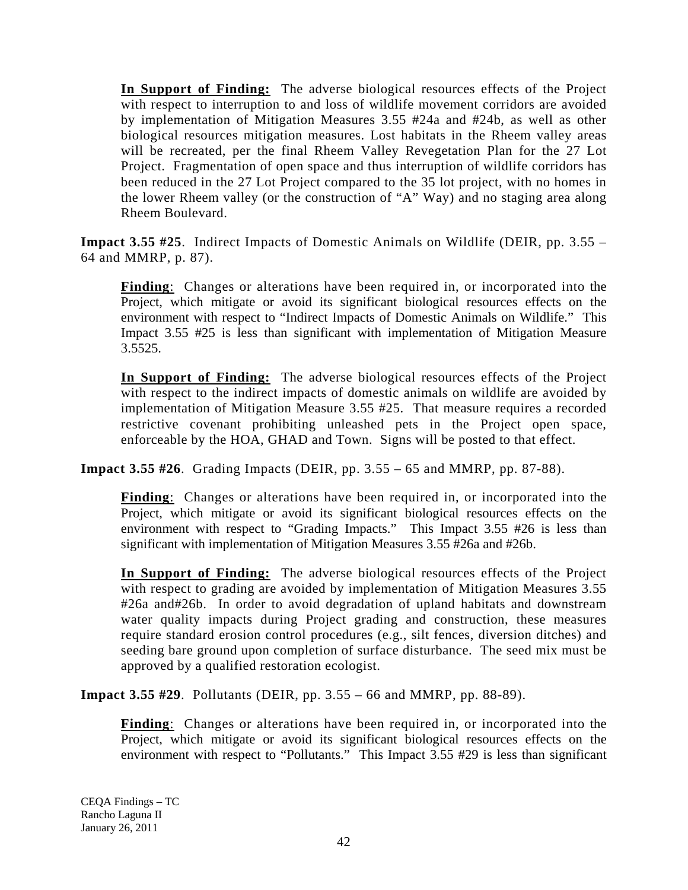**In Support of Finding:** The adverse biological resources effects of the Project with respect to interruption to and loss of wildlife movement corridors are avoided by implementation of Mitigation Measures 3.55 #24a and #24b, as well as other biological resources mitigation measures. Lost habitats in the Rheem valley areas will be recreated, per the final Rheem Valley Revegetation Plan for the 27 Lot Project. Fragmentation of open space and thus interruption of wildlife corridors has been reduced in the 27 Lot Project compared to the 35 lot project, with no homes in the lower Rheem valley (or the construction of "A" Way) and no staging area along Rheem Boulevard.

**Impact 3.55 #25**. Indirect Impacts of Domestic Animals on Wildlife (DEIR, pp. 3.55 – 64 and MMRP, p. 87).

**Finding**: Changes or alterations have been required in, or incorporated into the Project, which mitigate or avoid its significant biological resources effects on the environment with respect to "Indirect Impacts of Domestic Animals on Wildlife." This Impact 3.55 #25 is less than significant with implementation of Mitigation Measure 3.5525.

**In Support of Finding:** The adverse biological resources effects of the Project with respect to the indirect impacts of domestic animals on wildlife are avoided by implementation of Mitigation Measure 3.55 #25. That measure requires a recorded restrictive covenant prohibiting unleashed pets in the Project open space, enforceable by the HOA, GHAD and Town. Signs will be posted to that effect.

**Impact 3.55 #26**. Grading Impacts (DEIR, pp. 3.55 – 65 and MMRP, pp. 87-88).

**Finding**: Changes or alterations have been required in, or incorporated into the Project, which mitigate or avoid its significant biological resources effects on the environment with respect to "Grading Impacts." This Impact 3.55 #26 is less than significant with implementation of Mitigation Measures 3.55 #26a and #26b.

**In Support of Finding:** The adverse biological resources effects of the Project with respect to grading are avoided by implementation of Mitigation Measures 3.55 #26a and#26b. In order to avoid degradation of upland habitats and downstream water quality impacts during Project grading and construction, these measures require standard erosion control procedures (e.g., silt fences, diversion ditches) and seeding bare ground upon completion of surface disturbance. The seed mix must be approved by a qualified restoration ecologist.

**Impact 3.55 #29**. Pollutants (DEIR, pp. 3.55 – 66 and MMRP, pp. 88-89).

**Finding**: Changes or alterations have been required in, or incorporated into the Project, which mitigate or avoid its significant biological resources effects on the environment with respect to "Pollutants." This Impact 3.55 #29 is less than significant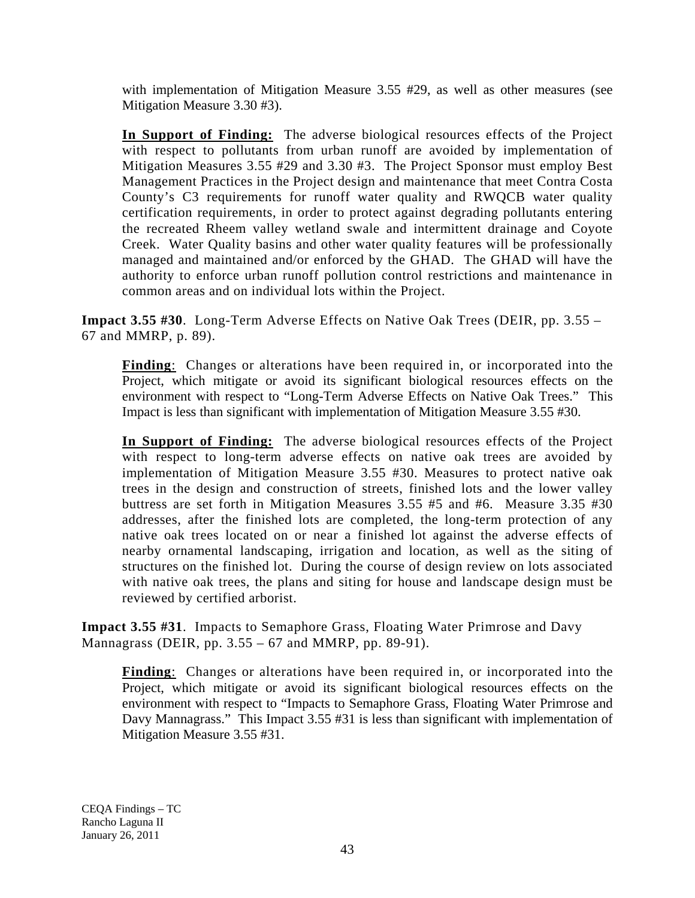with implementation of Mitigation Measure 3.55 #29, as well as other measures (see Mitigation Measure 3.30 #3).

**In Support of Finding:** The adverse biological resources effects of the Project with respect to pollutants from urban runoff are avoided by implementation of Mitigation Measures 3.55 #29 and 3.30 #3. The Project Sponsor must employ Best Management Practices in the Project design and maintenance that meet Contra Costa County's C3 requirements for runoff water quality and RWQCB water quality certification requirements, in order to protect against degrading pollutants entering the recreated Rheem valley wetland swale and intermittent drainage and Coyote Creek. Water Quality basins and other water quality features will be professionally managed and maintained and/or enforced by the GHAD. The GHAD will have the authority to enforce urban runoff pollution control restrictions and maintenance in common areas and on individual lots within the Project.

**Impact 3.55 #30**. Long-Term Adverse Effects on Native Oak Trees (DEIR, pp. 3.55 – 67 and MMRP, p. 89).

**Finding**: Changes or alterations have been required in, or incorporated into the Project, which mitigate or avoid its significant biological resources effects on the environment with respect to "Long-Term Adverse Effects on Native Oak Trees." This Impact is less than significant with implementation of Mitigation Measure 3.55 #30.

**In Support of Finding:** The adverse biological resources effects of the Project with respect to long-term adverse effects on native oak trees are avoided by implementation of Mitigation Measure 3.55 #30. Measures to protect native oak trees in the design and construction of streets, finished lots and the lower valley buttress are set forth in Mitigation Measures 3.55 #5 and #6. Measure 3.35 #30 addresses, after the finished lots are completed, the long-term protection of any native oak trees located on or near a finished lot against the adverse effects of nearby ornamental landscaping, irrigation and location, as well as the siting of structures on the finished lot. During the course of design review on lots associated with native oak trees, the plans and siting for house and landscape design must be reviewed by certified arborist.

**Impact 3.55 #31**. Impacts to Semaphore Grass, Floating Water Primrose and Davy Mannagrass (DEIR, pp. 3.55 – 67 and MMRP, pp. 89-91).

**Finding**: Changes or alterations have been required in, or incorporated into the Project, which mitigate or avoid its significant biological resources effects on the environment with respect to "Impacts to Semaphore Grass, Floating Water Primrose and Davy Mannagrass." This Impact 3.55 #31 is less than significant with implementation of Mitigation Measure 3.55 #31.

CEQA Findings – TC
Rancho Laguna II
January 26, 2011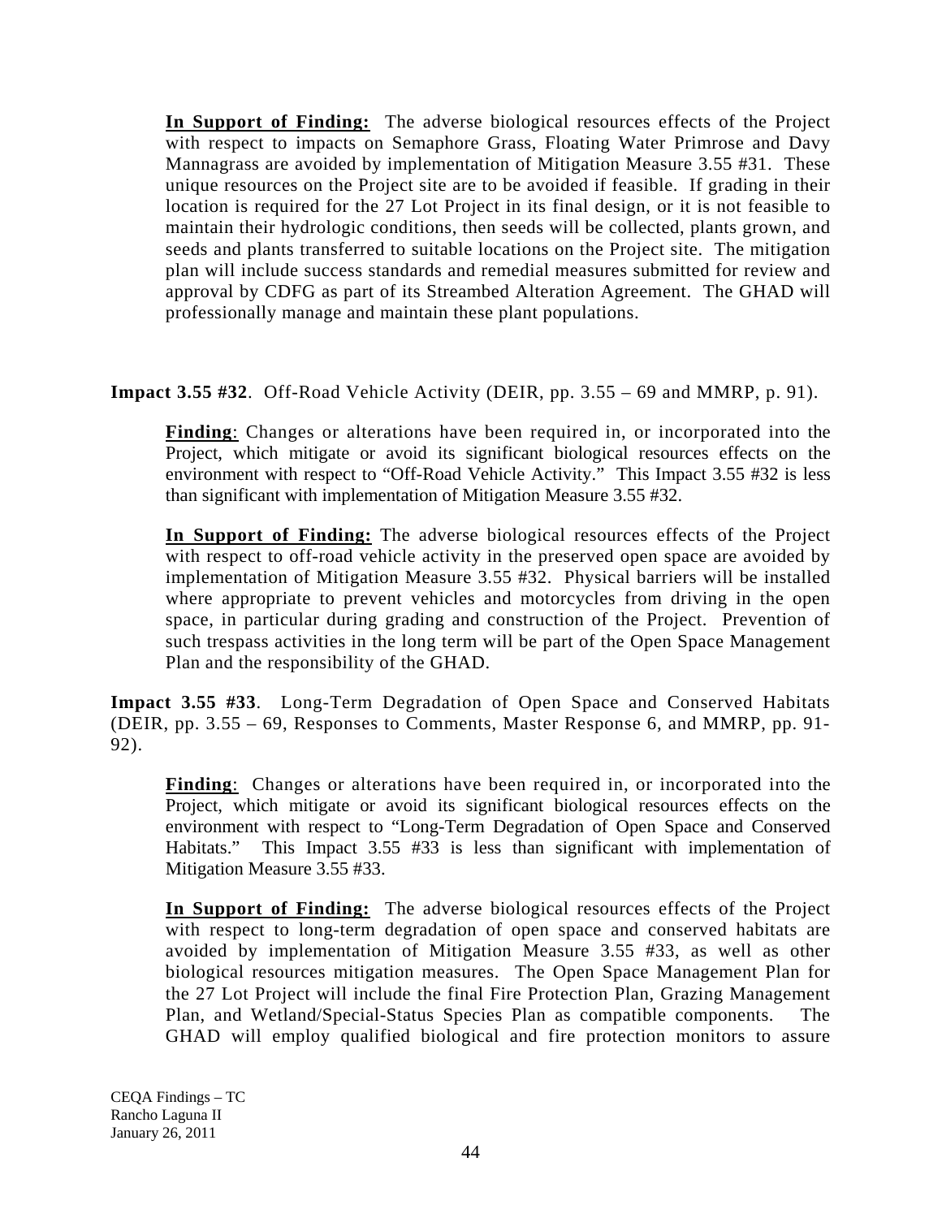**In Support of Finding:** The adverse biological resources effects of the Project with respect to impacts on Semaphore Grass, Floating Water Primrose and Davy Mannagrass are avoided by implementation of Mitigation Measure 3.55 #31. These unique resources on the Project site are to be avoided if feasible. If grading in their location is required for the 27 Lot Project in its final design, or it is not feasible to maintain their hydrologic conditions, then seeds will be collected, plants grown, and seeds and plants transferred to suitable locations on the Project site. The mitigation plan will include success standards and remedial measures submitted for review and approval by CDFG as part of its Streambed Alteration Agreement. The GHAD will professionally manage and maintain these plant populations.

**Impact 3.55 #32**. Off-Road Vehicle Activity (DEIR, pp. 3.55 – 69 and MMRP, p. 91).

**Finding**: Changes or alterations have been required in, or incorporated into the Project, which mitigate or avoid its significant biological resources effects on the environment with respect to "Off-Road Vehicle Activity." This Impact 3.55 #32 is less than significant with implementation of Mitigation Measure 3.55 #32.

**In Support of Finding:** The adverse biological resources effects of the Project with respect to off-road vehicle activity in the preserved open space are avoided by implementation of Mitigation Measure 3.55 #32. Physical barriers will be installed where appropriate to prevent vehicles and motorcycles from driving in the open space, in particular during grading and construction of the Project. Prevention of such trespass activities in the long term will be part of the Open Space Management Plan and the responsibility of the GHAD.

**Impact 3.55 #33**. Long-Term Degradation of Open Space and Conserved Habitats (DEIR, pp. 3.55 – 69, Responses to Comments, Master Response 6, and MMRP, pp. 91-92).

**Finding**: Changes or alterations have been required in, or incorporated into the Project, which mitigate or avoid its significant biological resources effects on the environment with respect to "Long-Term Degradation of Open Space and Conserved Habitats." This Impact 3.55 #33 is less than significant with implementation of Mitigation Measure 3.55 #33.

**In Support of Finding:** The adverse biological resources effects of the Project with respect to long-term degradation of open space and conserved habitats are avoided by implementation of Mitigation Measure 3.55 #33, as well as other biological resources mitigation measures. The Open Space Management Plan for the 27 Lot Project will include the final Fire Protection Plan, Grazing Management Plan, and Wetland/Special-Status Species Plan as compatible components. The GHAD will employ qualified biological and fire protection monitors to assure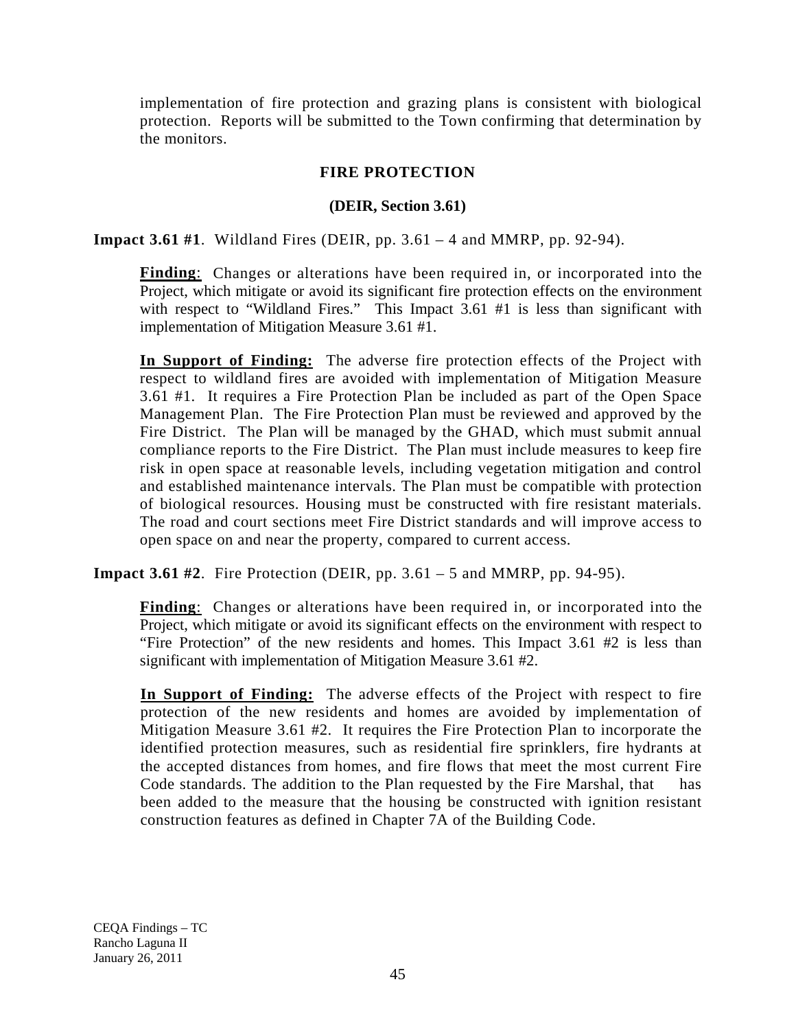implementation of fire protection and grazing plans is consistent with biological protection. Reports will be submitted to the Town confirming that determination by the monitors.

## FIRE PROTECTION

### (DEIR, Section 3.61)

**Impact 3.61 #1**. Wildland Fires (DEIR, pp. 3.61 – 4 and MMRP, pp. 92-94).

**Finding**: Changes or alterations have been required in, or incorporated into the Project, which mitigate or avoid its significant fire protection effects on the environment with respect to "Wildland Fires." This Impact 3.61 #1 is less than significant with implementation of Mitigation Measure 3.61 #1.

**In Support of Finding:** The adverse fire protection effects of the Project with respect to wildland fires are avoided with implementation of Mitigation Measure 3.61 #1. It requires a Fire Protection Plan be included as part of the Open Space Management Plan. The Fire Protection Plan must be reviewed and approved by the Fire District. The Plan will be managed by the GHAD, which must submit annual compliance reports to the Fire District. The Plan must include measures to keep fire risk in open space at reasonable levels, including vegetation mitigation and control and established maintenance intervals. The Plan must be compatible with protection of biological resources. Housing must be constructed with fire resistant materials. The road and court sections meet Fire District standards and will improve access to open space on and near the property, compared to current access.

**Impact 3.61 #2**. Fire Protection (DEIR, pp. 3.61 – 5 and MMRP, pp. 94-95).

**Finding**: Changes or alterations have been required in, or incorporated into the Project, which mitigate or avoid its significant effects on the environment with respect to "Fire Protection" of the new residents and homes. This Impact 3.61 #2 is less than significant with implementation of Mitigation Measure 3.61 #2.

**In Support of Finding:** The adverse effects of the Project with respect to fire protection of the new residents and homes are avoided by implementation of Mitigation Measure 3.61 #2. It requires the Fire Protection Plan to incorporate the identified protection measures, such as residential fire sprinklers, fire hydrants at the accepted distances from homes, and fire flows that meet the most current Fire Code standards. The addition to the Plan requested by the Fire Marshal, that has been added to the measure that the housing be constructed with ignition resistant construction features as defined in Chapter 7A of the Building Code.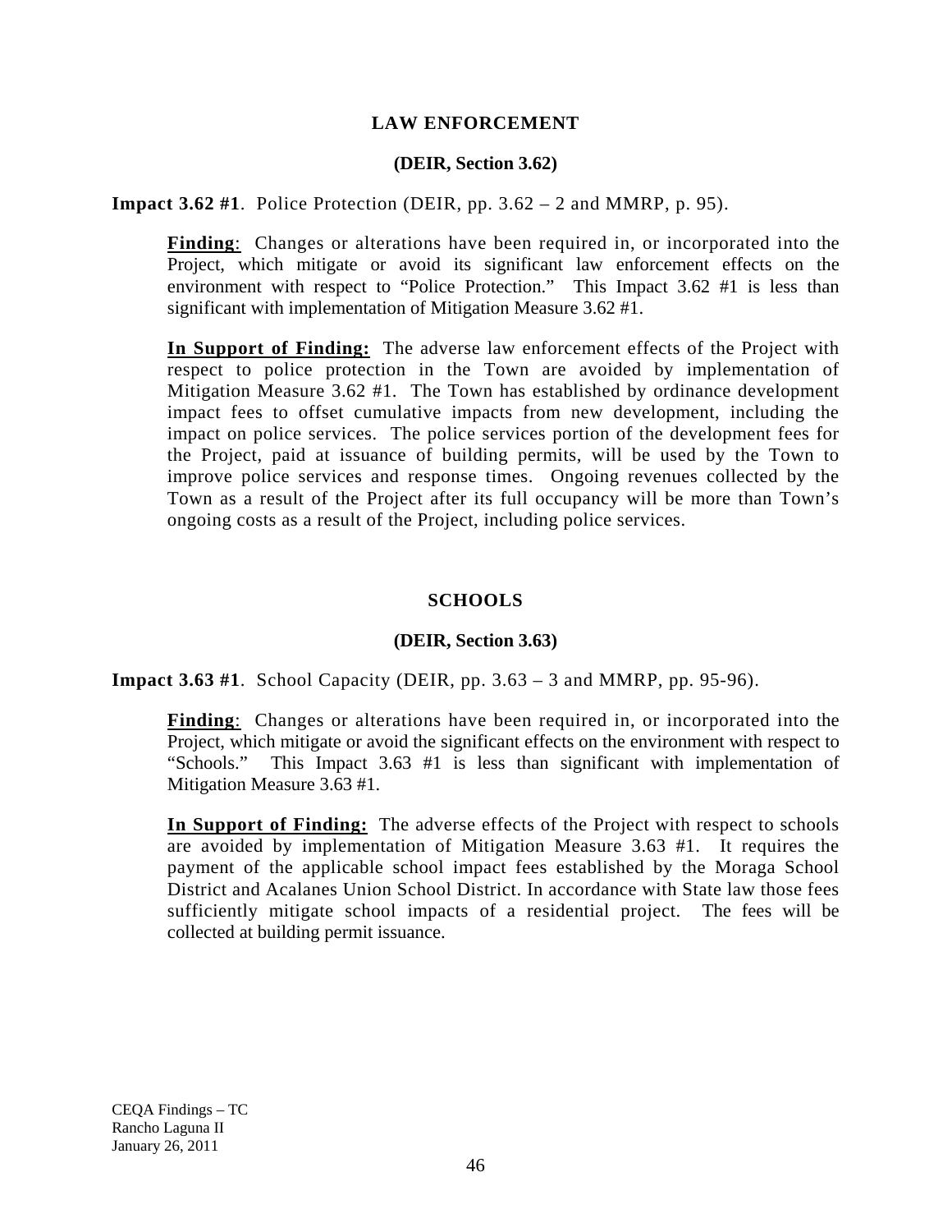## LAW ENFORCEMENT

### (DEIR, Section 3.62)

**Impact 3.62 #1**. Police Protection (DEIR, pp. 3.62 – 2 and MMRP, p. 95).

**Finding**: Changes or alterations have been required in, or incorporated into the Project, which mitigate or avoid its significant law enforcement effects on the environment with respect to "Police Protection." This Impact 3.62 #1 is less than significant with implementation of Mitigation Measure 3.62 #1.

**In Support of Finding:** The adverse law enforcement effects of the Project with respect to police protection in the Town are avoided by implementation of Mitigation Measure 3.62 #1. The Town has established by ordinance development impact fees to offset cumulative impacts from new development, including the impact on police services. The police services portion of the development fees for the Project, paid at issuance of building permits, will be used by the Town to improve police services and response times. Ongoing revenues collected by the Town as a result of the Project after its full occupancy will be more than Town's ongoing costs as a result of the Project, including police services.

## SCHOOLS

### (DEIR, Section 3.63)

**Impact 3.63 #1**. School Capacity (DEIR, pp. 3.63 – 3 and MMRP, pp. 95-96).

**Finding**: Changes or alterations have been required in, or incorporated into the Project, which mitigate or avoid the significant effects on the environment with respect to "Schools." This Impact 3.63 #1 is less than significant with implementation of Mitigation Measure 3.63 #1.

**In Support of Finding:** The adverse effects of the Project with respect to schools are avoided by implementation of Mitigation Measure 3.63 #1. It requires the payment of the applicable school impact fees established by the Moraga School District and Acalanes Union School District. In accordance with State law those fees sufficiently mitigate school impacts of a residential project. The fees will be collected at building permit issuance.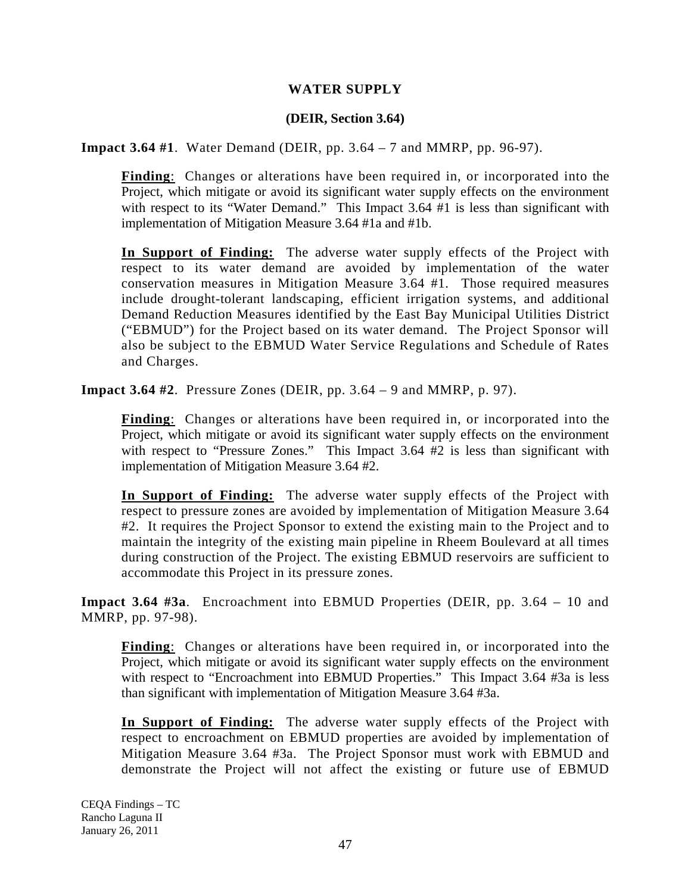## WATER SUPPLY

### (DEIR, Section 3.64)

**Impact 3.64 #1**. Water Demand (DEIR, pp. 3.64 – 7 and MMRP, pp. 96-97).

> **Finding**: Changes or alterations have been required in, or incorporated into the Project, which mitigate or avoid its significant water supply effects on the environment with respect to its "Water Demand." This Impact 3.64 #1 is less than significant with implementation of Mitigation Measure 3.64 #1a and #1b.
>
> **In Support of Finding:** The adverse water supply effects of the Project with respect to its water demand are avoided by implementation of the water conservation measures in Mitigation Measure 3.64 #1. Those required measures include drought-tolerant landscaping, efficient irrigation systems, and additional Demand Reduction Measures identified by the East Bay Municipal Utilities District ("EBMUD") for the Project based on its water demand. The Project Sponsor will also be subject to the EBMUD Water Service Regulations and Schedule of Rates and Charges.

**Impact 3.64 #2**. Pressure Zones (DEIR, pp. 3.64 – 9 and MMRP, p. 97).

> **Finding**: Changes or alterations have been required in, or incorporated into the Project, which mitigate or avoid its significant water supply effects on the environment with respect to "Pressure Zones." This Impact 3.64 #2 is less than significant with implementation of Mitigation Measure 3.64 #2.
>
> **In Support of Finding:** The adverse water supply effects of the Project with respect to pressure zones are avoided by implementation of Mitigation Measure 3.64 #2. It requires the Project Sponsor to extend the existing main to the Project and to maintain the integrity of the existing main pipeline in Rheem Boulevard at all times during construction of the Project. The existing EBMUD reservoirs are sufficient to accommodate this Project in its pressure zones.

**Impact 3.64 #3a**. Encroachment into EBMUD Properties (DEIR, pp. 3.64 – 10 and MMRP, pp. 97-98).

> **Finding**: Changes or alterations have been required in, or incorporated into the Project, which mitigate or avoid its significant water supply effects on the environment with respect to "Encroachment into EBMUD Properties." This Impact 3.64 #3a is less than significant with implementation of Mitigation Measure 3.64 #3a.
>
> **In Support of Finding:** The adverse water supply effects of the Project with respect to encroachment on EBMUD properties are avoided by implementation of Mitigation Measure 3.64 #3a. The Project Sponsor must work with EBMUD and demonstrate the Project will not affect the existing or future use of EBMUD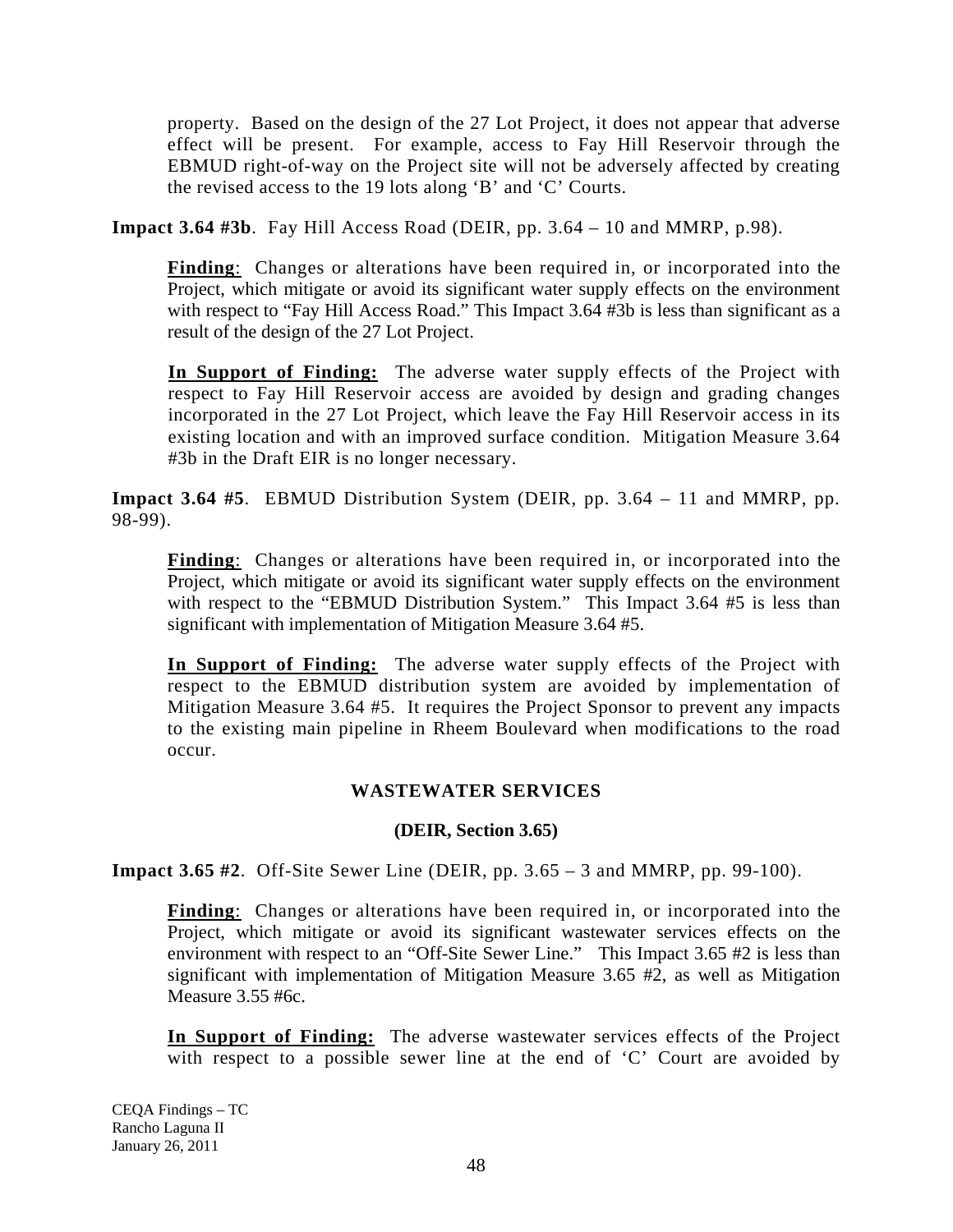property. Based on the design of the 27 Lot Project, it does not appear that adverse effect will be present. For example, access to Fay Hill Reservoir through the EBMUD right-of-way on the Project site will not be adversely affected by creating the revised access to the 19 lots along 'B' and 'C' Courts.

**Impact 3.64 #3b**. Fay Hill Access Road (DEIR, pp. 3.64 – 10 and MMRP, p.98).

**Finding**: Changes or alterations have been required in, or incorporated into the Project, which mitigate or avoid its significant water supply effects on the environment with respect to "Fay Hill Access Road." This Impact 3.64 #3b is less than significant as a result of the design of the 27 Lot Project.

**In Support of Finding:** The adverse water supply effects of the Project with respect to Fay Hill Reservoir access are avoided by design and grading changes incorporated in the 27 Lot Project, which leave the Fay Hill Reservoir access in its existing location and with an improved surface condition. Mitigation Measure 3.64 #3b in the Draft EIR is no longer necessary.

**Impact 3.64 #5**. EBMUD Distribution System (DEIR, pp. 3.64 – 11 and MMRP, pp. 98-99).

**Finding**: Changes or alterations have been required in, or incorporated into the Project, which mitigate or avoid its significant water supply effects on the environment with respect to the "EBMUD Distribution System." This Impact 3.64 #5 is less than significant with implementation of Mitigation Measure 3.64 #5.

**In Support of Finding:** The adverse water supply effects of the Project with respect to the EBMUD distribution system are avoided by implementation of Mitigation Measure 3.64 #5. It requires the Project Sponsor to prevent any impacts to the existing main pipeline in Rheem Boulevard when modifications to the road occur.

## WASTEWATER SERVICES

### (DEIR, Section 3.65)

**Impact 3.65 #2**. Off-Site Sewer Line (DEIR, pp. 3.65 – 3 and MMRP, pp. 99-100).

**Finding**: Changes or alterations have been required in, or incorporated into the Project, which mitigate or avoid its significant wastewater services effects on the environment with respect to an "Off-Site Sewer Line." This Impact 3.65 #2 is less than significant with implementation of Mitigation Measure 3.65 #2, as well as Mitigation Measure 3.55 #6c.

**In Support of Finding:** The adverse wastewater services effects of the Project with respect to a possible sewer line at the end of 'C' Court are avoided by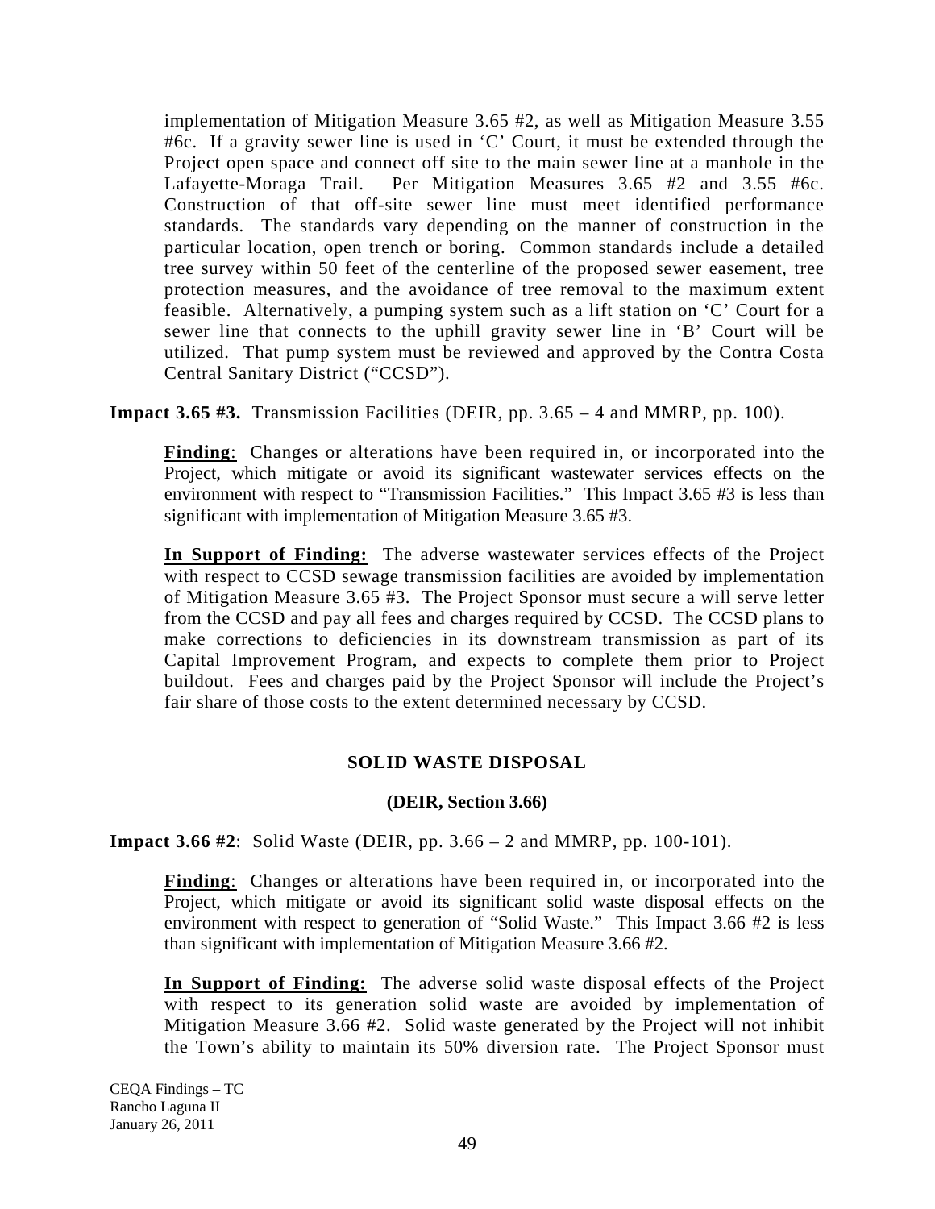implementation of Mitigation Measure 3.65 #2, as well as Mitigation Measure 3.55 #6c. If a gravity sewer line is used in 'C' Court, it must be extended through the Project open space and connect off site to the main sewer line at a manhole in the Lafayette-Moraga Trail. Per Mitigation Measures 3.65 #2 and 3.55 #6c. Construction of that off-site sewer line must meet identified performance standards. The standards vary depending on the manner of construction in the particular location, open trench or boring. Common standards include a detailed tree survey within 50 feet of the centerline of the proposed sewer easement, tree protection measures, and the avoidance of tree removal to the maximum extent feasible. Alternatively, a pumping system such as a lift station on 'C' Court for a sewer line that connects to the uphill gravity sewer line in 'B' Court will be utilized. That pump system must be reviewed and approved by the Contra Costa Central Sanitary District ("CCSD").

**Impact 3.65 #3.** Transmission Facilities (DEIR, pp. 3.65 – 4 and MMRP, pp. 100).

**Finding**: Changes or alterations have been required in, or incorporated into the Project, which mitigate or avoid its significant wastewater services effects on the environment with respect to "Transmission Facilities." This Impact 3.65 #3 is less than significant with implementation of Mitigation Measure 3.65 #3.

**In Support of Finding:** The adverse wastewater services effects of the Project with respect to CCSD sewage transmission facilities are avoided by implementation of Mitigation Measure 3.65 #3. The Project Sponsor must secure a will serve letter from the CCSD and pay all fees and charges required by CCSD. The CCSD plans to make corrections to deficiencies in its downstream transmission as part of its Capital Improvement Program, and expects to complete them prior to Project buildout. Fees and charges paid by the Project Sponsor will include the Project's fair share of those costs to the extent determined necessary by CCSD.

## SOLID WASTE DISPOSAL

### (DEIR, Section 3.66)

**Impact 3.66 #2**: Solid Waste (DEIR, pp. 3.66 – 2 and MMRP, pp. 100-101).

**Finding**: Changes or alterations have been required in, or incorporated into the Project, which mitigate or avoid its significant solid waste disposal effects on the environment with respect to generation of "Solid Waste." This Impact 3.66 #2 is less than significant with implementation of Mitigation Measure 3.66 #2.

**In Support of Finding:** The adverse solid waste disposal effects of the Project with respect to its generation solid waste are avoided by implementation of Mitigation Measure 3.66 #2. Solid waste generated by the Project will not inhibit the Town's ability to maintain its 50% diversion rate. The Project Sponsor must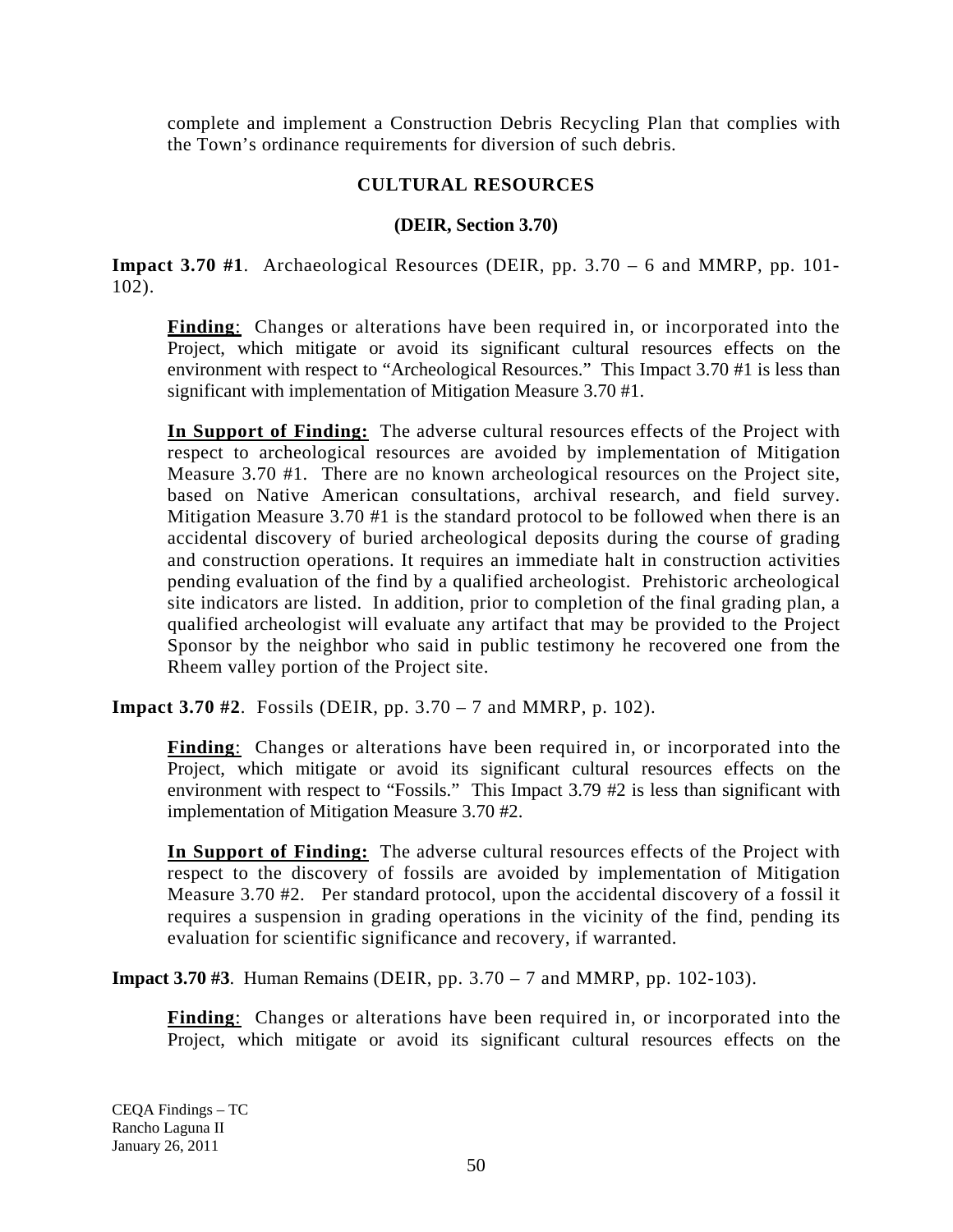complete and implement a Construction Debris Recycling Plan that complies with the Town's ordinance requirements for diversion of such debris.

## CULTURAL RESOURCES

### (DEIR, Section 3.70)

**Impact 3.70 #1**. Archaeological Resources (DEIR, pp. 3.70 – 6 and MMRP, pp. 101-102).

**Finding**: Changes or alterations have been required in, or incorporated into the Project, which mitigate or avoid its significant cultural resources effects on the environment with respect to "Archeological Resources." This Impact 3.70 #1 is less than significant with implementation of Mitigation Measure 3.70 #1.

**In Support of Finding:** The adverse cultural resources effects of the Project with respect to archeological resources are avoided by implementation of Mitigation Measure 3.70 #1. There are no known archeological resources on the Project site, based on Native American consultations, archival research, and field survey. Mitigation Measure 3.70 #1 is the standard protocol to be followed when there is an accidental discovery of buried archeological deposits during the course of grading and construction operations. It requires an immediate halt in construction activities pending evaluation of the find by a qualified archeologist. Prehistoric archeological site indicators are listed. In addition, prior to completion of the final grading plan, a qualified archeologist will evaluate any artifact that may be provided to the Project Sponsor by the neighbor who said in public testimony he recovered one from the Rheem valley portion of the Project site.

**Impact 3.70 #2**. Fossils (DEIR, pp. 3.70 – 7 and MMRP, p. 102).

**Finding**: Changes or alterations have been required in, or incorporated into the Project, which mitigate or avoid its significant cultural resources effects on the environment with respect to "Fossils." This Impact 3.79 #2 is less than significant with implementation of Mitigation Measure 3.70 #2.

**In Support of Finding:** The adverse cultural resources effects of the Project with respect to the discovery of fossils are avoided by implementation of Mitigation Measure 3.70 #2. Per standard protocol, upon the accidental discovery of a fossil it requires a suspension in grading operations in the vicinity of the find, pending its evaluation for scientific significance and recovery, if warranted.

**Impact 3.70 #3**. Human Remains (DEIR, pp. 3.70 – 7 and MMRP, pp. 102-103).

**Finding**: Changes or alterations have been required in, or incorporated into the Project, which mitigate or avoid its significant cultural resources effects on the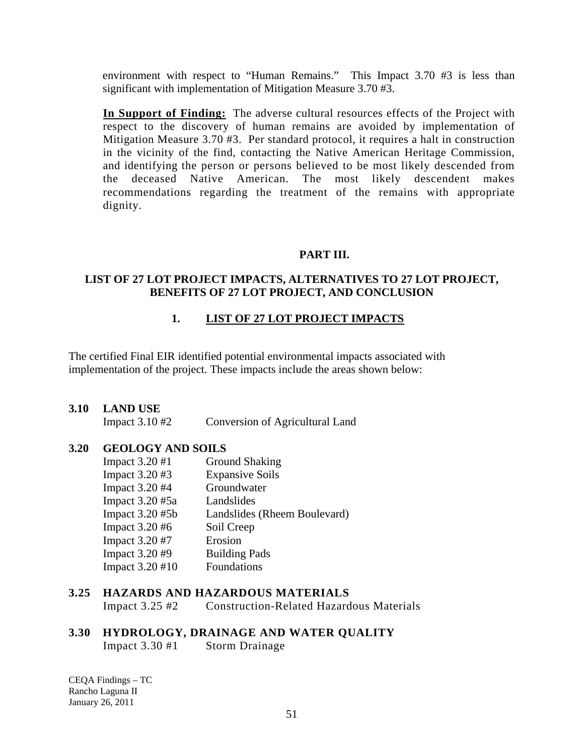environment with respect to "Human Remains." This Impact 3.70 #3 is less than significant with implementation of Mitigation Measure 3.70 #3.

**In Support of Finding:** The adverse cultural resources effects of the Project with respect to the discovery of human remains are avoided by implementation of Mitigation Measure 3.70 #3. Per standard protocol, it requires a halt in construction in the vicinity of the find, contacting the Native American Heritage Commission, and identifying the person or persons believed to be most likely descended from the deceased Native American. The most likely descendent makes recommendations regarding the treatment of the remains with appropriate dignity.

## PART III.

## LIST OF 27 LOT PROJECT IMPACTS, ALTERNATIVES TO 27 LOT PROJECT, BENEFITS OF 27 LOT PROJECT, AND CONCLUSION

### 1. LIST OF 27 LOT PROJECT IMPACTS

The certified Final EIR identified potential environmental impacts associated with implementation of the project. These impacts include the areas shown below:

**3.10 LAND USE**

Impact 3.10 #2 — Conversion of Agricultural Land

**3.20 GEOLOGY AND SOILS**

Impact 3.20 #1 — Ground Shaking
Impact 3.20 #3 — Expansive Soils
Impact 3.20 #4 — Groundwater
Impact 3.20 #5a — Landslides
Impact 3.20 #5b — Landslides (Rheem Boulevard)
Impact 3.20 #6 — Soil Creep
Impact 3.20 #7 — Erosion
Impact 3.20 #9 — Building Pads
Impact 3.20 #10 — Foundations

**3.25 HAZARDS AND HAZARDOUS MATERIALS**

Impact 3.25 #2 — Construction-Related Hazardous Materials

**3.30 HYDROLOGY, DRAINAGE AND WATER QUALITY**

Impact 3.30 #1 — Storm Drainage

CEQA Findings – TC
Rancho Laguna II
January 26, 2011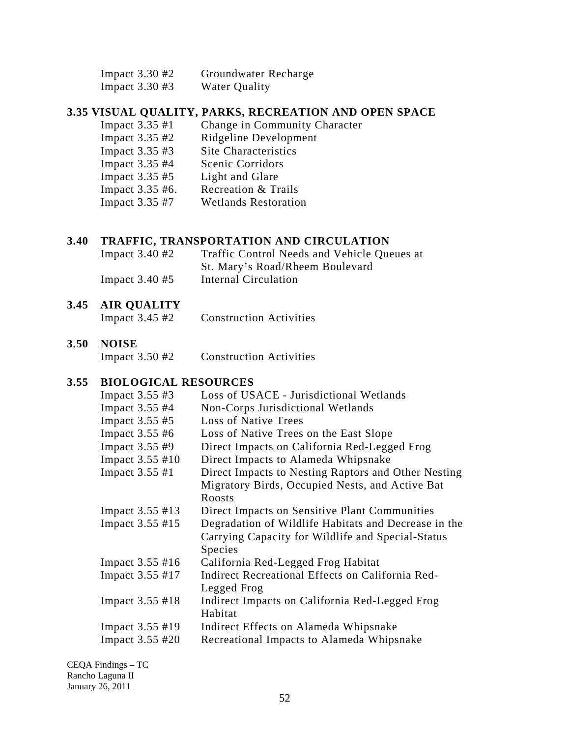| | |
|---|---|
| Impact 3.30 #2 | Groundwater Recharge |
| Impact 3.30 #3 | Water Quality |

### 3.35 VISUAL QUALITY, PARKS, RECREATION AND OPEN SPACE

| | |
|---|---|
| Impact 3.35 #1 | Change in Community Character |
| Impact 3.35 #2 | Ridgeline Development |
| Impact 3.35 #3 | Site Characteristics |
| Impact 3.35 #4 | Scenic Corridors |
| Impact 3.35 #5 | Light and Glare |
| Impact 3.35 #6. | Recreation & Trails |
| Impact 3.35 #7 | Wetlands Restoration |

### 3.40 TRAFFIC, TRANSPORTATION AND CIRCULATION

| | |
|---|---|
| Impact 3.40 #2 | Traffic Control Needs and Vehicle Queues at St. Mary's Road/Rheem Boulevard |
| Impact 3.40 #5 | Internal Circulation |

### 3.45 AIR QUALITY

| | |
|---|---|
| Impact 3.45 #2 | Construction Activities |

### 3.50 NOISE

| | |
|---|---|
| Impact 3.50 #2 | Construction Activities |

### 3.55 BIOLOGICAL RESOURCES

| | |
|---|---|
| Impact 3.55 #3 | Loss of USACE - Jurisdictional Wetlands |
| Impact 3.55 #4 | Non-Corps Jurisdictional Wetlands |
| Impact 3.55 #5 | Loss of Native Trees |
| Impact 3.55 #6 | Loss of Native Trees on the East Slope |
| Impact 3.55 #9 | Direct Impacts on California Red-Legged Frog |
| Impact 3.55 #10 | Direct Impacts to Alameda Whipsnake |
| Impact 3.55 #1 | Direct Impacts to Nesting Raptors and Other Nesting Migratory Birds, Occupied Nests, and Active Bat Roosts |
| Impact 3.55 #13 | Direct Impacts on Sensitive Plant Communities |
| Impact 3.55 #15 | Degradation of Wildlife Habitats and Decrease in the Carrying Capacity for Wildlife and Special-Status Species |
| Impact 3.55 #16 | California Red-Legged Frog Habitat |
| Impact 3.55 #17 | Indirect Recreational Effects on California Red-Legged Frog |
| Impact 3.55 #18 | Indirect Impacts on California Red-Legged Frog Habitat |
| Impact 3.55 #19 | Indirect Effects on Alameda Whipsnake |
| Impact 3.55 #20 | Recreational Impacts to Alameda Whipsnake |

CEQA Findings – TC
Rancho Laguna II
January 26, 2011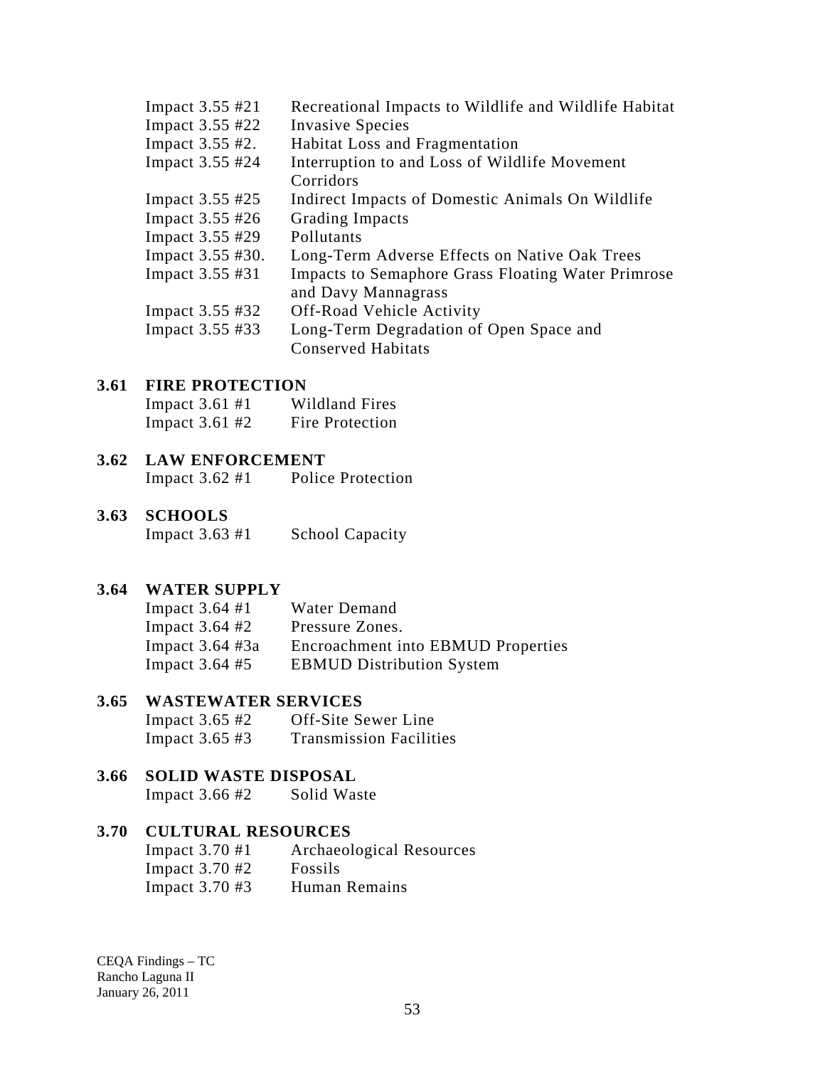| | |
|---|---|
| Impact 3.55 #21 | Recreational Impacts to Wildlife and Wildlife Habitat |
| Impact 3.55 #22 | Invasive Species |
| Impact 3.55 #2. | Habitat Loss and Fragmentation |
| Impact 3.55 #24 | Interruption to and Loss of Wildlife Movement Corridors |
| Impact 3.55 #25 | Indirect Impacts of Domestic Animals On Wildlife |
| Impact 3.55 #26 | Grading Impacts |
| Impact 3.55 #29 | Pollutants |
| Impact 3.55 #30. | Long-Term Adverse Effects on Native Oak Trees |
| Impact 3.55 #31 | Impacts to Semaphore Grass Floating Water Primrose and Davy Mannagrass |
| Impact 3.55 #32 | Off-Road Vehicle Activity |
| Impact 3.55 #33 | Long-Term Degradation of Open Space and Conserved Habitats |

**3.61 FIRE PROTECTION**

Impact 3.61 #1 Wildland Fires
Impact 3.61 #2 Fire Protection

**3.62 LAW ENFORCEMENT**

Impact 3.62 #1 Police Protection

**3.63 SCHOOLS**

Impact 3.63 #1 School Capacity

**3.64 WATER SUPPLY**

Impact 3.64 #1 Water Demand
Impact 3.64 #2 Pressure Zones.
Impact 3.64 #3a Encroachment into EBMUD Properties
Impact 3.64 #5 EBMUD Distribution System

**3.65 WASTEWATER SERVICES**

Impact 3.65 #2 Off-Site Sewer Line
Impact 3.65 #3 Transmission Facilities

**3.66 SOLID WASTE DISPOSAL**

Impact 3.66 #2 Solid Waste

**3.70 CULTURAL RESOURCES**

Impact 3.70 #1 Archaeological Resources
Impact 3.70 #2 Fossils
Impact 3.70 #3 Human Remains

CEQA Findings – TC
Rancho Laguna II
January 26, 2011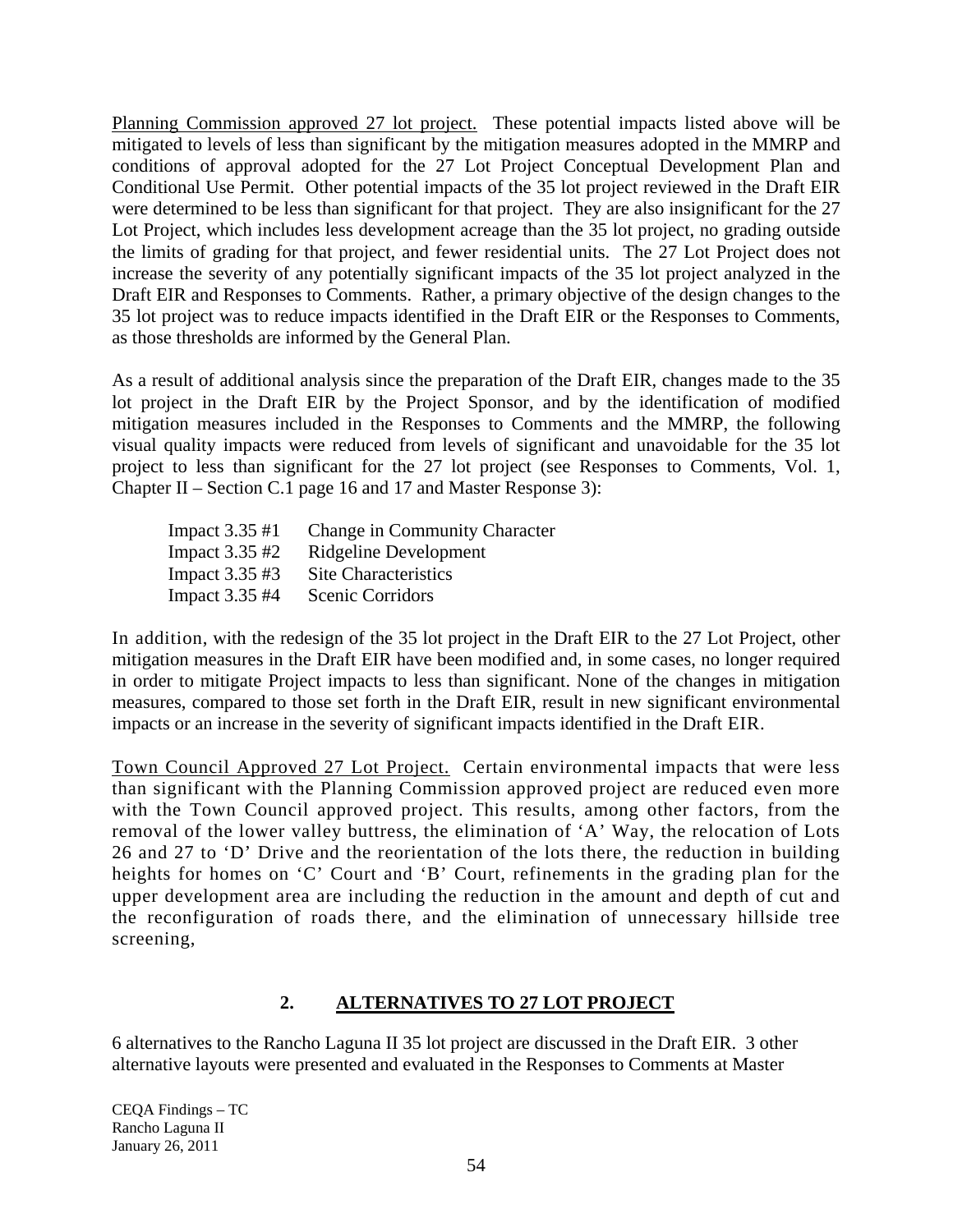<u>Planning Commission approved 27 lot project.</u> These potential impacts listed above will be mitigated to levels of less than significant by the mitigation measures adopted in the MMRP and conditions of approval adopted for the 27 Lot Project Conceptual Development Plan and Conditional Use Permit. Other potential impacts of the 35 lot project reviewed in the Draft EIR were determined to be less than significant for that project. They are also insignificant for the 27 Lot Project, which includes less development acreage than the 35 lot project, no grading outside the limits of grading for that project, and fewer residential units. The 27 Lot Project does not increase the severity of any potentially significant impacts of the 35 lot project analyzed in the Draft EIR and Responses to Comments. Rather, a primary objective of the design changes to the 35 lot project was to reduce impacts identified in the Draft EIR or the Responses to Comments, as those thresholds are informed by the General Plan.

As a result of additional analysis since the preparation of the Draft EIR, changes made to the 35 lot project in the Draft EIR by the Project Sponsor, and by the identification of modified mitigation measures included in the Responses to Comments and the MMRP, the following visual quality impacts were reduced from levels of significant and unavoidable for the 35 lot project to less than significant for the 27 lot project (see Responses to Comments, Vol. 1, Chapter II – Section C.1 page 16 and 17 and Master Response 3):

| | |
|---|---|
| Impact 3.35 #1 | Change in Community Character |
| Impact 3.35 #2 | Ridgeline Development |
| Impact 3.35 #3 | Site Characteristics |
| Impact 3.35 #4 | Scenic Corridors |

In addition, with the redesign of the 35 lot project in the Draft EIR to the 27 Lot Project, other mitigation measures in the Draft EIR have been modified and, in some cases, no longer required in order to mitigate Project impacts to less than significant. None of the changes in mitigation measures, compared to those set forth in the Draft EIR, result in new significant environmental impacts or an increase in the severity of significant impacts identified in the Draft EIR.

<u>Town Council Approved 27 Lot Project.</u> Certain environmental impacts that were less than significant with the Planning Commission approved project are reduced even more with the Town Council approved project. This results, among other factors, from the removal of the lower valley buttress, the elimination of 'A' Way, the relocation of Lots 26 and 27 to 'D' Drive and the reorientation of the lots there, the reduction in building heights for homes on 'C' Court and 'B' Court, refinements in the grading plan for the upper development area are including the reduction in the amount and depth of cut and the reconfiguration of roads there, and the elimination of unnecessary hillside tree screening,

## 2. ALTERNATIVES TO 27 LOT PROJECT

6 alternatives to the Rancho Laguna II 35 lot project are discussed in the Draft EIR. 3 other alternative layouts were presented and evaluated in the Responses to Comments at Master

CEQA Findings – TC
Rancho Laguna II
January 26, 2011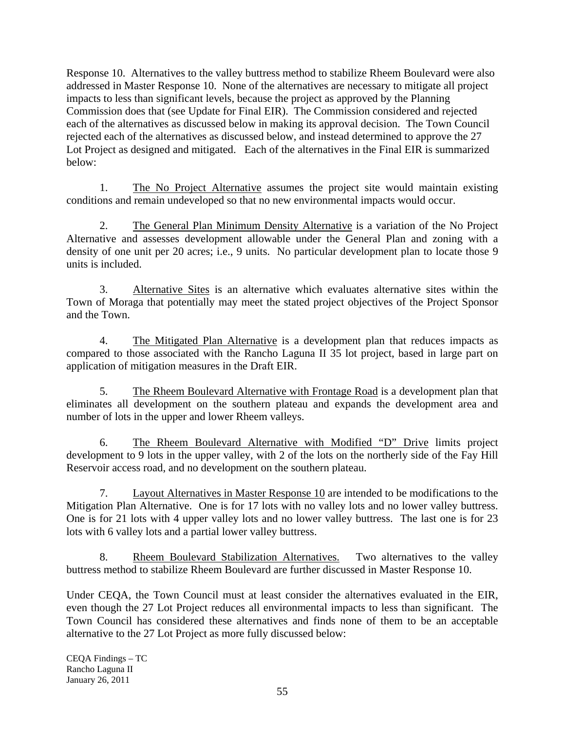Response 10. Alternatives to the valley buttress method to stabilize Rheem Boulevard were also addressed in Master Response 10. None of the alternatives are necessary to mitigate all project impacts to less than significant levels, because the project as approved by the Planning Commission does that (see Update for Final EIR). The Commission considered and rejected each of the alternatives as discussed below in making its approval decision. The Town Council rejected each of the alternatives as discussed below, and instead determined to approve the 27 Lot Project as designed and mitigated. Each of the alternatives in the Final EIR is summarized below:

1. The No Project Alternative assumes the project site would maintain existing conditions and remain undeveloped so that no new environmental impacts would occur.

2. The General Plan Minimum Density Alternative is a variation of the No Project Alternative and assesses development allowable under the General Plan and zoning with a density of one unit per 20 acres; i.e., 9 units. No particular development plan to locate those 9 units is included.

3. Alternative Sites is an alternative which evaluates alternative sites within the Town of Moraga that potentially may meet the stated project objectives of the Project Sponsor and the Town.

4. The Mitigated Plan Alternative is a development plan that reduces impacts as compared to those associated with the Rancho Laguna II 35 lot project, based in large part on application of mitigation measures in the Draft EIR.

5. The Rheem Boulevard Alternative with Frontage Road is a development plan that eliminates all development on the southern plateau and expands the development area and number of lots in the upper and lower Rheem valleys.

6. The Rheem Boulevard Alternative with Modified "D" Drive limits project development to 9 lots in the upper valley, with 2 of the lots on the northerly side of the Fay Hill Reservoir access road, and no development on the southern plateau.

7. Layout Alternatives in Master Response 10 are intended to be modifications to the Mitigation Plan Alternative. One is for 17 lots with no valley lots and no lower valley buttress. One is for 21 lots with 4 upper valley lots and no lower valley buttress. The last one is for 23 lots with 6 valley lots and a partial lower valley buttress.

8. Rheem Boulevard Stabilization Alternatives. Two alternatives to the valley buttress method to stabilize Rheem Boulevard are further discussed in Master Response 10.

Under CEQA, the Town Council must at least consider the alternatives evaluated in the EIR, even though the 27 Lot Project reduces all environmental impacts to less than significant. The Town Council has considered these alternatives and finds none of them to be an acceptable alternative to the 27 Lot Project as more fully discussed below:

CEQA Findings – TC
Rancho Laguna II
January 26, 2011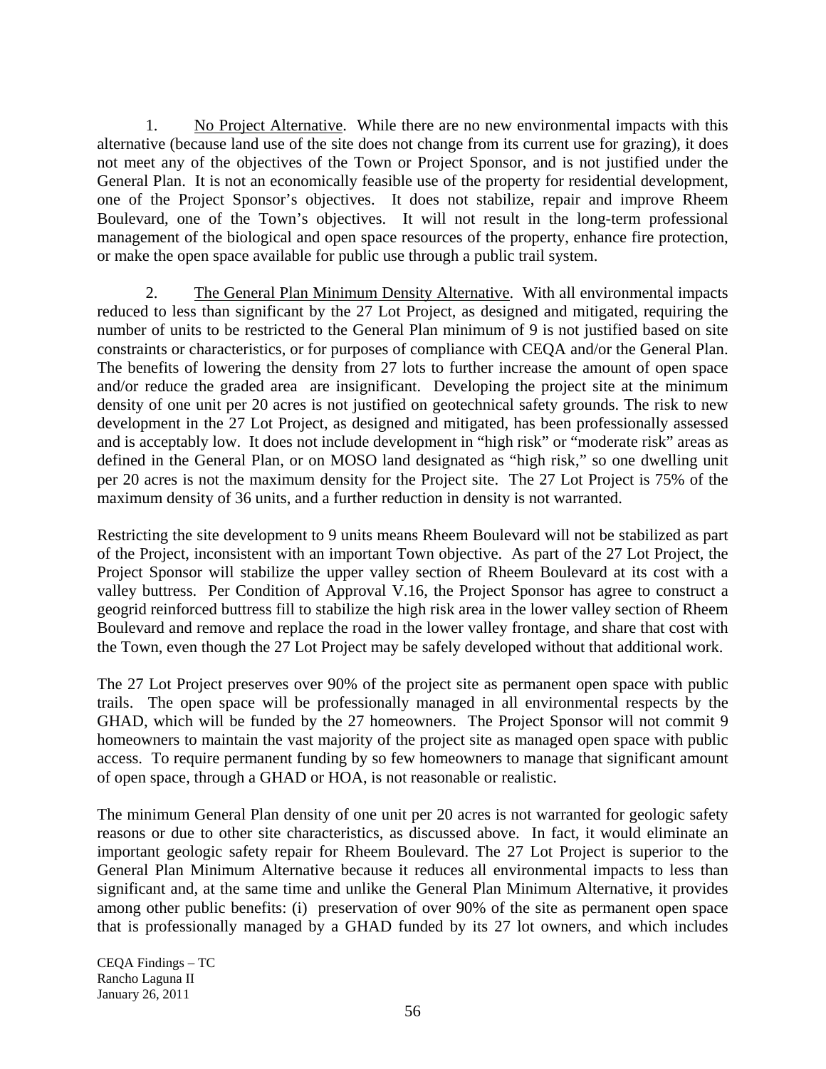1. <u>No Project Alternative</u>. While there are no new environmental impacts with this alternative (because land use of the site does not change from its current use for grazing), it does not meet any of the objectives of the Town or Project Sponsor, and is not justified under the General Plan. It is not an economically feasible use of the property for residential development, one of the Project Sponsor's objectives. It does not stabilize, repair and improve Rheem Boulevard, one of the Town's objectives. It will not result in the long-term professional management of the biological and open space resources of the property, enhance fire protection, or make the open space available for public use through a public trail system.

2. <u>The General Plan Minimum Density Alternative</u>. With all environmental impacts reduced to less than significant by the 27 Lot Project, as designed and mitigated, requiring the number of units to be restricted to the General Plan minimum of 9 is not justified based on site constraints or characteristics, or for purposes of compliance with CEQA and/or the General Plan. The benefits of lowering the density from 27 lots to further increase the amount of open space and/or reduce the graded area are insignificant. Developing the project site at the minimum density of one unit per 20 acres is not justified on geotechnical safety grounds. The risk to new development in the 27 Lot Project, as designed and mitigated, has been professionally assessed and is acceptably low. It does not include development in "high risk" or "moderate risk" areas as defined in the General Plan, or on MOSO land designated as "high risk," so one dwelling unit per 20 acres is not the maximum density for the Project site. The 27 Lot Project is 75% of the maximum density of 36 units, and a further reduction in density is not warranted.

Restricting the site development to 9 units means Rheem Boulevard will not be stabilized as part of the Project, inconsistent with an important Town objective. As part of the 27 Lot Project, the Project Sponsor will stabilize the upper valley section of Rheem Boulevard at its cost with a valley buttress. Per Condition of Approval V.16, the Project Sponsor has agree to construct a geogrid reinforced buttress fill to stabilize the high risk area in the lower valley section of Rheem Boulevard and remove and replace the road in the lower valley frontage, and share that cost with the Town, even though the 27 Lot Project may be safely developed without that additional work.

The 27 Lot Project preserves over 90% of the project site as permanent open space with public trails. The open space will be professionally managed in all environmental respects by the GHAD, which will be funded by the 27 homeowners. The Project Sponsor will not commit 9 homeowners to maintain the vast majority of the project site as managed open space with public access. To require permanent funding by so few homeowners to manage that significant amount of open space, through a GHAD or HOA, is not reasonable or realistic.

The minimum General Plan density of one unit per 20 acres is not warranted for geologic safety reasons or due to other site characteristics, as discussed above. In fact, it would eliminate an important geologic safety repair for Rheem Boulevard. The 27 Lot Project is superior to the General Plan Minimum Alternative because it reduces all environmental impacts to less than significant and, at the same time and unlike the General Plan Minimum Alternative, it provides among other public benefits: (i) preservation of over 90% of the site as permanent open space that is professionally managed by a GHAD funded by its 27 lot owners, and which includes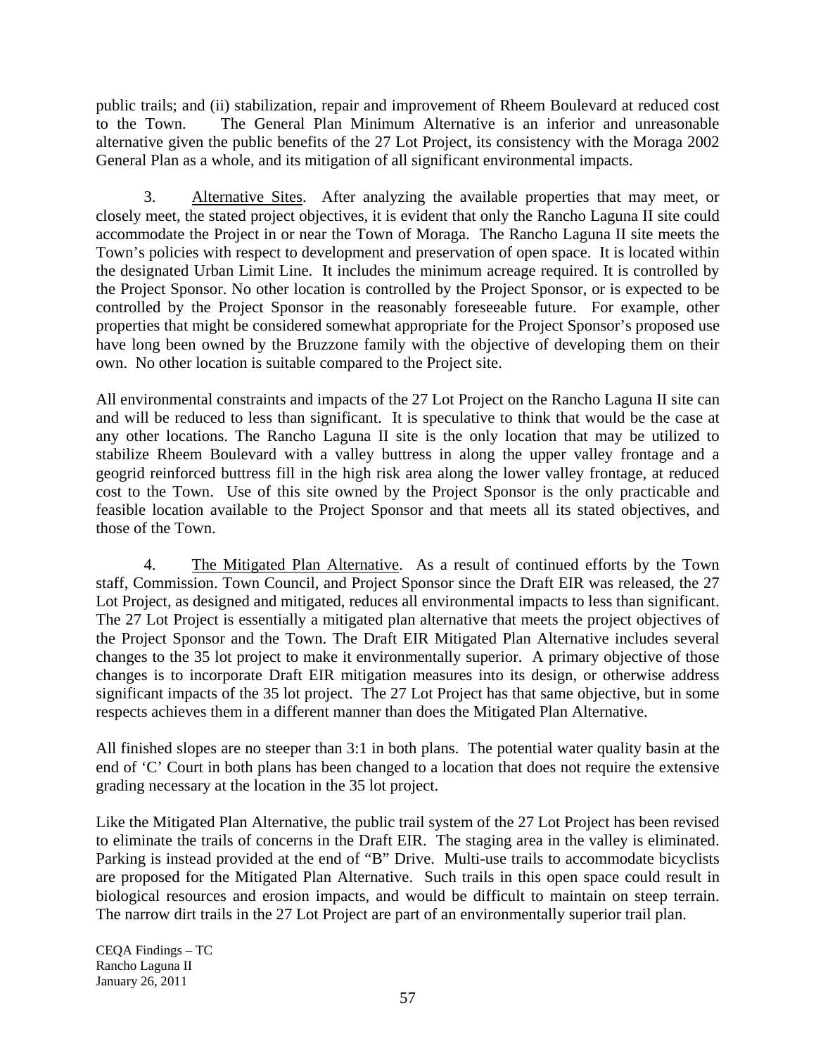public trails; and (ii) stabilization, repair and improvement of Rheem Boulevard at reduced cost to the Town. The General Plan Minimum Alternative is an inferior and unreasonable alternative given the public benefits of the 27 Lot Project, its consistency with the Moraga 2002 General Plan as a whole, and its mitigation of all significant environmental impacts.

3. Alternative Sites. After analyzing the available properties that may meet, or closely meet, the stated project objectives, it is evident that only the Rancho Laguna II site could accommodate the Project in or near the Town of Moraga. The Rancho Laguna II site meets the Town's policies with respect to development and preservation of open space. It is located within the designated Urban Limit Line. It includes the minimum acreage required. It is controlled by the Project Sponsor. No other location is controlled by the Project Sponsor, or is expected to be controlled by the Project Sponsor in the reasonably foreseeable future. For example, other properties that might be considered somewhat appropriate for the Project Sponsor's proposed use have long been owned by the Bruzzone family with the objective of developing them on their own. No other location is suitable compared to the Project site.

All environmental constraints and impacts of the 27 Lot Project on the Rancho Laguna II site can and will be reduced to less than significant. It is speculative to think that would be the case at any other locations. The Rancho Laguna II site is the only location that may be utilized to stabilize Rheem Boulevard with a valley buttress in along the upper valley frontage and a geogrid reinforced buttress fill in the high risk area along the lower valley frontage, at reduced cost to the Town. Use of this site owned by the Project Sponsor is the only practicable and feasible location available to the Project Sponsor and that meets all its stated objectives, and those of the Town.

4. The Mitigated Plan Alternative. As a result of continued efforts by the Town staff, Commission. Town Council, and Project Sponsor since the Draft EIR was released, the 27 Lot Project, as designed and mitigated, reduces all environmental impacts to less than significant. The 27 Lot Project is essentially a mitigated plan alternative that meets the project objectives of the Project Sponsor and the Town. The Draft EIR Mitigated Plan Alternative includes several changes to the 35 lot project to make it environmentally superior. A primary objective of those changes is to incorporate Draft EIR mitigation measures into its design, or otherwise address significant impacts of the 35 lot project. The 27 Lot Project has that same objective, but in some respects achieves them in a different manner than does the Mitigated Plan Alternative.

All finished slopes are no steeper than 3:1 in both plans. The potential water quality basin at the end of 'C' Court in both plans has been changed to a location that does not require the extensive grading necessary at the location in the 35 lot project.

Like the Mitigated Plan Alternative, the public trail system of the 27 Lot Project has been revised to eliminate the trails of concerns in the Draft EIR. The staging area in the valley is eliminated. Parking is instead provided at the end of "B" Drive. Multi-use trails to accommodate bicyclists are proposed for the Mitigated Plan Alternative. Such trails in this open space could result in biological resources and erosion impacts, and would be difficult to maintain on steep terrain. The narrow dirt trails in the 27 Lot Project are part of an environmentally superior trail plan.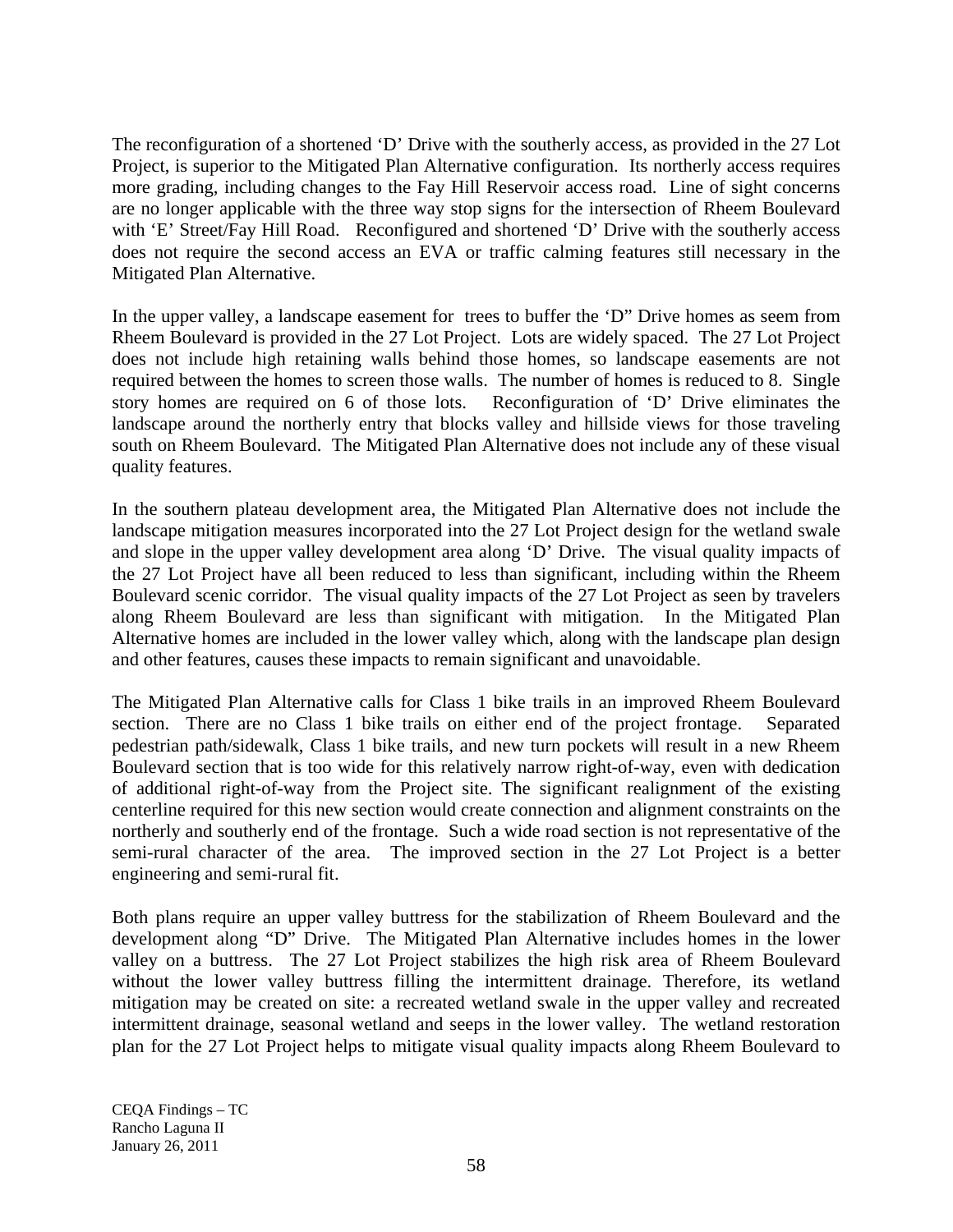The reconfiguration of a shortened 'D' Drive with the southerly access, as provided in the 27 Lot Project, is superior to the Mitigated Plan Alternative configuration. Its northerly access requires more grading, including changes to the Fay Hill Reservoir access road. Line of sight concerns are no longer applicable with the three way stop signs for the intersection of Rheem Boulevard with 'E' Street/Fay Hill Road. Reconfigured and shortened 'D' Drive with the southerly access does not require the second access an EVA or traffic calming features still necessary in the Mitigated Plan Alternative.

In the upper valley, a landscape easement for trees to buffer the 'D" Drive homes as seem from Rheem Boulevard is provided in the 27 Lot Project. Lots are widely spaced. The 27 Lot Project does not include high retaining walls behind those homes, so landscape easements are not required between the homes to screen those walls. The number of homes is reduced to 8. Single story homes are required on 6 of those lots. Reconfiguration of 'D' Drive eliminates the landscape around the northerly entry that blocks valley and hillside views for those traveling south on Rheem Boulevard. The Mitigated Plan Alternative does not include any of these visual quality features.

In the southern plateau development area, the Mitigated Plan Alternative does not include the landscape mitigation measures incorporated into the 27 Lot Project design for the wetland swale and slope in the upper valley development area along 'D' Drive. The visual quality impacts of the 27 Lot Project have all been reduced to less than significant, including within the Rheem Boulevard scenic corridor. The visual quality impacts of the 27 Lot Project as seen by travelers along Rheem Boulevard are less than significant with mitigation. In the Mitigated Plan Alternative homes are included in the lower valley which, along with the landscape plan design and other features, causes these impacts to remain significant and unavoidable.

The Mitigated Plan Alternative calls for Class 1 bike trails in an improved Rheem Boulevard section. There are no Class 1 bike trails on either end of the project frontage. Separated pedestrian path/sidewalk, Class 1 bike trails, and new turn pockets will result in a new Rheem Boulevard section that is too wide for this relatively narrow right-of-way, even with dedication of additional right-of-way from the Project site. The significant realignment of the existing centerline required for this new section would create connection and alignment constraints on the northerly and southerly end of the frontage. Such a wide road section is not representative of the semi-rural character of the area. The improved section in the 27 Lot Project is a better engineering and semi-rural fit.

Both plans require an upper valley buttress for the stabilization of Rheem Boulevard and the development along "D" Drive. The Mitigated Plan Alternative includes homes in the lower valley on a buttress. The 27 Lot Project stabilizes the high risk area of Rheem Boulevard without the lower valley buttress filling the intermittent drainage. Therefore, its wetland mitigation may be created on site: a recreated wetland swale in the upper valley and recreated intermittent drainage, seasonal wetland and seeps in the lower valley. The wetland restoration plan for the 27 Lot Project helps to mitigate visual quality impacts along Rheem Boulevard to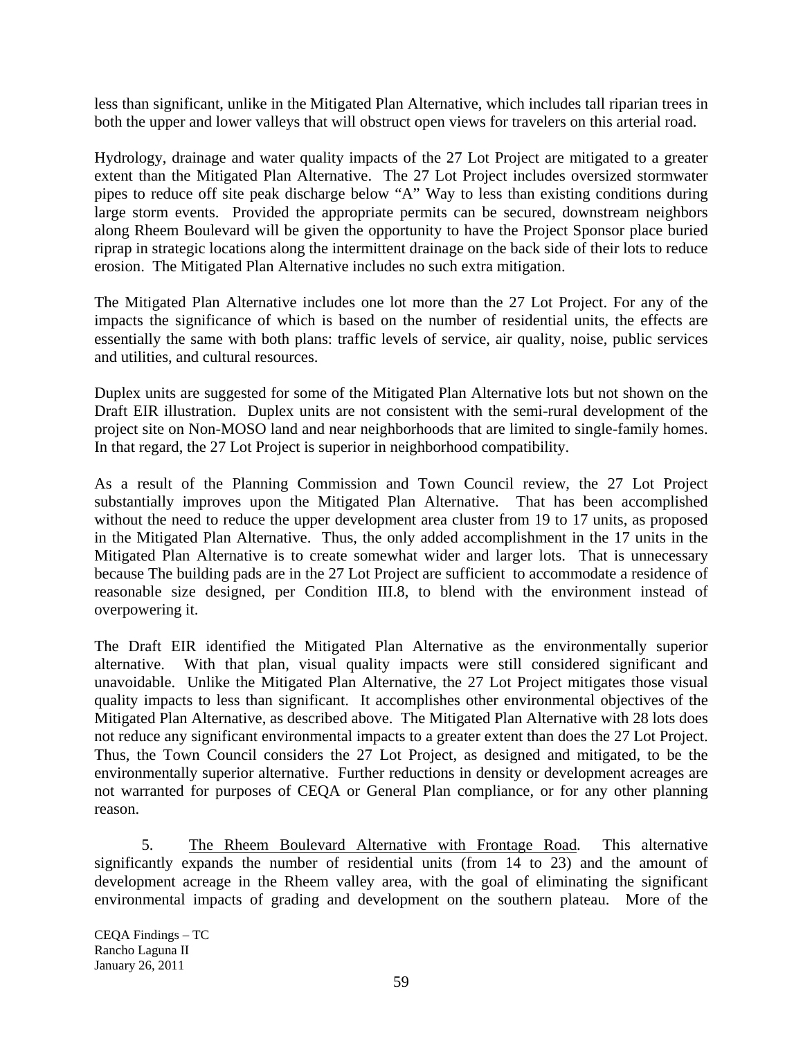less than significant, unlike in the Mitigated Plan Alternative, which includes tall riparian trees in both the upper and lower valleys that will obstruct open views for travelers on this arterial road.

Hydrology, drainage and water quality impacts of the 27 Lot Project are mitigated to a greater extent than the Mitigated Plan Alternative. The 27 Lot Project includes oversized stormwater pipes to reduce off site peak discharge below "A" Way to less than existing conditions during large storm events. Provided the appropriate permits can be secured, downstream neighbors along Rheem Boulevard will be given the opportunity to have the Project Sponsor place buried riprap in strategic locations along the intermittent drainage on the back side of their lots to reduce erosion. The Mitigated Plan Alternative includes no such extra mitigation.

The Mitigated Plan Alternative includes one lot more than the 27 Lot Project. For any of the impacts the significance of which is based on the number of residential units, the effects are essentially the same with both plans: traffic levels of service, air quality, noise, public services and utilities, and cultural resources.

Duplex units are suggested for some of the Mitigated Plan Alternative lots but not shown on the Draft EIR illustration. Duplex units are not consistent with the semi-rural development of the project site on Non-MOSO land and near neighborhoods that are limited to single-family homes. In that regard, the 27 Lot Project is superior in neighborhood compatibility.

As a result of the Planning Commission and Town Council review, the 27 Lot Project substantially improves upon the Mitigated Plan Alternative. That has been accomplished without the need to reduce the upper development area cluster from 19 to 17 units, as proposed in the Mitigated Plan Alternative. Thus, the only added accomplishment in the 17 units in the Mitigated Plan Alternative is to create somewhat wider and larger lots. That is unnecessary because The building pads are in the 27 Lot Project are sufficient to accommodate a residence of reasonable size designed, per Condition III.8, to blend with the environment instead of overpowering it.

The Draft EIR identified the Mitigated Plan Alternative as the environmentally superior alternative. With that plan, visual quality impacts were still considered significant and unavoidable. Unlike the Mitigated Plan Alternative, the 27 Lot Project mitigates those visual quality impacts to less than significant. It accomplishes other environmental objectives of the Mitigated Plan Alternative, as described above. The Mitigated Plan Alternative with 28 lots does not reduce any significant environmental impacts to a greater extent than does the 27 Lot Project. Thus, the Town Council considers the 27 Lot Project, as designed and mitigated, to be the environmentally superior alternative. Further reductions in density or development acreages are not warranted for purposes of CEQA or General Plan compliance, or for any other planning reason.

5. The Rheem Boulevard Alternative with Frontage Road. This alternative significantly expands the number of residential units (from 14 to 23) and the amount of development acreage in the Rheem valley area, with the goal of eliminating the significant environmental impacts of grading and development on the southern plateau. More of the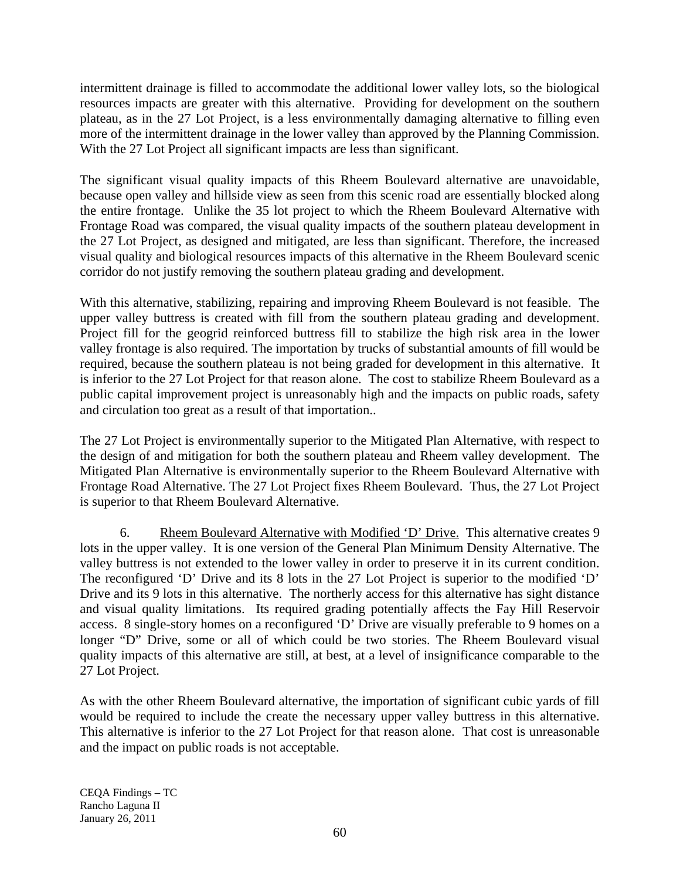intermittent drainage is filled to accommodate the additional lower valley lots, so the biological resources impacts are greater with this alternative. Providing for development on the southern plateau, as in the 27 Lot Project, is a less environmentally damaging alternative to filling even more of the intermittent drainage in the lower valley than approved by the Planning Commission. With the 27 Lot Project all significant impacts are less than significant.

The significant visual quality impacts of this Rheem Boulevard alternative are unavoidable, because open valley and hillside view as seen from this scenic road are essentially blocked along the entire frontage. Unlike the 35 lot project to which the Rheem Boulevard Alternative with Frontage Road was compared, the visual quality impacts of the southern plateau development in the 27 Lot Project, as designed and mitigated, are less than significant. Therefore, the increased visual quality and biological resources impacts of this alternative in the Rheem Boulevard scenic corridor do not justify removing the southern plateau grading and development.

With this alternative, stabilizing, repairing and improving Rheem Boulevard is not feasible. The upper valley buttress is created with fill from the southern plateau grading and development. Project fill for the geogrid reinforced buttress fill to stabilize the high risk area in the lower valley frontage is also required. The importation by trucks of substantial amounts of fill would be required, because the southern plateau is not being graded for development in this alternative. It is inferior to the 27 Lot Project for that reason alone. The cost to stabilize Rheem Boulevard as a public capital improvement project is unreasonably high and the impacts on public roads, safety and circulation too great as a result of that importation..

The 27 Lot Project is environmentally superior to the Mitigated Plan Alternative, with respect to the design of and mitigation for both the southern plateau and Rheem valley development. The Mitigated Plan Alternative is environmentally superior to the Rheem Boulevard Alternative with Frontage Road Alternative. The 27 Lot Project fixes Rheem Boulevard. Thus, the 27 Lot Project is superior to that Rheem Boulevard Alternative.

6. <u>Rheem Boulevard Alternative with Modified 'D' Drive.</u> This alternative creates 9 lots in the upper valley. It is one version of the General Plan Minimum Density Alternative. The valley buttress is not extended to the lower valley in order to preserve it in its current condition. The reconfigured 'D' Drive and its 8 lots in the 27 Lot Project is superior to the modified 'D' Drive and its 9 lots in this alternative. The northerly access for this alternative has sight distance and visual quality limitations. Its required grading potentially affects the Fay Hill Reservoir access. 8 single-story homes on a reconfigured 'D' Drive are visually preferable to 9 homes on a longer "D" Drive, some or all of which could be two stories. The Rheem Boulevard visual quality impacts of this alternative are still, at best, at a level of insignificance comparable to the 27 Lot Project.

As with the other Rheem Boulevard alternative, the importation of significant cubic yards of fill would be required to include the create the necessary upper valley buttress in this alternative. This alternative is inferior to the 27 Lot Project for that reason alone. That cost is unreasonable and the impact on public roads is not acceptable.

CEQA Findings – TC
Rancho Laguna II
January 26, 2011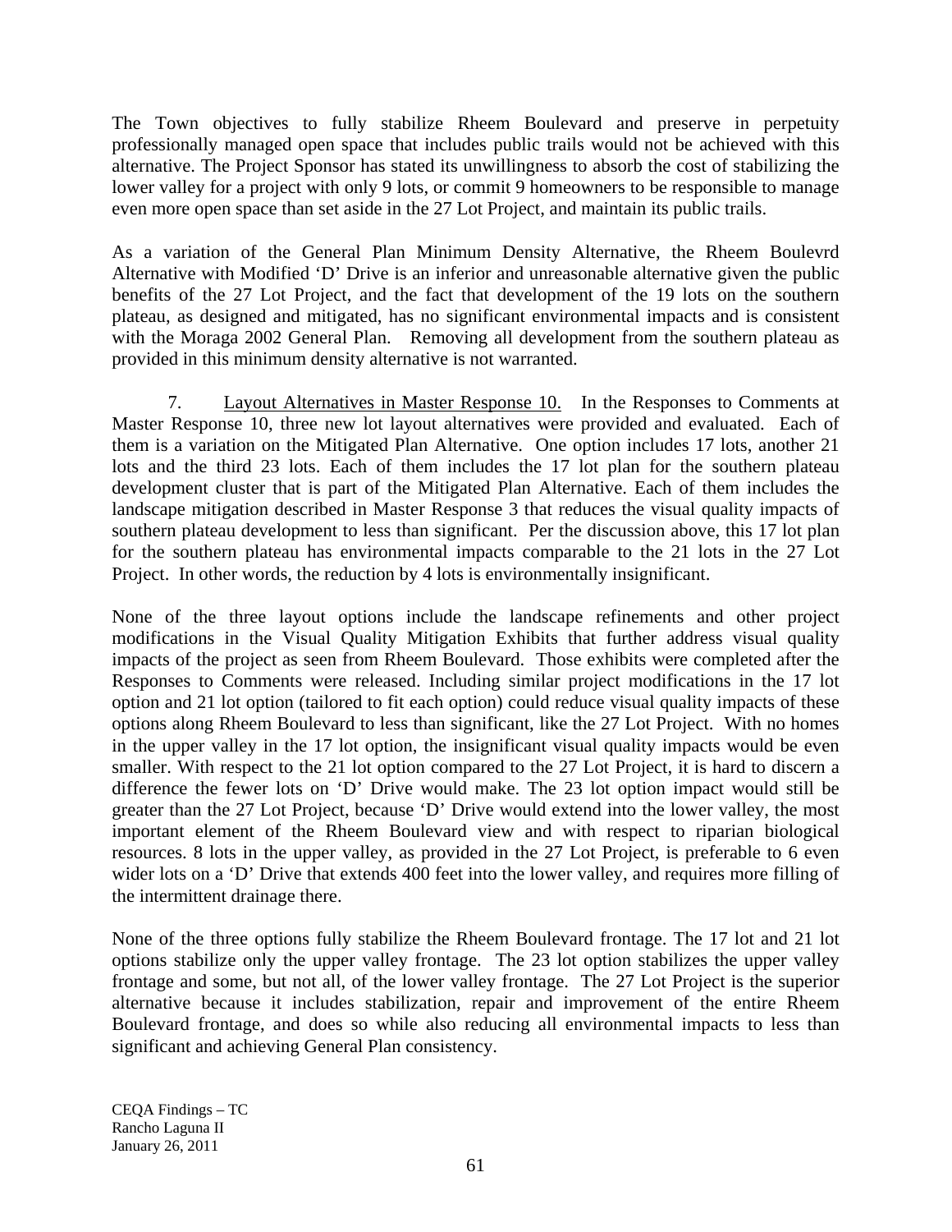The Town objectives to fully stabilize Rheem Boulevard and preserve in perpetuity professionally managed open space that includes public trails would not be achieved with this alternative. The Project Sponsor has stated its unwillingness to absorb the cost of stabilizing the lower valley for a project with only 9 lots, or commit 9 homeowners to be responsible to manage even more open space than set aside in the 27 Lot Project, and maintain its public trails.

As a variation of the General Plan Minimum Density Alternative, the Rheem Boulevrd Alternative with Modified 'D' Drive is an inferior and unreasonable alternative given the public benefits of the 27 Lot Project, and the fact that development of the 19 lots on the southern plateau, as designed and mitigated, has no significant environmental impacts and is consistent with the Moraga 2002 General Plan. Removing all development from the southern plateau as provided in this minimum density alternative is not warranted.

7. Layout Alternatives in Master Response 10. In the Responses to Comments at Master Response 10, three new lot layout alternatives were provided and evaluated. Each of them is a variation on the Mitigated Plan Alternative. One option includes 17 lots, another 21 lots and the third 23 lots. Each of them includes the 17 lot plan for the southern plateau development cluster that is part of the Mitigated Plan Alternative. Each of them includes the landscape mitigation described in Master Response 3 that reduces the visual quality impacts of southern plateau development to less than significant. Per the discussion above, this 17 lot plan for the southern plateau has environmental impacts comparable to the 21 lots in the 27 Lot Project. In other words, the reduction by 4 lots is environmentally insignificant.

None of the three layout options include the landscape refinements and other project modifications in the Visual Quality Mitigation Exhibits that further address visual quality impacts of the project as seen from Rheem Boulevard. Those exhibits were completed after the Responses to Comments were released. Including similar project modifications in the 17 lot option and 21 lot option (tailored to fit each option) could reduce visual quality impacts of these options along Rheem Boulevard to less than significant, like the 27 Lot Project. With no homes in the upper valley in the 17 lot option, the insignificant visual quality impacts would be even smaller. With respect to the 21 lot option compared to the 27 Lot Project, it is hard to discern a difference the fewer lots on 'D' Drive would make. The 23 lot option impact would still be greater than the 27 Lot Project, because 'D' Drive would extend into the lower valley, the most important element of the Rheem Boulevard view and with respect to riparian biological resources. 8 lots in the upper valley, as provided in the 27 Lot Project, is preferable to 6 even wider lots on a 'D' Drive that extends 400 feet into the lower valley, and requires more filling of the intermittent drainage there.

None of the three options fully stabilize the Rheem Boulevard frontage. The 17 lot and 21 lot options stabilize only the upper valley frontage. The 23 lot option stabilizes the upper valley frontage and some, but not all, of the lower valley frontage. The 27 Lot Project is the superior alternative because it includes stabilization, repair and improvement of the entire Rheem Boulevard frontage, and does so while also reducing all environmental impacts to less than significant and achieving General Plan consistency.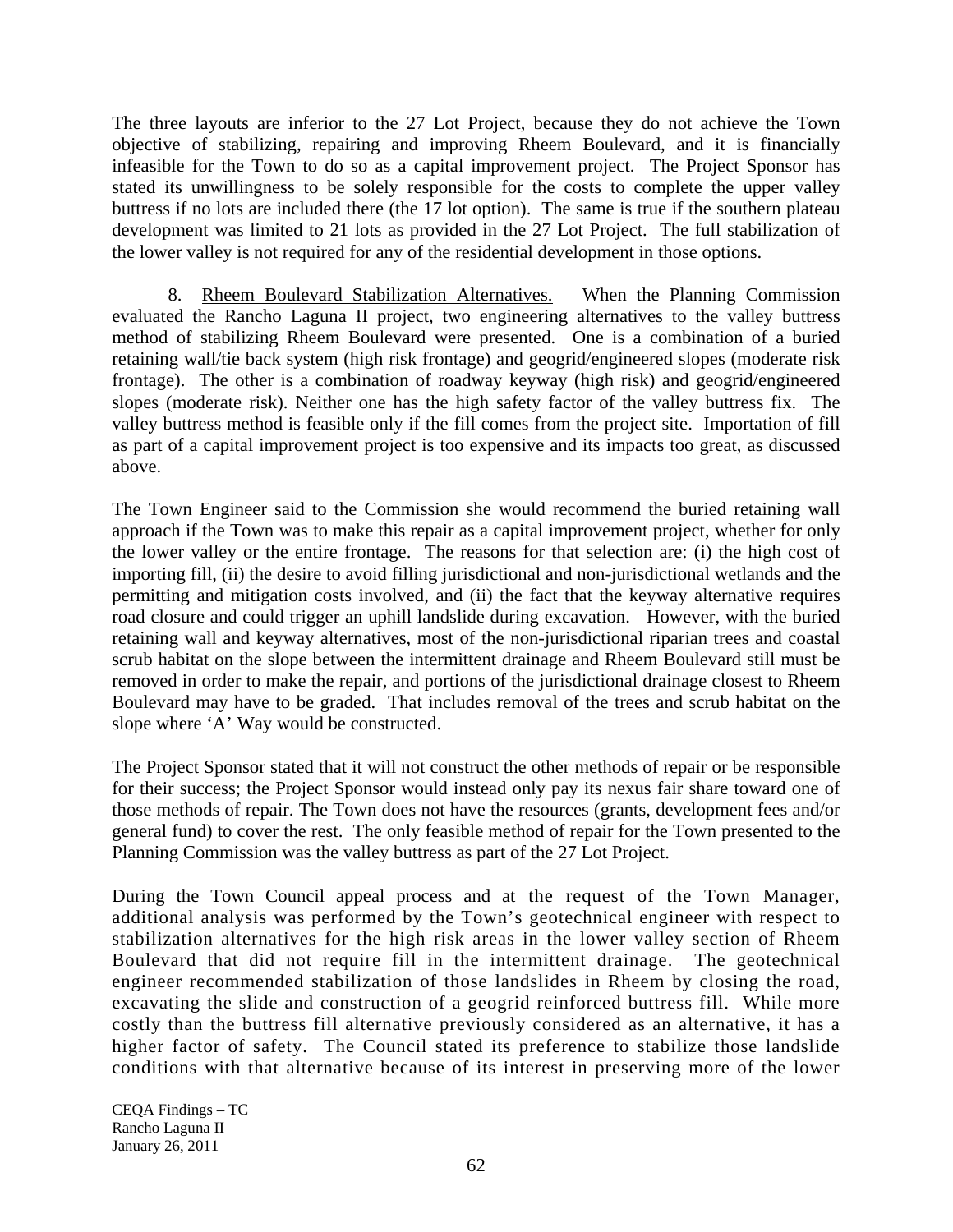The three layouts are inferior to the 27 Lot Project, because they do not achieve the Town objective of stabilizing, repairing and improving Rheem Boulevard, and it is financially infeasible for the Town to do so as a capital improvement project. The Project Sponsor has stated its unwillingness to be solely responsible for the costs to complete the upper valley buttress if no lots are included there (the 17 lot option). The same is true if the southern plateau development was limited to 21 lots as provided in the 27 Lot Project. The full stabilization of the lower valley is not required for any of the residential development in those options.

8. Rheem Boulevard Stabilization Alternatives. When the Planning Commission evaluated the Rancho Laguna II project, two engineering alternatives to the valley buttress method of stabilizing Rheem Boulevard were presented. One is a combination of a buried retaining wall/tie back system (high risk frontage) and geogrid/engineered slopes (moderate risk frontage). The other is a combination of roadway keyway (high risk) and geogrid/engineered slopes (moderate risk). Neither one has the high safety factor of the valley buttress fix. The valley buttress method is feasible only if the fill comes from the project site. Importation of fill as part of a capital improvement project is too expensive and its impacts too great, as discussed above.

The Town Engineer said to the Commission she would recommend the buried retaining wall approach if the Town was to make this repair as a capital improvement project, whether for only the lower valley or the entire frontage. The reasons for that selection are: (i) the high cost of importing fill, (ii) the desire to avoid filling jurisdictional and non-jurisdictional wetlands and the permitting and mitigation costs involved, and (ii) the fact that the keyway alternative requires road closure and could trigger an uphill landslide during excavation. However, with the buried retaining wall and keyway alternatives, most of the non-jurisdictional riparian trees and coastal scrub habitat on the slope between the intermittent drainage and Rheem Boulevard still must be removed in order to make the repair, and portions of the jurisdictional drainage closest to Rheem Boulevard may have to be graded. That includes removal of the trees and scrub habitat on the slope where 'A' Way would be constructed.

The Project Sponsor stated that it will not construct the other methods of repair or be responsible for their success; the Project Sponsor would instead only pay its nexus fair share toward one of those methods of repair. The Town does not have the resources (grants, development fees and/or general fund) to cover the rest. The only feasible method of repair for the Town presented to the Planning Commission was the valley buttress as part of the 27 Lot Project.

During the Town Council appeal process and at the request of the Town Manager, additional analysis was performed by the Town's geotechnical engineer with respect to stabilization alternatives for the high risk areas in the lower valley section of Rheem Boulevard that did not require fill in the intermittent drainage. The geotechnical engineer recommended stabilization of those landslides in Rheem by closing the road, excavating the slide and construction of a geogrid reinforced buttress fill. While more costly than the buttress fill alternative previously considered as an alternative, it has a higher factor of safety. The Council stated its preference to stabilize those landslide conditions with that alternative because of its interest in preserving more of the lower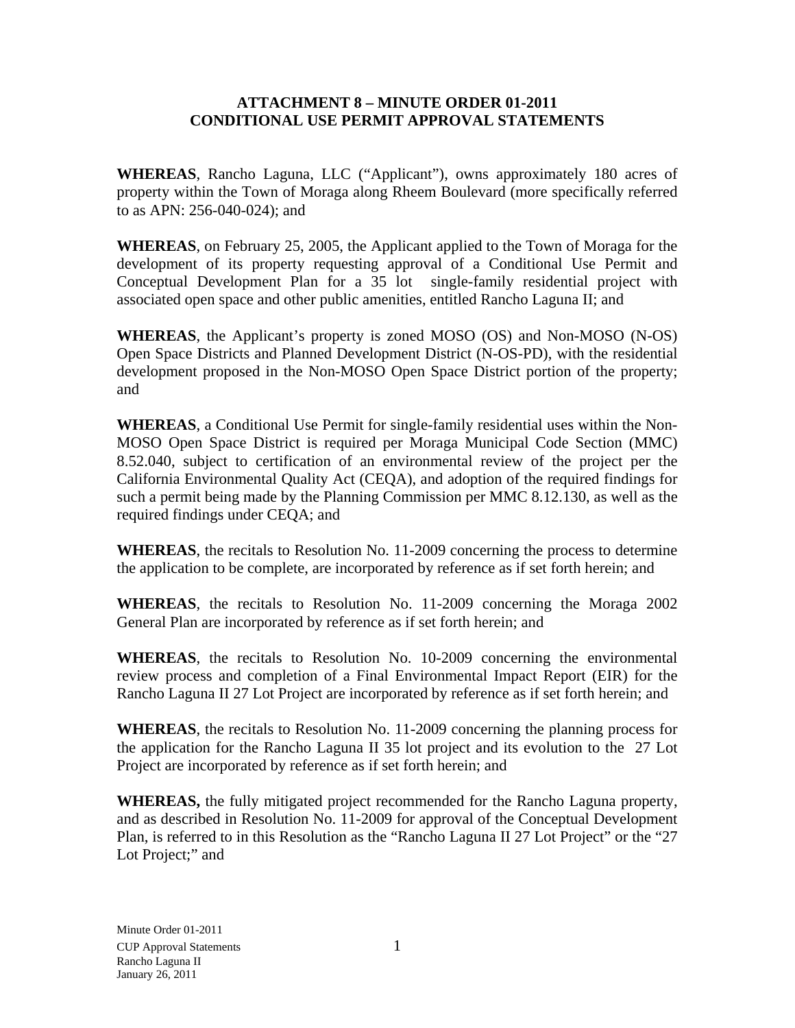# ATTACHMENT 8 – MINUTE ORDER 01-2011
# CONDITIONAL USE PERMIT APPROVAL STATEMENTS

**WHEREAS**, Rancho Laguna, LLC ("Applicant"), owns approximately 180 acres of property within the Town of Moraga along Rheem Boulevard (more specifically referred to as APN: 256-040-024); and

**WHEREAS**, on February 25, 2005, the Applicant applied to the Town of Moraga for the development of its property requesting approval of a Conditional Use Permit and Conceptual Development Plan for a 35 lot single-family residential project with associated open space and other public amenities, entitled Rancho Laguna II; and

**WHEREAS**, the Applicant's property is zoned MOSO (OS) and Non-MOSO (N-OS) Open Space Districts and Planned Development District (N-OS-PD), with the residential development proposed in the Non-MOSO Open Space District portion of the property; and

**WHEREAS**, a Conditional Use Permit for single-family residential uses within the Non-MOSO Open Space District is required per Moraga Municipal Code Section (MMC) 8.52.040, subject to certification of an environmental review of the project per the California Environmental Quality Act (CEQA), and adoption of the required findings for such a permit being made by the Planning Commission per MMC 8.12.130, as well as the required findings under CEQA; and

**WHEREAS**, the recitals to Resolution No. 11-2009 concerning the process to determine the application to be complete, are incorporated by reference as if set forth herein; and

**WHEREAS**, the recitals to Resolution No. 11-2009 concerning the Moraga 2002 General Plan are incorporated by reference as if set forth herein; and

**WHEREAS**, the recitals to Resolution No. 10-2009 concerning the environmental review process and completion of a Final Environmental Impact Report (EIR) for the Rancho Laguna II 27 Lot Project are incorporated by reference as if set forth herein; and

**WHEREAS**, the recitals to Resolution No. 11-2009 concerning the planning process for the application for the Rancho Laguna II 35 lot project and its evolution to the 27 Lot Project are incorporated by reference as if set forth herein; and

**WHEREAS,** the fully mitigated project recommended for the Rancho Laguna property, and as described in Resolution No. 11-2009 for approval of the Conceptual Development Plan, is referred to in this Resolution as the "Rancho Laguna II 27 Lot Project" or the "27 Lot Project;" and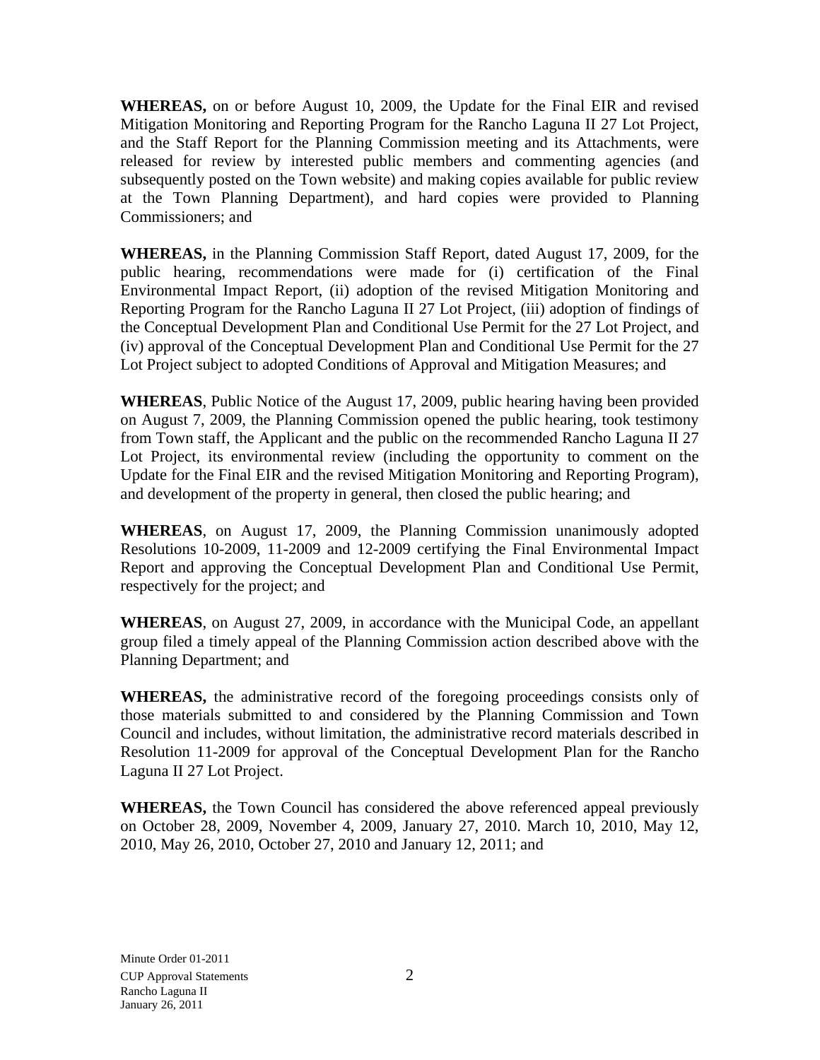**WHEREAS,** on or before August 10, 2009, the Update for the Final EIR and revised Mitigation Monitoring and Reporting Program for the Rancho Laguna II 27 Lot Project, and the Staff Report for the Planning Commission meeting and its Attachments, were released for review by interested public members and commenting agencies (and subsequently posted on the Town website) and making copies available for public review at the Town Planning Department), and hard copies were provided to Planning Commissioners; and

**WHEREAS,** in the Planning Commission Staff Report, dated August 17, 2009, for the public hearing, recommendations were made for (i) certification of the Final Environmental Impact Report, (ii) adoption of the revised Mitigation Monitoring and Reporting Program for the Rancho Laguna II 27 Lot Project, (iii) adoption of findings of the Conceptual Development Plan and Conditional Use Permit for the 27 Lot Project, and (iv) approval of the Conceptual Development Plan and Conditional Use Permit for the 27 Lot Project subject to adopted Conditions of Approval and Mitigation Measures; and

**WHEREAS**, Public Notice of the August 17, 2009, public hearing having been provided on August 7, 2009, the Planning Commission opened the public hearing, took testimony from Town staff, the Applicant and the public on the recommended Rancho Laguna II 27 Lot Project, its environmental review (including the opportunity to comment on the Update for the Final EIR and the revised Mitigation Monitoring and Reporting Program), and development of the property in general, then closed the public hearing; and

**WHEREAS**, on August 17, 2009, the Planning Commission unanimously adopted Resolutions 10-2009, 11-2009 and 12-2009 certifying the Final Environmental Impact Report and approving the Conceptual Development Plan and Conditional Use Permit, respectively for the project; and

**WHEREAS**, on August 27, 2009, in accordance with the Municipal Code, an appellant group filed a timely appeal of the Planning Commission action described above with the Planning Department; and

**WHEREAS,** the administrative record of the foregoing proceedings consists only of those materials submitted to and considered by the Planning Commission and Town Council and includes, without limitation, the administrative record materials described in Resolution 11-2009 for approval of the Conceptual Development Plan for the Rancho Laguna II 27 Lot Project.

**WHEREAS,** the Town Council has considered the above referenced appeal previously on October 28, 2009, November 4, 2009, January 27, 2010. March 10, 2010, May 12, 2010, May 26, 2010, October 27, 2010 and January 12, 2011; and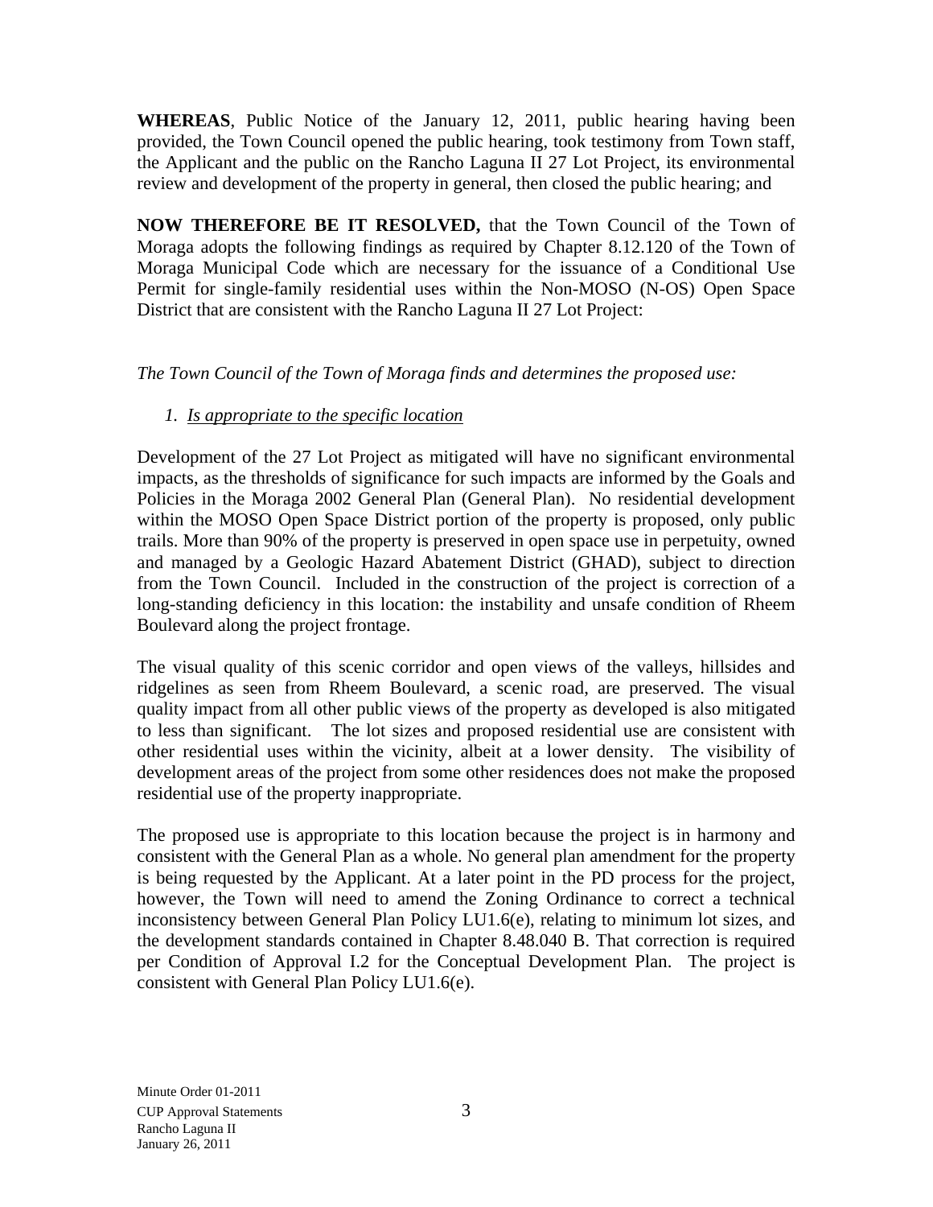**WHEREAS**, Public Notice of the January 12, 2011, public hearing having been provided, the Town Council opened the public hearing, took testimony from Town staff, the Applicant and the public on the Rancho Laguna II 27 Lot Project, its environmental review and development of the property in general, then closed the public hearing; and

**NOW THEREFORE BE IT RESOLVED,** that the Town Council of the Town of Moraga adopts the following findings as required by Chapter 8.12.120 of the Town of Moraga Municipal Code which are necessary for the issuance of a Conditional Use Permit for single-family residential uses within the Non-MOSO (N-OS) Open Space District that are consistent with the Rancho Laguna II 27 Lot Project:

*The Town Council of the Town of Moraga finds and determines the proposed use:*

1. *Is appropriate to the specific location*

Development of the 27 Lot Project as mitigated will have no significant environmental impacts, as the thresholds of significance for such impacts are informed by the Goals and Policies in the Moraga 2002 General Plan (General Plan). No residential development within the MOSO Open Space District portion of the property is proposed, only public trails. More than 90% of the property is preserved in open space use in perpetuity, owned and managed by a Geologic Hazard Abatement District (GHAD), subject to direction from the Town Council. Included in the construction of the project is correction of a long-standing deficiency in this location: the instability and unsafe condition of Rheem Boulevard along the project frontage.

The visual quality of this scenic corridor and open views of the valleys, hillsides and ridgelines as seen from Rheem Boulevard, a scenic road, are preserved. The visual quality impact from all other public views of the property as developed is also mitigated to less than significant. The lot sizes and proposed residential use are consistent with other residential uses within the vicinity, albeit at a lower density. The visibility of development areas of the project from some other residences does not make the proposed residential use of the property inappropriate.

The proposed use is appropriate to this location because the project is in harmony and consistent with the General Plan as a whole. No general plan amendment for the property is being requested by the Applicant. At a later point in the PD process for the project, however, the Town will need to amend the Zoning Ordinance to correct a technical inconsistency between General Plan Policy LU1.6(e), relating to minimum lot sizes, and the development standards contained in Chapter 8.48.040 B. That correction is required per Condition of Approval I.2 for the Conceptual Development Plan. The project is consistent with General Plan Policy LU1.6(e).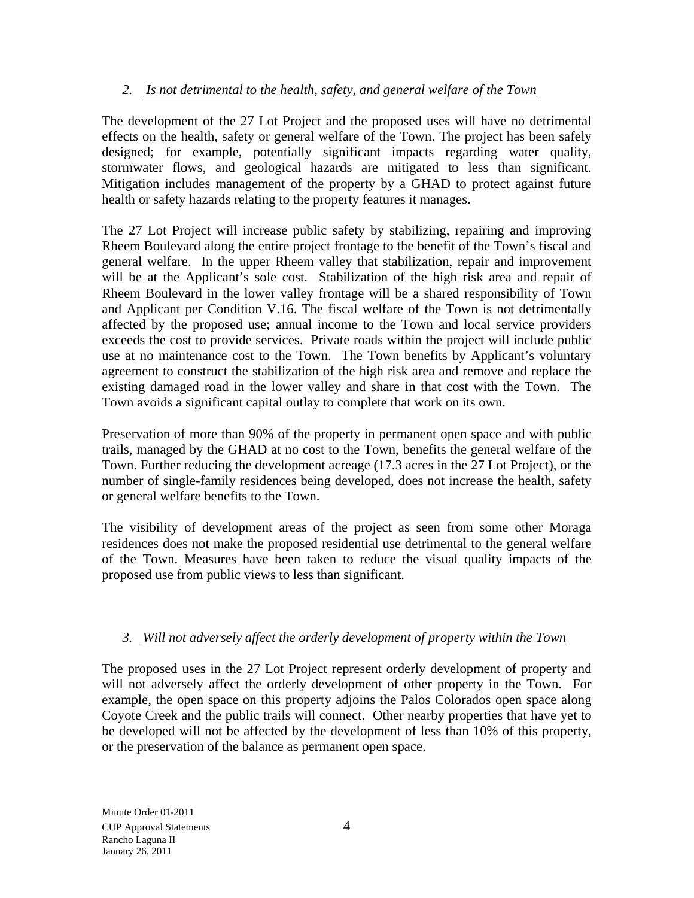*2. Is not detrimental to the health, safety, and general welfare of the Town*

The development of the 27 Lot Project and the proposed uses will have no detrimental effects on the health, safety or general welfare of the Town. The project has been safely designed; for example, potentially significant impacts regarding water quality, stormwater flows, and geological hazards are mitigated to less than significant. Mitigation includes management of the property by a GHAD to protect against future health or safety hazards relating to the property features it manages.

The 27 Lot Project will increase public safety by stabilizing, repairing and improving Rheem Boulevard along the entire project frontage to the benefit of the Town's fiscal and general welfare. In the upper Rheem valley that stabilization, repair and improvement will be at the Applicant's sole cost. Stabilization of the high risk area and repair of Rheem Boulevard in the lower valley frontage will be a shared responsibility of Town and Applicant per Condition V.16. The fiscal welfare of the Town is not detrimentally affected by the proposed use; annual income to the Town and local service providers exceeds the cost to provide services. Private roads within the project will include public use at no maintenance cost to the Town. The Town benefits by Applicant's voluntary agreement to construct the stabilization of the high risk area and remove and replace the existing damaged road in the lower valley and share in that cost with the Town. The Town avoids a significant capital outlay to complete that work on its own.

Preservation of more than 90% of the property in permanent open space and with public trails, managed by the GHAD at no cost to the Town, benefits the general welfare of the Town. Further reducing the development acreage (17.3 acres in the 27 Lot Project), or the number of single-family residences being developed, does not increase the health, safety or general welfare benefits to the Town.

The visibility of development areas of the project as seen from some other Moraga residences does not make the proposed residential use detrimental to the general welfare of the Town. Measures have been taken to reduce the visual quality impacts of the proposed use from public views to less than significant.

*3. Will not adversely affect the orderly development of property within the Town*

The proposed uses in the 27 Lot Project represent orderly development of property and will not adversely affect the orderly development of other property in the Town. For example, the open space on this property adjoins the Palos Colorados open space along Coyote Creek and the public trails will connect. Other nearby properties that have yet to be developed will not be affected by the development of less than 10% of this property, or the preservation of the balance as permanent open space.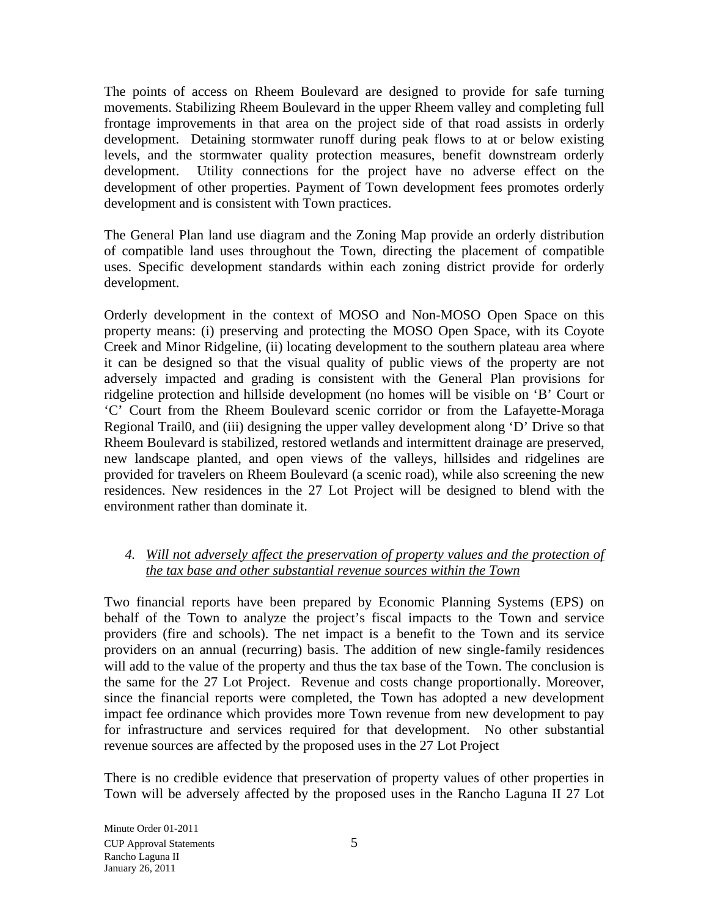The points of access on Rheem Boulevard are designed to provide for safe turning movements. Stabilizing Rheem Boulevard in the upper Rheem valley and completing full frontage improvements in that area on the project side of that road assists in orderly development. Detaining stormwater runoff during peak flows to at or below existing levels, and the stormwater quality protection measures, benefit downstream orderly development. Utility connections for the project have no adverse effect on the development of other properties. Payment of Town development fees promotes orderly development and is consistent with Town practices.

The General Plan land use diagram and the Zoning Map provide an orderly distribution of compatible land uses throughout the Town, directing the placement of compatible uses. Specific development standards within each zoning district provide for orderly development.

Orderly development in the context of MOSO and Non-MOSO Open Space on this property means: (i) preserving and protecting the MOSO Open Space, with its Coyote Creek and Minor Ridgeline, (ii) locating development to the southern plateau area where it can be designed so that the visual quality of public views of the property are not adversely impacted and grading is consistent with the General Plan provisions for ridgeline protection and hillside development (no homes will be visible on 'B' Court or 'C' Court from the Rheem Boulevard scenic corridor or from the Lafayette-Moraga Regional Trail0, and (iii) designing the upper valley development along 'D' Drive so that Rheem Boulevard is stabilized, restored wetlands and intermittent drainage are preserved, new landscape planted, and open views of the valleys, hillsides and ridgelines are provided for travelers on Rheem Boulevard (a scenic road), while also screening the new residences. New residences in the 27 Lot Project will be designed to blend with the environment rather than dominate it.

4. *Will not adversely affect the preservation of property values and the protection of the tax base and other substantial revenue sources within the Town*

Two financial reports have been prepared by Economic Planning Systems (EPS) on behalf of the Town to analyze the project's fiscal impacts to the Town and service providers (fire and schools). The net impact is a benefit to the Town and its service providers on an annual (recurring) basis. The addition of new single-family residences will add to the value of the property and thus the tax base of the Town. The conclusion is the same for the 27 Lot Project. Revenue and costs change proportionally. Moreover, since the financial reports were completed, the Town has adopted a new development impact fee ordinance which provides more Town revenue from new development to pay for infrastructure and services required for that development. No other substantial revenue sources are affected by the proposed uses in the 27 Lot Project

There is no credible evidence that preservation of property values of other properties in Town will be adversely affected by the proposed uses in the Rancho Laguna II 27 Lot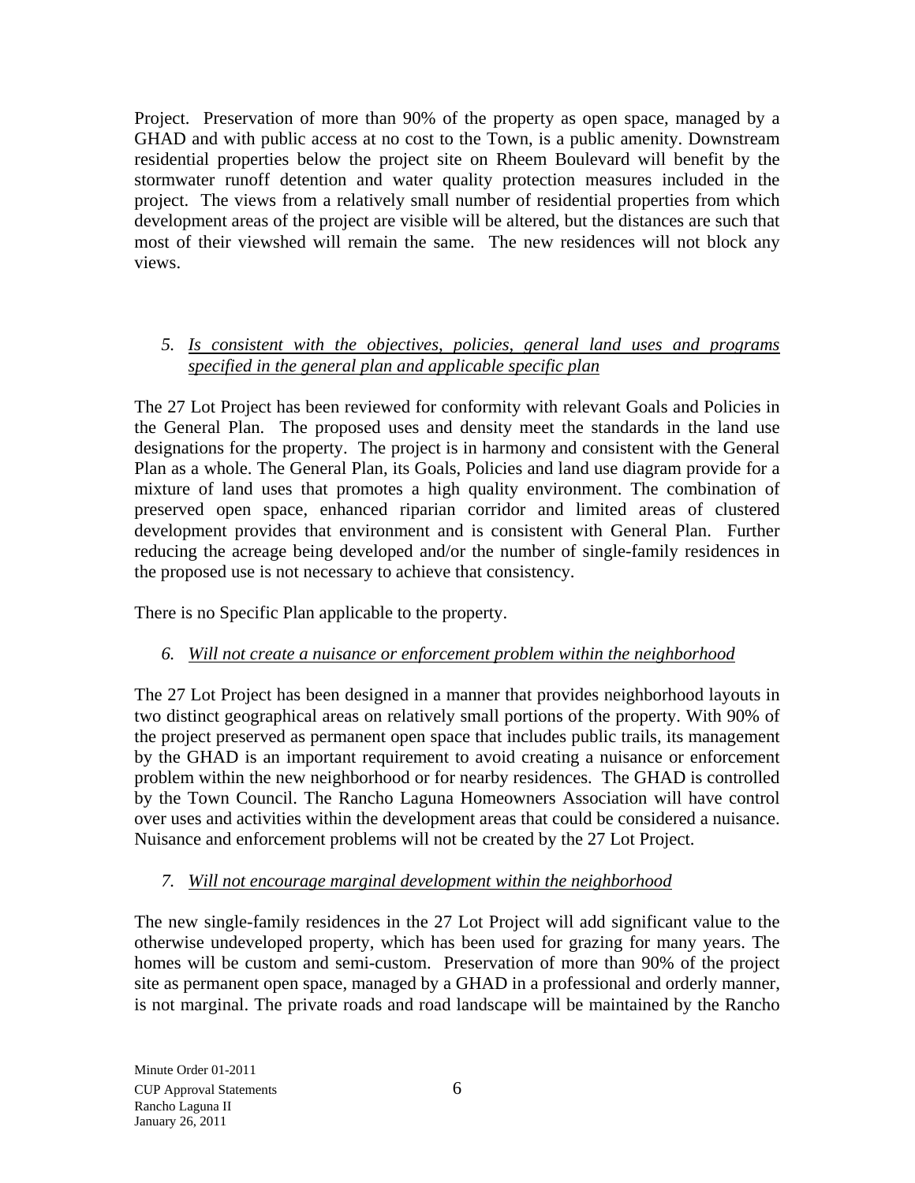Project. Preservation of more than 90% of the property as open space, managed by a GHAD and with public access at no cost to the Town, is a public amenity. Downstream residential properties below the project site on Rheem Boulevard will benefit by the stormwater runoff detention and water quality protection measures included in the project. The views from a relatively small number of residential properties from which development areas of the project are visible will be altered, but the distances are such that most of their viewshed will remain the same. The new residences will not block any views.

5. *Is consistent with the objectives, policies, general land uses and programs specified in the general plan and applicable specific plan*

The 27 Lot Project has been reviewed for conformity with relevant Goals and Policies in the General Plan. The proposed uses and density meet the standards in the land use designations for the property. The project is in harmony and consistent with the General Plan as a whole. The General Plan, its Goals, Policies and land use diagram provide for a mixture of land uses that promotes a high quality environment. The combination of preserved open space, enhanced riparian corridor and limited areas of clustered development provides that environment and is consistent with General Plan. Further reducing the acreage being developed and/or the number of single-family residences in the proposed use is not necessary to achieve that consistency.

There is no Specific Plan applicable to the property.

6. *Will not create a nuisance or enforcement problem within the neighborhood*

The 27 Lot Project has been designed in a manner that provides neighborhood layouts in two distinct geographical areas on relatively small portions of the property. With 90% of the project preserved as permanent open space that includes public trails, its management by the GHAD is an important requirement to avoid creating a nuisance or enforcement problem within the new neighborhood or for nearby residences. The GHAD is controlled by the Town Council. The Rancho Laguna Homeowners Association will have control over uses and activities within the development areas that could be considered a nuisance. Nuisance and enforcement problems will not be created by the 27 Lot Project.

7. *Will not encourage marginal development within the neighborhood*

The new single-family residences in the 27 Lot Project will add significant value to the otherwise undeveloped property, which has been used for grazing for many years. The homes will be custom and semi-custom. Preservation of more than 90% of the project site as permanent open space, managed by a GHAD in a professional and orderly manner, is not marginal. The private roads and road landscape will be maintained by the Rancho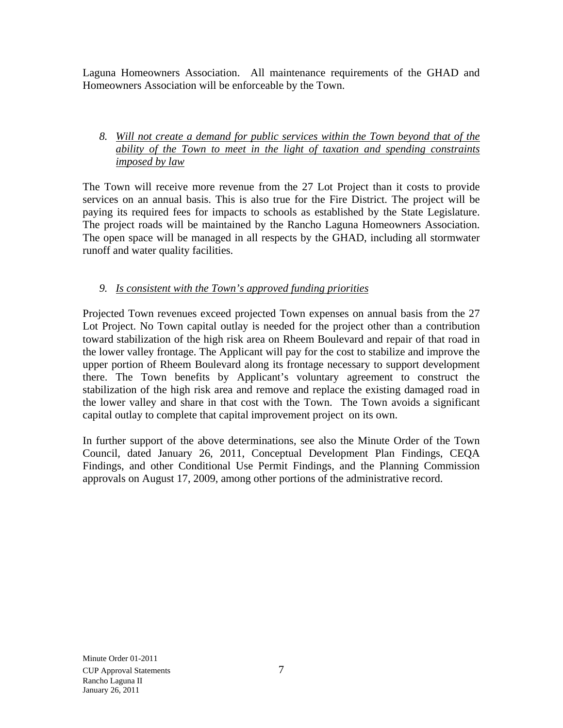Laguna Homeowners Association. All maintenance requirements of the GHAD and Homeowners Association will be enforceable by the Town.

8. *Will not create a demand for public services within the Town beyond that of the ability of the Town to meet in the light of taxation and spending constraints imposed by law*

The Town will receive more revenue from the 27 Lot Project than it costs to provide services on an annual basis. This is also true for the Fire District. The project will be paying its required fees for impacts to schools as established by the State Legislature. The project roads will be maintained by the Rancho Laguna Homeowners Association. The open space will be managed in all respects by the GHAD, including all stormwater runoff and water quality facilities.

9. *Is consistent with the Town's approved funding priorities*

Projected Town revenues exceed projected Town expenses on annual basis from the 27 Lot Project. No Town capital outlay is needed for the project other than a contribution toward stabilization of the high risk area on Rheem Boulevard and repair of that road in the lower valley frontage. The Applicant will pay for the cost to stabilize and improve the upper portion of Rheem Boulevard along its frontage necessary to support development there. The Town benefits by Applicant's voluntary agreement to construct the stabilization of the high risk area and remove and replace the existing damaged road in the lower valley and share in that cost with the Town. The Town avoids a significant capital outlay to complete that capital improvement project on its own.

In further support of the above determinations, see also the Minute Order of the Town Council, dated January 26, 2011, Conceptual Development Plan Findings, CEQA Findings, and other Conditional Use Permit Findings, and the Planning Commission approvals on August 17, 2009, among other portions of the administrative record.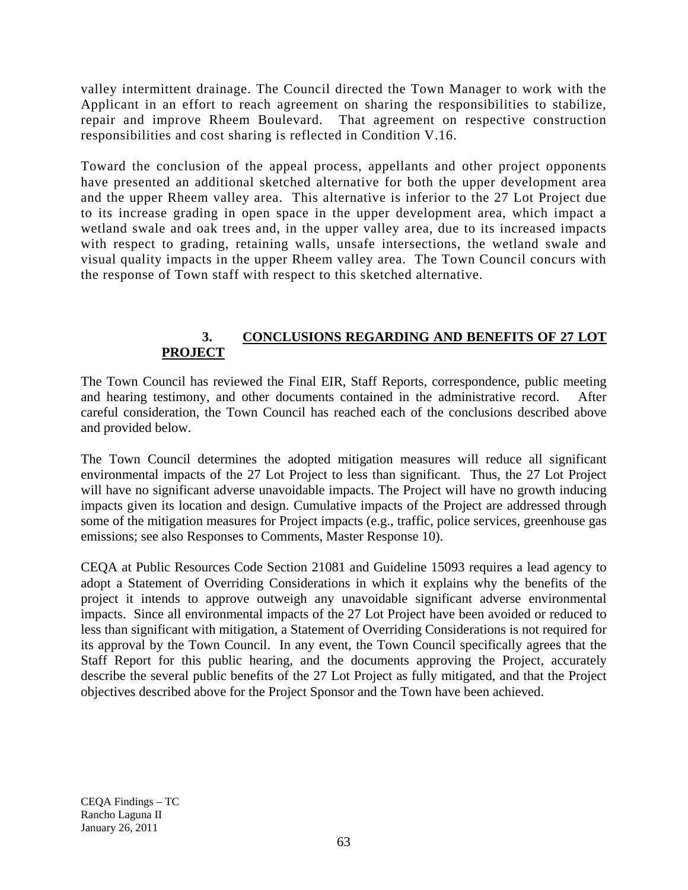valley intermittent drainage. The Council directed the Town Manager to work with the Applicant in an effort to reach agreement on sharing the responsibilities to stabilize, repair and improve Rheem Boulevard. That agreement on respective construction responsibilities and cost sharing is reflected in Condition V.16.

Toward the conclusion of the appeal process, appellants and other project opponents have presented an additional sketched alternative for both the upper development area and the upper Rheem valley area. This alternative is inferior to the 27 Lot Project due to its increase grading in open space in the upper development area, which impact a wetland swale and oak trees and, in the upper valley area, due to its increased impacts with respect to grading, retaining walls, unsafe intersections, the wetland swale and visual quality impacts in the upper Rheem valley area. The Town Council concurs with the response of Town staff with respect to this sketched alternative.

### 3. CONCLUSIONS REGARDING AND BENEFITS OF 27 LOT PROJECT

The Town Council has reviewed the Final EIR, Staff Reports, correspondence, public meeting and hearing testimony, and other documents contained in the administrative record. After careful consideration, the Town Council has reached each of the conclusions described above and provided below.

The Town Council determines the adopted mitigation measures will reduce all significant environmental impacts of the 27 Lot Project to less than significant. Thus, the 27 Lot Project will have no significant adverse unavoidable impacts. The Project will have no growth inducing impacts given its location and design. Cumulative impacts of the Project are addressed through some of the mitigation measures for Project impacts (e.g., traffic, police services, greenhouse gas emissions; see also Responses to Comments, Master Response 10).

CEQA at Public Resources Code Section 21081 and Guideline 15093 requires a lead agency to adopt a Statement of Overriding Considerations in which it explains why the benefits of the project it intends to approve outweigh any unavoidable significant adverse environmental impacts. Since all environmental impacts of the 27 Lot Project have been avoided or reduced to less than significant with mitigation, a Statement of Overriding Considerations is not required for its approval by the Town Council. In any event, the Town Council specifically agrees that the Staff Report for this public hearing, and the documents approving the Project, accurately describe the several public benefits of the 27 Lot Project as fully mitigated, and that the Project objectives described above for the Project Sponsor and the Town have been achieved.